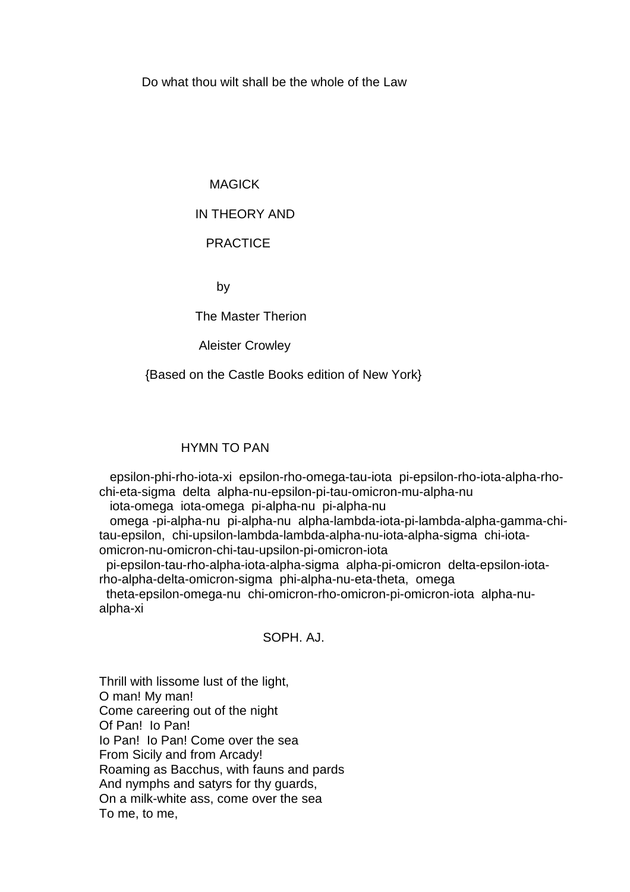Do what thou wilt shall be the whole of the Law

# MAGICK

# IN THEORY AND

# PRACTICE

by

The Master Therion

Aleister Crowley

{Based on the Castle Books edition of New York}

## HYMN TO PAN

epsilon-phi-rho-iota-xi epsilon-rho-omega-tau-iota pi-epsilon-rho-iota-alpha-rho-chi-eta-sigma delta alpha-nu-epsilon-pi-tau-omicron-mu-alpha-nu
iota-omega iota-omega pi-alpha-nu pi-alpha-nu
omega -pi-alpha-nu pi-alpha-nu alpha-lambda-iota-pi-lambda-alpha-gamma-chi-tau-epsilon, chi-upsilon-lambda-lambda-alpha-nu-iota-alpha-sigma chi-iota-omicron-nu-omicron-chi-tau-upsilon-pi-omicron-iota
pi-epsilon-tau-rho-alpha-iota-alpha-sigma alpha-pi-omicron delta-epsilon-iota-rho-alpha-delta-omicron-sigma phi-alpha-nu-eta-theta, omega
theta-epsilon-omega-nu chi-omicron-rho-omicron-pi-omicron-iota alpha-nu-alpha-xi

SOPH. AJ.

Thrill with lissome lust of the light,
O man! My man!
Come careering out of the night
Of Pan! Io Pan!
Io Pan! Io Pan! Come over the sea
From Sicily and from Arcady!
Roaming as Bacchus, with fauns and pards
And nymphs and satyrs for thy guards,
On a milk-white ass, come over the sea
To me, to me,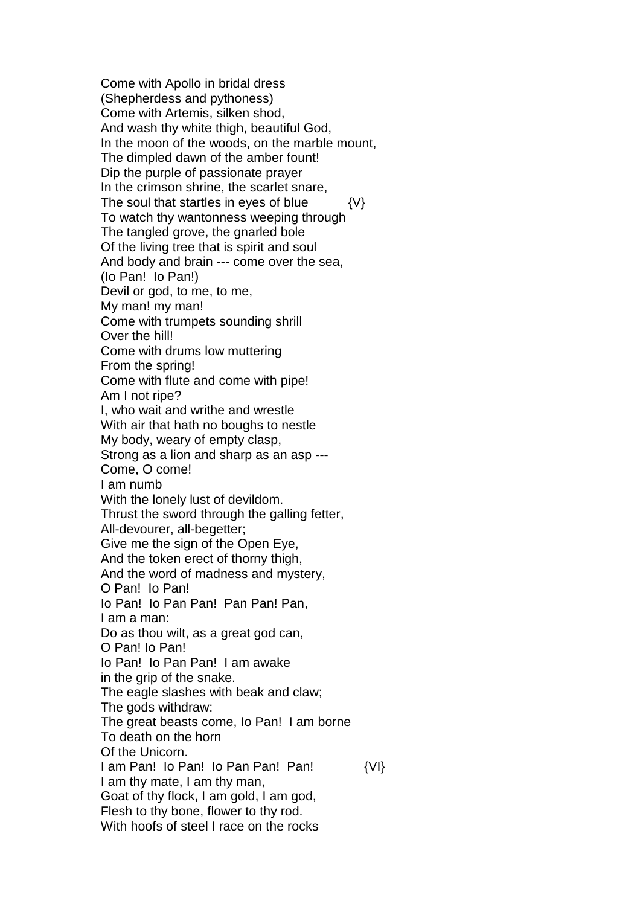Come with Apollo in bridal dress  
(Shepherdess and pythoness)  
Come with Artemis, silken shod,  
And wash thy white thigh, beautiful God,  
In the moon of the woods, on the marble mount,  
The dimpled dawn of the amber fount!  
Dip the purple of passionate prayer  
In the crimson shrine, the scarlet snare,  
The soul that startles in eyes of blue {V}  
To watch thy wantonness weeping through  
The tangled grove, the gnarled bole  
Of the living tree that is spirit and soul  
And body and brain --- come over the sea,  
(Io Pan! Io Pan!)  
Devil or god, to me, to me,  
My man! my man!  
Come with trumpets sounding shrill  
Over the hill!  
Come with drums low muttering  
From the spring!  
Come with flute and come with pipe!  
Am I not ripe?  
I, who wait and writhe and wrestle  
With air that hath no boughs to nestle  
My body, weary of empty clasp,  
Strong as a lion and sharp as an asp ---  
Come, O come!  
I am numb  
With the lonely lust of devildom.  
Thrust the sword through the galling fetter,  
All-devourer, all-begetter;  
Give me the sign of the Open Eye,  
And the token erect of thorny thigh,  
And the word of madness and mystery,  
O Pan! Io Pan!  
Io Pan! Io Pan Pan! Pan Pan! Pan,  
I am a man:  
Do as thou wilt, as a great god can,  
O Pan! Io Pan!  
Io Pan! Io Pan Pan! I am awake  
in the grip of the snake.  
The eagle slashes with beak and claw;  
The gods withdraw:  
The great beasts come, Io Pan! I am borne  
To death on the horn  
Of the Unicorn.  
I am Pan! Io Pan! Io Pan Pan! Pan! {VI}  
I am thy mate, I am thy man,  
Goat of thy flock, I am gold, I am god,  
Flesh to thy bone, flower to thy rod.  
With hoofs of steel I race on the rocks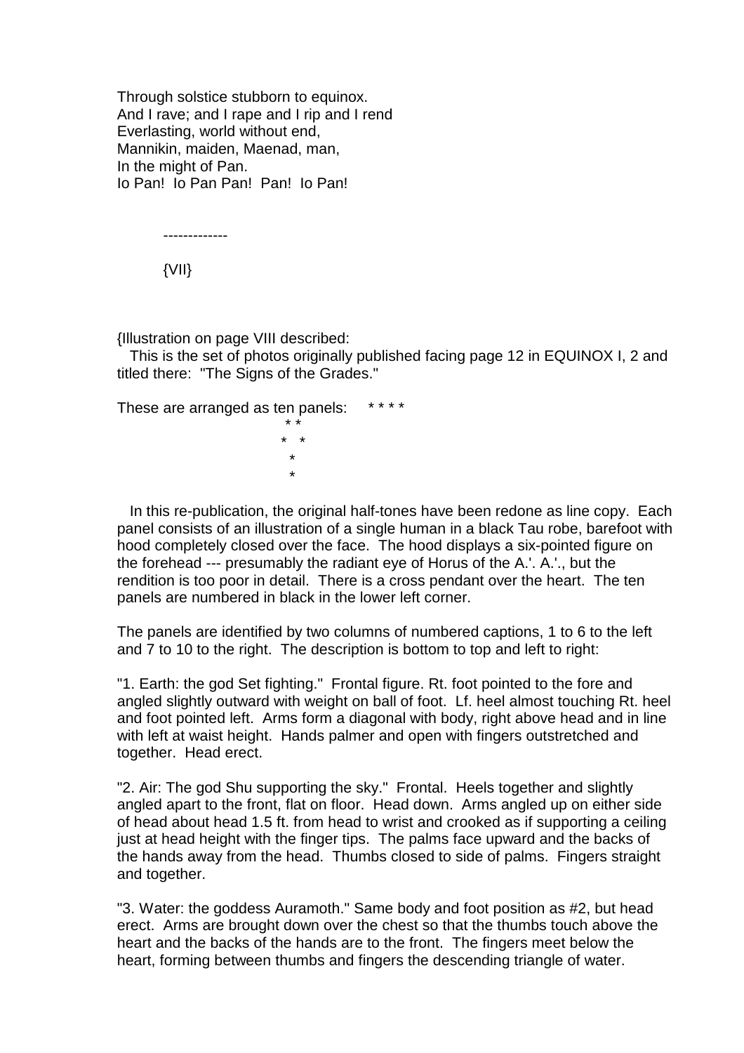Through solstice stubborn to equinox.
And I rave; and I rape and I rip and I rend
Everlasting, world without end,
Mannikin, maiden, Maenad, man,
In the might of Pan.
Io Pan! Io Pan Pan! Pan! Io Pan!

-------------

{VII}

{Illustration on page VIII described:

This is the set of photos originally published facing page 12 in EQUINOX I, 2 and titled there: "The Signs of the Grades."

```
These are arranged as ten panels:    * * * *
                                      * *
                                     *   *
                                       *
                                       *
```

In this re-publication, the original half-tones have been redone as line copy. Each panel consists of an illustration of a single human in a black Tau robe, barefoot with hood completely closed over the face. The hood displays a six-pointed figure on the forehead --- presumably the radiant eye of Horus of the A.'. A.'., but the rendition is too poor in detail. There is a cross pendant over the heart. The ten panels are numbered in black in the lower left corner.

The panels are identified by two columns of numbered captions, 1 to 6 to the left and 7 to 10 to the right. The description is bottom to top and left to right:

"1. Earth: the god Set fighting." Frontal figure. Rt. foot pointed to the fore and angled slightly outward with weight on ball of foot. Lf. heel almost touching Rt. heel and foot pointed left. Arms form a diagonal with body, right above head and in line with left at waist height. Hands palmer and open with fingers outstretched and together. Head erect.

"2. Air: The god Shu supporting the sky." Frontal. Heels together and slightly angled apart to the front, flat on floor. Head down. Arms angled up on either side of head about head 1.5 ft. from head to wrist and crooked as if supporting a ceiling just at head height with the finger tips. The palms face upward and the backs of the hands away from the head. Thumbs closed to side of palms. Fingers straight and together.

"3. Water: the goddess Auramoth." Same body and foot position as #2, but head erect. Arms are brought down over the chest so that the thumbs touch above the heart and the backs of the hands are to the front. The fingers meet below the heart, forming between thumbs and fingers the descending triangle of water.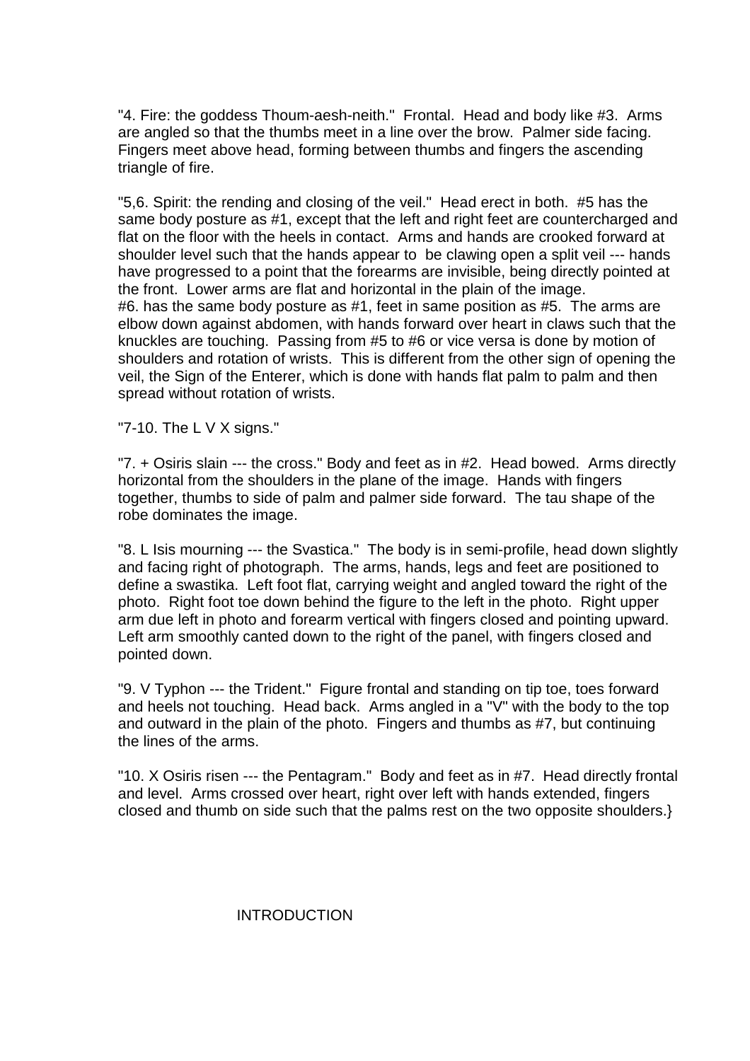"4. Fire: the goddess Thoum-aesh-neith." Frontal. Head and body like #3. Arms are angled so that the thumbs meet in a line over the brow. Palmer side facing. Fingers meet above head, forming between thumbs and fingers the ascending triangle of fire.

"5,6. Spirit: the rending and closing of the veil." Head erect in both. #5 has the same body posture as #1, except that the left and right feet are countercharged and flat on the floor with the heels in contact. Arms and hands are crooked forward at shoulder level such that the hands appear to be clawing open a split veil --- hands have progressed to a point that the forearms are invisible, being directly pointed at the front. Lower arms are flat and horizontal in the plain of the image.
#6. has the same body posture as #1, feet in same position as #5. The arms are elbow down against abdomen, with hands forward over heart in claws such that the knuckles are touching. Passing from #5 to #6 or vice versa is done by motion of shoulders and rotation of wrists. This is different from the other sign of opening the veil, the Sign of the Enterer, which is done with hands flat palm to palm and then spread without rotation of wrists.

"7-10. The L V X signs."

"7. + Osiris slain --- the cross." Body and feet as in #2. Head bowed. Arms directly horizontal from the shoulders in the plane of the image. Hands with fingers together, thumbs to side of palm and palmer side forward. The tau shape of the robe dominates the image.

"8. L Isis mourning --- the Svastica." The body is in semi-profile, head down slightly and facing right of photograph. The arms, hands, legs and feet are positioned to define a swastika. Left foot flat, carrying weight and angled toward the right of the photo. Right foot toe down behind the figure to the left in the photo. Right upper arm due left in photo and forearm vertical with fingers closed and pointing upward. Left arm smoothly canted down to the right of the panel, with fingers closed and pointed down.

"9. V Typhon --- the Trident." Figure frontal and standing on tip toe, toes forward and heels not touching. Head back. Arms angled in a "V" with the body to the top and outward in the plain of the photo. Fingers and thumbs as #7, but continuing the lines of the arms.

"10. X Osiris risen --- the Pentagram." Body and feet as in #7. Head directly frontal and level. Arms crossed over heart, right over left with hands extended, fingers closed and thumb on side such that the palms rest on the two opposite shoulders.}

## INTRODUCTION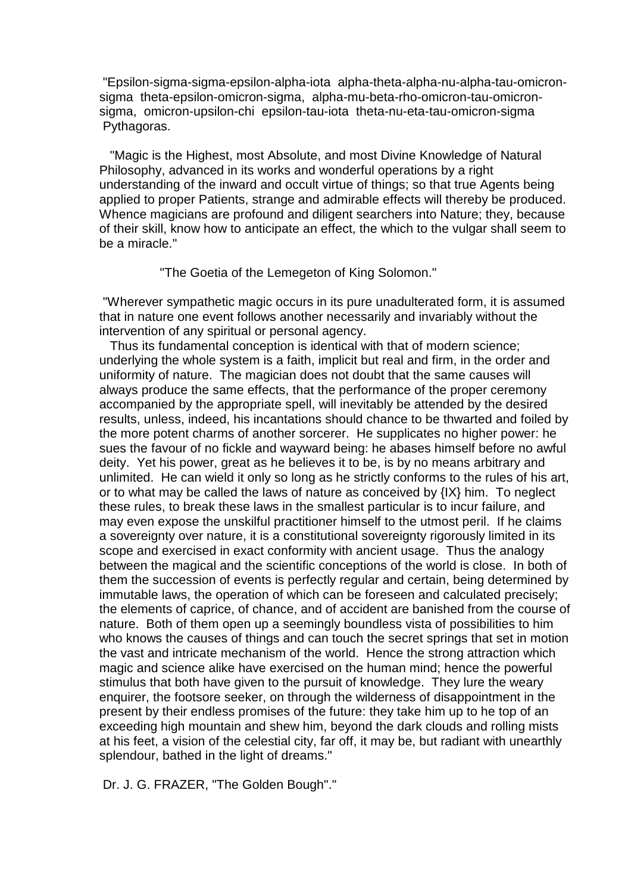"Epsilon-sigma-sigma-epsilon-alpha-iota alpha-theta-alpha-nu-alpha-tau-omicron-sigma theta-epsilon-omicron-sigma, alpha-mu-beta-rho-omicron-tau-omicron-sigma, omicron-upsilon-chi epsilon-tau-iota theta-nu-eta-tau-omicron-sigma
Pythagoras.

"Magic is the Highest, most Absolute, and most Divine Knowledge of Natural Philosophy, advanced in its works and wonderful operations by a right understanding of the inward and occult virtue of things; so that true Agents being applied to proper Patients, strange and admirable effects will thereby be produced. Whence magicians are profound and diligent searchers into Nature; they, because of their skill, know how to anticipate an effect, the which to the vulgar shall seem to be a miracle."

"The Goetia of the Lemegeton of King Solomon."

"Wherever sympathetic magic occurs in its pure unadulterated form, it is assumed that in nature one event follows another necessarily and invariably without the intervention of any spiritual or personal agency.

Thus its fundamental conception is identical with that of modern science; underlying the whole system is a faith, implicit but real and firm, in the order and uniformity of nature. The magician does not doubt that the same causes will always produce the same effects, that the performance of the proper ceremony accompanied by the appropriate spell, will inevitably be attended by the desired results, unless, indeed, his incantations should chance to be thwarted and foiled by the more potent charms of another sorcerer. He supplicates no higher power: he sues the favour of no fickle and wayward being: he abases himself before no awful deity. Yet his power, great as he believes it to be, is by no means arbitrary and unlimited. He can wield it only so long as he strictly conforms to the rules of his art, or to what may be called the laws of nature as conceived by {IX} him. To neglect these rules, to break these laws in the smallest particular is to incur failure, and may even expose the unskilful practitioner himself to the utmost peril. If he claims a sovereignty over nature, it is a constitutional sovereignty rigorously limited in its scope and exercised in exact conformity with ancient usage. Thus the analogy between the magical and the scientific conceptions of the world is close. In both of them the succession of events is perfectly regular and certain, being determined by immutable laws, the operation of which can be foreseen and calculated precisely; the elements of caprice, of chance, and of accident are banished from the course of nature. Both of them open up a seemingly boundless vista of possibilities to him who knows the causes of things and can touch the secret springs that set in motion the vast and intricate mechanism of the world. Hence the strong attraction which magic and science alike have exercised on the human mind; hence the powerful stimulus that both have given to the pursuit of knowledge. They lure the weary enquirer, the footsore seeker, on through the wilderness of disappointment in the present by their endless promises of the future: they take him up to he top of an exceeding high mountain and shew him, beyond the dark clouds and rolling mists at his feet, a vision of the celestial city, far off, it may be, but radiant with unearthly splendour, bathed in the light of dreams."

Dr. J. G. FRAZER, "The Golden Bough"."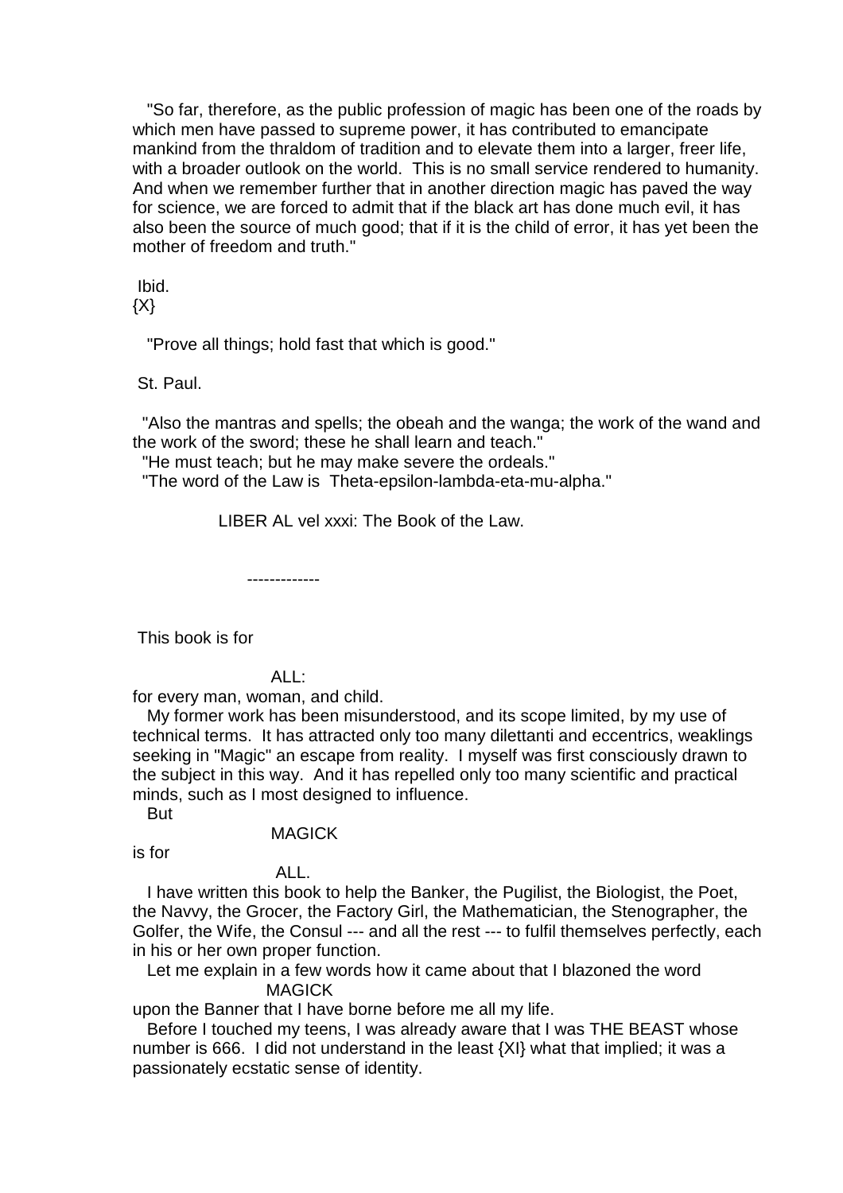"So far, therefore, as the public profession of magic has been one of the roads by which men have passed to supreme power, it has contributed to emancipate mankind from the thraldom of tradition and to elevate them into a larger, freer life, with a broader outlook on the world. This is no small service rendered to humanity. And when we remember further that in another direction magic has paved the way for science, we are forced to admit that if the black art has done much evil, it has also been the source of much good; that if it is the child of error, it has yet been the mother of freedom and truth."

Ibid.
{X}

"Prove all things; hold fast that which is good."

St. Paul.

"Also the mantras and spells; the obeah and the wanga; the work of the wand and the work of the sword; these he shall learn and teach."
"He must teach; but he may make severe the ordeals."
"The word of the Law is Theta-epsilon-lambda-eta-mu-alpha."

LIBER AL vel xxxi: The Book of the Law.

-------------

This book is for

ALL:

for every man, woman, and child.

My former work has been misunderstood, and its scope limited, by my use of technical terms. It has attracted only too many dilettanti and eccentrics, weaklings seeking in "Magic" an escape from reality. I myself was first consciously drawn to the subject in this way. And it has repelled only too many scientific and practical minds, such as I most designed to influence.

But

MAGICK

is for

ALL.

I have written this book to help the Banker, the Pugilist, the Biologist, the Poet, the Navvy, the Grocer, the Factory Girl, the Mathematician, the Stenographer, the Golfer, the Wife, the Consul --- and all the rest --- to fulfil themselves perfectly, each in his or her own proper function.

Let me explain in a few words how it came about that I blazoned the word

MAGICK

upon the Banner that I have borne before me all my life.

Before I touched my teens, I was already aware that I was THE BEAST whose number is 666. I did not understand in the least {XI} what that implied; it was a passionately ecstatic sense of identity.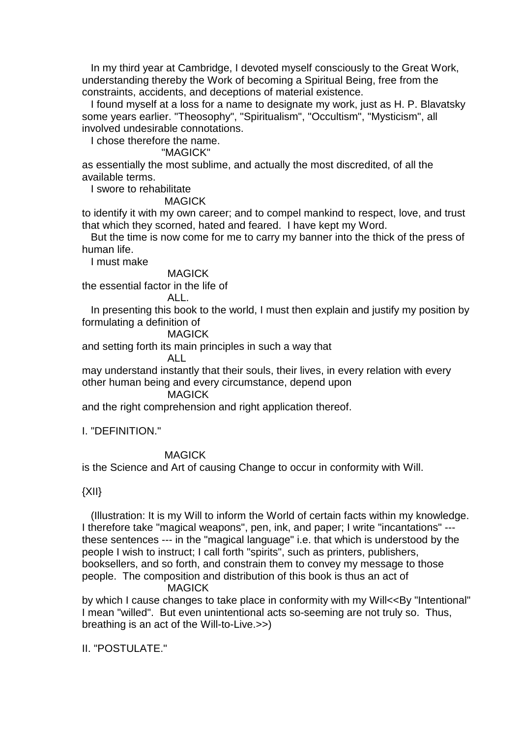In my third year at Cambridge, I devoted myself consciously to the Great Work, understanding thereby the Work of becoming a Spiritual Being, free from the constraints, accidents, and deceptions of material existence.

I found myself at a loss for a name to designate my work, just as H. P. Blavatsky some years earlier. "Theosophy", "Spiritualism", "Occultism", "Mysticism", all involved undesirable connotations.

I chose therefore the name.

"MAGICK"

as essentially the most sublime, and actually the most discredited, of all the available terms.

I swore to rehabilitate

MAGICK

to identify it with my own career; and to compel mankind to respect, love, and trust that which they scorned, hated and feared. I have kept my Word.

But the time is now come for me to carry my banner into the thick of the press of human life.

I must make

MAGICK

the essential factor in the life of

ALL.

In presenting this book to the world, I must then explain and justify my position by formulating a definition of

MAGICK

and setting forth its main principles in such a way that

ALL

may understand instantly that their souls, their lives, in every relation with every other human being and every circumstance, depend upon

MAGICK

and the right comprehension and right application thereof.

I. "DEFINITION."

MAGICK

is the Science and Art of causing Change to occur in conformity with Will.

{XII}

(Illustration: It is my Will to inform the World of certain facts within my knowledge. I therefore take "magical weapons", pen, ink, and paper; I write "incantations" --- these sentences --- in the "magical language" i.e. that which is understood by the people I wish to instruct; I call forth "spirits", such as printers, publishers, booksellers, and so forth, and constrain them to convey my message to those people. The composition and distribution of this book is thus an act of

MAGICK

by which I cause changes to take place in conformity with my Will<<By "Intentional" I mean "willed". But even unintentional acts so-seeming are not truly so. Thus, breathing is an act of the Will-to-Live.>>)

II. "POSTULATE."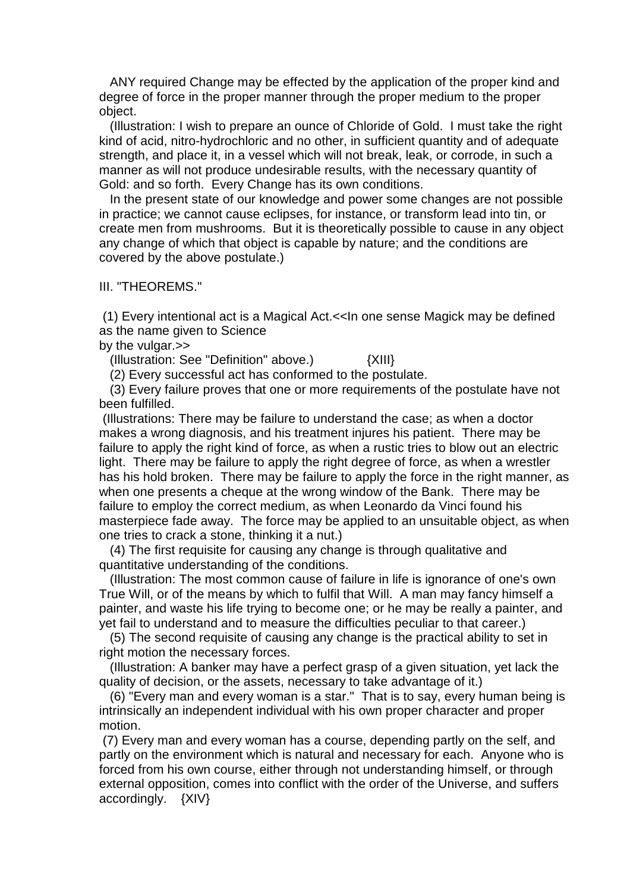ANY required Change may be effected by the application of the proper kind and degree of force in the proper manner through the proper medium to the proper object.

(Illustration: I wish to prepare an ounce of Chloride of Gold. I must take the right kind of acid, nitro-hydrochloric and no other, in sufficient quantity and of adequate strength, and place it, in a vessel which will not break, leak, or corrode, in such a manner as will not produce undesirable results, with the necessary quantity of Gold: and so forth. Every Change has its own conditions.

In the present state of our knowledge and power some changes are not possible in practice; we cannot cause eclipses, for instance, or transform lead into tin, or create men from mushrooms. But it is theoretically possible to cause in any object any change of which that object is capable by nature; and the conditions are covered by the above postulate.)

III. "THEOREMS."

(1) Every intentional act is a Magical Act.<<In one sense Magick may be defined as the name given to Science by the vulgar.>>

(Illustration: See "Definition" above.) {XIII}

(2) Every successful act has conformed to the postulate.

(3) Every failure proves that one or more requirements of the postulate have not been fulfilled.

(Illustrations: There may be failure to understand the case; as when a doctor makes a wrong diagnosis, and his treatment injures his patient. There may be failure to apply the right kind of force, as when a rustic tries to blow out an electric light. There may be failure to apply the right degree of force, as when a wrestler has his hold broken. There may be failure to apply the force in the right manner, as when one presents a cheque at the wrong window of the Bank. There may be failure to employ the correct medium, as when Leonardo da Vinci found his masterpiece fade away. The force may be applied to an unsuitable object, as when one tries to crack a stone, thinking it a nut.)

(4) The first requisite for causing any change is through qualitative and quantitative understanding of the conditions.

(Illustration: The most common cause of failure in life is ignorance of one's own True Will, or of the means by which to fulfil that Will. A man may fancy himself a painter, and waste his life trying to become one; or he may be really a painter, and yet fail to understand and to measure the difficulties peculiar to that career.)

(5) The second requisite of causing any change is the practical ability to set in right motion the necessary forces.

(Illustration: A banker may have a perfect grasp of a given situation, yet lack the quality of decision, or the assets, necessary to take advantage of it.)

(6) "Every man and every woman is a star." That is to say, every human being is intrinsically an independent individual with his own proper character and proper motion.

(7) Every man and every woman has a course, depending partly on the self, and partly on the environment which is natural and necessary for each. Anyone who is forced from his own course, either through not understanding himself, or through external opposition, comes into conflict with the order of the Universe, and suffers accordingly. {XIV}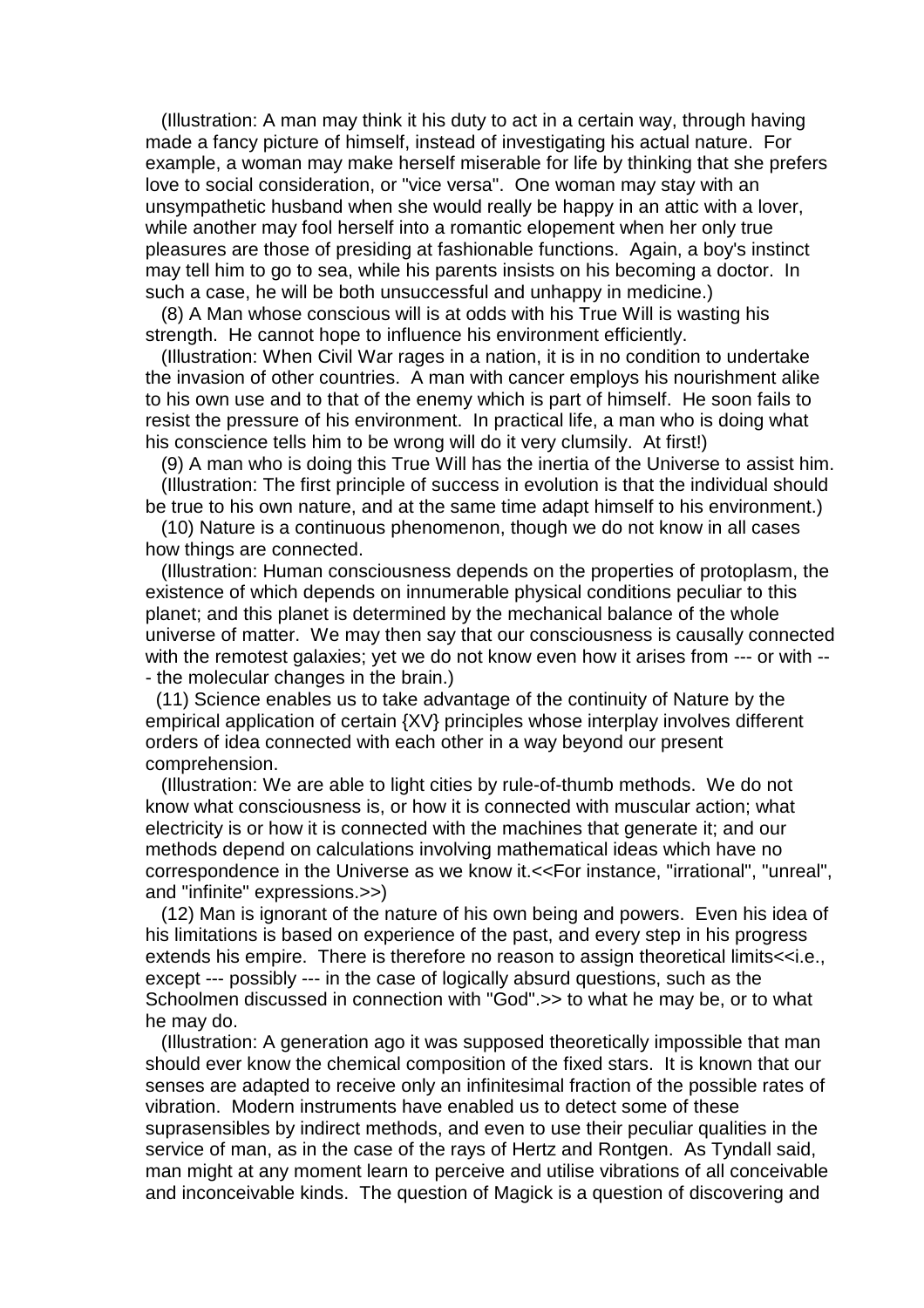(Illustration: A man may think it his duty to act in a certain way, through having made a fancy picture of himself, instead of investigating his actual nature. For example, a woman may make herself miserable for life by thinking that she prefers love to social consideration, or "vice versa". One woman may stay with an unsympathetic husband when she would really be happy in an attic with a lover, while another may fool herself into a romantic elopement when her only true pleasures are those of presiding at fashionable functions. Again, a boy's instinct may tell him to go to sea, while his parents insists on his becoming a doctor. In such a case, he will be both unsuccessful and unhappy in medicine.)

(8) A Man whose conscious will is at odds with his True Will is wasting his strength. He cannot hope to influence his environment efficiently.

(Illustration: When Civil War rages in a nation, it is in no condition to undertake the invasion of other countries. A man with cancer employs his nourishment alike to his own use and to that of the enemy which is part of himself. He soon fails to resist the pressure of his environment. In practical life, a man who is doing what his conscience tells him to be wrong will do it very clumsily. At first!)

(9) A man who is doing this True Will has the inertia of the Universe to assist him.

(Illustration: The first principle of success in evolution is that the individual should be true to his own nature, and at the same time adapt himself to his environment.)

(10) Nature is a continuous phenomenon, though we do not know in all cases how things are connected.

(Illustration: Human consciousness depends on the properties of protoplasm, the existence of which depends on innumerable physical conditions peculiar to this planet; and this planet is determined by the mechanical balance of the whole universe of matter. We may then say that our consciousness is causally connected with the remotest galaxies; yet we do not know even how it arises from --- or with --- the molecular changes in the brain.)

(11) Science enables us to take advantage of the continuity of Nature by the empirical application of certain {XV} principles whose interplay involves different orders of idea connected with each other in a way beyond our present comprehension.

(Illustration: We are able to light cities by rule-of-thumb methods. We do not know what consciousness is, or how it is connected with muscular action; what electricity is or how it is connected with the machines that generate it; and our methods depend on calculations involving mathematical ideas which have no correspondence in the Universe as we know it.<<For instance, "irrational", "unreal", and "infinite" expressions.>>)

(12) Man is ignorant of the nature of his own being and powers. Even his idea of his limitations is based on experience of the past, and every step in his progress extends his empire. There is therefore no reason to assign theoretical limits<<i.e., except --- possibly --- in the case of logically absurd questions, such as the Schoolmen discussed in connection with "God".>> to what he may be, or to what he may do.

(Illustration: A generation ago it was supposed theoretically impossible that man should ever know the chemical composition of the fixed stars. It is known that our senses are adapted to receive only an infinitesimal fraction of the possible rates of vibration. Modern instruments have enabled us to detect some of these suprasensibles by indirect methods, and even to use their peculiar qualities in the service of man, as in the case of the rays of Hertz and Rontgen. As Tyndall said, man might at any moment learn to perceive and utilise vibrations of all conceivable and inconceivable kinds. The question of Magick is a question of discovering and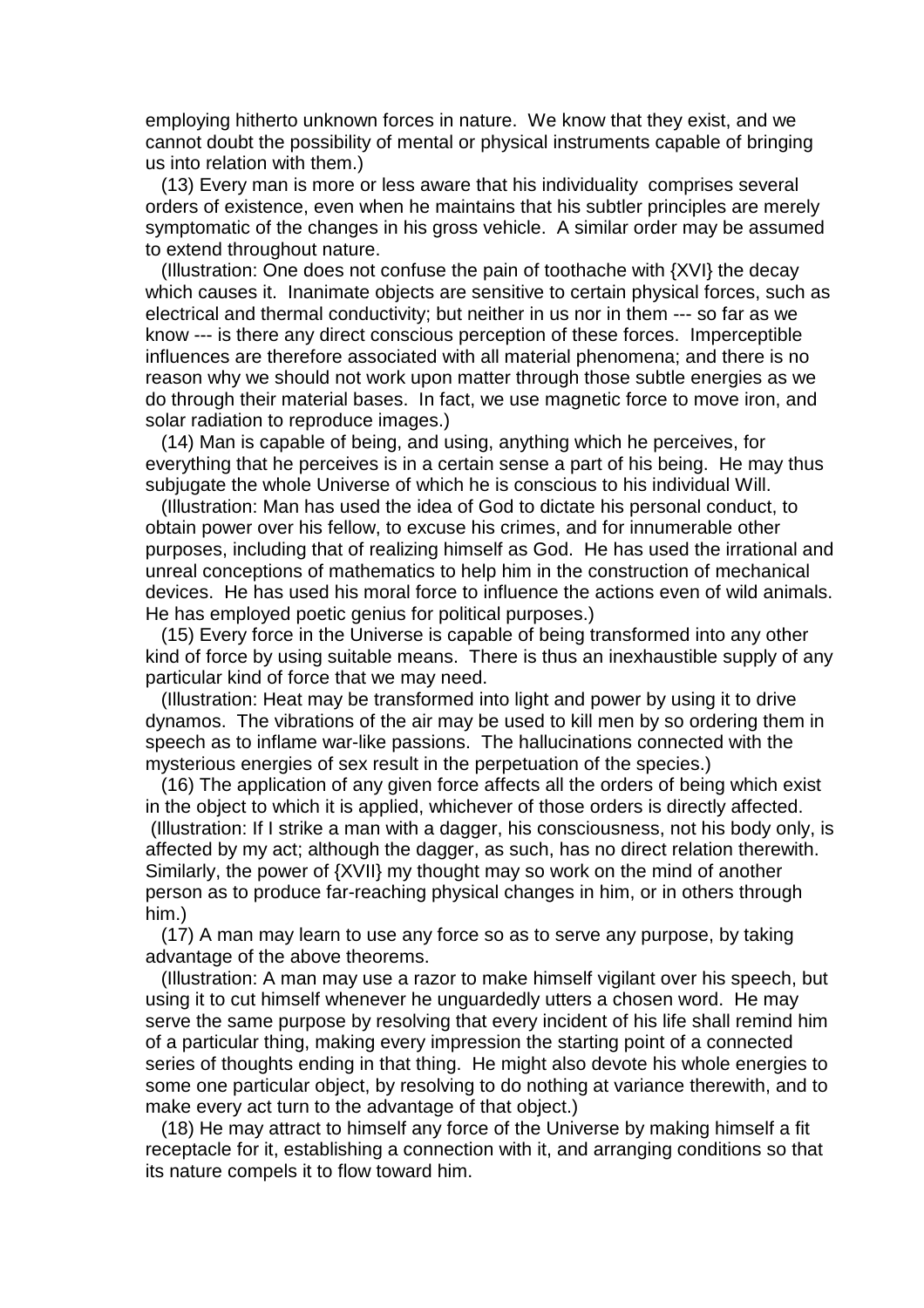employing hitherto unknown forces in nature. We know that they exist, and we cannot doubt the possibility of mental or physical instruments capable of bringing us into relation with them.)

(13) Every man is more or less aware that his individuality comprises several orders of existence, even when he maintains that his subtler principles are merely symptomatic of the changes in his gross vehicle. A similar order may be assumed to extend throughout nature.

(Illustration: One does not confuse the pain of toothache with {XVI} the decay which causes it. Inanimate objects are sensitive to certain physical forces, such as electrical and thermal conductivity; but neither in us nor in them --- so far as we know --- is there any direct conscious perception of these forces. Imperceptible influences are therefore associated with all material phenomena; and there is no reason why we should not work upon matter through those subtle energies as we do through their material bases. In fact, we use magnetic force to move iron, and solar radiation to reproduce images.)

(14) Man is capable of being, and using, anything which he perceives, for everything that he perceives is in a certain sense a part of his being. He may thus subjugate the whole Universe of which he is conscious to his individual Will.

(Illustration: Man has used the idea of God to dictate his personal conduct, to obtain power over his fellow, to excuse his crimes, and for innumerable other purposes, including that of realizing himself as God. He has used the irrational and unreal conceptions of mathematics to help him in the construction of mechanical devices. He has used his moral force to influence the actions even of wild animals. He has employed poetic genius for political purposes.)

(15) Every force in the Universe is capable of being transformed into any other kind of force by using suitable means. There is thus an inexhaustible supply of any particular kind of force that we may need.

(Illustration: Heat may be transformed into light and power by using it to drive dynamos. The vibrations of the air may be used to kill men by so ordering them in speech as to inflame war-like passions. The hallucinations connected with the mysterious energies of sex result in the perpetuation of the species.)

(16) The application of any given force affects all the orders of being which exist in the object to which it is applied, whichever of those orders is directly affected.

(Illustration: If I strike a man with a dagger, his consciousness, not his body only, is affected by my act; although the dagger, as such, has no direct relation therewith. Similarly, the power of {XVII} my thought may so work on the mind of another person as to produce far-reaching physical changes in him, or in others through him.)

(17) A man may learn to use any force so as to serve any purpose, by taking advantage of the above theorems.

(Illustration: A man may use a razor to make himself vigilant over his speech, but using it to cut himself whenever he unguardedly utters a chosen word. He may serve the same purpose by resolving that every incident of his life shall remind him of a particular thing, making every impression the starting point of a connected series of thoughts ending in that thing. He might also devote his whole energies to some one particular object, by resolving to do nothing at variance therewith, and to make every act turn to the advantage of that object.)

(18) He may attract to himself any force of the Universe by making himself a fit receptacle for it, establishing a connection with it, and arranging conditions so that its nature compels it to flow toward him.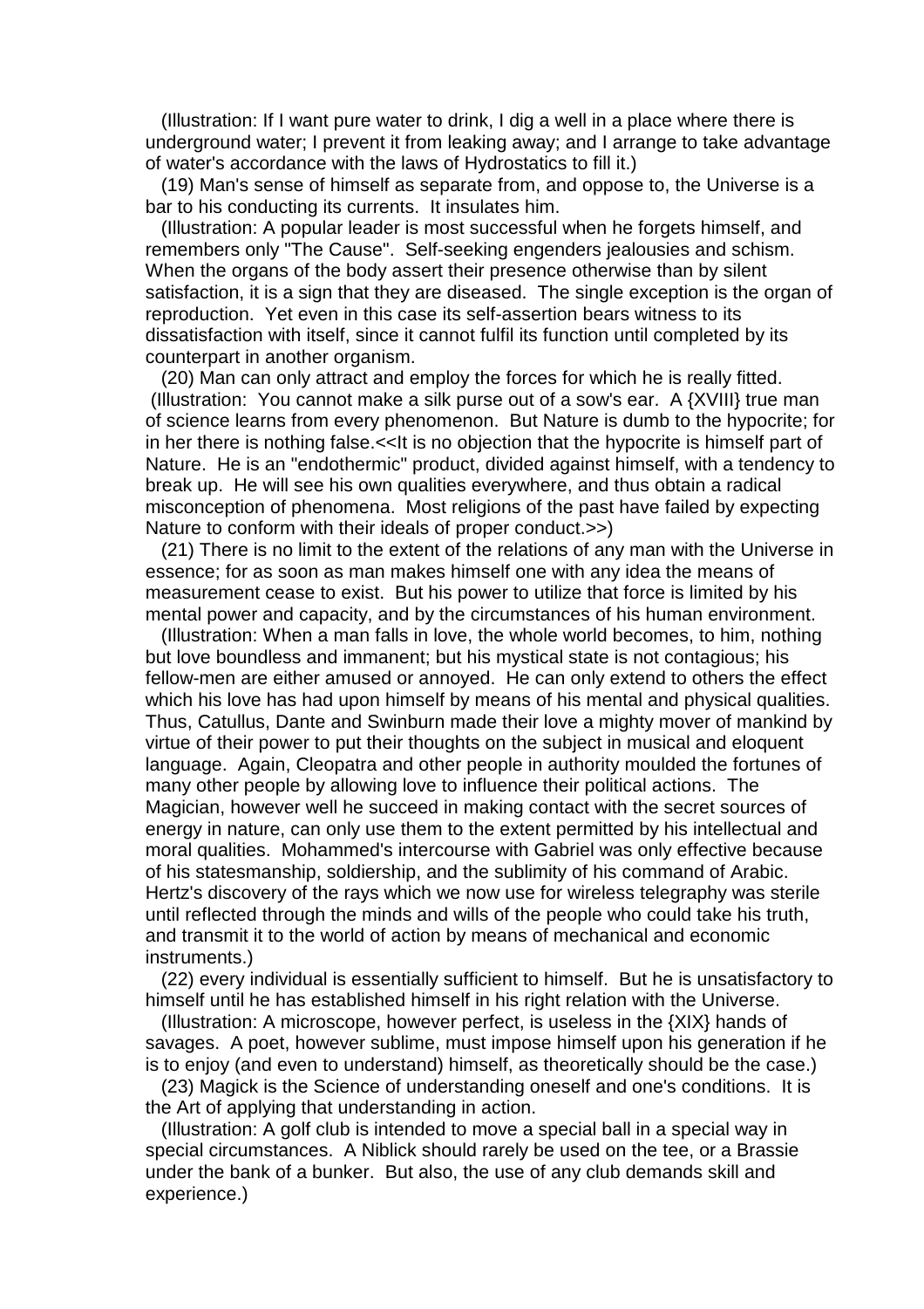(Illustration: If I want pure water to drink, I dig a well in a place where there is underground water; I prevent it from leaking away; and I arrange to take advantage of water's accordance with the laws of Hydrostatics to fill it.)

(19) Man's sense of himself as separate from, and oppose to, the Universe is a bar to his conducting its currents. It insulates him.

(Illustration: A popular leader is most successful when he forgets himself, and remembers only "The Cause". Self-seeking engenders jealousies and schism. When the organs of the body assert their presence otherwise than by silent satisfaction, it is a sign that they are diseased. The single exception is the organ of reproduction. Yet even in this case its self-assertion bears witness to its dissatisfaction with itself, since it cannot fulfil its function until completed by its counterpart in another organism.

(20) Man can only attract and employ the forces for which he is really fitted. (Illustration: You cannot make a silk purse out of a sow's ear. A {XVIII} true man of science learns from every phenomenon. But Nature is dumb to the hypocrite; for in her there is nothing false.<<It is no objection that the hypocrite is himself part of Nature. He is an "endothermic" product, divided against himself, with a tendency to break up. He will see his own qualities everywhere, and thus obtain a radical misconception of phenomena. Most religions of the past have failed by expecting Nature to conform with their ideals of proper conduct.>>)

(21) There is no limit to the extent of the relations of any man with the Universe in essence; for as soon as man makes himself one with any idea the means of measurement cease to exist. But his power to utilize that force is limited by his mental power and capacity, and by the circumstances of his human environment.

(Illustration: When a man falls in love, the whole world becomes, to him, nothing but love boundless and immanent; but his mystical state is not contagious; his fellow-men are either amused or annoyed. He can only extend to others the effect which his love has had upon himself by means of his mental and physical qualities. Thus, Catullus, Dante and Swinburn made their love a mighty mover of mankind by virtue of their power to put their thoughts on the subject in musical and eloquent language. Again, Cleopatra and other people in authority moulded the fortunes of many other people by allowing love to influence their political actions. The Magician, however well he succeed in making contact with the secret sources of energy in nature, can only use them to the extent permitted by his intellectual and moral qualities. Mohammed's intercourse with Gabriel was only effective because of his statesmanship, soldiership, and the sublimity of his command of Arabic. Hertz's discovery of the rays which we now use for wireless telegraphy was sterile until reflected through the minds and wills of the people who could take his truth, and transmit it to the world of action by means of mechanical and economic instruments.)

(22) every individual is essentially sufficient to himself. But he is unsatisfactory to himself until he has established himself in his right relation with the Universe.

(Illustration: A microscope, however perfect, is useless in the {XIX} hands of savages. A poet, however sublime, must impose himself upon his generation if he is to enjoy (and even to understand) himself, as theoretically should be the case.)

(23) Magick is the Science of understanding oneself and one's conditions. It is the Art of applying that understanding in action.

(Illustration: A golf club is intended to move a special ball in a special way in special circumstances. A Niblick should rarely be used on the tee, or a Brassie under the bank of a bunker. But also, the use of any club demands skill and experience.)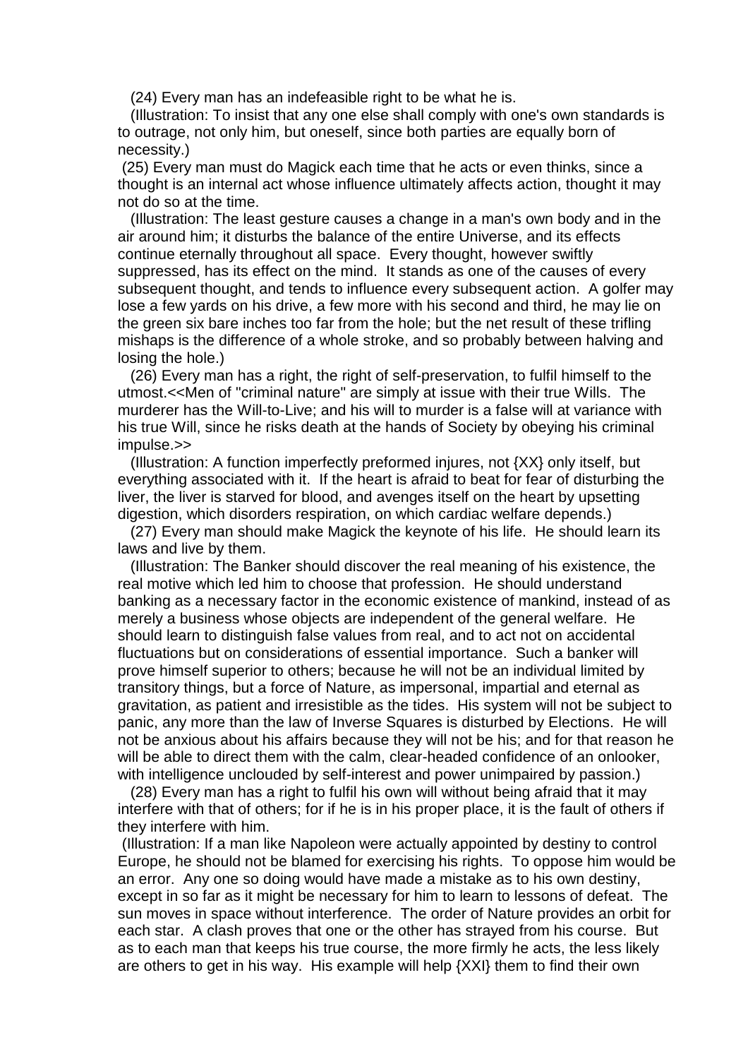(24) Every man has an indefeasible right to be what he is.

(Illustration: To insist that any one else shall comply with one's own standards is to outrage, not only him, but oneself, since both parties are equally born of necessity.)

(25) Every man must do Magick each time that he acts or even thinks, since a thought is an internal act whose influence ultimately affects action, thought it may not do so at the time.

(Illustration: The least gesture causes a change in a man's own body and in the air around him; it disturbs the balance of the entire Universe, and its effects continue eternally throughout all space. Every thought, however swiftly suppressed, has its effect on the mind. It stands as one of the causes of every subsequent thought, and tends to influence every subsequent action. A golfer may lose a few yards on his drive, a few more with his second and third, he may lie on the green six bare inches too far from the hole; but the net result of these trifling mishaps is the difference of a whole stroke, and so probably between halving and losing the hole.)

(26) Every man has a right, the right of self-preservation, to fulfil himself to the utmost.<<Men of "criminal nature" are simply at issue with their true Wills. The murderer has the Will-to-Live; and his will to murder is a false will at variance with his true Will, since he risks death at the hands of Society by obeying his criminal impulse.>>

(Illustration: A function imperfectly preformed injures, not {XX} only itself, but everything associated with it. If the heart is afraid to beat for fear of disturbing the liver, the liver is starved for blood, and avenges itself on the heart by upsetting digestion, which disorders respiration, on which cardiac welfare depends.)

(27) Every man should make Magick the keynote of his life. He should learn its laws and live by them.

(Illustration: The Banker should discover the real meaning of his existence, the real motive which led him to choose that profession. He should understand banking as a necessary factor in the economic existence of mankind, instead of as merely a business whose objects are independent of the general welfare. He should learn to distinguish false values from real, and to act not on accidental fluctuations but on considerations of essential importance. Such a banker will prove himself superior to others; because he will not be an individual limited by transitory things, but a force of Nature, as impersonal, impartial and eternal as gravitation, as patient and irresistible as the tides. His system will not be subject to panic, any more than the law of Inverse Squares is disturbed by Elections. He will not be anxious about his affairs because they will not be his; and for that reason he will be able to direct them with the calm, clear-headed confidence of an onlooker, with intelligence unclouded by self-interest and power unimpaired by passion.)

(28) Every man has a right to fulfil his own will without being afraid that it may interfere with that of others; for if he is in his proper place, it is the fault of others if they interfere with him.

(Illustration: If a man like Napoleon were actually appointed by destiny to control Europe, he should not be blamed for exercising his rights. To oppose him would be an error. Any one so doing would have made a mistake as to his own destiny, except in so far as it might be necessary for him to learn to lessons of defeat. The sun moves in space without interference. The order of Nature provides an orbit for each star. A clash proves that one or the other has strayed from his course. But as to each man that keeps his true course, the more firmly he acts, the less likely are others to get in his way. His example will help {XXI} them to find their own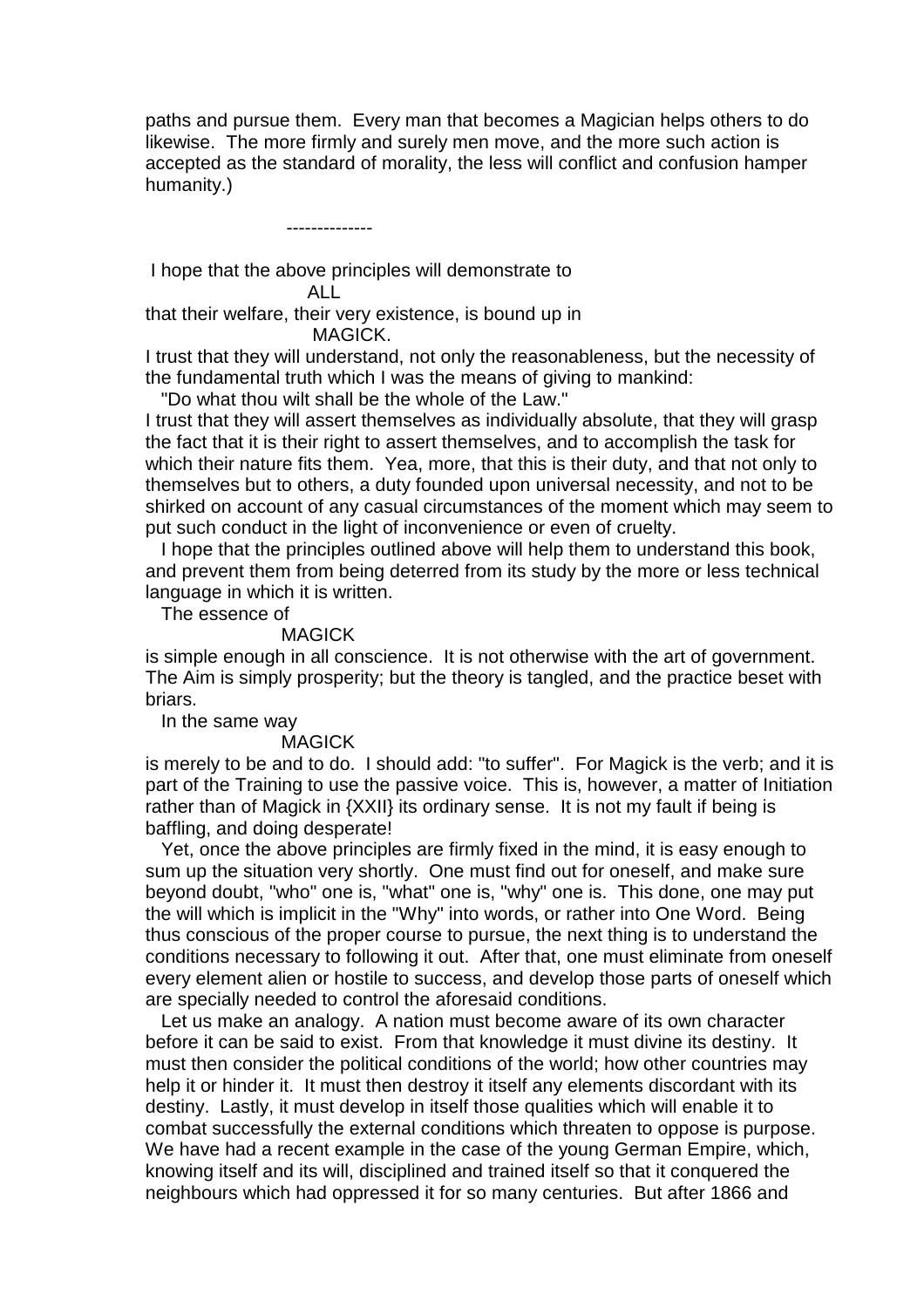paths and pursue them. Every man that becomes a Magician helps others to do likewise. The more firmly and surely men move, and the more such action is accepted as the standard of morality, the less will conflict and confusion hamper humanity.)

--------------

I hope that the above principles will demonstrate to

ALL

that their welfare, their very existence, is bound up in

MAGICK.

I trust that they will understand, not only the reasonableness, but the necessity of the fundamental truth which I was the means of giving to mankind:

"Do what thou wilt shall be the whole of the Law."

I trust that they will assert themselves as individually absolute, that they will grasp the fact that it is their right to assert themselves, and to accomplish the task for which their nature fits them. Yea, more, that this is their duty, and that not only to themselves but to others, a duty founded upon universal necessity, and not to be shirked on account of any casual circumstances of the moment which may seem to put such conduct in the light of inconvenience or even of cruelty.

I hope that the principles outlined above will help them to understand this book, and prevent them from being deterred from its study by the more or less technical language in which it is written.

The essence of

MAGICK

is simple enough in all conscience. It is not otherwise with the art of government. The Aim is simply prosperity; but the theory is tangled, and the practice beset with briars.

In the same way

MAGICK

is merely to be and to do. I should add: "to suffer". For Magick is the verb; and it is part of the Training to use the passive voice. This is, however, a matter of Initiation rather than of Magick in {XXII} its ordinary sense. It is not my fault if being is baffling, and doing desperate!

Yet, once the above principles are firmly fixed in the mind, it is easy enough to sum up the situation very shortly. One must find out for oneself, and make sure beyond doubt, "who" one is, "what" one is, "why" one is. This done, one may put the will which is implicit in the "Why" into words, or rather into One Word. Being thus conscious of the proper course to pursue, the next thing is to understand the conditions necessary to following it out. After that, one must eliminate from oneself every element alien or hostile to success, and develop those parts of oneself which are specially needed to control the aforesaid conditions.

Let us make an analogy. A nation must become aware of its own character before it can be said to exist. From that knowledge it must divine its destiny. It must then consider the political conditions of the world; how other countries may help it or hinder it. It must then destroy it itself any elements discordant with its destiny. Lastly, it must develop in itself those qualities which will enable it to combat successfully the external conditions which threaten to oppose is purpose. We have had a recent example in the case of the young German Empire, which, knowing itself and its will, disciplined and trained itself so that it conquered the neighbours which had oppressed it for so many centuries. But after 1866 and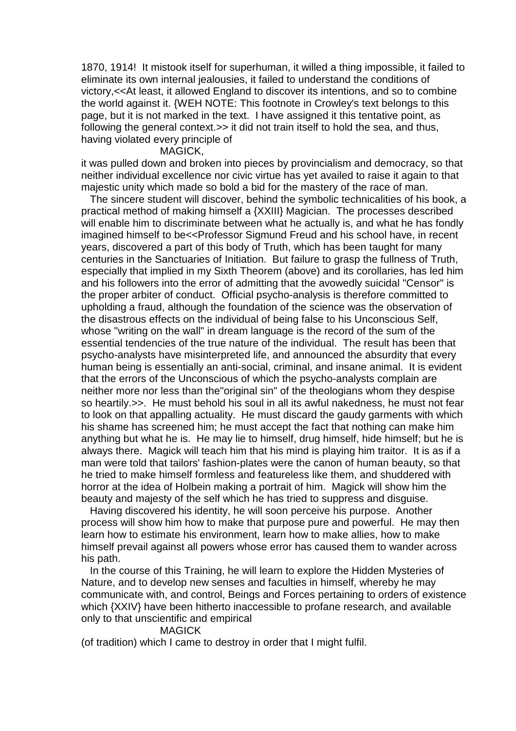1870, 1914! It mistook itself for superhuman, it willed a thing impossible, it failed to eliminate its own internal jealousies, it failed to understand the conditions of victory,<<At least, it allowed England to discover its intentions, and so to combine the world against it. {WEH NOTE: This footnote in Crowley's text belongs to this page, but it is not marked in the text. I have assigned it this tentative point, as following the general context.>> it did not train itself to hold the sea, and thus, having violated every principle of

MAGICK,

it was pulled down and broken into pieces by provincialism and democracy, so that neither individual excellence nor civic virtue has yet availed to raise it again to that majestic unity which made so bold a bid for the mastery of the race of man.

The sincere student will discover, behind the symbolic technicalities of his book, a practical method of making himself a {XXIII} Magician. The processes described will enable him to discriminate between what he actually is, and what he has fondly imagined himself to be<<Professor Sigmund Freud and his school have, in recent years, discovered a part of this body of Truth, which has been taught for many centuries in the Sanctuaries of Initiation. But failure to grasp the fullness of Truth, especially that implied in my Sixth Theorem (above) and its corollaries, has led him and his followers into the error of admitting that the avowedly suicidal "Censor" is the proper arbiter of conduct. Official psycho-analysis is therefore committed to upholding a fraud, although the foundation of the science was the observation of the disastrous effects on the individual of being false to his Unconscious Self, whose "writing on the wall" in dream language is the record of the sum of the essential tendencies of the true nature of the individual. The result has been that psycho-analysts have misinterpreted life, and announced the absurdity that every human being is essentially an anti-social, criminal, and insane animal. It is evident that the errors of the Unconscious of which the psycho-analysts complain are neither more nor less than the"original sin" of the theologians whom they despise so heartily.>>. He must behold his soul in all its awful nakedness, he must not fear to look on that appalling actuality. He must discard the gaudy garments with which his shame has screened him; he must accept the fact that nothing can make him anything but what he is. He may lie to himself, drug himself, hide himself; but he is always there. Magick will teach him that his mind is playing him traitor. It is as if a man were told that tailors' fashion-plates were the canon of human beauty, so that he tried to make himself formless and featureless like them, and shuddered with horror at the idea of Holbein making a portrait of him. Magick will show him the beauty and majesty of the self which he has tried to suppress and disguise.

Having discovered his identity, he will soon perceive his purpose. Another process will show him how to make that purpose pure and powerful. He may then learn how to estimate his environment, learn how to make allies, how to make himself prevail against all powers whose error has caused them to wander across his path.

In the course of this Training, he will learn to explore the Hidden Mysteries of Nature, and to develop new senses and faculties in himself, whereby he may communicate with, and control, Beings and Forces pertaining to orders of existence which {XXIV} have been hitherto inaccessible to profane research, and available only to that unscientific and empirical

MAGICK

(of tradition) which I came to destroy in order that I might fulfil.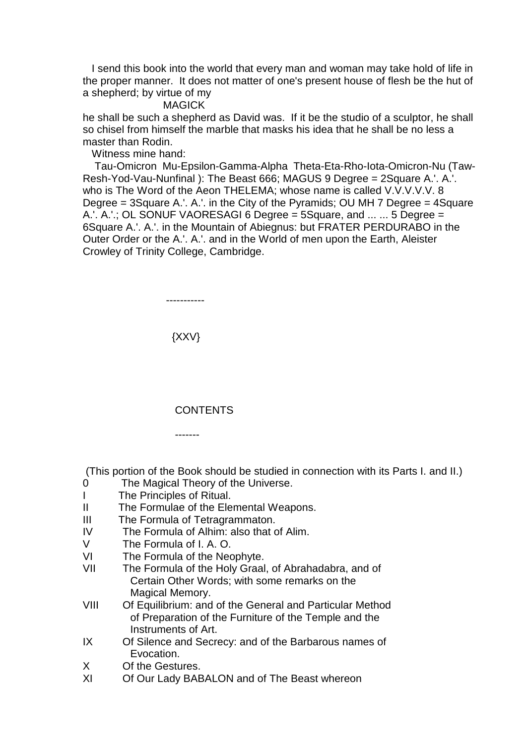I send this book into the world that every man and woman may take hold of life in the proper manner. It does not matter of one's present house of flesh be the hut of a shepherd; by virtue of my

MAGICK

he shall be such a shepherd as David was. If it be the studio of a sculptor, he shall so chisel from himself the marble that masks his idea that he shall be no less a master than Rodin.

Witness mine hand:

Tau-Omicron Mu-Epsilon-Gamma-Alpha Theta-Eta-Rho-Iota-Omicron-Nu (Taw-Resh-Yod-Vau-Nunfinal ): The Beast 666; MAGUS 9 Degree = 2Square A.'. A.'. who is The Word of the Aeon THELEMA; whose name is called V.V.V.V.V. 8 Degree = 3Square A.'. A.'. in the City of the Pyramids; OU MH 7 Degree = 4Square A.'. A.'.; OL SONUF VAORESAGI 6 Degree = 5Square, and ... ... 5 Degree = 6Square A.'. A.'. in the Mountain of Abiegnus: but FRATER PERDURABO in the Outer Order or the A.'. A.'. and in the World of men upon the Earth, Aleister Crowley of Trinity College, Cambridge.

-----------

{XXV}

## CONTENTS

-------

(This portion of the Book should be studied in connection with its Parts I. and II.)

0 The Magical Theory of the Universe.
I The Principles of Ritual.
II The Formulae of the Elemental Weapons.
III The Formula of Tetragrammaton.
IV The Formula of Alhim: also that of Alim.
V The Formula of I. A. O.
VI The Formula of the Neophyte.
VII The Formula of the Holy Graal, of Abrahadabra, and of Certain Other Words; with some remarks on the Magical Memory.
VIII Of Equilibrium: and of the General and Particular Method of Preparation of the Furniture of the Temple and the Instruments of Art.
IX Of Silence and Secrecy: and of the Barbarous names of Evocation.
X Of the Gestures.
XI Of Our Lady BABALON and of The Beast whereon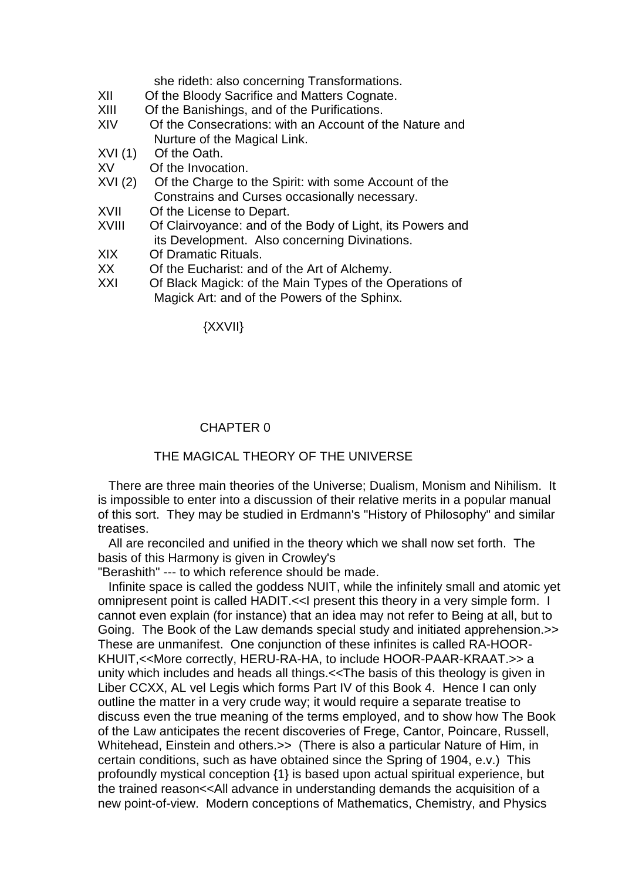she rideth: also concerning Transformations.

XII Of the Bloody Sacrifice and Matters Cognate.
XIII Of the Banishings, and of the Purifications.
XIV Of the Consecrations: with an Account of the Nature and Nurture of the Magical Link.
XVI (1) Of the Oath.
XV Of the Invocation.
XVI (2) Of the Charge to the Spirit: with some Account of the Constrains and Curses occasionally necessary.
XVII Of the License to Depart.
XVIII Of Clairvoyance: and of the Body of Light, its Powers and its Development. Also concerning Divinations.
XIX Of Dramatic Rituals.
XX Of the Eucharist: and of the Art of Alchemy.
XXI Of Black Magick: of the Main Types of the Operations of Magick Art: and of the Powers of the Sphinx.

{XXVII}

# CHAPTER 0

## THE MAGICAL THEORY OF THE UNIVERSE

There are three main theories of the Universe; Dualism, Monism and Nihilism. It is impossible to enter into a discussion of their relative merits in a popular manual of this sort. They may be studied in Erdmann's "History of Philosophy" and similar treatises.

All are reconciled and unified in the theory which we shall now set forth. The basis of this Harmony is given in Crowley's "Berashith" --- to which reference should be made.

Infinite space is called the goddess NUIT, while the infinitely small and atomic yet omnipresent point is called HADIT.<<I present this theory in a very simple form. I cannot even explain (for instance) that an idea may not refer to Being at all, but to Going. The Book of the Law demands special study and initiated apprehension.>> These are unmanifest. One conjunction of these infinites is called RA-HOOR-KHUIT,<<More correctly, HERU-RA-HA, to include HOOR-PAAR-KRAAT.>> a unity which includes and heads all things.<<The basis of this theology is given in Liber CCXX, AL vel Legis which forms Part IV of this Book 4. Hence I can only outline the matter in a very crude way; it would require a separate treatise to discuss even the true meaning of the terms employed, and to show how The Book of the Law anticipates the recent discoveries of Frege, Cantor, Poincare, Russell, Whitehead, Einstein and others.>> (There is also a particular Nature of Him, in certain conditions, such as have obtained since the Spring of 1904, e.v.) This profoundly mystical conception {1} is based upon actual spiritual experience, but the trained reason<<All advance in understanding demands the acquisition of a new point-of-view. Modern conceptions of Mathematics, Chemistry, and Physics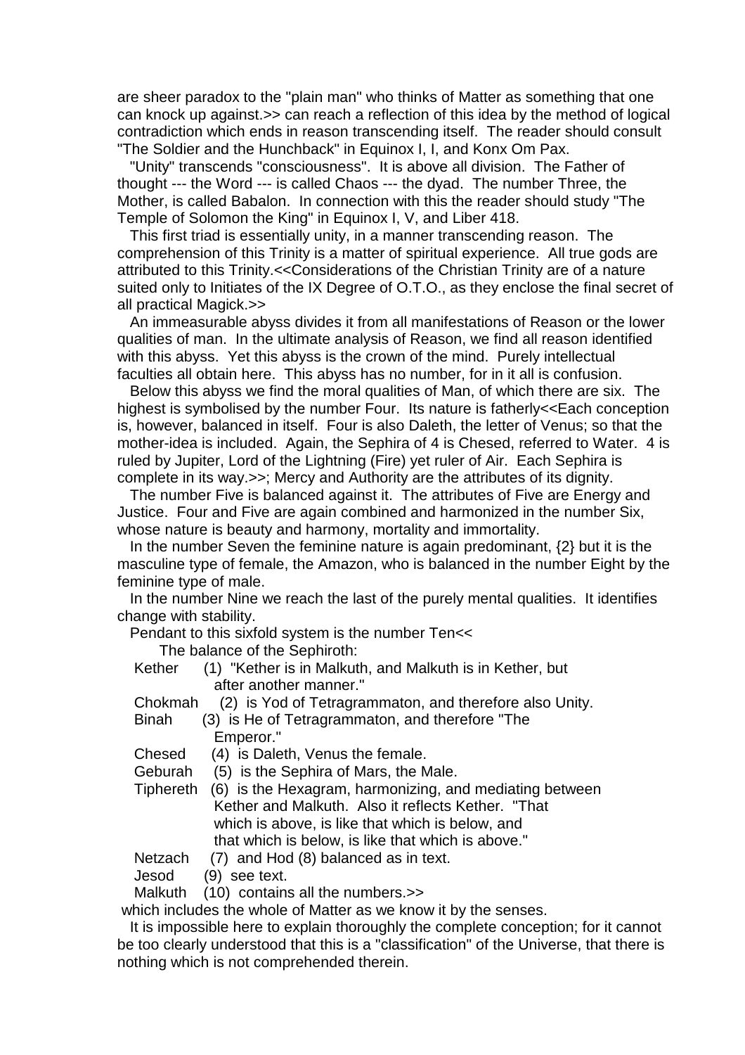are sheer paradox to the "plain man" who thinks of Matter as something that one can knock up against.>> can reach a reflection of this idea by the method of logical contradiction which ends in reason transcending itself. The reader should consult "The Soldier and the Hunchback" in Equinox I, I, and Konx Om Pax.

"Unity" transcends "consciousness". It is above all division. The Father of thought --- the Word --- is called Chaos --- the dyad. The number Three, the Mother, is called Babalon. In connection with this the reader should study "The Temple of Solomon the King" in Equinox I, V, and Liber 418.

This first triad is essentially unity, in a manner transcending reason. The comprehension of this Trinity is a matter of spiritual experience. All true gods are attributed to this Trinity.<<Considerations of the Christian Trinity are of a nature suited only to Initiates of the IX Degree of O.T.O., as they enclose the final secret of all practical Magick.>>

An immeasurable abyss divides it from all manifestations of Reason or the lower qualities of man. In the ultimate analysis of Reason, we find all reason identified with this abyss. Yet this abyss is the crown of the mind. Purely intellectual faculties all obtain here. This abyss has no number, for in it all is confusion.

Below this abyss we find the moral qualities of Man, of which there are six. The highest is symbolised by the number Four. Its nature is fatherly<<Each conception is, however, balanced in itself. Four is also Daleth, the letter of Venus; so that the mother-idea is included. Again, the Sephira of 4 is Chesed, referred to Water. 4 is ruled by Jupiter, Lord of the Lightning (Fire) yet ruler of Air. Each Sephira is complete in its way.>>; Mercy and Authority are the attributes of its dignity.

The number Five is balanced against it. The attributes of Five are Energy and Justice. Four and Five are again combined and harmonized in the number Six, whose nature is beauty and harmony, mortality and immortality.

In the number Seven the feminine nature is again predominant, {2} but it is the masculine type of female, the Amazon, who is balanced in the number Eight by the feminine type of male.

In the number Nine we reach the last of the purely mental qualities. It identifies change with stability.

Pendant to this sixfold system is the number Ten<<

The balance of the Sephiroth:

Kether (1) "Kether is in Malkuth, and Malkuth is in Kether, but after another manner."
Chokmah (2) is Yod of Tetragrammaton, and therefore also Unity.
Binah (3) is He of Tetragrammaton, and therefore "The Emperor."
Chesed (4) is Daleth, Venus the female.
Geburah (5) is the Sephira of Mars, the Male.
Tiphereth (6) is the Hexagram, harmonizing, and mediating between Kether and Malkuth. Also it reflects Kether. "That which is above, is like that which is below, and that which is below, is like that which is above."
Netzach (7) and Hod (8) balanced as in text.
Jesod (9) see text.
Malkuth (10) contains all the numbers.>>

which includes the whole of Matter as we know it by the senses.

It is impossible here to explain thoroughly the complete conception; for it cannot be too clearly understood that this is a "classification" of the Universe, that there is nothing which is not comprehended therein.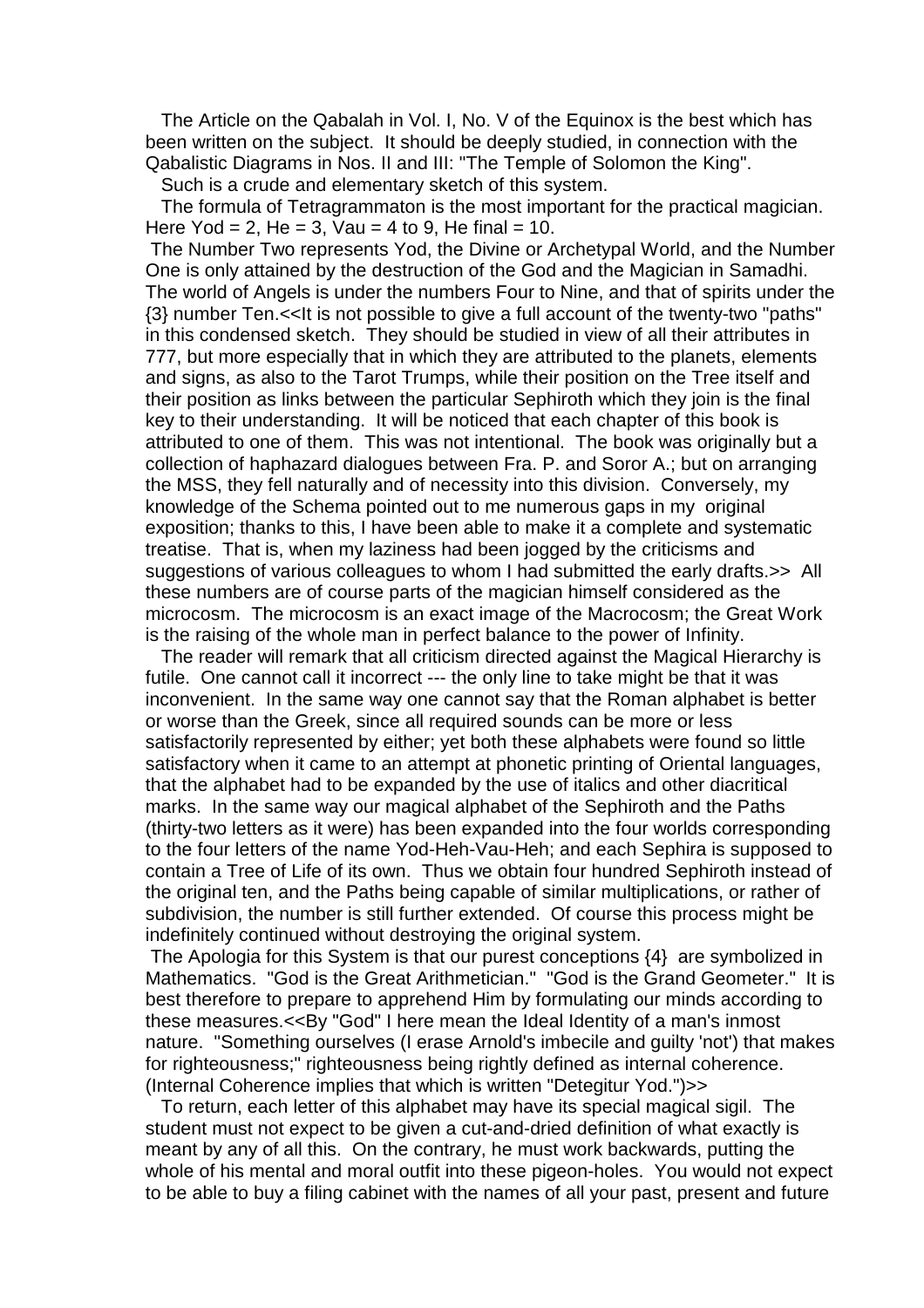The Article on the Qabalah in Vol. I, No. V of the Equinox is the best which has been written on the subject. It should be deeply studied, in connection with the Qabalistic Diagrams in Nos. II and III: "The Temple of Solomon the King".

Such is a crude and elementary sketch of this system.

The formula of Tetragrammaton is the most important for the practical magician. Here Yod = 2, He = 3, Vau = 4 to 9, He final = 10.

The Number Two represents Yod, the Divine or Archetypal World, and the Number One is only attained by the destruction of the God and the Magician in Samadhi. The world of Angels is under the numbers Four to Nine, and that of spirits under the {3} number Ten.<<It is not possible to give a full account of the twenty-two "paths" in this condensed sketch. They should be studied in view of all their attributes in 777, but more especially that in which they are attributed to the planets, elements and signs, as also to the Tarot Trumps, while their position on the Tree itself and their position as links between the particular Sephiroth which they join is the final key to their understanding. It will be noticed that each chapter of this book is attributed to one of them. This was not intentional. The book was originally but a collection of haphazard dialogues between Fra. P. and Soror A.; but on arranging the MSS, they fell naturally and of necessity into this division. Conversely, my knowledge of the Schema pointed out to me numerous gaps in my original exposition; thanks to this, I have been able to make it a complete and systematic treatise. That is, when my laziness had been jogged by the criticisms and suggestions of various colleagues to whom I had submitted the early drafts.>> All these numbers are of course parts of the magician himself considered as the microcosm. The microcosm is an exact image of the Macrocosm; the Great Work is the raising of the whole man in perfect balance to the power of Infinity.

The reader will remark that all criticism directed against the Magical Hierarchy is futile. One cannot call it incorrect --- the only line to take might be that it was inconvenient. In the same way one cannot say that the Roman alphabet is better or worse than the Greek, since all required sounds can be more or less satisfactorily represented by either; yet both these alphabets were found so little satisfactory when it came to an attempt at phonetic printing of Oriental languages, that the alphabet had to be expanded by the use of italics and other diacritical marks. In the same way our magical alphabet of the Sephiroth and the Paths (thirty-two letters as it were) has been expanded into the four worlds corresponding to the four letters of the name Yod-Heh-Vau-Heh; and each Sephira is supposed to contain a Tree of Life of its own. Thus we obtain four hundred Sephiroth instead of the original ten, and the Paths being capable of similar multiplications, or rather of subdivision, the number is still further extended. Of course this process might be indefinitely continued without destroying the original system.

The Apologia for this System is that our purest conceptions {4} are symbolized in Mathematics. "God is the Great Arithmetician." "God is the Grand Geometer." It is best therefore to prepare to apprehend Him by formulating our minds according to these measures.<<By "God" I here mean the Ideal Identity of a man's inmost nature. "Something ourselves (I erase Arnold's imbecile and guilty 'not') that makes for righteousness;" righteousness being rightly defined as internal coherence. (Internal Coherence implies that which is written "Detegitur Yod.")>>

To return, each letter of this alphabet may have its special magical sigil. The student must not expect to be given a cut-and-dried definition of what exactly is meant by any of all this. On the contrary, he must work backwards, putting the whole of his mental and moral outfit into these pigeon-holes. You would not expect to be able to buy a filing cabinet with the names of all your past, present and future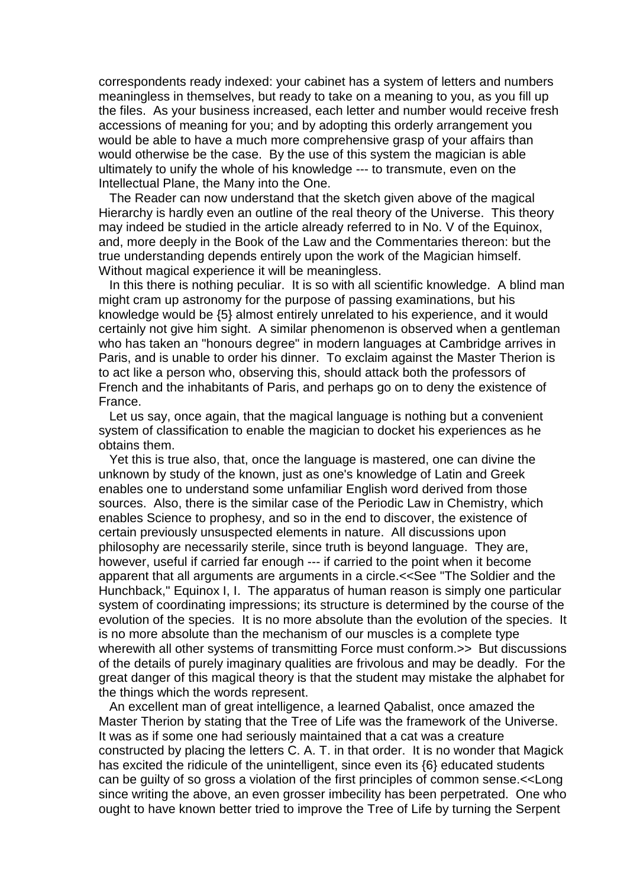correspondents ready indexed: your cabinet has a system of letters and numbers meaningless in themselves, but ready to take on a meaning to you, as you fill up the files. As your business increased, each letter and number would receive fresh accessions of meaning for you; and by adopting this orderly arrangement you would be able to have a much more comprehensive grasp of your affairs than would otherwise be the case. By the use of this system the magician is able ultimately to unify the whole of his knowledge --- to transmute, even on the Intellectual Plane, the Many into the One.

The Reader can now understand that the sketch given above of the magical Hierarchy is hardly even an outline of the real theory of the Universe. This theory may indeed be studied in the article already referred to in No. V of the Equinox, and, more deeply in the Book of the Law and the Commentaries thereon: but the true understanding depends entirely upon the work of the Magician himself. Without magical experience it will be meaningless.

In this there is nothing peculiar. It is so with all scientific knowledge. A blind man might cram up astronomy for the purpose of passing examinations, but his knowledge would be {5} almost entirely unrelated to his experience, and it would certainly not give him sight. A similar phenomenon is observed when a gentleman who has taken an "honours degree" in modern languages at Cambridge arrives in Paris, and is unable to order his dinner. To exclaim against the Master Therion is to act like a person who, observing this, should attack both the professors of French and the inhabitants of Paris, and perhaps go on to deny the existence of France.

Let us say, once again, that the magical language is nothing but a convenient system of classification to enable the magician to docket his experiences as he obtains them.

Yet this is true also, that, once the language is mastered, one can divine the unknown by study of the known, just as one's knowledge of Latin and Greek enables one to understand some unfamiliar English word derived from those sources. Also, there is the similar case of the Periodic Law in Chemistry, which enables Science to prophesy, and so in the end to discover, the existence of certain previously unsuspected elements in nature. All discussions upon philosophy are necessarily sterile, since truth is beyond language. They are, however, useful if carried far enough --- if carried to the point when it become apparent that all arguments are arguments in a circle.<<See "The Soldier and the Hunchback," Equinox I, I. The apparatus of human reason is simply one particular system of coordinating impressions; its structure is determined by the course of the evolution of the species. It is no more absolute than the evolution of the species. It is no more absolute than the mechanism of our muscles is a complete type wherewith all other systems of transmitting Force must conform.>> But discussions of the details of purely imaginary qualities are frivolous and may be deadly. For the great danger of this magical theory is that the student may mistake the alphabet for the things which the words represent.

An excellent man of great intelligence, a learned Qabalist, once amazed the Master Therion by stating that the Tree of Life was the framework of the Universe. It was as if some one had seriously maintained that a cat was a creature constructed by placing the letters C. A. T. in that order. It is no wonder that Magick has excited the ridicule of the unintelligent, since even its {6} educated students can be guilty of so gross a violation of the first principles of common sense.<<Long since writing the above, an even grosser imbecility has been perpetrated. One who ought to have known better tried to improve the Tree of Life by turning the Serpent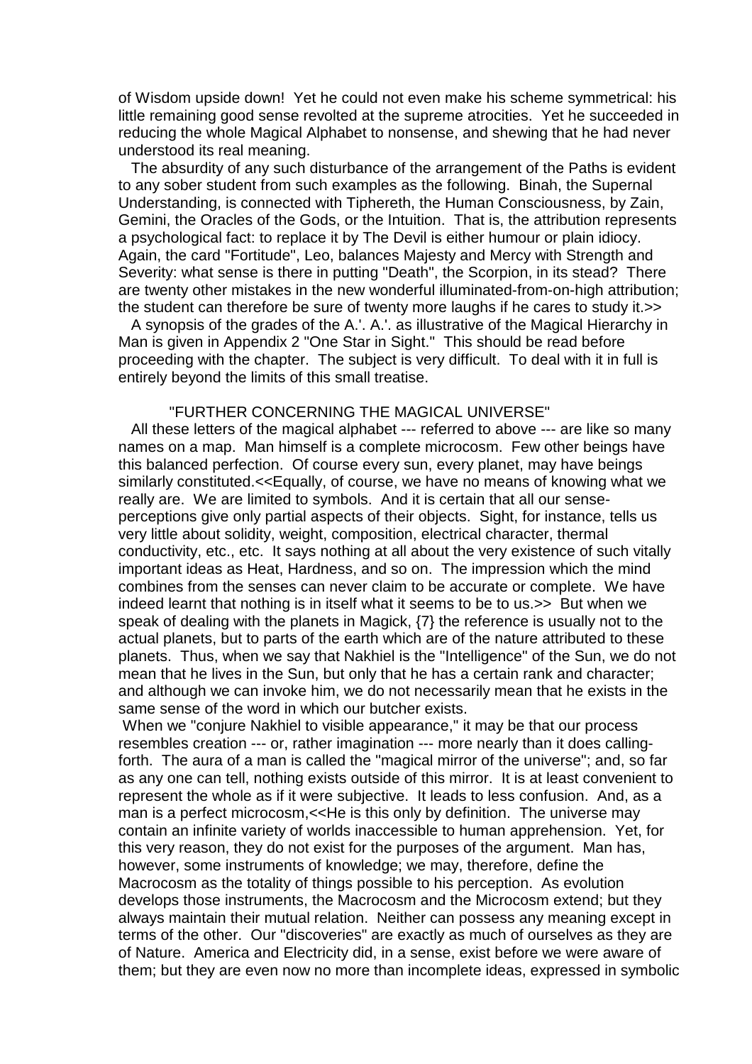of Wisdom upside down! Yet he could not even make his scheme symmetrical: his little remaining good sense revolted at the supreme atrocities. Yet he succeeded in reducing the whole Magical Alphabet to nonsense, and shewing that he had never understood its real meaning.

The absurdity of any such disturbance of the arrangement of the Paths is evident to any sober student from such examples as the following. Binah, the Supernal Understanding, is connected with Tiphereth, the Human Consciousness, by Zain, Gemini, the Oracles of the Gods, or the Intuition. That is, the attribution represents a psychological fact: to replace it by The Devil is either humour or plain idiocy. Again, the card "Fortitude", Leo, balances Majesty and Mercy with Strength and Severity: what sense is there in putting "Death", the Scorpion, in its stead? There are twenty other mistakes in the new wonderful illuminated-from-on-high attribution; the student can therefore be sure of twenty more laughs if he cares to study it.>>

A synopsis of the grades of the A.'. A.'. as illustrative of the Magical Hierarchy in Man is given in Appendix 2 "One Star in Sight." This should be read before proceeding with the chapter. The subject is very difficult. To deal with it in full is entirely beyond the limits of this small treatise.

"FURTHER CONCERNING THE MAGICAL UNIVERSE"

All these letters of the magical alphabet --- referred to above --- are like so many names on a map. Man himself is a complete microcosm. Few other beings have this balanced perfection. Of course every sun, every planet, may have beings similarly constituted.<<Equally, of course, we have no means of knowing what we really are. We are limited to symbols. And it is certain that all our sense-perceptions give only partial aspects of their objects. Sight, for instance, tells us very little about solidity, weight, composition, electrical character, thermal conductivity, etc., etc. It says nothing at all about the very existence of such vitally important ideas as Heat, Hardness, and so on. The impression which the mind combines from the senses can never claim to be accurate or complete. We have indeed learnt that nothing is in itself what it seems to be to us.>> But when we speak of dealing with the planets in Magick, {7} the reference is usually not to the actual planets, but to parts of the earth which are of the nature attributed to these planets. Thus, when we say that Nakhiel is the "Intelligence" of the Sun, we do not mean that he lives in the Sun, but only that he has a certain rank and character; and although we can invoke him, we do not necessarily mean that he exists in the same sense of the word in which our butcher exists.

When we "conjure Nakhiel to visible appearance," it may be that our process resembles creation --- or, rather imagination --- more nearly than it does calling-forth. The aura of a man is called the "magical mirror of the universe"; and, so far as any one can tell, nothing exists outside of this mirror. It is at least convenient to represent the whole as if it were subjective. It leads to less confusion. And, as a man is a perfect microcosm,<<He is this only by definition. The universe may contain an infinite variety of worlds inaccessible to human apprehension. Yet, for this very reason, they do not exist for the purposes of the argument. Man has, however, some instruments of knowledge; we may, therefore, define the Macrocosm as the totality of things possible to his perception. As evolution develops those instruments, the Macrocosm and the Microcosm extend; but they always maintain their mutual relation. Neither can possess any meaning except in terms of the other. Our "discoveries" are exactly as much of ourselves as they are of Nature. America and Electricity did, in a sense, exist before we were aware of them; but they are even now no more than incomplete ideas, expressed in symbolic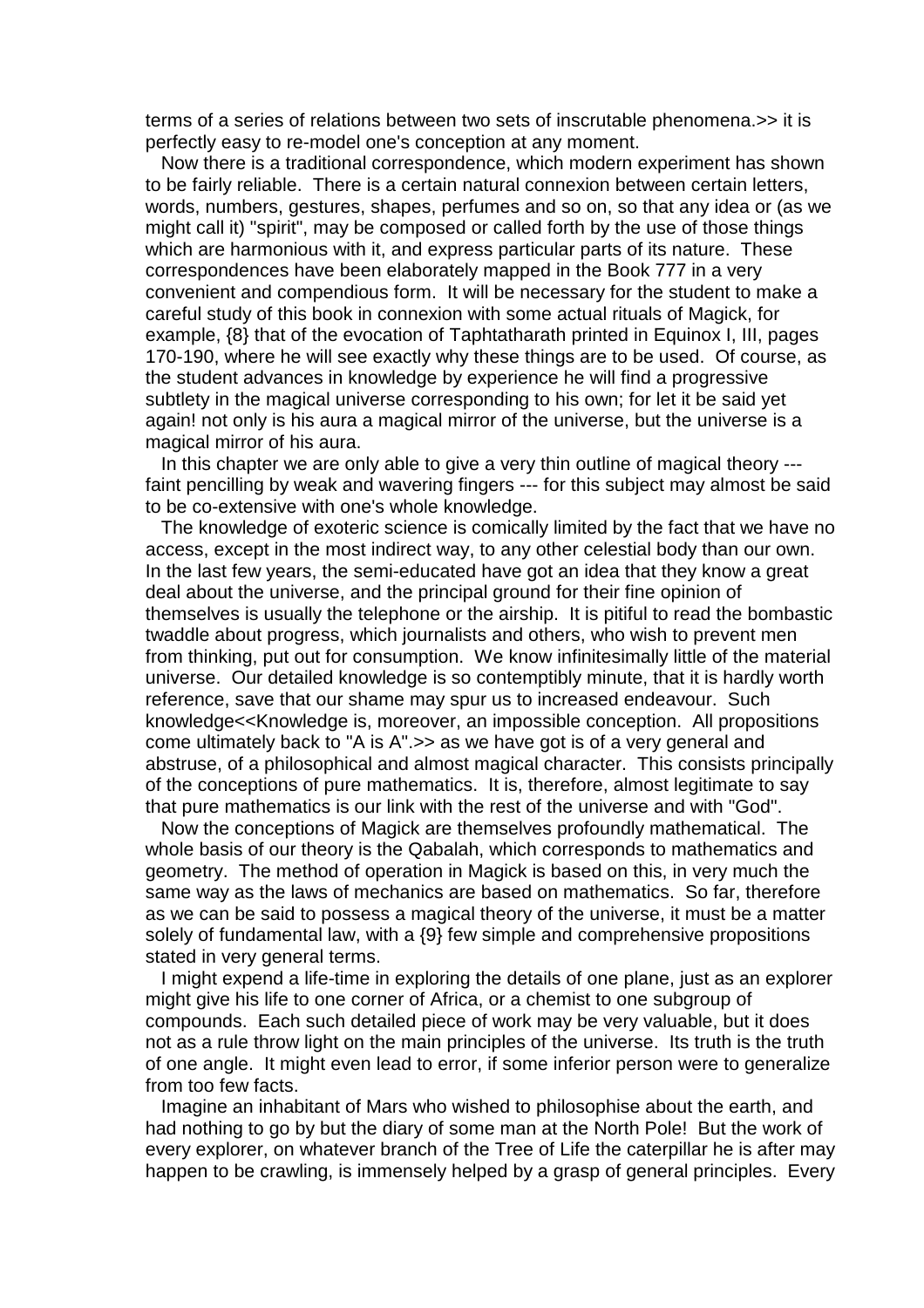terms of a series of relations between two sets of inscrutable phenomena.>> it is perfectly easy to re-model one's conception at any moment.

Now there is a traditional correspondence, which modern experiment has shown to be fairly reliable. There is a certain natural connexion between certain letters, words, numbers, gestures, shapes, perfumes and so on, so that any idea or (as we might call it) "spirit", may be composed or called forth by the use of those things which are harmonious with it, and express particular parts of its nature. These correspondences have been elaborately mapped in the Book 777 in a very convenient and compendious form. It will be necessary for the student to make a careful study of this book in connexion with some actual rituals of Magick, for example, {8} that of the evocation of Taphtatharath printed in Equinox I, III, pages 170-190, where he will see exactly why these things are to be used. Of course, as the student advances in knowledge by experience he will find a progressive subtlety in the magical universe corresponding to his own; for let it be said yet again! not only is his aura a magical mirror of the universe, but the universe is a magical mirror of his aura.

In this chapter we are only able to give a very thin outline of magical theory --- faint pencilling by weak and wavering fingers --- for this subject may almost be said to be co-extensive with one's whole knowledge.

The knowledge of exoteric science is comically limited by the fact that we have no access, except in the most indirect way, to any other celestial body than our own. In the last few years, the semi-educated have got an idea that they know a great deal about the universe, and the principal ground for their fine opinion of themselves is usually the telephone or the airship. It is pitiful to read the bombastic twaddle about progress, which journalists and others, who wish to prevent men from thinking, put out for consumption. We know infinitesimally little of the material universe. Our detailed knowledge is so contemptibly minute, that it is hardly worth reference, save that our shame may spur us to increased endeavour. Such knowledge<<Knowledge is, moreover, an impossible conception. All propositions come ultimately back to "A is A".>> as we have got is of a very general and abstruse, of a philosophical and almost magical character. This consists principally of the conceptions of pure mathematics. It is, therefore, almost legitimate to say that pure mathematics is our link with the rest of the universe and with "God".

Now the conceptions of Magick are themselves profoundly mathematical. The whole basis of our theory is the Qabalah, which corresponds to mathematics and geometry. The method of operation in Magick is based on this, in very much the same way as the laws of mechanics are based on mathematics. So far, therefore as we can be said to possess a magical theory of the universe, it must be a matter solely of fundamental law, with a {9} few simple and comprehensive propositions stated in very general terms.

I might expend a life-time in exploring the details of one plane, just as an explorer might give his life to one corner of Africa, or a chemist to one subgroup of compounds. Each such detailed piece of work may be very valuable, but it does not as a rule throw light on the main principles of the universe. Its truth is the truth of one angle. It might even lead to error, if some inferior person were to generalize from too few facts.

Imagine an inhabitant of Mars who wished to philosophise about the earth, and had nothing to go by but the diary of some man at the North Pole! But the work of every explorer, on whatever branch of the Tree of Life the caterpillar he is after may happen to be crawling, is immensely helped by a grasp of general principles. Every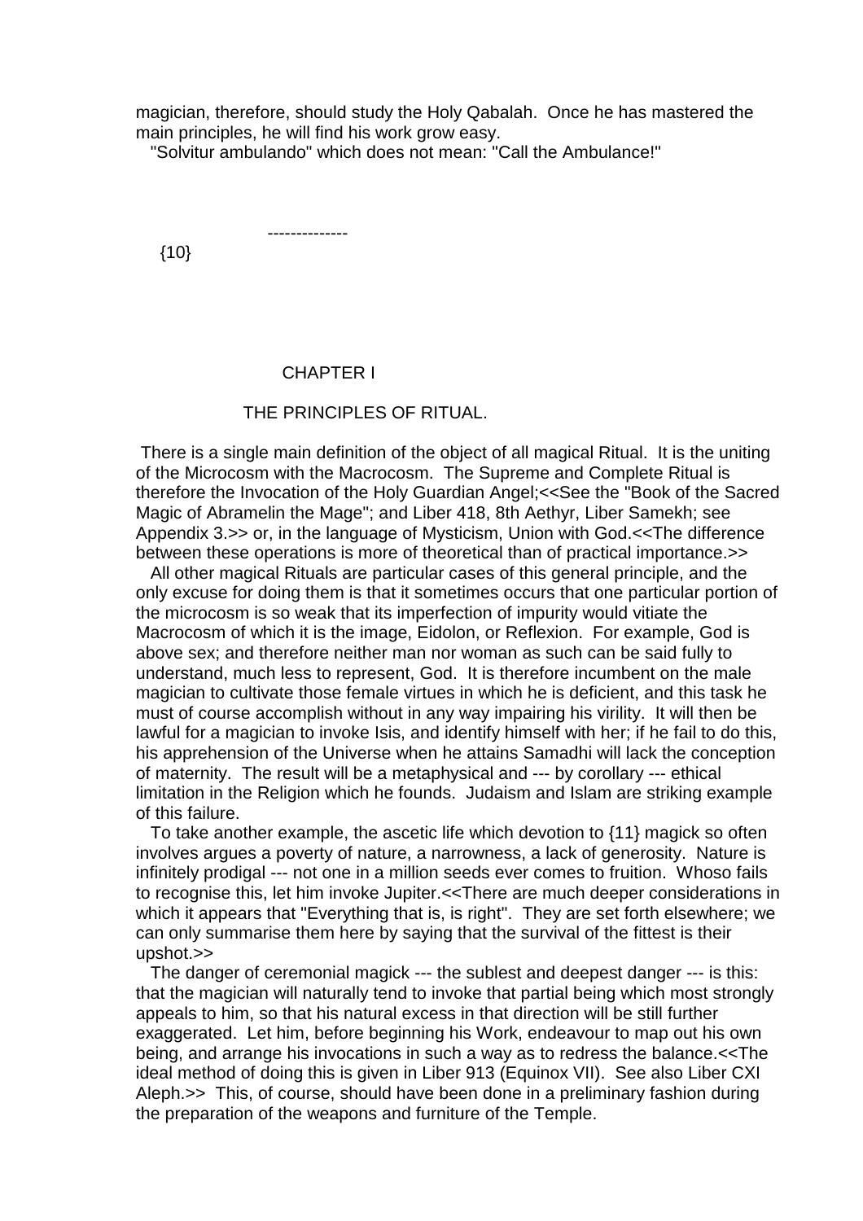magician, therefore, should study the Holy Qabalah. Once he has mastered the main principles, he will find his work grow easy.

"Solvitur ambulando" which does not mean: "Call the Ambulance!"

--------------

{10}

# CHAPTER I

## THE PRINCIPLES OF RITUAL.

There is a single main definition of the object of all magical Ritual. It is the uniting of the Microcosm with the Macrocosm. The Supreme and Complete Ritual is therefore the Invocation of the Holy Guardian Angel;<<See the "Book of the Sacred Magic of Abramelin the Mage"; and Liber 418, 8th Aethyr, Liber Samekh; see Appendix 3.>> or, in the language of Mysticism, Union with God.<<The difference between these operations is more of theoretical than of practical importance.>>

All other magical Rituals are particular cases of this general principle, and the only excuse for doing them is that it sometimes occurs that one particular portion of the microcosm is so weak that its imperfection of impurity would vitiate the Macrocosm of which it is the image, Eidolon, or Reflexion. For example, God is above sex; and therefore neither man nor woman as such can be said fully to understand, much less to represent, God. It is therefore incumbent on the male magician to cultivate those female virtues in which he is deficient, and this task he must of course accomplish without in any way impairing his virility. It will then be lawful for a magician to invoke Isis, and identify himself with her; if he fail to do this, his apprehension of the Universe when he attains Samadhi will lack the conception of maternity. The result will be a metaphysical and --- by corollary --- ethical limitation in the Religion which he founds. Judaism and Islam are striking example of this failure.

To take another example, the ascetic life which devotion to {11} magick so often involves argues a poverty of nature, a narrowness, a lack of generosity. Nature is infinitely prodigal --- not one in a million seeds ever comes to fruition. Whoso fails to recognise this, let him invoke Jupiter.<<There are much deeper considerations in which it appears that "Everything that is, is right". They are set forth elsewhere; we can only summarise them here by saying that the survival of the fittest is their upshot.>>

The danger of ceremonial magick --- the sublest and deepest danger --- is this: that the magician will naturally tend to invoke that partial being which most strongly appeals to him, so that his natural excess in that direction will be still further exaggerated. Let him, before beginning his Work, endeavour to map out his own being, and arrange his invocations in such a way as to redress the balance.<<The ideal method of doing this is given in Liber 913 (Equinox VII). See also Liber CXI Aleph.>> This, of course, should have been done in a preliminary fashion during the preparation of the weapons and furniture of the Temple.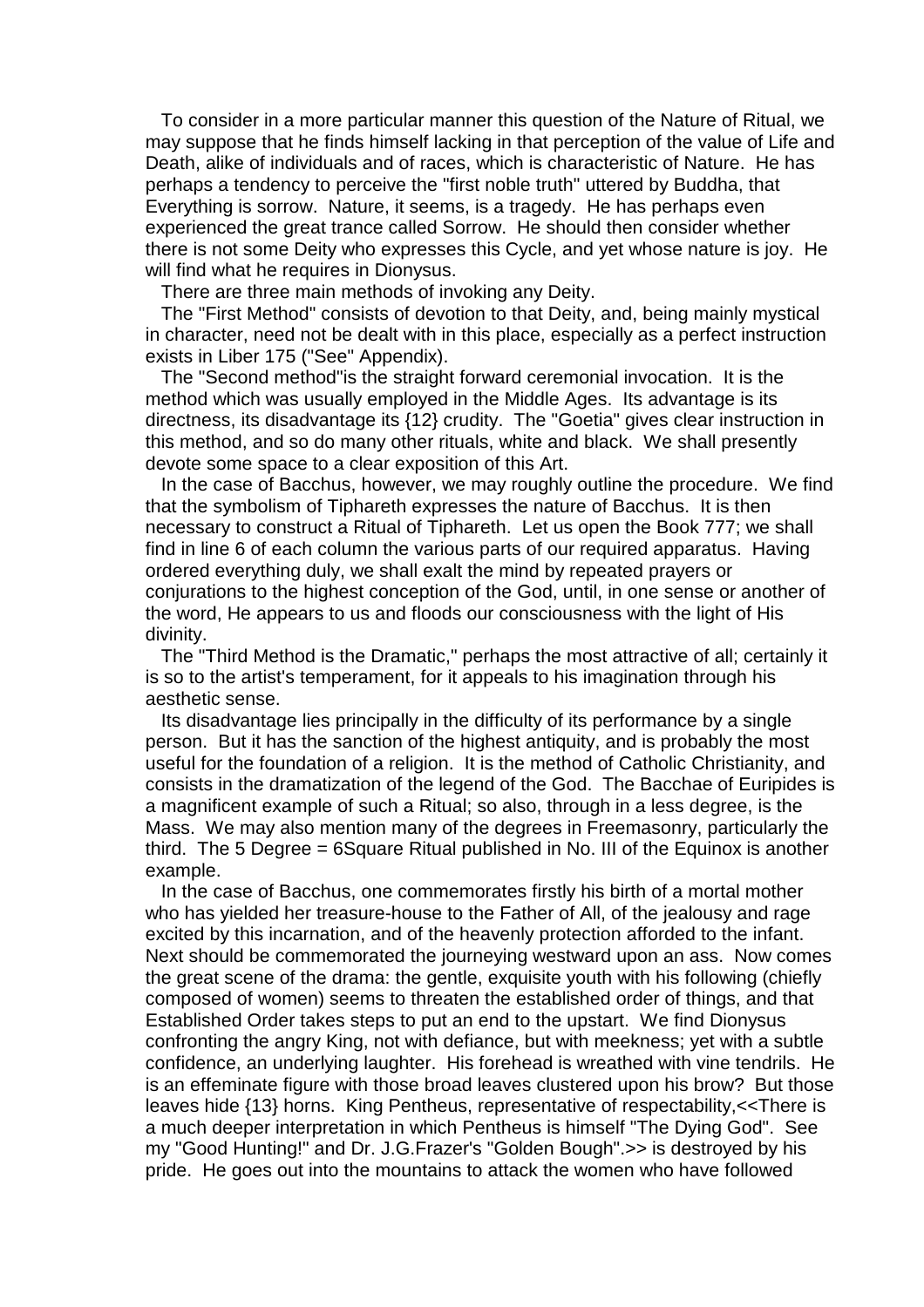To consider in a more particular manner this question of the Nature of Ritual, we may suppose that he finds himself lacking in that perception of the value of Life and Death, alike of individuals and of races, which is characteristic of Nature. He has perhaps a tendency to perceive the "first noble truth" uttered by Buddha, that Everything is sorrow. Nature, it seems, is a tragedy. He has perhaps even experienced the great trance called Sorrow. He should then consider whether there is not some Deity who expresses this Cycle, and yet whose nature is joy. He will find what he requires in Dionysus.

There are three main methods of invoking any Deity.

The "First Method" consists of devotion to that Deity, and, being mainly mystical in character, need not be dealt with in this place, especially as a perfect instruction exists in Liber 175 ("See" Appendix).

The "Second method"is the straight forward ceremonial invocation. It is the method which was usually employed in the Middle Ages. Its advantage is its directness, its disadvantage its {12} crudity. The "Goetia" gives clear instruction in this method, and so do many other rituals, white and black. We shall presently devote some space to a clear exposition of this Art.

In the case of Bacchus, however, we may roughly outline the procedure. We find that the symbolism of Tiphareth expresses the nature of Bacchus. It is then necessary to construct a Ritual of Tiphareth. Let us open the Book 777; we shall find in line 6 of each column the various parts of our required apparatus. Having ordered everything duly, we shall exalt the mind by repeated prayers or conjurations to the highest conception of the God, until, in one sense or another of the word, He appears to us and floods our consciousness with the light of His divinity.

The "Third Method is the Dramatic," perhaps the most attractive of all; certainly it is so to the artist's temperament, for it appeals to his imagination through his aesthetic sense.

Its disadvantage lies principally in the difficulty of its performance by a single person. But it has the sanction of the highest antiquity, and is probably the most useful for the foundation of a religion. It is the method of Catholic Christianity, and consists in the dramatization of the legend of the God. The Bacchae of Euripides is a magnificent example of such a Ritual; so also, through in a less degree, is the Mass. We may also mention many of the degrees in Freemasonry, particularly the third. The 5 Degree = 6Square Ritual published in No. III of the Equinox is another example.

In the case of Bacchus, one commemorates firstly his birth of a mortal mother who has yielded her treasure-house to the Father of All, of the jealousy and rage excited by this incarnation, and of the heavenly protection afforded to the infant. Next should be commemorated the journeying westward upon an ass. Now comes the great scene of the drama: the gentle, exquisite youth with his following (chiefly composed of women) seems to threaten the established order of things, and that Established Order takes steps to put an end to the upstart. We find Dionysus confronting the angry King, not with defiance, but with meekness; yet with a subtle confidence, an underlying laughter. His forehead is wreathed with vine tendrils. He is an effeminate figure with those broad leaves clustered upon his brow? But those leaves hide {13} horns. King Pentheus, representative of respectability,<<There is a much deeper interpretation in which Pentheus is himself "The Dying God". See my "Good Hunting!" and Dr. J.G.Frazer's "Golden Bough".>> is destroyed by his pride. He goes out into the mountains to attack the women who have followed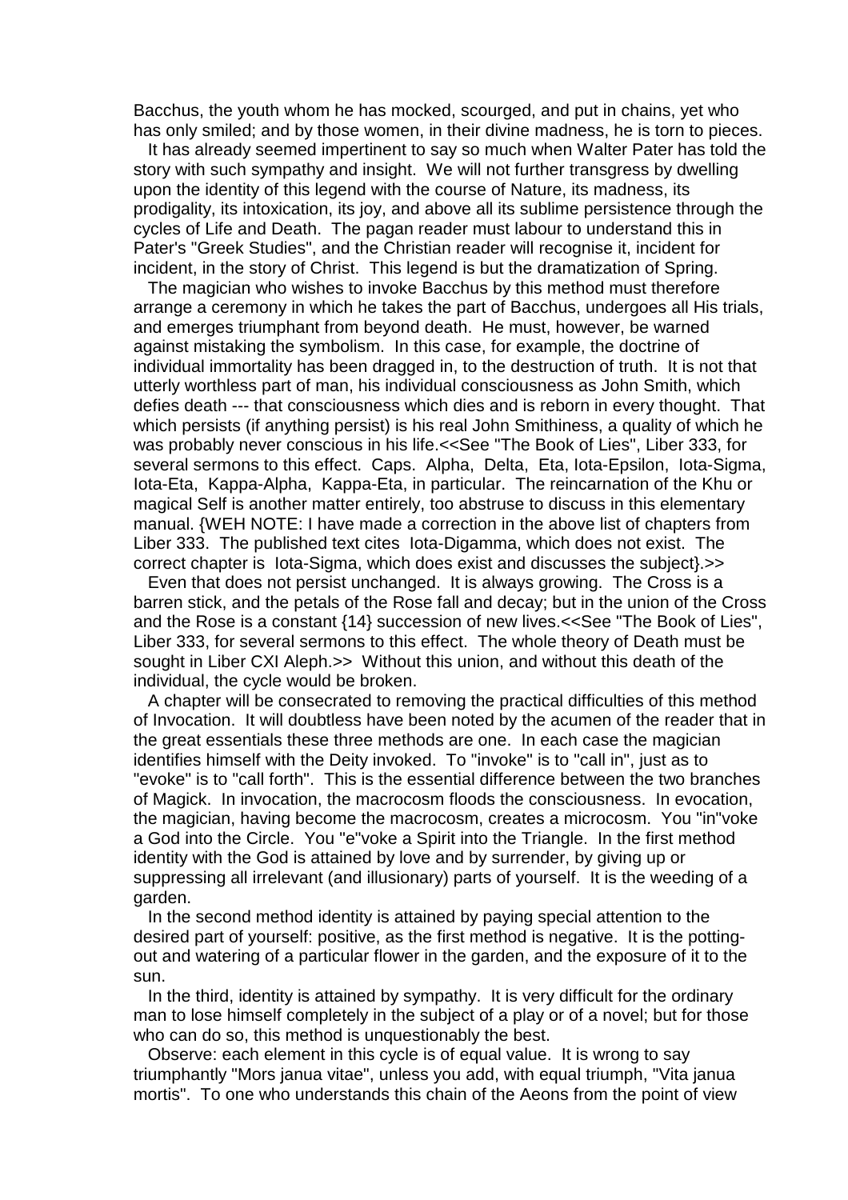Bacchus, the youth whom he has mocked, scourged, and put in chains, yet who has only smiled; and by those women, in their divine madness, he is torn to pieces.

It has already seemed impertinent to say so much when Walter Pater has told the story with such sympathy and insight. We will not further transgress by dwelling upon the identity of this legend with the course of Nature, its madness, its prodigality, its intoxication, its joy, and above all its sublime persistence through the cycles of Life and Death. The pagan reader must labour to understand this in Pater's "Greek Studies", and the Christian reader will recognise it, incident for incident, in the story of Christ. This legend is but the dramatization of Spring.

The magician who wishes to invoke Bacchus by this method must therefore arrange a ceremony in which he takes the part of Bacchus, undergoes all His trials, and emerges triumphant from beyond death. He must, however, be warned against mistaking the symbolism. In this case, for example, the doctrine of individual immortality has been dragged in, to the destruction of truth. It is not that utterly worthless part of man, his individual consciousness as John Smith, which defies death --- that consciousness which dies and is reborn in every thought. That which persists (if anything persist) is his real John Smithiness, a quality of which he was probably never conscious in his life.<<See "The Book of Lies", Liber 333, for several sermons to this effect. Caps. Alpha, Delta, Eta, Iota-Epsilon, Iota-Sigma, Iota-Eta, Kappa-Alpha, Kappa-Eta, in particular. The reincarnation of the Khu or magical Self is another matter entirely, too abstruse to discuss in this elementary manual. {WEH NOTE: I have made a correction in the above list of chapters from Liber 333. The published text cites Iota-Digamma, which does not exist. The correct chapter is Iota-Sigma, which does exist and discusses the subject}.>>

Even that does not persist unchanged. It is always growing. The Cross is a barren stick, and the petals of the Rose fall and decay; but in the union of the Cross and the Rose is a constant {14} succession of new lives.<<See "The Book of Lies", Liber 333, for several sermons to this effect. The whole theory of Death must be sought in Liber CXI Aleph.>> Without this union, and without this death of the individual, the cycle would be broken.

A chapter will be consecrated to removing the practical difficulties of this method of Invocation. It will doubtless have been noted by the acumen of the reader that in the great essentials these three methods are one. In each case the magician identifies himself with the Deity invoked. To "invoke" is to "call in", just as to "evoke" is to "call forth". This is the essential difference between the two branches of Magick. In invocation, the macrocosm floods the consciousness. In evocation, the magician, having become the macrocosm, creates a microcosm. You "in"voke a God into the Circle. You "e"voke a Spirit into the Triangle. In the first method identity with the God is attained by love and by surrender, by giving up or suppressing all irrelevant (and illusionary) parts of yourself. It is the weeding of a garden.

In the second method identity is attained by paying special attention to the desired part of yourself: positive, as the first method is negative. It is the potting-out and watering of a particular flower in the garden, and the exposure of it to the sun.

In the third, identity is attained by sympathy. It is very difficult for the ordinary man to lose himself completely in the subject of a play or of a novel; but for those who can do so, this method is unquestionably the best.

Observe: each element in this cycle is of equal value. It is wrong to say triumphantly "Mors janua vitae", unless you add, with equal triumph, "Vita janua mortis". To one who understands this chain of the Aeons from the point of view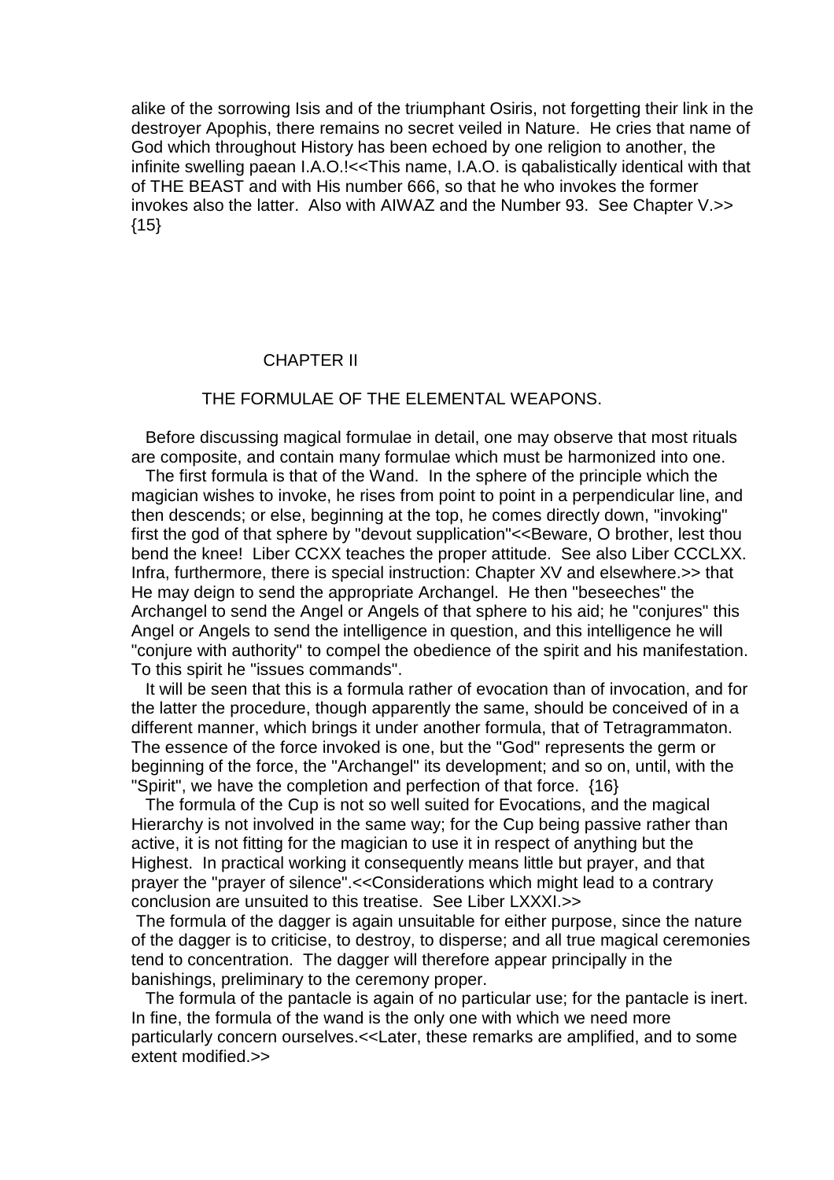alike of the sorrowing Isis and of the triumphant Osiris, not forgetting their link in the destroyer Apophis, there remains no secret veiled in Nature. He cries that name of God which throughout History has been echoed by one religion to another, the infinite swelling paean I.A.O.!<<This name, I.A.O. is qabalistically identical with that of THE BEAST and with His number 666, so that he who invokes the former invokes also the latter. Also with AIWAZ and the Number 93. See Chapter V.>> {15}

## CHAPTER II

### THE FORMULAE OF THE ELEMENTAL WEAPONS.

Before discussing magical formulae in detail, one may observe that most rituals are composite, and contain many formulae which must be harmonized into one.

The first formula is that of the Wand. In the sphere of the principle which the magician wishes to invoke, he rises from point to point in a perpendicular line, and then descends; or else, beginning at the top, he comes directly down, "invoking" first the god of that sphere by "devout supplication"<<Beware, O brother, lest thou bend the knee! Liber CCXX teaches the proper attitude. See also Liber CCCLXX. Infra, furthermore, there is special instruction: Chapter XV and elsewhere.>> that He may deign to send the appropriate Archangel. He then "beseeches" the Archangel to send the Angel or Angels of that sphere to his aid; he "conjures" this Angel or Angels to send the intelligence in question, and this intelligence he will "conjure with authority" to compel the obedience of the spirit and his manifestation. To this spirit he "issues commands".

It will be seen that this is a formula rather of evocation than of invocation, and for the latter the procedure, though apparently the same, should be conceived of in a different manner, which brings it under another formula, that of Tetragrammaton. The essence of the force invoked is one, but the "God" represents the germ or beginning of the force, the "Archangel" its development; and so on, until, with the "Spirit", we have the completion and perfection of that force. {16}

The formula of the Cup is not so well suited for Evocations, and the magical Hierarchy is not involved in the same way; for the Cup being passive rather than active, it is not fitting for the magician to use it in respect of anything but the Highest. In practical working it consequently means little but prayer, and that prayer the "prayer of silence".<<Considerations which might lead to a contrary conclusion are unsuited to this treatise. See Liber LXXXI.>>

The formula of the dagger is again unsuitable for either purpose, since the nature of the dagger is to criticise, to destroy, to disperse; and all true magical ceremonies tend to concentration. The dagger will therefore appear principally in the banishings, preliminary to the ceremony proper.

The formula of the pantacle is again of no particular use; for the pantacle is inert. In fine, the formula of the wand is the only one with which we need more particularly concern ourselves.<<Later, these remarks are amplified, and to some extent modified.>>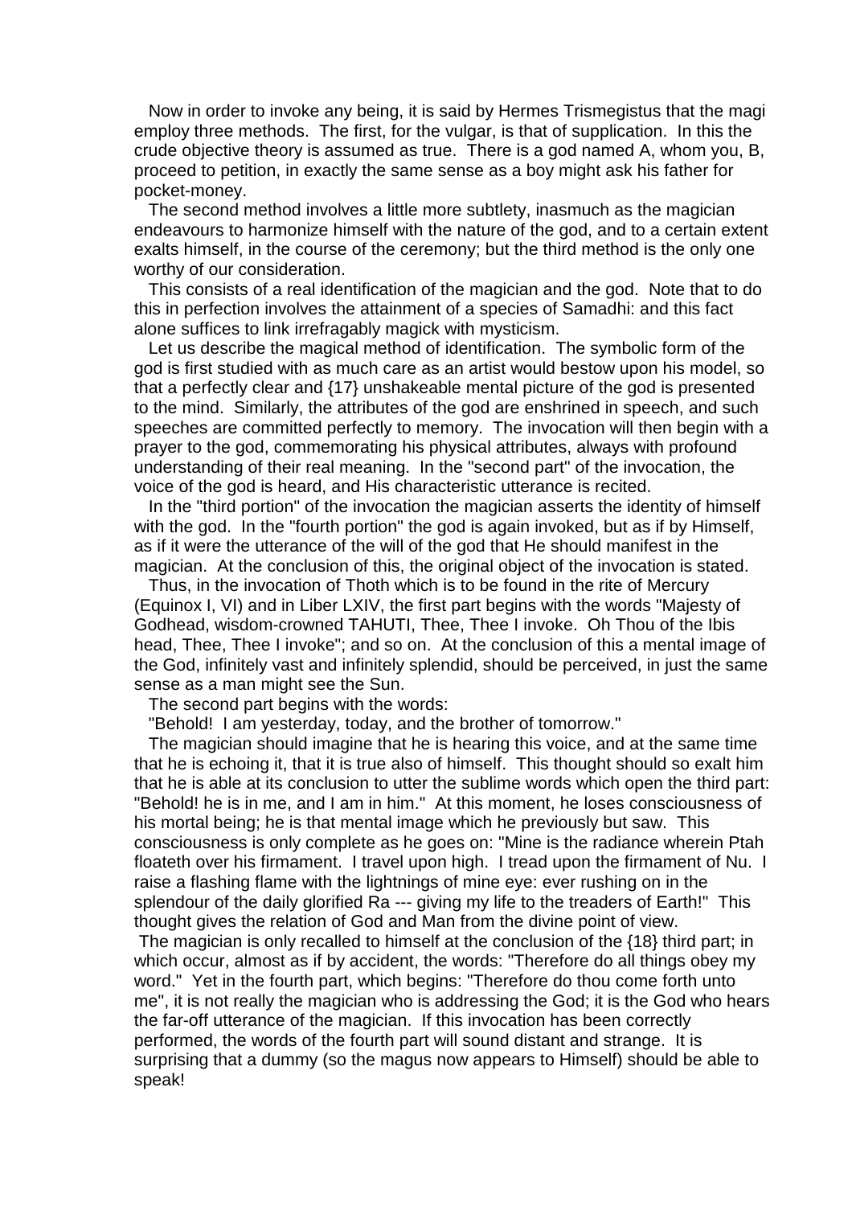Now in order to invoke any being, it is said by Hermes Trismegistus that the magi employ three methods. The first, for the vulgar, is that of supplication. In this the crude objective theory is assumed as true. There is a god named A, whom you, B, proceed to petition, in exactly the same sense as a boy might ask his father for pocket-money.

The second method involves a little more subtlety, inasmuch as the magician endeavours to harmonize himself with the nature of the god, and to a certain extent exalts himself, in the course of the ceremony; but the third method is the only one worthy of our consideration.

This consists of a real identification of the magician and the god. Note that to do this in perfection involves the attainment of a species of Samadhi: and this fact alone suffices to link irrefragably magick with mysticism.

Let us describe the magical method of identification. The symbolic form of the god is first studied with as much care as an artist would bestow upon his model, so that a perfectly clear and {17} unshakeable mental picture of the god is presented to the mind. Similarly, the attributes of the god are enshrined in speech, and such speeches are committed perfectly to memory. The invocation will then begin with a prayer to the god, commemorating his physical attributes, always with profound understanding of their real meaning. In the "second part" of the invocation, the voice of the god is heard, and His characteristic utterance is recited.

In the "third portion" of the invocation the magician asserts the identity of himself with the god. In the "fourth portion" the god is again invoked, but as if by Himself, as if it were the utterance of the will of the god that He should manifest in the magician. At the conclusion of this, the original object of the invocation is stated.

Thus, in the invocation of Thoth which is to be found in the rite of Mercury (Equinox I, VI) and in Liber LXIV, the first part begins with the words "Majesty of Godhead, wisdom-crowned TAHUTI, Thee, Thee I invoke. Oh Thou of the Ibis head, Thee, Thee I invoke"; and so on. At the conclusion of this a mental image of the God, infinitely vast and infinitely splendid, should be perceived, in just the same sense as a man might see the Sun.

The second part begins with the words:

"Behold! I am yesterday, today, and the brother of tomorrow."

The magician should imagine that he is hearing this voice, and at the same time that he is echoing it, that it is true also of himself. This thought should so exalt him that he is able at its conclusion to utter the sublime words which open the third part: "Behold! he is in me, and I am in him." At this moment, he loses consciousness of his mortal being; he is that mental image which he previously but saw. This consciousness is only complete as he goes on: "Mine is the radiance wherein Ptah floateth over his firmament. I travel upon high. I tread upon the firmament of Nu. I raise a flashing flame with the lightnings of mine eye: ever rushing on in the splendour of the daily glorified Ra --- giving my life to the treaders of Earth!" This thought gives the relation of God and Man from the divine point of view.

The magician is only recalled to himself at the conclusion of the {18} third part; in which occur, almost as if by accident, the words: "Therefore do all things obey my word." Yet in the fourth part, which begins: "Therefore do thou come forth unto me", it is not really the magician who is addressing the God; it is the God who hears the far-off utterance of the magician. If this invocation has been correctly performed, the words of the fourth part will sound distant and strange. It is surprising that a dummy (so the magus now appears to Himself) should be able to speak!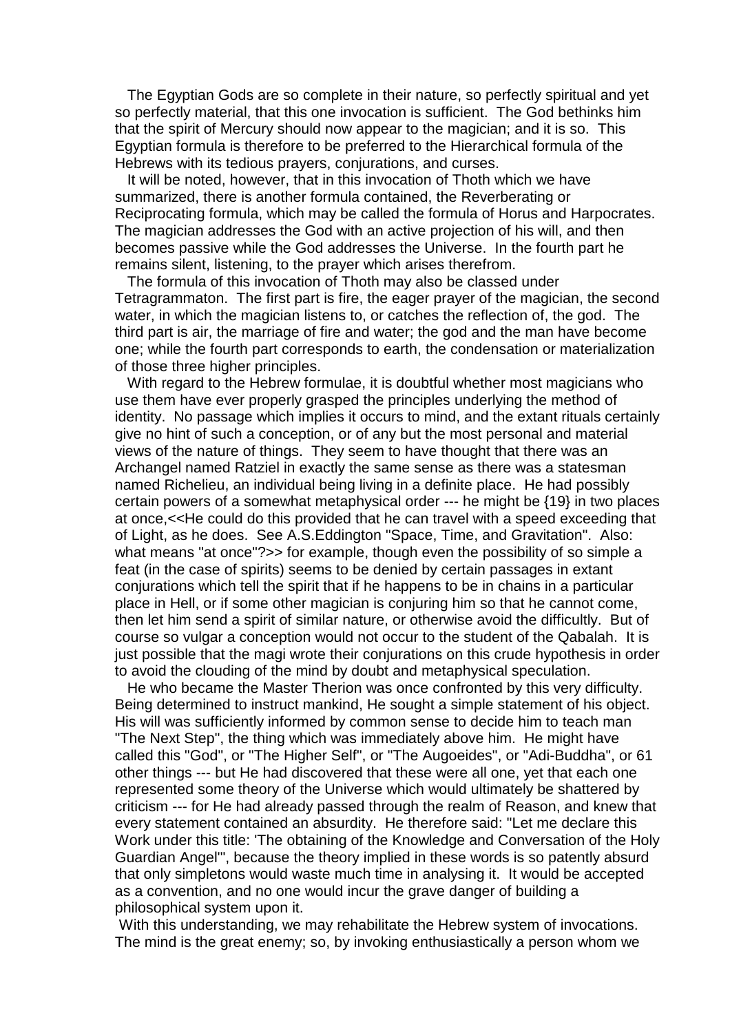The Egyptian Gods are so complete in their nature, so perfectly spiritual and yet so perfectly material, that this one invocation is sufficient. The God bethinks him that the spirit of Mercury should now appear to the magician; and it is so. This Egyptian formula is therefore to be preferred to the Hierarchical formula of the Hebrews with its tedious prayers, conjurations, and curses.

It will be noted, however, that in this invocation of Thoth which we have summarized, there is another formula contained, the Reverberating or Reciprocating formula, which may be called the formula of Horus and Harpocrates. The magician addresses the God with an active projection of his will, and then becomes passive while the God addresses the Universe. In the fourth part he remains silent, listening, to the prayer which arises therefrom.

The formula of this invocation of Thoth may also be classed under Tetragrammaton. The first part is fire, the eager prayer of the magician, the second water, in which the magician listens to, or catches the reflection of, the god. The third part is air, the marriage of fire and water; the god and the man have become one; while the fourth part corresponds to earth, the condensation or materialization of those three higher principles.

With regard to the Hebrew formulae, it is doubtful whether most magicians who use them have ever properly grasped the principles underlying the method of identity. No passage which implies it occurs to mind, and the extant rituals certainly give no hint of such a conception, or of any but the most personal and material views of the nature of things. They seem to have thought that there was an Archangel named Ratziel in exactly the same sense as there was a statesman named Richelieu, an individual being living in a definite place. He had possibly certain powers of a somewhat metaphysical order --- he might be {19} in two places at once,<<He could do this provided that he can travel with a speed exceeding that of Light, as he does. See A.S.Eddington "Space, Time, and Gravitation". Also: what means "at once"?>> for example, though even the possibility of so simple a feat (in the case of spirits) seems to be denied by certain passages in extant conjurations which tell the spirit that if he happens to be in chains in a particular place in Hell, or if some other magician is conjuring him so that he cannot come, then let him send a spirit of similar nature, or otherwise avoid the difficultly. But of course so vulgar a conception would not occur to the student of the Qabalah. It is just possible that the magi wrote their conjurations on this crude hypothesis in order to avoid the clouding of the mind by doubt and metaphysical speculation.

He who became the Master Therion was once confronted by this very difficulty. Being determined to instruct mankind, He sought a simple statement of his object. His will was sufficiently informed by common sense to decide him to teach man "The Next Step", the thing which was immediately above him. He might have called this "God", or "The Higher Self", or "The Augoeides", or "Adi-Buddha", or 61 other things --- but He had discovered that these were all one, yet that each one represented some theory of the Universe which would ultimately be shattered by criticism --- for He had already passed through the realm of Reason, and knew that every statement contained an absurdity. He therefore said: "Let me declare this Work under this title: 'The obtaining of the Knowledge and Conversation of the Holy Guardian Angel'", because the theory implied in these words is so patently absurd that only simpletons would waste much time in analysing it. It would be accepted as a convention, and no one would incur the grave danger of building a philosophical system upon it.

With this understanding, we may rehabilitate the Hebrew system of invocations. The mind is the great enemy; so, by invoking enthusiastically a person whom we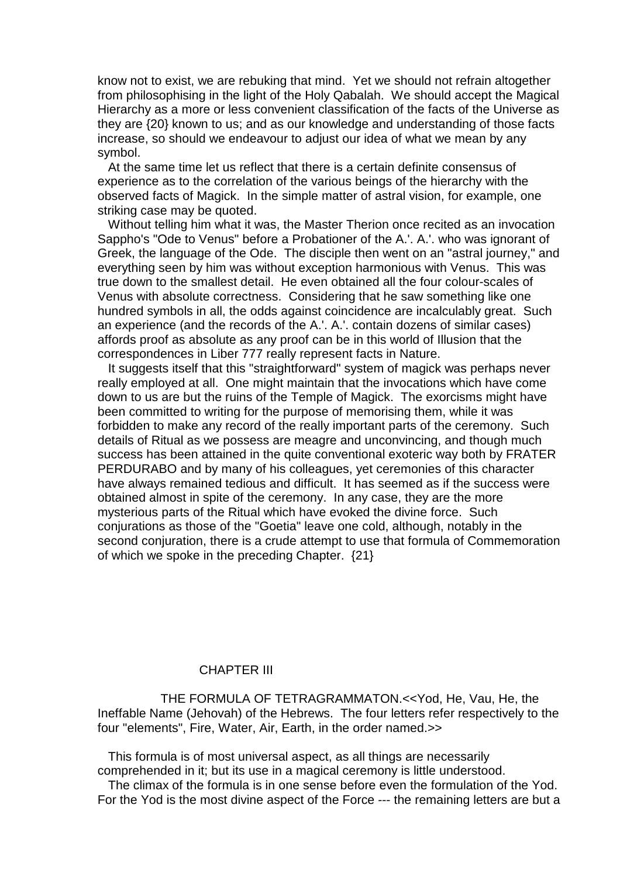know not to exist, we are rebuking that mind. Yet we should not refrain altogether from philosophising in the light of the Holy Qabalah. We should accept the Magical Hierarchy as a more or less convenient classification of the facts of the Universe as they are {20} known to us; and as our knowledge and understanding of those facts increase, so should we endeavour to adjust our idea of what we mean by any symbol.

At the same time let us reflect that there is a certain definite consensus of experience as to the correlation of the various beings of the hierarchy with the observed facts of Magick. In the simple matter of astral vision, for example, one striking case may be quoted.

Without telling him what it was, the Master Therion once recited as an invocation Sappho's "Ode to Venus" before a Probationer of the A.'. A.'. who was ignorant of Greek, the language of the Ode. The disciple then went on an "astral journey," and everything seen by him was without exception harmonious with Venus. This was true down to the smallest detail. He even obtained all the four colour-scales of Venus with absolute correctness. Considering that he saw something like one hundred symbols in all, the odds against coincidence are incalculably great. Such an experience (and the records of the A.'. A.'. contain dozens of similar cases) affords proof as absolute as any proof can be in this world of Illusion that the correspondences in Liber 777 really represent facts in Nature.

It suggests itself that this "straightforward" system of magick was perhaps never really employed at all. One might maintain that the invocations which have come down to us are but the ruins of the Temple of Magick. The exorcisms might have been committed to writing for the purpose of memorising them, while it was forbidden to make any record of the really important parts of the ceremony. Such details of Ritual as we possess are meagre and unconvincing, and though much success has been attained in the quite conventional exoteric way both by FRATER PERDURABO and by many of his colleagues, yet ceremonies of this character have always remained tedious and difficult. It has seemed as if the success were obtained almost in spite of the ceremony. In any case, they are the more mysterious parts of the Ritual which have evoked the divine force. Such conjurations as those of the "Goetia" leave one cold, although, notably in the second conjuration, there is a crude attempt to use that formula of Commemoration of which we spoke in the preceding Chapter. {21}

## CHAPTER III

### THE FORMULA OF TETRAGRAMMATON.<<Yod, He, Vau, He, the Ineffable Name (Jehovah) of the Hebrews. The four letters refer respectively to the four "elements", Fire, Water, Air, Earth, in the order named.>>

This formula is of most universal aspect, as all things are necessarily comprehended in it; but its use in a magical ceremony is little understood.

The climax of the formula is in one sense before even the formulation of the Yod. For the Yod is the most divine aspect of the Force --- the remaining letters are but a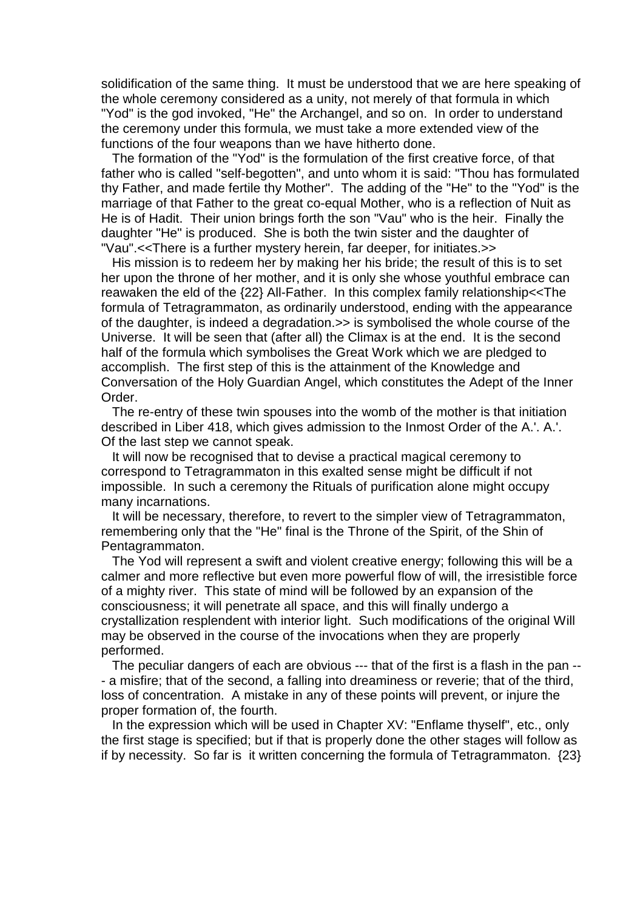solidification of the same thing. It must be understood that we are here speaking of the whole ceremony considered as a unity, not merely of that formula in which "Yod" is the god invoked, "He" the Archangel, and so on. In order to understand the ceremony under this formula, we must take a more extended view of the functions of the four weapons than we have hitherto done.

The formation of the "Yod" is the formulation of the first creative force, of that father who is called "self-begotten", and unto whom it is said: "Thou has formulated thy Father, and made fertile thy Mother". The adding of the "He" to the "Yod" is the marriage of that Father to the great co-equal Mother, who is a reflection of Nuit as He is of Hadit. Their union brings forth the son "Vau" who is the heir. Finally the daughter "He" is produced. She is both the twin sister and the daughter of "Vau".<<There is a further mystery herein, far deeper, for initiates.>>

His mission is to redeem her by making her his bride; the result of this is to set her upon the throne of her mother, and it is only she whose youthful embrace can reawaken the eld of the {22} All-Father. In this complex family relationship<<The formula of Tetragrammaton, as ordinarily understood, ending with the appearance of the daughter, is indeed a degradation.>> is symbolised the whole course of the Universe. It will be seen that (after all) the Climax is at the end. It is the second half of the formula which symbolises the Great Work which we are pledged to accomplish. The first step of this is the attainment of the Knowledge and Conversation of the Holy Guardian Angel, which constitutes the Adept of the Inner Order.

The re-entry of these twin spouses into the womb of the mother is that initiation described in Liber 418, which gives admission to the Inmost Order of the A.'. A.'. Of the last step we cannot speak.

It will now be recognised that to devise a practical magical ceremony to correspond to Tetragrammaton in this exalted sense might be difficult if not impossible. In such a ceremony the Rituals of purification alone might occupy many incarnations.

It will be necessary, therefore, to revert to the simpler view of Tetragrammaton, remembering only that the "He" final is the Throne of the Spirit, of the Shin of Pentagrammaton.

The Yod will represent a swift and violent creative energy; following this will be a calmer and more reflective but even more powerful flow of will, the irresistible force of a mighty river. This state of mind will be followed by an expansion of the consciousness; it will penetrate all space, and this will finally undergo a crystallization resplendent with interior light. Such modifications of the original Will may be observed in the course of the invocations when they are properly performed.

The peculiar dangers of each are obvious --- that of the first is a flash in the pan --- a misfire; that of the second, a falling into dreaminess or reverie; that of the third, loss of concentration. A mistake in any of these points will prevent, or injure the proper formation of, the fourth.

In the expression which will be used in Chapter XV: "Enflame thyself", etc., only the first stage is specified; but if that is properly done the other stages will follow as if by necessity. So far is it written concerning the formula of Tetragrammaton. {23}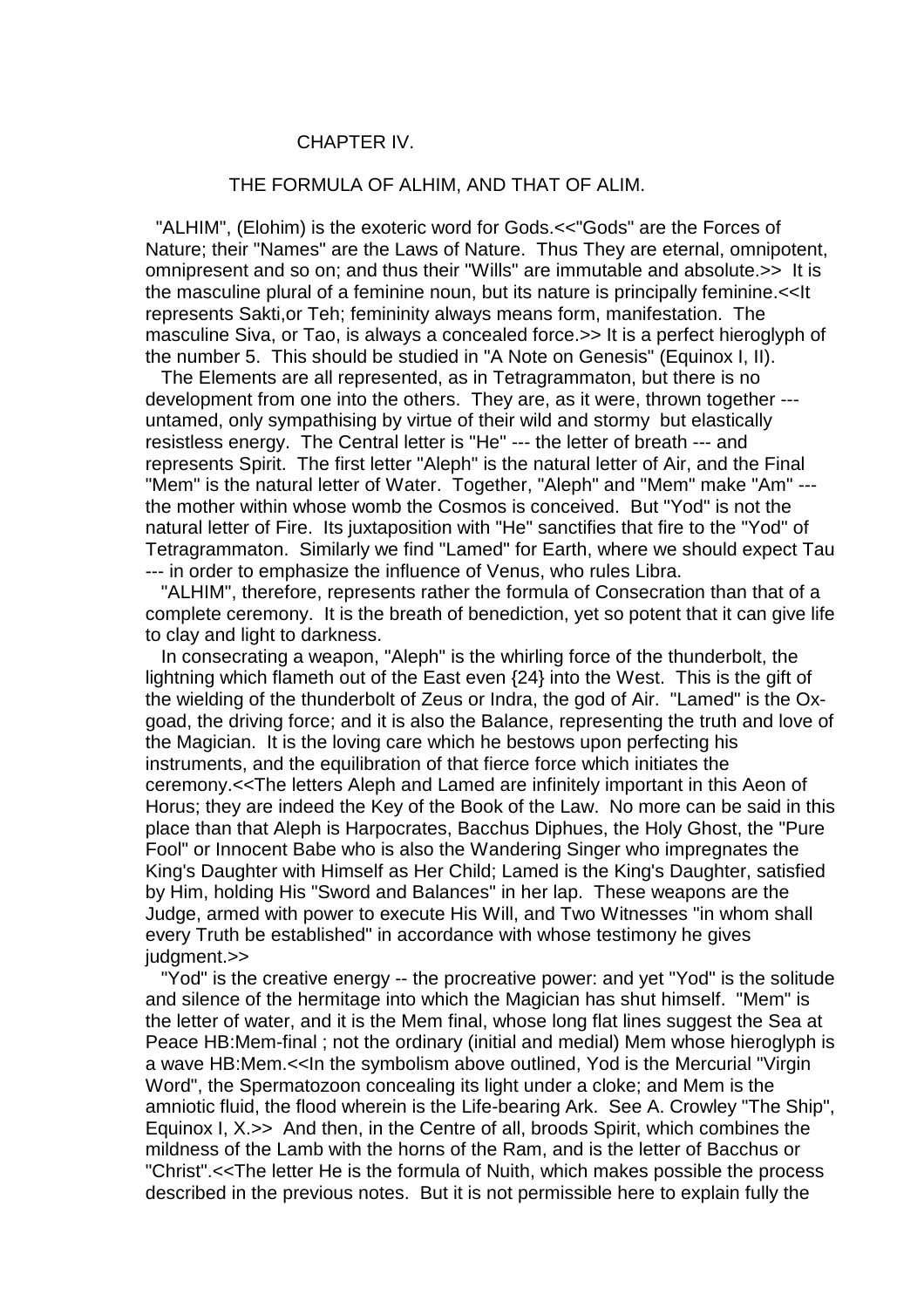## CHAPTER IV.

### THE FORMULA OF ALHIM, AND THAT OF ALIM.

"ALHIM", (Elohim) is the exoteric word for Gods.<<"Gods" are the Forces of Nature; their "Names" are the Laws of Nature. Thus They are eternal, omnipotent, omnipresent and so on; and thus their "Wills" are immutable and absolute.>> It is the masculine plural of a feminine noun, but its nature is principally feminine.<<It represents Sakti,or Teh; femininity always means form, manifestation. The masculine Siva, or Tao, is always a concealed force.>> It is a perfect hieroglyph of the number 5. This should be studied in "A Note on Genesis" (Equinox I, II).

The Elements are all represented, as in Tetragrammaton, but there is no development from one into the others. They are, as it were, thrown together --- untamed, only sympathising by virtue of their wild and stormy but elastically resistless energy. The Central letter is "He" --- the letter of breath --- and represents Spirit. The first letter "Aleph" is the natural letter of Air, and the Final "Mem" is the natural letter of Water. Together, "Aleph" and "Mem" make "Am" --- the mother within whose womb the Cosmos is conceived. But "Yod" is not the natural letter of Fire. Its juxtaposition with "He" sanctifies that fire to the "Yod" of Tetragrammaton. Similarly we find "Lamed" for Earth, where we should expect Tau --- in order to emphasize the influence of Venus, who rules Libra.

"ALHIM", therefore, represents rather the formula of Consecration than that of a complete ceremony. It is the breath of benediction, yet so potent that it can give life to clay and light to darkness.

In consecrating a weapon, "Aleph" is the whirling force of the thunderbolt, the lightning which flameth out of the East even {24} into the West. This is the gift of the wielding of the thunderbolt of Zeus or Indra, the god of Air. "Lamed" is the Ox-goad, the driving force; and it is also the Balance, representing the truth and love of the Magician. It is the loving care which he bestows upon perfecting his instruments, and the equilibration of that fierce force which initiates the ceremony.<<The letters Aleph and Lamed are infinitely important in this Aeon of Horus; they are indeed the Key of the Book of the Law. No more can be said in this place than that Aleph is Harpocrates, Bacchus Diphues, the Holy Ghost, the "Pure Fool" or Innocent Babe who is also the Wandering Singer who impregnates the King's Daughter with Himself as Her Child; Lamed is the King's Daughter, satisfied by Him, holding His "Sword and Balances" in her lap. These weapons are the Judge, armed with power to execute His Will, and Two Witnesses "in whom shall every Truth be established" in accordance with whose testimony he gives judgment.>>

"Yod" is the creative energy -- the procreative power: and yet "Yod" is the solitude and silence of the hermitage into which the Magician has shut himself. "Mem" is the letter of water, and it is the Mem final, whose long flat lines suggest the Sea at Peace HB:Mem-final ; not the ordinary (initial and medial) Mem whose hieroglyph is a wave HB:Mem.<<In the symbolism above outlined, Yod is the Mercurial "Virgin Word", the Spermatozoon concealing its light under a cloke; and Mem is the amniotic fluid, the flood wherein is the Life-bearing Ark. See A. Crowley "The Ship", Equinox I, X.>> And then, in the Centre of all, broods Spirit, which combines the mildness of the Lamb with the horns of the Ram, and is the letter of Bacchus or "Christ".<<The letter He is the formula of Nuith, which makes possible the process described in the previous notes. But it is not permissible here to explain fully the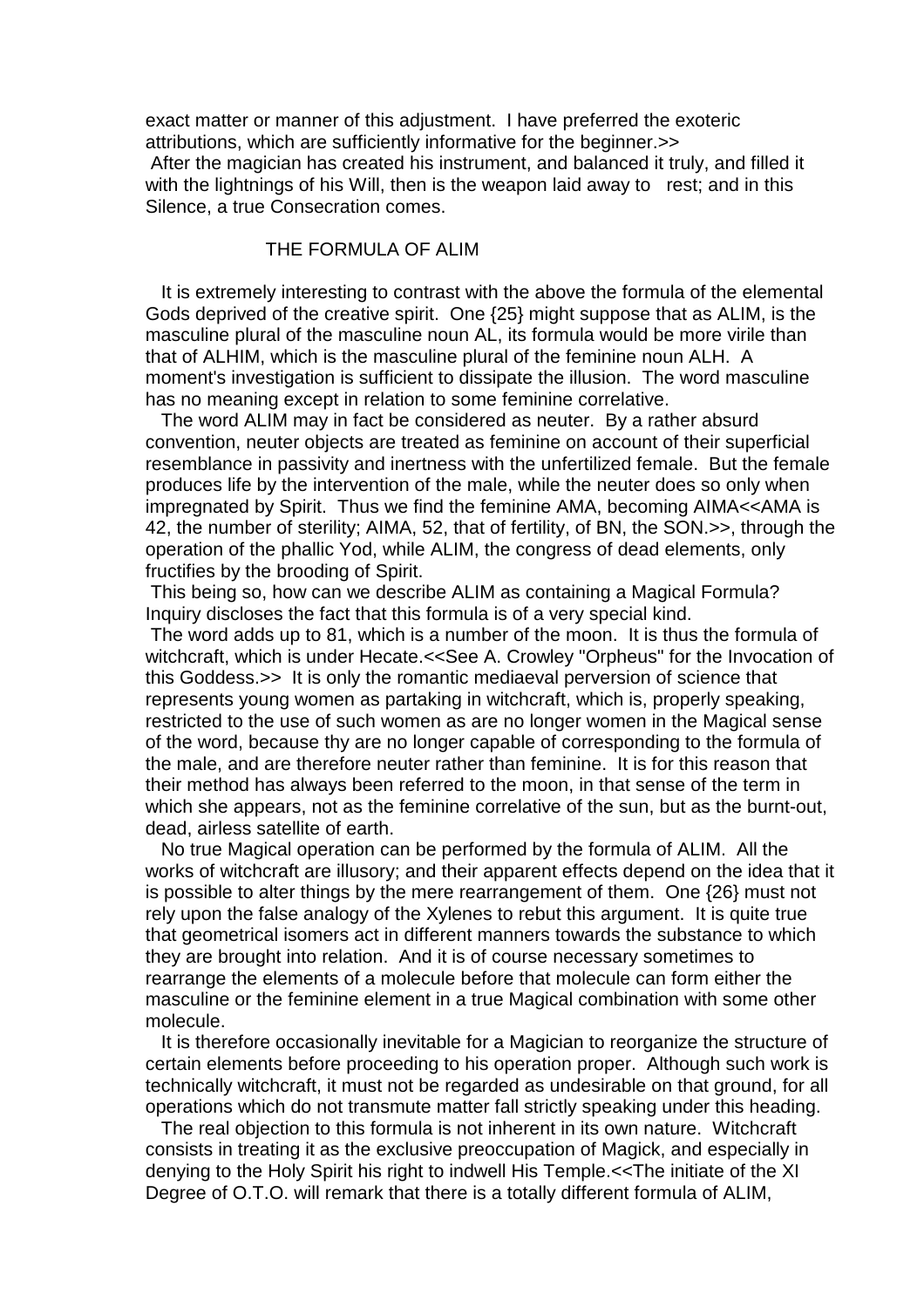exact matter or manner of this adjustment. I have preferred the exoteric attributions, which are sufficiently informative for the beginner.>>

After the magician has created his instrument, and balanced it truly, and filled it with the lightnings of his Will, then is the weapon laid away to rest; and in this Silence, a true Consecration comes.

## THE FORMULA OF ALIM

It is extremely interesting to contrast with the above the formula of the elemental Gods deprived of the creative spirit. One {25} might suppose that as ALIM, is the masculine plural of the masculine noun AL, its formula would be more virile than that of ALHIM, which is the masculine plural of the feminine noun ALH. A moment's investigation is sufficient to dissipate the illusion. The word masculine has no meaning except in relation to some feminine correlative.

The word ALIM may in fact be considered as neuter. By a rather absurd convention, neuter objects are treated as feminine on account of their superficial resemblance in passivity and inertness with the unfertilized female. But the female produces life by the intervention of the male, while the neuter does so only when impregnated by Spirit. Thus we find the feminine AMA, becoming AIMA<<AMA is 42, the number of sterility; AIMA, 52, that of fertility, of BN, the SON.>>, through the operation of the phallic Yod, while ALIM, the congress of dead elements, only fructifies by the brooding of Spirit.

This being so, how can we describe ALIM as containing a Magical Formula? Inquiry discloses the fact that this formula is of a very special kind.

The word adds up to 81, which is a number of the moon. It is thus the formula of witchcraft, which is under Hecate.<<See A. Crowley "Orpheus" for the Invocation of this Goddess.>> It is only the romantic mediaeval perversion of science that represents young women as partaking in witchcraft, which is, properly speaking, restricted to the use of such women as are no longer women in the Magical sense of the word, because thy are no longer capable of corresponding to the formula of the male, and are therefore neuter rather than feminine. It is for this reason that their method has always been referred to the moon, in that sense of the term in which she appears, not as the feminine correlative of the sun, but as the burnt-out, dead, airless satellite of earth.

No true Magical operation can be performed by the formula of ALIM. All the works of witchcraft are illusory; and their apparent effects depend on the idea that it is possible to alter things by the mere rearrangement of them. One {26} must not rely upon the false analogy of the Xylenes to rebut this argument. It is quite true that geometrical isomers act in different manners towards the substance to which they are brought into relation. And it is of course necessary sometimes to rearrange the elements of a molecule before that molecule can form either the masculine or the feminine element in a true Magical combination with some other molecule.

It is therefore occasionally inevitable for a Magician to reorganize the structure of certain elements before proceeding to his operation proper. Although such work is technically witchcraft, it must not be regarded as undesirable on that ground, for all operations which do not transmute matter fall strictly speaking under this heading.

The real objection to this formula is not inherent in its own nature. Witchcraft consists in treating it as the exclusive preoccupation of Magick, and especially in denying to the Holy Spirit his right to indwell His Temple.<<The initiate of the XI Degree of O.T.O. will remark that there is a totally different formula of ALIM,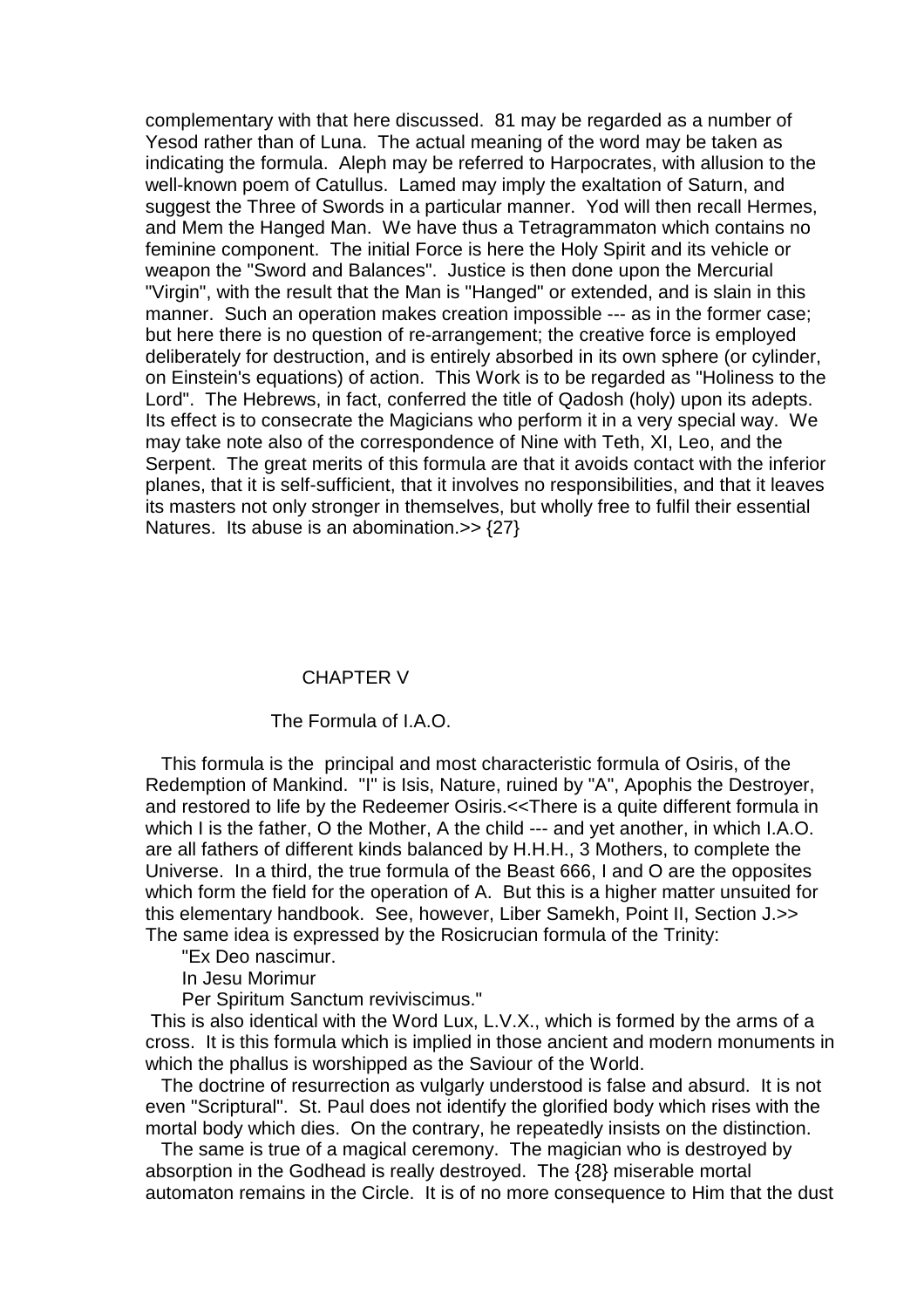complementary with that here discussed. 81 may be regarded as a number of Yesod rather than of Luna. The actual meaning of the word may be taken as indicating the formula. Aleph may be referred to Harpocrates, with allusion to the well-known poem of Catullus. Lamed may imply the exaltation of Saturn, and suggest the Three of Swords in a particular manner. Yod will then recall Hermes, and Mem the Hanged Man. We have thus a Tetragrammaton which contains no feminine component. The initial Force is here the Holy Spirit and its vehicle or weapon the "Sword and Balances". Justice is then done upon the Mercurial "Virgin", with the result that the Man is "Hanged" or extended, and is slain in this manner. Such an operation makes creation impossible --- as in the former case; but here there is no question of re-arrangement; the creative force is employed deliberately for destruction, and is entirely absorbed in its own sphere (or cylinder, on Einstein's equations) of action. This Work is to be regarded as "Holiness to the Lord". The Hebrews, in fact, conferred the title of Qadosh (holy) upon its adepts. Its effect is to consecrate the Magicians who perform it in a very special way. We may take note also of the correspondence of Nine with Teth, XI, Leo, and the Serpent. The great merits of this formula are that it avoids contact with the inferior planes, that it is self-sufficient, that it involves no responsibilities, and that it leaves its masters not only stronger in themselves, but wholly free to fulfil their essential Natures. Its abuse is an abomination.>> {27}

## CHAPTER V

### The Formula of I.A.O.

This formula is the principal and most characteristic formula of Osiris, of the Redemption of Mankind. "I" is Isis, Nature, ruined by "A", Apophis the Destroyer, and restored to life by the Redeemer Osiris.<<There is a quite different formula in which I is the father, O the Mother, A the child --- and yet another, in which I.A.O. are all fathers of different kinds balanced by H.H.H., 3 Mothers, to complete the Universe. In a third, the true formula of the Beast 666, I and O are the opposites which form the field for the operation of A. But this is a higher matter unsuited for this elementary handbook. See, however, Liber Samekh, Point II, Section J.>> The same idea is expressed by the Rosicrucian formula of the Trinity:

"Ex Deo nascimur.
In Jesu Morimur
Per Spiritum Sanctum reviviscimus."

This is also identical with the Word Lux, L.V.X., which is formed by the arms of a cross. It is this formula which is implied in those ancient and modern monuments in which the phallus is worshipped as the Saviour of the World.

The doctrine of resurrection as vulgarly understood is false and absurd. It is not even "Scriptural". St. Paul does not identify the glorified body which rises with the mortal body which dies. On the contrary, he repeatedly insists on the distinction.

The same is true of a magical ceremony. The magician who is destroyed by absorption in the Godhead is really destroyed. The {28} miserable mortal automaton remains in the Circle. It is of no more consequence to Him that the dust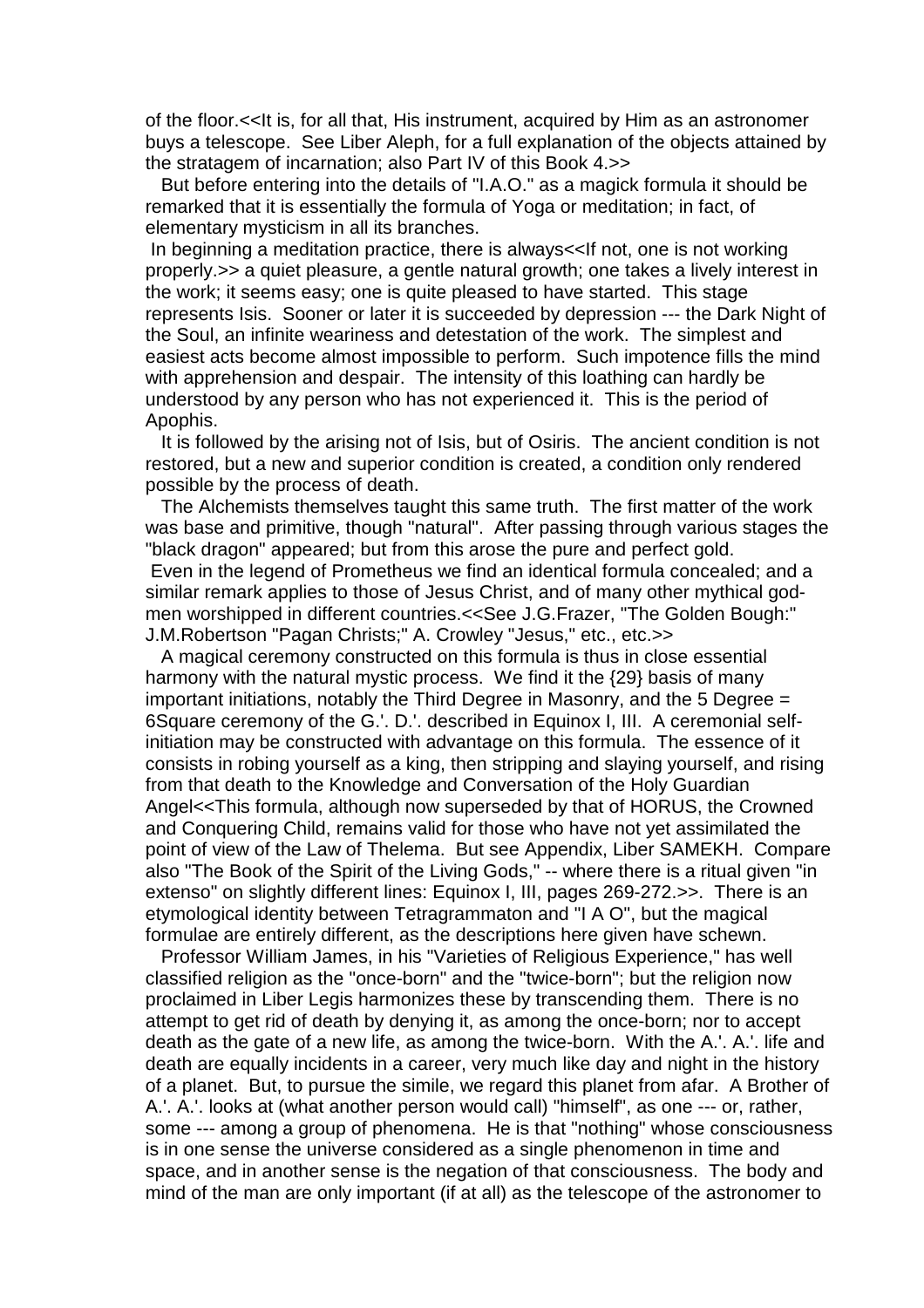of the floor.<<It is, for all that, His instrument, acquired by Him as an astronomer buys a telescope. See Liber Aleph, for a full explanation of the objects attained by the stratagem of incarnation; also Part IV of this Book 4.>>

But before entering into the details of "I.A.O." as a magick formula it should be remarked that it is essentially the formula of Yoga or meditation; in fact, of elementary mysticism in all its branches.

In beginning a meditation practice, there is always<<If not, one is not working properly.>> a quiet pleasure, a gentle natural growth; one takes a lively interest in the work; it seems easy; one is quite pleased to have started. This stage represents Isis. Sooner or later it is succeeded by depression --- the Dark Night of the Soul, an infinite weariness and detestation of the work. The simplest and easiest acts become almost impossible to perform. Such impotence fills the mind with apprehension and despair. The intensity of this loathing can hardly be understood by any person who has not experienced it. This is the period of Apophis.

It is followed by the arising not of Isis, but of Osiris. The ancient condition is not restored, but a new and superior condition is created, a condition only rendered possible by the process of death.

The Alchemists themselves taught this same truth. The first matter of the work was base and primitive, though "natural". After passing through various stages the "black dragon" appeared; but from this arose the pure and perfect gold.

Even in the legend of Prometheus we find an identical formula concealed; and a similar remark applies to those of Jesus Christ, and of many other mythical god-men worshipped in different countries.<<See J.G.Frazer, "The Golden Bough:" J.M.Robertson "Pagan Christs;" A. Crowley "Jesus," etc., etc.>>

A magical ceremony constructed on this formula is thus in close essential harmony with the natural mystic process. We find it the {29} basis of many important initiations, notably the Third Degree in Masonry, and the 5 Degree = 6Square ceremony of the G.'. D.'. described in Equinox I, III. A ceremonial self-initiation may be constructed with advantage on this formula. The essence of it consists in robing yourself as a king, then stripping and slaying yourself, and rising from that death to the Knowledge and Conversation of the Holy Guardian Angel<<This formula, although now superseded by that of HORUS, the Crowned and Conquering Child, remains valid for those who have not yet assimilated the point of view of the Law of Thelema. But see Appendix, Liber SAMEKH. Compare also "The Book of the Spirit of the Living Gods," -- where there is a ritual given "in extenso" on slightly different lines: Equinox I, III, pages 269-272.>>. There is an etymological identity between Tetragrammaton and "I A O", but the magical formulae are entirely different, as the descriptions here given have schewn.

Professor William James, in his "Varieties of Religious Experience," has well classified religion as the "once-born" and the "twice-born"; but the religion now proclaimed in Liber Legis harmonizes these by transcending them. There is no attempt to get rid of death by denying it, as among the once-born; nor to accept death as the gate of a new life, as among the twice-born. With the A.'. A.'. life and death are equally incidents in a career, very much like day and night in the history of a planet. But, to pursue the simile, we regard this planet from afar. A Brother of A.'. A.'. looks at (what another person would call) "himself", as one --- or, rather, some --- among a group of phenomena. He is that "nothing" whose consciousness is in one sense the universe considered as a single phenomenon in time and space, and in another sense is the negation of that consciousness. The body and mind of the man are only important (if at all) as the telescope of the astronomer to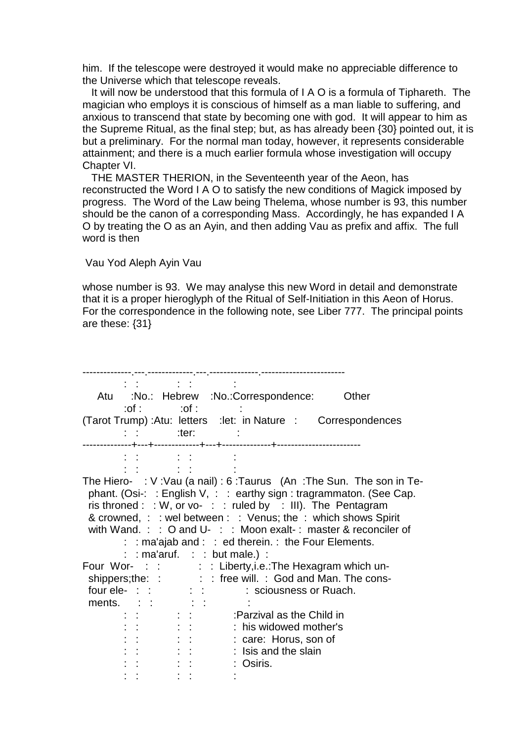him. If the telescope were destroyed it would make no appreciable difference to the Universe which that telescope reveals.

It will now be understood that this formula of I A O is a formula of Tiphareth. The magician who employs it is conscious of himself as a man liable to suffering, and anxious to transcend that state by becoming one with god. It will appear to him as the Supreme Ritual, as the final step; but, as has already been {30} pointed out, it is but a preliminary. For the normal man today, however, it represents considerable attainment; and there is a much earlier formula whose investigation will occupy Chapter VI.

THE MASTER THERION, in the Seventeenth year of the Aeon, has reconstructed the Word I A O to satisfy the new conditions of Magick imposed by progress. The Word of the Law being Thelema, whose number is 93, this number should be the canon of a corresponding Mass. Accordingly, he has expanded I A O by treating the O as an Ayin, and then adding Vau as prefix and affix. The full word is then

Vau Yod Aleph Ayin Vau

whose number is 93. We may analyse this new Word in detail and demonstrate that it is a proper hieroglyph of the Ritual of Self-Initiation in this Aeon of Horus. For the correspondence in the following note, see Liber 777. The principal points are these: {31}

| Atu (Tarot Trump) | No. of Atu | Hebrew letters | No. of letter | Correspondence in Nature | Other Correspondences |
|---|---|---|---|---|---|
| The Hierophant. (Osiris throned & crowned, with Wand. | V | Vau (a nail) English V, W, or vowel between O and U- ma'ajab and ma'aruf. | 6 | Taurus (An earthy sign ruled by Venus; the Moon exalted therein, but male.) | The Sun. The son in Tetragrammaton. (See Cap. III). The Pentagram which shows Spirit master & reconciler of the Four Elements. |
| Four Worshippers; the four elements. | | | | Liberty, i.e.: free will. | The Hexagram which unGod and Man. The consciousness or Ruach. |
| | | | | | Parzival as the Child in his widowed mother's care: Horus, son of Isis and the slain Osiris. |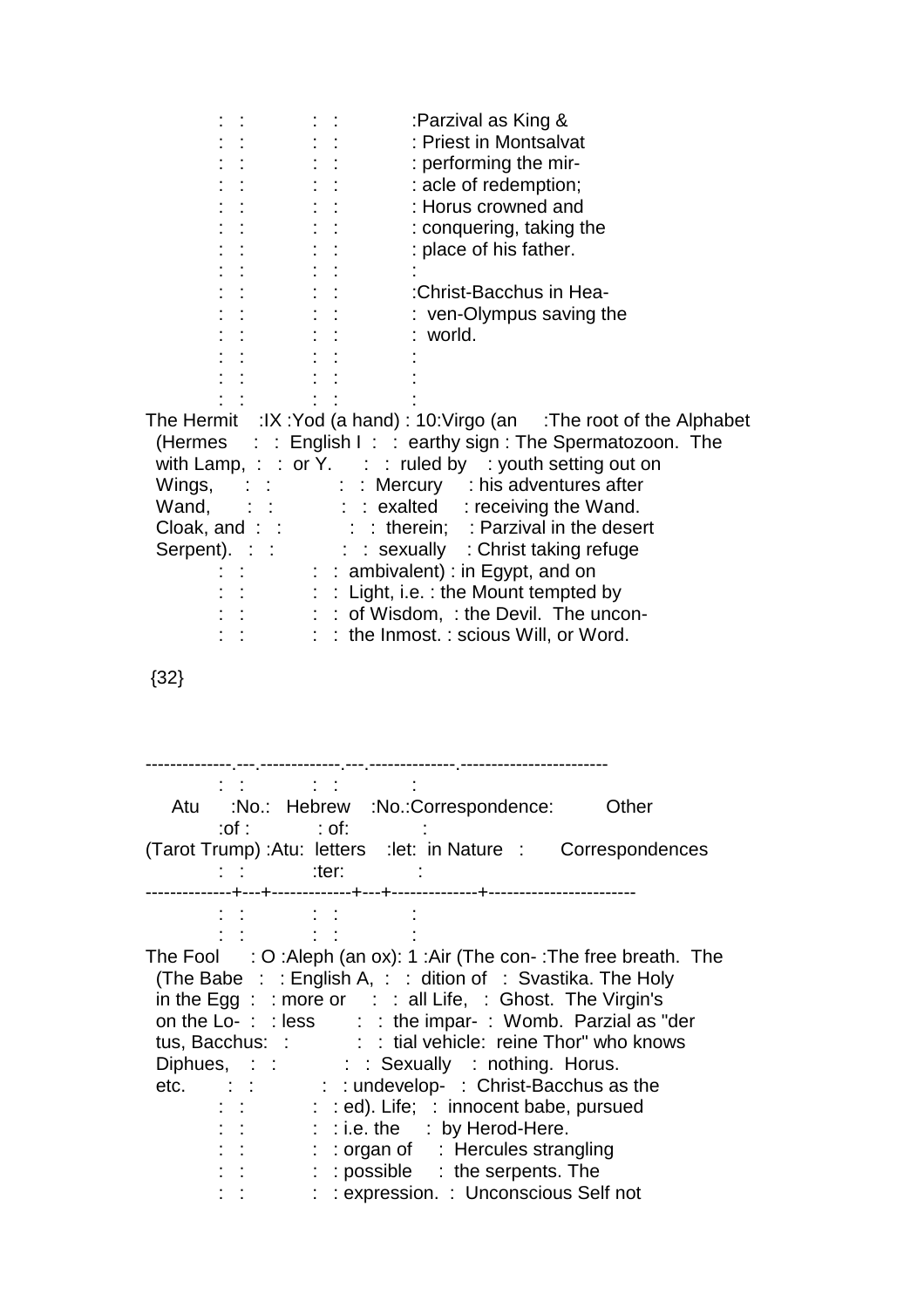| Atu (Tarot Trump) | No. of Atu | Hebrew letters | No. of letter | Correspondence in Nature | Other Correspondences |
|---|---|---|---|---|---|
| | | | | | Parzival as King & Priest in Montsalvat performing the miracle of redemption; Horus crowned and conquering, taking the place of his father. Christ-Bacchus in Heaven-Olympus saving the world. |
| The Hermit (Hermes with Lamp, Wings, Wand, Cloak, and Serpent). | IX | Yod (a hand) English I or Y. | 10 | Virgo (an earthy sign ruled by Mercury exalted therein; sexually ambivalent) Light, i.e. of Wisdom, the Inmost. | The root of the Alphabet The Spermatozoon. The youth setting out on his adventures after receiving the Wand. Parzival in the desert Christ taking refuge in Egypt, and on the Mount tempted by the Devil. The unconscious Will, or Word. |

{32}

| Atu (Tarot Trump) | No. of Atu | Hebrew letters | No. of letter | Correspondence in Nature | Other Correspondences |
|---|---|---|---|---|---|
| The Fool (The Babe in the Egg on the Lotus, Bacchus Diphues, etc. | O | Aleph (an ox) English A, more or less | 1 | Air (The condition of all Life, the impartial vehicle: Sexually undeveloped). Life; i.e. the organ of possible expression. | The free breath. The Svastika. The Holy Ghost. The Virgin's Womb. Parzial as "der reine Thor" who knows nothing. Horus. Christ-Bacchus as the innocent babe, pursued by Herod-Here. Hercules strangling the serpents. The Unconscious Self not |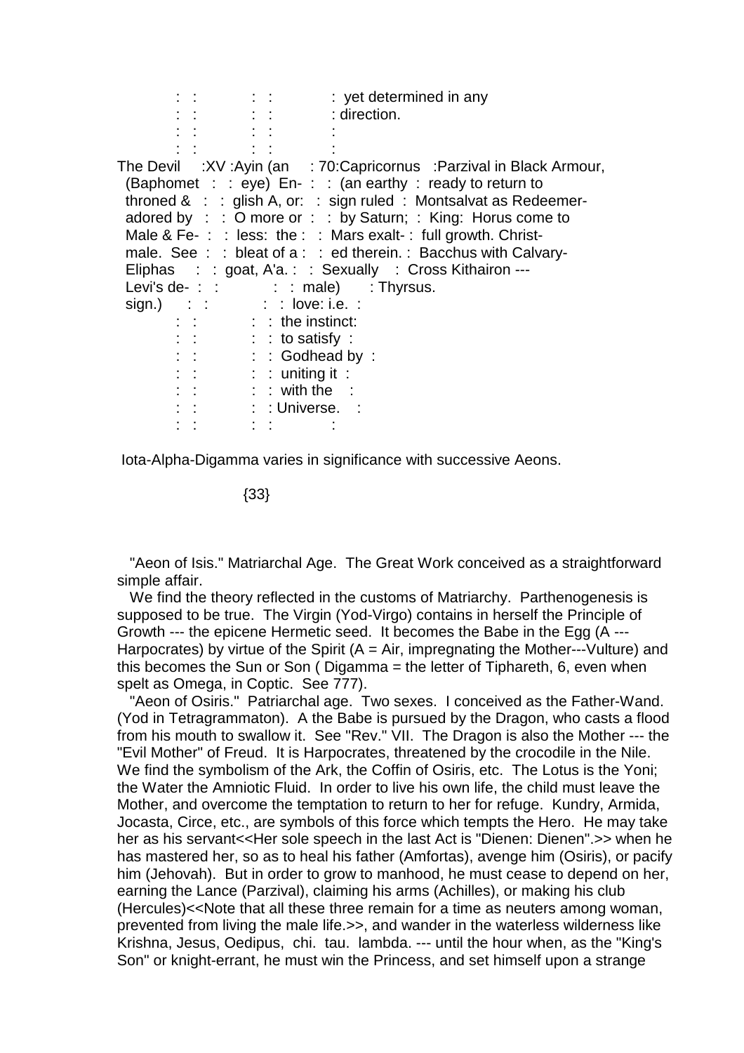| | | | | | |
|---|---|---|---|---|---|
| | | | | | yet determined in any direction. |
| The Devil (Baphomet throned & adored by Male & Female. See Eliphas Levi's design.) | XV | Ayin (an eye) English A, or: O more or less: the bleat of a goat, A'a. | 70 | Capricornus (an earthy sign ruled by Saturn; Mars exalted therein. Sexually male) love: i.e. the instinct to satisfy Godhead by uniting it with the Universe. | Parzival in Black Armour, ready to return to Montsalvat as Redeemer-King: Horus come to full growth. Christ-Bacchus with Calvary-Cross Kithairon --- Thyrsus. |

Iota-Alpha-Digamma varies in significance with successive Aeons.

"Aeon of Isis." Matriarchal Age. The Great Work conceived as a straightforward simple affair.

We find the theory reflected in the customs of Matriarchy. Parthenogenesis is supposed to be true. The Virgin (Yod-Virgo) contains in herself the Principle of Growth --- the epicene Hermetic seed. It becomes the Babe in the Egg (A --- Harpocrates) by virtue of the Spirit (A = Air, impregnating the Mother---Vulture) and this becomes the Sun or Son ( Digamma = the letter of Tiphareth, 6, even when spelt as Omega, in Coptic. See 777).

"Aeon of Osiris." Patriarchal age. Two sexes. I conceived as the Father-Wand. (Yod in Tetragrammaton). A the Babe is pursued by the Dragon, who casts a flood from his mouth to swallow it. See "Rev." VII. The Dragon is also the Mother --- the "Evil Mother" of Freud. It is Harpocrates, threatened by the crocodile in the Nile. We find the symbolism of the Ark, the Coffin of Osiris, etc. The Lotus is the Yoni; the Water the Amniotic Fluid. In order to live his own life, the child must leave the Mother, and overcome the temptation to return to her for refuge. Kundry, Armida, Jocasta, Circe, etc., are symbols of this force which tempts the Hero. He may take her as his servant<<Her sole speech in the last Act is "Dienen: Dienen".>> when he has mastered her, so as to heal his father (Amfortas), avenge him (Osiris), or pacify him (Jehovah). But in order to grow to manhood, he must cease to depend on her, earning the Lance (Parzival), claiming his arms (Achilles), or making his club (Hercules)<<Note that all these three remain for a time as neuters among woman, prevented from living the male life.>>, and wander in the waterless wilderness like Krishna, Jesus, Oedipus, chi. tau. lambda. --- until the hour when, as the "King's Son" or knight-errant, he must win the Princess, and set himself upon a strange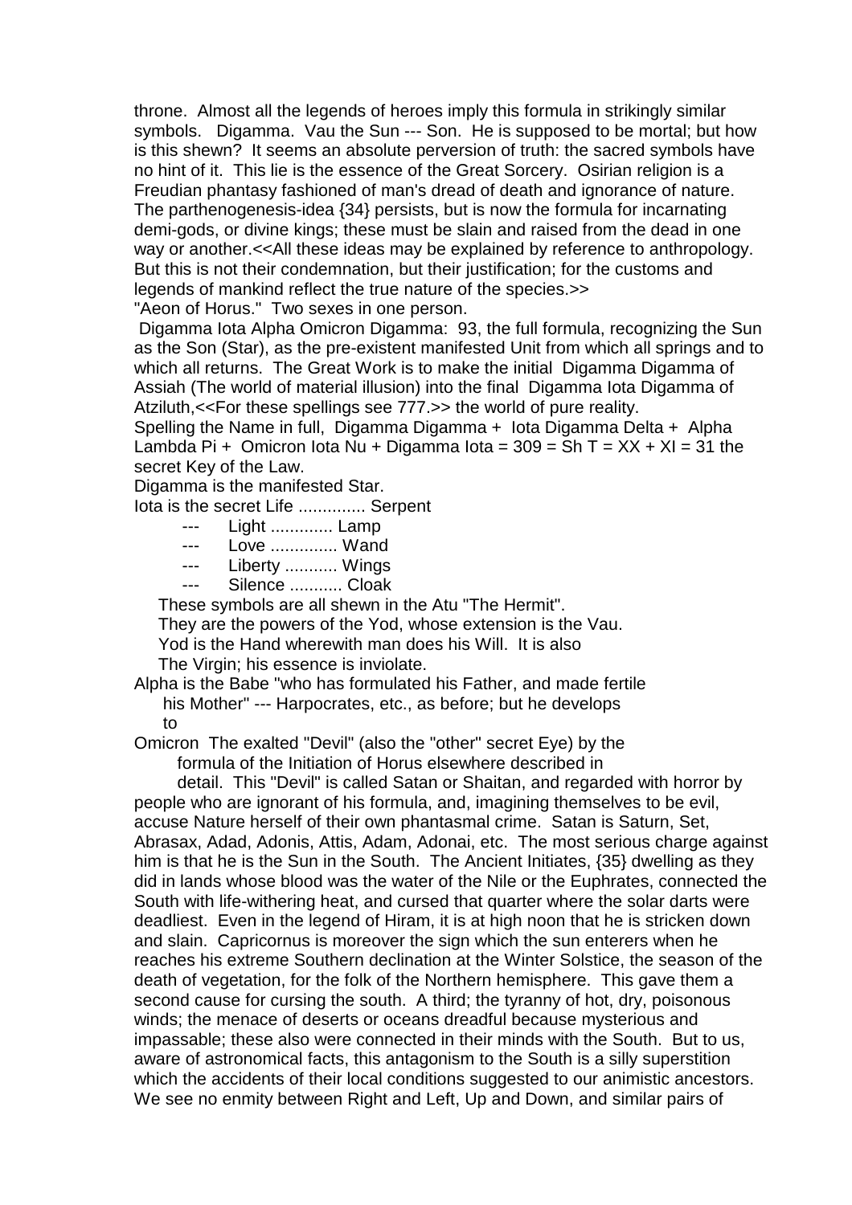throne. Almost all the legends of heroes imply this formula in strikingly similar symbols. Digamma. Vau the Sun --- Son. He is supposed to be mortal; but how is this shewn? It seems an absolute perversion of truth: the sacred symbols have no hint of it. This lie is the essence of the Great Sorcery. Osirian religion is a Freudian phantasy fashioned of man's dread of death and ignorance of nature. The parthenogenesis-idea {34} persists, but is now the formula for incarnating demi-gods, or divine kings; these must be slain and raised from the dead in one way or another.<<All these ideas may be explained by reference to anthropology. But this is not their condemnation, but their justification; for the customs and legends of mankind reflect the true nature of the species.>>

"Aeon of Horus." Two sexes in one person.

Digamma Iota Alpha Omicron Digamma: 93, the full formula, recognizing the Sun as the Son (Star), as the pre-existent manifested Unit from which all springs and to which all returns. The Great Work is to make the initial Digamma Digamma of Assiah (The world of material illusion) into the final Digamma Iota Digamma of Atziluth,<<For these spellings see 777.>> the world of pure reality.

Spelling the Name in full, Digamma Digamma + Iota Digamma Delta + Alpha Lambda Pi + Omicron Iota Nu + Digamma Iota = 309 = Sh T = XX + XI = 31 the secret Key of the Law.

Digamma is the manifested Star.

Iota is the secret Life .............. Serpent

--- Light ............. Lamp

--- Love .............. Wand

--- Liberty ........... Wings

--- Silence ........... Cloak

These symbols are all shewn in the Atu "The Hermit".

They are the powers of the Yod, whose extension is the Vau.

Yod is the Hand wherewith man does his Will. It is also

The Virgin; his essence is inviolate.

Alpha is the Babe "who has formulated his Father, and made fertile his Mother" --- Harpocrates, etc., as before; but he develops to

Omicron The exalted "Devil" (also the "other" secret Eye) by the formula of the Initiation of Horus elsewhere described in detail. This "Devil" is called Satan or Shaitan, and regarded with horror by people who are ignorant of his formula, and, imagining themselves to be evil, accuse Nature herself of their own phantasmal crime. Satan is Saturn, Set, Abrasax, Adad, Adonis, Attis, Adam, Adonai, etc. The most serious charge against him is that he is the Sun in the South. The Ancient Initiates, {35} dwelling as they did in lands whose blood was the water of the Nile or the Euphrates, connected the South with life-withering heat, and cursed that quarter where the solar darts were deadliest. Even in the legend of Hiram, it is at high noon that he is stricken down and slain. Capricornus is moreover the sign which the sun enterers when he reaches his extreme Southern declination at the Winter Solstice, the season of the death of vegetation, for the folk of the Northern hemisphere. This gave them a second cause for cursing the south. A third; the tyranny of hot, dry, poisonous winds; the menace of deserts or oceans dreadful because mysterious and impassable; these also were connected in their minds with the South. But to us, aware of astronomical facts, this antagonism to the South is a silly superstition which the accidents of their local conditions suggested to our animistic ancestors. We see no enmity between Right and Left, Up and Down, and similar pairs of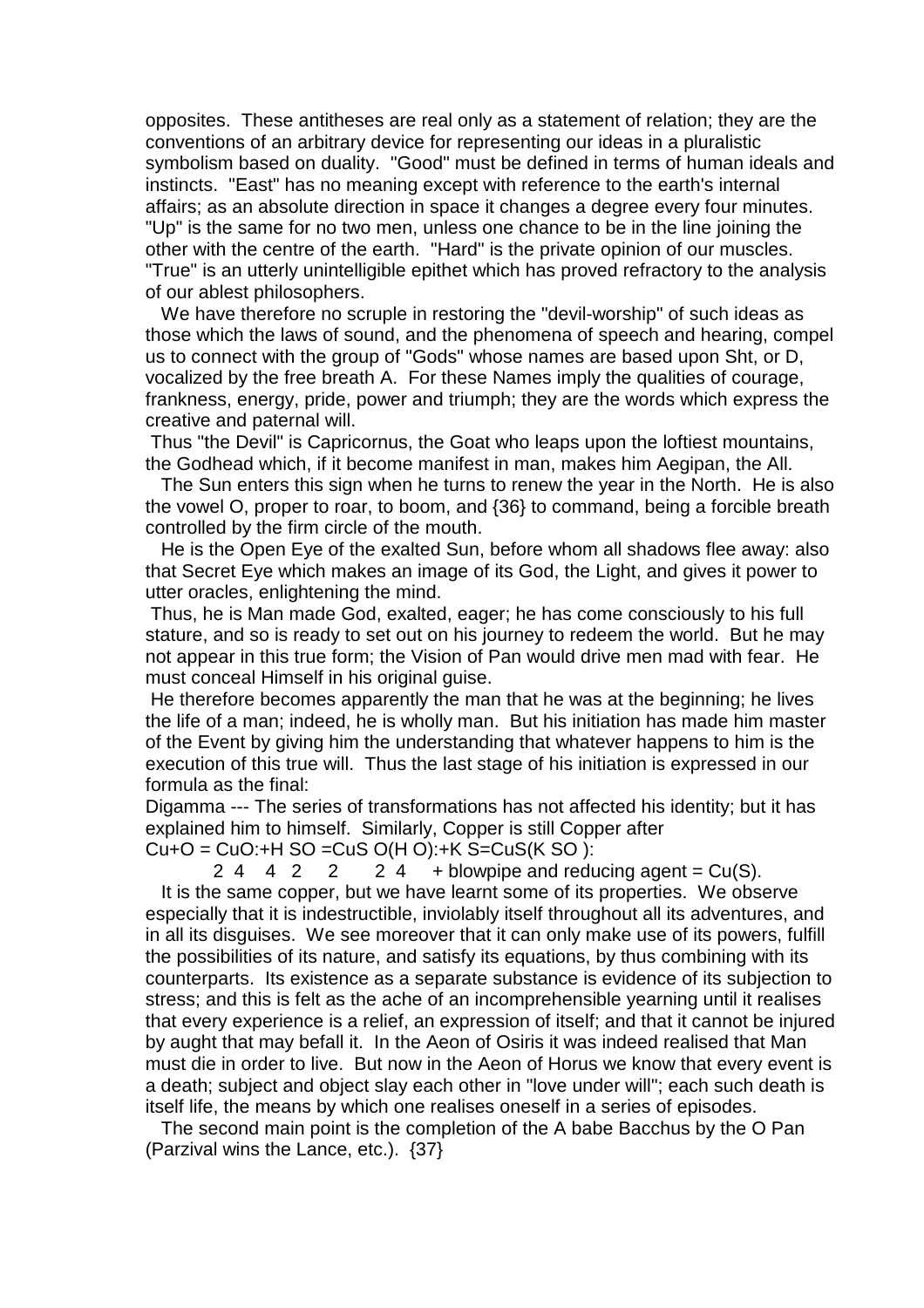opposites. These antitheses are real only as a statement of relation; they are the conventions of an arbitrary device for representing our ideas in a pluralistic symbolism based on duality. "Good" must be defined in terms of human ideals and instincts. "East" has no meaning except with reference to the earth's internal affairs; as an absolute direction in space it changes a degree every four minutes. "Up" is the same for no two men, unless one chance to be in the line joining the other with the centre of the earth. "Hard" is the private opinion of our muscles. "True" is an utterly unintelligible epithet which has proved refractory to the analysis of our ablest philosophers.

We have therefore no scruple in restoring the "devil-worship" of such ideas as those which the laws of sound, and the phenomena of speech and hearing, compel us to connect with the group of "Gods" whose names are based upon Sht, or D, vocalized by the free breath A. For these Names imply the qualities of courage, frankness, energy, pride, power and triumph; they are the words which express the creative and paternal will.

Thus "the Devil" is Capricornus, the Goat who leaps upon the loftiest mountains, the Godhead which, if it become manifest in man, makes him Aegipan, the All.

The Sun enters this sign when he turns to renew the year in the North. He is also the vowel O, proper to roar, to boom, and {36} to command, being a forcible breath controlled by the firm circle of the mouth.

He is the Open Eye of the exalted Sun, before whom all shadows flee away: also that Secret Eye which makes an image of its God, the Light, and gives it power to utter oracles, enlightening the mind.

Thus, he is Man made God, exalted, eager; he has come consciously to his full stature, and so is ready to set out on his journey to redeem the world. But he may not appear in this true form; the Vision of Pan would drive men mad with fear. He must conceal Himself in his original guise.

He therefore becomes apparently the man that he was at the beginning; he lives the life of a man; indeed, he is wholly man. But his initiation has made him master of the Event by giving him the understanding that whatever happens to him is the execution of this true will. Thus the last stage of his initiation is expressed in our formula as the final:

Digamma --- The series of transformations has not affected his identity; but it has explained him to himself. Similarly, Copper is still Copper after

$Cu+O = CuO:+H_2SO_4 = CuSO_4(H_2O):+K_2S = CuS(K_2SO_4)$: + blowpipe and reducing agent = Cu(S).

It is the same copper, but we have learnt some of its properties. We observe especially that it is indestructible, inviolably itself throughout all its adventures, and in all its disguises. We see moreover that it can only make use of its powers, fulfill the possibilities of its nature, and satisfy its equations, by thus combining with its counterparts. Its existence as a separate substance is evidence of its subjection to stress; and this is felt as the ache of an incomprehensible yearning until it realises that every experience is a relief, an expression of itself; and that it cannot be injured by aught that may befall it. In the Aeon of Osiris it was indeed realised that Man must die in order to live. But now in the Aeon of Horus we know that every event is a death; subject and object slay each other in "love under will"; each such death is itself life, the means by which one realises oneself in a series of episodes.

The second main point is the completion of the A babe Bacchus by the O Pan (Parzival wins the Lance, etc.). {37}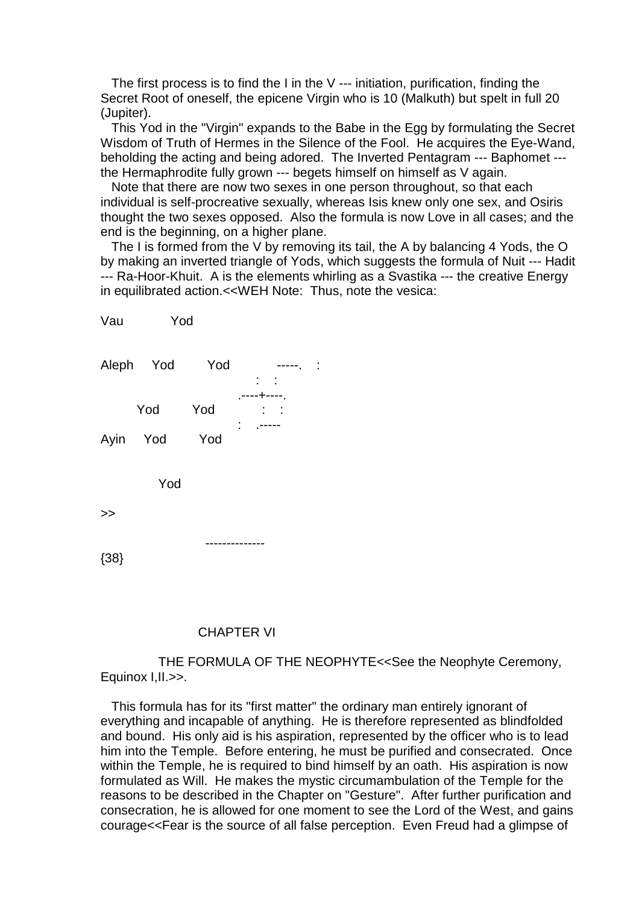The first process is to find the I in the V --- initiation, purification, finding the Secret Root of oneself, the epicene Virgin who is 10 (Malkuth) but spelt in full 20 (Jupiter).

This Yod in the "Virgin" expands to the Babe in the Egg by formulating the Secret Wisdom of Truth of Hermes in the Silence of the Fool. He acquires the Eye-Wand, beholding the acting and being adored. The Inverted Pentagram --- Baphomet --- the Hermaphrodite fully grown --- begets himself on himself as V again.

Note that there are now two sexes in one person throughout, so that each individual is self-procreative sexually, whereas Isis knew only one sex, and Osiris thought the two sexes opposed. Also the formula is now Love in all cases; and the end is the beginning, on a higher plane.

The I is formed from the V by removing its tail, the A by balancing 4 Yods, the O by making an inverted triangle of Yods, which suggests the formula of Nuit --- Hadit --- Ra-Hoor-Khuit. A is the elements whirling as a Svastika --- the creative Energy in equilibrated action.<<WEH Note: Thus, note the vesica:

```
Vau         Yod


Aleph    Yod        Yod            -----.    :
                                      :   :
                                  .----+----.
       Yod        Yod                :   :
                                  :    .-----
Ayin     Yod        Yod


            Yod
```

>>

--------------

{38}

## CHAPTER VI

### THE FORMULA OF THE NEOPHYTE<<See the Neophyte Ceremony, Equinox I,II.>>.

This formula has for its "first matter" the ordinary man entirely ignorant of everything and incapable of anything. He is therefore represented as blindfolded and bound. His only aid is his aspiration, represented by the officer who is to lead him into the Temple. Before entering, he must be purified and consecrated. Once within the Temple, he is required to bind himself by an oath. His aspiration is now formulated as Will. He makes the mystic circumambulation of the Temple for the reasons to be described in the Chapter on "Gesture". After further purification and consecration, he is allowed for one moment to see the Lord of the West, and gains courage<<Fear is the source of all false perception. Even Freud had a glimpse of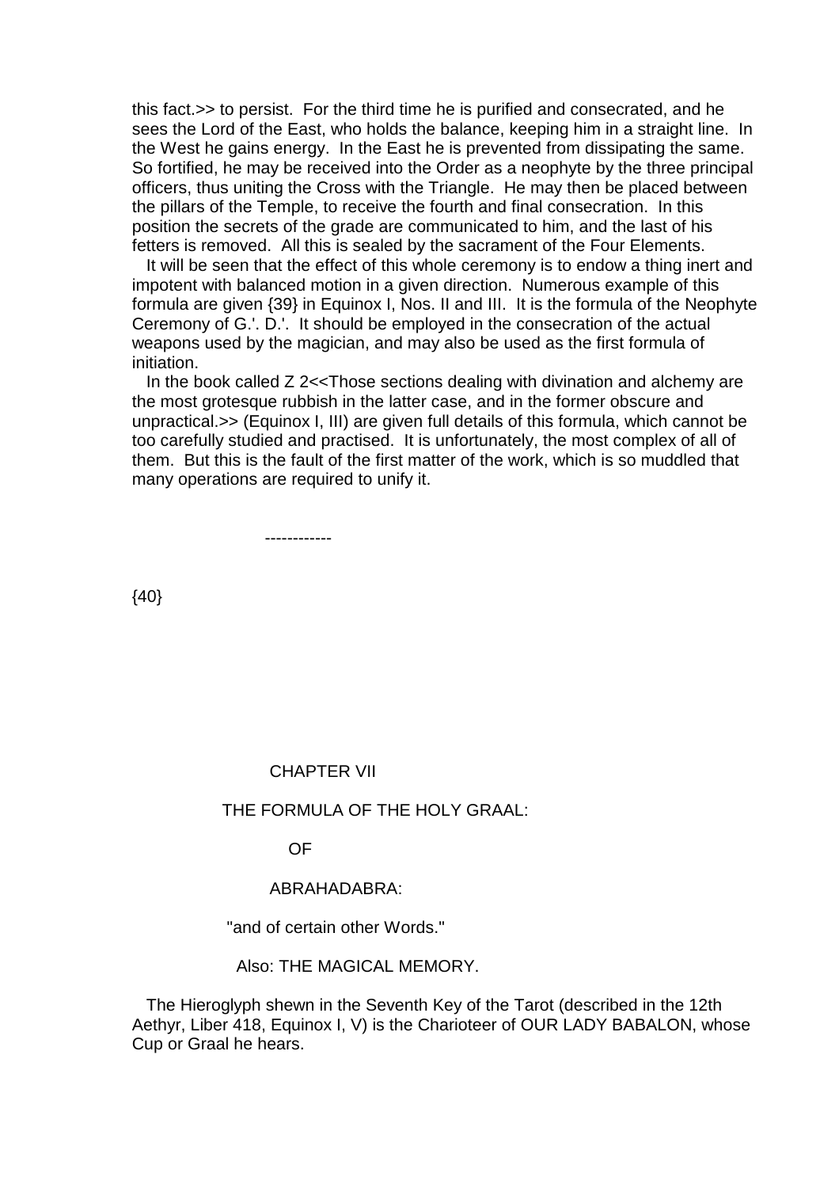this fact.>> to persist. For the third time he is purified and consecrated, and he sees the Lord of the East, who holds the balance, keeping him in a straight line. In the West he gains energy. In the East he is prevented from dissipating the same. So fortified, he may be received into the Order as a neophyte by the three principal officers, thus uniting the Cross with the Triangle. He may then be placed between the pillars of the Temple, to receive the fourth and final consecration. In this position the secrets of the grade are communicated to him, and the last of his fetters is removed. All this is sealed by the sacrament of the Four Elements.

It will be seen that the effect of this whole ceremony is to endow a thing inert and impotent with balanced motion in a given direction. Numerous example of this formula are given {39} in Equinox I, Nos. II and III. It is the formula of the Neophyte Ceremony of G.'. D.'. It should be employed in the consecration of the actual weapons used by the magician, and may also be used as the first formula of initiation.

In the book called Z 2<<Those sections dealing with divination and alchemy are the most grotesque rubbish in the latter case, and in the former obscure and unpractical.>> (Equinox I, III) are given full details of this formula, which cannot be too carefully studied and practised. It is unfortunately, the most complex of all of them. But this is the fault of the first matter of the work, which is so muddled that many operations are required to unify it.

------------

{40}

# CHAPTER VII

## THE FORMULA OF THE HOLY GRAAL:

## OF

## ABRAHADABRA:

"and of certain other Words."

Also: THE MAGICAL MEMORY.

The Hieroglyph shewn in the Seventh Key of the Tarot (described in the 12th Aethyr, Liber 418, Equinox I, V) is the Charioteer of OUR LADY BABALON, whose Cup or Graal he hears.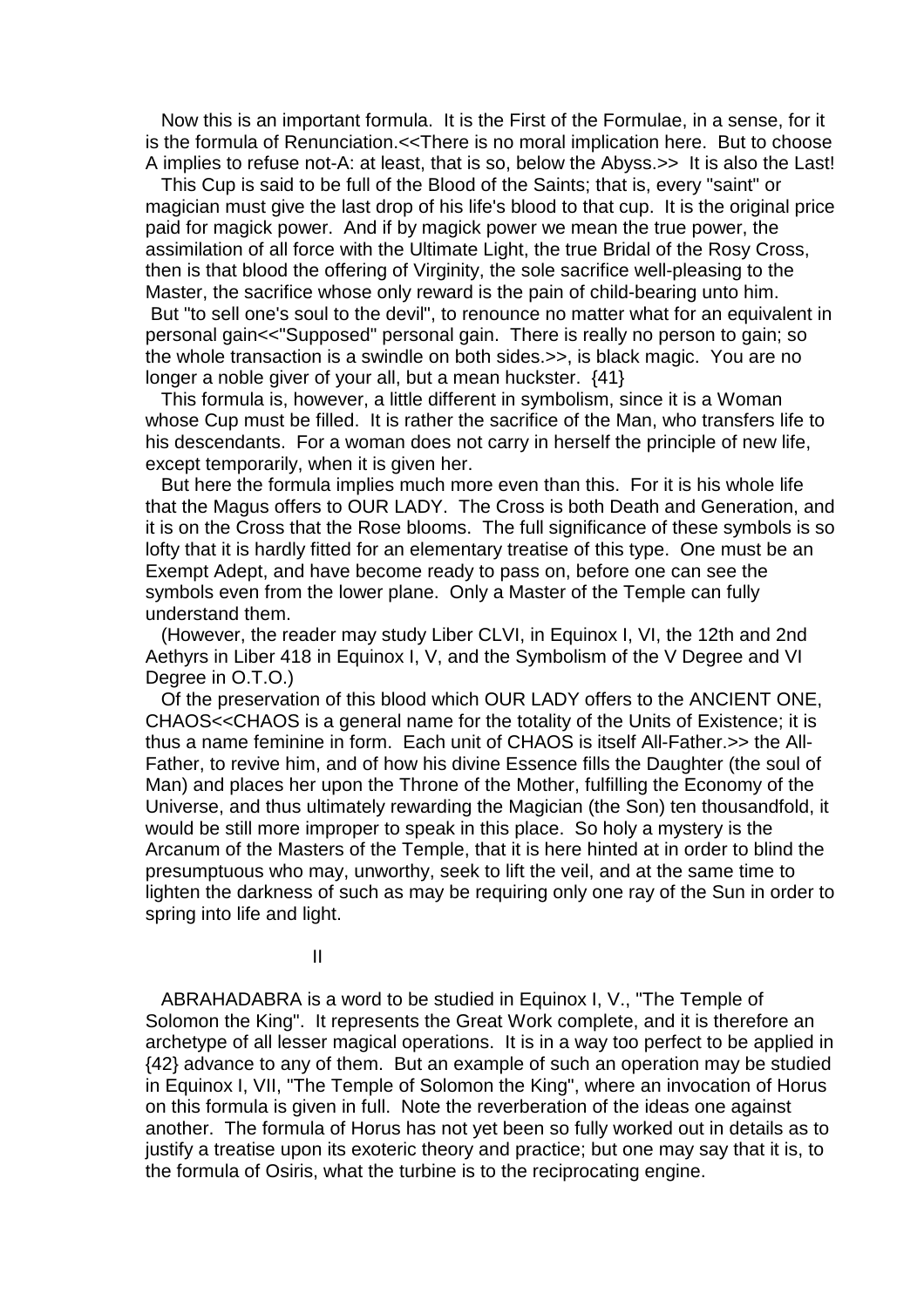Now this is an important formula. It is the First of the Formulae, in a sense, for it is the formula of Renunciation.<<There is no moral implication here. But to choose A implies to refuse not-A: at least, that is so, below the Abyss.>> It is also the Last!

This Cup is said to be full of the Blood of the Saints; that is, every "saint" or magician must give the last drop of his life's blood to that cup. It is the original price paid for magick power. And if by magick power we mean the true power, the assimilation of all force with the Ultimate Light, the true Bridal of the Rosy Cross, then is that blood the offering of Virginity, the sole sacrifice well-pleasing to the Master, the sacrifice whose only reward is the pain of child-bearing unto him.

But "to sell one's soul to the devil", to renounce no matter what for an equivalent in personal gain<<"Supposed" personal gain. There is really no person to gain; so the whole transaction is a swindle on both sides.>>, is black magic. You are no longer a noble giver of your all, but a mean huckster. {41}

This formula is, however, a little different in symbolism, since it is a Woman whose Cup must be filled. It is rather the sacrifice of the Man, who transfers life to his descendants. For a woman does not carry in herself the principle of new life, except temporarily, when it is given her.

But here the formula implies much more even than this. For it is his whole life that the Magus offers to OUR LADY. The Cross is both Death and Generation, and it is on the Cross that the Rose blooms. The full significance of these symbols is so lofty that it is hardly fitted for an elementary treatise of this type. One must be an Exempt Adept, and have become ready to pass on, before one can see the symbols even from the lower plane. Only a Master of the Temple can fully understand them.

(However, the reader may study Liber CLVI, in Equinox I, VI, the 12th and 2nd Aethyrs in Liber 418 in Equinox I, V, and the Symbolism of the V Degree and VI Degree in O.T.O.)

Of the preservation of this blood which OUR LADY offers to the ANCIENT ONE, CHAOS<<CHAOS is a general name for the totality of the Units of Existence; it is thus a name feminine in form. Each unit of CHAOS is itself All-Father.>> the All-Father, to revive him, and of how his divine Essence fills the Daughter (the soul of Man) and places her upon the Throne of the Mother, fulfilling the Economy of the Universe, and thus ultimately rewarding the Magician (the Son) ten thousandfold, it would be still more improper to speak in this place. So holy a mystery is the Arcanum of the Masters of the Temple, that it is here hinted at in order to blind the presumptuous who may, unworthy, seek to lift the veil, and at the same time to lighten the darkness of such as may be requiring only one ray of the Sun in order to spring into life and light.

## II

ABRAHADABRA is a word to be studied in Equinox I, V., "The Temple of Solomon the King". It represents the Great Work complete, and it is therefore an archetype of all lesser magical operations. It is in a way too perfect to be applied in {42} advance to any of them. But an example of such an operation may be studied in Equinox I, VII, "The Temple of Solomon the King", where an invocation of Horus on this formula is given in full. Note the reverberation of the ideas one against another. The formula of Horus has not yet been so fully worked out in details as to justify a treatise upon its exoteric theory and practice; but one may say that it is, to the formula of Osiris, what the turbine is to the reciprocating engine.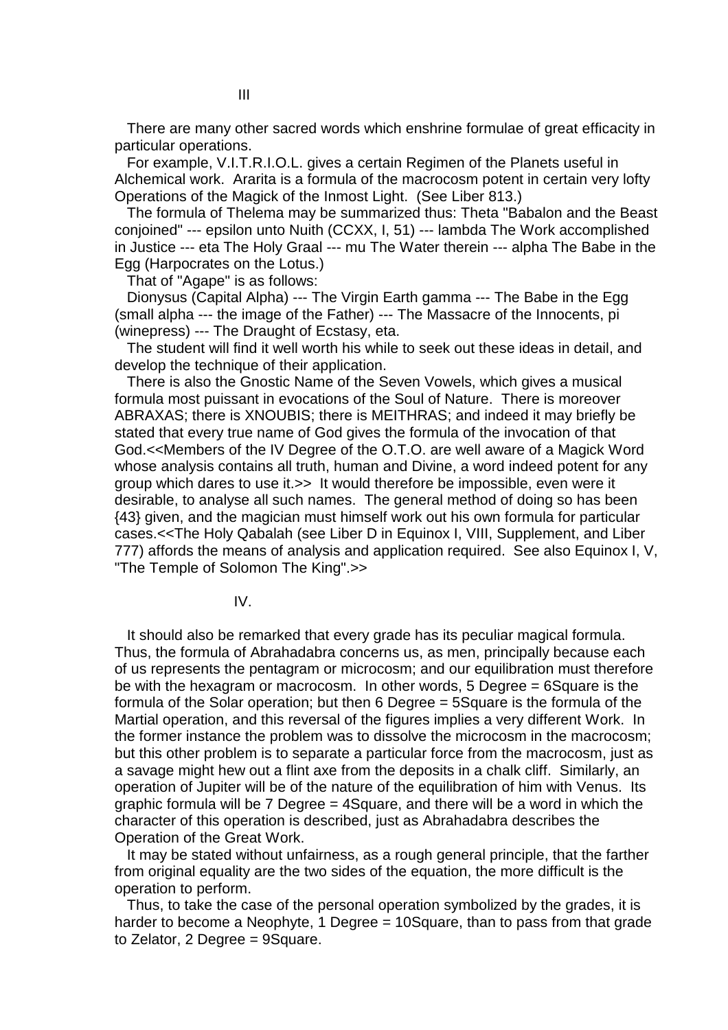III

There are many other sacred words which enshrine formulae of great efficacity in particular operations.

For example, V.I.T.R.I.O.L. gives a certain Regimen of the Planets useful in Alchemical work. Ararita is a formula of the macrocosm potent in certain very lofty Operations of the Magick of the Inmost Light. (See Liber 813.)

The formula of Thelema may be summarized thus: Theta "Babalon and the Beast conjoined" --- epsilon unto Nuith (CCXX, I, 51) --- lambda The Work accomplished in Justice --- eta The Holy Graal --- mu The Water therein --- alpha The Babe in the Egg (Harpocrates on the Lotus.)

That of "Agape" is as follows:

Dionysus (Capital Alpha) --- The Virgin Earth gamma --- The Babe in the Egg (small alpha --- the image of the Father) --- The Massacre of the Innocents, pi (winepress) --- The Draught of Ecstasy, eta.

The student will find it well worth his while to seek out these ideas in detail, and develop the technique of their application.

There is also the Gnostic Name of the Seven Vowels, which gives a musical formula most puissant in evocations of the Soul of Nature. There is moreover ABRAXAS; there is XNOUBIS; there is MEITHRAS; and indeed it may briefly be stated that every true name of God gives the formula of the invocation of that God.<<Members of the IV Degree of the O.T.O. are well aware of a Magick Word whose analysis contains all truth, human and Divine, a word indeed potent for any group which dares to use it.>> It would therefore be impossible, even were it desirable, to analyse all such names. The general method of doing so has been {43} given, and the magician must himself work out his own formula for particular cases.<<The Holy Qabalah (see Liber D in Equinox I, VIII, Supplement, and Liber 777) affords the means of analysis and application required. See also Equinox I, V, "The Temple of Solomon The King".>>

IV.

It should also be remarked that every grade has its peculiar magical formula. Thus, the formula of Abrahadabra concerns us, as men, principally because each of us represents the pentagram or microcosm; and our equilibration must therefore be with the hexagram or macrocosm. In other words, 5 Degree = 6Square is the formula of the Solar operation; but then 6 Degree = 5Square is the formula of the Martial operation, and this reversal of the figures implies a very different Work. In the former instance the problem was to dissolve the microcosm in the macrocosm; but this other problem is to separate a particular force from the macrocosm, just as a savage might hew out a flint axe from the deposits in a chalk cliff. Similarly, an operation of Jupiter will be of the nature of the equilibration of him with Venus. Its graphic formula will be 7 Degree = 4Square, and there will be a word in which the character of this operation is described, just as Abrahadabra describes the Operation of the Great Work.

It may be stated without unfairness, as a rough general principle, that the farther from original equality are the two sides of the equation, the more difficult is the operation to perform.

Thus, to take the case of the personal operation symbolized by the grades, it is harder to become a Neophyte, 1 Degree = 10Square, than to pass from that grade to Zelator, 2 Degree = 9Square.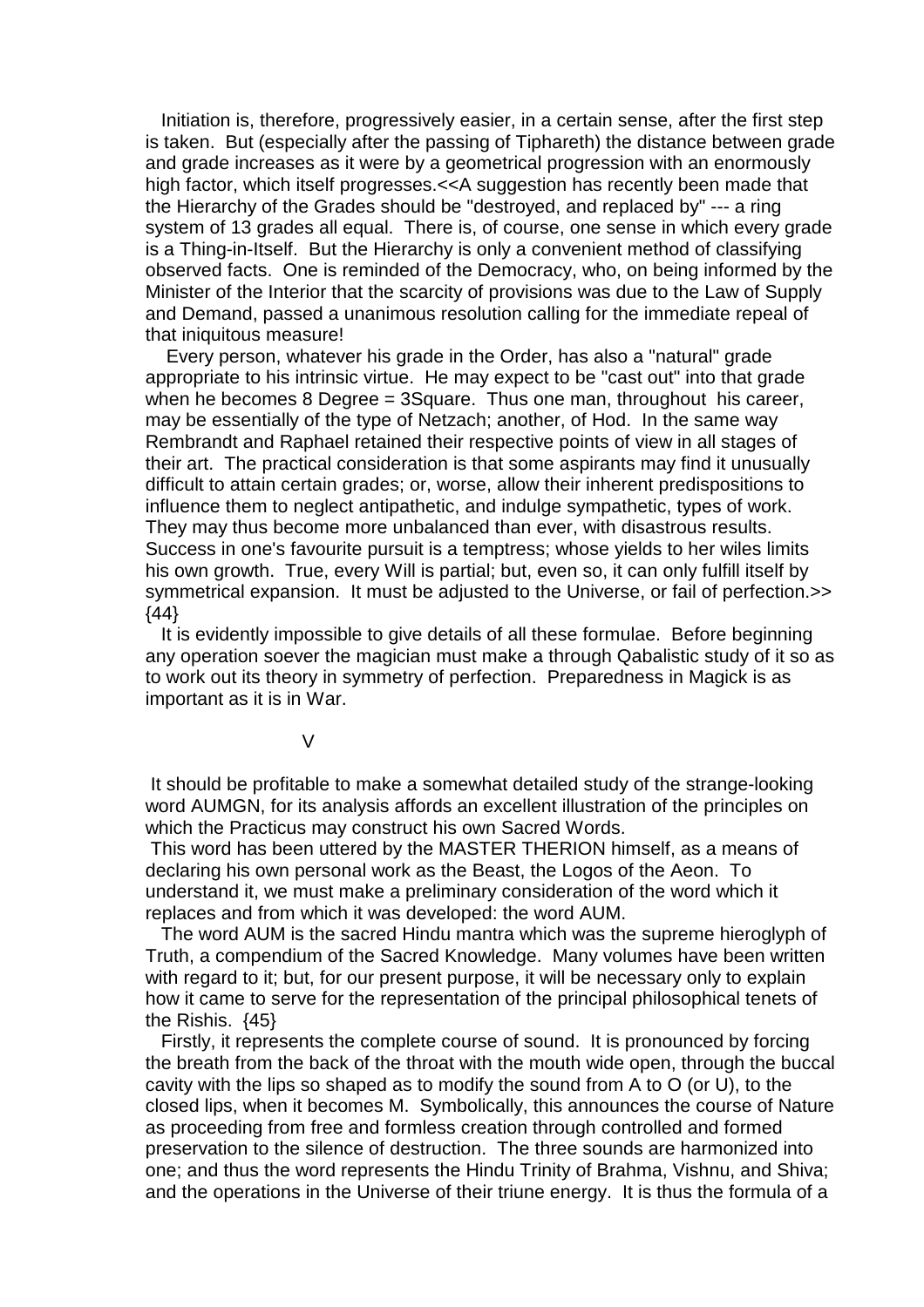Initiation is, therefore, progressively easier, in a certain sense, after the first step is taken. But (especially after the passing of Tiphareth) the distance between grade and grade increases as it were by a geometrical progression with an enormously high factor, which itself progresses.<<A suggestion has recently been made that the Hierarchy of the Grades should be "destroyed, and replaced by" --- a ring system of 13 grades all equal. There is, of course, one sense in which every grade is a Thing-in-Itself. But the Hierarchy is only a convenient method of classifying observed facts. One is reminded of the Democracy, who, on being informed by the Minister of the Interior that the scarcity of provisions was due to the Law of Supply and Demand, passed a unanimous resolution calling for the immediate repeal of that iniquitous measure!

Every person, whatever his grade in the Order, has also a "natural" grade appropriate to his intrinsic virtue. He may expect to be "cast out" into that grade when he becomes 8 Degree = 3Square. Thus one man, throughout his career, may be essentially of the type of Netzach; another, of Hod. In the same way Rembrandt and Raphael retained their respective points of view in all stages of their art. The practical consideration is that some aspirants may find it unusually difficult to attain certain grades; or, worse, allow their inherent predispositions to influence them to neglect antipathetic, and indulge sympathetic, types of work. They may thus become more unbalanced than ever, with disastrous results. Success in one's favourite pursuit is a temptress; whose yields to her wiles limits his own growth. True, every Will is partial; but, even so, it can only fulfill itself by symmetrical expansion. It must be adjusted to the Universe, or fail of perfection.>> {44}

It is evidently impossible to give details of all these formulae. Before beginning any operation soever the magician must make a through Qabalistic study of it so as to work out its theory in symmetry of perfection. Preparedness in Magick is as important as it is in War.

V

It should be profitable to make a somewhat detailed study of the strange-looking word AUMGN, for its analysis affords an excellent illustration of the principles on which the Practicus may construct his own Sacred Words.

This word has been uttered by the MASTER THERION himself, as a means of declaring his own personal work as the Beast, the Logos of the Aeon. To understand it, we must make a preliminary consideration of the word which it replaces and from which it was developed: the word AUM.

The word AUM is the sacred Hindu mantra which was the supreme hieroglyph of Truth, a compendium of the Sacred Knowledge. Many volumes have been written with regard to it; but, for our present purpose, it will be necessary only to explain how it came to serve for the representation of the principal philosophical tenets of the Rishis. {45}

Firstly, it represents the complete course of sound. It is pronounced by forcing the breath from the back of the throat with the mouth wide open, through the buccal cavity with the lips so shaped as to modify the sound from A to O (or U), to the closed lips, when it becomes M. Symbolically, this announces the course of Nature as proceeding from free and formless creation through controlled and formed preservation to the silence of destruction. The three sounds are harmonized into one; and thus the word represents the Hindu Trinity of Brahma, Vishnu, and Shiva; and the operations in the Universe of their triune energy. It is thus the formula of a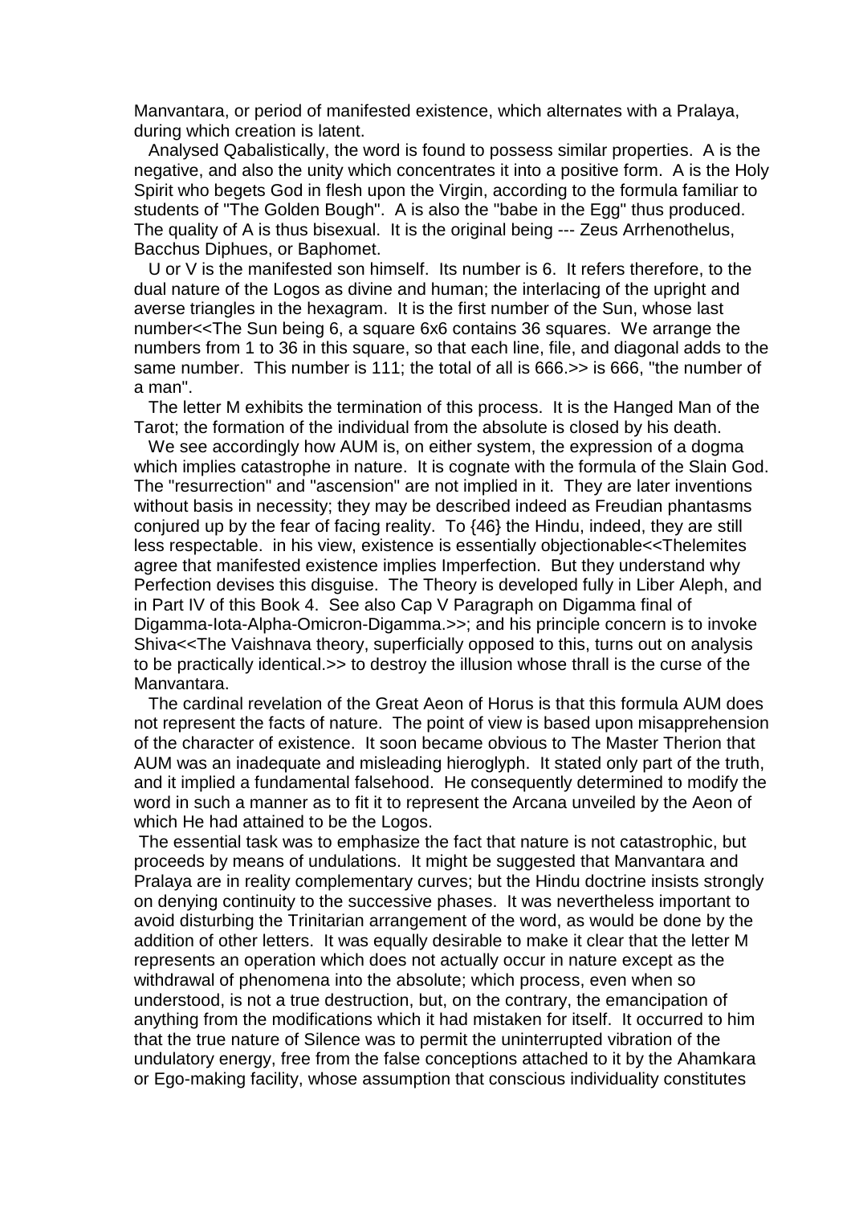Manvantara, or period of manifested existence, which alternates with a Pralaya, during which creation is latent.

Analysed Qabalistically, the word is found to possess similar properties. A is the negative, and also the unity which concentrates it into a positive form. A is the Holy Spirit who begets God in flesh upon the Virgin, according to the formula familiar to students of "The Golden Bough". A is also the "babe in the Egg" thus produced. The quality of A is thus bisexual. It is the original being --- Zeus Arrhenothelus, Bacchus Diphues, or Baphomet.

U or V is the manifested son himself. Its number is 6. It refers therefore, to the dual nature of the Logos as divine and human; the interlacing of the upright and averse triangles in the hexagram. It is the first number of the Sun, whose last number<<The Sun being 6, a square 6x6 contains 36 squares. We arrange the numbers from 1 to 36 in this square, so that each line, file, and diagonal adds to the same number. This number is 111; the total of all is 666.>> is 666, "the number of a man".

The letter M exhibits the termination of this process. It is the Hanged Man of the Tarot; the formation of the individual from the absolute is closed by his death.

We see accordingly how AUM is, on either system, the expression of a dogma which implies catastrophe in nature. It is cognate with the formula of the Slain God. The "resurrection" and "ascension" are not implied in it. They are later inventions without basis in necessity; they may be described indeed as Freudian phantasms conjured up by the fear of facing reality. To {46} the Hindu, indeed, they are still less respectable. in his view, existence is essentially objectionable<<Thelemites agree that manifested existence implies Imperfection. But they understand why Perfection devises this disguise. The Theory is developed fully in Liber Aleph, and in Part IV of this Book 4. See also Cap V Paragraph on Digamma final of Digamma-Iota-Alpha-Omicron-Digamma.>>; and his principle concern is to invoke Shiva<<The Vaishnava theory, superficially opposed to this, turns out on analysis to be practically identical.>> to destroy the illusion whose thrall is the curse of the Manvantara.

The cardinal revelation of the Great Aeon of Horus is that this formula AUM does not represent the facts of nature. The point of view is based upon misapprehension of the character of existence. It soon became obvious to The Master Therion that AUM was an inadequate and misleading hieroglyph. It stated only part of the truth, and it implied a fundamental falsehood. He consequently determined to modify the word in such a manner as to fit it to represent the Arcana unveiled by the Aeon of which He had attained to be the Logos.

The essential task was to emphasize the fact that nature is not catastrophic, but proceeds by means of undulations. It might be suggested that Manvantara and Pralaya are in reality complementary curves; but the Hindu doctrine insists strongly on denying continuity to the successive phases. It was nevertheless important to avoid disturbing the Trinitarian arrangement of the word, as would be done by the addition of other letters. It was equally desirable to make it clear that the letter M represents an operation which does not actually occur in nature except as the withdrawal of phenomena into the absolute; which process, even when so understood, is not a true destruction, but, on the contrary, the emancipation of anything from the modifications which it had mistaken for itself. It occurred to him that the true nature of Silence was to permit the uninterrupted vibration of the undulatory energy, free from the false conceptions attached to it by the Ahamkara or Ego-making facility, whose assumption that conscious individuality constitutes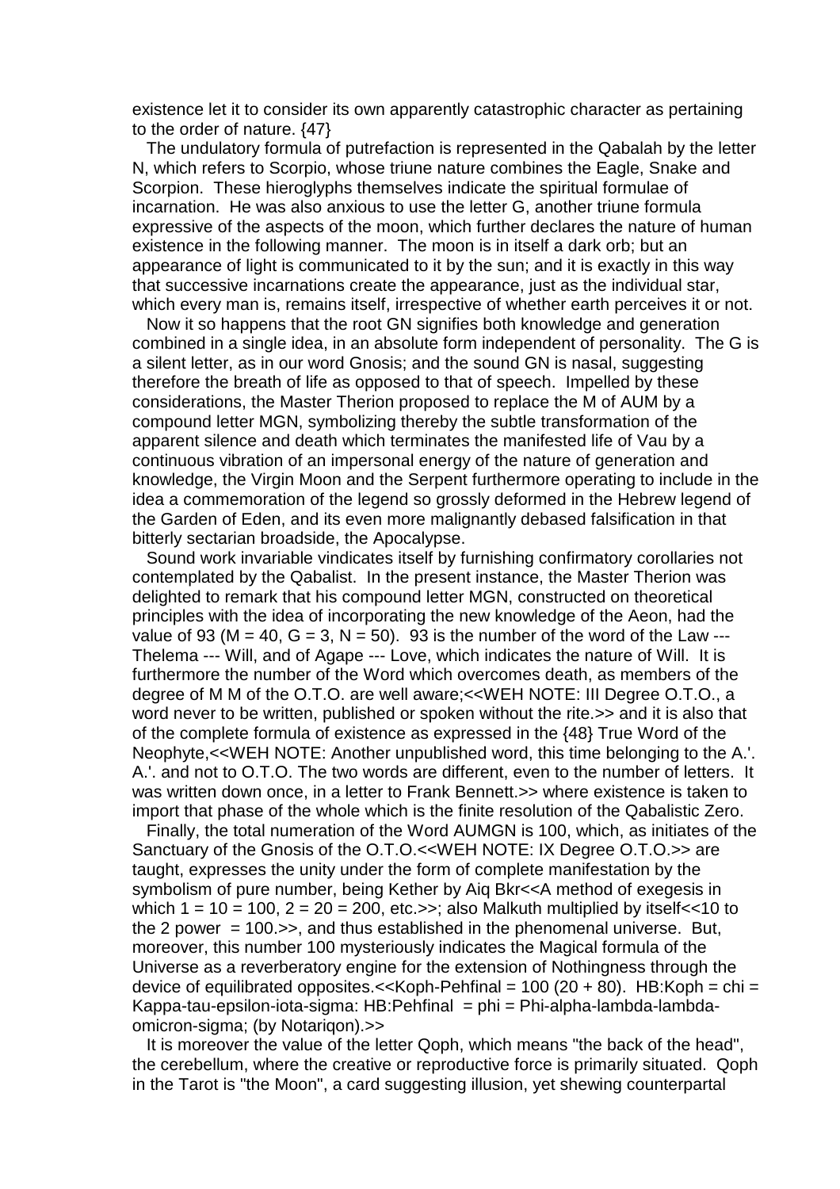existence let it to consider its own apparently catastrophic character as pertaining to the order of nature. {47}

The undulatory formula of putrefaction is represented in the Qabalah by the letter N, which refers to Scorpio, whose triune nature combines the Eagle, Snake and Scorpion. These hieroglyphs themselves indicate the spiritual formulae of incarnation. He was also anxious to use the letter G, another triune formula expressive of the aspects of the moon, which further declares the nature of human existence in the following manner. The moon is in itself a dark orb; but an appearance of light is communicated to it by the sun; and it is exactly in this way that successive incarnations create the appearance, just as the individual star, which every man is, remains itself, irrespective of whether earth perceives it or not.

Now it so happens that the root GN signifies both knowledge and generation combined in a single idea, in an absolute form independent of personality. The G is a silent letter, as in our word Gnosis; and the sound GN is nasal, suggesting therefore the breath of life as opposed to that of speech. Impelled by these considerations, the Master Therion proposed to replace the M of AUM by a compound letter MGN, symbolizing thereby the subtle transformation of the apparent silence and death which terminates the manifested life of Vau by a continuous vibration of an impersonal energy of the nature of generation and knowledge, the Virgin Moon and the Serpent furthermore operating to include in the idea a commemoration of the legend so grossly deformed in the Hebrew legend of the Garden of Eden, and its even more malignantly debased falsification in that bitterly sectarian broadside, the Apocalypse.

Sound work invariable vindicates itself by furnishing confirmatory corollaries not contemplated by the Qabalist. In the present instance, the Master Therion was delighted to remark that his compound letter MGN, constructed on theoretical principles with the idea of incorporating the new knowledge of the Aeon, had the value of 93 (M = 40, G = 3, N = 50). 93 is the number of the word of the Law --- Thelema --- Will, and of Agape --- Love, which indicates the nature of Will. It is furthermore the number of the Word which overcomes death, as members of the degree of M M of the O.T.O. are well aware;<<WEH NOTE: III Degree O.T.O., a word never to be written, published or spoken without the rite.>> and it is also that of the complete formula of existence as expressed in the {48} True Word of the Neophyte,<<WEH NOTE: Another unpublished word, this time belonging to the A.'. A.'. and not to O.T.O. The two words are different, even to the number of letters. It was written down once, in a letter to Frank Bennett.>> where existence is taken to import that phase of the whole which is the finite resolution of the Qabalistic Zero.

Finally, the total numeration of the Word AUMGN is 100, which, as initiates of the Sanctuary of the Gnosis of the O.T.O.<<WEH NOTE: IX Degree O.T.O.>> are taught, expresses the unity under the form of complete manifestation by the symbolism of pure number, being Kether by Aiq Bkr<<A method of exegesis in which 1 = 10 = 100, 2 = 20 = 200, etc.>>; also Malkuth multiplied by itself<<10 to the 2 power = 100.>>, and thus established in the phenomenal universe. But, moreover, this number 100 mysteriously indicates the Magical formula of the Universe as a reverberatory engine for the extension of Nothingness through the device of equilibrated opposites.<<Koph-Pehfinal = 100 (20 + 80). HB:Koph = chi = Kappa-tau-epsilon-iota-sigma: HB:Pehfinal = phi = Phi-alpha-lambda-lambda-omicron-sigma; (by Notariqon).>>

It is moreover the value of the letter Qoph, which means "the back of the head", the cerebellum, where the creative or reproductive force is primarily situated. Qoph in the Tarot is "the Moon", a card suggesting illusion, yet shewing counterpartal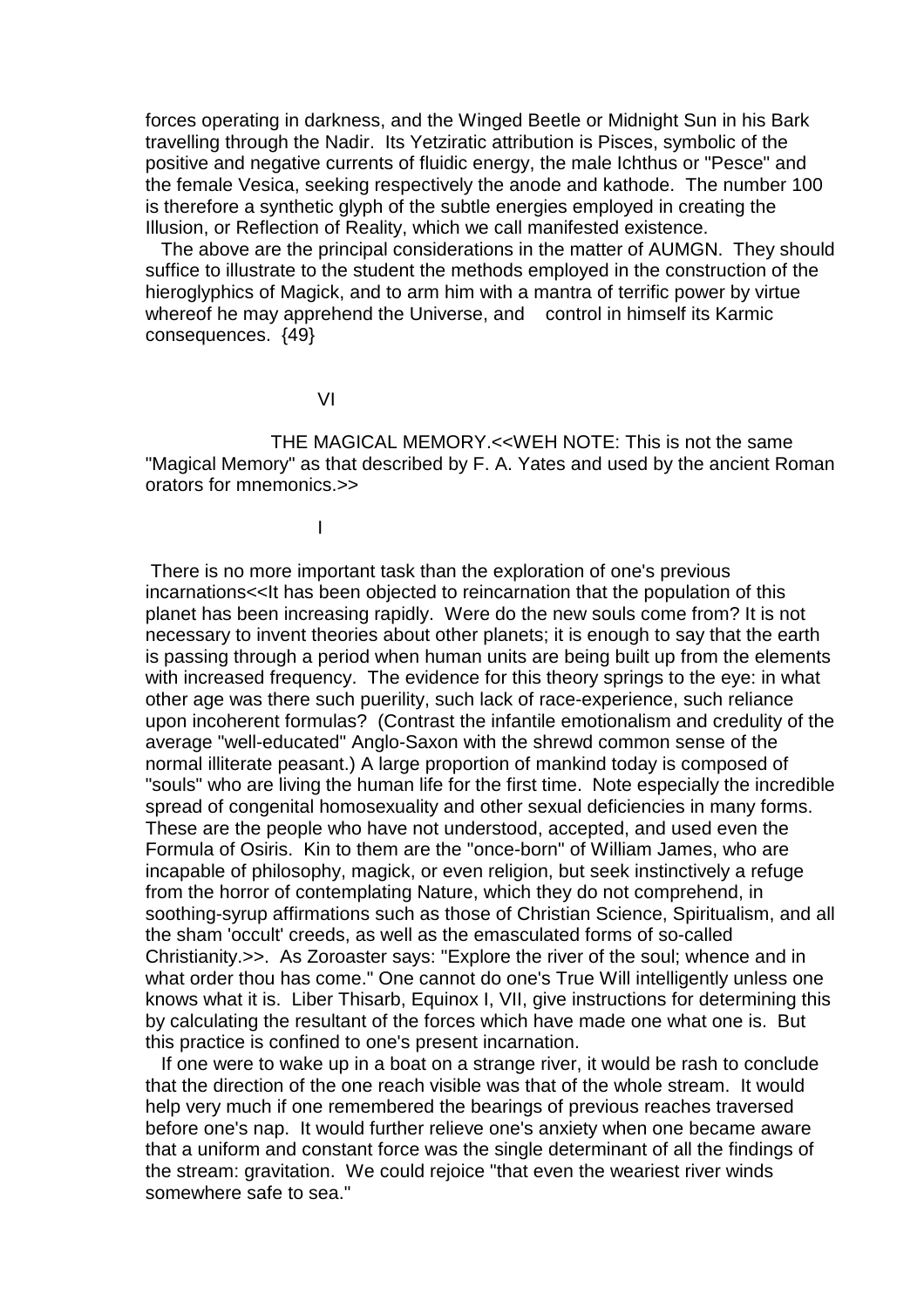forces operating in darkness, and the Winged Beetle or Midnight Sun in his Bark travelling through the Nadir. Its Yetziratic attribution is Pisces, symbolic of the positive and negative currents of fluidic energy, the male Ichthus or "Pesce" and the female Vesica, seeking respectively the anode and kathode. The number 100 is therefore a synthetic glyph of the subtle energies employed in creating the Illusion, or Reflection of Reality, which we call manifested existence.

The above are the principal considerations in the matter of AUMGN. They should suffice to illustrate to the student the methods employed in the construction of the hieroglyphics of Magick, and to arm him with a mantra of terrific power by virtue whereof he may apprehend the Universe, and control in himself its Karmic consequences. {49}

## VI

## THE MAGICAL MEMORY.<<WEH NOTE: This is not the same "Magical Memory" as that described by F. A. Yates and used by the ancient Roman orators for mnemonics.>>

### I

There is no more important task than the exploration of one's previous incarnations<<It has been objected to reincarnation that the population of this planet has been increasing rapidly. Were do the new souls come from? It is not necessary to invent theories about other planets; it is enough to say that the earth is passing through a period when human units are being built up from the elements with increased frequency. The evidence for this theory springs to the eye: in what other age was there such puerility, such lack of race-experience, such reliance upon incoherent formulas? (Contrast the infantile emotionalism and credulity of the average "well-educated" Anglo-Saxon with the shrewd common sense of the normal illiterate peasant.) A large proportion of mankind today is composed of "souls" who are living the human life for the first time. Note especially the incredible spread of congenital homosexuality and other sexual deficiencies in many forms. These are the people who have not understood, accepted, and used even the Formula of Osiris. Kin to them are the "once-born" of William James, who are incapable of philosophy, magick, or even religion, but seek instinctively a refuge from the horror of contemplating Nature, which they do not comprehend, in soothing-syrup affirmations such as those of Christian Science, Spiritualism, and all the sham 'occult' creeds, as well as the emasculated forms of so-called Christianity.>>. As Zoroaster says: "Explore the river of the soul; whence and in what order thou has come." One cannot do one's True Will intelligently unless one knows what it is. Liber Thisarb, Equinox I, VII, give instructions for determining this by calculating the resultant of the forces which have made one what one is. But this practice is confined to one's present incarnation.

If one were to wake up in a boat on a strange river, it would be rash to conclude that the direction of the one reach visible was that of the whole stream. It would help very much if one remembered the bearings of previous reaches traversed before one's nap. It would further relieve one's anxiety when one became aware that a uniform and constant force was the single determinant of all the findings of the stream: gravitation. We could rejoice "that even the weariest river winds somewhere safe to sea."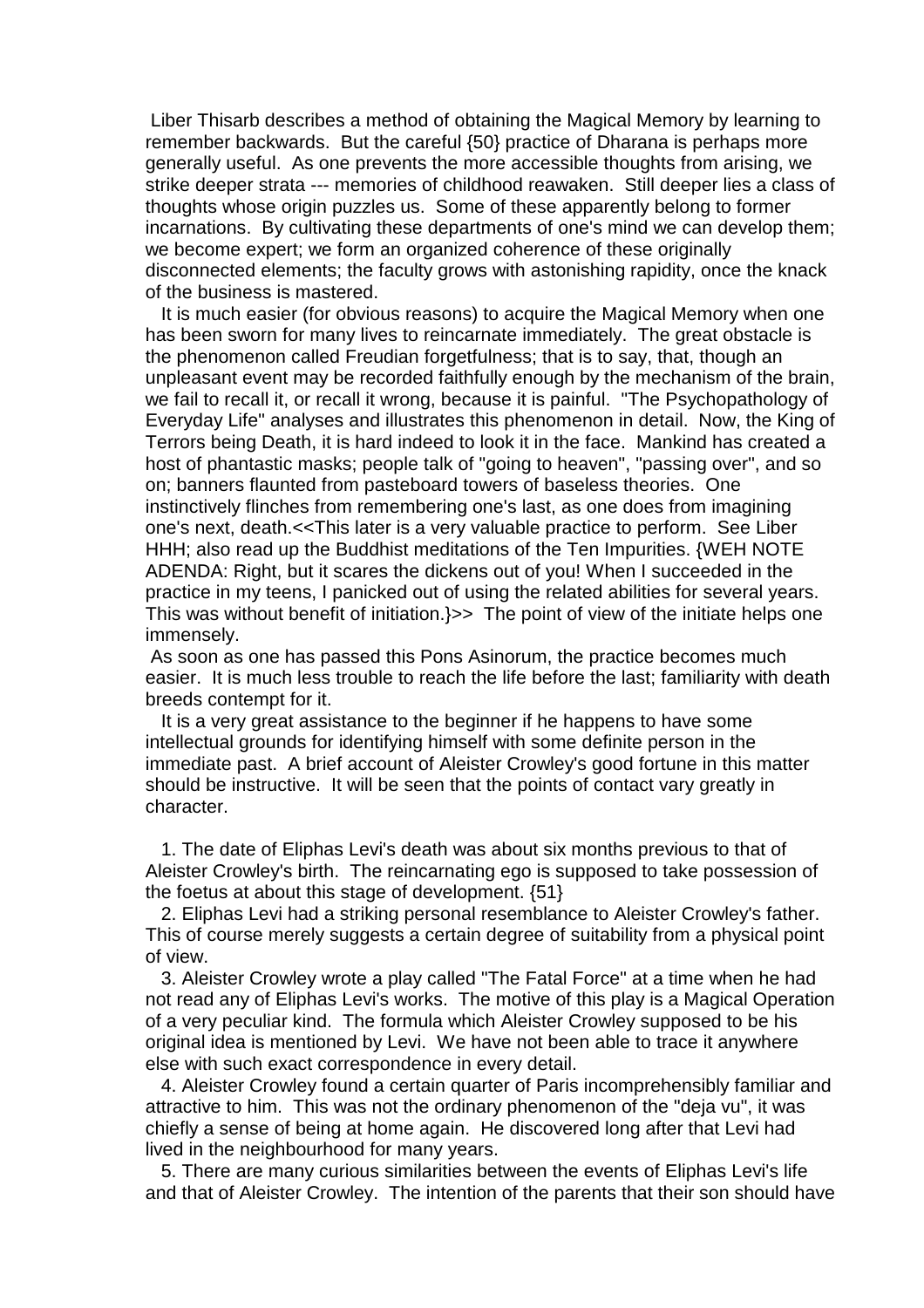Liber Thisarb describes a method of obtaining the Magical Memory by learning to remember backwards. But the careful {50} practice of Dharana is perhaps more generally useful. As one prevents the more accessible thoughts from arising, we strike deeper strata --- memories of childhood reawaken. Still deeper lies a class of thoughts whose origin puzzles us. Some of these apparently belong to former incarnations. By cultivating these departments of one's mind we can develop them; we become expert; we form an organized coherence of these originally disconnected elements; the faculty grows with astonishing rapidity, once the knack of the business is mastered.

It is much easier (for obvious reasons) to acquire the Magical Memory when one has been sworn for many lives to reincarnate immediately. The great obstacle is the phenomenon called Freudian forgetfulness; that is to say, that, though an unpleasant event may be recorded faithfully enough by the mechanism of the brain, we fail to recall it, or recall it wrong, because it is painful. "The Psychopathology of Everyday Life" analyses and illustrates this phenomenon in detail. Now, the King of Terrors being Death, it is hard indeed to look it in the face. Mankind has created a host of phantastic masks; people talk of "going to heaven", "passing over", and so on; banners flaunted from pasteboard towers of baseless theories. One instinctively flinches from remembering one's last, as one does from imagining one's next, death.<<This later is a very valuable practice to perform. See Liber HHH; also read up the Buddhist meditations of the Ten Impurities. {WEH NOTE ADENDA: Right, but it scares the dickens out of you! When I succeeded in the practice in my teens, I panicked out of using the related abilities for several years. This was without benefit of initiation.}>> The point of view of the initiate helps one immensely.

As soon as one has passed this Pons Asinorum, the practice becomes much easier. It is much less trouble to reach the life before the last; familiarity with death breeds contempt for it.

It is a very great assistance to the beginner if he happens to have some intellectual grounds for identifying himself with some definite person in the immediate past. A brief account of Aleister Crowley's good fortune in this matter should be instructive. It will be seen that the points of contact vary greatly in character.

1. The date of Eliphas Levi's death was about six months previous to that of Aleister Crowley's birth. The reincarnating ego is supposed to take possession of the foetus at about this stage of development. {51}

2. Eliphas Levi had a striking personal resemblance to Aleister Crowley's father. This of course merely suggests a certain degree of suitability from a physical point of view.

3. Aleister Crowley wrote a play called "The Fatal Force" at a time when he had not read any of Eliphas Levi's works. The motive of this play is a Magical Operation of a very peculiar kind. The formula which Aleister Crowley supposed to be his original idea is mentioned by Levi. We have not been able to trace it anywhere else with such exact correspondence in every detail.

4. Aleister Crowley found a certain quarter of Paris incomprehensibly familiar and attractive to him. This was not the ordinary phenomenon of the "deja vu", it was chiefly a sense of being at home again. He discovered long after that Levi had lived in the neighbourhood for many years.

5. There are many curious similarities between the events of Eliphas Levi's life and that of Aleister Crowley. The intention of the parents that their son should have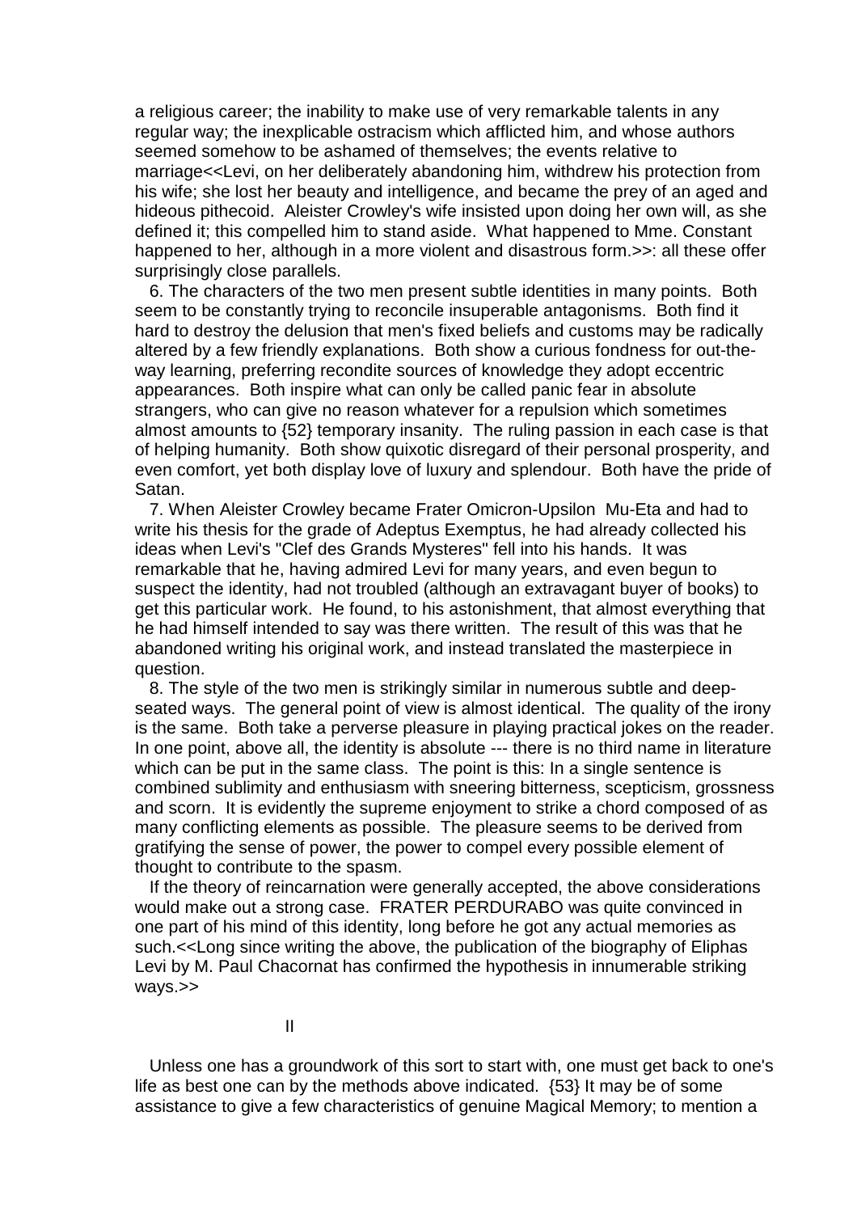a religious career; the inability to make use of very remarkable talents in any regular way; the inexplicable ostracism which afflicted him, and whose authors seemed somehow to be ashamed of themselves; the events relative to marriage<<Levi, on her deliberately abandoning him, withdrew his protection from his wife; she lost her beauty and intelligence, and became the prey of an aged and hideous pithecoid. Aleister Crowley's wife insisted upon doing her own will, as she defined it; this compelled him to stand aside. What happened to Mme. Constant happened to her, although in a more violent and disastrous form.>>: all these offer surprisingly close parallels.

6. The characters of the two men present subtle identities in many points. Both seem to be constantly trying to reconcile insuperable antagonisms. Both find it hard to destroy the delusion that men's fixed beliefs and customs may be radically altered by a few friendly explanations. Both show a curious fondness for out-the-way learning, preferring recondite sources of knowledge they adopt eccentric appearances. Both inspire what can only be called panic fear in absolute strangers, who can give no reason whatever for a repulsion which sometimes almost amounts to {52} temporary insanity. The ruling passion in each case is that of helping humanity. Both show quixotic disregard of their personal prosperity, and even comfort, yet both display love of luxury and splendour. Both have the pride of Satan.

7. When Aleister Crowley became Frater Omicron-Upsilon Mu-Eta and had to write his thesis for the grade of Adeptus Exemptus, he had already collected his ideas when Levi's "Clef des Grands Mysteres" fell into his hands. It was remarkable that he, having admired Levi for many years, and even begun to suspect the identity, had not troubled (although an extravagant buyer of books) to get this particular work. He found, to his astonishment, that almost everything that he had himself intended to say was there written. The result of this was that he abandoned writing his original work, and instead translated the masterpiece in question.

8. The style of the two men is strikingly similar in numerous subtle and deep-seated ways. The general point of view is almost identical. The quality of the irony is the same. Both take a perverse pleasure in playing practical jokes on the reader. In one point, above all, the identity is absolute --- there is no third name in literature which can be put in the same class. The point is this: In a single sentence is combined sublimity and enthusiasm with sneering bitterness, scepticism, grossness and scorn. It is evidently the supreme enjoyment to strike a chord composed of as many conflicting elements as possible. The pleasure seems to be derived from gratifying the sense of power, the power to compel every possible element of thought to contribute to the spasm.

If the theory of reincarnation were generally accepted, the above considerations would make out a strong case. FRATER PERDURABO was quite convinced in one part of his mind of this identity, long before he got any actual memories as such.<<Long since writing the above, the publication of the biography of Eliphas Levi by M. Paul Chacornat has confirmed the hypothesis in innumerable striking ways.>>

## II

Unless one has a groundwork of this sort to start with, one must get back to one's life as best one can by the methods above indicated. {53} It may be of some assistance to give a few characteristics of genuine Magical Memory; to mention a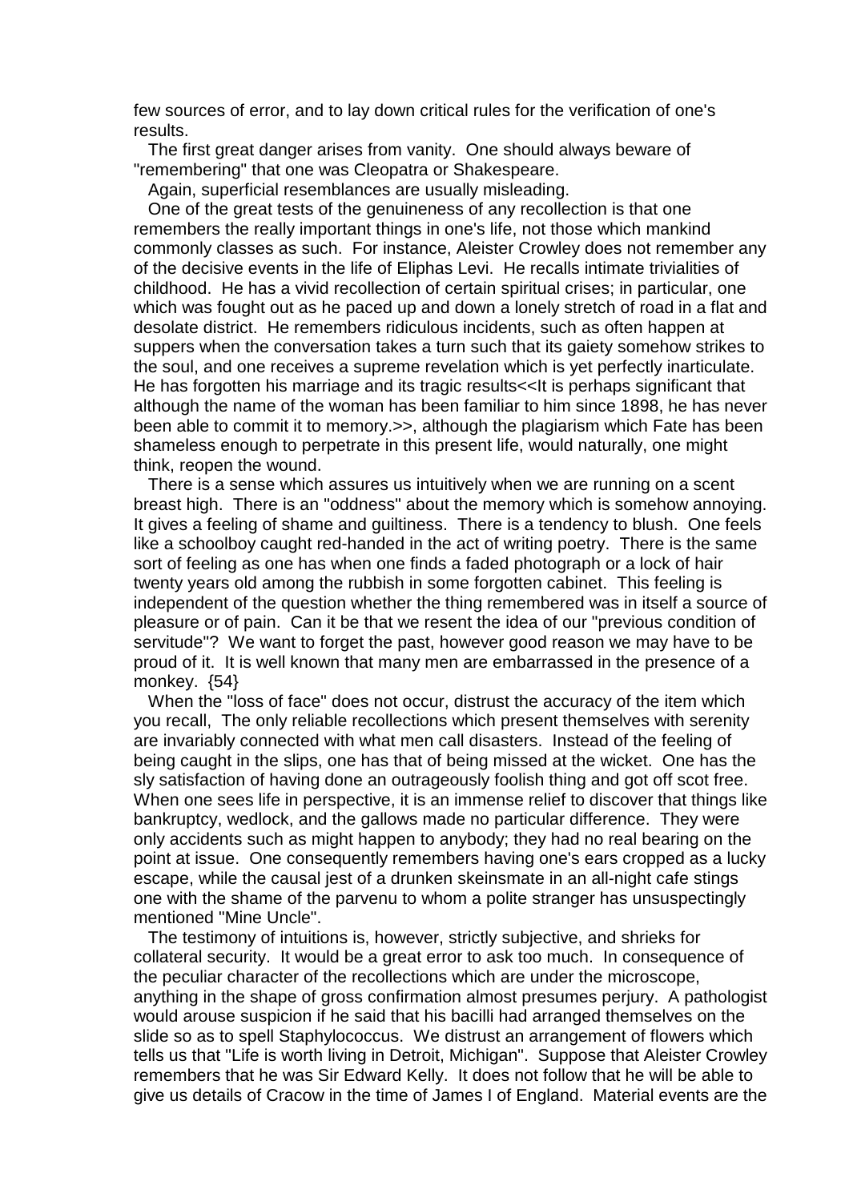few sources of error, and to lay down critical rules for the verification of one's results.

The first great danger arises from vanity. One should always beware of "remembering" that one was Cleopatra or Shakespeare.

Again, superficial resemblances are usually misleading.

One of the great tests of the genuineness of any recollection is that one remembers the really important things in one's life, not those which mankind commonly classes as such. For instance, Aleister Crowley does not remember any of the decisive events in the life of Eliphas Levi. He recalls intimate trivialities of childhood. He has a vivid recollection of certain spiritual crises; in particular, one which was fought out as he paced up and down a lonely stretch of road in a flat and desolate district. He remembers ridiculous incidents, such as often happen at suppers when the conversation takes a turn such that its gaiety somehow strikes to the soul, and one receives a supreme revelation which is yet perfectly inarticulate. He has forgotten his marriage and its tragic results<<It is perhaps significant that although the name of the woman has been familiar to him since 1898, he has never been able to commit it to memory.>>, although the plagiarism which Fate has been shameless enough to perpetrate in this present life, would naturally, one might think, reopen the wound.

There is a sense which assures us intuitively when we are running on a scent breast high. There is an "oddness" about the memory which is somehow annoying. It gives a feeling of shame and guiltiness. There is a tendency to blush. One feels like a schoolboy caught red-handed in the act of writing poetry. There is the same sort of feeling as one has when one finds a faded photograph or a lock of hair twenty years old among the rubbish in some forgotten cabinet. This feeling is independent of the question whether the thing remembered was in itself a source of pleasure or of pain. Can it be that we resent the idea of our "previous condition of servitude"? We want to forget the past, however good reason we may have to be proud of it. It is well known that many men are embarrassed in the presence of a monkey. {54}

When the "loss of face" does not occur, distrust the accuracy of the item which you recall, The only reliable recollections which present themselves with serenity are invariably connected with what men call disasters. Instead of the feeling of being caught in the slips, one has that of being missed at the wicket. One has the sly satisfaction of having done an outrageously foolish thing and got off scot free. When one sees life in perspective, it is an immense relief to discover that things like bankruptcy, wedlock, and the gallows made no particular difference. They were only accidents such as might happen to anybody; they had no real bearing on the point at issue. One consequently remembers having one's ears cropped as a lucky escape, while the causal jest of a drunken skeinsmate in an all-night cafe stings one with the shame of the parvenu to whom a polite stranger has unsuspectingly mentioned "Mine Uncle".

The testimony of intuitions is, however, strictly subjective, and shrieks for collateral security. It would be a great error to ask too much. In consequence of the peculiar character of the recollections which are under the microscope, anything in the shape of gross confirmation almost presumes perjury. A pathologist would arouse suspicion if he said that his bacilli had arranged themselves on the slide so as to spell Staphylococcus. We distrust an arrangement of flowers which tells us that "Life is worth living in Detroit, Michigan". Suppose that Aleister Crowley remembers that he was Sir Edward Kelly. It does not follow that he will be able to give us details of Cracow in the time of James I of England. Material events are the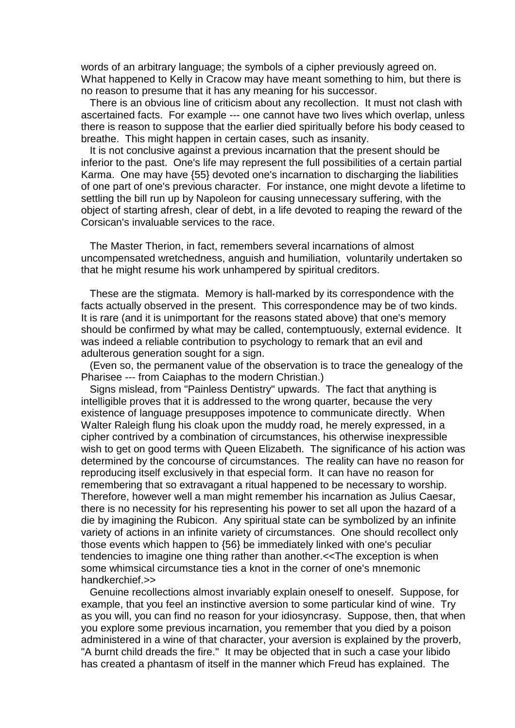words of an arbitrary language; the symbols of a cipher previously agreed on. What happened to Kelly in Cracow may have meant something to him, but there is no reason to presume that it has any meaning for his successor.

There is an obvious line of criticism about any recollection. It must not clash with ascertained facts. For example --- one cannot have two lives which overlap, unless there is reason to suppose that the earlier died spiritually before his body ceased to breathe. This might happen in certain cases, such as insanity.

It is not conclusive against a previous incarnation that the present should be inferior to the past. One's life may represent the full possibilities of a certain partial Karma. One may have {55} devoted one's incarnation to discharging the liabilities of one part of one's previous character. For instance, one might devote a lifetime to settling the bill run up by Napoleon for causing unnecessary suffering, with the object of starting afresh, clear of debt, in a life devoted to reaping the reward of the Corsican's invaluable services to the race.

The Master Therion, in fact, remembers several incarnations of almost uncompensated wretchedness, anguish and humiliation, voluntarily undertaken so that he might resume his work unhampered by spiritual creditors.

These are the stigmata. Memory is hall-marked by its correspondence with the facts actually observed in the present. This correspondence may be of two kinds. It is rare (and it is unimportant for the reasons stated above) that one's memory should be confirmed by what may be called, contemptuously, external evidence. It was indeed a reliable contribution to psychology to remark that an evil and adulterous generation sought for a sign.

(Even so, the permanent value of the observation is to trace the genealogy of the Pharisee --- from Caiaphas to the modern Christian.)

Signs mislead, from "Painless Dentistry" upwards. The fact that anything is intelligible proves that it is addressed to the wrong quarter, because the very existence of language presupposes impotence to communicate directly. When Walter Raleigh flung his cloak upon the muddy road, he merely expressed, in a cipher contrived by a combination of circumstances, his otherwise inexpressible wish to get on good terms with Queen Elizabeth. The significance of his action was determined by the concourse of circumstances. The reality can have no reason for reproducing itself exclusively in that especial form. It can have no reason for remembering that so extravagant a ritual happened to be necessary to worship. Therefore, however well a man might remember his incarnation as Julius Caesar, there is no necessity for his representing his power to set all upon the hazard of a die by imagining the Rubicon. Any spiritual state can be symbolized by an infinite variety of actions in an infinite variety of circumstances. One should recollect only those events which happen to {56} be immediately linked with one's peculiar tendencies to imagine one thing rather than another.<<The exception is when some whimsical circumstance ties a knot in the corner of one's mnemonic handkerchief.>>

Genuine recollections almost invariably explain oneself to oneself. Suppose, for example, that you feel an instinctive aversion to some particular kind of wine. Try as you will, you can find no reason for your idiosyncrasy. Suppose, then, that when you explore some previous incarnation, you remember that you died by a poison administered in a wine of that character, your aversion is explained by the proverb, "A burnt child dreads the fire." It may be objected that in such a case your libido has created a phantasm of itself in the manner which Freud has explained. The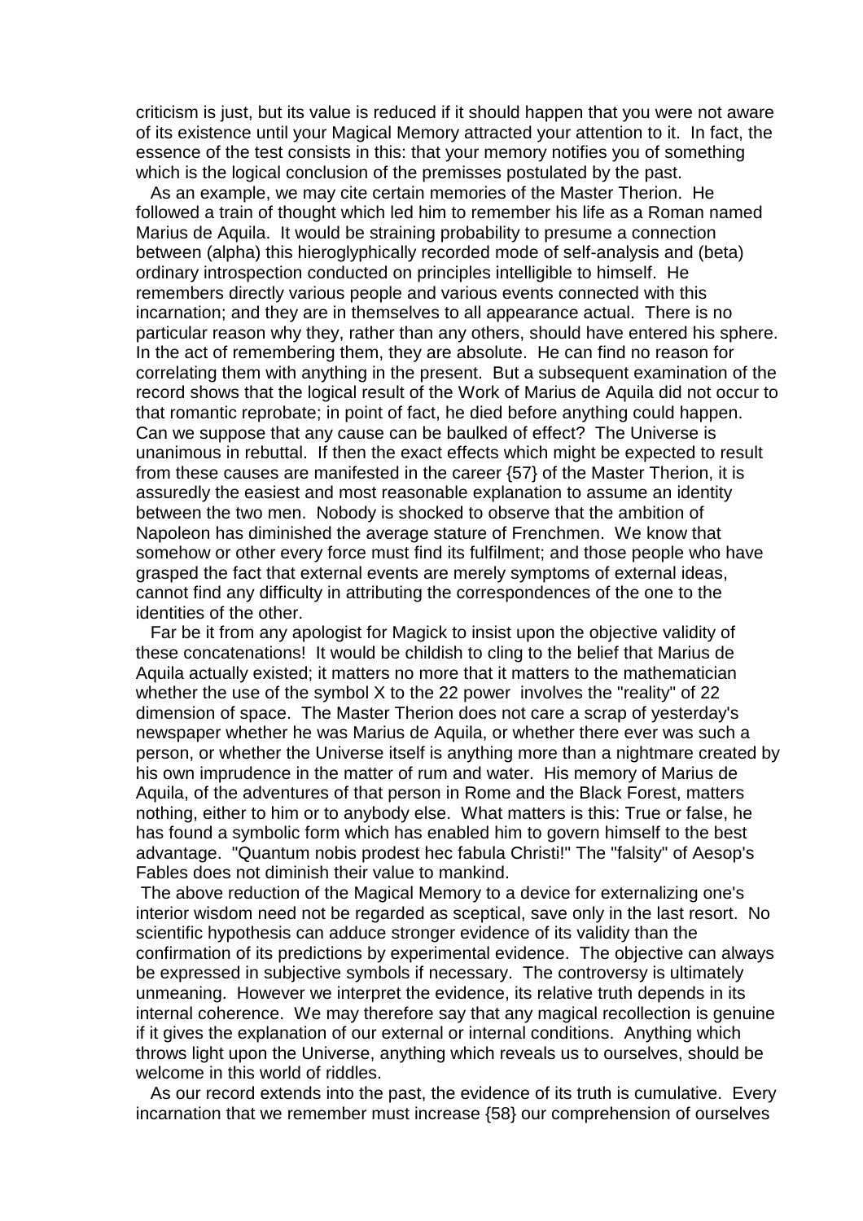criticism is just, but its value is reduced if it should happen that you were not aware of its existence until your Magical Memory attracted your attention to it. In fact, the essence of the test consists in this: that your memory notifies you of something which is the logical conclusion of the premisses postulated by the past.

As an example, we may cite certain memories of the Master Therion. He followed a train of thought which led him to remember his life as a Roman named Marius de Aquila. It would be straining probability to presume a connection between (alpha) this hieroglyphically recorded mode of self-analysis and (beta) ordinary introspection conducted on principles intelligible to himself. He remembers directly various people and various events connected with this incarnation; and they are in themselves to all appearance actual. There is no particular reason why they, rather than any others, should have entered his sphere. In the act of remembering them, they are absolute. He can find no reason for correlating them with anything in the present. But a subsequent examination of the record shows that the logical result of the Work of Marius de Aquila did not occur to that romantic reprobate; in point of fact, he died before anything could happen. Can we suppose that any cause can be baulked of effect? The Universe is unanimous in rebuttal. If then the exact effects which might be expected to result from these causes are manifested in the career {57} of the Master Therion, it is assuredly the easiest and most reasonable explanation to assume an identity between the two men. Nobody is shocked to observe that the ambition of Napoleon has diminished the average stature of Frenchmen. We know that somehow or other every force must find its fulfilment; and those people who have grasped the fact that external events are merely symptoms of external ideas, cannot find any difficulty in attributing the correspondences of the one to the identities of the other.

Far be it from any apologist for Magick to insist upon the objective validity of these concatenations! It would be childish to cling to the belief that Marius de Aquila actually existed; it matters no more that it matters to the mathematician whether the use of the symbol X to the 22 power involves the "reality" of 22 dimension of space. The Master Therion does not care a scrap of yesterday's newspaper whether he was Marius de Aquila, or whether there ever was such a person, or whether the Universe itself is anything more than a nightmare created by his own imprudence in the matter of rum and water. His memory of Marius de Aquila, of the adventures of that person in Rome and the Black Forest, matters nothing, either to him or to anybody else. What matters is this: True or false, he has found a symbolic form which has enabled him to govern himself to the best advantage. "Quantum nobis prodest hec fabula Christi!" The "falsity" of Aesop's Fables does not diminish their value to mankind.

The above reduction of the Magical Memory to a device for externalizing one's interior wisdom need not be regarded as sceptical, save only in the last resort. No scientific hypothesis can adduce stronger evidence of its validity than the confirmation of its predictions by experimental evidence. The objective can always be expressed in subjective symbols if necessary. The controversy is ultimately unmeaning. However we interpret the evidence, its relative truth depends in its internal coherence. We may therefore say that any magical recollection is genuine if it gives the explanation of our external or internal conditions. Anything which throws light upon the Universe, anything which reveals us to ourselves, should be welcome in this world of riddles.

As our record extends into the past, the evidence of its truth is cumulative. Every incarnation that we remember must increase {58} our comprehension of ourselves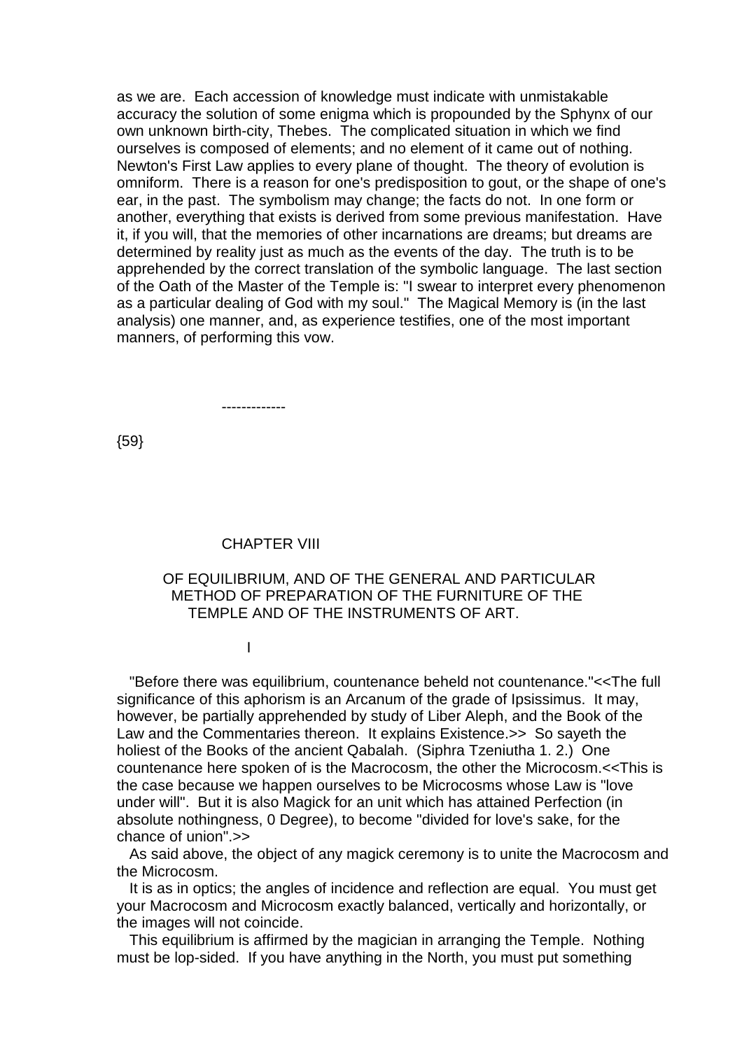as we are. Each accession of knowledge must indicate with unmistakable accuracy the solution of some enigma which is propounded by the Sphynx of our own unknown birth-city, Thebes. The complicated situation in which we find ourselves is composed of elements; and no element of it came out of nothing. Newton's First Law applies to every plane of thought. The theory of evolution is omniform. There is a reason for one's predisposition to gout, or the shape of one's ear, in the past. The symbolism may change; the facts do not. In one form or another, everything that exists is derived from some previous manifestation. Have it, if you will, that the memories of other incarnations are dreams; but dreams are determined by reality just as much as the events of the day. The truth is to be apprehended by the correct translation of the symbolic language. The last section of the Oath of the Master of the Temple is: "I swear to interpret every phenomenon as a particular dealing of God with my soul." The Magical Memory is (in the last analysis) one manner, and, as experience testifies, one of the most important manners, of performing this vow.

-------------

{59}

# CHAPTER VIII

## OF EQUILIBRIUM, AND OF THE GENERAL AND PARTICULAR METHOD OF PREPARATION OF THE FURNITURE OF THE TEMPLE AND OF THE INSTRUMENTS OF ART.

### I

"Before there was equilibrium, countenance beheld not countenance."<<The full significance of this aphorism is an Arcanum of the grade of Ipsissimus. It may, however, be partially apprehended by study of Liber Aleph, and the Book of the Law and the Commentaries thereon. It explains Existence.>> So sayeth the holiest of the Books of the ancient Qabalah. (Siphra Tzeniutha 1. 2.) One countenance here spoken of is the Macrocosm, the other the Microcosm.<<This is the case because we happen ourselves to be Microcosms whose Law is "love under will". But it is also Magick for an unit which has attained Perfection (in absolute nothingness, 0 Degree), to become "divided for love's sake, for the chance of union".>>

As said above, the object of any magick ceremony is to unite the Macrocosm and the Microcosm.

It is as in optics; the angles of incidence and reflection are equal. You must get your Macrocosm and Microcosm exactly balanced, vertically and horizontally, or the images will not coincide.

This equilibrium is affirmed by the magician in arranging the Temple. Nothing must be lop-sided. If you have anything in the North, you must put something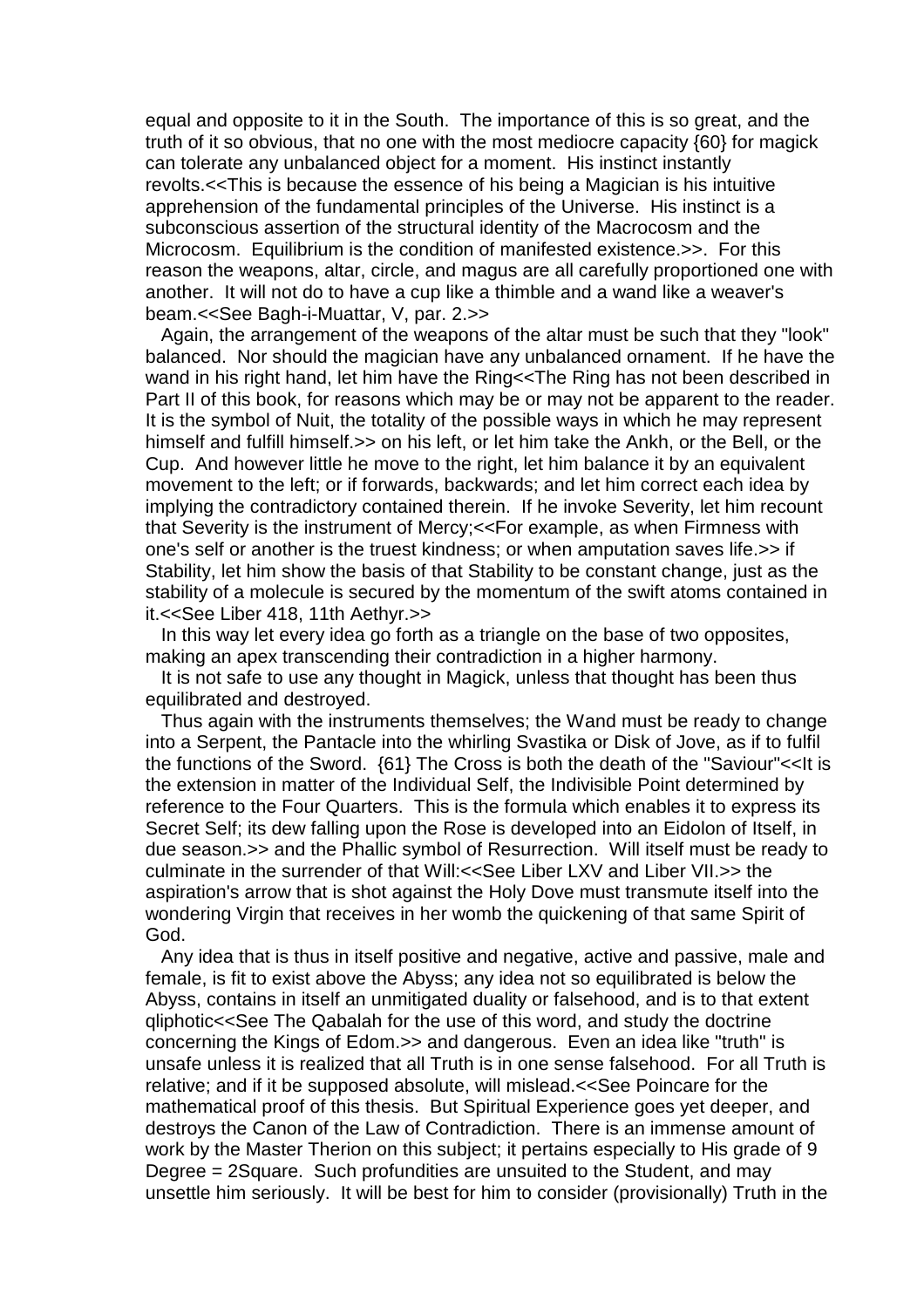equal and opposite to it in the South. The importance of this is so great, and the truth of it so obvious, that no one with the most mediocre capacity {60} for magick can tolerate any unbalanced object for a moment. His instinct instantly revolts.<<This is because the essence of his being a Magician is his intuitive apprehension of the fundamental principles of the Universe. His instinct is a subconscious assertion of the structural identity of the Macrocosm and the Microcosm. Equilibrium is the condition of manifested existence.>>. For this reason the weapons, altar, circle, and magus are all carefully proportioned one with another. It will not do to have a cup like a thimble and a wand like a weaver's beam.<<See Bagh-i-Muattar, V, par. 2.>>

Again, the arrangement of the weapons of the altar must be such that they "look" balanced. Nor should the magician have any unbalanced ornament. If he have the wand in his right hand, let him have the Ring<<The Ring has not been described in Part II of this book, for reasons which may be or may not be apparent to the reader. It is the symbol of Nuit, the totality of the possible ways in which he may represent himself and fulfill himself.>> on his left, or let him take the Ankh, or the Bell, or the Cup. And however little he move to the right, let him balance it by an equivalent movement to the left; or if forwards, backwards; and let him correct each idea by implying the contradictory contained therein. If he invoke Severity, let him recount that Severity is the instrument of Mercy;<<For example, as when Firmness with one's self or another is the truest kindness; or when amputation saves life.>> if Stability, let him show the basis of that Stability to be constant change, just as the stability of a molecule is secured by the momentum of the swift atoms contained in it.<<See Liber 418, 11th Aethyr.>>

In this way let every idea go forth as a triangle on the base of two opposites, making an apex transcending their contradiction in a higher harmony.

It is not safe to use any thought in Magick, unless that thought has been thus equilibrated and destroyed.

Thus again with the instruments themselves; the Wand must be ready to change into a Serpent, the Pantacle into the whirling Svastika or Disk of Jove, as if to fulfil the functions of the Sword. {61} The Cross is both the death of the "Saviour"<<It is the extension in matter of the Individual Self, the Indivisible Point determined by reference to the Four Quarters. This is the formula which enables it to express its Secret Self; its dew falling upon the Rose is developed into an Eidolon of Itself, in due season.>> and the Phallic symbol of Resurrection. Will itself must be ready to culminate in the surrender of that Will:<<See Liber LXV and Liber VII.>> the aspiration's arrow that is shot against the Holy Dove must transmute itself into the wondering Virgin that receives in her womb the quickening of that same Spirit of God.

Any idea that is thus in itself positive and negative, active and passive, male and female, is fit to exist above the Abyss; any idea not so equilibrated is below the Abyss, contains in itself an unmitigated duality or falsehood, and is to that extent qliphotic<<See The Qabalah for the use of this word, and study the doctrine concerning the Kings of Edom.>> and dangerous. Even an idea like "truth" is unsafe unless it is realized that all Truth is in one sense falsehood. For all Truth is relative; and if it be supposed absolute, will mislead.<<See Poincare for the mathematical proof of this thesis. But Spiritual Experience goes yet deeper, and destroys the Canon of the Law of Contradiction. There is an immense amount of work by the Master Therion on this subject; it pertains especially to His grade of 9 Degree = 2Square. Such profundities are unsuited to the Student, and may unsettle him seriously. It will be best for him to consider (provisionally) Truth in the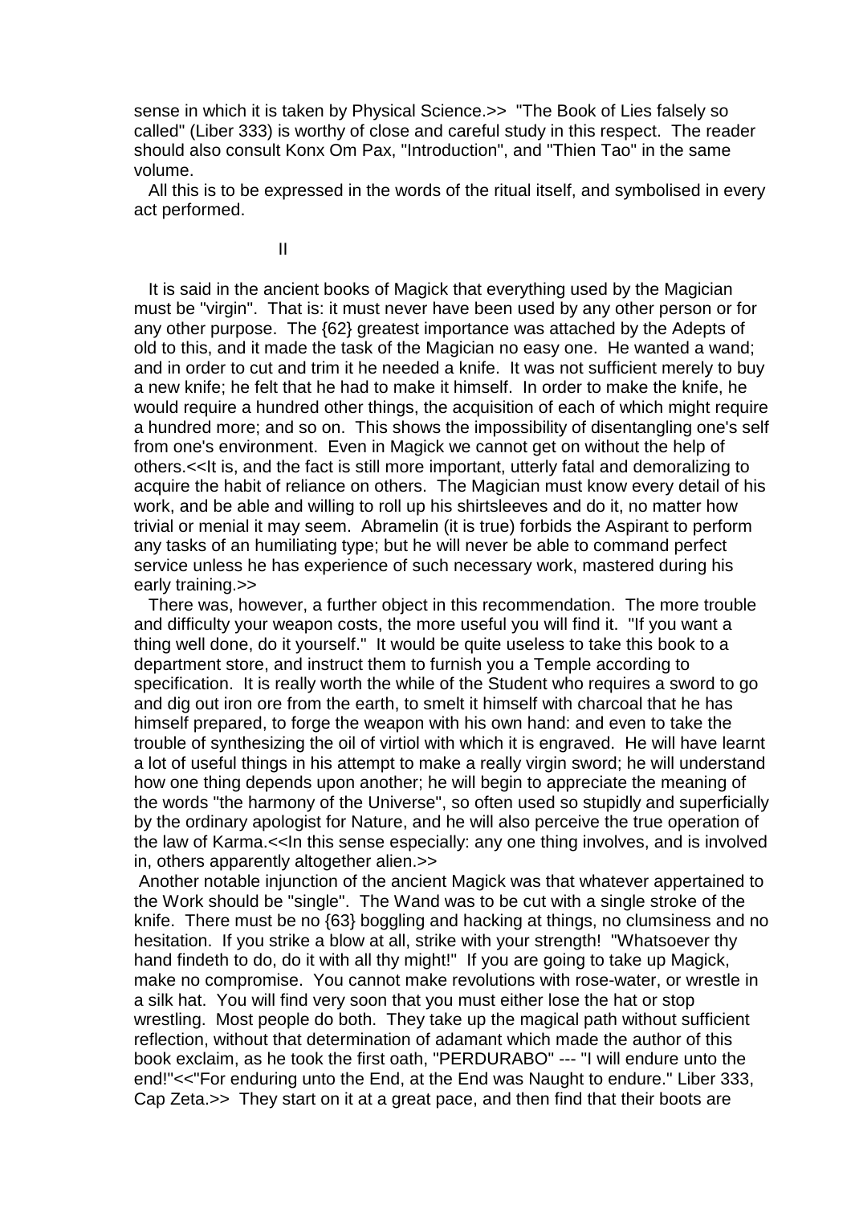sense in which it is taken by Physical Science.>> "The Book of Lies falsely so called" (Liber 333) is worthy of close and careful study in this respect. The reader should also consult Konx Om Pax, "Introduction", and "Thien Tao" in the same volume.

All this is to be expressed in the words of the ritual itself, and symbolised in every act performed.

II

It is said in the ancient books of Magick that everything used by the Magician must be "virgin". That is: it must never have been used by any other person or for any other purpose. The {62} greatest importance was attached by the Adepts of old to this, and it made the task of the Magician no easy one. He wanted a wand; and in order to cut and trim it he needed a knife. It was not sufficient merely to buy a new knife; he felt that he had to make it himself. In order to make the knife, he would require a hundred other things, the acquisition of each of which might require a hundred more; and so on. This shows the impossibility of disentangling one's self from one's environment. Even in Magick we cannot get on without the help of others.<<It is, and the fact is still more important, utterly fatal and demoralizing to acquire the habit of reliance on others. The Magician must know every detail of his work, and be able and willing to roll up his shirtsleeves and do it, no matter how trivial or menial it may seem. Abramelin (it is true) forbids the Aspirant to perform any tasks of an humiliating type; but he will never be able to command perfect service unless he has experience of such necessary work, mastered during his early training.>>

There was, however, a further object in this recommendation. The more trouble and difficulty your weapon costs, the more useful you will find it. "If you want a thing well done, do it yourself." It would be quite useless to take this book to a department store, and instruct them to furnish you a Temple according to specification. It is really worth the while of the Student who requires a sword to go and dig out iron ore from the earth, to smelt it himself with charcoal that he has himself prepared, to forge the weapon with his own hand: and even to take the trouble of synthesizing the oil of virtiol with which it is engraved. He will have learnt a lot of useful things in his attempt to make a really virgin sword; he will understand how one thing depends upon another; he will begin to appreciate the meaning of the words "the harmony of the Universe", so often used so stupidly and superficially by the ordinary apologist for Nature, and he will also perceive the true operation of the law of Karma.<<In this sense especially: any one thing involves, and is involved in, others apparently altogether alien.>>

Another notable injunction of the ancient Magick was that whatever appertained to the Work should be "single". The Wand was to be cut with a single stroke of the knife. There must be no {63} boggling and hacking at things, no clumsiness and no hesitation. If you strike a blow at all, strike with your strength! "Whatsoever thy hand findeth to do, do it with all thy might!" If you are going to take up Magick, make no compromise. You cannot make revolutions with rose-water, or wrestle in a silk hat. You will find very soon that you must either lose the hat or stop wrestling. Most people do both. They take up the magical path without sufficient reflection, without that determination of adamant which made the author of this book exclaim, as he took the first oath, "PERDURABO" --- "I will endure unto the end!"<<"For enduring unto the End, at the End was Naught to endure." Liber 333, Cap Zeta.>> They start on it at a great pace, and then find that their boots are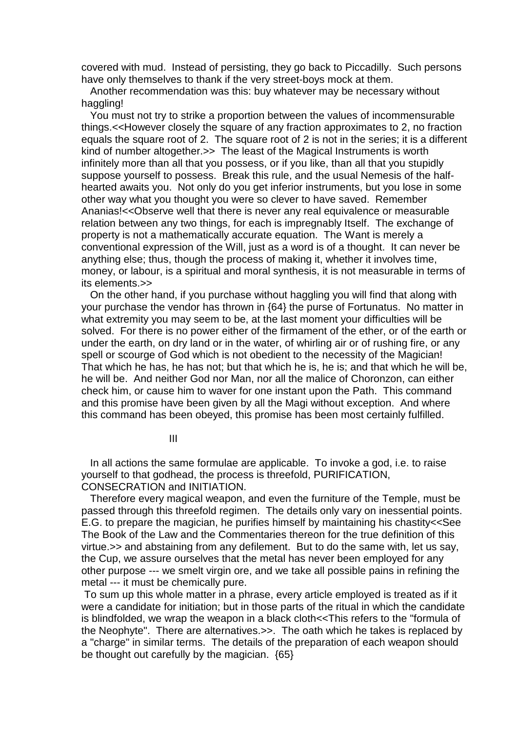covered with mud. Instead of persisting, they go back to Piccadilly. Such persons have only themselves to thank if the very street-boys mock at them.

Another recommendation was this: buy whatever may be necessary without haggling!

You must not try to strike a proportion between the values of incommensurable things.<<However closely the square of any fraction approximates to 2, no fraction equals the square root of 2. The square root of 2 is not in the series; it is a different kind of number altogether.>> The least of the Magical Instruments is worth infinitely more than all that you possess, or if you like, than all that you stupidly suppose yourself to possess. Break this rule, and the usual Nemesis of the half-hearted awaits you. Not only do you get inferior instruments, but you lose in some other way what you thought you were so clever to have saved. Remember Ananias!<<Observe well that there is never any real equivalence or measurable relation between any two things, for each is impregnably Itself. The exchange of property is not a mathematically accurate equation. The Want is merely a conventional expression of the Will, just as a word is of a thought. It can never be anything else; thus, though the process of making it, whether it involves time, money, or labour, is a spiritual and moral synthesis, it is not measurable in terms of its elements.>>

On the other hand, if you purchase without haggling you will find that along with your purchase the vendor has thrown in {64} the purse of Fortunatus. No matter in what extremity you may seem to be, at the last moment your difficulties will be solved. For there is no power either of the firmament of the ether, or of the earth or under the earth, on dry land or in the water, of whirling air or of rushing fire, or any spell or scourge of God which is not obedient to the necessity of the Magician! That which he has, he has not; but that which he is, he is; and that which he will be, he will be. And neither God nor Man, nor all the malice of Choronzon, can either check him, or cause him to waver for one instant upon the Path. This command and this promise have been given by all the Magi without exception. And where this command has been obeyed, this promise has been most certainly fulfilled.

## III

In all actions the same formulae are applicable. To invoke a god, i.e. to raise yourself to that godhead, the process is threefold, PURIFICATION, CONSECRATION and INITIATION.

Therefore every magical weapon, and even the furniture of the Temple, must be passed through this threefold regimen. The details only vary on inessential points. E.G. to prepare the magician, he purifies himself by maintaining his chastity<<See The Book of the Law and the Commentaries thereon for the true definition of this virtue.>> and abstaining from any defilement. But to do the same with, let us say, the Cup, we assure ourselves that the metal has never been employed for any other purpose --- we smelt virgin ore, and we take all possible pains in refining the metal --- it must be chemically pure.

To sum up this whole matter in a phrase, every article employed is treated as if it were a candidate for initiation; but in those parts of the ritual in which the candidate is blindfolded, we wrap the weapon in a black cloth<<This refers to the "formula of the Neophyte". There are alternatives.>>. The oath which he takes is replaced by a "charge" in similar terms. The details of the preparation of each weapon should be thought out carefully by the magician. {65}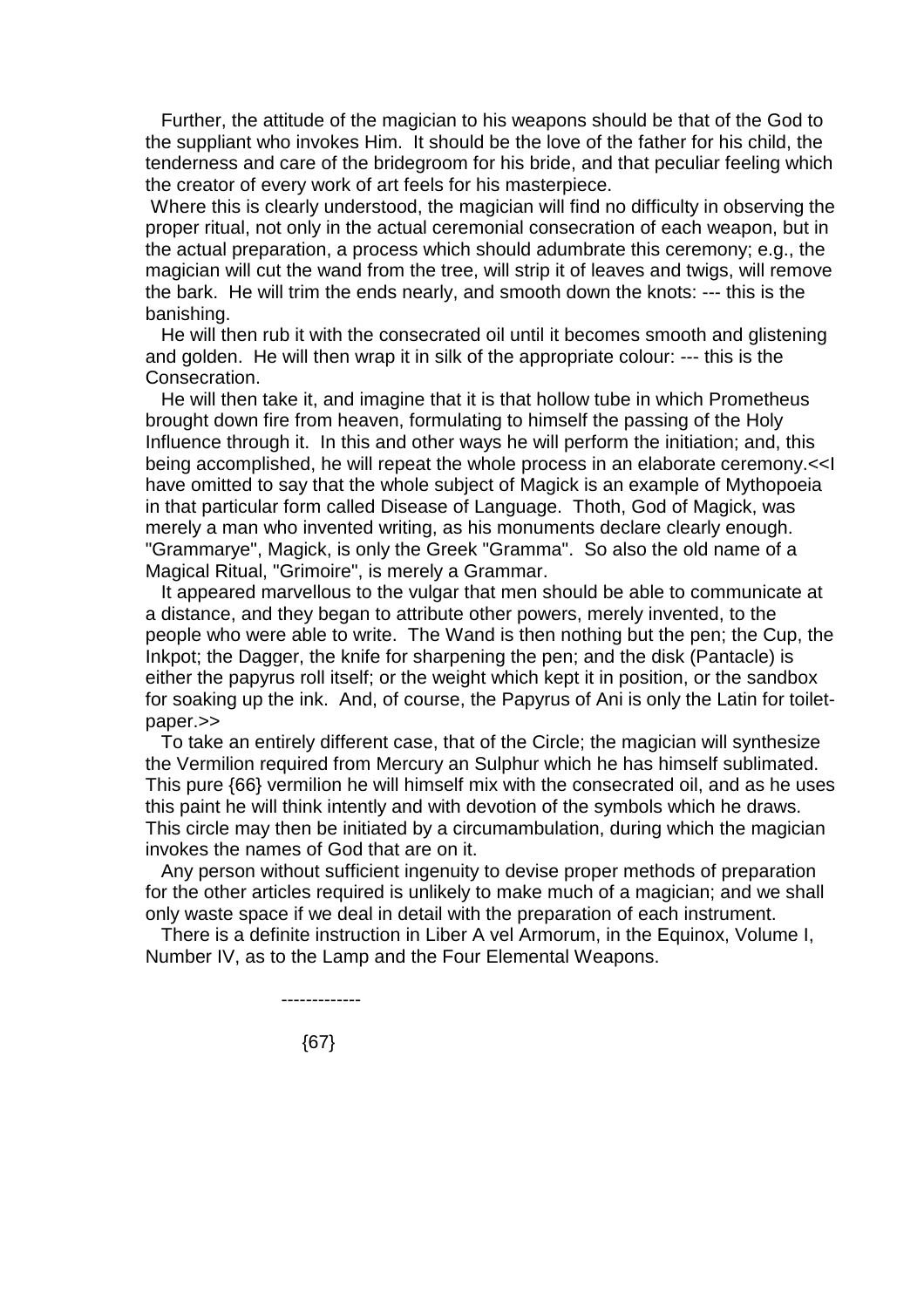Further, the attitude of the magician to his weapons should be that of the God to the suppliant who invokes Him. It should be the love of the father for his child, the tenderness and care of the bridegroom for his bride, and that peculiar feeling which the creator of every work of art feels for his masterpiece.

Where this is clearly understood, the magician will find no difficulty in observing the proper ritual, not only in the actual ceremonial consecration of each weapon, but in the actual preparation, a process which should adumbrate this ceremony; e.g., the magician will cut the wand from the tree, will strip it of leaves and twigs, will remove the bark. He will trim the ends nearly, and smooth down the knots: --- this is the banishing.

He will then rub it with the consecrated oil until it becomes smooth and glistening and golden. He will then wrap it in silk of the appropriate colour: --- this is the Consecration.

He will then take it, and imagine that it is that hollow tube in which Prometheus brought down fire from heaven, formulating to himself the passing of the Holy Influence through it. In this and other ways he will perform the initiation; and, this being accomplished, he will repeat the whole process in an elaborate ceremony.<<I have omitted to say that the whole subject of Magick is an example of Mythopoeia in that particular form called Disease of Language. Thoth, God of Magick, was merely a man who invented writing, as his monuments declare clearly enough. "Grammarye", Magick, is only the Greek "Gramma". So also the old name of a Magical Ritual, "Grimoire", is merely a Grammar.

It appeared marvellous to the vulgar that men should be able to communicate at a distance, and they began to attribute other powers, merely invented, to the people who were able to write. The Wand is then nothing but the pen; the Cup, the Inkpot; the Dagger, the knife for sharpening the pen; and the disk (Pantacle) is either the papyrus roll itself; or the weight which kept it in position, or the sandbox for soaking up the ink. And, of course, the Papyrus of Ani is only the Latin for toilet-paper.>>

To take an entirely different case, that of the Circle; the magician will synthesize the Vermilion required from Mercury an Sulphur which he has himself sublimated. This pure {66} vermilion he will himself mix with the consecrated oil, and as he uses this paint he will think intently and with devotion of the symbols which he draws. This circle may then be initiated by a circumambulation, during which the magician invokes the names of God that are on it.

Any person without sufficient ingenuity to devise proper methods of preparation for the other articles required is unlikely to make much of a magician; and we shall only waste space if we deal in detail with the preparation of each instrument.

There is a definite instruction in Liber A vel Armorum, in the Equinox, Volume I, Number IV, as to the Lamp and the Four Elemental Weapons.

-------------

{67}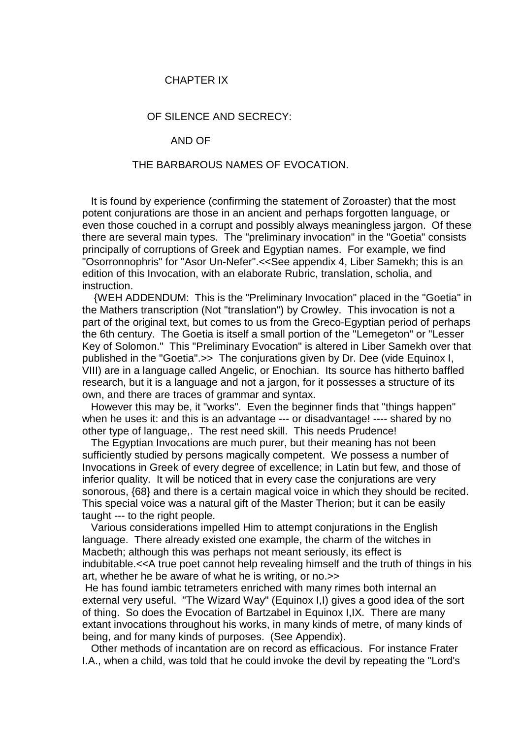# CHAPTER IX

## OF SILENCE AND SECRECY:

## AND OF

## THE BARBAROUS NAMES OF EVOCATION.

It is found by experience (confirming the statement of Zoroaster) that the most potent conjurations are those in an ancient and perhaps forgotten language, or even those couched in a corrupt and possibly always meaningless jargon. Of these there are several main types. The "preliminary invocation" in the "Goetia" consists principally of corruptions of Greek and Egyptian names. For example, we find "Osorronnophris" for "Asor Un-Nefer".<<See appendix 4, Liber Samekh; this is an edition of this Invocation, with an elaborate Rubric, translation, scholia, and instruction.

{WEH ADDENDUM: This is the "Preliminary Invocation" placed in the "Goetia" in the Mathers transcription (Not "translation") by Crowley. This invocation is not a part of the original text, but comes to us from the Greco-Egyptian period of perhaps the 6th century. The Goetia is itself a small portion of the "Lemegeton" or "Lesser Key of Solomon." This "Preliminary Evocation" is altered in Liber Samekh over that published in the "Goetia".>> The conjurations given by Dr. Dee (vide Equinox I, VIII) are in a language called Angelic, or Enochian. Its source has hitherto baffled research, but it is a language and not a jargon, for it possesses a structure of its own, and there are traces of grammar and syntax.

However this may be, it "works". Even the beginner finds that "things happen" when he uses it: and this is an advantage --- or disadvantage! ---- shared by no other type of language,. The rest need skill. This needs Prudence!

The Egyptian Invocations are much purer, but their meaning has not been sufficiently studied by persons magically competent. We possess a number of Invocations in Greek of every degree of excellence; in Latin but few, and those of inferior quality. It will be noticed that in every case the conjurations are very sonorous, {68} and there is a certain magical voice in which they should be recited. This special voice was a natural gift of the Master Therion; but it can be easily taught --- to the right people.

Various considerations impelled Him to attempt conjurations in the English language. There already existed one example, the charm of the witches in Macbeth; although this was perhaps not meant seriously, its effect is indubitable.<<A true poet cannot help revealing himself and the truth of things in his art, whether he be aware of what he is writing, or no.>>

He has found iambic tetrameters enriched with many rimes both internal an external very useful. "The Wizard Way" (Equinox I,I) gives a good idea of the sort of thing. So does the Evocation of Bartzabel in Equinox I,IX. There are many extant invocations throughout his works, in many kinds of metre, of many kinds of being, and for many kinds of purposes. (See Appendix).

Other methods of incantation are on record as efficacious. For instance Frater I.A., when a child, was told that he could invoke the devil by repeating the "Lord's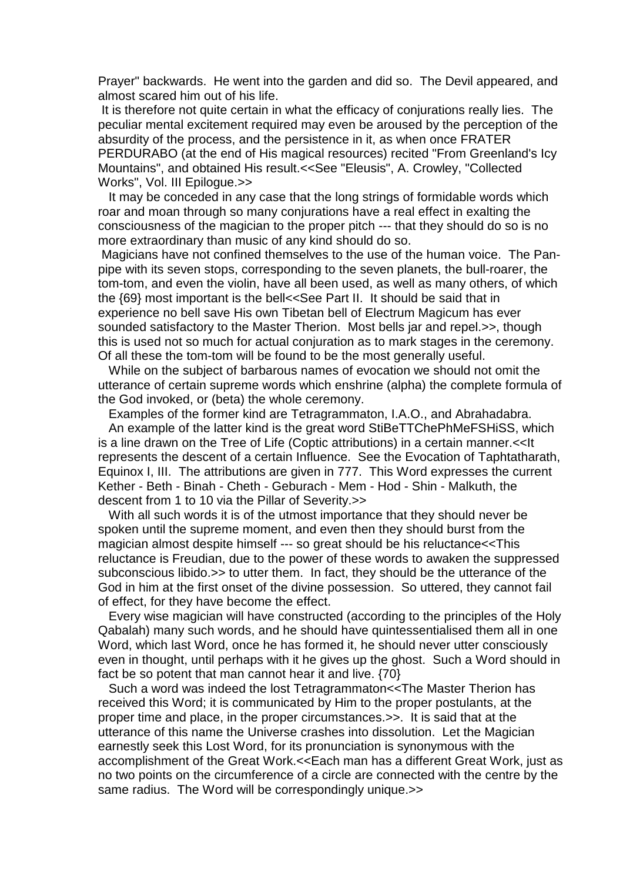Prayer" backwards. He went into the garden and did so. The Devil appeared, and almost scared him out of his life.

It is therefore not quite certain in what the efficacy of conjurations really lies. The peculiar mental excitement required may even be aroused by the perception of the absurdity of the process, and the persistence in it, as when once FRATER PERDURABO (at the end of His magical resources) recited "From Greenland's Icy Mountains", and obtained His result.<<See "Eleusis", A. Crowley, "Collected Works", Vol. III Epilogue.>>

It may be conceded in any case that the long strings of formidable words which roar and moan through so many conjurations have a real effect in exalting the consciousness of the magician to the proper pitch --- that they should do so is no more extraordinary than music of any kind should do so.

Magicians have not confined themselves to the use of the human voice. The Pan-pipe with its seven stops, corresponding to the seven planets, the bull-roarer, the tom-tom, and even the violin, have all been used, as well as many others, of which the {69} most important is the bell<<See Part II. It should be said that in experience no bell save His own Tibetan bell of Electrum Magicum has ever sounded satisfactory to the Master Therion. Most bells jar and repel.>>, though this is used not so much for actual conjuration as to mark stages in the ceremony. Of all these the tom-tom will be found to be the most generally useful.

While on the subject of barbarous names of evocation we should not omit the utterance of certain supreme words which enshrine (alpha) the complete formula of the God invoked, or (beta) the whole ceremony.

Examples of the former kind are Tetragrammaton, I.A.O., and Abrahadabra.

An example of the latter kind is the great word StiBeTTChePhMeFSHiSS, which is a line drawn on the Tree of Life (Coptic attributions) in a certain manner.<<It represents the descent of a certain Influence. See the Evocation of Taphtatharath, Equinox I, III. The attributions are given in 777. This Word expresses the current Kether - Beth - Binah - Cheth - Geburach - Mem - Hod - Shin - Malkuth, the descent from 1 to 10 via the Pillar of Severity.>>

With all such words it is of the utmost importance that they should never be spoken until the supreme moment, and even then they should burst from the magician almost despite himself --- so great should be his reluctance<<This reluctance is Freudian, due to the power of these words to awaken the suppressed subconscious libido.>> to utter them. In fact, they should be the utterance of the God in him at the first onset of the divine possession. So uttered, they cannot fail of effect, for they have become the effect.

Every wise magician will have constructed (according to the principles of the Holy Qabalah) many such words, and he should have quintessentialised them all in one Word, which last Word, once he has formed it, he should never utter consciously even in thought, until perhaps with it he gives up the ghost. Such a Word should in fact be so potent that man cannot hear it and live. {70}

Such a word was indeed the lost Tetragrammaton<<The Master Therion has received this Word; it is communicated by Him to the proper postulants, at the proper time and place, in the proper circumstances.>>. It is said that at the utterance of this name the Universe crashes into dissolution. Let the Magician earnestly seek this Lost Word, for its pronunciation is synonymous with the accomplishment of the Great Work.<<Each man has a different Great Work, just as no two points on the circumference of a circle are connected with the centre by the same radius. The Word will be correspondingly unique.>>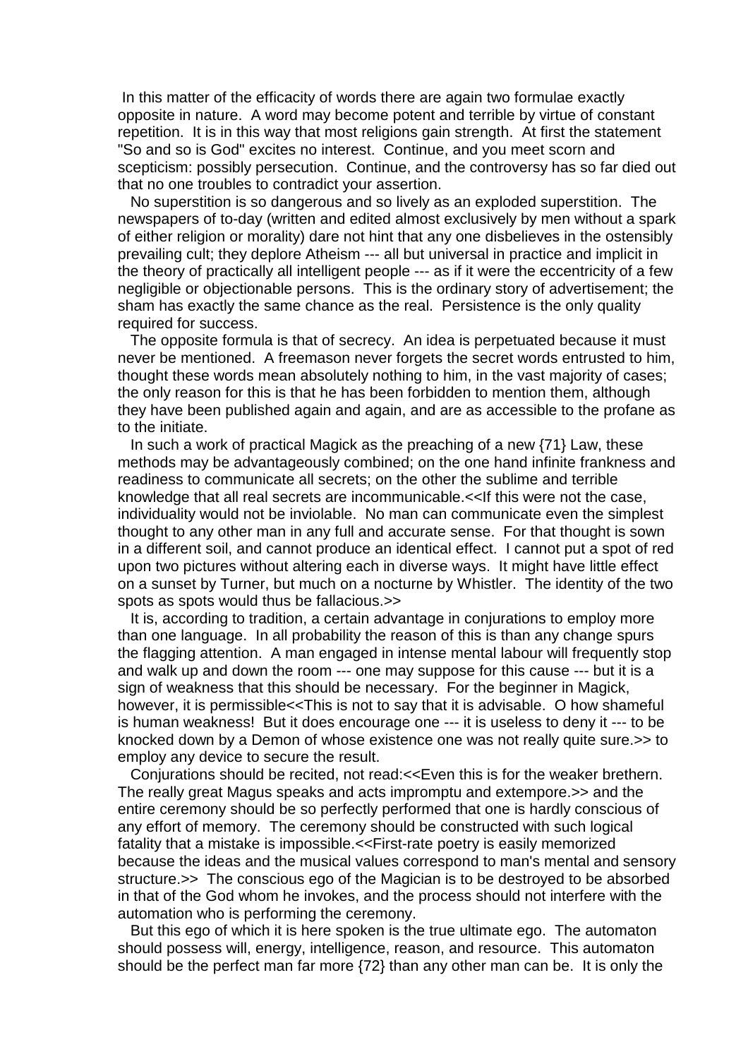In this matter of the efficacity of words there are again two formulae exactly opposite in nature. A word may become potent and terrible by virtue of constant repetition. It is in this way that most religions gain strength. At first the statement "So and so is God" excites no interest. Continue, and you meet scorn and scepticism: possibly persecution. Continue, and the controversy has so far died out that no one troubles to contradict your assertion.

No superstition is so dangerous and so lively as an exploded superstition. The newspapers of to-day (written and edited almost exclusively by men without a spark of either religion or morality) dare not hint that any one disbelieves in the ostensibly prevailing cult; they deplore Atheism --- all but universal in practice and implicit in the theory of practically all intelligent people --- as if it were the eccentricity of a few negligible or objectionable persons. This is the ordinary story of advertisement; the sham has exactly the same chance as the real. Persistence is the only quality required for success.

The opposite formula is that of secrecy. An idea is perpetuated because it must never be mentioned. A freemason never forgets the secret words entrusted to him, thought these words mean absolutely nothing to him, in the vast majority of cases; the only reason for this is that he has been forbidden to mention them, although they have been published again and again, and are as accessible to the profane as to the initiate.

In such a work of practical Magick as the preaching of a new {71} Law, these methods may be advantageously combined; on the one hand infinite frankness and readiness to communicate all secrets; on the other the sublime and terrible knowledge that all real secrets are incommunicable.<<If this were not the case, individuality would not be inviolable. No man can communicate even the simplest thought to any other man in any full and accurate sense. For that thought is sown in a different soil, and cannot produce an identical effect. I cannot put a spot of red upon two pictures without altering each in diverse ways. It might have little effect on a sunset by Turner, but much on a nocturne by Whistler. The identity of the two spots as spots would thus be fallacious.>>

It is, according to tradition, a certain advantage in conjurations to employ more than one language. In all probability the reason of this is than any change spurs the flagging attention. A man engaged in intense mental labour will frequently stop and walk up and down the room --- one may suppose for this cause --- but it is a sign of weakness that this should be necessary. For the beginner in Magick, however, it is permissible<<This is not to say that it is advisable. O how shameful is human weakness! But it does encourage one --- it is useless to deny it --- to be knocked down by a Demon of whose existence one was not really quite sure.>> to employ any device to secure the result.

Conjurations should be recited, not read:<<Even this is for the weaker brethern. The really great Magus speaks and acts impromptu and extempore.>> and the entire ceremony should be so perfectly performed that one is hardly conscious of any effort of memory. The ceremony should be constructed with such logical fatality that a mistake is impossible.<<First-rate poetry is easily memorized because the ideas and the musical values correspond to man's mental and sensory structure.>> The conscious ego of the Magician is to be destroyed to be absorbed in that of the God whom he invokes, and the process should not interfere with the automation who is performing the ceremony.

But this ego of which it is here spoken is the true ultimate ego. The automaton should possess will, energy, intelligence, reason, and resource. This automaton should be the perfect man far more {72} than any other man can be. It is only the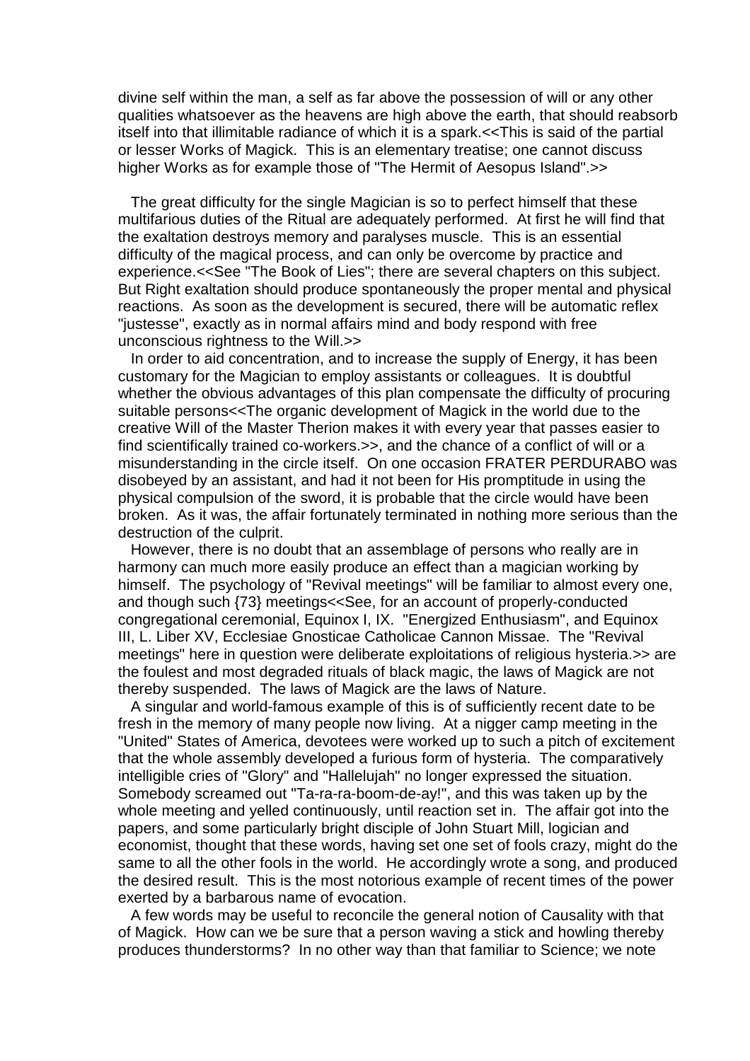divine self within the man, a self as far above the possession of will or any other qualities whatsoever as the heavens are high above the earth, that should reabsorb itself into that illimitable radiance of which it is a spark.<<This is said of the partial or lesser Works of Magick. This is an elementary treatise; one cannot discuss higher Works as for example those of "The Hermit of Aesopus Island".>>

The great difficulty for the single Magician is so to perfect himself that these multifarious duties of the Ritual are adequately performed. At first he will find that the exaltation destroys memory and paralyses muscle. This is an essential difficulty of the magical process, and can only be overcome by practice and experience.<<See "The Book of Lies"; there are several chapters on this subject. But Right exaltation should produce spontaneously the proper mental and physical reactions. As soon as the development is secured, there will be automatic reflex "justesse", exactly as in normal affairs mind and body respond with free unconscious rightness to the Will.>>

In order to aid concentration, and to increase the supply of Energy, it has been customary for the Magician to employ assistants or colleagues. It is doubtful whether the obvious advantages of this plan compensate the difficulty of procuring suitable persons<<The organic development of Magick in the world due to the creative Will of the Master Therion makes it with every year that passes easier to find scientifically trained co-workers.>>, and the chance of a conflict of will or a misunderstanding in the circle itself. On one occasion FRATER PERDURABO was disobeyed by an assistant, and had it not been for His promptitude in using the physical compulsion of the sword, it is probable that the circle would have been broken. As it was, the affair fortunately terminated in nothing more serious than the destruction of the culprit.

However, there is no doubt that an assemblage of persons who really are in harmony can much more easily produce an effect than a magician working by himself. The psychology of "Revival meetings" will be familiar to almost every one, and though such {73} meetings<<See, for an account of properly-conducted congregational ceremonial, Equinox I, IX. "Energized Enthusiasm", and Equinox III, L. Liber XV, Ecclesiae Gnosticae Catholicae Cannon Missae. The "Revival meetings" here in question were deliberate exploitations of religious hysteria.>> are the foulest and most degraded rituals of black magic, the laws of Magick are not thereby suspended. The laws of Magick are the laws of Nature.

A singular and world-famous example of this is of sufficiently recent date to be fresh in the memory of many people now living. At a nigger camp meeting in the "United" States of America, devotees were worked up to such a pitch of excitement that the whole assembly developed a furious form of hysteria. The comparatively intelligible cries of "Glory" and "Hallelujah" no longer expressed the situation. Somebody screamed out "Ta-ra-ra-boom-de-ay!", and this was taken up by the whole meeting and yelled continuously, until reaction set in. The affair got into the papers, and some particularly bright disciple of John Stuart Mill, logician and economist, thought that these words, having set one set of fools crazy, might do the same to all the other fools in the world. He accordingly wrote a song, and produced the desired result. This is the most notorious example of recent times of the power exerted by a barbarous name of evocation.

A few words may be useful to reconcile the general notion of Causality with that of Magick. How can we be sure that a person waving a stick and howling thereby produces thunderstorms? In no other way than that familiar to Science; we note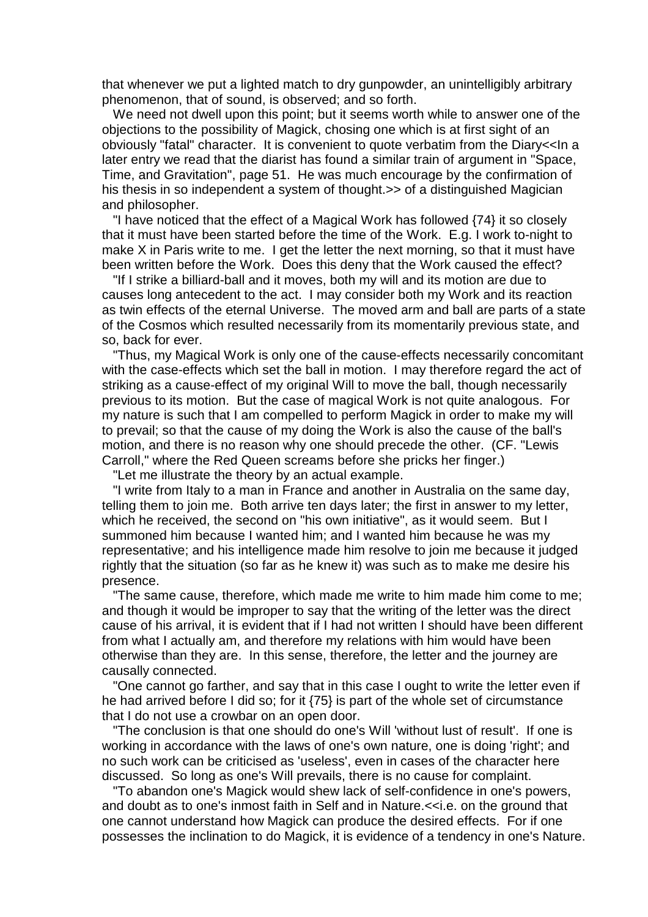that whenever we put a lighted match to dry gunpowder, an unintelligibly arbitrary phenomenon, that of sound, is observed; and so forth.

We need not dwell upon this point; but it seems worth while to answer one of the objections to the possibility of Magick, chosing one which is at first sight of an obviously "fatal" character. It is convenient to quote verbatim from the Diary<<In a later entry we read that the diarist has found a similar train of argument in "Space, Time, and Gravitation", page 51. He was much encourage by the confirmation of his thesis in so independent a system of thought.>> of a distinguished Magician and philosopher.

"I have noticed that the effect of a Magical Work has followed {74} it so closely that it must have been started before the time of the Work. E.g. I work to-night to make X in Paris write to me. I get the letter the next morning, so that it must have been written before the Work. Does this deny that the Work caused the effect?

"If I strike a billiard-ball and it moves, both my will and its motion are due to causes long antecedent to the act. I may consider both my Work and its reaction as twin effects of the eternal Universe. The moved arm and ball are parts of a state of the Cosmos which resulted necessarily from its momentarily previous state, and so, back for ever.

"Thus, my Magical Work is only one of the cause-effects necessarily concomitant with the case-effects which set the ball in motion. I may therefore regard the act of striking as a cause-effect of my original Will to move the ball, though necessarily previous to its motion. But the case of magical Work is not quite analogous. For my nature is such that I am compelled to perform Magick in order to make my will to prevail; so that the cause of my doing the Work is also the cause of the ball's motion, and there is no reason why one should precede the other. (CF. "Lewis Carroll," where the Red Queen screams before she pricks her finger.)

"Let me illustrate the theory by an actual example.

"I write from Italy to a man in France and another in Australia on the same day, telling them to join me. Both arrive ten days later; the first in answer to my letter, which he received, the second on "his own initiative", as it would seem. But I summoned him because I wanted him; and I wanted him because he was my representative; and his intelligence made him resolve to join me because it judged rightly that the situation (so far as he knew it) was such as to make me desire his presence.

"The same cause, therefore, which made me write to him made him come to me; and though it would be improper to say that the writing of the letter was the direct cause of his arrival, it is evident that if I had not written I should have been different from what I actually am, and therefore my relations with him would have been otherwise than they are. In this sense, therefore, the letter and the journey are causally connected.

"One cannot go farther, and say that in this case I ought to write the letter even if he had arrived before I did so; for it {75} is part of the whole set of circumstance that I do not use a crowbar on an open door.

"The conclusion is that one should do one's Will 'without lust of result'. If one is working in accordance with the laws of one's own nature, one is doing 'right'; and no such work can be criticised as 'useless', even in cases of the character here discussed. So long as one's Will prevails, there is no cause for complaint.

"To abandon one's Magick would shew lack of self-confidence in one's powers, and doubt as to one's inmost faith in Self and in Nature.<<i.e. on the ground that one cannot understand how Magick can produce the desired effects. For if one possesses the inclination to do Magick, it is evidence of a tendency in one's Nature.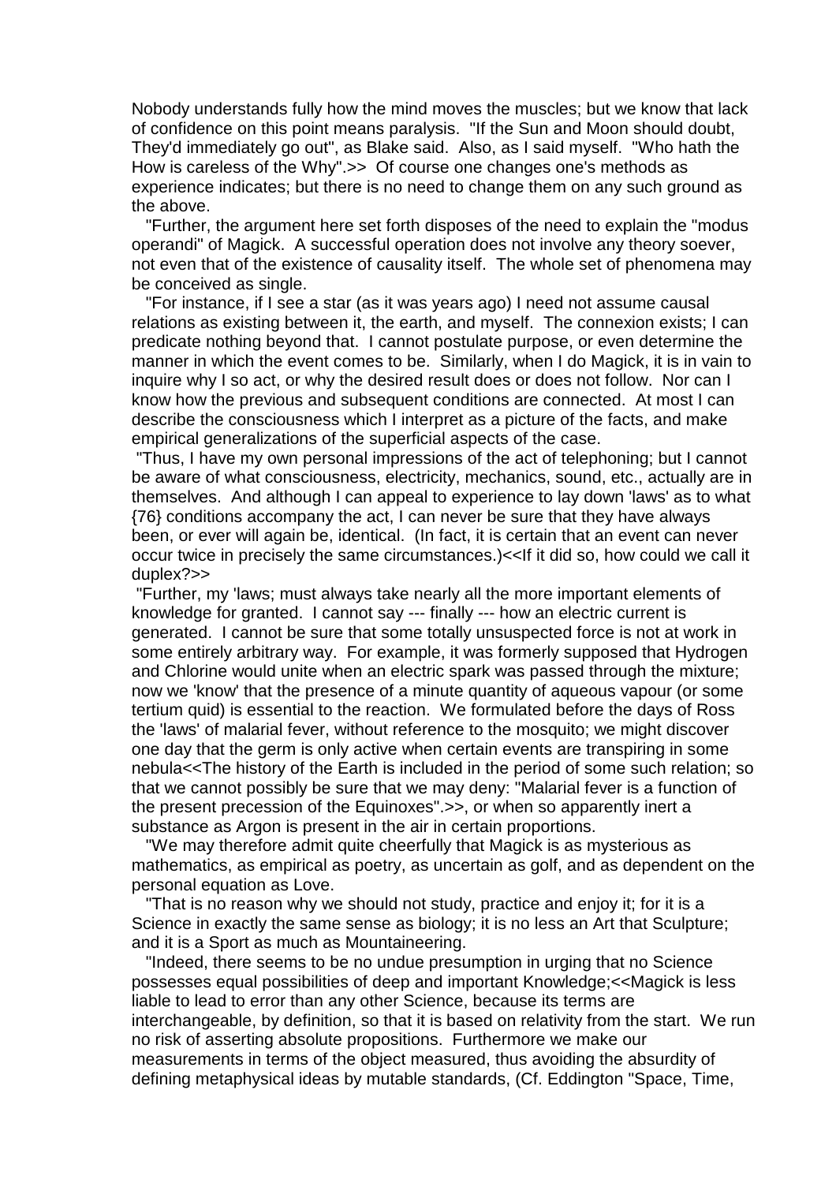Nobody understands fully how the mind moves the muscles; but we know that lack of confidence on this point means paralysis. "If the Sun and Moon should doubt, They'd immediately go out", as Blake said. Also, as I said myself. "Who hath the How is careless of the Why".>> Of course one changes one's methods as experience indicates; but there is no need to change them on any such ground as the above.

"Further, the argument here set forth disposes of the need to explain the "modus operandi" of Magick. A successful operation does not involve any theory soever, not even that of the existence of causality itself. The whole set of phenomena may be conceived as single.

"For instance, if I see a star (as it was years ago) I need not assume causal relations as existing between it, the earth, and myself. The connexion exists; I can predicate nothing beyond that. I cannot postulate purpose, or even determine the manner in which the event comes to be. Similarly, when I do Magick, it is in vain to inquire why I so act, or why the desired result does or does not follow. Nor can I know how the previous and subsequent conditions are connected. At most I can describe the consciousness which I interpret as a picture of the facts, and make empirical generalizations of the superficial aspects of the case.

"Thus, I have my own personal impressions of the act of telephoning; but I cannot be aware of what consciousness, electricity, mechanics, sound, etc., actually are in themselves. And although I can appeal to experience to lay down 'laws' as to what {76} conditions accompany the act, I can never be sure that they have always been, or ever will again be, identical. (In fact, it is certain that an event can never occur twice in precisely the same circumstances.)<<If it did so, how could we call it duplex?>>

"Further, my 'laws; must always take nearly all the more important elements of knowledge for granted. I cannot say --- finally --- how an electric current is generated. I cannot be sure that some totally unsuspected force is not at work in some entirely arbitrary way. For example, it was formerly supposed that Hydrogen and Chlorine would unite when an electric spark was passed through the mixture; now we 'know' that the presence of a minute quantity of aqueous vapour (or some tertium quid) is essential to the reaction. We formulated before the days of Ross the 'laws' of malarial fever, without reference to the mosquito; we might discover one day that the germ is only active when certain events are transpiring in some nebula<<The history of the Earth is included in the period of some such relation; so that we cannot possibly be sure that we may deny: "Malarial fever is a function of the present precession of the Equinoxes".>>, or when so apparently inert a substance as Argon is present in the air in certain proportions.

"We may therefore admit quite cheerfully that Magick is as mysterious as mathematics, as empirical as poetry, as uncertain as golf, and as dependent on the personal equation as Love.

"That is no reason why we should not study, practice and enjoy it; for it is a Science in exactly the same sense as biology; it is no less an Art that Sculpture; and it is a Sport as much as Mountaineering.

"Indeed, there seems to be no undue presumption in urging that no Science possesses equal possibilities of deep and important Knowledge;<<Magick is less liable to lead to error than any other Science, because its terms are interchangeable, by definition, so that it is based on relativity from the start. We run no risk of asserting absolute propositions. Furthermore we make our measurements in terms of the object measured, thus avoiding the absurdity of defining metaphysical ideas by mutable standards, (Cf. Eddington "Space, Time,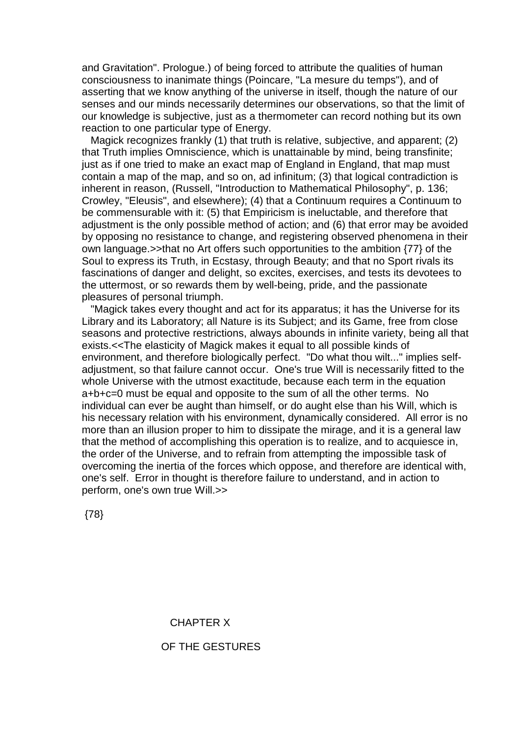and Gravitation". Prologue.) of being forced to attribute the qualities of human consciousness to inanimate things (Poincare, "La mesure du temps"), and of asserting that we know anything of the universe in itself, though the nature of our senses and our minds necessarily determines our observations, so that the limit of our knowledge is subjective, just as a thermometer can record nothing but its own reaction to one particular type of Energy.

Magick recognizes frankly (1) that truth is relative, subjective, and apparent; (2) that Truth implies Omniscience, which is unattainable by mind, being transfinite; just as if one tried to make an exact map of England in England, that map must contain a map of the map, and so on, ad infinitum; (3) that logical contradiction is inherent in reason, (Russell, "Introduction to Mathematical Philosophy", p. 136; Crowley, "Eleusis", and elsewhere); (4) that a Continuum requires a Continuum to be commensurable with it: (5) that Empiricism is ineluctable, and therefore that adjustment is the only possible method of action; and (6) that error may be avoided by opposing no resistance to change, and registering observed phenomena in their own language.>>that no Art offers such opportunities to the ambition {77} of the Soul to express its Truth, in Ecstasy, through Beauty; and that no Sport rivals its fascinations of danger and delight, so excites, exercises, and tests its devotees to the uttermost, or so rewards them by well-being, pride, and the passionate pleasures of personal triumph.

"Magick takes every thought and act for its apparatus; it has the Universe for its Library and its Laboratory; all Nature is its Subject; and its Game, free from close seasons and protective restrictions, always abounds in infinite variety, being all that exists.<<The elasticity of Magick makes it equal to all possible kinds of environment, and therefore biologically perfect. "Do what thou wilt..." implies self-adjustment, so that failure cannot occur. One's true Will is necessarily fitted to the whole Universe with the utmost exactitude, because each term in the equation a+b+c=0 must be equal and opposite to the sum of all the other terms. No individual can ever be aught than himself, or do aught else than his Will, which is his necessary relation with his environment, dynamically considered. All error is no more than an illusion proper to him to dissipate the mirage, and it is a general law that the method of accomplishing this operation is to realize, and to acquiesce in, the order of the Universe, and to refrain from attempting the impossible task of overcoming the inertia of the forces which oppose, and therefore are identical with, one's self. Error in thought is therefore failure to understand, and in action to perform, one's own true Will.>>

{78}

# CHAPTER X

## OF THE GESTURES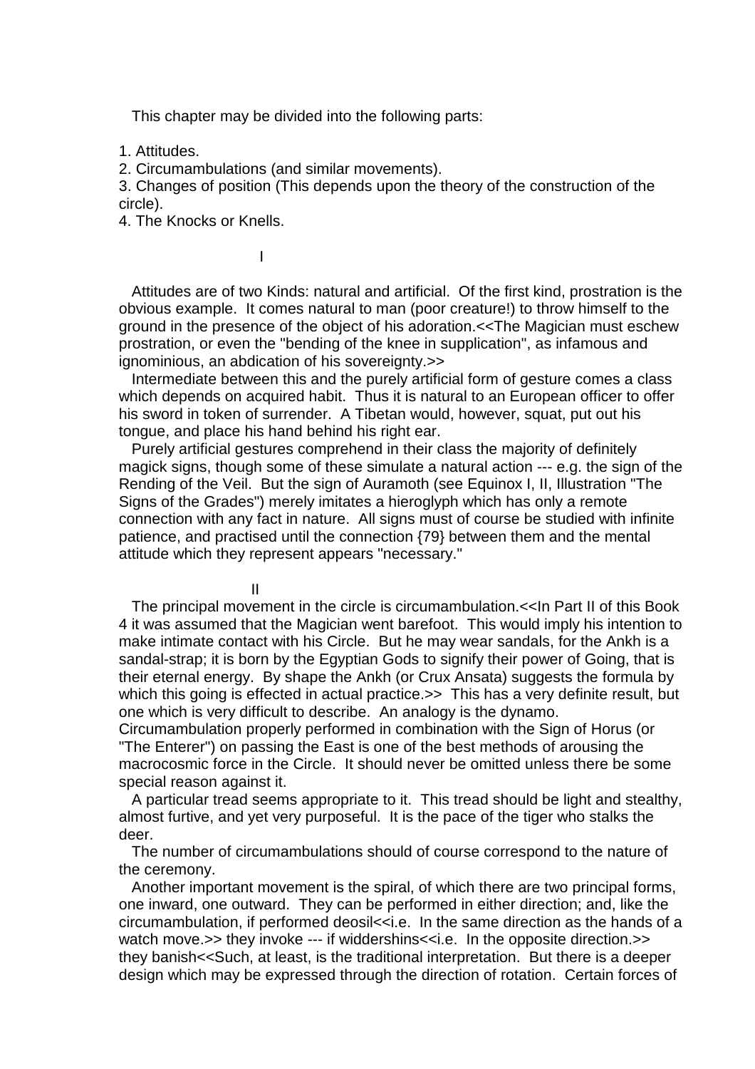This chapter may be divided into the following parts:

1. Attitudes.
2. Circumambulations (and similar movements).
3. Changes of position (This depends upon the theory of the construction of the circle).
4. The Knocks or Knells.

I

Attitudes are of two Kinds: natural and artificial. Of the first kind, prostration is the obvious example. It comes natural to man (poor creature!) to throw himself to the ground in the presence of the object of his adoration.<<The Magician must eschew prostration, or even the "bending of the knee in supplication", as infamous and ignominious, an abdication of his sovereignty.>>

Intermediate between this and the purely artificial form of gesture comes a class which depends on acquired habit. Thus it is natural to an European officer to offer his sword in token of surrender. A Tibetan would, however, squat, put out his tongue, and place his hand behind his right ear.

Purely artificial gestures comprehend in their class the majority of definitely magick signs, though some of these simulate a natural action --- e.g. the sign of the Rending of the Veil. But the sign of Auramoth (see Equinox I, II, Illustration "The Signs of the Grades") merely imitates a hieroglyph which has only a remote connection with any fact in nature. All signs must of course be studied with infinite patience, and practised until the connection {79} between them and the mental attitude which they represent appears "necessary."

II

The principal movement in the circle is circumambulation.<<In Part II of this Book 4 it was assumed that the Magician went barefoot. This would imply his intention to make intimate contact with his Circle. But he may wear sandals, for the Ankh is a sandal-strap; it is born by the Egyptian Gods to signify their power of Going, that is their eternal energy. By shape the Ankh (or Crux Ansata) suggests the formula by which this going is effected in actual practice.>> This has a very definite result, but one which is very difficult to describe. An analogy is the dynamo. Circumambulation properly performed in combination with the Sign of Horus (or "The Enterer") on passing the East is one of the best methods of arousing the macrocosmic force in the Circle. It should never be omitted unless there be some special reason against it.

A particular tread seems appropriate to it. This tread should be light and stealthy, almost furtive, and yet very purposeful. It is the pace of the tiger who stalks the deer.

The number of circumambulations should of course correspond to the nature of the ceremony.

Another important movement is the spiral, of which there are two principal forms, one inward, one outward. They can be performed in either direction; and, like the circumambulation, if performed deosil<<i.e. In the same direction as the hands of a watch move.>> they invoke --- if widdershins<<i.e. In the opposite direction.>> they banish<<Such, at least, is the traditional interpretation. But there is a deeper design which may be expressed through the direction of rotation. Certain forces of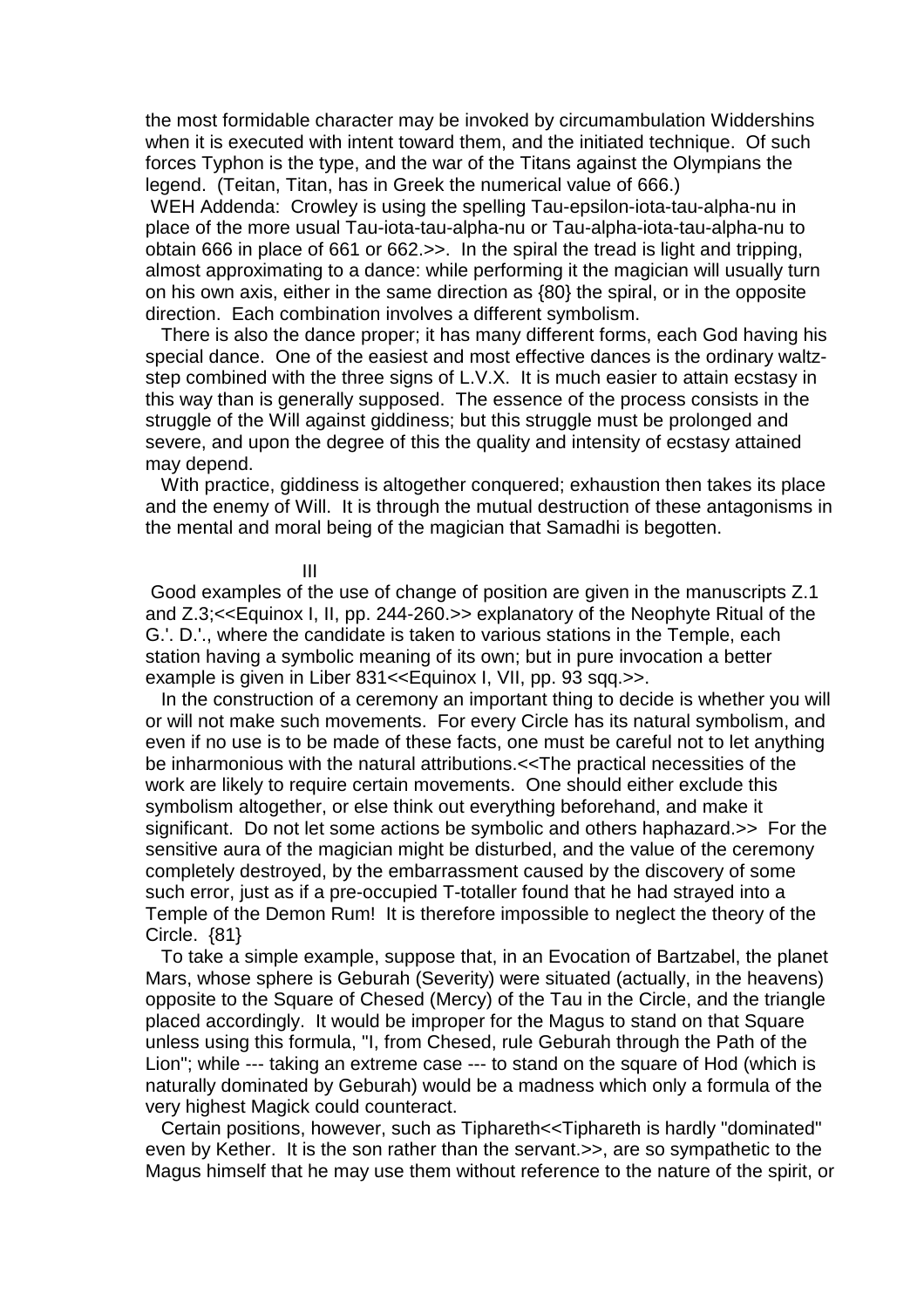the most formidable character may be invoked by circumambulation Widdershins when it is executed with intent toward them, and the initiated technique. Of such forces Typhon is the type, and the war of the Titans against the Olympians the legend. (Teitan, Titan, has in Greek the numerical value of 666.)
WEH Addenda: Crowley is using the spelling Tau-epsilon-iota-tau-alpha-nu in place of the more usual Tau-iota-tau-alpha-nu or Tau-alpha-iota-tau-alpha-nu to obtain 666 in place of 661 or 662.>>. In the spiral the tread is light and tripping, almost approximating to a dance: while performing it the magician will usually turn on his own axis, either in the same direction as {80} the spiral, or in the opposite direction. Each combination involves a different symbolism.

There is also the dance proper; it has many different forms, each God having his special dance. One of the easiest and most effective dances is the ordinary waltz-step combined with the three signs of L.V.X. It is much easier to attain ecstasy in this way than is generally supposed. The essence of the process consists in the struggle of the Will against giddiness; but this struggle must be prolonged and severe, and upon the degree of this the quality and intensity of ecstasy attained may depend.

With practice, giddiness is altogether conquered; exhaustion then takes its place and the enemy of Will. It is through the mutual destruction of these antagonisms in the mental and moral being of the magician that Samadhi is begotten.

III

Good examples of the use of change of position are given in the manuscripts Z.1 and Z.3;<<Equinox I, II, pp. 244-260.>> explanatory of the Neophyte Ritual of the G.'. D.'., where the candidate is taken to various stations in the Temple, each station having a symbolic meaning of its own; but in pure invocation a better example is given in Liber 831<<Equinox I, VII, pp. 93 sqq.>>.

In the construction of a ceremony an important thing to decide is whether you will or will not make such movements. For every Circle has its natural symbolism, and even if no use is to be made of these facts, one must be careful not to let anything be inharmonious with the natural attributions.<<The practical necessities of the work are likely to require certain movements. One should either exclude this symbolism altogether, or else think out everything beforehand, and make it significant. Do not let some actions be symbolic and others haphazard.>> For the sensitive aura of the magician might be disturbed, and the value of the ceremony completely destroyed, by the embarrassment caused by the discovery of some such error, just as if a pre-occupied T-totaller found that he had strayed into a Temple of the Demon Rum! It is therefore impossible to neglect the theory of the Circle. {81}

To take a simple example, suppose that, in an Evocation of Bartzabel, the planet Mars, whose sphere is Geburah (Severity) were situated (actually, in the heavens) opposite to the Square of Chesed (Mercy) of the Tau in the Circle, and the triangle placed accordingly. It would be improper for the Magus to stand on that Square unless using this formula, "I, from Chesed, rule Geburah through the Path of the Lion"; while --- taking an extreme case --- to stand on the square of Hod (which is naturally dominated by Geburah) would be a madness which only a formula of the very highest Magick could counteract.

Certain positions, however, such as Tiphareth<<Tiphareth is hardly "dominated" even by Kether. It is the son rather than the servant.>>, are so sympathetic to the Magus himself that he may use them without reference to the nature of the spirit, or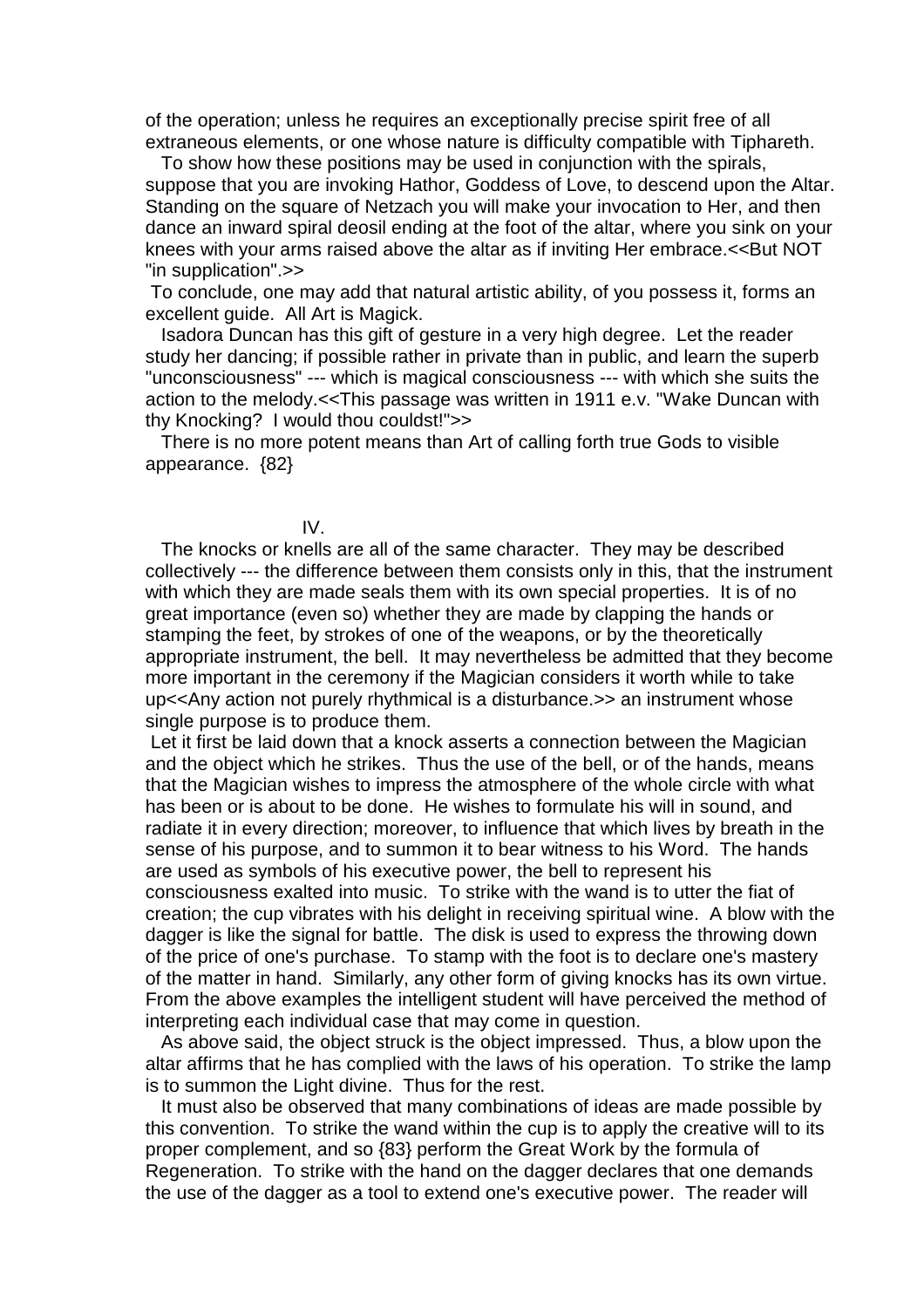of the operation; unless he requires an exceptionally precise spirit free of all extraneous elements, or one whose nature is difficulty compatible with Tiphareth.

To show how these positions may be used in conjunction with the spirals, suppose that you are invoking Hathor, Goddess of Love, to descend upon the Altar. Standing on the square of Netzach you will make your invocation to Her, and then dance an inward spiral deosil ending at the foot of the altar, where you sink on your knees with your arms raised above the altar as if inviting Her embrace.<<But NOT "in supplication".>>

To conclude, one may add that natural artistic ability, of you possess it, forms an excellent guide. All Art is Magick.

Isadora Duncan has this gift of gesture in a very high degree. Let the reader study her dancing; if possible rather in private than in public, and learn the superb "unconsciousness" --- which is magical consciousness --- with which she suits the action to the melody.<<This passage was written in 1911 e.v. "Wake Duncan with thy Knocking? I would thou couldst!">>

There is no more potent means than Art of calling forth true Gods to visible appearance. {82}

## IV.

The knocks or knells are all of the same character. They may be described collectively --- the difference between them consists only in this, that the instrument with which they are made seals them with its own special properties. It is of no great importance (even so) whether they are made by clapping the hands or stamping the feet, by strokes of one of the weapons, or by the theoretically appropriate instrument, the bell. It may nevertheless be admitted that they become more important in the ceremony if the Magician considers it worth while to take up<<Any action not purely rhythmical is a disturbance.>> an instrument whose single purpose is to produce them.

Let it first be laid down that a knock asserts a connection between the Magician and the object which he strikes. Thus the use of the bell, or of the hands, means that the Magician wishes to impress the atmosphere of the whole circle with what has been or is about to be done. He wishes to formulate his will in sound, and radiate it in every direction; moreover, to influence that which lives by breath in the sense of his purpose, and to summon it to bear witness to his Word. The hands are used as symbols of his executive power, the bell to represent his consciousness exalted into music. To strike with the wand is to utter the fiat of creation; the cup vibrates with his delight in receiving spiritual wine. A blow with the dagger is like the signal for battle. The disk is used to express the throwing down of the price of one's purchase. To stamp with the foot is to declare one's mastery of the matter in hand. Similarly, any other form of giving knocks has its own virtue. From the above examples the intelligent student will have perceived the method of interpreting each individual case that may come in question.

As above said, the object struck is the object impressed. Thus, a blow upon the altar affirms that he has complied with the laws of his operation. To strike the lamp is to summon the Light divine. Thus for the rest.

It must also be observed that many combinations of ideas are made possible by this convention. To strike the wand within the cup is to apply the creative will to its proper complement, and so {83} perform the Great Work by the formula of Regeneration. To strike with the hand on the dagger declares that one demands the use of the dagger as a tool to extend one's executive power. The reader will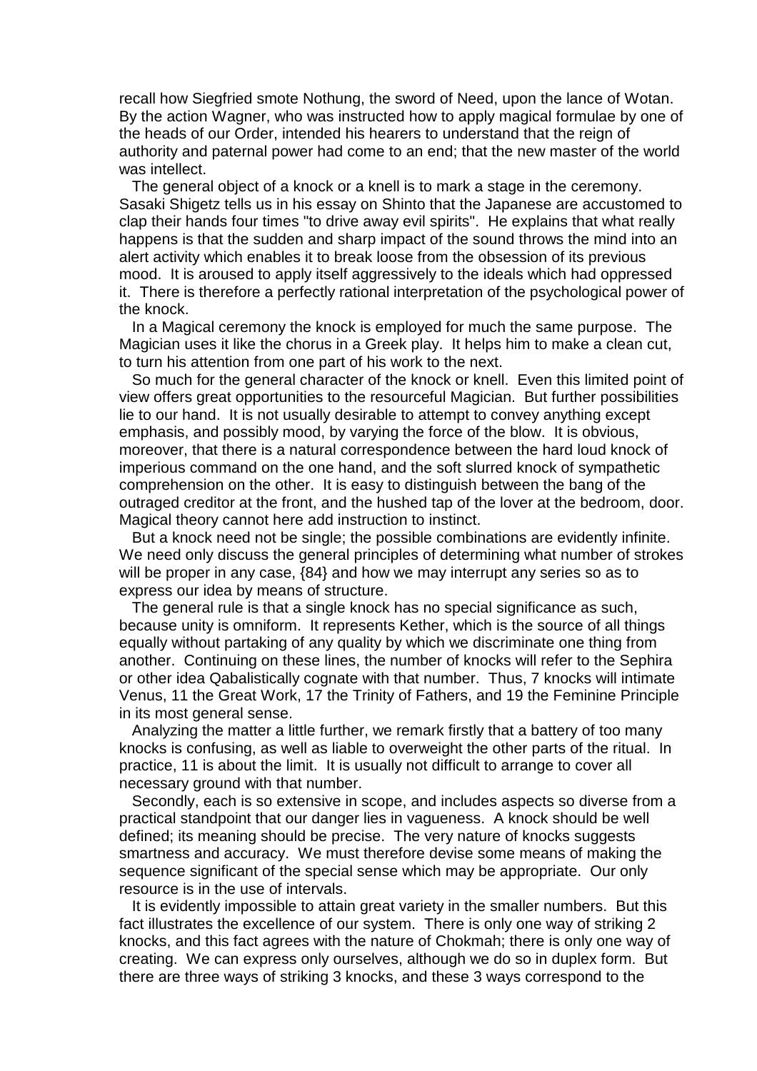recall how Siegfried smote Nothung, the sword of Need, upon the lance of Wotan. By the action Wagner, who was instructed how to apply magical formulae by one of the heads of our Order, intended his hearers to understand that the reign of authority and paternal power had come to an end; that the new master of the world was intellect.

The general object of a knock or a knell is to mark a stage in the ceremony. Sasaki Shigetz tells us in his essay on Shinto that the Japanese are accustomed to clap their hands four times "to drive away evil spirits". He explains that what really happens is that the sudden and sharp impact of the sound throws the mind into an alert activity which enables it to break loose from the obsession of its previous mood. It is aroused to apply itself aggressively to the ideals which had oppressed it. There is therefore a perfectly rational interpretation of the psychological power of the knock.

In a Magical ceremony the knock is employed for much the same purpose. The Magician uses it like the chorus in a Greek play. It helps him to make a clean cut, to turn his attention from one part of his work to the next.

So much for the general character of the knock or knell. Even this limited point of view offers great opportunities to the resourceful Magician. But further possibilities lie to our hand. It is not usually desirable to attempt to convey anything except emphasis, and possibly mood, by varying the force of the blow. It is obvious, moreover, that there is a natural correspondence between the hard loud knock of imperious command on the one hand, and the soft slurred knock of sympathetic comprehension on the other. It is easy to distinguish between the bang of the outraged creditor at the front, and the hushed tap of the lover at the bedroom, door. Magical theory cannot here add instruction to instinct.

But a knock need not be single; the possible combinations are evidently infinite. We need only discuss the general principles of determining what number of strokes will be proper in any case, {84} and how we may interrupt any series so as to express our idea by means of structure.

The general rule is that a single knock has no special significance as such, because unity is omniform. It represents Kether, which is the source of all things equally without partaking of any quality by which we discriminate one thing from another. Continuing on these lines, the number of knocks will refer to the Sephira or other idea Qabalistically cognate with that number. Thus, 7 knocks will intimate Venus, 11 the Great Work, 17 the Trinity of Fathers, and 19 the Feminine Principle in its most general sense.

Analyzing the matter a little further, we remark firstly that a battery of too many knocks is confusing, as well as liable to overweight the other parts of the ritual. In practice, 11 is about the limit. It is usually not difficult to arrange to cover all necessary ground with that number.

Secondly, each is so extensive in scope, and includes aspects so diverse from a practical standpoint that our danger lies in vagueness. A knock should be well defined; its meaning should be precise. The very nature of knocks suggests smartness and accuracy. We must therefore devise some means of making the sequence significant of the special sense which may be appropriate. Our only resource is in the use of intervals.

It is evidently impossible to attain great variety in the smaller numbers. But this fact illustrates the excellence of our system. There is only one way of striking 2 knocks, and this fact agrees with the nature of Chokmah; there is only one way of creating. We can express only ourselves, although we do so in duplex form. But there are three ways of striking 3 knocks, and these 3 ways correspond to the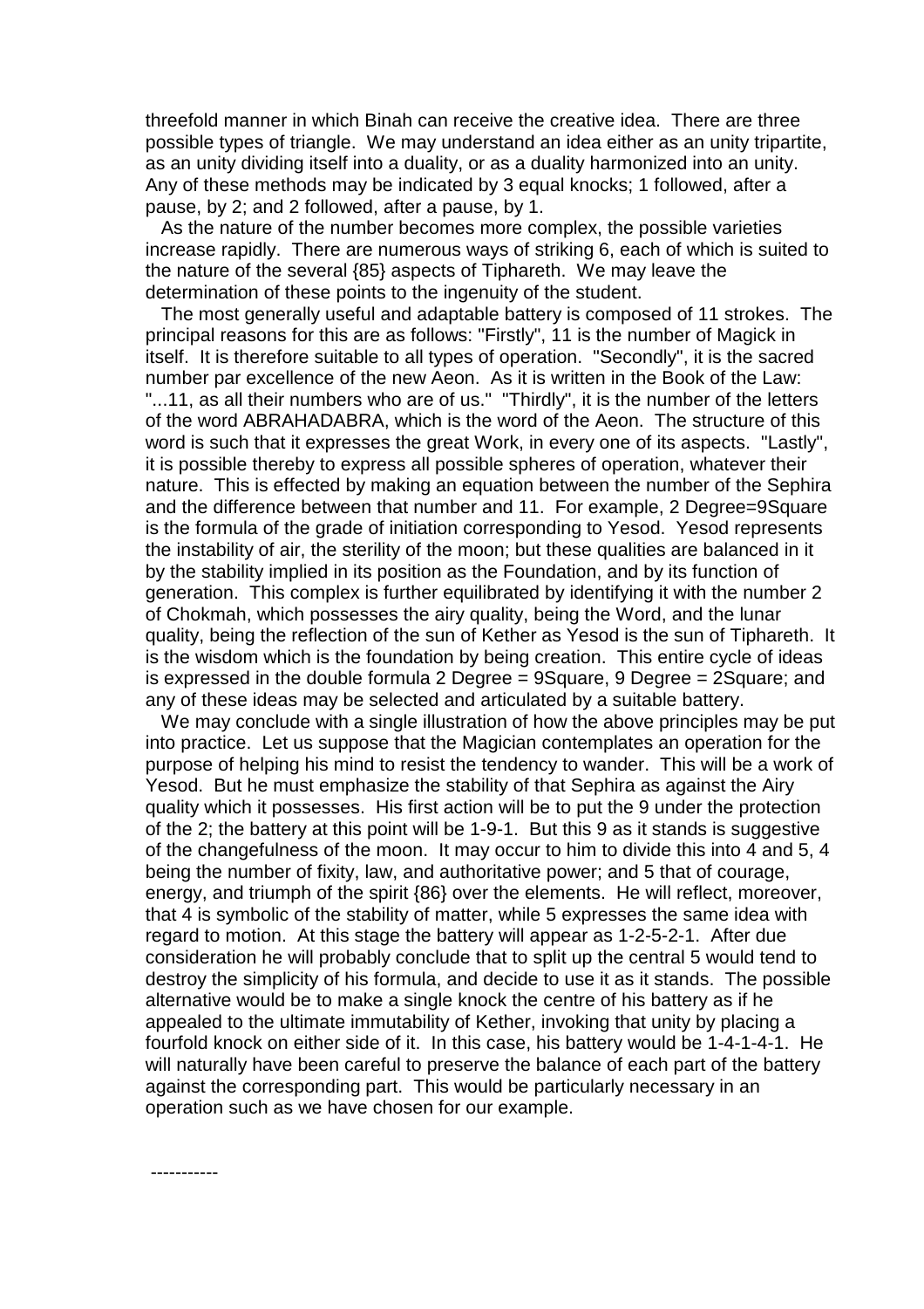threefold manner in which Binah can receive the creative idea. There are three possible types of triangle. We may understand an idea either as an unity tripartite, as an unity dividing itself into a duality, or as a duality harmonized into an unity. Any of these methods may be indicated by 3 equal knocks; 1 followed, after a pause, by 2; and 2 followed, after a pause, by 1.

As the nature of the number becomes more complex, the possible varieties increase rapidly. There are numerous ways of striking 6, each of which is suited to the nature of the several {85} aspects of Tiphareth. We may leave the determination of these points to the ingenuity of the student.

The most generally useful and adaptable battery is composed of 11 strokes. The principal reasons for this are as follows: "Firstly", 11 is the number of Magick in itself. It is therefore suitable to all types of operation. "Secondly", it is the sacred number par excellence of the new Aeon. As it is written in the Book of the Law: "...11, as all their numbers who are of us." "Thirdly", it is the number of the letters of the word ABRAHADABRA, which is the word of the Aeon. The structure of this word is such that it expresses the great Work, in every one of its aspects. "Lastly", it is possible thereby to express all possible spheres of operation, whatever their nature. This is effected by making an equation between the number of the Sephira and the difference between that number and 11. For example, 2 Degree=9Square is the formula of the grade of initiation corresponding to Yesod. Yesod represents the instability of air, the sterility of the moon; but these qualities are balanced in it by the stability implied in its position as the Foundation, and by its function of generation. This complex is further equilibrated by identifying it with the number 2 of Chokmah, which possesses the airy quality, being the Word, and the lunar quality, being the reflection of the sun of Kether as Yesod is the sun of Tiphareth. It is the wisdom which is the foundation by being creation. This entire cycle of ideas is expressed in the double formula 2 Degree = 9Square, 9 Degree = 2Square; and any of these ideas may be selected and articulated by a suitable battery.

We may conclude with a single illustration of how the above principles may be put into practice. Let us suppose that the Magician contemplates an operation for the purpose of helping his mind to resist the tendency to wander. This will be a work of Yesod. But he must emphasize the stability of that Sephira as against the Airy quality which it possesses. His first action will be to put the 9 under the protection of the 2; the battery at this point will be 1-9-1. But this 9 as it stands is suggestive of the changefulness of the moon. It may occur to him to divide this into 4 and 5, 4 being the number of fixity, law, and authoritative power; and 5 that of courage, energy, and triumph of the spirit {86} over the elements. He will reflect, moreover, that 4 is symbolic of the stability of matter, while 5 expresses the same idea with regard to motion. At this stage the battery will appear as 1-2-5-2-1. After due consideration he will probably conclude that to split up the central 5 would tend to destroy the simplicity of his formula, and decide to use it as it stands. The possible alternative would be to make a single knock the centre of his battery as if he appealed to the ultimate immutability of Kether, invoking that unity by placing a fourfold knock on either side of it. In this case, his battery would be 1-4-1-4-1. He will naturally have been careful to preserve the balance of each part of the battery against the corresponding part. This would be particularly necessary in an operation such as we have chosen for our example.

-----------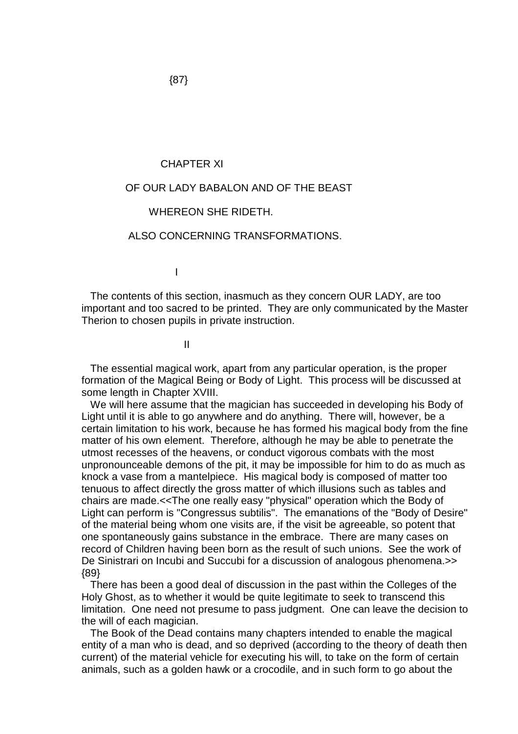# CHAPTER XI

## OF OUR LADY BABALON AND OF THE BEAST WHEREON SHE RIDETH.

## ALSO CONCERNING TRANSFORMATIONS.

### I

The contents of this section, inasmuch as they concern OUR LADY, are too important and too sacred to be printed. They are only communicated by the Master Therion to chosen pupils in private instruction.

### II

The essential magical work, apart from any particular operation, is the proper formation of the Magical Being or Body of Light. This process will be discussed at some length in Chapter XVIII.

We will here assume that the magician has succeeded in developing his Body of Light until it is able to go anywhere and do anything. There will, however, be a certain limitation to his work, because he has formed his magical body from the fine matter of his own element. Therefore, although he may be able to penetrate the utmost recesses of the heavens, or conduct vigorous combats with the most unpronounceable demons of the pit, it may be impossible for him to do as much as knock a vase from a mantelpiece. His magical body is composed of matter too tenuous to affect directly the gross matter of which illusions such as tables and chairs are made.<<The one really easy "physical" operation which the Body of Light can perform is "Congressus subtilis". The emanations of the "Body of Desire" of the material being whom one visits are, if the visit be agreeable, so potent that one spontaneously gains substance in the embrace. There are many cases on record of Children having been born as the result of such unions. See the work of De Sinistrari on Incubi and Succubi for a discussion of analogous phenomena.>> {89}

There has been a good deal of discussion in the past within the Colleges of the Holy Ghost, as to whether it would be quite legitimate to seek to transcend this limitation. One need not presume to pass judgment. One can leave the decision to the will of each magician.

The Book of the Dead contains many chapters intended to enable the magical entity of a man who is dead, and so deprived (according to the theory of death then current) of the material vehicle for executing his will, to take on the form of certain animals, such as a golden hawk or a crocodile, and in such form to go about the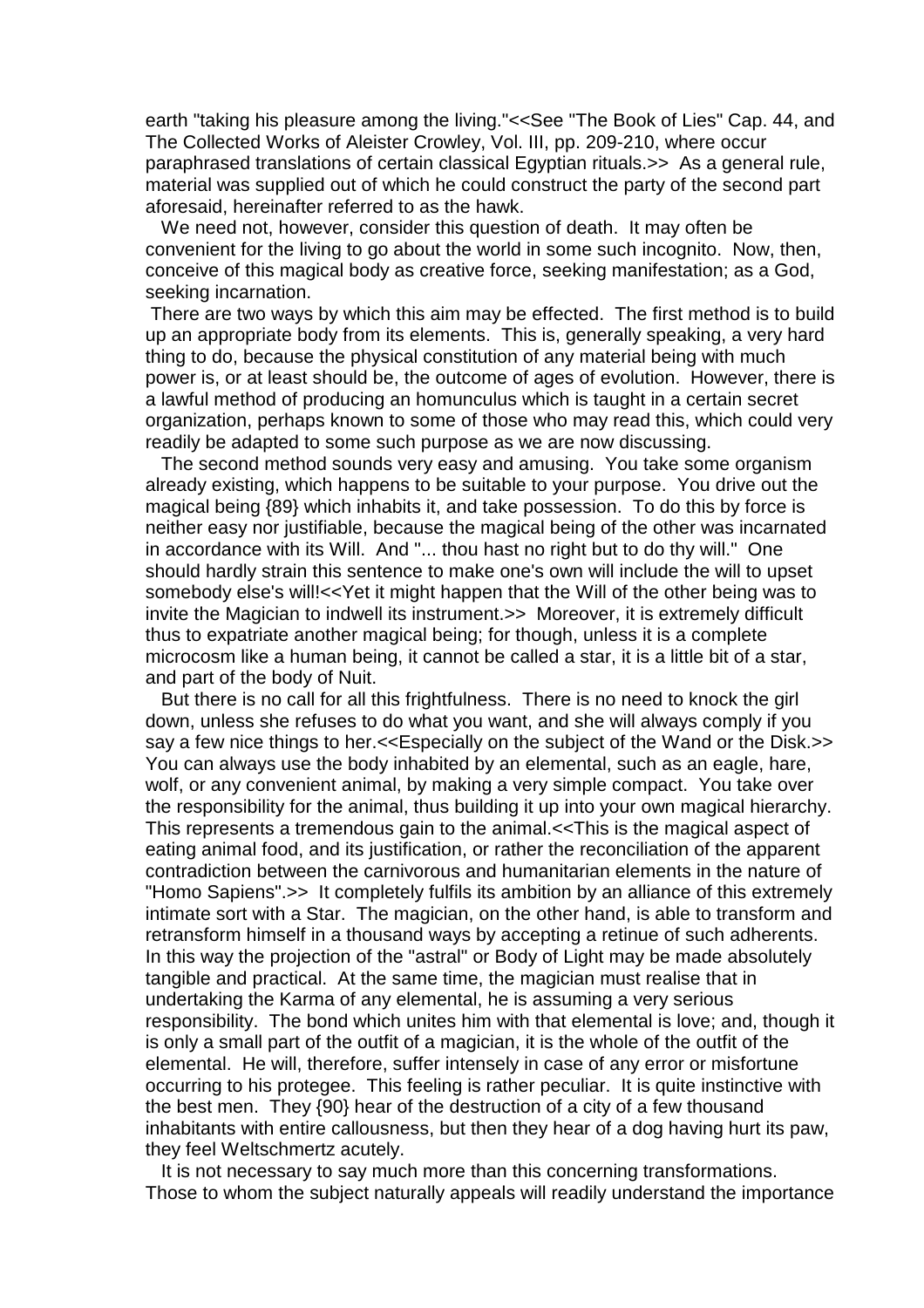earth "taking his pleasure among the living."<<See "The Book of Lies" Cap. 44, and The Collected Works of Aleister Crowley, Vol. III, pp. 209-210, where occur paraphrased translations of certain classical Egyptian rituals.>> As a general rule, material was supplied out of which he could construct the party of the second part aforesaid, hereinafter referred to as the hawk.

We need not, however, consider this question of death. It may often be convenient for the living to go about the world in some such incognito. Now, then, conceive of this magical body as creative force, seeking manifestation; as a God, seeking incarnation.

There are two ways by which this aim may be effected. The first method is to build up an appropriate body from its elements. This is, generally speaking, a very hard thing to do, because the physical constitution of any material being with much power is, or at least should be, the outcome of ages of evolution. However, there is a lawful method of producing an homunculus which is taught in a certain secret organization, perhaps known to some of those who may read this, which could very readily be adapted to some such purpose as we are now discussing.

The second method sounds very easy and amusing. You take some organism already existing, which happens to be suitable to your purpose. You drive out the magical being {89} which inhabits it, and take possession. To do this by force is neither easy nor justifiable, because the magical being of the other was incarnated in accordance with its Will. And "... thou hast no right but to do thy will." One should hardly strain this sentence to make one's own will include the will to upset somebody else's will!<<Yet it might happen that the Will of the other being was to invite the Magician to indwell its instrument.>> Moreover, it is extremely difficult thus to expatriate another magical being; for though, unless it is a complete microcosm like a human being, it cannot be called a star, it is a little bit of a star, and part of the body of Nuit.

But there is no call for all this frightfulness. There is no need to knock the girl down, unless she refuses to do what you want, and she will always comply if you say a few nice things to her.<<Especially on the subject of the Wand or the Disk.>> You can always use the body inhabited by an elemental, such as an eagle, hare, wolf, or any convenient animal, by making a very simple compact. You take over the responsibility for the animal, thus building it up into your own magical hierarchy. This represents a tremendous gain to the animal.<<This is the magical aspect of eating animal food, and its justification, or rather the reconciliation of the apparent contradiction between the carnivorous and humanitarian elements in the nature of "Homo Sapiens".>> It completely fulfils its ambition by an alliance of this extremely intimate sort with a Star. The magician, on the other hand, is able to transform and retransform himself in a thousand ways by accepting a retinue of such adherents. In this way the projection of the "astral" or Body of Light may be made absolutely tangible and practical. At the same time, the magician must realise that in undertaking the Karma of any elemental, he is assuming a very serious responsibility. The bond which unites him with that elemental is love; and, though it is only a small part of the outfit of a magician, it is the whole of the outfit of the elemental. He will, therefore, suffer intensely in case of any error or misfortune occurring to his protegee. This feeling is rather peculiar. It is quite instinctive with the best men. They {90} hear of the destruction of a city of a few thousand inhabitants with entire callousness, but then they hear of a dog having hurt its paw, they feel Weltschmertz acutely.

It is not necessary to say much more than this concerning transformations. Those to whom the subject naturally appeals will readily understand the importance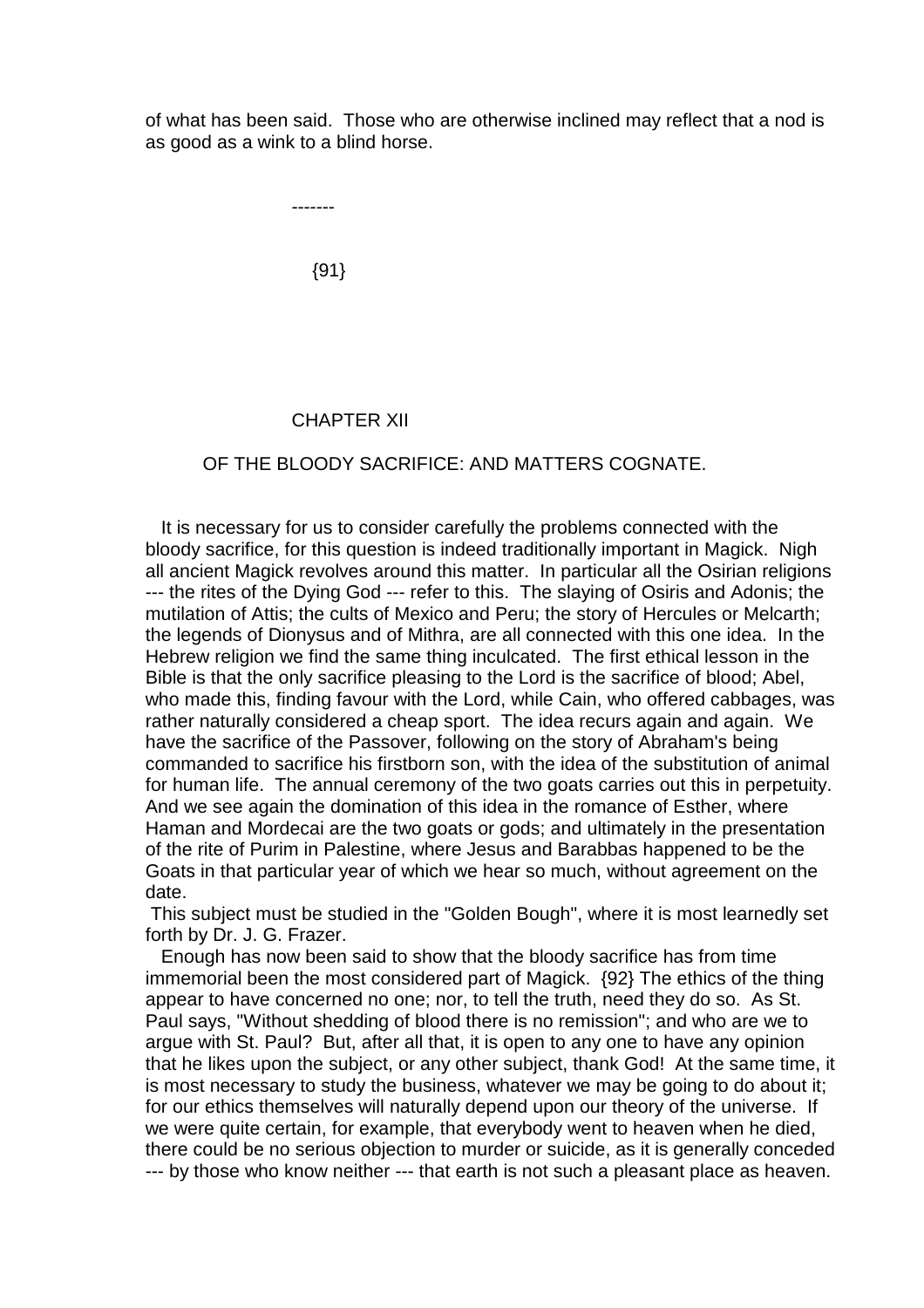of what has been said. Those who are otherwise inclined may reflect that a nod is as good as a wink to a blind horse.

-------

{91}

## CHAPTER XII

## OF THE BLOODY SACRIFICE: AND MATTERS COGNATE.

It is necessary for us to consider carefully the problems connected with the bloody sacrifice, for this question is indeed traditionally important in Magick. Nigh all ancient Magick revolves around this matter. In particular all the Osirian religions --- the rites of the Dying God --- refer to this. The slaying of Osiris and Adonis; the mutilation of Attis; the cults of Mexico and Peru; the story of Hercules or Melcarth; the legends of Dionysus and of Mithra, are all connected with this one idea. In the Hebrew religion we find the same thing inculcated. The first ethical lesson in the Bible is that the only sacrifice pleasing to the Lord is the sacrifice of blood; Abel, who made this, finding favour with the Lord, while Cain, who offered cabbages, was rather naturally considered a cheap sport. The idea recurs again and again. We have the sacrifice of the Passover, following on the story of Abraham's being commanded to sacrifice his firstborn son, with the idea of the substitution of animal for human life. The annual ceremony of the two goats carries out this in perpetuity. And we see again the domination of this idea in the romance of Esther, where Haman and Mordecai are the two goats or gods; and ultimately in the presentation of the rite of Purim in Palestine, where Jesus and Barabbas happened to be the Goats in that particular year of which we hear so much, without agreement on the date.

This subject must be studied in the "Golden Bough", where it is most learnedly set forth by Dr. J. G. Frazer.

Enough has now been said to show that the bloody sacrifice has from time immemorial been the most considered part of Magick. {92} The ethics of the thing appear to have concerned no one; nor, to tell the truth, need they do so. As St. Paul says, "Without shedding of blood there is no remission"; and who are we to argue with St. Paul? But, after all that, it is open to any one to have any opinion that he likes upon the subject, or any other subject, thank God! At the same time, it is most necessary to study the business, whatever we may be going to do about it; for our ethics themselves will naturally depend upon our theory of the universe. If we were quite certain, for example, that everybody went to heaven when he died, there could be no serious objection to murder or suicide, as it is generally conceded --- by those who know neither --- that earth is not such a pleasant place as heaven.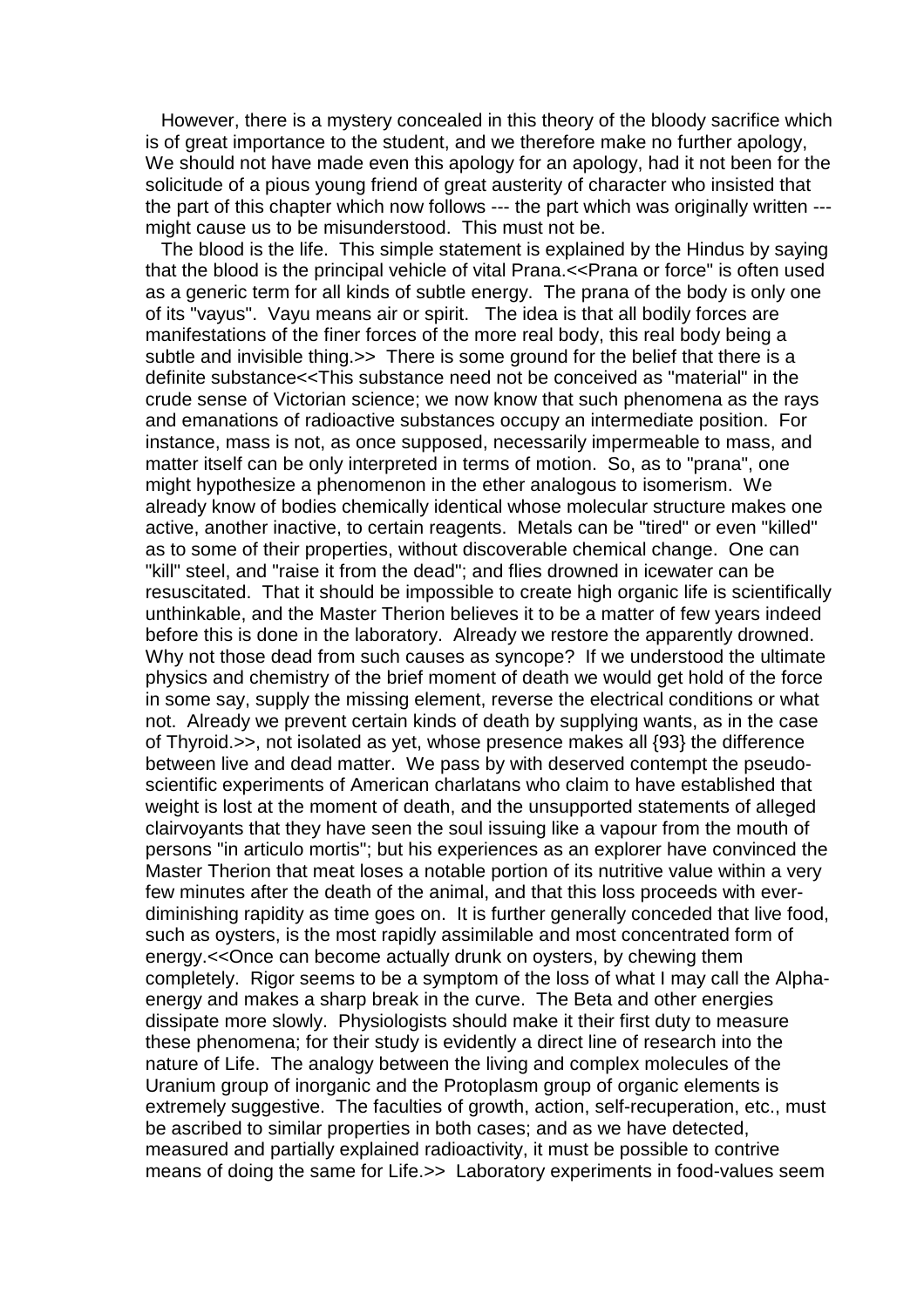However, there is a mystery concealed in this theory of the bloody sacrifice which is of great importance to the student, and we therefore make no further apology, We should not have made even this apology for an apology, had it not been for the solicitude of a pious young friend of great austerity of character who insisted that the part of this chapter which now follows --- the part which was originally written --- might cause us to be misunderstood. This must not be.

The blood is the life. This simple statement is explained by the Hindus by saying that the blood is the principal vehicle of vital Prana.<<Prana or force" is often used as a generic term for all kinds of subtle energy. The prana of the body is only one of its "vayus". Vayu means air or spirit. The idea is that all bodily forces are manifestations of the finer forces of the more real body, this real body being a subtle and invisible thing.>> There is some ground for the belief that there is a definite substance<<This substance need not be conceived as "material" in the crude sense of Victorian science; we now know that such phenomena as the rays and emanations of radioactive substances occupy an intermediate position. For instance, mass is not, as once supposed, necessarily impermeable to mass, and matter itself can be only interpreted in terms of motion. So, as to "prana", one might hypothesize a phenomenon in the ether analogous to isomerism. We already know of bodies chemically identical whose molecular structure makes one active, another inactive, to certain reagents. Metals can be "tired" or even "killed" as to some of their properties, without discoverable chemical change. One can "kill" steel, and "raise it from the dead"; and flies drowned in icewater can be resuscitated. That it should be impossible to create high organic life is scientifically unthinkable, and the Master Therion believes it to be a matter of few years indeed before this is done in the laboratory. Already we restore the apparently drowned. Why not those dead from such causes as syncope? If we understood the ultimate physics and chemistry of the brief moment of death we would get hold of the force in some say, supply the missing element, reverse the electrical conditions or what not. Already we prevent certain kinds of death by supplying wants, as in the case of Thyroid.>>, not isolated as yet, whose presence makes all {93} the difference between live and dead matter. We pass by with deserved contempt the pseudo-scientific experiments of American charlatans who claim to have established that weight is lost at the moment of death, and the unsupported statements of alleged clairvoyants that they have seen the soul issuing like a vapour from the mouth of persons "in articulo mortis"; but his experiences as an explorer have convinced the Master Therion that meat loses a notable portion of its nutritive value within a very few minutes after the death of the animal, and that this loss proceeds with ever-diminishing rapidity as time goes on. It is further generally conceded that live food, such as oysters, is the most rapidly assimilable and most concentrated form of energy.<<Once can become actually drunk on oysters, by chewing them completely. Rigor seems to be a symptom of the loss of what I may call the Alpha-energy and makes a sharp break in the curve. The Beta and other energies dissipate more slowly. Physiologists should make it their first duty to measure these phenomena; for their study is evidently a direct line of research into the nature of Life. The analogy between the living and complex molecules of the Uranium group of inorganic and the Protoplasm group of organic elements is extremely suggestive. The faculties of growth, action, self-recuperation, etc., must be ascribed to similar properties in both cases; and as we have detected, measured and partially explained radioactivity, it must be possible to contrive means of doing the same for Life.>> Laboratory experiments in food-values seem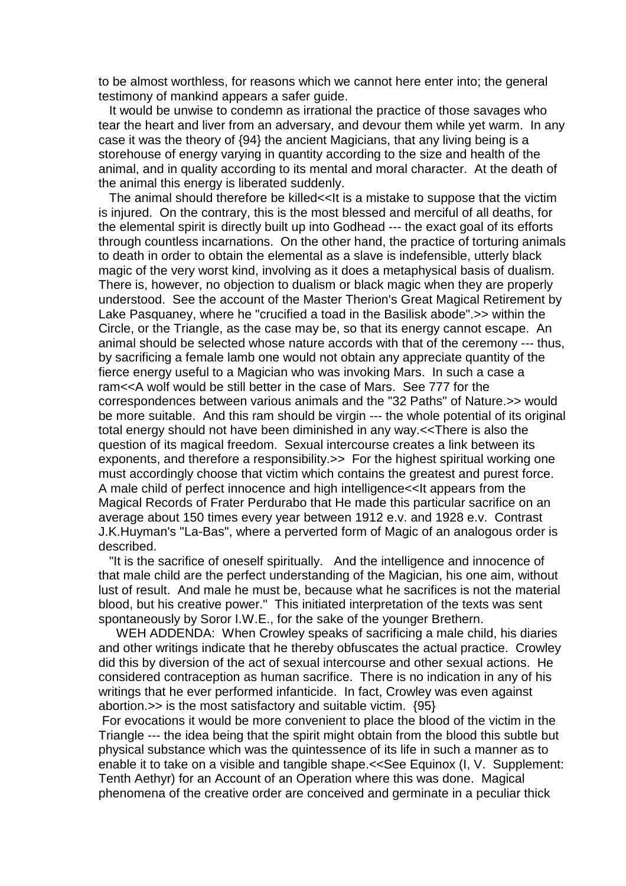to be almost worthless, for reasons which we cannot here enter into; the general testimony of mankind appears a safer guide.

It would be unwise to condemn as irrational the practice of those savages who tear the heart and liver from an adversary, and devour them while yet warm. In any case it was the theory of {94} the ancient Magicians, that any living being is a storehouse of energy varying in quantity according to the size and health of the animal, and in quality according to its mental and moral character. At the death of the animal this energy is liberated suddenly.

The animal should therefore be killed<<It is a mistake to suppose that the victim is injured. On the contrary, this is the most blessed and merciful of all deaths, for the elemental spirit is directly built up into Godhead --- the exact goal of its efforts through countless incarnations. On the other hand, the practice of torturing animals to death in order to obtain the elemental as a slave is indefensible, utterly black magic of the very worst kind, involving as it does a metaphysical basis of dualism. There is, however, no objection to dualism or black magic when they are properly understood. See the account of the Master Therion's Great Magical Retirement by Lake Pasquaney, where he "crucified a toad in the Basilisk abode".>> within the Circle, or the Triangle, as the case may be, so that its energy cannot escape. An animal should be selected whose nature accords with that of the ceremony --- thus, by sacrificing a female lamb one would not obtain any appreciate quantity of the fierce energy useful to a Magician who was invoking Mars. In such a case a ram<<A wolf would be still better in the case of Mars. See 777 for the correspondences between various animals and the "32 Paths" of Nature.>> would be more suitable. And this ram should be virgin --- the whole potential of its original total energy should not have been diminished in any way.<<There is also the question of its magical freedom. Sexual intercourse creates a link between its exponents, and therefore a responsibility.>> For the highest spiritual working one must accordingly choose that victim which contains the greatest and purest force. A male child of perfect innocence and high intelligence<<It appears from the Magical Records of Frater Perdurabo that He made this particular sacrifice on an average about 150 times every year between 1912 e.v. and 1928 e.v. Contrast J.K.Huyman's "La-Bas", where a perverted form of Magic of an analogous order is described.

"It is the sacrifice of oneself spiritually. And the intelligence and innocence of that male child are the perfect understanding of the Magician, his one aim, without lust of result. And male he must be, because what he sacrifices is not the material blood, but his creative power." This initiated interpretation of the texts was sent spontaneously by Soror I.W.E., for the sake of the younger Brethern.

WEH ADDENDA: When Crowley speaks of sacrificing a male child, his diaries and other writings indicate that he thereby obfuscates the actual practice. Crowley did this by diversion of the act of sexual intercourse and other sexual actions. He considered contraception as human sacrifice. There is no indication in any of his writings that he ever performed infanticide. In fact, Crowley was even against abortion.>> is the most satisfactory and suitable victim. {95}

For evocations it would be more convenient to place the blood of the victim in the Triangle --- the idea being that the spirit might obtain from the blood this subtle but physical substance which was the quintessence of its life in such a manner as to enable it to take on a visible and tangible shape.<<See Equinox (I, V. Supplement: Tenth Aethyr) for an Account of an Operation where this was done. Magical phenomena of the creative order are conceived and germinate in a peculiar thick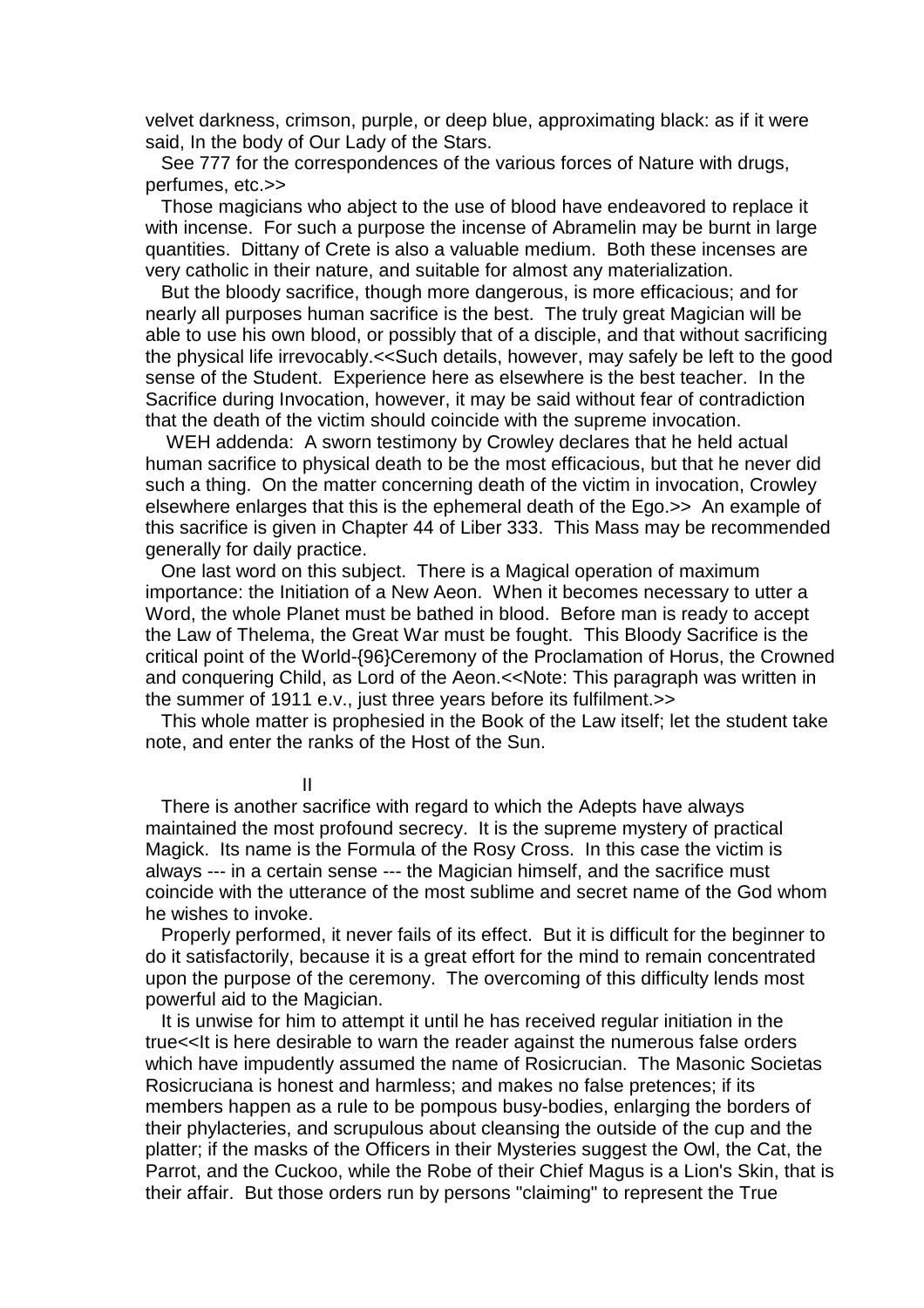velvet darkness, crimson, purple, or deep blue, approximating black: as if it were said, In the body of Our Lady of the Stars.

See 777 for the correspondences of the various forces of Nature with drugs, perfumes, etc.>>

Those magicians who abject to the use of blood have endeavored to replace it with incense. For such a purpose the incense of Abramelin may be burnt in large quantities. Dittany of Crete is also a valuable medium. Both these incenses are very catholic in their nature, and suitable for almost any materialization.

But the bloody sacrifice, though more dangerous, is more efficacious; and for nearly all purposes human sacrifice is the best. The truly great Magician will be able to use his own blood, or possibly that of a disciple, and that without sacrificing the physical life irrevocably.<<Such details, however, may safely be left to the good sense of the Student. Experience here as elsewhere is the best teacher. In the Sacrifice during Invocation, however, it may be said without fear of contradiction that the death of the victim should coincide with the supreme invocation.

WEH addenda: A sworn testimony by Crowley declares that he held actual human sacrifice to physical death to be the most efficacious, but that he never did such a thing. On the matter concerning death of the victim in invocation, Crowley elsewhere enlarges that this is the ephemeral death of the Ego.>> An example of this sacrifice is given in Chapter 44 of Liber 333. This Mass may be recommended generally for daily practice.

One last word on this subject. There is a Magical operation of maximum importance: the Initiation of a New Aeon. When it becomes necessary to utter a Word, the whole Planet must be bathed in blood. Before man is ready to accept the Law of Thelema, the Great War must be fought. This Bloody Sacrifice is the critical point of the World-{96}Ceremony of the Proclamation of Horus, the Crowned and conquering Child, as Lord of the Aeon.<<Note: This paragraph was written in the summer of 1911 e.v., just three years before its fulfilment.>>

This whole matter is prophesied in the Book of the Law itself; let the student take note, and enter the ranks of the Host of the Sun.

II

There is another sacrifice with regard to which the Adepts have always maintained the most profound secrecy. It is the supreme mystery of practical Magick. Its name is the Formula of the Rosy Cross. In this case the victim is always --- in a certain sense --- the Magician himself, and the sacrifice must coincide with the utterance of the most sublime and secret name of the God whom he wishes to invoke.

Properly performed, it never fails of its effect. But it is difficult for the beginner to do it satisfactorily, because it is a great effort for the mind to remain concentrated upon the purpose of the ceremony. The overcoming of this difficulty lends most powerful aid to the Magician.

It is unwise for him to attempt it until he has received regular initiation in the true<<It is here desirable to warn the reader against the numerous false orders which have impudently assumed the name of Rosicrucian. The Masonic Societas Rosicruciana is honest and harmless; and makes no false pretences; if its members happen as a rule to be pompous busy-bodies, enlarging the borders of their phylacteries, and scrupulous about cleansing the outside of the cup and the platter; if the masks of the Officers in their Mysteries suggest the Owl, the Cat, the Parrot, and the Cuckoo, while the Robe of their Chief Magus is a Lion's Skin, that is their affair. But those orders run by persons "claiming" to represent the True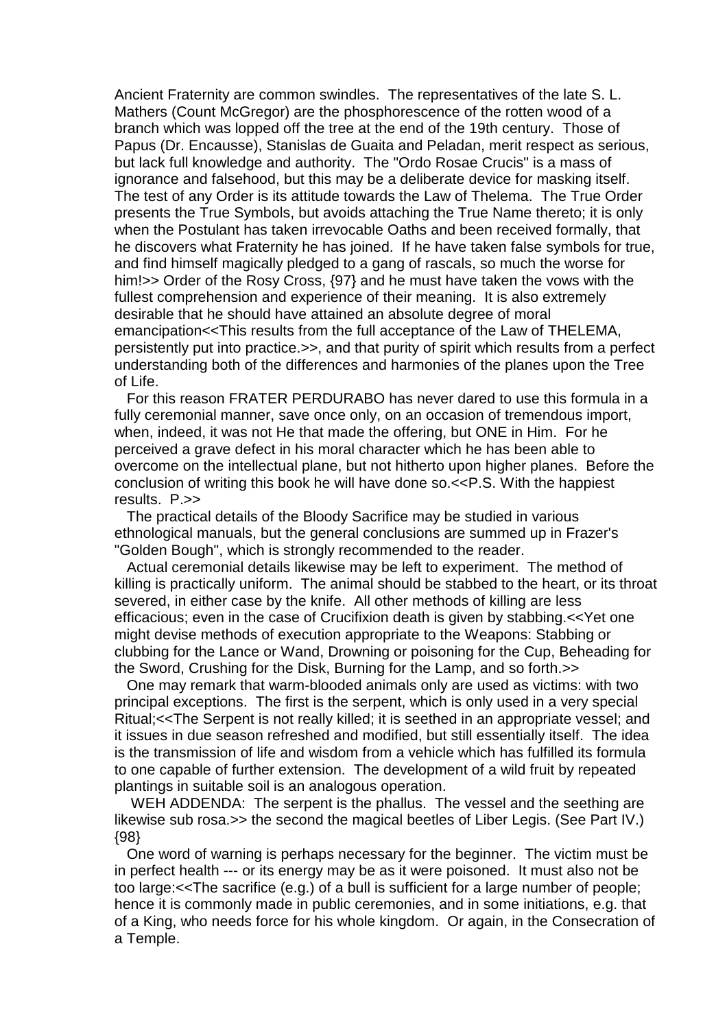Ancient Fraternity are common swindles. The representatives of the late S. L. Mathers (Count McGregor) are the phosphorescence of the rotten wood of a branch which was lopped off the tree at the end of the 19th century. Those of Papus (Dr. Encausse), Stanislas de Guaita and Peladan, merit respect as serious, but lack full knowledge and authority. The "Ordo Rosae Crucis" is a mass of ignorance and falsehood, but this may be a deliberate device for masking itself. The test of any Order is its attitude towards the Law of Thelema. The True Order presents the True Symbols, but avoids attaching the True Name thereto; it is only when the Postulant has taken irrevocable Oaths and been received formally, that he discovers what Fraternity he has joined. If he have taken false symbols for true, and find himself magically pledged to a gang of rascals, so much the worse for him!>> Order of the Rosy Cross, {97} and he must have taken the vows with the fullest comprehension and experience of their meaning. It is also extremely desirable that he should have attained an absolute degree of moral emancipation<<This results from the full acceptance of the Law of THELEMA, persistently put into practice.>>, and that purity of spirit which results from a perfect understanding both of the differences and harmonies of the planes upon the Tree of Life.

For this reason FRATER PERDURABO has never dared to use this formula in a fully ceremonial manner, save once only, on an occasion of tremendous import, when, indeed, it was not He that made the offering, but ONE in Him. For he perceived a grave defect in his moral character which he has been able to overcome on the intellectual plane, but not hitherto upon higher planes. Before the conclusion of writing this book he will have done so.<<P.S. With the happiest results. P.>>

The practical details of the Bloody Sacrifice may be studied in various ethnological manuals, but the general conclusions are summed up in Frazer's "Golden Bough", which is strongly recommended to the reader.

Actual ceremonial details likewise may be left to experiment. The method of killing is practically uniform. The animal should be stabbed to the heart, or its throat severed, in either case by the knife. All other methods of killing are less efficacious; even in the case of Crucifixion death is given by stabbing.<<Yet one might devise methods of execution appropriate to the Weapons: Stabbing or clubbing for the Lance or Wand, Drowning or poisoning for the Cup, Beheading for the Sword, Crushing for the Disk, Burning for the Lamp, and so forth.>>

One may remark that warm-blooded animals only are used as victims: with two principal exceptions. The first is the serpent, which is only used in a very special Ritual;<<The Serpent is not really killed; it is seethed in an appropriate vessel; and it issues in due season refreshed and modified, but still essentially itself. The idea is the transmission of life and wisdom from a vehicle which has fulfilled its formula to one capable of further extension. The development of a wild fruit by repeated plantings in suitable soil is an analogous operation.

WEH ADDENDA: The serpent is the phallus. The vessel and the seething are likewise sub rosa.>> the second the magical beetles of Liber Legis. (See Part IV.) {98}

One word of warning is perhaps necessary for the beginner. The victim must be in perfect health --- or its energy may be as it were poisoned. It must also not be too large:<<The sacrifice (e.g.) of a bull is sufficient for a large number of people; hence it is commonly made in public ceremonies, and in some initiations, e.g. that of a King, who needs force for his whole kingdom. Or again, in the Consecration of a Temple.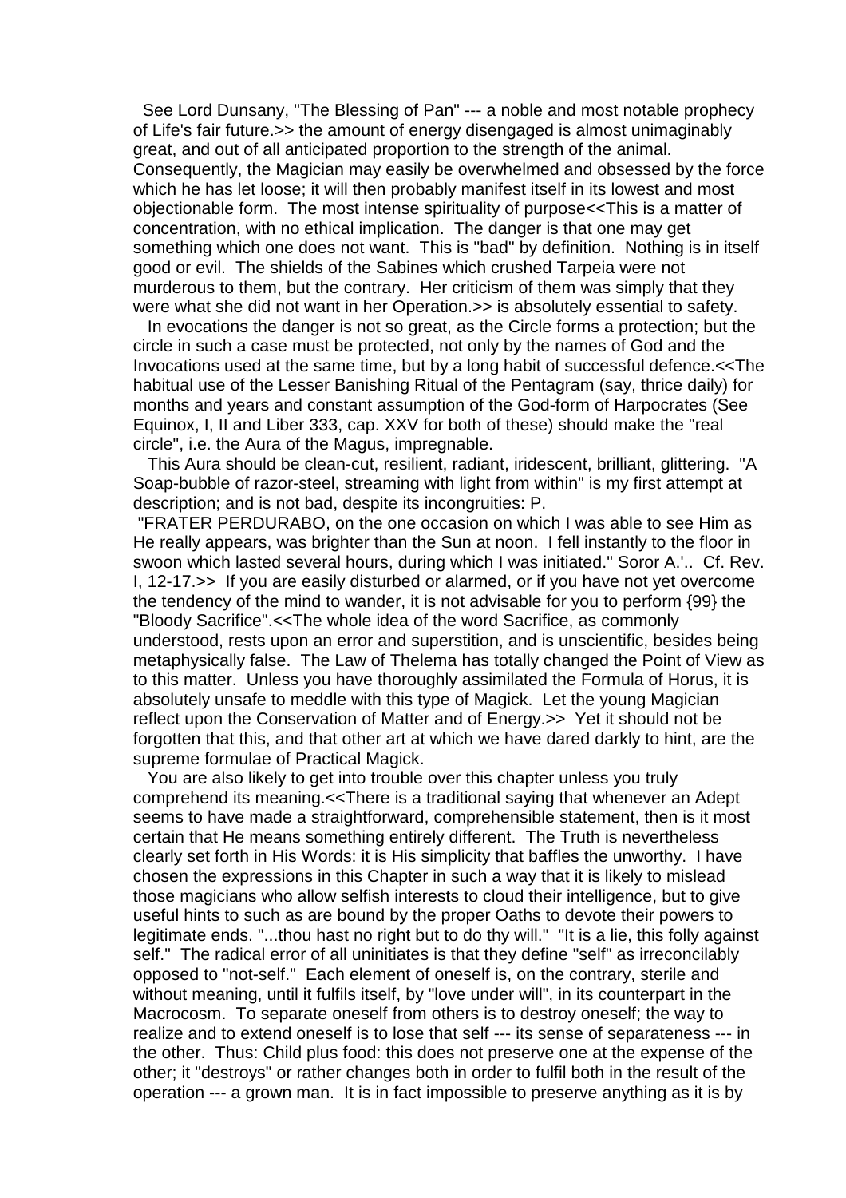See Lord Dunsany, "The Blessing of Pan" --- a noble and most notable prophecy of Life's fair future.>> the amount of energy disengaged is almost unimaginably great, and out of all anticipated proportion to the strength of the animal. Consequently, the Magician may easily be overwhelmed and obsessed by the force which he has let loose; it will then probably manifest itself in its lowest and most objectionable form. The most intense spirituality of purpose<<This is a matter of concentration, with no ethical implication. The danger is that one may get something which one does not want. This is "bad" by definition. Nothing is in itself good or evil. The shields of the Sabines which crushed Tarpeia were not murderous to them, but the contrary. Her criticism of them was simply that they were what she did not want in her Operation.>> is absolutely essential to safety.

In evocations the danger is not so great, as the Circle forms a protection; but the circle in such a case must be protected, not only by the names of God and the Invocations used at the same time, but by a long habit of successful defence.<<The habitual use of the Lesser Banishing Ritual of the Pentagram (say, thrice daily) for months and years and constant assumption of the God-form of Harpocrates (See Equinox, I, II and Liber 333, cap. XXV for both of these) should make the "real circle", i.e. the Aura of the Magus, impregnable.

This Aura should be clean-cut, resilient, radiant, iridescent, brilliant, glittering. "A Soap-bubble of razor-steel, streaming with light from within" is my first attempt at description; and is not bad, despite its incongruities: P.

"FRATER PERDURABO, on the one occasion on which I was able to see Him as He really appears, was brighter than the Sun at noon. I fell instantly to the floor in swoon which lasted several hours, during which I was initiated." Soror A.'.. Cf. Rev. I, 12-17.>> If you are easily disturbed or alarmed, or if you have not yet overcome the tendency of the mind to wander, it is not advisable for you to perform {99} the "Bloody Sacrifice".<<The whole idea of the word Sacrifice, as commonly understood, rests upon an error and superstition, and is unscientific, besides being metaphysically false. The Law of Thelema has totally changed the Point of View as to this matter. Unless you have thoroughly assimilated the Formula of Horus, it is absolutely unsafe to meddle with this type of Magick. Let the young Magician reflect upon the Conservation of Matter and of Energy.>> Yet it should not be forgotten that this, and that other art at which we have dared darkly to hint, are the supreme formulae of Practical Magick.

You are also likely to get into trouble over this chapter unless you truly comprehend its meaning.<<There is a traditional saying that whenever an Adept seems to have made a straightforward, comprehensible statement, then is it most certain that He means something entirely different. The Truth is nevertheless clearly set forth in His Words: it is His simplicity that baffles the unworthy. I have chosen the expressions in this Chapter in such a way that it is likely to mislead those magicians who allow selfish interests to cloud their intelligence, but to give useful hints to such as are bound by the proper Oaths to devote their powers to legitimate ends. "...thou hast no right but to do thy will." "It is a lie, this folly against self." The radical error of all uninitiates is that they define "self" as irreconcilably opposed to "not-self." Each element of oneself is, on the contrary, sterile and without meaning, until it fulfils itself, by "love under will", in its counterpart in the Macrocosm. To separate oneself from others is to destroy oneself; the way to realize and to extend oneself is to lose that self --- its sense of separateness --- in the other. Thus: Child plus food: this does not preserve one at the expense of the other; it "destroys" or rather changes both in order to fulfil both in the result of the operation --- a grown man. It is in fact impossible to preserve anything as it is by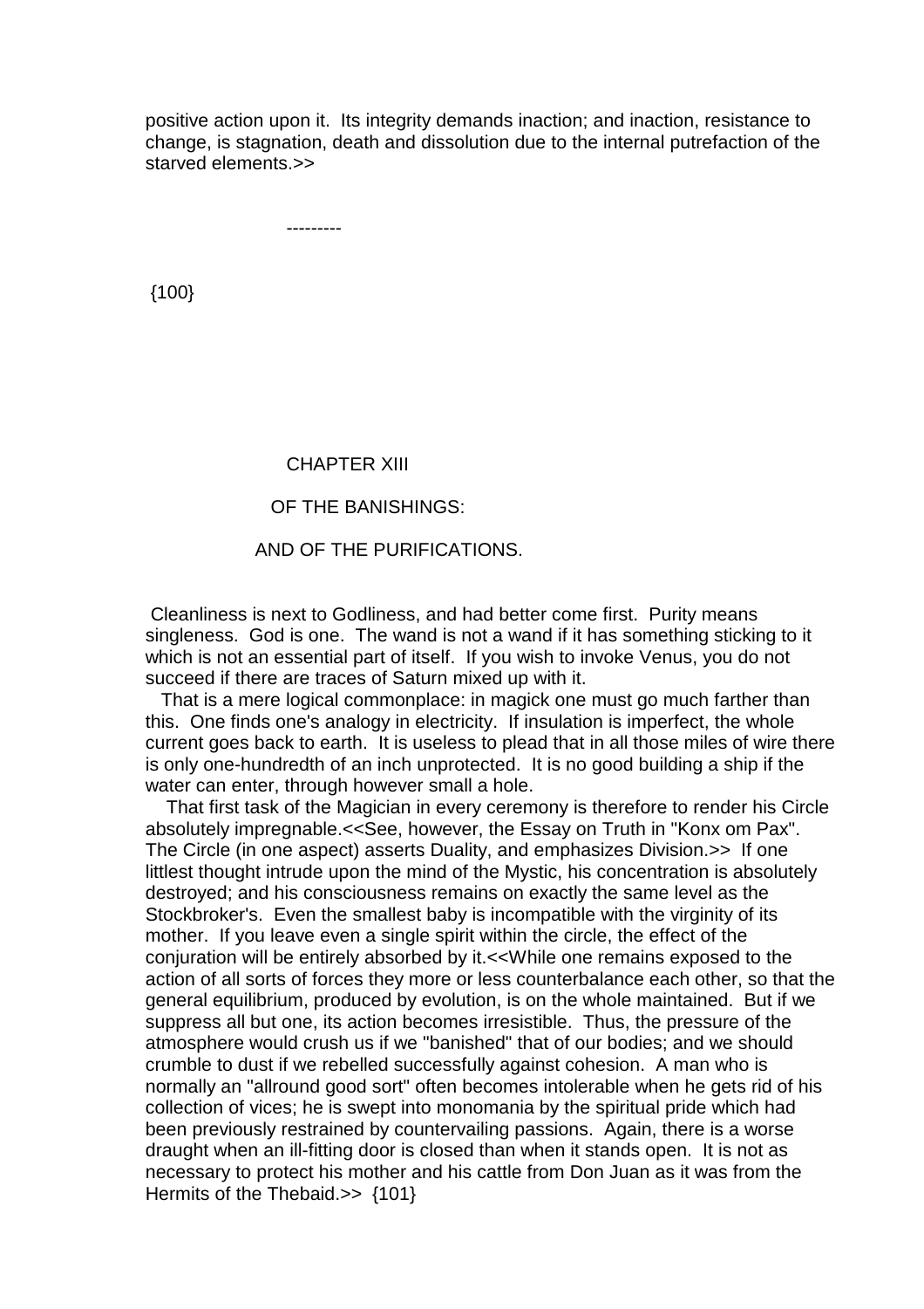positive action upon it. Its integrity demands inaction; and inaction, resistance to change, is stagnation, death and dissolution due to the internal putrefaction of the starved elements.>>

---------

{100}

# CHAPTER XIII

## OF THE BANISHINGS:

## AND OF THE PURIFICATIONS.

Cleanliness is next to Godliness, and had better come first. Purity means singleness. God is one. The wand is not a wand if it has something sticking to it which is not an essential part of itself. If you wish to invoke Venus, you do not succeed if there are traces of Saturn mixed up with it.

That is a mere logical commonplace: in magick one must go much farther than this. One finds one's analogy in electricity. If insulation is imperfect, the whole current goes back to earth. It is useless to plead that in all those miles of wire there is only one-hundredth of an inch unprotected. It is no good building a ship if the water can enter, through however small a hole.

That first task of the Magician in every ceremony is therefore to render his Circle absolutely impregnable.<<See, however, the Essay on Truth in "Konx om Pax". The Circle (in one aspect) asserts Duality, and emphasizes Division.>> If one littlest thought intrude upon the mind of the Mystic, his concentration is absolutely destroyed; and his consciousness remains on exactly the same level as the Stockbroker's. Even the smallest baby is incompatible with the virginity of its mother. If you leave even a single spirit within the circle, the effect of the conjuration will be entirely absorbed by it.<<While one remains exposed to the action of all sorts of forces they more or less counterbalance each other, so that the general equilibrium, produced by evolution, is on the whole maintained. But if we suppress all but one, its action becomes irresistible. Thus, the pressure of the atmosphere would crush us if we "banished" that of our bodies; and we should crumble to dust if we rebelled successfully against cohesion. A man who is normally an "allround good sort" often becomes intolerable when he gets rid of his collection of vices; he is swept into monomania by the spiritual pride which had been previously restrained by countervailing passions. Again, there is a worse draught when an ill-fitting door is closed than when it stands open. It is not as necessary to protect his mother and his cattle from Don Juan as it was from the Hermits of the Thebaid.>> {101}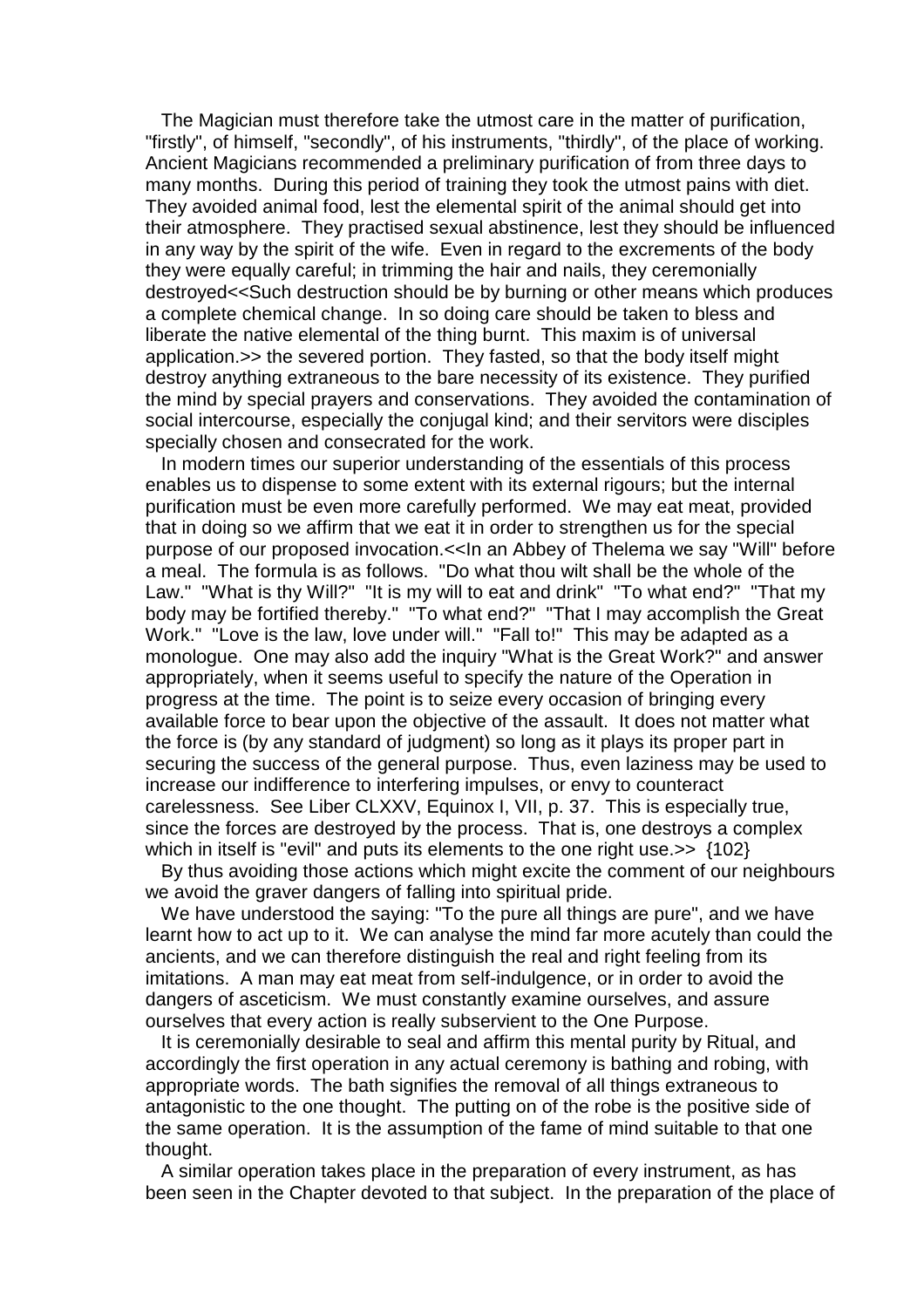The Magician must therefore take the utmost care in the matter of purification, "firstly", of himself, "secondly", of his instruments, "thirdly", of the place of working. Ancient Magicians recommended a preliminary purification of from three days to many months. During this period of training they took the utmost pains with diet. They avoided animal food, lest the elemental spirit of the animal should get into their atmosphere. They practised sexual abstinence, lest they should be influenced in any way by the spirit of the wife. Even in regard to the excrements of the body they were equally careful; in trimming the hair and nails, they ceremonially destroyed<<Such destruction should be by burning or other means which produces a complete chemical change. In so doing care should be taken to bless and liberate the native elemental of the thing burnt. This maxim is of universal application.>> the severed portion. They fasted, so that the body itself might destroy anything extraneous to the bare necessity of its existence. They purified the mind by special prayers and conservations. They avoided the contamination of social intercourse, especially the conjugal kind; and their servitors were disciples specially chosen and consecrated for the work.

In modern times our superior understanding of the essentials of this process enables us to dispense to some extent with its external rigours; but the internal purification must be even more carefully performed. We may eat meat, provided that in doing so we affirm that we eat it in order to strengthen us for the special purpose of our proposed invocation.<<In an Abbey of Thelema we say "Will" before a meal. The formula is as follows. "Do what thou wilt shall be the whole of the Law." "What is thy Will?" "It is my will to eat and drink" "To what end?" "That my body may be fortified thereby." "To what end?" "That I may accomplish the Great Work." "Love is the law, love under will." "Fall to!" This may be adapted as a monologue. One may also add the inquiry "What is the Great Work?" and answer appropriately, when it seems useful to specify the nature of the Operation in progress at the time. The point is to seize every occasion of bringing every available force to bear upon the objective of the assault. It does not matter what the force is (by any standard of judgment) so long as it plays its proper part in securing the success of the general purpose. Thus, even laziness may be used to increase our indifference to interfering impulses, or envy to counteract carelessness. See Liber CLXXV, Equinox I, VII, p. 37. This is especially true, since the forces are destroyed by the process. That is, one destroys a complex which in itself is "evil" and puts its elements to the one right use.>> {102}

By thus avoiding those actions which might excite the comment of our neighbours we avoid the graver dangers of falling into spiritual pride.

We have understood the saying: "To the pure all things are pure", and we have learnt how to act up to it. We can analyse the mind far more acutely than could the ancients, and we can therefore distinguish the real and right feeling from its imitations. A man may eat meat from self-indulgence, or in order to avoid the dangers of asceticism. We must constantly examine ourselves, and assure ourselves that every action is really subservient to the One Purpose.

It is ceremonially desirable to seal and affirm this mental purity by Ritual, and accordingly the first operation in any actual ceremony is bathing and robing, with appropriate words. The bath signifies the removal of all things extraneous to antagonistic to the one thought. The putting on of the robe is the positive side of the same operation. It is the assumption of the fame of mind suitable to that one thought.

A similar operation takes place in the preparation of every instrument, as has been seen in the Chapter devoted to that subject. In the preparation of the place of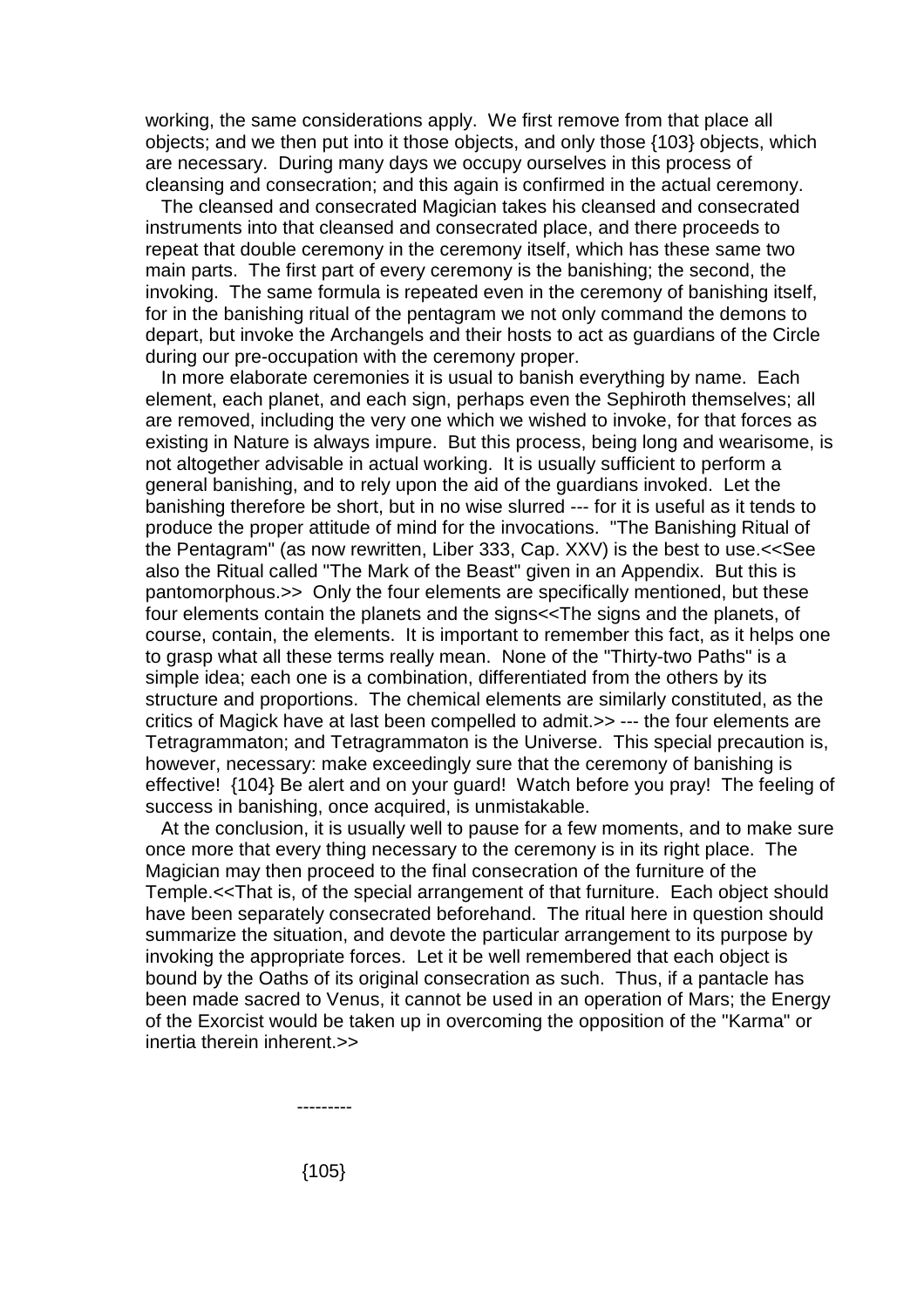working, the same considerations apply. We first remove from that place all objects; and we then put into it those objects, and only those {103} objects, which are necessary. During many days we occupy ourselves in this process of cleansing and consecration; and this again is confirmed in the actual ceremony.

The cleansed and consecrated Magician takes his cleansed and consecrated instruments into that cleansed and consecrated place, and there proceeds to repeat that double ceremony in the ceremony itself, which has these same two main parts. The first part of every ceremony is the banishing; the second, the invoking. The same formula is repeated even in the ceremony of banishing itself, for in the banishing ritual of the pentagram we not only command the demons to depart, but invoke the Archangels and their hosts to act as guardians of the Circle during our pre-occupation with the ceremony proper.

In more elaborate ceremonies it is usual to banish everything by name. Each element, each planet, and each sign, perhaps even the Sephiroth themselves; all are removed, including the very one which we wished to invoke, for that forces as existing in Nature is always impure. But this process, being long and wearisome, is not altogether advisable in actual working. It is usually sufficient to perform a general banishing, and to rely upon the aid of the guardians invoked. Let the banishing therefore be short, but in no wise slurred --- for it is useful as it tends to produce the proper attitude of mind for the invocations. "The Banishing Ritual of the Pentagram" (as now rewritten, Liber 333, Cap. XXV) is the best to use.<<See also the Ritual called "The Mark of the Beast" given in an Appendix. But this is pantomorphous.>> Only the four elements are specifically mentioned, but these four elements contain the planets and the signs<<The signs and the planets, of course, contain, the elements. It is important to remember this fact, as it helps one to grasp what all these terms really mean. None of the "Thirty-two Paths" is a simple idea; each one is a combination, differentiated from the others by its structure and proportions. The chemical elements are similarly constituted, as the critics of Magick have at last been compelled to admit.>> --- the four elements are Tetragrammaton; and Tetragrammaton is the Universe. This special precaution is, however, necessary: make exceedingly sure that the ceremony of banishing is effective! {104} Be alert and on your guard! Watch before you pray! The feeling of success in banishing, once acquired, is unmistakable.

At the conclusion, it is usually well to pause for a few moments, and to make sure once more that every thing necessary to the ceremony is in its right place. The Magician may then proceed to the final consecration of the furniture of the Temple.<<That is, of the special arrangement of that furniture. Each object should have been separately consecrated beforehand. The ritual here in question should summarize the situation, and devote the particular arrangement to its purpose by invoking the appropriate forces. Let it be well remembered that each object is bound by the Oaths of its original consecration as such. Thus, if a pantacle has been made sacred to Venus, it cannot be used in an operation of Mars; the Energy of the Exorcist would be taken up in overcoming the opposition of the "Karma" or inertia therein inherent.>>

---------

{105}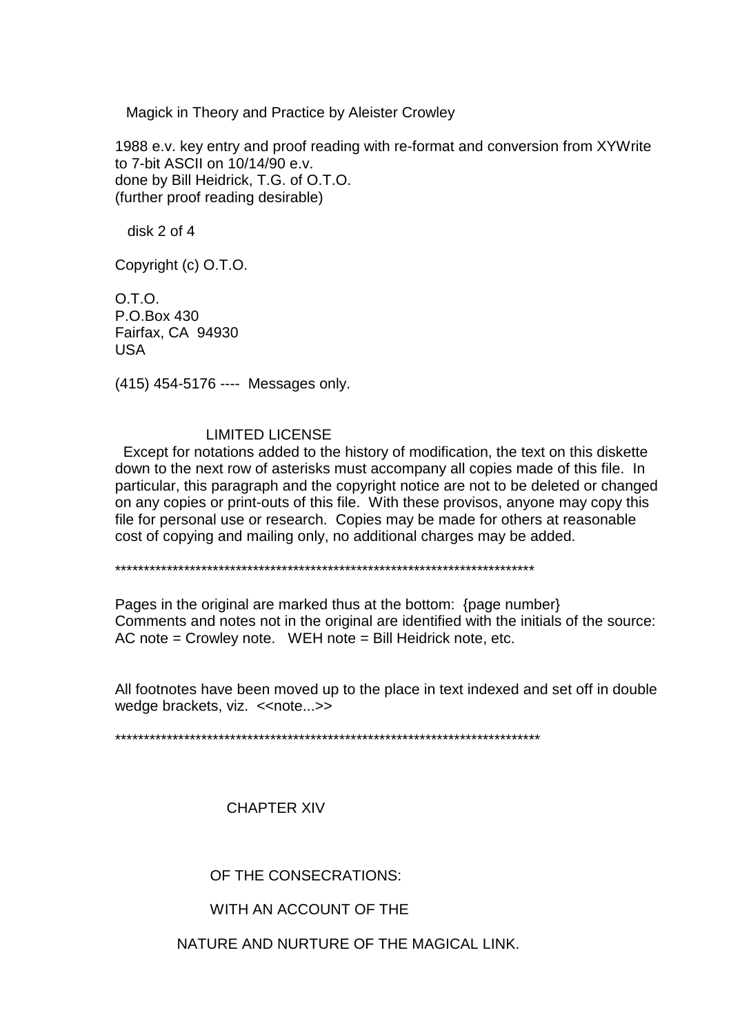Magick in Theory and Practice by Aleister Crowley

1988 e.v. key entry and proof reading with re-format and conversion from XYWrite to 7-bit ASCII on 10/14/90 e.v.
done by Bill Heidrick, T.G. of O.T.O.
(further proof reading desirable)

disk 2 of 4

Copyright (c) O.T.O.

O.T.O.
P.O.Box 430
Fairfax, CA 94930
USA

(415) 454-5176 ---- Messages only.

LIMITED LICENSE

Except for notations added to the history of modification, the text on this diskette down to the next row of asterisks must accompany all copies made of this file. In particular, this paragraph and the copyright notice are not to be deleted or changed on any copies or print-outs of this file. With these provisos, anyone may copy this file for personal use or research. Copies may be made for others at reasonable cost of copying and mailing only, no additional charges may be added.

****************************************************************************

Pages in the original are marked thus at the bottom: {page number}
Comments and notes not in the original are identified with the initials of the source:
AC note = Crowley note. WEH note = Bill Heidrick note, etc.

All footnotes have been moved up to the place in text indexed and set off in double wedge brackets, viz. <<note...>>

****************************************************************************

# CHAPTER XIV

## OF THE CONSECRATIONS:

## WITH AN ACCOUNT OF THE

## NATURE AND NURTURE OF THE MAGICAL LINK.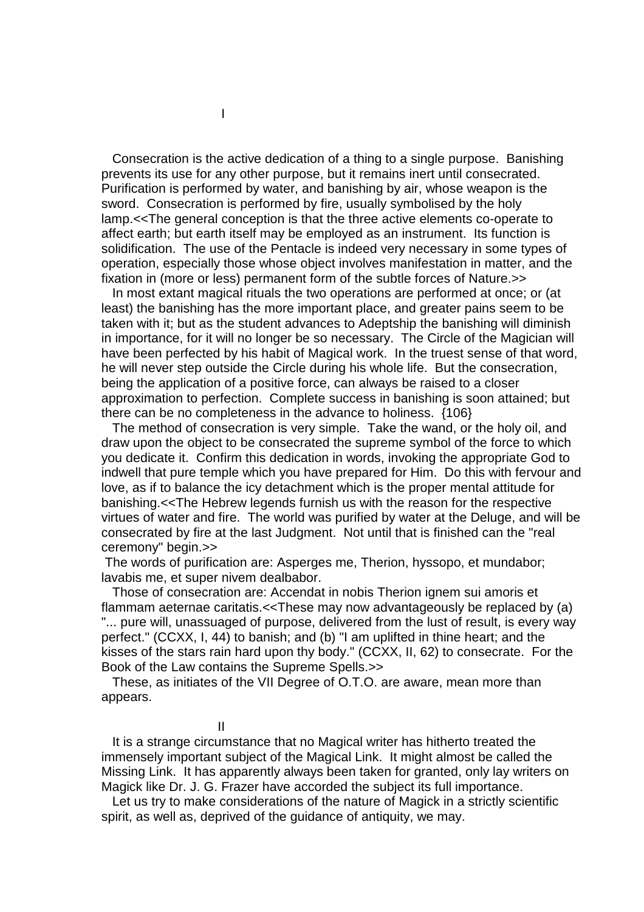I

Consecration is the active dedication of a thing to a single purpose. Banishing prevents its use for any other purpose, but it remains inert until consecrated. Purification is performed by water, and banishing by air, whose weapon is the sword. Consecration is performed by fire, usually symbolised by the holy lamp.<<The general conception is that the three active elements co-operate to affect earth; but earth itself may be employed as an instrument. Its function is solidification. The use of the Pentacle is indeed very necessary in some types of operation, especially those whose object involves manifestation in matter, and the fixation in (more or less) permanent form of the subtle forces of Nature.>>

In most extant magical rituals the two operations are performed at once; or (at least) the banishing has the more important place, and greater pains seem to be taken with it; but as the student advances to Adeptship the banishing will diminish in importance, for it will no longer be so necessary. The Circle of the Magician will have been perfected by his habit of Magical work. In the truest sense of that word, he will never step outside the Circle during his whole life. But the consecration, being the application of a positive force, can always be raised to a closer approximation to perfection. Complete success in banishing is soon attained; but there can be no completeness in the advance to holiness. {106}

The method of consecration is very simple. Take the wand, or the holy oil, and draw upon the object to be consecrated the supreme symbol of the force to which you dedicate it. Confirm this dedication in words, invoking the appropriate God to indwell that pure temple which you have prepared for Him. Do this with fervour and love, as if to balance the icy detachment which is the proper mental attitude for banishing.<<The Hebrew legends furnish us with the reason for the respective virtues of water and fire. The world was purified by water at the Deluge, and will be consecrated by fire at the last Judgment. Not until that is finished can the "real ceremony" begin.>>

The words of purification are: Asperges me, Therion, hyssopo, et mundabor; lavabis me, et super nivem dealbabor.

Those of consecration are: Accendat in nobis Therion ignem sui amoris et flammam aeternae caritatis.<<These may now advantageously be replaced by (a) "... pure will, unassuaged of purpose, delivered from the lust of result, is every way perfect." (CCXX, I, 44) to banish; and (b) "I am uplifted in thine heart; and the kisses of the stars rain hard upon thy body." (CCXX, II, 62) to consecrate. For the Book of the Law contains the Supreme Spells.>>

These, as initiates of the VII Degree of O.T.O. are aware, mean more than appears.

II

It is a strange circumstance that no Magical writer has hitherto treated the immensely important subject of the Magical Link. It might almost be called the Missing Link. It has apparently always been taken for granted, only lay writers on Magick like Dr. J. G. Frazer have accorded the subject its full importance.

Let us try to make considerations of the nature of Magick in a strictly scientific spirit, as well as, deprived of the guidance of antiquity, we may.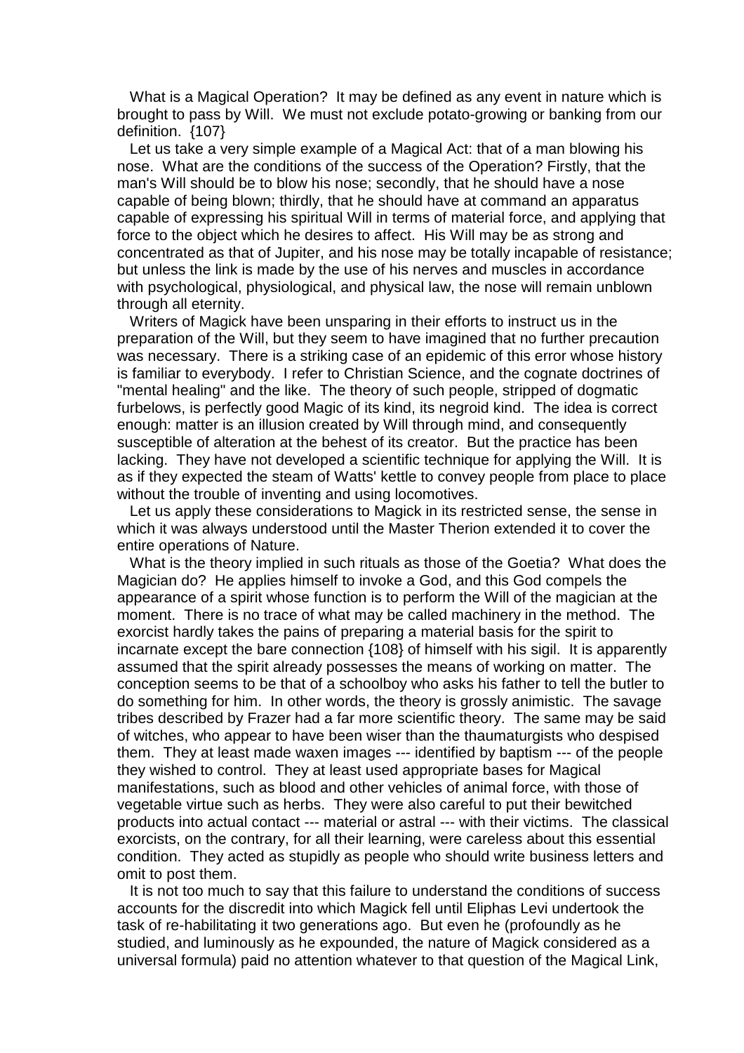What is a Magical Operation? It may be defined as any event in nature which is brought to pass by Will. We must not exclude potato-growing or banking from our definition. {107}

Let us take a very simple example of a Magical Act: that of a man blowing his nose. What are the conditions of the success of the Operation? Firstly, that the man's Will should be to blow his nose; secondly, that he should have a nose capable of being blown; thirdly, that he should have at command an apparatus capable of expressing his spiritual Will in terms of material force, and applying that force to the object which he desires to affect. His Will may be as strong and concentrated as that of Jupiter, and his nose may be totally incapable of resistance; but unless the link is made by the use of his nerves and muscles in accordance with psychological, physiological, and physical law, the nose will remain unblown through all eternity.

Writers of Magick have been unsparing in their efforts to instruct us in the preparation of the Will, but they seem to have imagined that no further precaution was necessary. There is a striking case of an epidemic of this error whose history is familiar to everybody. I refer to Christian Science, and the cognate doctrines of "mental healing" and the like. The theory of such people, stripped of dogmatic furbelows, is perfectly good Magic of its kind, its negroid kind. The idea is correct enough: matter is an illusion created by Will through mind, and consequently susceptible of alteration at the behest of its creator. But the practice has been lacking. They have not developed a scientific technique for applying the Will. It is as if they expected the steam of Watts' kettle to convey people from place to place without the trouble of inventing and using locomotives.

Let us apply these considerations to Magick in its restricted sense, the sense in which it was always understood until the Master Therion extended it to cover the entire operations of Nature.

What is the theory implied in such rituals as those of the Goetia? What does the Magician do? He applies himself to invoke a God, and this God compels the appearance of a spirit whose function is to perform the Will of the magician at the moment. There is no trace of what may be called machinery in the method. The exorcist hardly takes the pains of preparing a material basis for the spirit to incarnate except the bare connection {108} of himself with his sigil. It is apparently assumed that the spirit already possesses the means of working on matter. The conception seems to be that of a schoolboy who asks his father to tell the butler to do something for him. In other words, the theory is grossly animistic. The savage tribes described by Frazer had a far more scientific theory. The same may be said of witches, who appear to have been wiser than the thaumaturgists who despised them. They at least made waxen images --- identified by baptism --- of the people they wished to control. They at least used appropriate bases for Magical manifestations, such as blood and other vehicles of animal force, with those of vegetable virtue such as herbs. They were also careful to put their bewitched products into actual contact --- material or astral --- with their victims. The classical exorcists, on the contrary, for all their learning, were careless about this essential condition. They acted as stupidly as people who should write business letters and omit to post them.

It is not too much to say that this failure to understand the conditions of success accounts for the discredit into which Magick fell until Eliphas Levi undertook the task of re-habilitating it two generations ago. But even he (profoundly as he studied, and luminously as he expounded, the nature of Magick considered as a universal formula) paid no attention whatever to that question of the Magical Link,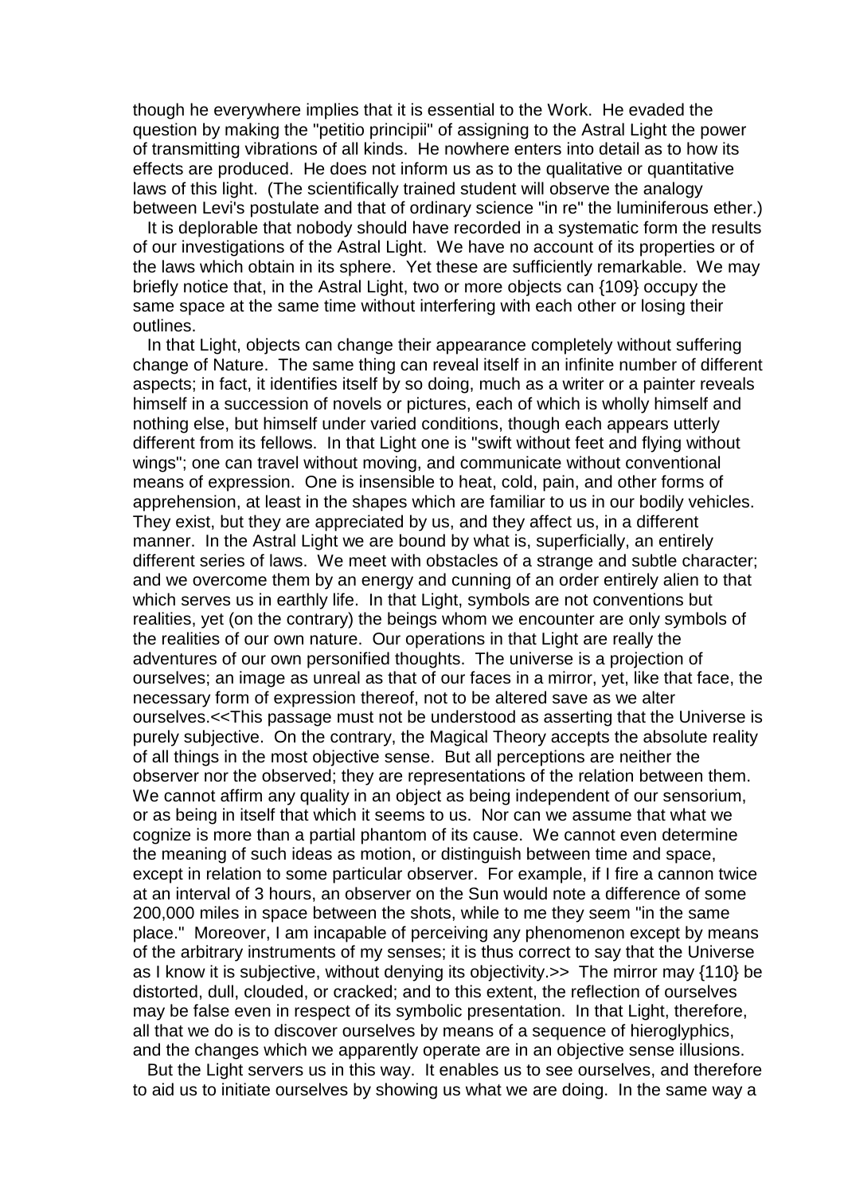though he everywhere implies that it is essential to the Work. He evaded the question by making the "petitio principii" of assigning to the Astral Light the power of transmitting vibrations of all kinds. He nowhere enters into detail as to how its effects are produced. He does not inform us as to the qualitative or quantitative laws of this light. (The scientifically trained student will observe the analogy between Levi's postulate and that of ordinary science "in re" the luminiferous ether.)

It is deplorable that nobody should have recorded in a systematic form the results of our investigations of the Astral Light. We have no account of its properties or of the laws which obtain in its sphere. Yet these are sufficiently remarkable. We may briefly notice that, in the Astral Light, two or more objects can {109} occupy the same space at the same time without interfering with each other or losing their outlines.

In that Light, objects can change their appearance completely without suffering change of Nature. The same thing can reveal itself in an infinite number of different aspects; in fact, it identifies itself by so doing, much as a writer or a painter reveals himself in a succession of novels or pictures, each of which is wholly himself and nothing else, but himself under varied conditions, though each appears utterly different from its fellows. In that Light one is "swift without feet and flying without wings"; one can travel without moving, and communicate without conventional means of expression. One is insensible to heat, cold, pain, and other forms of apprehension, at least in the shapes which are familiar to us in our bodily vehicles. They exist, but they are appreciated by us, and they affect us, in a different manner. In the Astral Light we are bound by what is, superficially, an entirely different series of laws. We meet with obstacles of a strange and subtle character; and we overcome them by an energy and cunning of an order entirely alien to that which serves us in earthly life. In that Light, symbols are not conventions but realities, yet (on the contrary) the beings whom we encounter are only symbols of the realities of our own nature. Our operations in that Light are really the adventures of our own personified thoughts. The universe is a projection of ourselves; an image as unreal as that of our faces in a mirror, yet, like that face, the necessary form of expression thereof, not to be altered save as we alter ourselves.<<This passage must not be understood as asserting that the Universe is purely subjective. On the contrary, the Magical Theory accepts the absolute reality of all things in the most objective sense. But all perceptions are neither the observer nor the observed; they are representations of the relation between them. We cannot affirm any quality in an object as being independent of our sensorium, or as being in itself that which it seems to us. Nor can we assume that what we cognize is more than a partial phantom of its cause. We cannot even determine the meaning of such ideas as motion, or distinguish between time and space, except in relation to some particular observer. For example, if I fire a cannon twice at an interval of 3 hours, an observer on the Sun would note a difference of some 200,000 miles in space between the shots, while to me they seem "in the same place." Moreover, I am incapable of perceiving any phenomenon except by means of the arbitrary instruments of my senses; it is thus correct to say that the Universe as I know it is subjective, without denying its objectivity.>> The mirror may {110} be distorted, dull, clouded, or cracked; and to this extent, the reflection of ourselves may be false even in respect of its symbolic presentation. In that Light, therefore, all that we do is to discover ourselves by means of a sequence of hieroglyphics, and the changes which we apparently operate are in an objective sense illusions.

But the Light servers us in this way. It enables us to see ourselves, and therefore to aid us to initiate ourselves by showing us what we are doing. In the same way a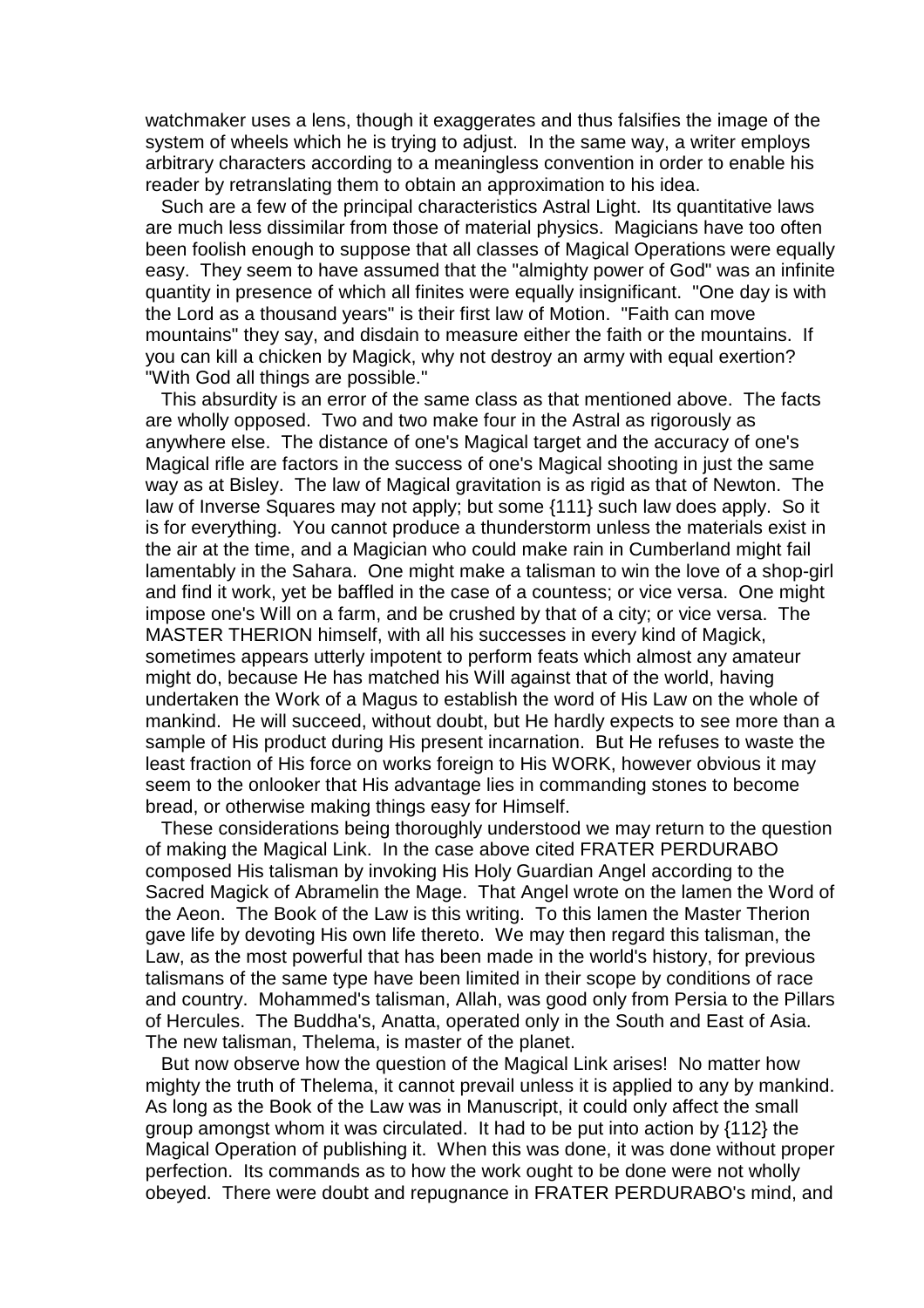watchmaker uses a lens, though it exaggerates and thus falsifies the image of the system of wheels which he is trying to adjust. In the same way, a writer employs arbitrary characters according to a meaningless convention in order to enable his reader by retranslating them to obtain an approximation to his idea.

Such are a few of the principal characteristics Astral Light. Its quantitative laws are much less dissimilar from those of material physics. Magicians have too often been foolish enough to suppose that all classes of Magical Operations were equally easy. They seem to have assumed that the "almighty power of God" was an infinite quantity in presence of which all finites were equally insignificant. "One day is with the Lord as a thousand years" is their first law of Motion. "Faith can move mountains" they say, and disdain to measure either the faith or the mountains. If you can kill a chicken by Magick, why not destroy an army with equal exertion? "With God all things are possible."

This absurdity is an error of the same class as that mentioned above. The facts are wholly opposed. Two and two make four in the Astral as rigorously as anywhere else. The distance of one's Magical target and the accuracy of one's Magical rifle are factors in the success of one's Magical shooting in just the same way as at Bisley. The law of Magical gravitation is as rigid as that of Newton. The law of Inverse Squares may not apply; but some {111} such law does apply. So it is for everything. You cannot produce a thunderstorm unless the materials exist in the air at the time, and a Magician who could make rain in Cumberland might fail lamentably in the Sahara. One might make a talisman to win the love of a shop-girl and find it work, yet be baffled in the case of a countess; or vice versa. One might impose one's Will on a farm, and be crushed by that of a city; or vice versa. The MASTER THERION himself, with all his successes in every kind of Magick, sometimes appears utterly impotent to perform feats which almost any amateur might do, because He has matched his Will against that of the world, having undertaken the Work of a Magus to establish the word of His Law on the whole of mankind. He will succeed, without doubt, but He hardly expects to see more than a sample of His product during His present incarnation. But He refuses to waste the least fraction of His force on works foreign to His WORK, however obvious it may seem to the onlooker that His advantage lies in commanding stones to become bread, or otherwise making things easy for Himself.

These considerations being thoroughly understood we may return to the question of making the Magical Link. In the case above cited FRATER PERDURABO composed His talisman by invoking His Holy Guardian Angel according to the Sacred Magick of Abramelin the Mage. That Angel wrote on the lamen the Word of the Aeon. The Book of the Law is this writing. To this lamen the Master Therion gave life by devoting His own life thereto. We may then regard this talisman, the Law, as the most powerful that has been made in the world's history, for previous talismans of the same type have been limited in their scope by conditions of race and country. Mohammed's talisman, Allah, was good only from Persia to the Pillars of Hercules. The Buddha's, Anatta, operated only in the South and East of Asia. The new talisman, Thelema, is master of the planet.

But now observe how the question of the Magical Link arises! No matter how mighty the truth of Thelema, it cannot prevail unless it is applied to any by mankind. As long as the Book of the Law was in Manuscript, it could only affect the small group amongst whom it was circulated. It had to be put into action by {112} the Magical Operation of publishing it. When this was done, it was done without proper perfection. Its commands as to how the work ought to be done were not wholly obeyed. There were doubt and repugnance in FRATER PERDURABO's mind, and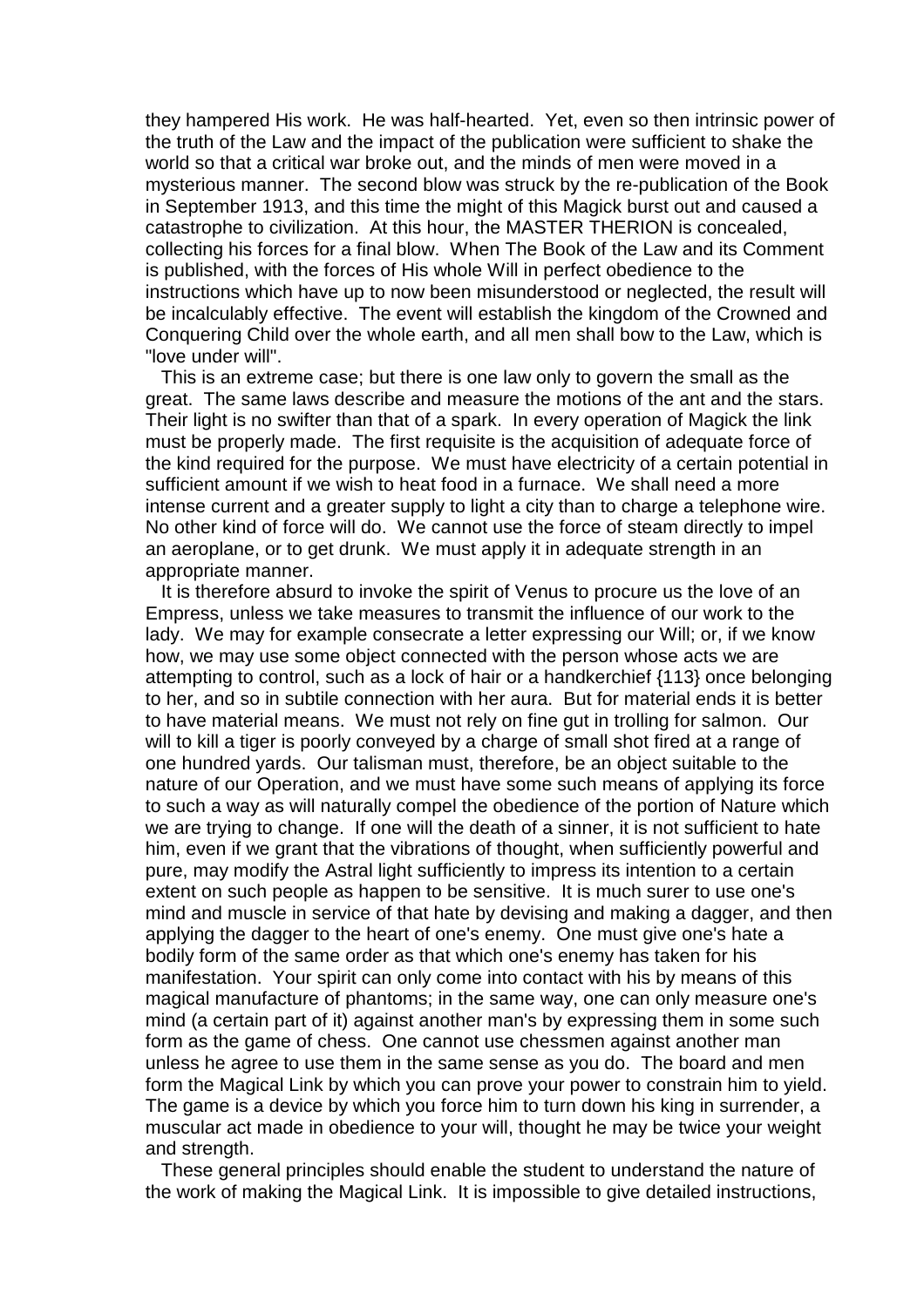they hampered His work. He was half-hearted. Yet, even so then intrinsic power of the truth of the Law and the impact of the publication were sufficient to shake the world so that a critical war broke out, and the minds of men were moved in a mysterious manner. The second blow was struck by the re-publication of the Book in September 1913, and this time the might of this Magick burst out and caused a catastrophe to civilization. At this hour, the MASTER THERION is concealed, collecting his forces for a final blow. When The Book of the Law and its Comment is published, with the forces of His whole Will in perfect obedience to the instructions which have up to now been misunderstood or neglected, the result will be incalculably effective. The event will establish the kingdom of the Crowned and Conquering Child over the whole earth, and all men shall bow to the Law, which is "love under will".

This is an extreme case; but there is one law only to govern the small as the great. The same laws describe and measure the motions of the ant and the stars. Their light is no swifter than that of a spark. In every operation of Magick the link must be properly made. The first requisite is the acquisition of adequate force of the kind required for the purpose. We must have electricity of a certain potential in sufficient amount if we wish to heat food in a furnace. We shall need a more intense current and a greater supply to light a city than to charge a telephone wire. No other kind of force will do. We cannot use the force of steam directly to impel an aeroplane, or to get drunk. We must apply it in adequate strength in an appropriate manner.

It is therefore absurd to invoke the spirit of Venus to procure us the love of an Empress, unless we take measures to transmit the influence of our work to the lady. We may for example consecrate a letter expressing our Will; or, if we know how, we may use some object connected with the person whose acts we are attempting to control, such as a lock of hair or a handkerchief {113} once belonging to her, and so in subtile connection with her aura. But for material ends it is better to have material means. We must not rely on fine gut in trolling for salmon. Our will to kill a tiger is poorly conveyed by a charge of small shot fired at a range of one hundred yards. Our talisman must, therefore, be an object suitable to the nature of our Operation, and we must have some such means of applying its force to such a way as will naturally compel the obedience of the portion of Nature which we are trying to change. If one will the death of a sinner, it is not sufficient to hate him, even if we grant that the vibrations of thought, when sufficiently powerful and pure, may modify the Astral light sufficiently to impress its intention to a certain extent on such people as happen to be sensitive. It is much surer to use one's mind and muscle in service of that hate by devising and making a dagger, and then applying the dagger to the heart of one's enemy. One must give one's hate a bodily form of the same order as that which one's enemy has taken for his manifestation. Your spirit can only come into contact with his by means of this magical manufacture of phantoms; in the same way, one can only measure one's mind (a certain part of it) against another man's by expressing them in some such form as the game of chess. One cannot use chessmen against another man unless he agree to use them in the same sense as you do. The board and men form the Magical Link by which you can prove your power to constrain him to yield. The game is a device by which you force him to turn down his king in surrender, a muscular act made in obedience to your will, thought he may be twice your weight and strength.

These general principles should enable the student to understand the nature of the work of making the Magical Link. It is impossible to give detailed instructions,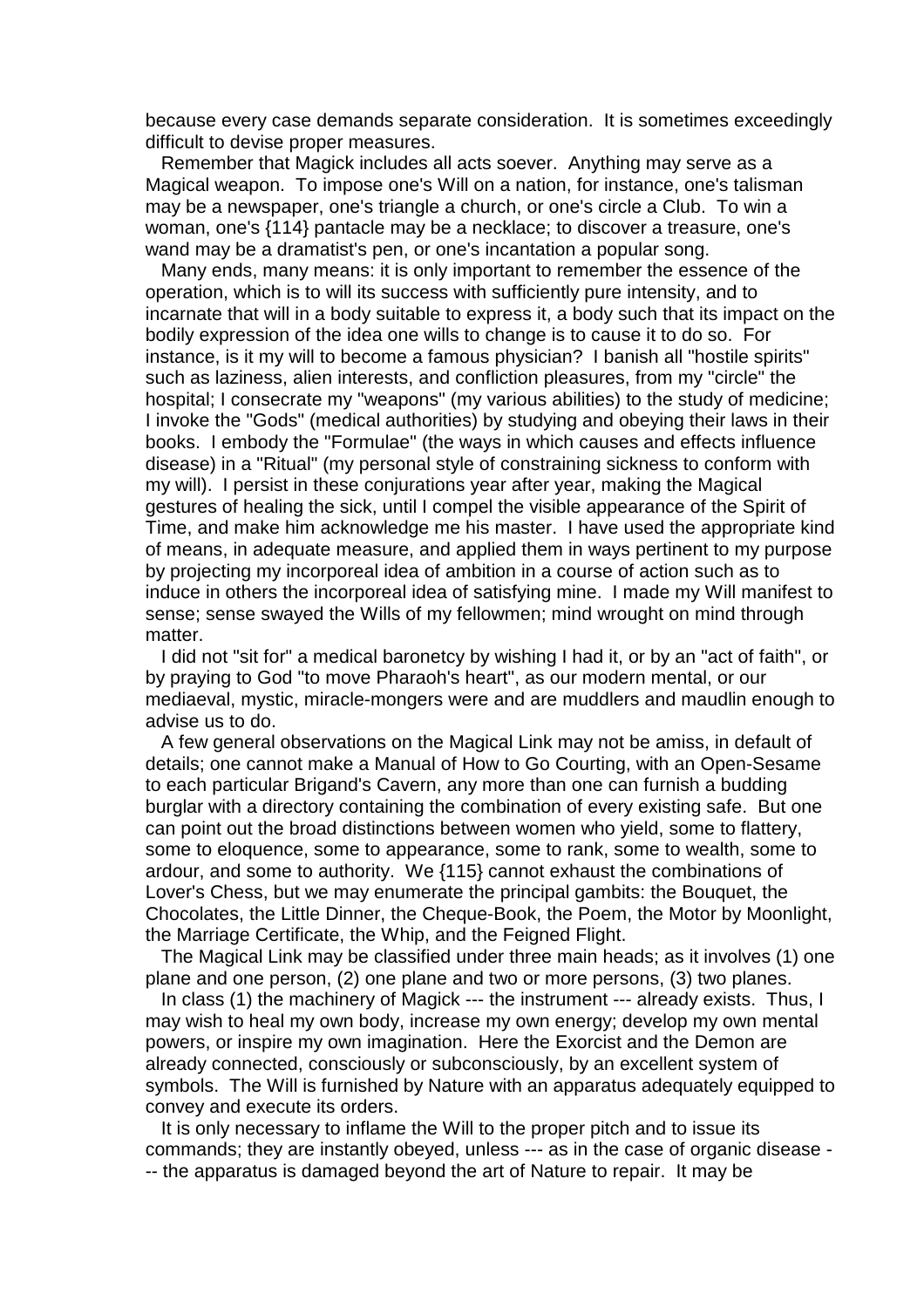because every case demands separate consideration. It is sometimes exceedingly difficult to devise proper measures.

Remember that Magick includes all acts soever. Anything may serve as a Magical weapon. To impose one's Will on a nation, for instance, one's talisman may be a newspaper, one's triangle a church, or one's circle a Club. To win a woman, one's {114} pantacle may be a necklace; to discover a treasure, one's wand may be a dramatist's pen, or one's incantation a popular song.

Many ends, many means: it is only important to remember the essence of the operation, which is to will its success with sufficiently pure intensity, and to incarnate that will in a body suitable to express it, a body such that its impact on the bodily expression of the idea one wills to change is to cause it to do so. For instance, is it my will to become a famous physician? I banish all "hostile spirits" such as laziness, alien interests, and confliction pleasures, from my "circle" the hospital; I consecrate my "weapons" (my various abilities) to the study of medicine; I invoke the "Gods" (medical authorities) by studying and obeying their laws in their books. I embody the "Formulae" (the ways in which causes and effects influence disease) in a "Ritual" (my personal style of constraining sickness to conform with my will). I persist in these conjurations year after year, making the Magical gestures of healing the sick, until I compel the visible appearance of the Spirit of Time, and make him acknowledge me his master. I have used the appropriate kind of means, in adequate measure, and applied them in ways pertinent to my purpose by projecting my incorporeal idea of ambition in a course of action such as to induce in others the incorporeal idea of satisfying mine. I made my Will manifest to sense; sense swayed the Wills of my fellowmen; mind wrought on mind through matter.

I did not "sit for" a medical baronetcy by wishing I had it, or by an "act of faith", or by praying to God "to move Pharaoh's heart", as our modern mental, or our mediaeval, mystic, miracle-mongers were and are muddlers and maudlin enough to advise us to do.

A few general observations on the Magical Link may not be amiss, in default of details; one cannot make a Manual of How to Go Courting, with an Open-Sesame to each particular Brigand's Cavern, any more than one can furnish a budding burglar with a directory containing the combination of every existing safe. But one can point out the broad distinctions between women who yield, some to flattery, some to eloquence, some to appearance, some to rank, some to wealth, some to ardour, and some to authority. We {115} cannot exhaust the combinations of Lover's Chess, but we may enumerate the principal gambits: the Bouquet, the Chocolates, the Little Dinner, the Cheque-Book, the Poem, the Motor by Moonlight, the Marriage Certificate, the Whip, and the Feigned Flight.

The Magical Link may be classified under three main heads; as it involves (1) one plane and one person, (2) one plane and two or more persons, (3) two planes.

In class (1) the machinery of Magick --- the instrument --- already exists. Thus, I may wish to heal my own body, increase my own energy; develop my own mental powers, or inspire my own imagination. Here the Exorcist and the Demon are already connected, consciously or subconsciously, by an excellent system of symbols. The Will is furnished by Nature with an apparatus adequately equipped to convey and execute its orders.

It is only necessary to inflame the Will to the proper pitch and to issue its commands; they are instantly obeyed, unless --- as in the case of organic disease --- the apparatus is damaged beyond the art of Nature to repair. It may be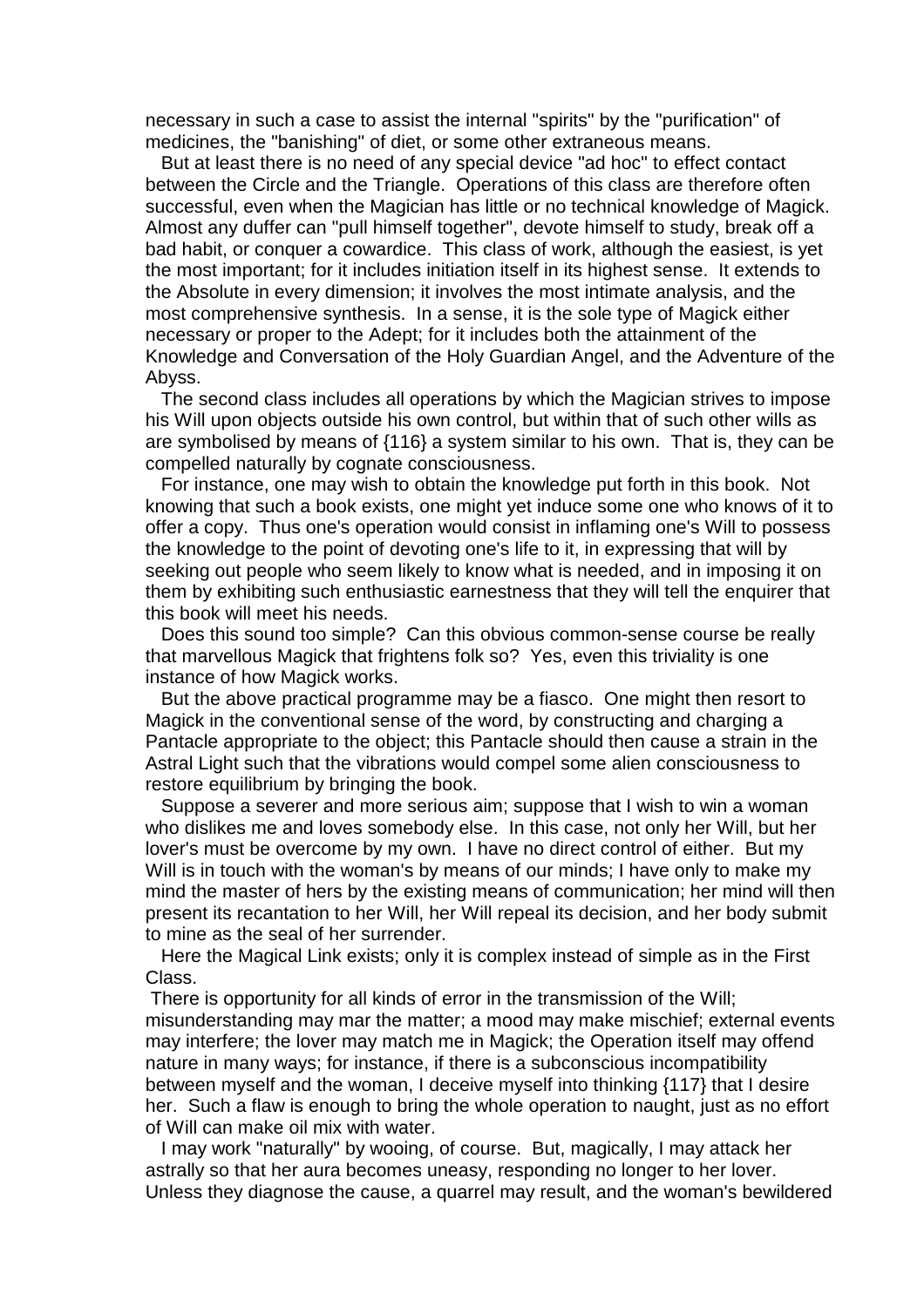necessary in such a case to assist the internal "spirits" by the "purification" of medicines, the "banishing" of diet, or some other extraneous means.

But at least there is no need of any special device "ad hoc" to effect contact between the Circle and the Triangle. Operations of this class are therefore often successful, even when the Magician has little or no technical knowledge of Magick. Almost any duffer can "pull himself together", devote himself to study, break off a bad habit, or conquer a cowardice. This class of work, although the easiest, is yet the most important; for it includes initiation itself in its highest sense. It extends to the Absolute in every dimension; it involves the most intimate analysis, and the most comprehensive synthesis. In a sense, it is the sole type of Magick either necessary or proper to the Adept; for it includes both the attainment of the Knowledge and Conversation of the Holy Guardian Angel, and the Adventure of the Abyss.

The second class includes all operations by which the Magician strives to impose his Will upon objects outside his own control, but within that of such other wills as are symbolised by means of {116} a system similar to his own. That is, they can be compelled naturally by cognate consciousness.

For instance, one may wish to obtain the knowledge put forth in this book. Not knowing that such a book exists, one might yet induce some one who knows of it to offer a copy. Thus one's operation would consist in inflaming one's Will to possess the knowledge to the point of devoting one's life to it, in expressing that will by seeking out people who seem likely to know what is needed, and in imposing it on them by exhibiting such enthusiastic earnestness that they will tell the enquirer that this book will meet his needs.

Does this sound too simple? Can this obvious common-sense course be really that marvellous Magick that frightens folk so? Yes, even this triviality is one instance of how Magick works.

But the above practical programme may be a fiasco. One might then resort to Magick in the conventional sense of the word, by constructing and charging a Pantacle appropriate to the object; this Pantacle should then cause a strain in the Astral Light such that the vibrations would compel some alien consciousness to restore equilibrium by bringing the book.

Suppose a severer and more serious aim; suppose that I wish to win a woman who dislikes me and loves somebody else. In this case, not only her Will, but her lover's must be overcome by my own. I have no direct control of either. But my Will is in touch with the woman's by means of our minds; I have only to make my mind the master of hers by the existing means of communication; her mind will then present its recantation to her Will, her Will repeal its decision, and her body submit to mine as the seal of her surrender.

Here the Magical Link exists; only it is complex instead of simple as in the First Class.

There is opportunity for all kinds of error in the transmission of the Will; misunderstanding may mar the matter; a mood may make mischief; external events may interfere; the lover may match me in Magick; the Operation itself may offend nature in many ways; for instance, if there is a subconscious incompatibility between myself and the woman, I deceive myself into thinking {117} that I desire her. Such a flaw is enough to bring the whole operation to naught, just as no effort of Will can make oil mix with water.

I may work "naturally" by wooing, of course. But, magically, I may attack her astrally so that her aura becomes uneasy, responding no longer to her lover. Unless they diagnose the cause, a quarrel may result, and the woman's bewildered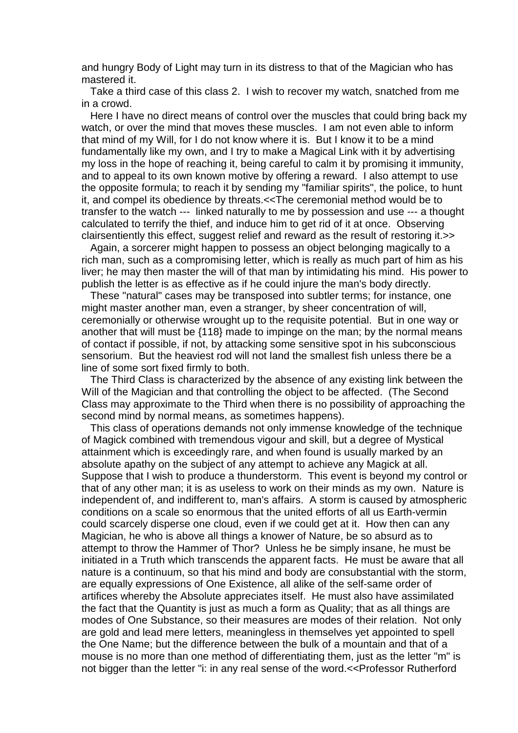and hungry Body of Light may turn in its distress to that of the Magician who has mastered it.

Take a third case of this class 2. I wish to recover my watch, snatched from me in a crowd.

Here I have no direct means of control over the muscles that could bring back my watch, or over the mind that moves these muscles. I am not even able to inform that mind of my Will, for I do not know where it is. But I know it to be a mind fundamentally like my own, and I try to make a Magical Link with it by advertising my loss in the hope of reaching it, being careful to calm it by promising it immunity, and to appeal to its own known motive by offering a reward. I also attempt to use the opposite formula; to reach it by sending my "familiar spirits", the police, to hunt it, and compel its obedience by threats.<<The ceremonial method would be to transfer to the watch --- linked naturally to me by possession and use --- a thought calculated to terrify the thief, and induce him to get rid of it at once. Observing clairsentiently this effect, suggest relief and reward as the result of restoring it.>>

Again, a sorcerer might happen to possess an object belonging magically to a rich man, such as a compromising letter, which is really as much part of him as his liver; he may then master the will of that man by intimidating his mind. His power to publish the letter is as effective as if he could injure the man's body directly.

These "natural" cases may be transposed into subtler terms; for instance, one might master another man, even a stranger, by sheer concentration of will, ceremonially or otherwise wrought up to the requisite potential. But in one way or another that will must be {118} made to impinge on the man; by the normal means of contact if possible, if not, by attacking some sensitive spot in his subconscious sensorium. But the heaviest rod will not land the smallest fish unless there be a line of some sort fixed firmly to both.

The Third Class is characterized by the absence of any existing link between the Will of the Magician and that controlling the object to be affected. (The Second Class may approximate to the Third when there is no possibility of approaching the second mind by normal means, as sometimes happens).

This class of operations demands not only immense knowledge of the technique of Magick combined with tremendous vigour and skill, but a degree of Mystical attainment which is exceedingly rare, and when found is usually marked by an absolute apathy on the subject of any attempt to achieve any Magick at all. Suppose that I wish to produce a thunderstorm. This event is beyond my control or that of any other man; it is as useless to work on their minds as my own. Nature is independent of, and indifferent to, man's affairs. A storm is caused by atmospheric conditions on a scale so enormous that the united efforts of all us Earth-vermin could scarcely disperse one cloud, even if we could get at it. How then can any Magician, he who is above all things a knower of Nature, be so absurd as to attempt to throw the Hammer of Thor? Unless he be simply insane, he must be initiated in a Truth which transcends the apparent facts. He must be aware that all nature is a continuum, so that his mind and body are consubstantial with the storm, are equally expressions of One Existence, all alike of the self-same order of artifices whereby the Absolute appreciates itself. He must also have assimilated the fact that the Quantity is just as much a form as Quality; that as all things are modes of One Substance, so their measures are modes of their relation. Not only are gold and lead mere letters, meaningless in themselves yet appointed to spell the One Name; but the difference between the bulk of a mountain and that of a mouse is no more than one method of differentiating them, just as the letter "m" is not bigger than the letter "i: in any real sense of the word.<<Professor Rutherford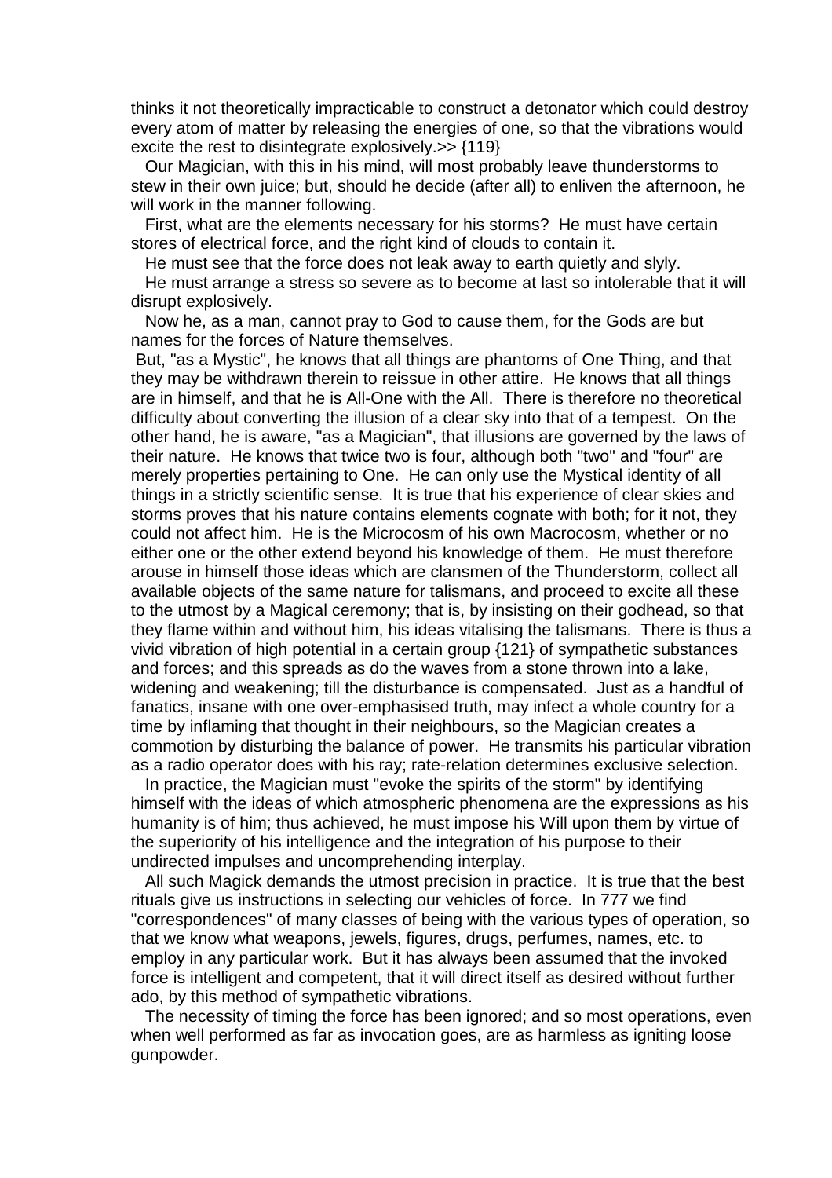thinks it not theoretically impracticable to construct a detonator which could destroy every atom of matter by releasing the energies of one, so that the vibrations would excite the rest to disintegrate explosively.>> {119}

Our Magician, with this in his mind, will most probably leave thunderstorms to stew in their own juice; but, should he decide (after all) to enliven the afternoon, he will work in the manner following.

First, what are the elements necessary for his storms? He must have certain stores of electrical force, and the right kind of clouds to contain it.

He must see that the force does not leak away to earth quietly and slyly.

He must arrange a stress so severe as to become at last so intolerable that it will disrupt explosively.

Now he, as a man, cannot pray to God to cause them, for the Gods are but names for the forces of Nature themselves.

But, "as a Mystic", he knows that all things are phantoms of One Thing, and that they may be withdrawn therein to reissue in other attire. He knows that all things are in himself, and that he is All-One with the All. There is therefore no theoretical difficulty about converting the illusion of a clear sky into that of a tempest. On the other hand, he is aware, "as a Magician", that illusions are governed by the laws of their nature. He knows that twice two is four, although both "two" and "four" are merely properties pertaining to One. He can only use the Mystical identity of all things in a strictly scientific sense. It is true that his experience of clear skies and storms proves that his nature contains elements cognate with both; for it not, they could not affect him. He is the Microcosm of his own Macrocosm, whether or no either one or the other extend beyond his knowledge of them. He must therefore arouse in himself those ideas which are clansmen of the Thunderstorm, collect all available objects of the same nature for talismans, and proceed to excite all these to the utmost by a Magical ceremony; that is, by insisting on their godhead, so that they flame within and without him, his ideas vitalising the talismans. There is thus a vivid vibration of high potential in a certain group {121} of sympathetic substances and forces; and this spreads as do the waves from a stone thrown into a lake, widening and weakening; till the disturbance is compensated. Just as a handful of fanatics, insane with one over-emphasised truth, may infect a whole country for a time by inflaming that thought in their neighbours, so the Magician creates a commotion by disturbing the balance of power. He transmits his particular vibration as a radio operator does with his ray; rate-relation determines exclusive selection.

In practice, the Magician must "evoke the spirits of the storm" by identifying himself with the ideas of which atmospheric phenomena are the expressions as his humanity is of him; thus achieved, he must impose his Will upon them by virtue of the superiority of his intelligence and the integration of his purpose to their undirected impulses and uncomprehending interplay.

All such Magick demands the utmost precision in practice. It is true that the best rituals give us instructions in selecting our vehicles of force. In 777 we find "correspondences" of many classes of being with the various types of operation, so that we know what weapons, jewels, figures, drugs, perfumes, names, etc. to employ in any particular work. But it has always been assumed that the invoked force is intelligent and competent, that it will direct itself as desired without further ado, by this method of sympathetic vibrations.

The necessity of timing the force has been ignored; and so most operations, even when well performed as far as invocation goes, are as harmless as igniting loose gunpowder.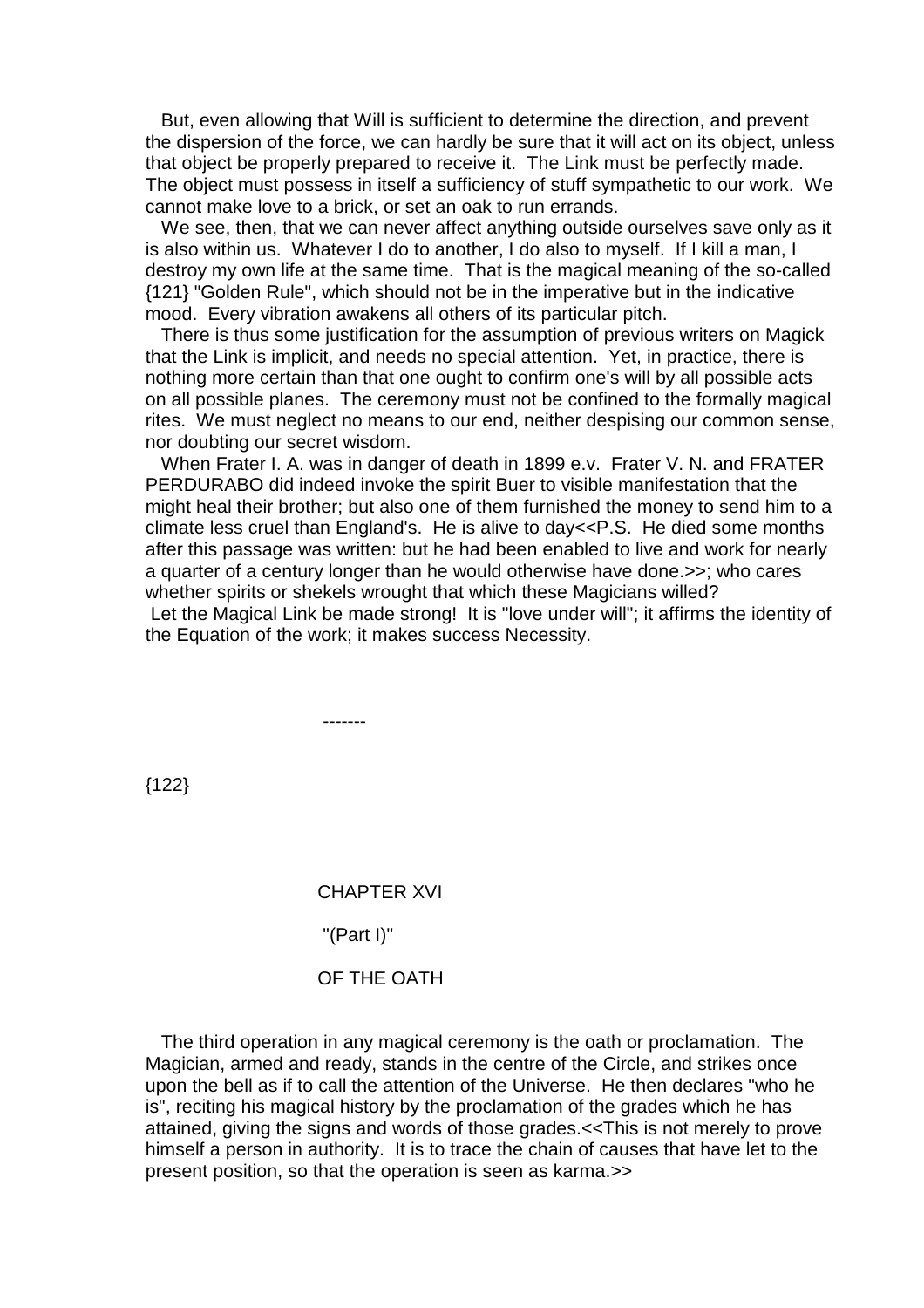But, even allowing that Will is sufficient to determine the direction, and prevent the dispersion of the force, we can hardly be sure that it will act on its object, unless that object be properly prepared to receive it. The Link must be perfectly made. The object must possess in itself a sufficiency of stuff sympathetic to our work. We cannot make love to a brick, or set an oak to run errands.

We see, then, that we can never affect anything outside ourselves save only as it is also within us. Whatever I do to another, I do also to myself. If I kill a man, I destroy my own life at the same time. That is the magical meaning of the so-called {121} "Golden Rule", which should not be in the imperative but in the indicative mood. Every vibration awakens all others of its particular pitch.

There is thus some justification for the assumption of previous writers on Magick that the Link is implicit, and needs no special attention. Yet, in practice, there is nothing more certain than that one ought to confirm one's will by all possible acts on all possible planes. The ceremony must not be confined to the formally magical rites. We must neglect no means to our end, neither despising our common sense, nor doubting our secret wisdom.

When Frater I. A. was in danger of death in 1899 e.v. Frater V. N. and FRATER PERDURABO did indeed invoke the spirit Buer to visible manifestation that the might heal their brother; but also one of them furnished the money to send him to a climate less cruel than England's. He is alive to day<<P.S. He died some months after this passage was written: but he had been enabled to live and work for nearly a quarter of a century longer than he would otherwise have done.>>; who cares whether spirits or shekels wrought that which these Magicians willed?

Let the Magical Link be made strong! It is "love under will"; it affirms the identity of the Equation of the work; it makes success Necessity.

-------

{122}

# CHAPTER XVI

"(Part I)"

## OF THE OATH

The third operation in any magical ceremony is the oath or proclamation. The Magician, armed and ready, stands in the centre of the Circle, and strikes once upon the bell as if to call the attention of the Universe. He then declares "who he is", reciting his magical history by the proclamation of the grades which he has attained, giving the signs and words of those grades.<<This is not merely to prove himself a person in authority. It is to trace the chain of causes that have let to the present position, so that the operation is seen as karma.>>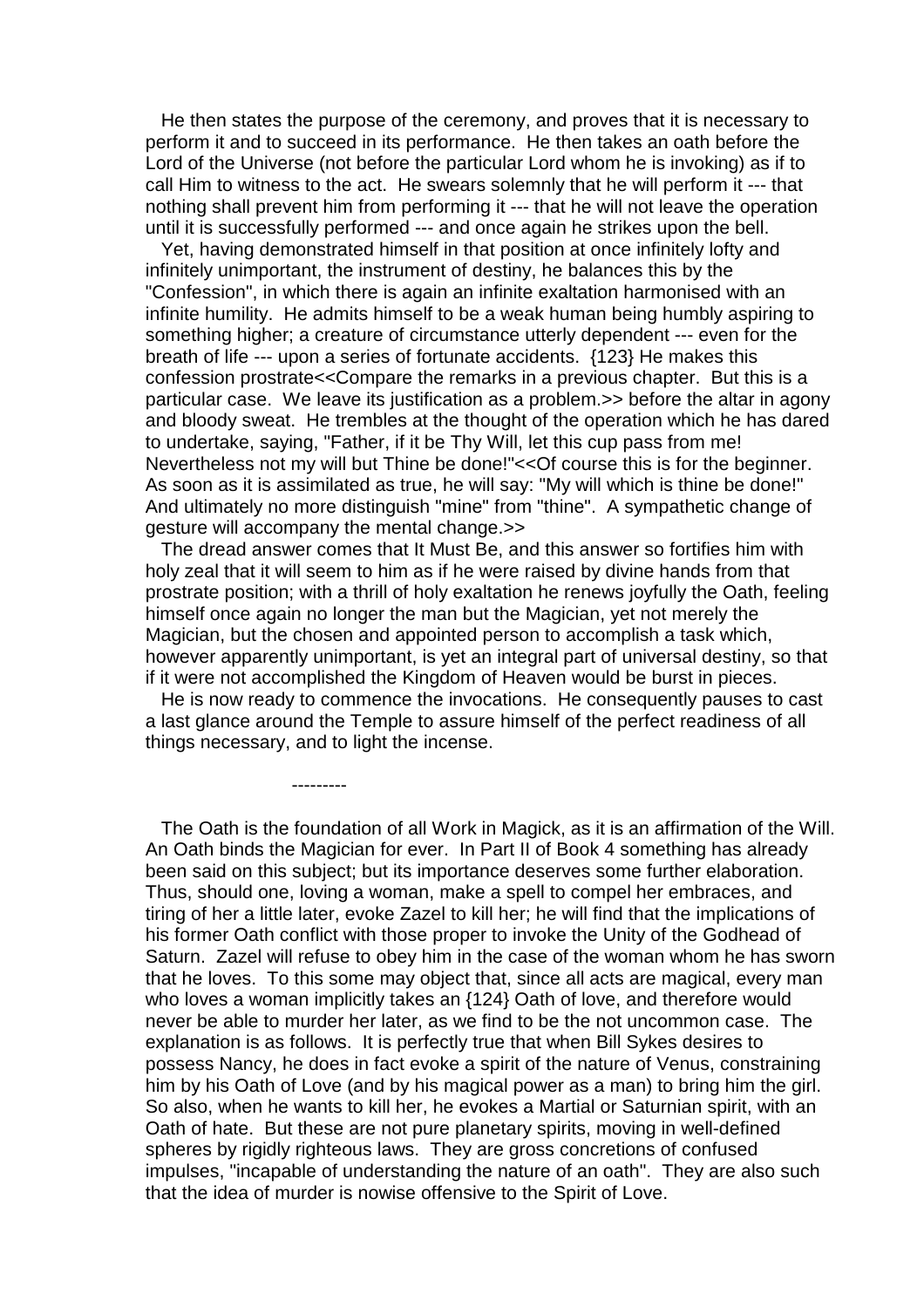He then states the purpose of the ceremony, and proves that it is necessary to perform it and to succeed in its performance. He then takes an oath before the Lord of the Universe (not before the particular Lord whom he is invoking) as if to call Him to witness to the act. He swears solemnly that he will perform it --- that nothing shall prevent him from performing it --- that he will not leave the operation until it is successfully performed --- and once again he strikes upon the bell.

Yet, having demonstrated himself in that position at once infinitely lofty and infinitely unimportant, the instrument of destiny, he balances this by the "Confession", in which there is again an infinite exaltation harmonised with an infinite humility. He admits himself to be a weak human being humbly aspiring to something higher; a creature of circumstance utterly dependent --- even for the breath of life --- upon a series of fortunate accidents. {123} He makes this confession prostrate<<Compare the remarks in a previous chapter. But this is a particular case. We leave its justification as a problem.>> before the altar in agony and bloody sweat. He trembles at the thought of the operation which he has dared to undertake, saying, "Father, if it be Thy Will, let this cup pass from me! Nevertheless not my will but Thine be done!"<<Of course this is for the beginner. As soon as it is assimilated as true, he will say: "My will which is thine be done!" And ultimately no more distinguish "mine" from "thine". A sympathetic change of gesture will accompany the mental change.>>

The dread answer comes that It Must Be, and this answer so fortifies him with holy zeal that it will seem to him as if he were raised by divine hands from that prostrate position; with a thrill of holy exaltation he renews joyfully the Oath, feeling himself once again no longer the man but the Magician, yet not merely the Magician, but the chosen and appointed person to accomplish a task which, however apparently unimportant, is yet an integral part of universal destiny, so that if it were not accomplished the Kingdom of Heaven would be burst in pieces.

He is now ready to commence the invocations. He consequently pauses to cast a last glance around the Temple to assure himself of the perfect readiness of all things necessary, and to light the incense.

---------

The Oath is the foundation of all Work in Magick, as it is an affirmation of the Will. An Oath binds the Magician for ever. In Part II of Book 4 something has already been said on this subject; but its importance deserves some further elaboration. Thus, should one, loving a woman, make a spell to compel her embraces, and tiring of her a little later, evoke Zazel to kill her; he will find that the implications of his former Oath conflict with those proper to invoke the Unity of the Godhead of Saturn. Zazel will refuse to obey him in the case of the woman whom he has sworn that he loves. To this some may object that, since all acts are magical, every man who loves a woman implicitly takes an {124} Oath of love, and therefore would never be able to murder her later, as we find to be the not uncommon case. The explanation is as follows. It is perfectly true that when Bill Sykes desires to possess Nancy, he does in fact evoke a spirit of the nature of Venus, constraining him by his Oath of Love (and by his magical power as a man) to bring him the girl. So also, when he wants to kill her, he evokes a Martial or Saturnian spirit, with an Oath of hate. But these are not pure planetary spirits, moving in well-defined spheres by rigidly righteous laws. They are gross concretions of confused impulses, "incapable of understanding the nature of an oath". They are also such that the idea of murder is nowise offensive to the Spirit of Love.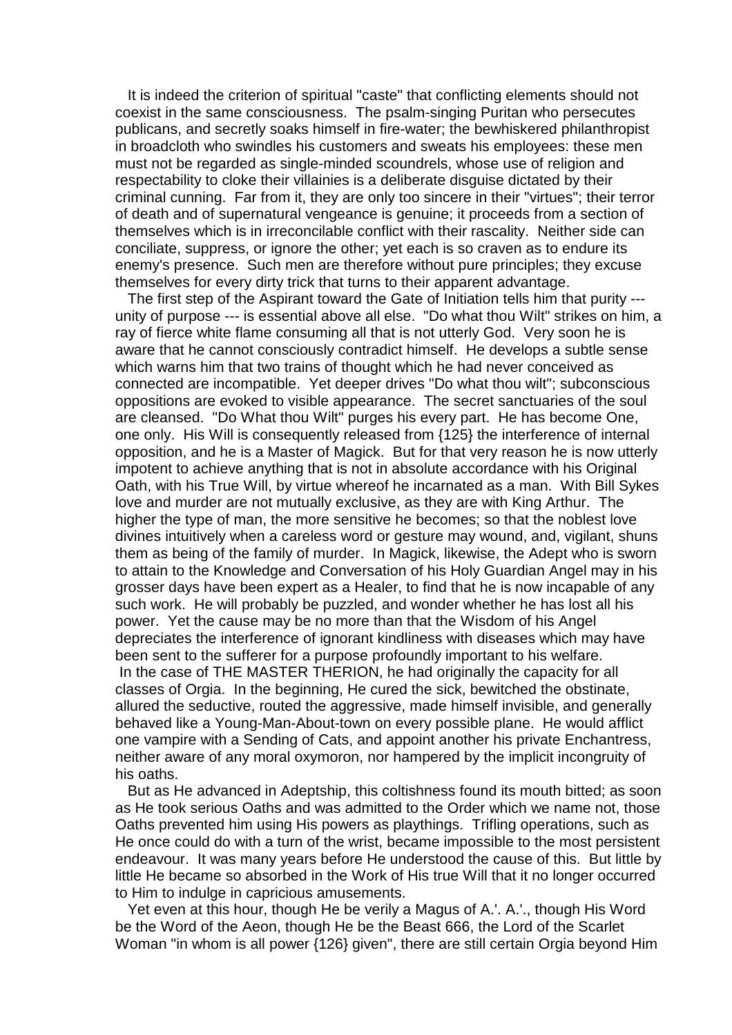It is indeed the criterion of spiritual "caste" that conflicting elements should not coexist in the same consciousness. The psalm-singing Puritan who persecutes publicans, and secretly soaks himself in fire-water; the bewhiskered philanthropist in broadcloth who swindles his customers and sweats his employees: these men must not be regarded as single-minded scoundrels, whose use of religion and respectability to cloke their villainies is a deliberate disguise dictated by their criminal cunning. Far from it, they are only too sincere in their "virtues"; their terror of death and of supernatural vengeance is genuine; it proceeds from a section of themselves which is in irreconcilable conflict with their rascality. Neither side can conciliate, suppress, or ignore the other; yet each is so craven as to endure its enemy's presence. Such men are therefore without pure principles; they excuse themselves for every dirty trick that turns to their apparent advantage.

The first step of the Aspirant toward the Gate of Initiation tells him that purity --- unity of purpose --- is essential above all else. "Do what thou Wilt" strikes on him, a ray of fierce white flame consuming all that is not utterly God. Very soon he is aware that he cannot consciously contradict himself. He develops a subtle sense which warns him that two trains of thought which he had never conceived as connected are incompatible. Yet deeper drives "Do what thou wilt"; subconscious oppositions are evoked to visible appearance. The secret sanctuaries of the soul are cleansed. "Do What thou Wilt" purges his every part. He has become One, one only. His Will is consequently released from {125} the interference of internal opposition, and he is a Master of Magick. But for that very reason he is now utterly impotent to achieve anything that is not in absolute accordance with his Original Oath, with his True Will, by virtue whereof he incarnated as a man. With Bill Sykes love and murder are not mutually exclusive, as they are with King Arthur. The higher the type of man, the more sensitive he becomes; so that the noblest love divines intuitively when a careless word or gesture may wound, and, vigilant, shuns them as being of the family of murder. In Magick, likewise, the Adept who is sworn to attain to the Knowledge and Conversation of his Holy Guardian Angel may in his grosser days have been expert as a Healer, to find that he is now incapable of any such work. He will probably be puzzled, and wonder whether he has lost all his power. Yet the cause may be no more than that the Wisdom of his Angel depreciates the interference of ignorant kindliness with diseases which may have been sent to the sufferer for a purpose profoundly important to his welfare.

In the case of THE MASTER THERION, he had originally the capacity for all classes of Orgia. In the beginning, He cured the sick, bewitched the obstinate, allured the seductive, routed the aggressive, made himself invisible, and generally behaved like a Young-Man-About-town on every possible plane. He would afflict one vampire with a Sending of Cats, and appoint another his private Enchantress, neither aware of any moral oxymoron, nor hampered by the implicit incongruity of his oaths.

But as He advanced in Adeptship, this coltishness found its mouth bitted; as soon as He took serious Oaths and was admitted to the Order which we name not, those Oaths prevented him using His powers as playthings. Trifling operations, such as He once could do with a turn of the wrist, became impossible to the most persistent endeavour. It was many years before He understood the cause of this. But little by little He became so absorbed in the Work of His true Will that it no longer occurred to Him to indulge in capricious amusements.

Yet even at this hour, though He be verily a Magus of A.'. A.'., though His Word be the Word of the Aeon, though He be the Beast 666, the Lord of the Scarlet Woman "in whom is all power {126} given", there are still certain Orgia beyond Him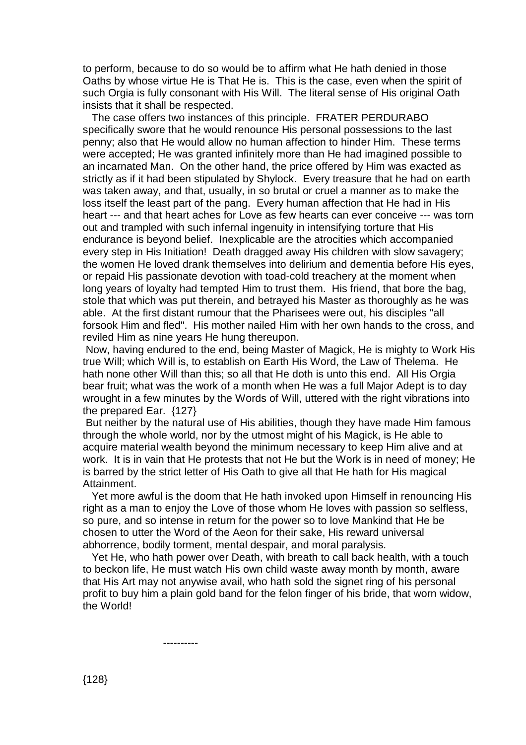to perform, because to do so would be to affirm what He hath denied in those Oaths by whose virtue He is That He is. This is the case, even when the spirit of such Orgia is fully consonant with His Will. The literal sense of His original Oath insists that it shall be respected.

The case offers two instances of this principle. FRATER PERDURABO specifically swore that he would renounce His personal possessions to the last penny; also that He would allow no human affection to hinder Him. These terms were accepted; He was granted infinitely more than He had imagined possible to an incarnated Man. On the other hand, the price offered by Him was exacted as strictly as if it had been stipulated by Shylock. Every treasure that he had on earth was taken away, and that, usually, in so brutal or cruel a manner as to make the loss itself the least part of the pang. Every human affection that He had in His heart --- and that heart aches for Love as few hearts can ever conceive --- was torn out and trampled with such infernal ingenuity in intensifying torture that His endurance is beyond belief. Inexplicable are the atrocities which accompanied every step in His Initiation! Death dragged away His children with slow savagery; the women He loved drank themselves into delirium and dementia before His eyes, or repaid His passionate devotion with toad-cold treachery at the moment when long years of loyalty had tempted Him to trust them. His friend, that bore the bag, stole that which was put therein, and betrayed his Master as thoroughly as he was able. At the first distant rumour that the Pharisees were out, his disciples "all forsook Him and fled". His mother nailed Him with her own hands to the cross, and reviled Him as nine years He hung thereupon.

Now, having endured to the end, being Master of Magick, He is mighty to Work His true Will; which Will is, to establish on Earth His Word, the Law of Thelema. He hath none other Will than this; so all that He doth is unto this end. All His Orgia bear fruit; what was the work of a month when He was a full Major Adept is to day wrought in a few minutes by the Words of Will, uttered with the right vibrations into the prepared Ear. {127}

But neither by the natural use of His abilities, though they have made Him famous through the whole world, nor by the utmost might of his Magick, is He able to acquire material wealth beyond the minimum necessary to keep Him alive and at work. It is in vain that He protests that not He but the Work is in need of money; He is barred by the strict letter of His Oath to give all that He hath for His magical Attainment.

Yet more awful is the doom that He hath invoked upon Himself in renouncing His right as a man to enjoy the Love of those whom He loves with passion so selfless, so pure, and so intense in return for the power so to love Mankind that He be chosen to utter the Word of the Aeon for their sake, His reward universal abhorrence, bodily torment, mental despair, and moral paralysis.

Yet He, who hath power over Death, with breath to call back health, with a touch to beckon life, He must watch His own child waste away month by month, aware that His Art may not anywise avail, who hath sold the signet ring of his personal profit to buy him a plain gold band for the felon finger of his bride, that worn widow, the World!

----------

{128}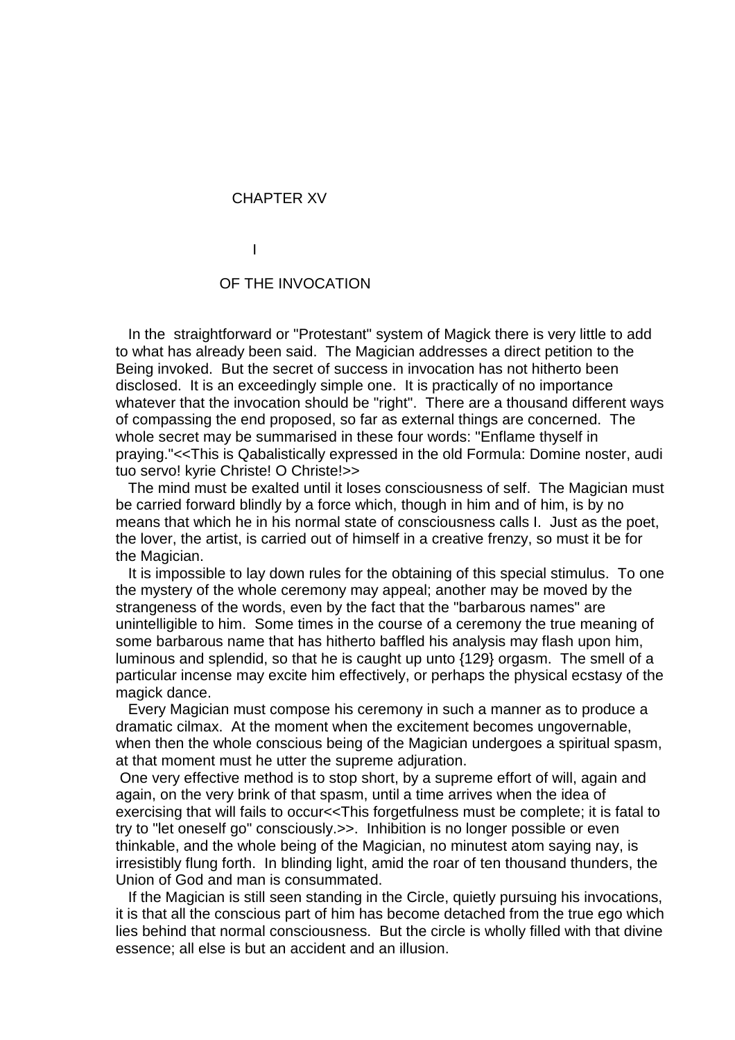# CHAPTER XV

## I

## OF THE INVOCATION

In the straightforward or "Protestant" system of Magick there is very little to add to what has already been said. The Magician addresses a direct petition to the Being invoked. But the secret of success in invocation has not hitherto been disclosed. It is an exceedingly simple one. It is practically of no importance whatever that the invocation should be "right". There are a thousand different ways of compassing the end proposed, so far as external things are concerned. The whole secret may be summarised in these four words: "Enflame thyself in praying."<<This is Qabalistically expressed in the old Formula: Domine noster, audi tuo servo! kyrie Christe! O Christe!>>

The mind must be exalted until it loses consciousness of self. The Magician must be carried forward blindly by a force which, though in him and of him, is by no means that which he in his normal state of consciousness calls I. Just as the poet, the lover, the artist, is carried out of himself in a creative frenzy, so must it be for the Magician.

It is impossible to lay down rules for the obtaining of this special stimulus. To one the mystery of the whole ceremony may appeal; another may be moved by the strangeness of the words, even by the fact that the "barbarous names" are unintelligible to him. Some times in the course of a ceremony the true meaning of some barbarous name that has hitherto baffled his analysis may flash upon him, luminous and splendid, so that he is caught up unto {129} orgasm. The smell of a particular incense may excite him effectively, or perhaps the physical ecstasy of the magick dance.

Every Magician must compose his ceremony in such a manner as to produce a dramatic cilmax. At the moment when the excitement becomes ungovernable, when then the whole conscious being of the Magician undergoes a spiritual spasm, at that moment must he utter the supreme adjuration.

One very effective method is to stop short, by a supreme effort of will, again and again, on the very brink of that spasm, until a time arrives when the idea of exercising that will fails to occur<<This forgetfulness must be complete; it is fatal to try to "let oneself go" consciously.>>. Inhibition is no longer possible or even thinkable, and the whole being of the Magician, no minutest atom saying nay, is irresistibly flung forth. In blinding light, amid the roar of ten thousand thunders, the Union of God and man is consummated.

If the Magician is still seen standing in the Circle, quietly pursuing his invocations, it is that all the conscious part of him has become detached from the true ego which lies behind that normal consciousness. But the circle is wholly filled with that divine essence; all else is but an accident and an illusion.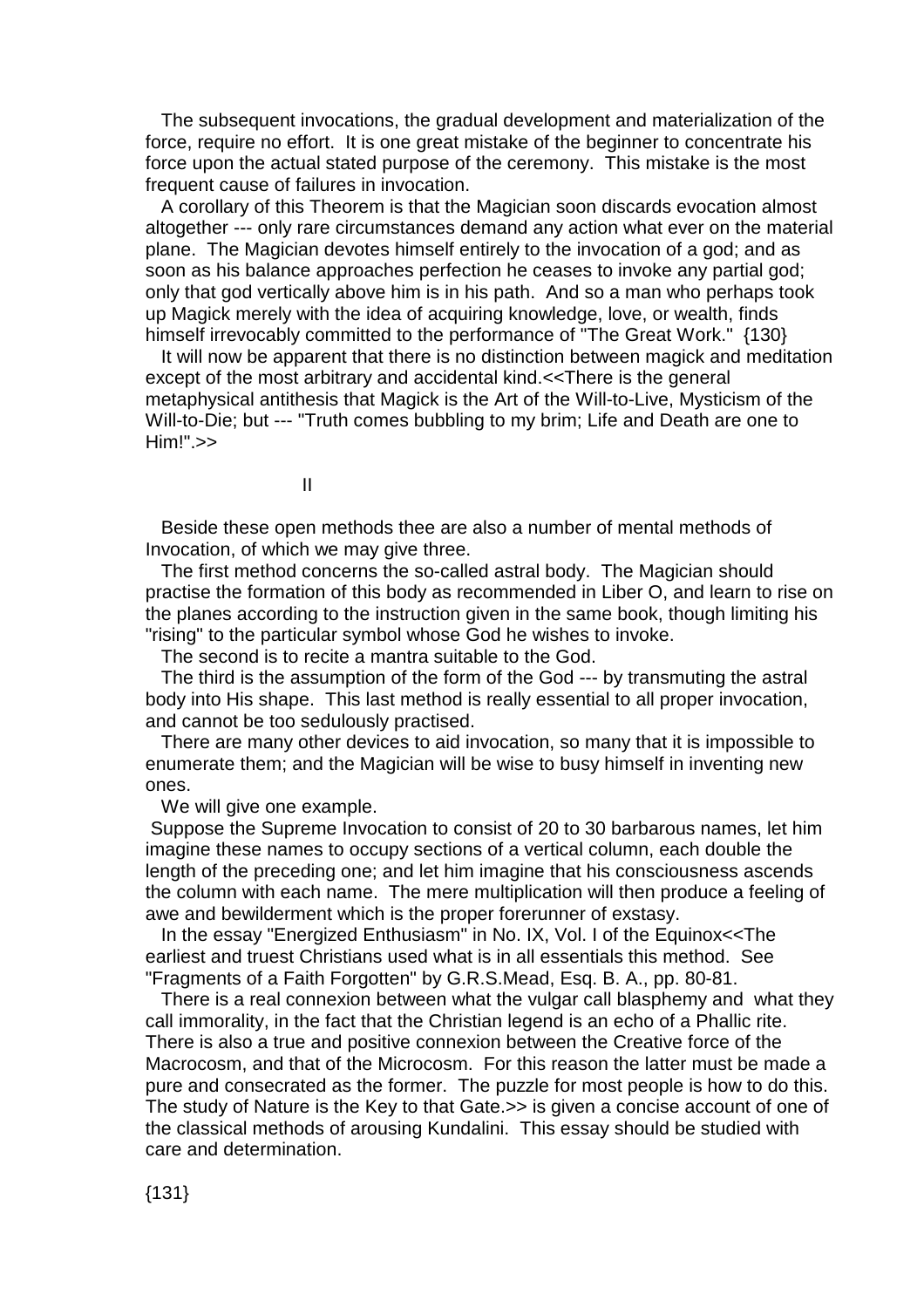The subsequent invocations, the gradual development and materialization of the force, require no effort. It is one great mistake of the beginner to concentrate his force upon the actual stated purpose of the ceremony. This mistake is the most frequent cause of failures in invocation.

A corollary of this Theorem is that the Magician soon discards evocation almost altogether --- only rare circumstances demand any action what ever on the material plane. The Magician devotes himself entirely to the invocation of a god; and as soon as his balance approaches perfection he ceases to invoke any partial god; only that god vertically above him is in his path. And so a man who perhaps took up Magick merely with the idea of acquiring knowledge, love, or wealth, finds himself irrevocably committed to the performance of "The Great Work." {130}

It will now be apparent that there is no distinction between magick and meditation except of the most arbitrary and accidental kind.<<There is the general metaphysical antithesis that Magick is the Art of the Will-to-Live, Mysticism of the Will-to-Die; but --- "Truth comes bubbling to my brim; Life and Death are one to Him!".>>

## II

Beside these open methods thee are also a number of mental methods of Invocation, of which we may give three.

The first method concerns the so-called astral body. The Magician should practise the formation of this body as recommended in Liber O, and learn to rise on the planes according to the instruction given in the same book, though limiting his "rising" to the particular symbol whose God he wishes to invoke.

The second is to recite a mantra suitable to the God.

The third is the assumption of the form of the God --- by transmuting the astral body into His shape. This last method is really essential to all proper invocation, and cannot be too sedulously practised.

There are many other devices to aid invocation, so many that it is impossible to enumerate them; and the Magician will be wise to busy himself in inventing new ones.

We will give one example.

Suppose the Supreme Invocation to consist of 20 to 30 barbarous names, let him imagine these names to occupy sections of a vertical column, each double the length of the preceding one; and let him imagine that his consciousness ascends the column with each name. The mere multiplication will then produce a feeling of awe and bewilderment which is the proper forerunner of exstasy.

In the essay "Energized Enthusiasm" in No. IX, Vol. I of the Equinox<<The earliest and truest Christians used what is in all essentials this method. See "Fragments of a Faith Forgotten" by G.R.S.Mead, Esq. B. A., pp. 80-81.

There is a real connexion between what the vulgar call blasphemy and what they call immorality, in the fact that the Christian legend is an echo of a Phallic rite. There is also a true and positive connexion between the Creative force of the Macrocosm, and that of the Microcosm. For this reason the latter must be made a pure and consecrated as the former. The puzzle for most people is how to do this. The study of Nature is the Key to that Gate.>> is given a concise account of one of the classical methods of arousing Kundalini. This essay should be studied with care and determination.

{131}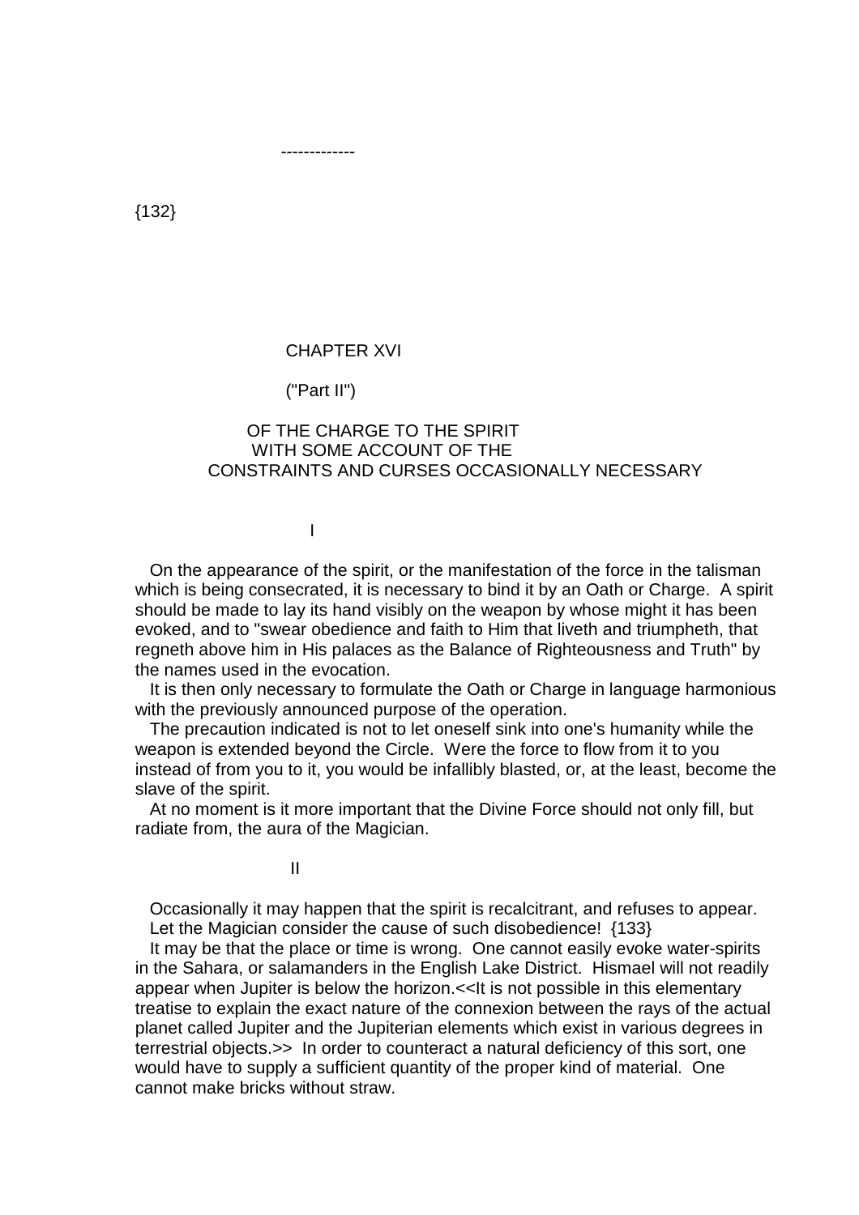-------------

# CHAPTER XVI

## ("Part II")

## OF THE CHARGE TO THE SPIRIT WITH SOME ACCOUNT OF THE CONSTRAINTS AND CURSES OCCASIONALLY NECESSARY

### I

On the appearance of the spirit, or the manifestation of the force in the talisman which is being consecrated, it is necessary to bind it by an Oath or Charge. A spirit should be made to lay its hand visibly on the weapon by whose might it has been evoked, and to "swear obedience and faith to Him that liveth and triumpheth, that regneth above him in His palaces as the Balance of Righteousness and Truth" by the names used in the evocation.

It is then only necessary to formulate the Oath or Charge in language harmonious with the previously announced purpose of the operation.

The precaution indicated is not to let oneself sink into one's humanity while the weapon is extended beyond the Circle. Were the force to flow from it to you instead of from you to it, you would be infallibly blasted, or, at the least, become the slave of the spirit.

At no moment is it more important that the Divine Force should not only fill, but radiate from, the aura of the Magician.

### II

Occasionally it may happen that the spirit is recalcitrant, and refuses to appear.

Let the Magician consider the cause of such disobedience! {133}

It may be that the place or time is wrong. One cannot easily evoke water-spirits in the Sahara, or salamanders in the English Lake District. Hismael will not readily appear when Jupiter is below the horizon.<<It is not possible in this elementary treatise to explain the exact nature of the connexion between the rays of the actual planet called Jupiter and the Jupiterian elements which exist in various degrees in terrestrial objects.>> In order to counteract a natural deficiency of this sort, one would have to supply a sufficient quantity of the proper kind of material. One cannot make bricks without straw.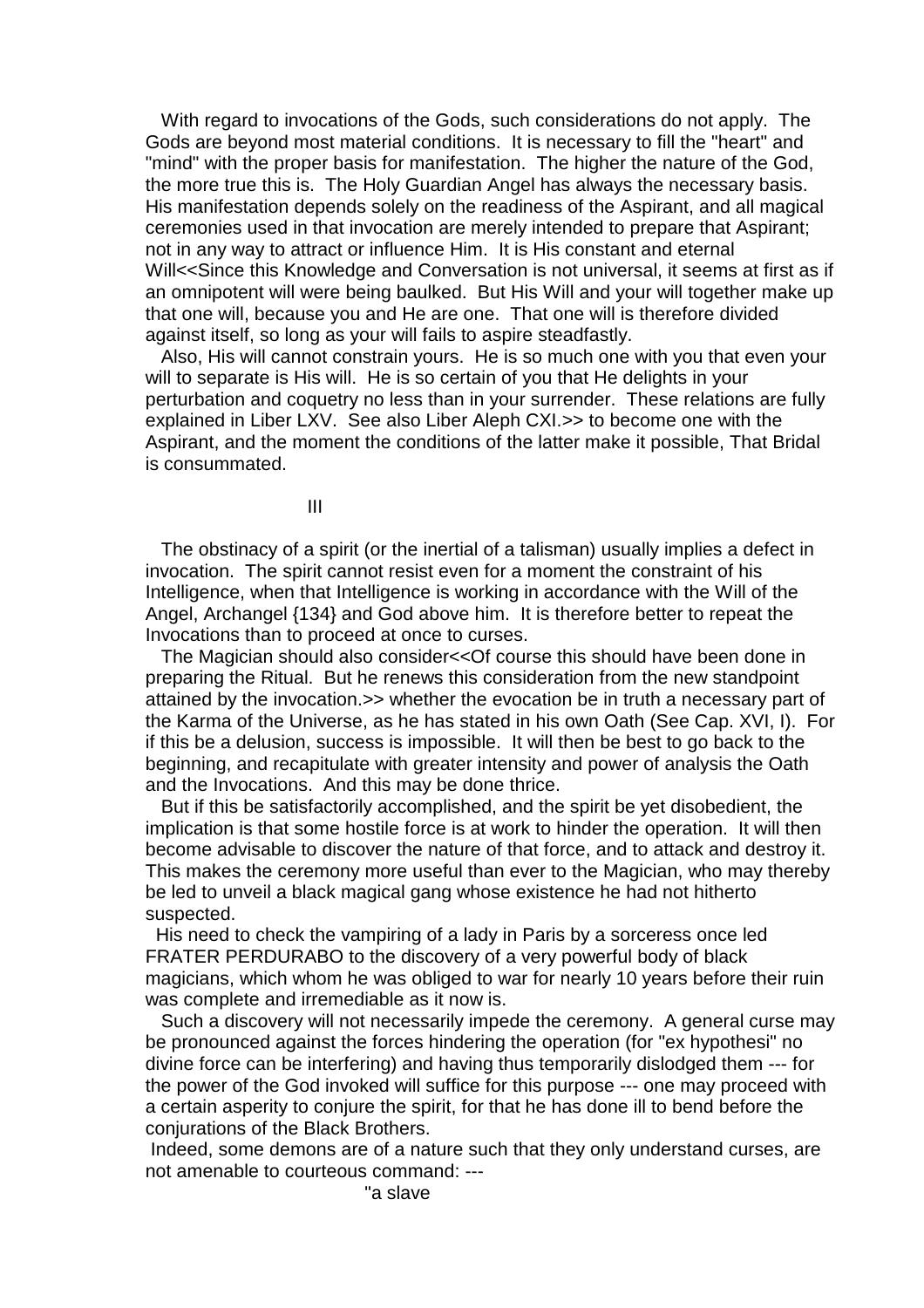With regard to invocations of the Gods, such considerations do not apply. The Gods are beyond most material conditions. It is necessary to fill the "heart" and "mind" with the proper basis for manifestation. The higher the nature of the God, the more true this is. The Holy Guardian Angel has always the necessary basis. His manifestation depends solely on the readiness of the Aspirant, and all magical ceremonies used in that invocation are merely intended to prepare that Aspirant; not in any way to attract or influence Him. It is His constant and eternal Will<<Since this Knowledge and Conversation is not universal, it seems at first as if an omnipotent will were being baulked. But His Will and your will together make up that one will, because you and He are one. That one will is therefore divided against itself, so long as your will fails to aspire steadfastly.

Also, His will cannot constrain yours. He is so much one with you that even your will to separate is His will. He is so certain of you that He delights in your perturbation and coquetry no less than in your surrender. These relations are fully explained in Liber LXV. See also Liber Aleph CXI.>> to become one with the Aspirant, and the moment the conditions of the latter make it possible, That Bridal is consummated.

III

The obstinacy of a spirit (or the inertial of a talisman) usually implies a defect in invocation. The spirit cannot resist even for a moment the constraint of his Intelligence, when that Intelligence is working in accordance with the Will of the Angel, Archangel {134} and God above him. It is therefore better to repeat the Invocations than to proceed at once to curses.

The Magician should also consider<<Of course this should have been done in preparing the Ritual. But he renews this consideration from the new standpoint attained by the invocation.>> whether the evocation be in truth a necessary part of the Karma of the Universe, as he has stated in his own Oath (See Cap. XVI, I). For if this be a delusion, success is impossible. It will then be best to go back to the beginning, and recapitulate with greater intensity and power of analysis the Oath and the Invocations. And this may be done thrice.

But if this be satisfactorily accomplished, and the spirit be yet disobedient, the implication is that some hostile force is at work to hinder the operation. It will then become advisable to discover the nature of that force, and to attack and destroy it. This makes the ceremony more useful than ever to the Magician, who may thereby be led to unveil a black magical gang whose existence he had not hitherto suspected.

His need to check the vampiring of a lady in Paris by a sorceress once led FRATER PERDURABO to the discovery of a very powerful body of black magicians, which whom he was obliged to war for nearly 10 years before their ruin was complete and irremediable as it now is.

Such a discovery will not necessarily impede the ceremony. A general curse may be pronounced against the forces hindering the operation (for "ex hypothesi" no divine force can be interfering) and having thus temporarily dislodged them --- for the power of the God invoked will suffice for this purpose --- one may proceed with a certain asperity to conjure the spirit, for that he has done ill to bend before the conjurations of the Black Brothers.

Indeed, some demons are of a nature such that they only understand curses, are not amenable to courteous command: ---

"a slave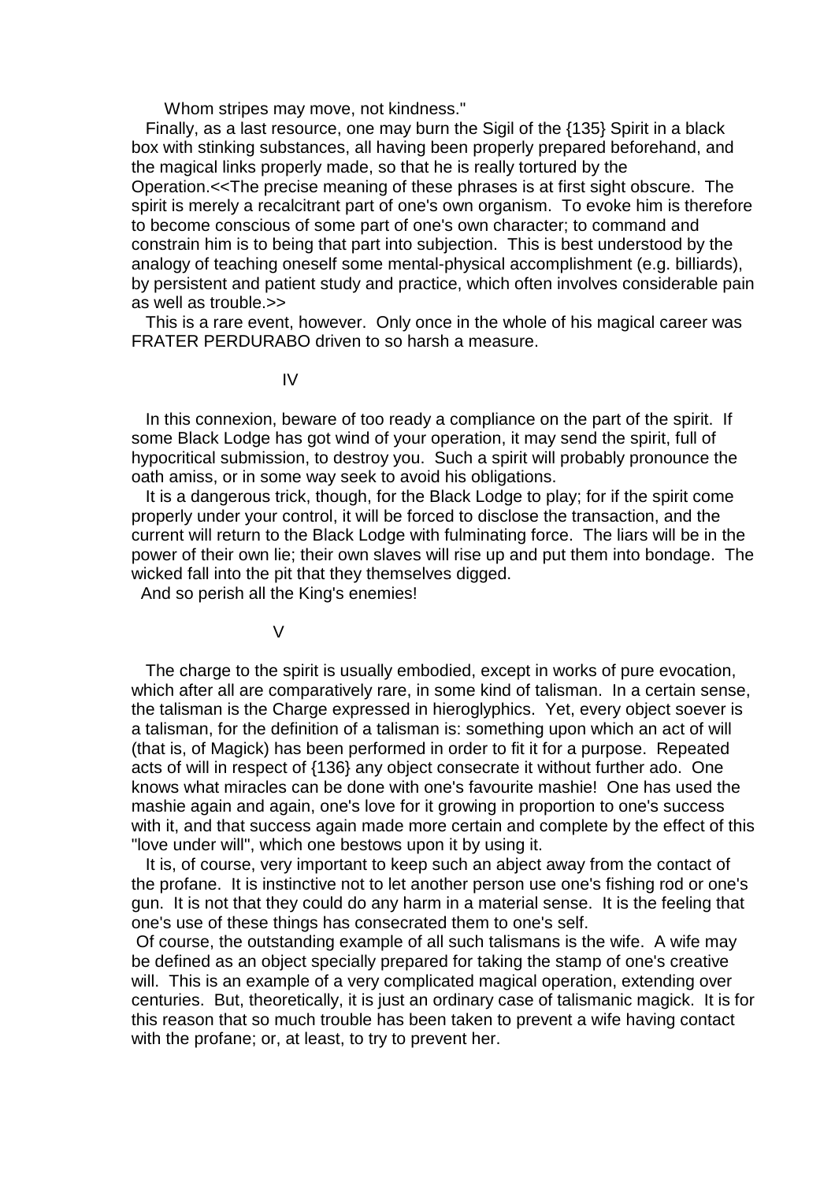Whom stripes may move, not kindness."

Finally, as a last resource, one may burn the Sigil of the {135} Spirit in a black box with stinking substances, all having been properly prepared beforehand, and the magical links properly made, so that he is really tortured by the Operation.<<The precise meaning of these phrases is at first sight obscure. The spirit is merely a recalcitrant part of one's own organism. To evoke him is therefore to become conscious of some part of one's own character; to command and constrain him is to being that part into subjection. This is best understood by the analogy of teaching oneself some mental-physical accomplishment (e.g. billiards), by persistent and patient study and practice, which often involves considerable pain as well as trouble.>>

This is a rare event, however. Only once in the whole of his magical career was FRATER PERDURABO driven to so harsh a measure.

IV

In this connexion, beware of too ready a compliance on the part of the spirit. If some Black Lodge has got wind of your operation, it may send the spirit, full of hypocritical submission, to destroy you. Such a spirit will probably pronounce the oath amiss, or in some way seek to avoid his obligations.

It is a dangerous trick, though, for the Black Lodge to play; for if the spirit come properly under your control, it will be forced to disclose the transaction, and the current will return to the Black Lodge with fulminating force. The liars will be in the power of their own lie; their own slaves will rise up and put them into bondage. The wicked fall into the pit that they themselves digged.

And so perish all the King's enemies!

V

The charge to the spirit is usually embodied, except in works of pure evocation, which after all are comparatively rare, in some kind of talisman. In a certain sense, the talisman is the Charge expressed in hieroglyphics. Yet, every object soever is a talisman, for the definition of a talisman is: something upon which an act of will (that is, of Magick) has been performed in order to fit it for a purpose. Repeated acts of will in respect of {136} any object consecrate it without further ado. One knows what miracles can be done with one's favourite mashie! One has used the mashie again and again, one's love for it growing in proportion to one's success with it, and that success again made more certain and complete by the effect of this "love under will", which one bestows upon it by using it.

It is, of course, very important to keep such an abject away from the contact of the profane. It is instinctive not to let another person use one's fishing rod or one's gun. It is not that they could do any harm in a material sense. It is the feeling that one's use of these things has consecrated them to one's self.

Of course, the outstanding example of all such talismans is the wife. A wife may be defined as an object specially prepared for taking the stamp of one's creative will. This is an example of a very complicated magical operation, extending over centuries. But, theoretically, it is just an ordinary case of talismanic magick. It is for this reason that so much trouble has been taken to prevent a wife having contact with the profane; or, at least, to try to prevent her.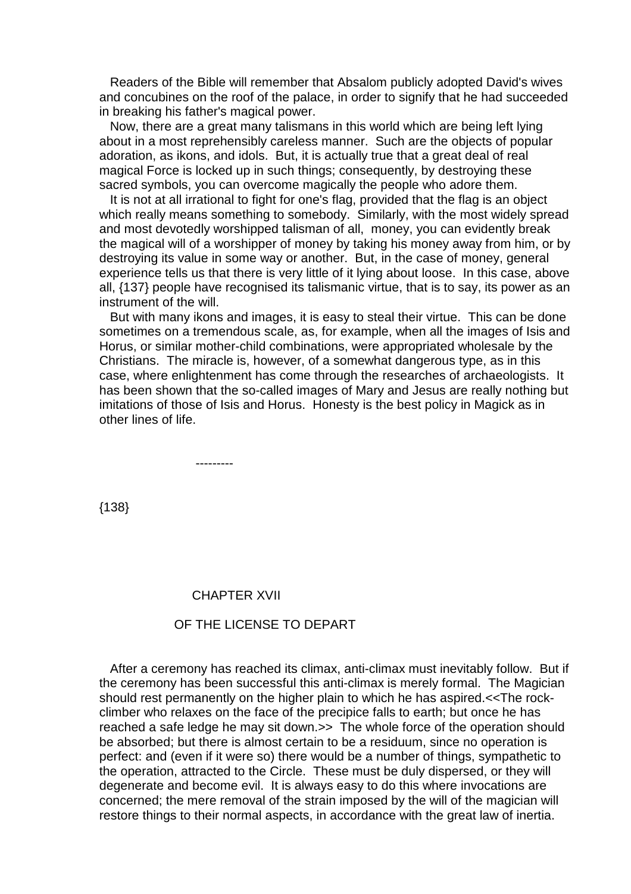Readers of the Bible will remember that Absalom publicly adopted David's wives and concubines on the roof of the palace, in order to signify that he had succeeded in breaking his father's magical power.

Now, there are a great many talismans in this world which are being left lying about in a most reprehensibly careless manner. Such are the objects of popular adoration, as ikons, and idols. But, it is actually true that a great deal of real magical Force is locked up in such things; consequently, by destroying these sacred symbols, you can overcome magically the people who adore them.

It is not at all irrational to fight for one's flag, provided that the flag is an object which really means something to somebody. Similarly, with the most widely spread and most devotedly worshipped talisman of all, money, you can evidently break the magical will of a worshipper of money by taking his money away from him, or by destroying its value in some way or another. But, in the case of money, general experience tells us that there is very little of it lying about loose. In this case, above all, {137} people have recognised its talismanic virtue, that is to say, its power as an instrument of the will.

But with many ikons and images, it is easy to steal their virtue. This can be done sometimes on a tremendous scale, as, for example, when all the images of Isis and Horus, or similar mother-child combinations, were appropriated wholesale by the Christians. The miracle is, however, of a somewhat dangerous type, as in this case, where enlightenment has come through the researches of archaeologists. It has been shown that the so-called images of Mary and Jesus are really nothing but imitations of those of Isis and Horus. Honesty is the best policy in Magick as in other lines of life.

---------

{138}

## CHAPTER XVII

## OF THE LICENSE TO DEPART

After a ceremony has reached its climax, anti-climax must inevitably follow. But if the ceremony has been successful this anti-climax is merely formal. The Magician should rest permanently on the higher plain to which he has aspired.<<The rock-climber who relaxes on the face of the precipice falls to earth; but once he has reached a safe ledge he may sit down.>> The whole force of the operation should be absorbed; but there is almost certain to be a residuum, since no operation is perfect: and (even if it were so) there would be a number of things, sympathetic to the operation, attracted to the Circle. These must be duly dispersed, or they will degenerate and become evil. It is always easy to do this where invocations are concerned; the mere removal of the strain imposed by the will of the magician will restore things to their normal aspects, in accordance with the great law of inertia.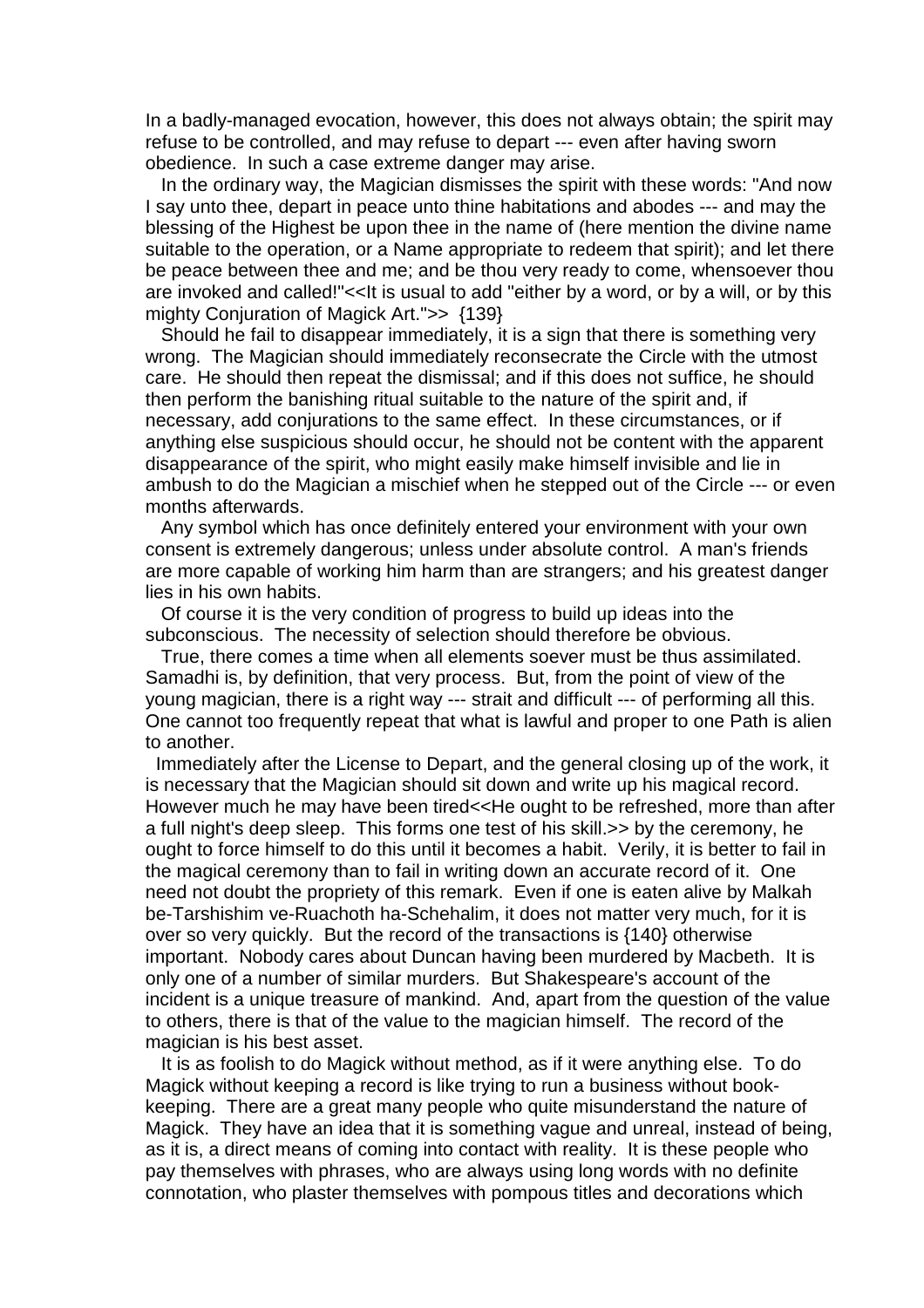In a badly-managed evocation, however, this does not always obtain; the spirit may refuse to be controlled, and may refuse to depart --- even after having sworn obedience. In such a case extreme danger may arise.

In the ordinary way, the Magician dismisses the spirit with these words: "And now I say unto thee, depart in peace unto thine habitations and abodes --- and may the blessing of the Highest be upon thee in the name of (here mention the divine name suitable to the operation, or a Name appropriate to redeem that spirit); and let there be peace between thee and me; and be thou very ready to come, whensoever thou are invoked and called!"<<It is usual to add "either by a word, or by a will, or by this mighty Conjuration of Magick Art.">> {139}

Should he fail to disappear immediately, it is a sign that there is something very wrong. The Magician should immediately reconsecrate the Circle with the utmost care. He should then repeat the dismissal; and if this does not suffice, he should then perform the banishing ritual suitable to the nature of the spirit and, if necessary, add conjurations to the same effect. In these circumstances, or if anything else suspicious should occur, he should not be content with the apparent disappearance of the spirit, who might easily make himself invisible and lie in ambush to do the Magician a mischief when he stepped out of the Circle --- or even months afterwards.

Any symbol which has once definitely entered your environment with your own consent is extremely dangerous; unless under absolute control. A man's friends are more capable of working him harm than are strangers; and his greatest danger lies in his own habits.

Of course it is the very condition of progress to build up ideas into the subconscious. The necessity of selection should therefore be obvious.

True, there comes a time when all elements soever must be thus assimilated. Samadhi is, by definition, that very process. But, from the point of view of the young magician, there is a right way --- strait and difficult --- of performing all this. One cannot too frequently repeat that what is lawful and proper to one Path is alien to another.

Immediately after the License to Depart, and the general closing up of the work, it is necessary that the Magician should sit down and write up his magical record. However much he may have been tired<<He ought to be refreshed, more than after a full night's deep sleep. This forms one test of his skill.>> by the ceremony, he ought to force himself to do this until it becomes a habit. Verily, it is better to fail in the magical ceremony than to fail in writing down an accurate record of it. One need not doubt the propriety of this remark. Even if one is eaten alive by Malkah be-Tarshishim ve-Ruachoth ha-Schehalim, it does not matter very much, for it is over so very quickly. But the record of the transactions is {140} otherwise important. Nobody cares about Duncan having been murdered by Macbeth. It is only one of a number of similar murders. But Shakespeare's account of the incident is a unique treasure of mankind. And, apart from the question of the value to others, there is that of the value to the magician himself. The record of the magician is his best asset.

It is as foolish to do Magick without method, as if it were anything else. To do Magick without keeping a record is like trying to run a business without book-keeping. There are a great many people who quite misunderstand the nature of Magick. They have an idea that it is something vague and unreal, instead of being, as it is, a direct means of coming into contact with reality. It is these people who pay themselves with phrases, who are always using long words with no definite connotation, who plaster themselves with pompous titles and decorations which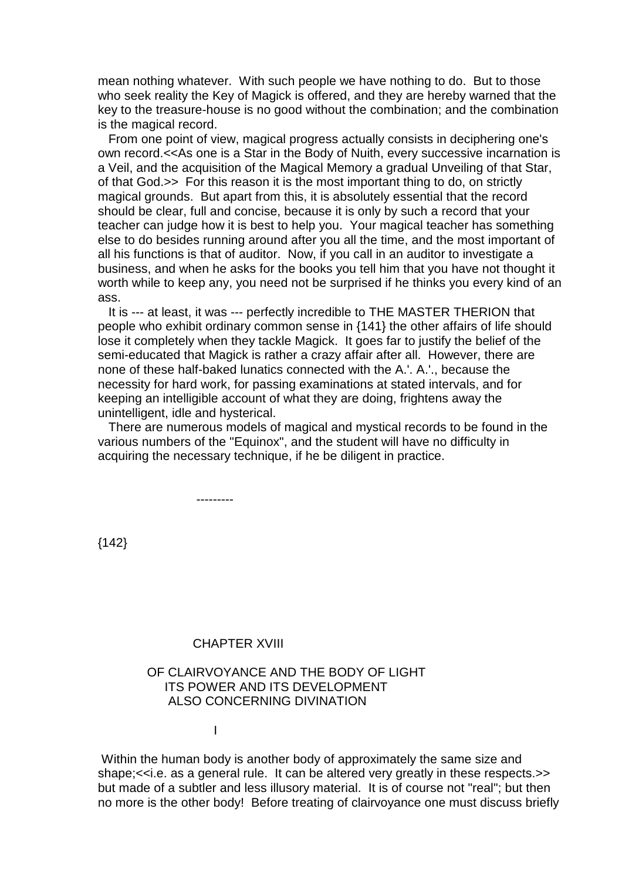mean nothing whatever. With such people we have nothing to do. But to those who seek reality the Key of Magick is offered, and they are hereby warned that the key to the treasure-house is no good without the combination; and the combination is the magical record.

From one point of view, magical progress actually consists in deciphering one's own record.<<As one is a Star in the Body of Nuith, every successive incarnation is a Veil, and the acquisition of the Magical Memory a gradual Unveiling of that Star, of that God.>> For this reason it is the most important thing to do, on strictly magical grounds. But apart from this, it is absolutely essential that the record should be clear, full and concise, because it is only by such a record that your teacher can judge how it is best to help you. Your magical teacher has something else to do besides running around after you all the time, and the most important of all his functions is that of auditor. Now, if you call in an auditor to investigate a business, and when he asks for the books you tell him that you have not thought it worth while to keep any, you need not be surprised if he thinks you every kind of an ass.

It is --- at least, it was --- perfectly incredible to THE MASTER THERION that people who exhibit ordinary common sense in {141} the other affairs of life should lose it completely when they tackle Magick. It goes far to justify the belief of the semi-educated that Magick is rather a crazy affair after all. However, there are none of these half-baked lunatics connected with the A.'. A.'., because the necessity for hard work, for passing examinations at stated intervals, and for keeping an intelligible account of what they are doing, frightens away the unintelligent, idle and hysterical.

There are numerous models of magical and mystical records to be found in the various numbers of the "Equinox", and the student will have no difficulty in acquiring the necessary technique, if he be diligent in practice.

---------

{142}

# CHAPTER XVIII

## OF CLAIRVOYANCE AND THE BODY OF LIGHT ITS POWER AND ITS DEVELOPMENT ALSO CONCERNING DIVINATION

### I

Within the human body is another body of approximately the same size and shape;<<i.e. as a general rule. It can be altered very greatly in these respects.>> but made of a subtler and less illusory material. It is of course not "real"; but then no more is the other body! Before treating of clairvoyance one must discuss briefly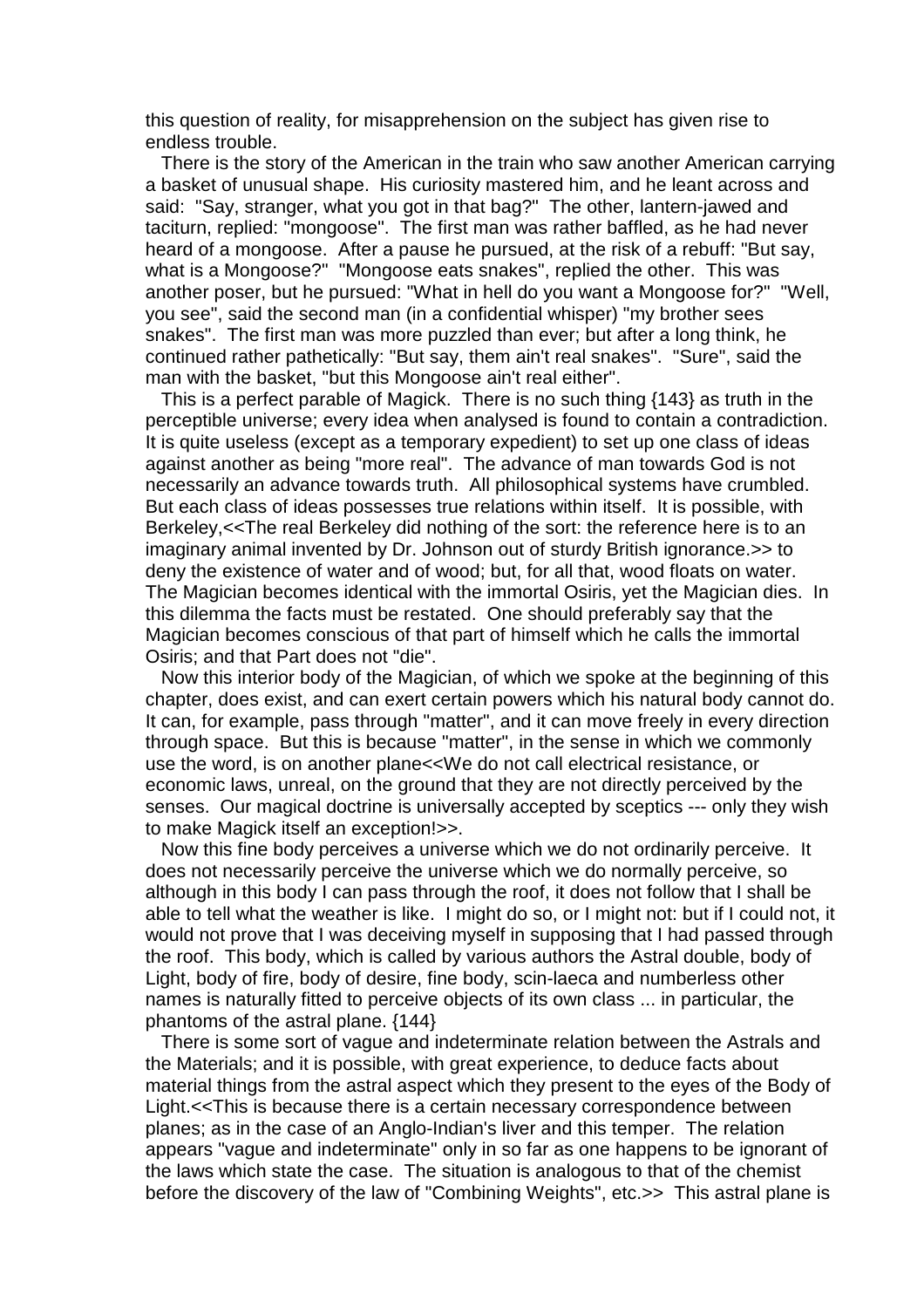this question of reality, for misapprehension on the subject has given rise to endless trouble.

There is the story of the American in the train who saw another American carrying a basket of unusual shape. His curiosity mastered him, and he leant across and said: "Say, stranger, what you got in that bag?" The other, lantern-jawed and taciturn, replied: "mongoose". The first man was rather baffled, as he had never heard of a mongoose. After a pause he pursued, at the risk of a rebuff: "But say, what is a Mongoose?" "Mongoose eats snakes", replied the other. This was another poser, but he pursued: "What in hell do you want a Mongoose for?" "Well, you see", said the second man (in a confidential whisper) "my brother sees snakes". The first man was more puzzled than ever; but after a long think, he continued rather pathetically: "But say, them ain't real snakes". "Sure", said the man with the basket, "but this Mongoose ain't real either".

This is a perfect parable of Magick. There is no such thing {143} as truth in the perceptible universe; every idea when analysed is found to contain a contradiction. It is quite useless (except as a temporary expedient) to set up one class of ideas against another as being "more real". The advance of man towards God is not necessarily an advance towards truth. All philosophical systems have crumbled. But each class of ideas possesses true relations within itself. It is possible, with Berkeley,<<The real Berkeley did nothing of the sort: the reference here is to an imaginary animal invented by Dr. Johnson out of sturdy British ignorance.>> to deny the existence of water and of wood; but, for all that, wood floats on water. The Magician becomes identical with the immortal Osiris, yet the Magician dies. In this dilemma the facts must be restated. One should preferably say that the Magician becomes conscious of that part of himself which he calls the immortal Osiris; and that Part does not "die".

Now this interior body of the Magician, of which we spoke at the beginning of this chapter, does exist, and can exert certain powers which his natural body cannot do. It can, for example, pass through "matter", and it can move freely in every direction through space. But this is because "matter", in the sense in which we commonly use the word, is on another plane<<We do not call electrical resistance, or economic laws, unreal, on the ground that they are not directly perceived by the senses. Our magical doctrine is universally accepted by sceptics --- only they wish to make Magick itself an exception!>>.

Now this fine body perceives a universe which we do not ordinarily perceive. It does not necessarily perceive the universe which we do normally perceive, so although in this body I can pass through the roof, it does not follow that I shall be able to tell what the weather is like. I might do so, or I might not: but if I could not, it would not prove that I was deceiving myself in supposing that I had passed through the roof. This body, which is called by various authors the Astral double, body of Light, body of fire, body of desire, fine body, scin-laeca and numberless other names is naturally fitted to perceive objects of its own class ... in particular, the phantoms of the astral plane. {144}

There is some sort of vague and indeterminate relation between the Astrals and the Materials; and it is possible, with great experience, to deduce facts about material things from the astral aspect which they present to the eyes of the Body of Light.<<This is because there is a certain necessary correspondence between planes; as in the case of an Anglo-Indian's liver and this temper. The relation appears "vague and indeterminate" only in so far as one happens to be ignorant of the laws which state the case. The situation is analogous to that of the chemist before the discovery of the law of "Combining Weights", etc.>> This astral plane is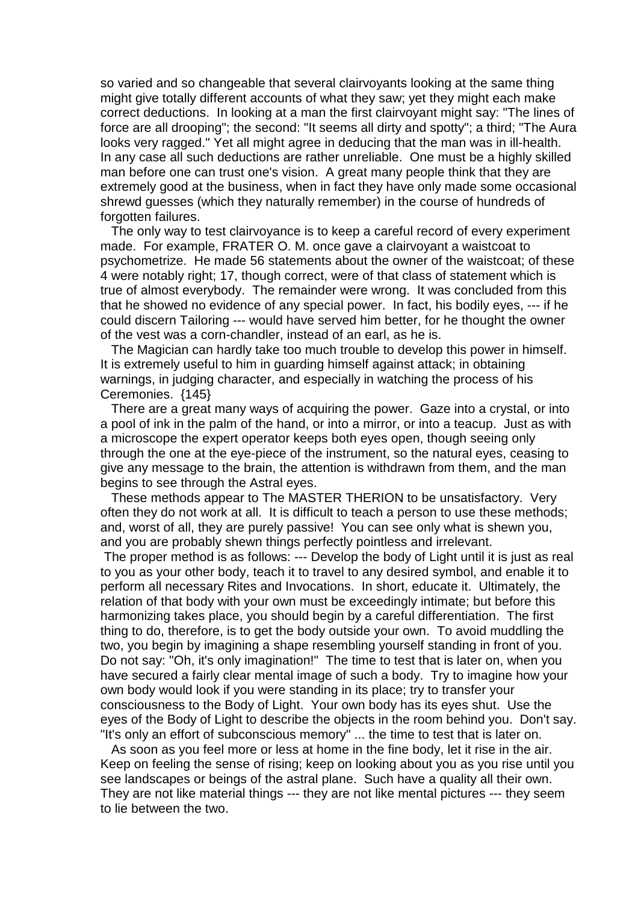so varied and so changeable that several clairvoyants looking at the same thing might give totally different accounts of what they saw; yet they might each make correct deductions. In looking at a man the first clairvoyant might say: "The lines of force are all drooping"; the second: "It seems all dirty and spotty"; a third; "The Aura looks very ragged." Yet all might agree in deducing that the man was in ill-health. In any case all such deductions are rather unreliable. One must be a highly skilled man before one can trust one's vision. A great many people think that they are extremely good at the business, when in fact they have only made some occasional shrewd guesses (which they naturally remember) in the course of hundreds of forgotten failures.

The only way to test clairvoyance is to keep a careful record of every experiment made. For example, FRATER O. M. once gave a clairvoyant a waistcoat to psychometrize. He made 56 statements about the owner of the waistcoat; of these 4 were notably right; 17, though correct, were of that class of statement which is true of almost everybody. The remainder were wrong. It was concluded from this that he showed no evidence of any special power. In fact, his bodily eyes, --- if he could discern Tailoring --- would have served him better, for he thought the owner of the vest was a corn-chandler, instead of an earl, as he is.

The Magician can hardly take too much trouble to develop this power in himself. It is extremely useful to him in guarding himself against attack; in obtaining warnings, in judging character, and especially in watching the process of his Ceremonies. {145}

There are a great many ways of acquiring the power. Gaze into a crystal, or into a pool of ink in the palm of the hand, or into a mirror, or into a teacup. Just as with a microscope the expert operator keeps both eyes open, though seeing only through the one at the eye-piece of the instrument, so the natural eyes, ceasing to give any message to the brain, the attention is withdrawn from them, and the man begins to see through the Astral eyes.

These methods appear to The MASTER THERION to be unsatisfactory. Very often they do not work at all. It is difficult to teach a person to use these methods; and, worst of all, they are purely passive! You can see only what is shewn you, and you are probably shewn things perfectly pointless and irrelevant.

The proper method is as follows: --- Develop the body of Light until it is just as real to you as your other body, teach it to travel to any desired symbol, and enable it to perform all necessary Rites and Invocations. In short, educate it. Ultimately, the relation of that body with your own must be exceedingly intimate; but before this harmonizing takes place, you should begin by a careful differentiation. The first thing to do, therefore, is to get the body outside your own. To avoid muddling the two, you begin by imagining a shape resembling yourself standing in front of you. Do not say: "Oh, it's only imagination!" The time to test that is later on, when you have secured a fairly clear mental image of such a body. Try to imagine how your own body would look if you were standing in its place; try to transfer your consciousness to the Body of Light. Your own body has its eyes shut. Use the eyes of the Body of Light to describe the objects in the room behind you. Don't say. "It's only an effort of subconscious memory" ... the time to test that is later on.

As soon as you feel more or less at home in the fine body, let it rise in the air. Keep on feeling the sense of rising; keep on looking about you as you rise until you see landscapes or beings of the astral plane. Such have a quality all their own. They are not like material things --- they are not like mental pictures --- they seem to lie between the two.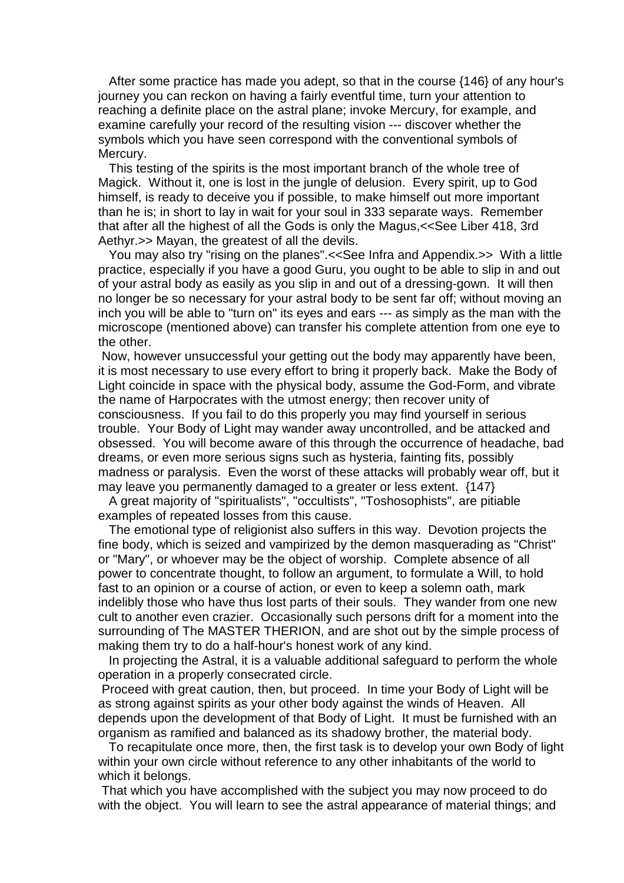After some practice has made you adept, so that in the course {146} of any hour's journey you can reckon on having a fairly eventful time, turn your attention to reaching a definite place on the astral plane; invoke Mercury, for example, and examine carefully your record of the resulting vision --- discover whether the symbols which you have seen correspond with the conventional symbols of Mercury.

This testing of the spirits is the most important branch of the whole tree of Magick. Without it, one is lost in the jungle of delusion. Every spirit, up to God himself, is ready to deceive you if possible, to make himself out more important than he is; in short to lay in wait for your soul in 333 separate ways. Remember that after all the highest of all the Gods is only the Magus,<<See Liber 418, 3rd Aethyr.>> Mayan, the greatest of all the devils.

You may also try "rising on the planes".<<See Infra and Appendix.>> With a little practice, especially if you have a good Guru, you ought to be able to slip in and out of your astral body as easily as you slip in and out of a dressing-gown. It will then no longer be so necessary for your astral body to be sent far off; without moving an inch you will be able to "turn on" its eyes and ears --- as simply as the man with the microscope (mentioned above) can transfer his complete attention from one eye to the other.

Now, however unsuccessful your getting out the body may apparently have been, it is most necessary to use every effort to bring it properly back. Make the Body of Light coincide in space with the physical body, assume the God-Form, and vibrate the name of Harpocrates with the utmost energy; then recover unity of consciousness. If you fail to do this properly you may find yourself in serious trouble. Your Body of Light may wander away uncontrolled, and be attacked and obsessed. You will become aware of this through the occurrence of headache, bad dreams, or even more serious signs such as hysteria, fainting fits, possibly madness or paralysis. Even the worst of these attacks will probably wear off, but it may leave you permanently damaged to a greater or less extent. {147}

A great majority of "spiritualists", "occultists", "Toshosophists", are pitiable examples of repeated losses from this cause.

The emotional type of religionist also suffers in this way. Devotion projects the fine body, which is seized and vampirized by the demon masquerading as "Christ" or "Mary", or whoever may be the object of worship. Complete absence of all power to concentrate thought, to follow an argument, to formulate a Will, to hold fast to an opinion or a course of action, or even to keep a solemn oath, mark indelibly those who have thus lost parts of their souls. They wander from one new cult to another even crazier. Occasionally such persons drift for a moment into the surrounding of The MASTER THERION, and are shot out by the simple process of making them try to do a half-hour's honest work of any kind.

In projecting the Astral, it is a valuable additional safeguard to perform the whole operation in a properly consecrated circle.

Proceed with great caution, then, but proceed. In time your Body of Light will be as strong against spirits as your other body against the winds of Heaven. All depends upon the development of that Body of Light. It must be furnished with an organism as ramified and balanced as its shadowy brother, the material body.

To recapitulate once more, then, the first task is to develop your own Body of light within your own circle without reference to any other inhabitants of the world to which it belongs.

That which you have accomplished with the subject you may now proceed to do with the object. You will learn to see the astral appearance of material things; and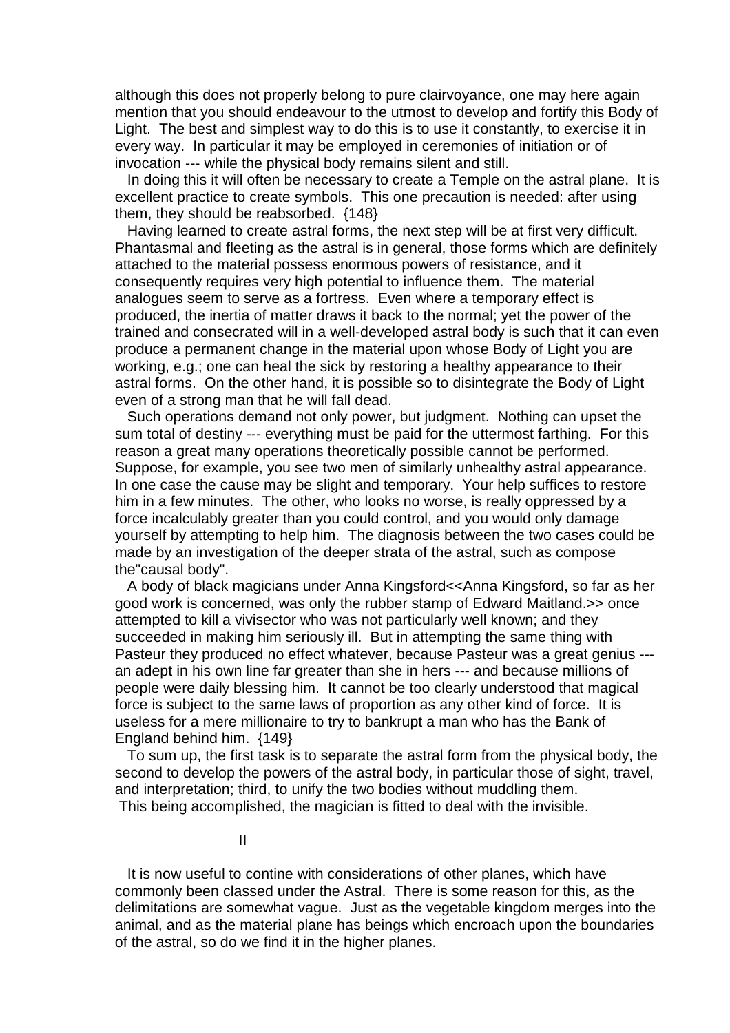although this does not properly belong to pure clairvoyance, one may here again mention that you should endeavour to the utmost to develop and fortify this Body of Light. The best and simplest way to do this is to use it constantly, to exercise it in every way. In particular it may be employed in ceremonies of initiation or of invocation --- while the physical body remains silent and still.

In doing this it will often be necessary to create a Temple on the astral plane. It is excellent practice to create symbols. This one precaution is needed: after using them, they should be reabsorbed. {148}

Having learned to create astral forms, the next step will be at first very difficult. Phantasmal and fleeting as the astral is in general, those forms which are definitely attached to the material possess enormous powers of resistance, and it consequently requires very high potential to influence them. The material analogues seem to serve as a fortress. Even where a temporary effect is produced, the inertia of matter draws it back to the normal; yet the power of the trained and consecrated will in a well-developed astral body is such that it can even produce a permanent change in the material upon whose Body of Light you are working, e.g.; one can heal the sick by restoring a healthy appearance to their astral forms. On the other hand, it is possible so to disintegrate the Body of Light even of a strong man that he will fall dead.

Such operations demand not only power, but judgment. Nothing can upset the sum total of destiny --- everything must be paid for the uttermost farthing. For this reason a great many operations theoretically possible cannot be performed. Suppose, for example, you see two men of similarly unhealthy astral appearance. In one case the cause may be slight and temporary. Your help suffices to restore him in a few minutes. The other, who looks no worse, is really oppressed by a force incalculably greater than you could control, and you would only damage yourself by attempting to help him. The diagnosis between the two cases could be made by an investigation of the deeper strata of the astral, such as compose the"causal body".

A body of black magicians under Anna Kingsford<<Anna Kingsford, so far as her good work is concerned, was only the rubber stamp of Edward Maitland.>> once attempted to kill a vivisector who was not particularly well known; and they succeeded in making him seriously ill. But in attempting the same thing with Pasteur they produced no effect whatever, because Pasteur was a great genius --- an adept in his own line far greater than she in hers --- and because millions of people were daily blessing him. It cannot be too clearly understood that magical force is subject to the same laws of proportion as any other kind of force. It is useless for a mere millionaire to try to bankrupt a man who has the Bank of England behind him. {149}

To sum up, the first task is to separate the astral form from the physical body, the second to develop the powers of the astral body, in particular those of sight, travel, and interpretation; third, to unify the two bodies without muddling them.

This being accomplished, the magician is fitted to deal with the invisible.

## II

It is now useful to contine with considerations of other planes, which have commonly been classed under the Astral. There is some reason for this, as the delimitations are somewhat vague. Just as the vegetable kingdom merges into the animal, and as the material plane has beings which encroach upon the boundaries of the astral, so do we find it in the higher planes.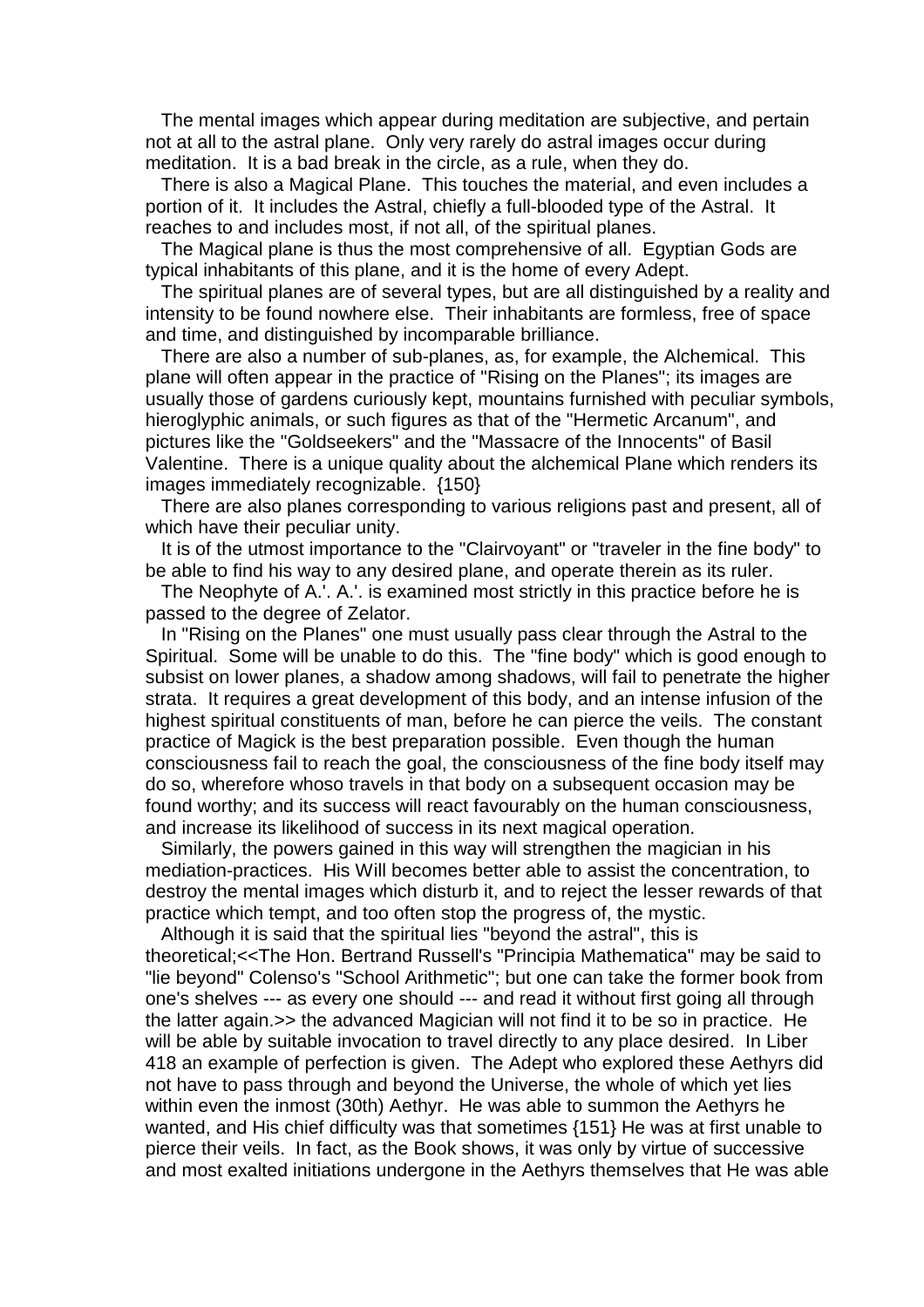The mental images which appear during meditation are subjective, and pertain not at all to the astral plane. Only very rarely do astral images occur during meditation. It is a bad break in the circle, as a rule, when they do.

There is also a Magical Plane. This touches the material, and even includes a portion of it. It includes the Astral, chiefly a full-blooded type of the Astral. It reaches to and includes most, if not all, of the spiritual planes.

The Magical plane is thus the most comprehensive of all. Egyptian Gods are typical inhabitants of this plane, and it is the home of every Adept.

The spiritual planes are of several types, but are all distinguished by a reality and intensity to be found nowhere else. Their inhabitants are formless, free of space and time, and distinguished by incomparable brilliance.

There are also a number of sub-planes, as, for example, the Alchemical. This plane will often appear in the practice of "Rising on the Planes"; its images are usually those of gardens curiously kept, mountains furnished with peculiar symbols, hieroglyphic animals, or such figures as that of the "Hermetic Arcanum", and pictures like the "Goldseekers" and the "Massacre of the Innocents" of Basil Valentine. There is a unique quality about the alchemical Plane which renders its images immediately recognizable. {150}

There are also planes corresponding to various religions past and present, all of which have their peculiar unity.

It is of the utmost importance to the "Clairvoyant" or "traveler in the fine body" to be able to find his way to any desired plane, and operate therein as its ruler.

The Neophyte of A.'. A.'. is examined most strictly in this practice before he is passed to the degree of Zelator.

In "Rising on the Planes" one must usually pass clear through the Astral to the Spiritual. Some will be unable to do this. The "fine body" which is good enough to subsist on lower planes, a shadow among shadows, will fail to penetrate the higher strata. It requires a great development of this body, and an intense infusion of the highest spiritual constituents of man, before he can pierce the veils. The constant practice of Magick is the best preparation possible. Even though the human consciousness fail to reach the goal, the consciousness of the fine body itself may do so, wherefore whoso travels in that body on a subsequent occasion may be found worthy; and its success will react favourably on the human consciousness, and increase its likelihood of success in its next magical operation.

Similarly, the powers gained in this way will strengthen the magician in his mediation-practices. His Will becomes better able to assist the concentration, to destroy the mental images which disturb it, and to reject the lesser rewards of that practice which tempt, and too often stop the progress of, the mystic.

Although it is said that the spiritual lies "beyond the astral", this is theoretical;<<The Hon. Bertrand Russell's "Principia Mathematica" may be said to "lie beyond" Colenso's "School Arithmetic"; but one can take the former book from one's shelves --- as every one should --- and read it without first going all through the latter again.>> the advanced Magician will not find it to be so in practice. He will be able by suitable invocation to travel directly to any place desired. In Liber 418 an example of perfection is given. The Adept who explored these Aethyrs did not have to pass through and beyond the Universe, the whole of which yet lies within even the inmost (30th) Aethyr. He was able to summon the Aethyrs he wanted, and His chief difficulty was that sometimes {151} He was at first unable to pierce their veils. In fact, as the Book shows, it was only by virtue of successive and most exalted initiations undergone in the Aethyrs themselves that He was able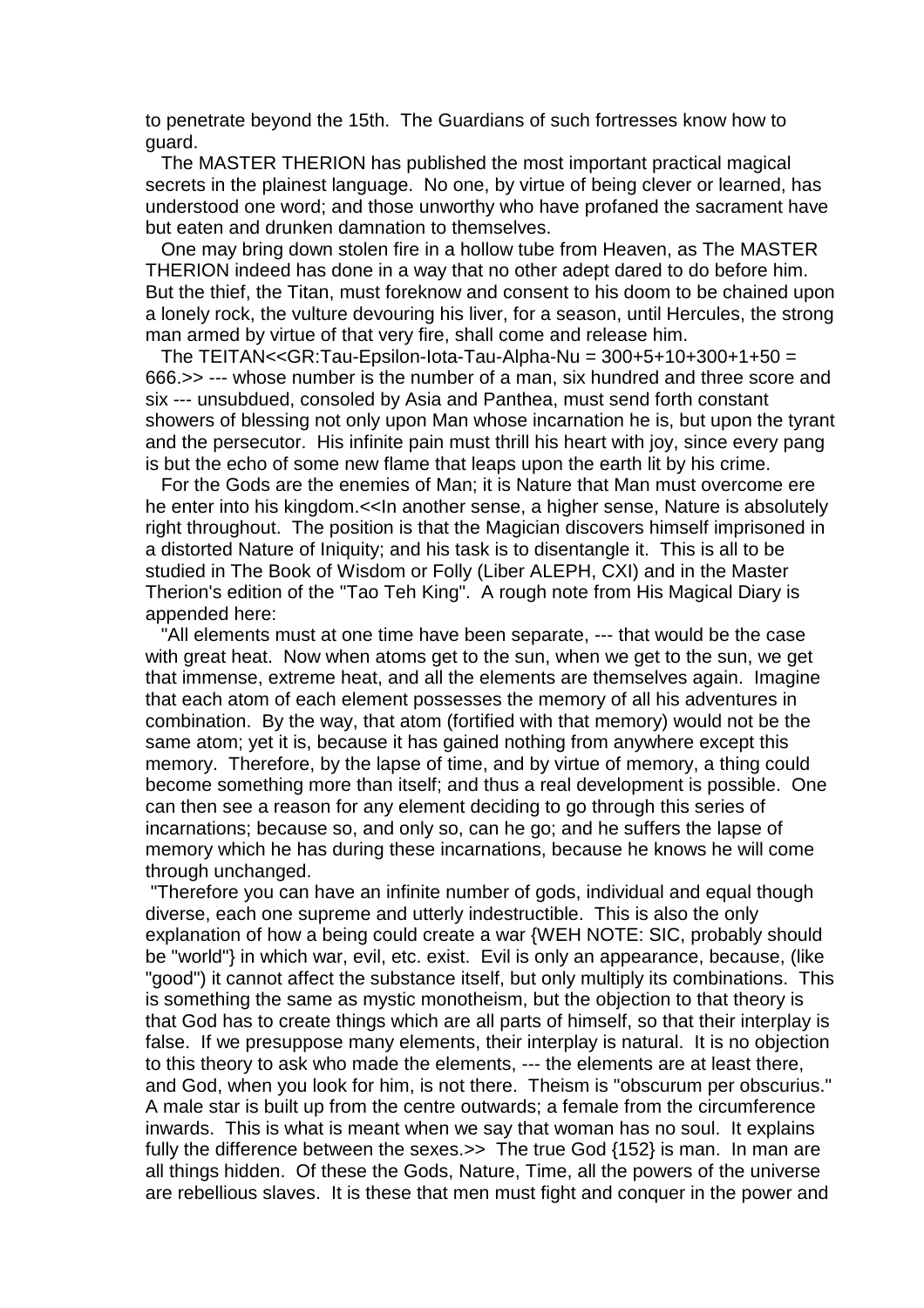to penetrate beyond the 15th. The Guardians of such fortresses know how to guard.

The MASTER THERION has published the most important practical magical secrets in the plainest language. No one, by virtue of being clever or learned, has understood one word; and those unworthy who have profaned the sacrament have but eaten and drunken damnation to themselves.

One may bring down stolen fire in a hollow tube from Heaven, as The MASTER THERION indeed has done in a way that no other adept dared to do before him. But the thief, the Titan, must foreknow and consent to his doom to be chained upon a lonely rock, the vulture devouring his liver, for a season, until Hercules, the strong man armed by virtue of that very fire, shall come and release him.

The TEITAN<<GR:Tau-Epsilon-Iota-Tau-Alpha-Nu = 300+5+10+300+1+50 = 666.>> --- whose number is the number of a man, six hundred and three score and six --- unsubdued, consoled by Asia and Panthea, must send forth constant showers of blessing not only upon Man whose incarnation he is, but upon the tyrant and the persecutor. His infinite pain must thrill his heart with joy, since every pang is but the echo of some new flame that leaps upon the earth lit by his crime.

For the Gods are the enemies of Man; it is Nature that Man must overcome ere he enter into his kingdom.<<In another sense, a higher sense, Nature is absolutely right throughout. The position is that the Magician discovers himself imprisoned in a distorted Nature of Iniquity; and his task is to disentangle it. This is all to be studied in The Book of Wisdom or Folly (Liber ALEPH, CXI) and in the Master Therion's edition of the "Tao Teh King". A rough note from His Magical Diary is appended here:

"All elements must at one time have been separate, --- that would be the case with great heat. Now when atoms get to the sun, when we get to the sun, we get that immense, extreme heat, and all the elements are themselves again. Imagine that each atom of each element possesses the memory of all his adventures in combination. By the way, that atom (fortified with that memory) would not be the same atom; yet it is, because it has gained nothing from anywhere except this memory. Therefore, by the lapse of time, and by virtue of memory, a thing could become something more than itself; and thus a real development is possible. One can then see a reason for any element deciding to go through this series of incarnations; because so, and only so, can he go; and he suffers the lapse of memory which he has during these incarnations, because he knows he will come through unchanged.

"Therefore you can have an infinite number of gods, individual and equal though diverse, each one supreme and utterly indestructible. This is also the only explanation of how a being could create a war {WEH NOTE: SIC, probably should be "world"} in which war, evil, etc. exist. Evil is only an appearance, because, (like "good") it cannot affect the substance itself, but only multiply its combinations. This is something the same as mystic monotheism, but the objection to that theory is that God has to create things which are all parts of himself, so that their interplay is false. If we presuppose many elements, their interplay is natural. It is no objection to this theory to ask who made the elements, --- the elements are at least there, and God, when you look for him, is not there. Theism is "obscurum per obscurius." A male star is built up from the centre outwards; a female from the circumference inwards. This is what is meant when we say that woman has no soul. It explains fully the difference between the sexes.>> The true God {152} is man. In man are all things hidden. Of these the Gods, Nature, Time, all the powers of the universe are rebellious slaves. It is these that men must fight and conquer in the power and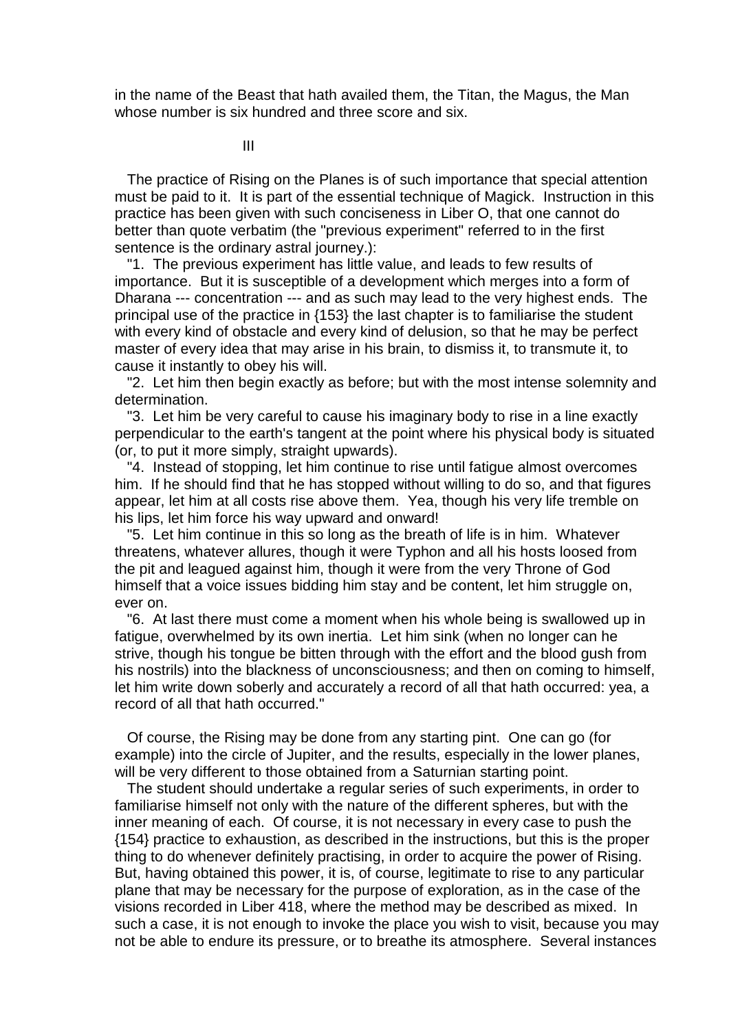in the name of the Beast that hath availed them, the Titan, the Magus, the Man whose number is six hundred and three score and six.

III

The practice of Rising on the Planes is of such importance that special attention must be paid to it. It is part of the essential technique of Magick. Instruction in this practice has been given with such conciseness in Liber O, that one cannot do better than quote verbatim (the "previous experiment" referred to in the first sentence is the ordinary astral journey.):

"1. The previous experiment has little value, and leads to few results of importance. But it is susceptible of a development which merges into a form of Dharana --- concentration --- and as such may lead to the very highest ends. The principal use of the practice in {153} the last chapter is to familiarise the student with every kind of obstacle and every kind of delusion, so that he may be perfect master of every idea that may arise in his brain, to dismiss it, to transmute it, to cause it instantly to obey his will.

"2. Let him then begin exactly as before; but with the most intense solemnity and determination.

"3. Let him be very careful to cause his imaginary body to rise in a line exactly perpendicular to the earth's tangent at the point where his physical body is situated (or, to put it more simply, straight upwards).

"4. Instead of stopping, let him continue to rise until fatigue almost overcomes him. If he should find that he has stopped without willing to do so, and that figures appear, let him at all costs rise above them. Yea, though his very life tremble on his lips, let him force his way upward and onward!

"5. Let him continue in this so long as the breath of life is in him. Whatever threatens, whatever allures, though it were Typhon and all his hosts loosed from the pit and leagued against him, though it were from the very Throne of God himself that a voice issues bidding him stay and be content, let him struggle on, ever on.

"6. At last there must come a moment when his whole being is swallowed up in fatigue, overwhelmed by its own inertia. Let him sink (when no longer can he strive, though his tongue be bitten through with the effort and the blood gush from his nostrils) into the blackness of unconsciousness; and then on coming to himself, let him write down soberly and accurately a record of all that hath occurred: yea, a record of all that hath occurred."

Of course, the Rising may be done from any starting pint. One can go (for example) into the circle of Jupiter, and the results, especially in the lower planes, will be very different to those obtained from a Saturnian starting point.

The student should undertake a regular series of such experiments, in order to familiarise himself not only with the nature of the different spheres, but with the inner meaning of each. Of course, it is not necessary in every case to push the {154} practice to exhaustion, as described in the instructions, but this is the proper thing to do whenever definitely practising, in order to acquire the power of Rising. But, having obtained this power, it is, of course, legitimate to rise to any particular plane that may be necessary for the purpose of exploration, as in the case of the visions recorded in Liber 418, where the method may be described as mixed. In such a case, it is not enough to invoke the place you wish to visit, because you may not be able to endure its pressure, or to breathe its atmosphere. Several instances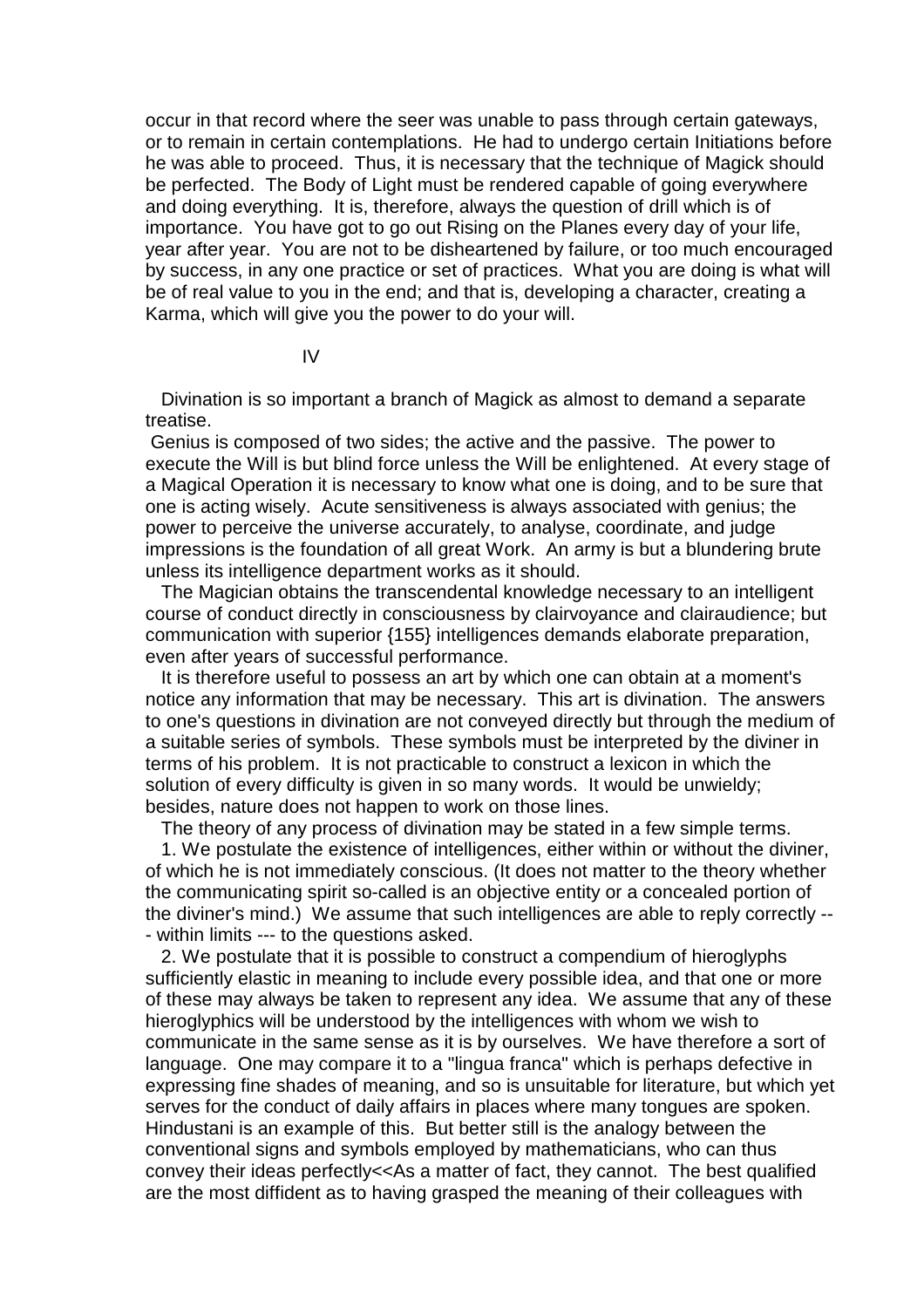occur in that record where the seer was unable to pass through certain gateways, or to remain in certain contemplations. He had to undergo certain Initiations before he was able to proceed. Thus, it is necessary that the technique of Magick should be perfected. The Body of Light must be rendered capable of going everywhere and doing everything. It is, therefore, always the question of drill which is of importance. You have got to go out Rising on the Planes every day of your life, year after year. You are not to be disheartened by failure, or too much encouraged by success, in any one practice or set of practices. What you are doing is what will be of real value to you in the end; and that is, developing a character, creating a Karma, which will give you the power to do your will.

IV

Divination is so important a branch of Magick as almost to demand a separate treatise.

Genius is composed of two sides; the active and the passive. The power to execute the Will is but blind force unless the Will be enlightened. At every stage of a Magical Operation it is necessary to know what one is doing, and to be sure that one is acting wisely. Acute sensitiveness is always associated with genius; the power to perceive the universe accurately, to analyse, coordinate, and judge impressions is the foundation of all great Work. An army is but a blundering brute unless its intelligence department works as it should.

The Magician obtains the transcendental knowledge necessary to an intelligent course of conduct directly in consciousness by clairvoyance and clairaudience; but communication with superior {155} intelligences demands elaborate preparation, even after years of successful performance.

It is therefore useful to possess an art by which one can obtain at a moment's notice any information that may be necessary. This art is divination. The answers to one's questions in divination are not conveyed directly but through the medium of a suitable series of symbols. These symbols must be interpreted by the diviner in terms of his problem. It is not practicable to construct a lexicon in which the solution of every difficulty is given in so many words. It would be unwieldy; besides, nature does not happen to work on those lines.

The theory of any process of divination may be stated in a few simple terms.

1. We postulate the existence of intelligences, either within or without the diviner, of which he is not immediately conscious. (It does not matter to the theory whether the communicating spirit so-called is an objective entity or a concealed portion of the diviner's mind.) We assume that such intelligences are able to reply correctly --- within limits --- to the questions asked.

2. We postulate that it is possible to construct a compendium of hieroglyphs sufficiently elastic in meaning to include every possible idea, and that one or more of these may always be taken to represent any idea. We assume that any of these hieroglyphics will be understood by the intelligences with whom we wish to communicate in the same sense as it is by ourselves. We have therefore a sort of language. One may compare it to a "lingua franca" which is perhaps defective in expressing fine shades of meaning, and so is unsuitable for literature, but which yet serves for the conduct of daily affairs in places where many tongues are spoken. Hindustani is an example of this. But better still is the analogy between the conventional signs and symbols employed by mathematicians, who can thus convey their ideas perfectly<<As a matter of fact, they cannot. The best qualified are the most diffident as to having grasped the meaning of their colleagues with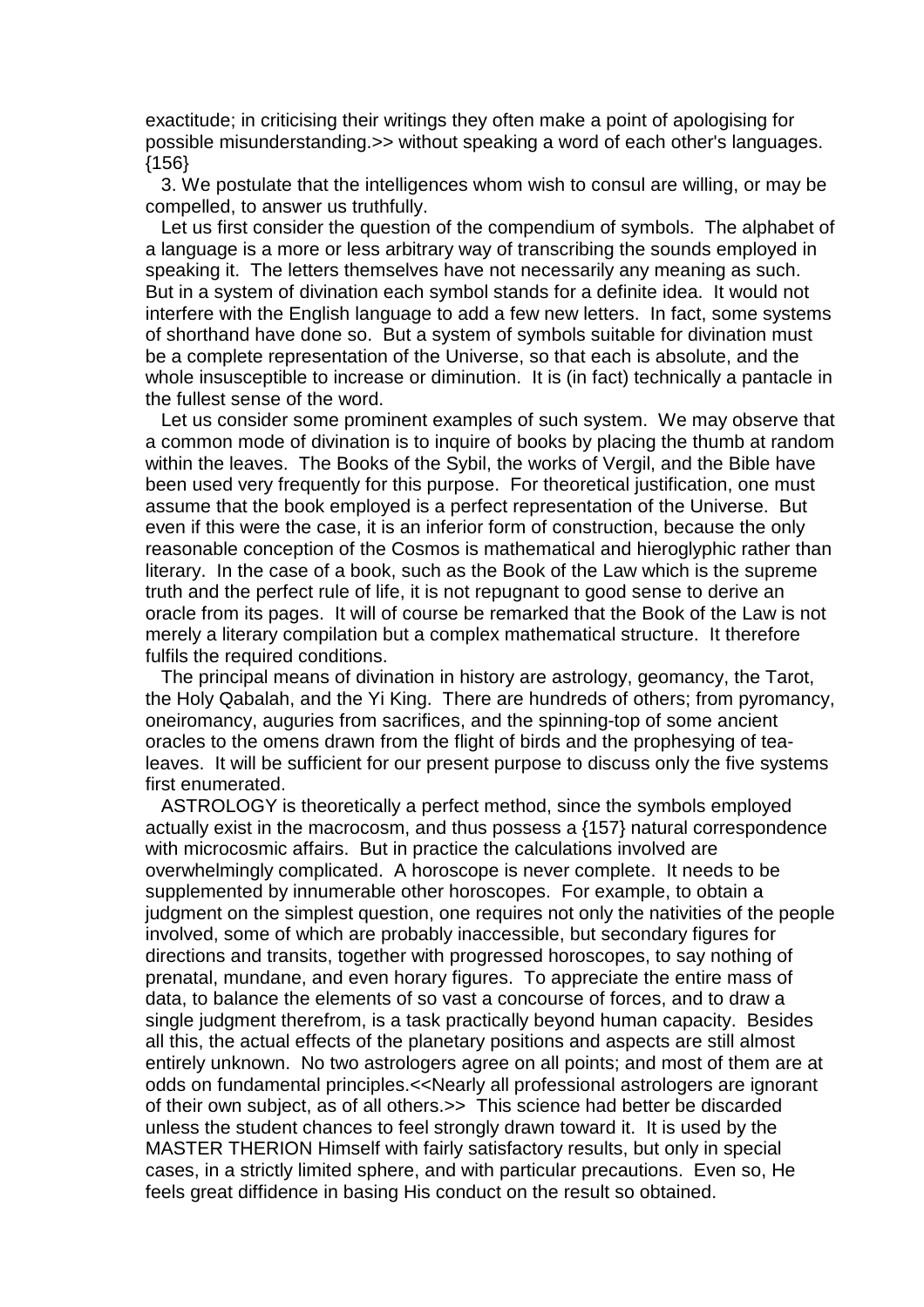exactitude; in criticising their writings they often make a point of apologising for possible misunderstanding.>> without speaking a word of each other's languages. {156}

3. We postulate that the intelligences whom wish to consul are willing, or may be compelled, to answer us truthfully.

Let us first consider the question of the compendium of symbols. The alphabet of a language is a more or less arbitrary way of transcribing the sounds employed in speaking it. The letters themselves have not necessarily any meaning as such. But in a system of divination each symbol stands for a definite idea. It would not interfere with the English language to add a few new letters. In fact, some systems of shorthand have done so. But a system of symbols suitable for divination must be a complete representation of the Universe, so that each is absolute, and the whole insusceptible to increase or diminution. It is (in fact) technically a pantacle in the fullest sense of the word.

Let us consider some prominent examples of such system. We may observe that a common mode of divination is to inquire of books by placing the thumb at random within the leaves. The Books of the Sybil, the works of Vergil, and the Bible have been used very frequently for this purpose. For theoretical justification, one must assume that the book employed is a perfect representation of the Universe. But even if this were the case, it is an inferior form of construction, because the only reasonable conception of the Cosmos is mathematical and hieroglyphic rather than literary. In the case of a book, such as the Book of the Law which is the supreme truth and the perfect rule of life, it is not repugnant to good sense to derive an oracle from its pages. It will of course be remarked that the Book of the Law is not merely a literary compilation but a complex mathematical structure. It therefore fulfils the required conditions.

The principal means of divination in history are astrology, geomancy, the Tarot, the Holy Qabalah, and the Yi King. There are hundreds of others; from pyromancy, oneiromancy, auguries from sacrifices, and the spinning-top of some ancient oracles to the omens drawn from the flight of birds and the prophesying of tea-leaves. It will be sufficient for our present purpose to discuss only the five systems first enumerated.

ASTROLOGY is theoretically a perfect method, since the symbols employed actually exist in the macrocosm, and thus possess a {157} natural correspondence with microcosmic affairs. But in practice the calculations involved are overwhelmingly complicated. A horoscope is never complete. It needs to be supplemented by innumerable other horoscopes. For example, to obtain a judgment on the simplest question, one requires not only the nativities of the people involved, some of which are probably inaccessible, but secondary figures for directions and transits, together with progressed horoscopes, to say nothing of prenatal, mundane, and even horary figures. To appreciate the entire mass of data, to balance the elements of so vast a concourse of forces, and to draw a single judgment therefrom, is a task practically beyond human capacity. Besides all this, the actual effects of the planetary positions and aspects are still almost entirely unknown. No two astrologers agree on all points; and most of them are at odds on fundamental principles.<<Nearly all professional astrologers are ignorant of their own subject, as of all others.>> This science had better be discarded unless the student chances to feel strongly drawn toward it. It is used by the MASTER THERION Himself with fairly satisfactory results, but only in special cases, in a strictly limited sphere, and with particular precautions. Even so, He feels great diffidence in basing His conduct on the result so obtained.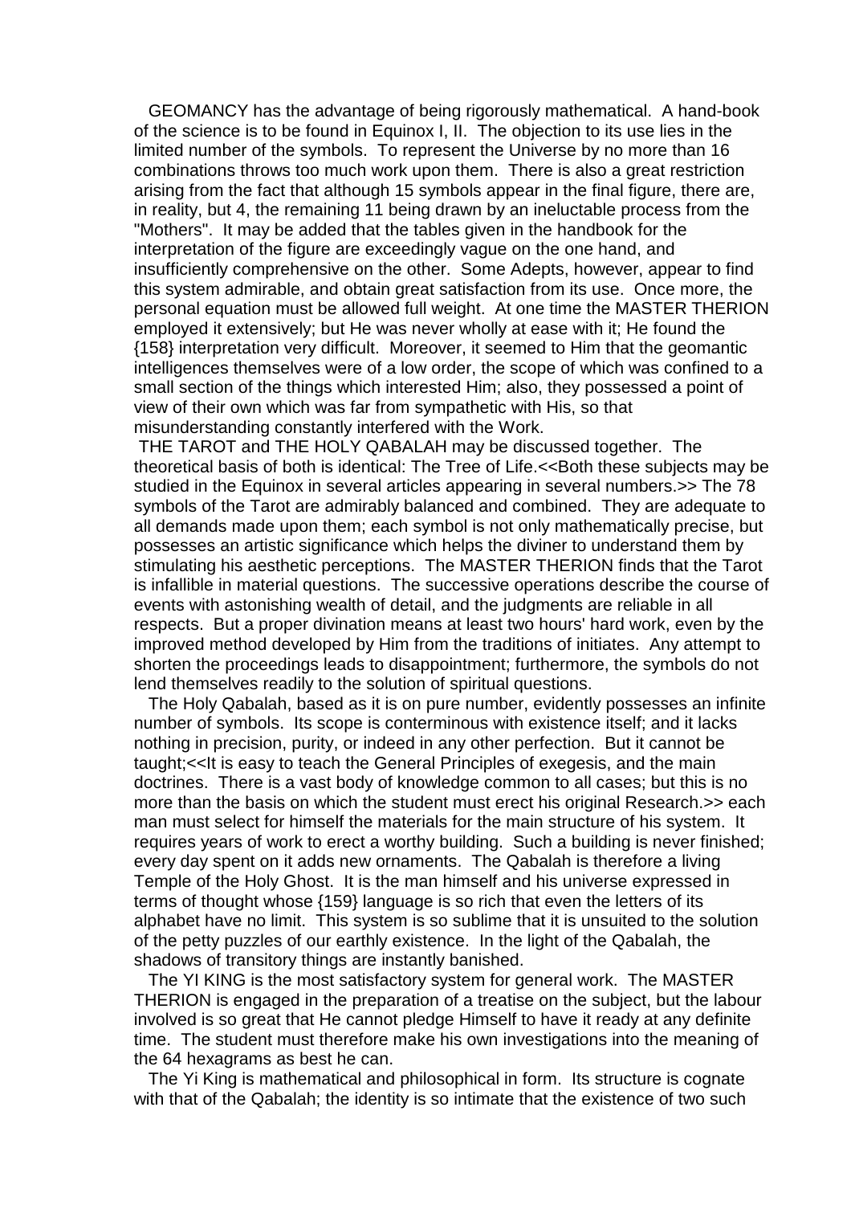GEOMANCY has the advantage of being rigorously mathematical. A hand-book of the science is to be found in Equinox I, II. The objection to its use lies in the limited number of the symbols. To represent the Universe by no more than 16 combinations throws too much work upon them. There is also a great restriction arising from the fact that although 15 symbols appear in the final figure, there are, in reality, but 4, the remaining 11 being drawn by an ineluctable process from the "Mothers". It may be added that the tables given in the handbook for the interpretation of the figure are exceedingly vague on the one hand, and insufficiently comprehensive on the other. Some Adepts, however, appear to find this system admirable, and obtain great satisfaction from its use. Once more, the personal equation must be allowed full weight. At one time the MASTER THERION employed it extensively; but He was never wholly at ease with it; He found the {158} interpretation very difficult. Moreover, it seemed to Him that the geomantic intelligences themselves were of a low order, the scope of which was confined to a small section of the things which interested Him; also, they possessed a point of view of their own which was far from sympathetic with His, so that misunderstanding constantly interfered with the Work.

THE TAROT and THE HOLY QABALAH may be discussed together. The theoretical basis of both is identical: The Tree of Life.<<Both these subjects may be studied in the Equinox in several articles appearing in several numbers.>> The 78 symbols of the Tarot are admirably balanced and combined. They are adequate to all demands made upon them; each symbol is not only mathematically precise, but possesses an artistic significance which helps the diviner to understand them by stimulating his aesthetic perceptions. The MASTER THERION finds that the Tarot is infallible in material questions. The successive operations describe the course of events with astonishing wealth of detail, and the judgments are reliable in all respects. But a proper divination means at least two hours' hard work, even by the improved method developed by Him from the traditions of initiates. Any attempt to shorten the proceedings leads to disappointment; furthermore, the symbols do not lend themselves readily to the solution of spiritual questions.

The Holy Qabalah, based as it is on pure number, evidently possesses an infinite number of symbols. Its scope is conterminous with existence itself; and it lacks nothing in precision, purity, or indeed in any other perfection. But it cannot be taught;<<It is easy to teach the General Principles of exegesis, and the main doctrines. There is a vast body of knowledge common to all cases; but this is no more than the basis on which the student must erect his original Research.>> each man must select for himself the materials for the main structure of his system. It requires years of work to erect a worthy building. Such a building is never finished; every day spent on it adds new ornaments. The Qabalah is therefore a living Temple of the Holy Ghost. It is the man himself and his universe expressed in terms of thought whose {159} language is so rich that even the letters of its alphabet have no limit. This system is so sublime that it is unsuited to the solution of the petty puzzles of our earthly existence. In the light of the Qabalah, the shadows of transitory things are instantly banished.

The YI KING is the most satisfactory system for general work. The MASTER THERION is engaged in the preparation of a treatise on the subject, but the labour involved is so great that He cannot pledge Himself to have it ready at any definite time. The student must therefore make his own investigations into the meaning of the 64 hexagrams as best he can.

The Yi King is mathematical and philosophical in form. Its structure is cognate with that of the Qabalah; the identity is so intimate that the existence of two such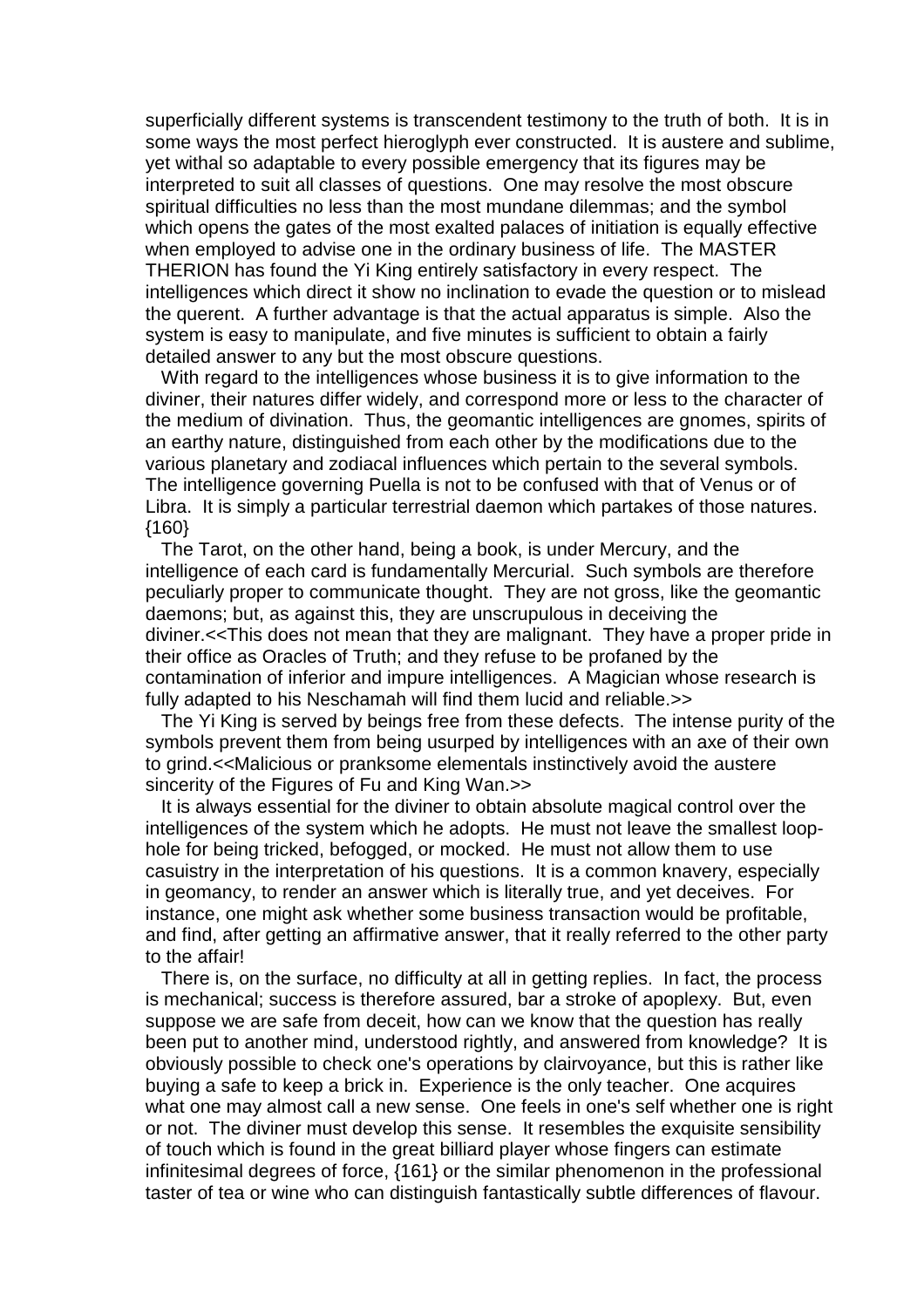superficially different systems is transcendent testimony to the truth of both. It is in some ways the most perfect hieroglyph ever constructed. It is austere and sublime, yet withal so adaptable to every possible emergency that its figures may be interpreted to suit all classes of questions. One may resolve the most obscure spiritual difficulties no less than the most mundane dilemmas; and the symbol which opens the gates of the most exalted palaces of initiation is equally effective when employed to advise one in the ordinary business of life. The MASTER THERION has found the Yi King entirely satisfactory in every respect. The intelligences which direct it show no inclination to evade the question or to mislead the querent. A further advantage is that the actual apparatus is simple. Also the system is easy to manipulate, and five minutes is sufficient to obtain a fairly detailed answer to any but the most obscure questions.

With regard to the intelligences whose business it is to give information to the diviner, their natures differ widely, and correspond more or less to the character of the medium of divination. Thus, the geomantic intelligences are gnomes, spirits of an earthy nature, distinguished from each other by the modifications due to the various planetary and zodiacal influences which pertain to the several symbols. The intelligence governing Puella is not to be confused with that of Venus or of Libra. It is simply a particular terrestrial daemon which partakes of those natures. {160}

The Tarot, on the other hand, being a book, is under Mercury, and the intelligence of each card is fundamentally Mercurial. Such symbols are therefore peculiarly proper to communicate thought. They are not gross, like the geomantic daemons; but, as against this, they are unscrupulous in deceiving the diviner.<<This does not mean that they are malignant. They have a proper pride in their office as Oracles of Truth; and they refuse to be profaned by the contamination of inferior and impure intelligences. A Magician whose research is fully adapted to his Neschamah will find them lucid and reliable.>>

The Yi King is served by beings free from these defects. The intense purity of the symbols prevent them from being usurped by intelligences with an axe of their own to grind.<<Malicious or pranksome elementals instinctively avoid the austere sincerity of the Figures of Fu and King Wan.>>

It is always essential for the diviner to obtain absolute magical control over the intelligences of the system which he adopts. He must not leave the smallest loop-hole for being tricked, befogged, or mocked. He must not allow them to use casuistry in the interpretation of his questions. It is a common knavery, especially in geomancy, to render an answer which is literally true, and yet deceives. For instance, one might ask whether some business transaction would be profitable, and find, after getting an affirmative answer, that it really referred to the other party to the affair!

There is, on the surface, no difficulty at all in getting replies. In fact, the process is mechanical; success is therefore assured, bar a stroke of apoplexy. But, even suppose we are safe from deceit, how can we know that the question has really been put to another mind, understood rightly, and answered from knowledge? It is obviously possible to check one's operations by clairvoyance, but this is rather like buying a safe to keep a brick in. Experience is the only teacher. One acquires what one may almost call a new sense. One feels in one's self whether one is right or not. The diviner must develop this sense. It resembles the exquisite sensibility of touch which is found in the great billiard player whose fingers can estimate infinitesimal degrees of force, {161} or the similar phenomenon in the professional taster of tea or wine who can distinguish fantastically subtle differences of flavour.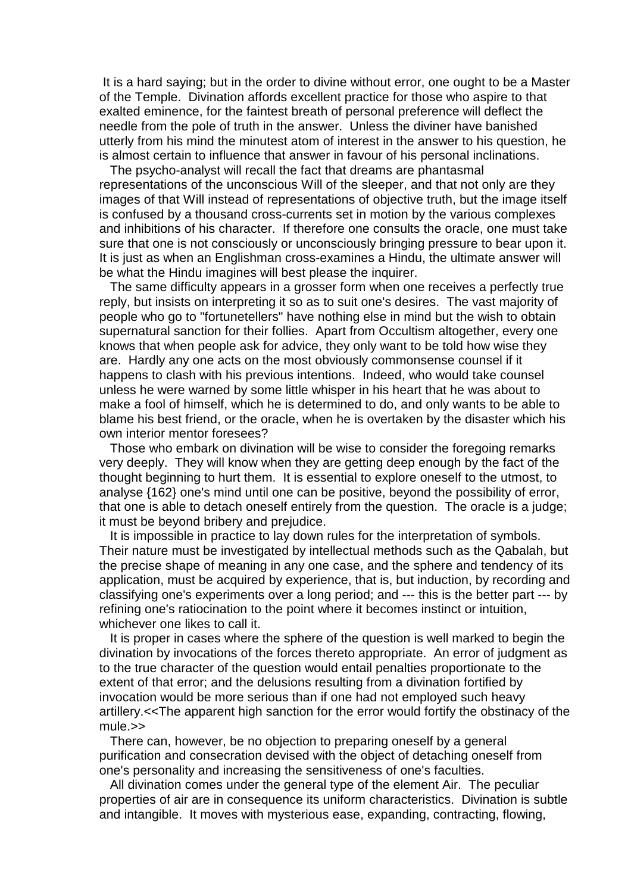It is a hard saying; but in the order to divine without error, one ought to be a Master of the Temple. Divination affords excellent practice for those who aspire to that exalted eminence, for the faintest breath of personal preference will deflect the needle from the pole of truth in the answer. Unless the diviner have banished utterly from his mind the minutest atom of interest in the answer to his question, he is almost certain to influence that answer in favour of his personal inclinations.

The psycho-analyst will recall the fact that dreams are phantasmal representations of the unconscious Will of the sleeper, and that not only are they images of that Will instead of representations of objective truth, but the image itself is confused by a thousand cross-currents set in motion by the various complexes and inhibitions of his character. If therefore one consults the oracle, one must take sure that one is not consciously or unconsciously bringing pressure to bear upon it. It is just as when an Englishman cross-examines a Hindu, the ultimate answer will be what the Hindu imagines will best please the inquirer.

The same difficulty appears in a grosser form when one receives a perfectly true reply, but insists on interpreting it so as to suit one's desires. The vast majority of people who go to "fortunetellers" have nothing else in mind but the wish to obtain supernatural sanction for their follies. Apart from Occultism altogether, every one knows that when people ask for advice, they only want to be told how wise they are. Hardly any one acts on the most obviously commonsense counsel if it happens to clash with his previous intentions. Indeed, who would take counsel unless he were warned by some little whisper in his heart that he was about to make a fool of himself, which he is determined to do, and only wants to be able to blame his best friend, or the oracle, when he is overtaken by the disaster which his own interior mentor foresees?

Those who embark on divination will be wise to consider the foregoing remarks very deeply. They will know when they are getting deep enough by the fact of the thought beginning to hurt them. It is essential to explore oneself to the utmost, to analyse {162} one's mind until one can be positive, beyond the possibility of error, that one is able to detach oneself entirely from the question. The oracle is a judge; it must be beyond bribery and prejudice.

It is impossible in practice to lay down rules for the interpretation of symbols. Their nature must be investigated by intellectual methods such as the Qabalah, but the precise shape of meaning in any one case, and the sphere and tendency of its application, must be acquired by experience, that is, but induction, by recording and classifying one's experiments over a long period; and --- this is the better part --- by refining one's ratiocination to the point where it becomes instinct or intuition, whichever one likes to call it.

It is proper in cases where the sphere of the question is well marked to begin the divination by invocations of the forces thereto appropriate. An error of judgment as to the true character of the question would entail penalties proportionate to the extent of that error; and the delusions resulting from a divination fortified by invocation would be more serious than if one had not employed such heavy artillery.<<The apparent high sanction for the error would fortify the obstinacy of the mule.>>

There can, however, be no objection to preparing oneself by a general purification and consecration devised with the object of detaching oneself from one's personality and increasing the sensitiveness of one's faculties.

All divination comes under the general type of the element Air. The peculiar properties of air are in consequence its uniform characteristics. Divination is subtle and intangible. It moves with mysterious ease, expanding, contracting, flowing,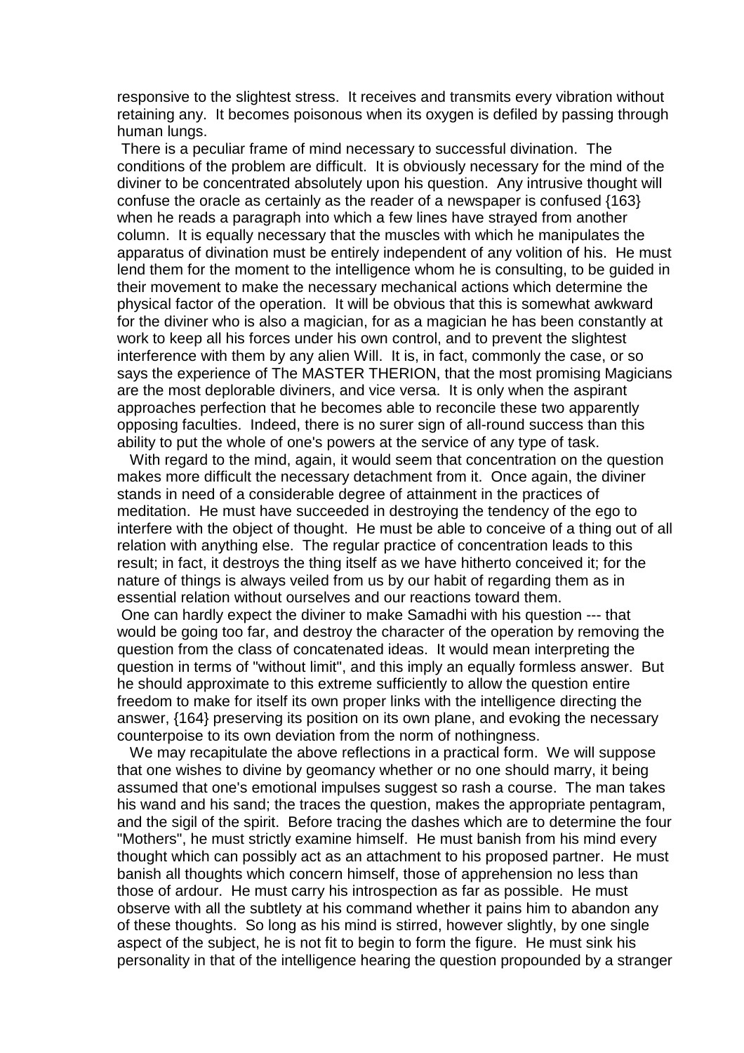responsive to the slightest stress. It receives and transmits every vibration without retaining any. It becomes poisonous when its oxygen is defiled by passing through human lungs.

There is a peculiar frame of mind necessary to successful divination. The conditions of the problem are difficult. It is obviously necessary for the mind of the diviner to be concentrated absolutely upon his question. Any intrusive thought will confuse the oracle as certainly as the reader of a newspaper is confused {163} when he reads a paragraph into which a few lines have strayed from another column. It is equally necessary that the muscles with which he manipulates the apparatus of divination must be entirely independent of any volition of his. He must lend them for the moment to the intelligence whom he is consulting, to be guided in their movement to make the necessary mechanical actions which determine the physical factor of the operation. It will be obvious that this is somewhat awkward for the diviner who is also a magician, for as a magician he has been constantly at work to keep all his forces under his own control, and to prevent the slightest interference with them by any alien Will. It is, in fact, commonly the case, or so says the experience of The MASTER THERION, that the most promising Magicians are the most deplorable diviners, and vice versa. It is only when the aspirant approaches perfection that he becomes able to reconcile these two apparently opposing faculties. Indeed, there is no surer sign of all-round success than this ability to put the whole of one's powers at the service of any type of task.

With regard to the mind, again, it would seem that concentration on the question makes more difficult the necessary detachment from it. Once again, the diviner stands in need of a considerable degree of attainment in the practices of meditation. He must have succeeded in destroying the tendency of the ego to interfere with the object of thought. He must be able to conceive of a thing out of all relation with anything else. The regular practice of concentration leads to this result; in fact, it destroys the thing itself as we have hitherto conceived it; for the nature of things is always veiled from us by our habit of regarding them as in essential relation without ourselves and our reactions toward them.

One can hardly expect the diviner to make Samadhi with his question --- that would be going too far, and destroy the character of the operation by removing the question from the class of concatenated ideas. It would mean interpreting the question in terms of "without limit", and this imply an equally formless answer. But he should approximate to this extreme sufficiently to allow the question entire freedom to make for itself its own proper links with the intelligence directing the answer, {164} preserving its position on its own plane, and evoking the necessary counterpoise to its own deviation from the norm of nothingness.

We may recapitulate the above reflections in a practical form. We will suppose that one wishes to divine by geomancy whether or no one should marry, it being assumed that one's emotional impulses suggest so rash a course. The man takes his wand and his sand; the traces the question, makes the appropriate pentagram, and the sigil of the spirit. Before tracing the dashes which are to determine the four "Mothers", he must strictly examine himself. He must banish from his mind every thought which can possibly act as an attachment to his proposed partner. He must banish all thoughts which concern himself, those of apprehension no less than those of ardour. He must carry his introspection as far as possible. He must observe with all the subtlety at his command whether it pains him to abandon any of these thoughts. So long as his mind is stirred, however slightly, by one single aspect of the subject, he is not fit to begin to form the figure. He must sink his personality in that of the intelligence hearing the question propounded by a stranger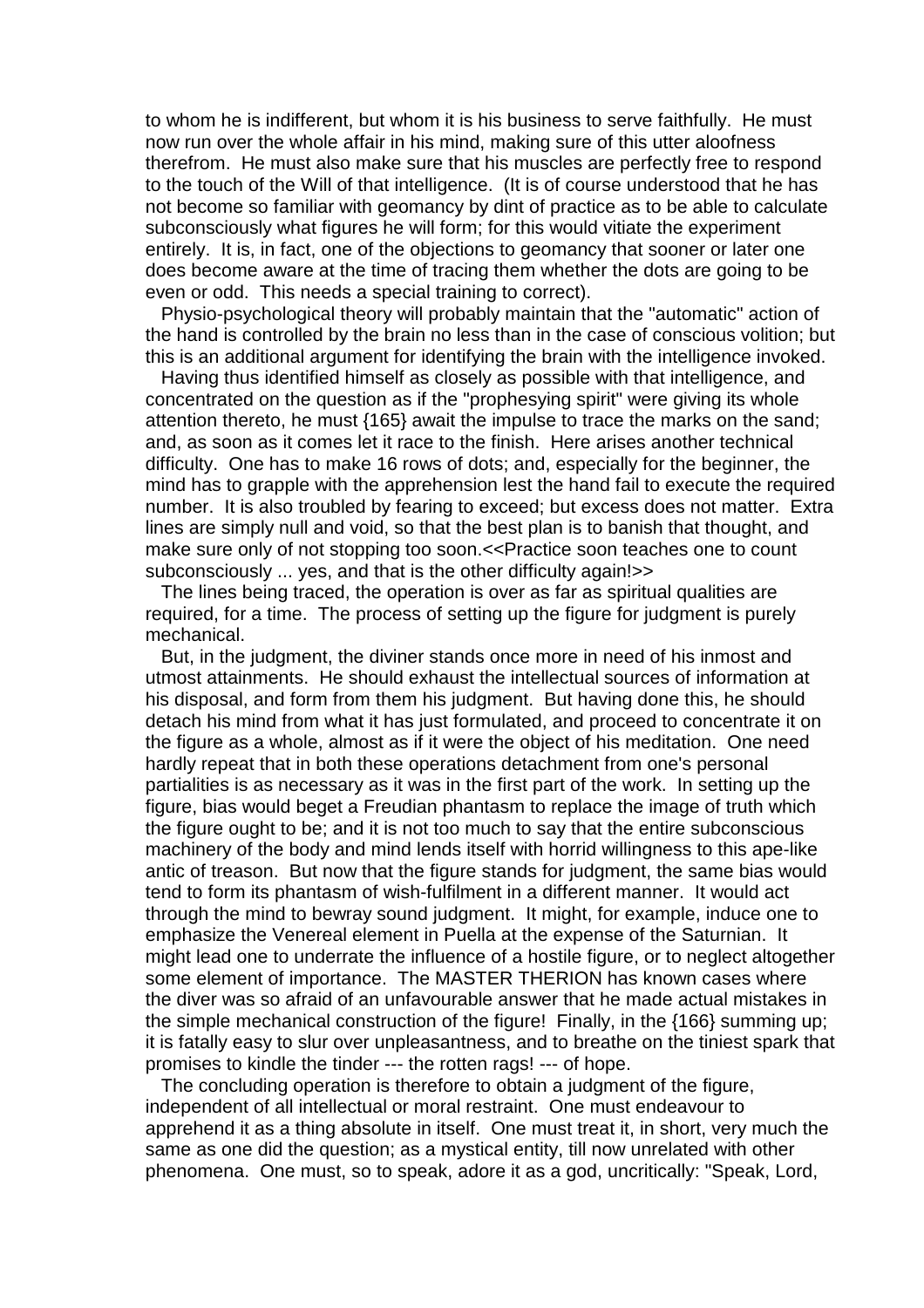to whom he is indifferent, but whom it is his business to serve faithfully. He must now run over the whole affair in his mind, making sure of this utter aloofness therefrom. He must also make sure that his muscles are perfectly free to respond to the touch of the Will of that intelligence. (It is of course understood that he has not become so familiar with geomancy by dint of practice as to be able to calculate subconsciously what figures he will form; for this would vitiate the experiment entirely. It is, in fact, one of the objections to geomancy that sooner or later one does become aware at the time of tracing them whether the dots are going to be even or odd. This needs a special training to correct).

Physio-psychological theory will probably maintain that the "automatic" action of the hand is controlled by the brain no less than in the case of conscious volition; but this is an additional argument for identifying the brain with the intelligence invoked.

Having thus identified himself as closely as possible with that intelligence, and concentrated on the question as if the "prophesying spirit" were giving its whole attention thereto, he must {165} await the impulse to trace the marks on the sand; and, as soon as it comes let it race to the finish. Here arises another technical difficulty. One has to make 16 rows of dots; and, especially for the beginner, the mind has to grapple with the apprehension lest the hand fail to execute the required number. It is also troubled by fearing to exceed; but excess does not matter. Extra lines are simply null and void, so that the best plan is to banish that thought, and make sure only of not stopping too soon.<<Practice soon teaches one to count subconsciously ... yes, and that is the other difficulty again!>>

The lines being traced, the operation is over as far as spiritual qualities are required, for a time. The process of setting up the figure for judgment is purely mechanical.

But, in the judgment, the diviner stands once more in need of his inmost and utmost attainments. He should exhaust the intellectual sources of information at his disposal, and form from them his judgment. But having done this, he should detach his mind from what it has just formulated, and proceed to concentrate it on the figure as a whole, almost as if it were the object of his meditation. One need hardly repeat that in both these operations detachment from one's personal partialities is as necessary as it was in the first part of the work. In setting up the figure, bias would beget a Freudian phantasm to replace the image of truth which the figure ought to be; and it is not too much to say that the entire subconscious machinery of the body and mind lends itself with horrid willingness to this ape-like antic of treason. But now that the figure stands for judgment, the same bias would tend to form its phantasm of wish-fulfilment in a different manner. It would act through the mind to bewray sound judgment. It might, for example, induce one to emphasize the Venereal element in Puella at the expense of the Saturnian. It might lead one to underrate the influence of a hostile figure, or to neglect altogether some element of importance. The MASTER THERION has known cases where the diver was so afraid of an unfavourable answer that he made actual mistakes in the simple mechanical construction of the figure! Finally, in the {166} summing up; it is fatally easy to slur over unpleasantness, and to breathe on the tiniest spark that promises to kindle the tinder --- the rotten rags! --- of hope.

The concluding operation is therefore to obtain a judgment of the figure, independent of all intellectual or moral restraint. One must endeavour to apprehend it as a thing absolute in itself. One must treat it, in short, very much the same as one did the question; as a mystical entity, till now unrelated with other phenomena. One must, so to speak, adore it as a god, uncritically: "Speak, Lord,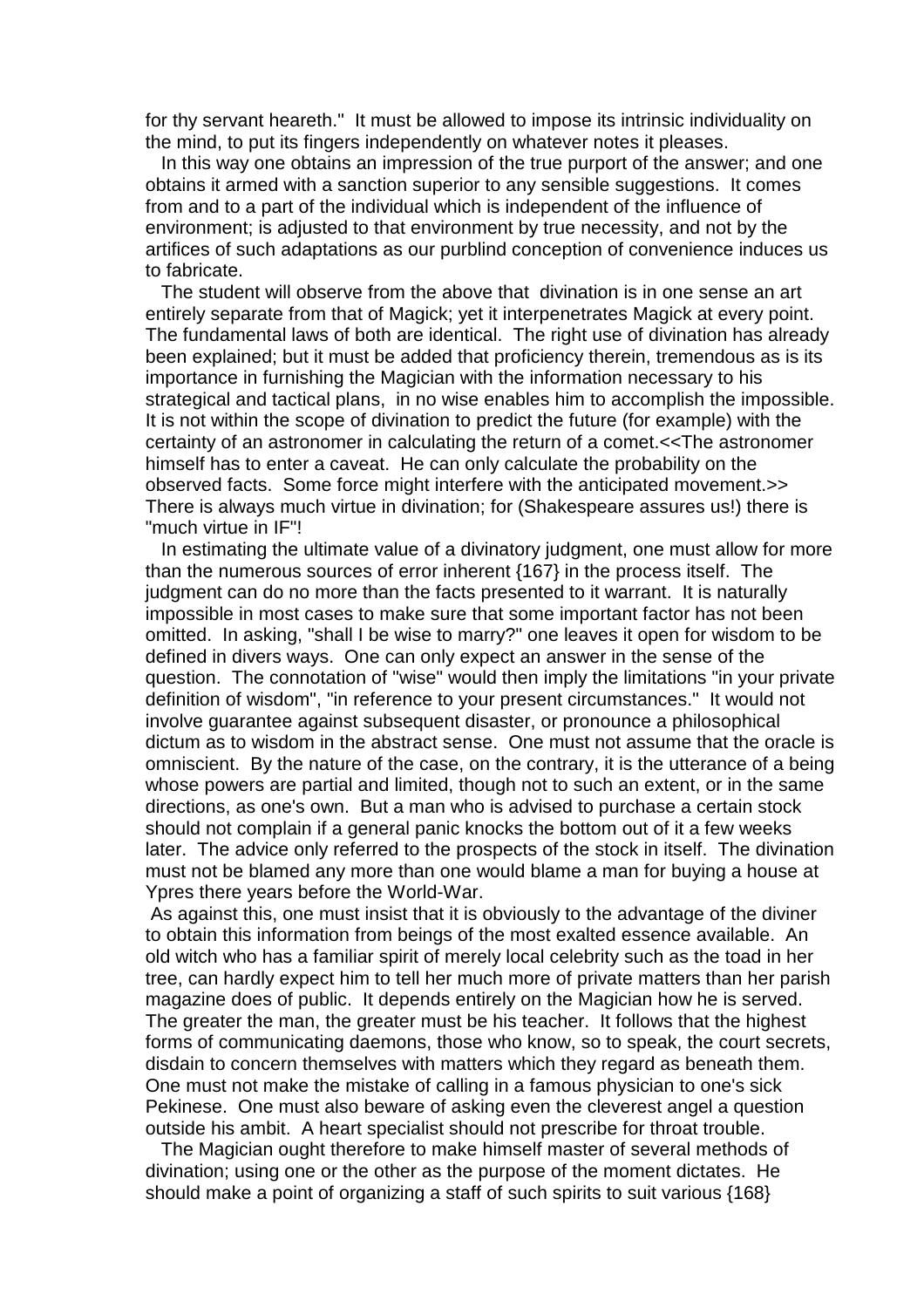for thy servant heareth." It must be allowed to impose its intrinsic individuality on the mind, to put its fingers independently on whatever notes it pleases.

In this way one obtains an impression of the true purport of the answer; and one obtains it armed with a sanction superior to any sensible suggestions. It comes from and to a part of the individual which is independent of the influence of environment; is adjusted to that environment by true necessity, and not by the artifices of such adaptations as our purblind conception of convenience induces us to fabricate.

The student will observe from the above that divination is in one sense an art entirely separate from that of Magick; yet it interpenetrates Magick at every point. The fundamental laws of both are identical. The right use of divination has already been explained; but it must be added that proficiency therein, tremendous as is its importance in furnishing the Magician with the information necessary to his strategical and tactical plans, in no wise enables him to accomplish the impossible. It is not within the scope of divination to predict the future (for example) with the certainty of an astronomer in calculating the return of a comet.<<The astronomer himself has to enter a caveat. He can only calculate the probability on the observed facts. Some force might interfere with the anticipated movement.>> There is always much virtue in divination; for (Shakespeare assures us!) there is "much virtue in IF"!

In estimating the ultimate value of a divinatory judgment, one must allow for more than the numerous sources of error inherent {167} in the process itself. The judgment can do no more than the facts presented to it warrant. It is naturally impossible in most cases to make sure that some important factor has not been omitted. In asking, "shall I be wise to marry?" one leaves it open for wisdom to be defined in divers ways. One can only expect an answer in the sense of the question. The connotation of "wise" would then imply the limitations "in your private definition of wisdom", "in reference to your present circumstances." It would not involve guarantee against subsequent disaster, or pronounce a philosophical dictum as to wisdom in the abstract sense. One must not assume that the oracle is omniscient. By the nature of the case, on the contrary, it is the utterance of a being whose powers are partial and limited, though not to such an extent, or in the same directions, as one's own. But a man who is advised to purchase a certain stock should not complain if a general panic knocks the bottom out of it a few weeks later. The advice only referred to the prospects of the stock in itself. The divination must not be blamed any more than one would blame a man for buying a house at Ypres there years before the World-War.

As against this, one must insist that it is obviously to the advantage of the diviner to obtain this information from beings of the most exalted essence available. An old witch who has a familiar spirit of merely local celebrity such as the toad in her tree, can hardly expect him to tell her much more of private matters than her parish magazine does of public. It depends entirely on the Magician how he is served. The greater the man, the greater must be his teacher. It follows that the highest forms of communicating daemons, those who know, so to speak, the court secrets, disdain to concern themselves with matters which they regard as beneath them. One must not make the mistake of calling in a famous physician to one's sick Pekinese. One must also beware of asking even the cleverest angel a question outside his ambit. A heart specialist should not prescribe for throat trouble.

The Magician ought therefore to make himself master of several methods of divination; using one or the other as the purpose of the moment dictates. He should make a point of organizing a staff of such spirits to suit various {168}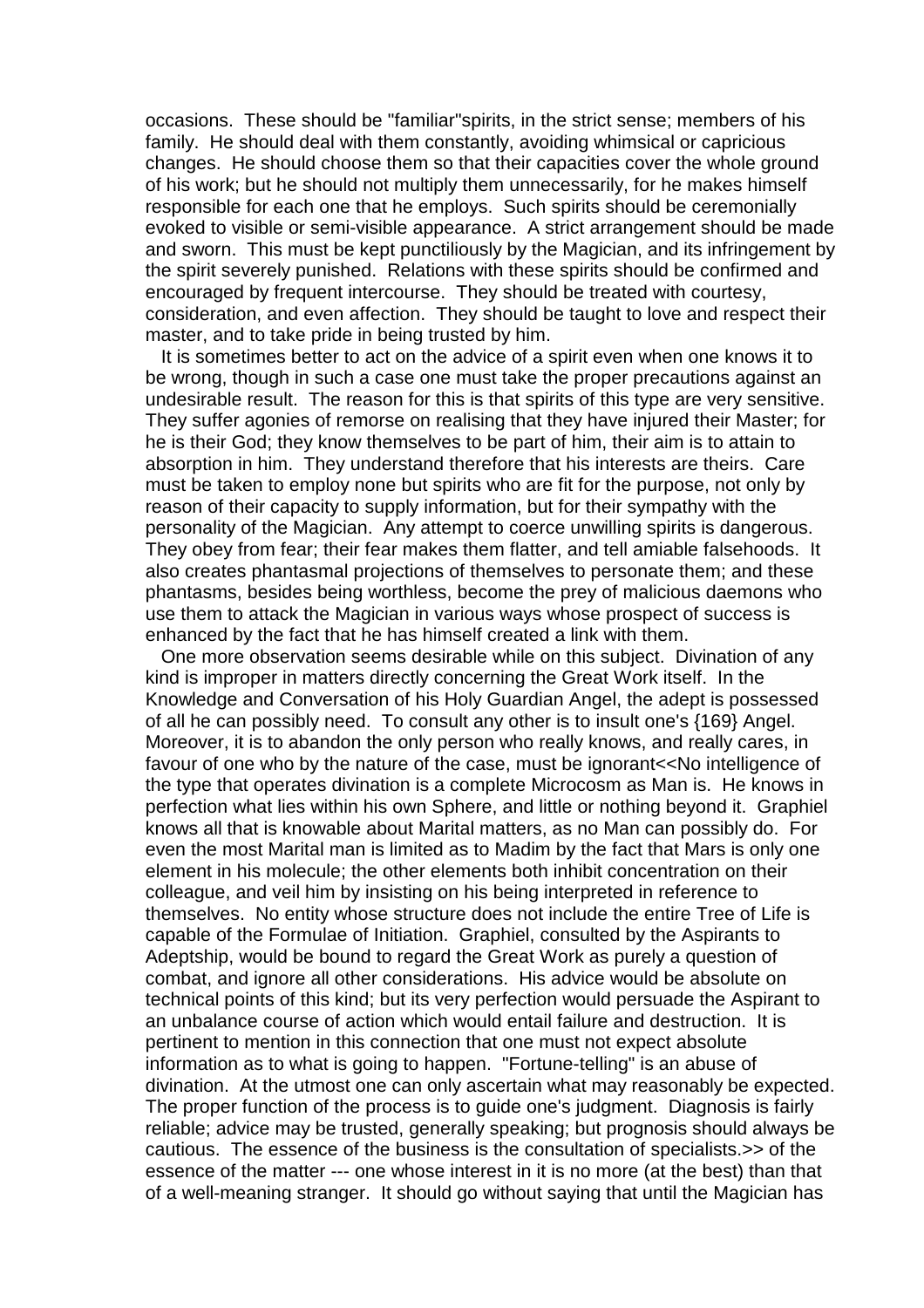occasions. These should be "familiar"spirits, in the strict sense; members of his family. He should deal with them constantly, avoiding whimsical or capricious changes. He should choose them so that their capacities cover the whole ground of his work; but he should not multiply them unnecessarily, for he makes himself responsible for each one that he employs. Such spirits should be ceremonially evoked to visible or semi-visible appearance. A strict arrangement should be made and sworn. This must be kept punctiliously by the Magician, and its infringement by the spirit severely punished. Relations with these spirits should be confirmed and encouraged by frequent intercourse. They should be treated with courtesy, consideration, and even affection. They should be taught to love and respect their master, and to take pride in being trusted by him.

It is sometimes better to act on the advice of a spirit even when one knows it to be wrong, though in such a case one must take the proper precautions against an undesirable result. The reason for this is that spirits of this type are very sensitive. They suffer agonies of remorse on realising that they have injured their Master; for he is their God; they know themselves to be part of him, their aim is to attain to absorption in him. They understand therefore that his interests are theirs. Care must be taken to employ none but spirits who are fit for the purpose, not only by reason of their capacity to supply information, but for their sympathy with the personality of the Magician. Any attempt to coerce unwilling spirits is dangerous. They obey from fear; their fear makes them flatter, and tell amiable falsehoods. It also creates phantasmal projections of themselves to personate them; and these phantasms, besides being worthless, become the prey of malicious daemons who use them to attack the Magician in various ways whose prospect of success is enhanced by the fact that he has himself created a link with them.

One more observation seems desirable while on this subject. Divination of any kind is improper in matters directly concerning the Great Work itself. In the Knowledge and Conversation of his Holy Guardian Angel, the adept is possessed of all he can possibly need. To consult any other is to insult one's {169} Angel. Moreover, it is to abandon the only person who really knows, and really cares, in favour of one who by the nature of the case, must be ignorant<<No intelligence of the type that operates divination is a complete Microcosm as Man is. He knows in perfection what lies within his own Sphere, and little or nothing beyond it. Graphiel knows all that is knowable about Marital matters, as no Man can possibly do. For even the most Marital man is limited as to Madim by the fact that Mars is only one element in his molecule; the other elements both inhibit concentration on their colleague, and veil him by insisting on his being interpreted in reference to themselves. No entity whose structure does not include the entire Tree of Life is capable of the Formulae of Initiation. Graphiel, consulted by the Aspirants to Adeptship, would be bound to regard the Great Work as purely a question of combat, and ignore all other considerations. His advice would be absolute on technical points of this kind; but its very perfection would persuade the Aspirant to an unbalance course of action which would entail failure and destruction. It is pertinent to mention in this connection that one must not expect absolute information as to what is going to happen. "Fortune-telling" is an abuse of divination. At the utmost one can only ascertain what may reasonably be expected. The proper function of the process is to guide one's judgment. Diagnosis is fairly reliable; advice may be trusted, generally speaking; but prognosis should always be cautious. The essence of the business is the consultation of specialists.>> of the essence of the matter --- one whose interest in it is no more (at the best) than that of a well-meaning stranger. It should go without saying that until the Magician has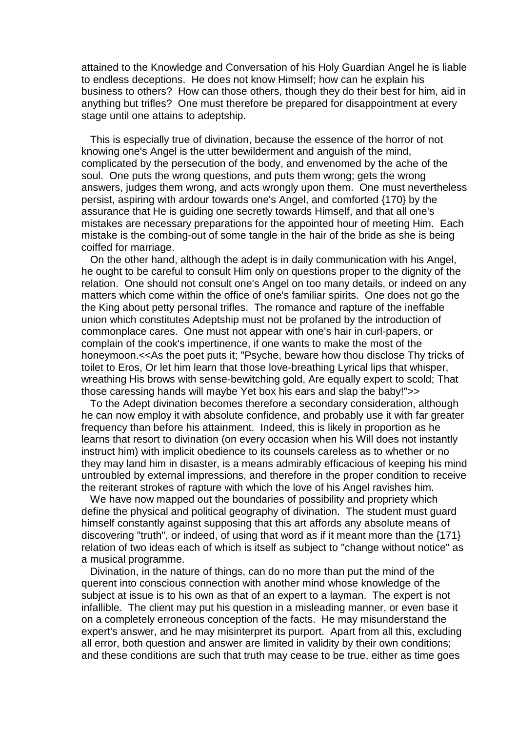attained to the Knowledge and Conversation of his Holy Guardian Angel he is liable to endless deceptions. He does not know Himself; how can he explain his business to others? How can those others, though they do their best for him, aid in anything but trifles? One must therefore be prepared for disappointment at every stage until one attains to adeptship.

This is especially true of divination, because the essence of the horror of not knowing one's Angel is the utter bewilderment and anguish of the mind, complicated by the persecution of the body, and envenomed by the ache of the soul. One puts the wrong questions, and puts them wrong; gets the wrong answers, judges them wrong, and acts wrongly upon them. One must nevertheless persist, aspiring with ardour towards one's Angel, and comforted {170} by the assurance that He is guiding one secretly towards Himself, and that all one's mistakes are necessary preparations for the appointed hour of meeting Him. Each mistake is the combing-out of some tangle in the hair of the bride as she is being coiffed for marriage.

On the other hand, although the adept is in daily communication with his Angel, he ought to be careful to consult Him only on questions proper to the dignity of the relation. One should not consult one's Angel on too many details, or indeed on any matters which come within the office of one's familiar spirits. One does not go the the King about petty personal trifles. The romance and rapture of the ineffable union which constitutes Adeptship must not be profaned by the introduction of commonplace cares. One must not appear with one's hair in curl-papers, or complain of the cook's impertinence, if one wants to make the most of the honeymoon.<<As the poet puts it; "Psyche, beware how thou disclose Thy tricks of toilet to Eros, Or let him learn that those love-breathing Lyrical lips that whisper, wreathing His brows with sense-bewitching gold, Are equally expert to scold; That those caressing hands will maybe Yet box his ears and slap the baby!">>

To the Adept divination becomes therefore a secondary consideration, although he can now employ it with absolute confidence, and probably use it with far greater frequency than before his attainment. Indeed, this is likely in proportion as he learns that resort to divination (on every occasion when his Will does not instantly instruct him) with implicit obedience to its counsels careless as to whether or no they may land him in disaster, is a means admirably efficacious of keeping his mind untroubled by external impressions, and therefore in the proper condition to receive the reiterant strokes of rapture with which the love of his Angel ravishes him.

We have now mapped out the boundaries of possibility and propriety which define the physical and political geography of divination. The student must guard himself constantly against supposing that this art affords any absolute means of discovering "truth", or indeed, of using that word as if it meant more than the {171} relation of two ideas each of which is itself as subject to "change without notice" as a musical programme.

Divination, in the nature of things, can do no more than put the mind of the querent into conscious connection with another mind whose knowledge of the subject at issue is to his own as that of an expert to a layman. The expert is not infallible. The client may put his question in a misleading manner, or even base it on a completely erroneous conception of the facts. He may misunderstand the expert's answer, and he may misinterpret its purport. Apart from all this, excluding all error, both question and answer are limited in validity by their own conditions; and these conditions are such that truth may cease to be true, either as time goes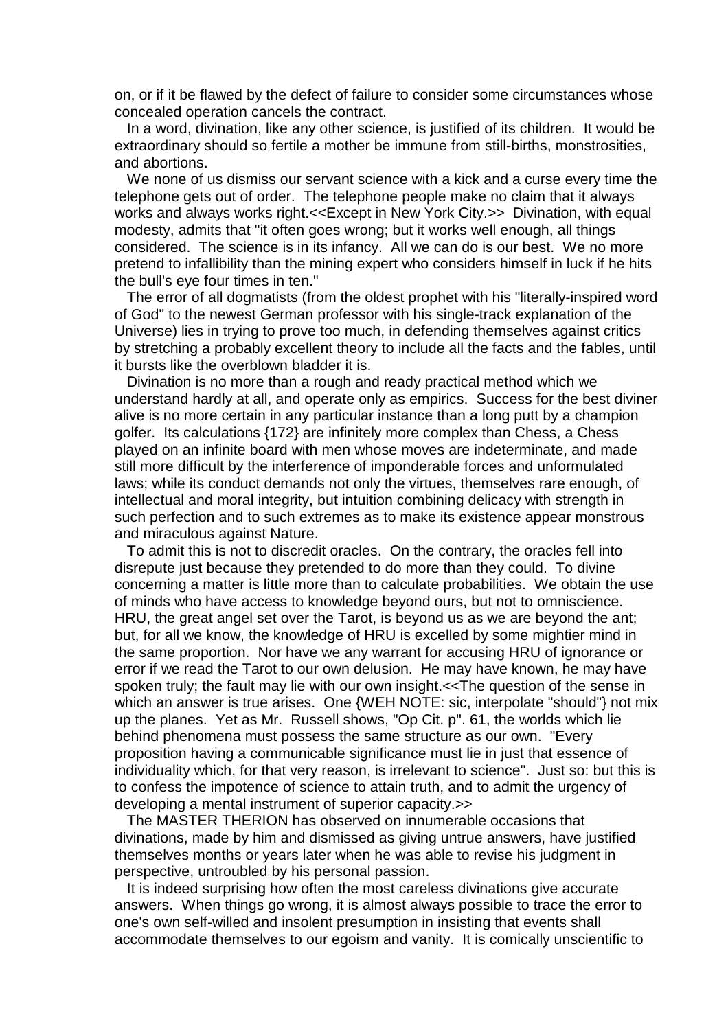on, or if it be flawed by the defect of failure to consider some circumstances whose concealed operation cancels the contract.

In a word, divination, like any other science, is justified of its children. It would be extraordinary should so fertile a mother be immune from still-births, monstrosities, and abortions.

We none of us dismiss our servant science with a kick and a curse every time the telephone gets out of order. The telephone people make no claim that it always works and always works right.<<Except in New York City.>> Divination, with equal modesty, admits that "it often goes wrong; but it works well enough, all things considered. The science is in its infancy. All we can do is our best. We no more pretend to infallibility than the mining expert who considers himself in luck if he hits the bull's eye four times in ten."

The error of all dogmatists (from the oldest prophet with his "literally-inspired word of God" to the newest German professor with his single-track explanation of the Universe) lies in trying to prove too much, in defending themselves against critics by stretching a probably excellent theory to include all the facts and the fables, until it bursts like the overblown bladder it is.

Divination is no more than a rough and ready practical method which we understand hardly at all, and operate only as empirics. Success for the best diviner alive is no more certain in any particular instance than a long putt by a champion golfer. Its calculations {172} are infinitely more complex than Chess, a Chess played on an infinite board with men whose moves are indeterminate, and made still more difficult by the interference of imponderable forces and unformulated laws; while its conduct demands not only the virtues, themselves rare enough, of intellectual and moral integrity, but intuition combining delicacy with strength in such perfection and to such extremes as to make its existence appear monstrous and miraculous against Nature.

To admit this is not to discredit oracles. On the contrary, the oracles fell into disrepute just because they pretended to do more than they could. To divine concerning a matter is little more than to calculate probabilities. We obtain the use of minds who have access to knowledge beyond ours, but not to omniscience. HRU, the great angel set over the Tarot, is beyond us as we are beyond the ant; but, for all we know, the knowledge of HRU is excelled by some mightier mind in the same proportion. Nor have we any warrant for accusing HRU of ignorance or error if we read the Tarot to our own delusion. He may have known, he may have spoken truly; the fault may lie with our own insight.<<The question of the sense in which an answer is true arises. One {WEH NOTE: sic, interpolate "should"} not mix up the planes. Yet as Mr. Russell shows, "Op Cit. p". 61, the worlds which lie behind phenomena must possess the same structure as our own. "Every proposition having a communicable significance must lie in just that essence of individuality which, for that very reason, is irrelevant to science". Just so: but this is to confess the impotence of science to attain truth, and to admit the urgency of developing a mental instrument of superior capacity.>>

The MASTER THERION has observed on innumerable occasions that divinations, made by him and dismissed as giving untrue answers, have justified themselves months or years later when he was able to revise his judgment in perspective, untroubled by his personal passion.

It is indeed surprising how often the most careless divinations give accurate answers. When things go wrong, it is almost always possible to trace the error to one's own self-willed and insolent presumption in insisting that events shall accommodate themselves to our egoism and vanity. It is comically unscientific to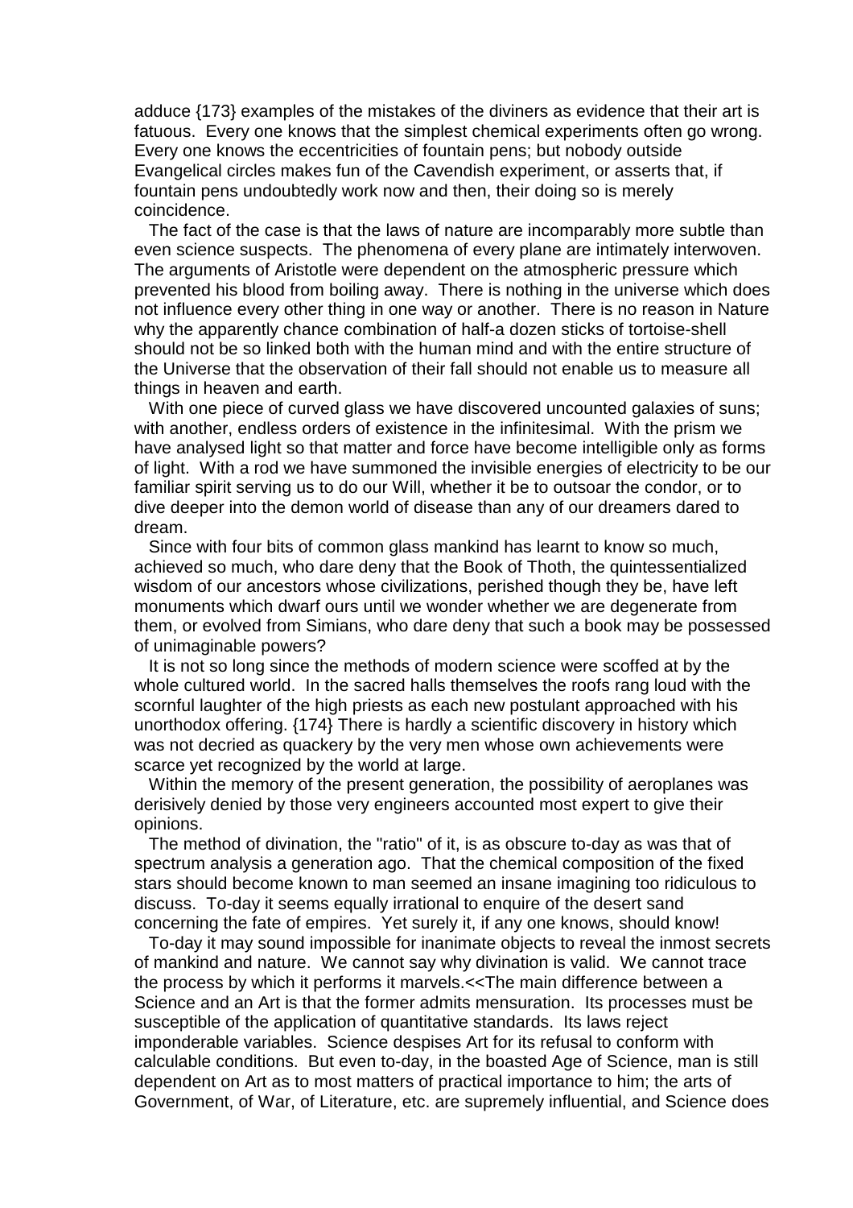adduce {173} examples of the mistakes of the diviners as evidence that their art is fatuous. Every one knows that the simplest chemical experiments often go wrong. Every one knows the eccentricities of fountain pens; but nobody outside Evangelical circles makes fun of the Cavendish experiment, or asserts that, if fountain pens undoubtedly work now and then, their doing so is merely coincidence.

The fact of the case is that the laws of nature are incomparably more subtle than even science suspects. The phenomena of every plane are intimately interwoven. The arguments of Aristotle were dependent on the atmospheric pressure which prevented his blood from boiling away. There is nothing in the universe which does not influence every other thing in one way or another. There is no reason in Nature why the apparently chance combination of half-a dozen sticks of tortoise-shell should not be so linked both with the human mind and with the entire structure of the Universe that the observation of their fall should not enable us to measure all things in heaven and earth.

With one piece of curved glass we have discovered uncounted galaxies of suns; with another, endless orders of existence in the infinitesimal. With the prism we have analysed light so that matter and force have become intelligible only as forms of light. With a rod we have summoned the invisible energies of electricity to be our familiar spirit serving us to do our Will, whether it be to outsoar the condor, or to dive deeper into the demon world of disease than any of our dreamers dared to dream.

Since with four bits of common glass mankind has learnt to know so much, achieved so much, who dare deny that the Book of Thoth, the quintessentialized wisdom of our ancestors whose civilizations, perished though they be, have left monuments which dwarf ours until we wonder whether we are degenerate from them, or evolved from Simians, who dare deny that such a book may be possessed of unimaginable powers?

It is not so long since the methods of modern science were scoffed at by the whole cultured world. In the sacred halls themselves the roofs rang loud with the scornful laughter of the high priests as each new postulant approached with his unorthodox offering. {174} There is hardly a scientific discovery in history which was not decried as quackery by the very men whose own achievements were scarce yet recognized by the world at large.

Within the memory of the present generation, the possibility of aeroplanes was derisively denied by those very engineers accounted most expert to give their opinions.

The method of divination, the "ratio" of it, is as obscure to-day as was that of spectrum analysis a generation ago. That the chemical composition of the fixed stars should become known to man seemed an insane imagining too ridiculous to discuss. To-day it seems equally irrational to enquire of the desert sand concerning the fate of empires. Yet surely it, if any one knows, should know!

To-day it may sound impossible for inanimate objects to reveal the inmost secrets of mankind and nature. We cannot say why divination is valid. We cannot trace the process by which it performs it marvels.<<The main difference between a Science and an Art is that the former admits mensuration. Its processes must be susceptible of the application of quantitative standards. Its laws reject imponderable variables. Science despises Art for its refusal to conform with calculable conditions. But even to-day, in the boasted Age of Science, man is still dependent on Art as to most matters of practical importance to him; the arts of Government, of War, of Literature, etc. are supremely influential, and Science does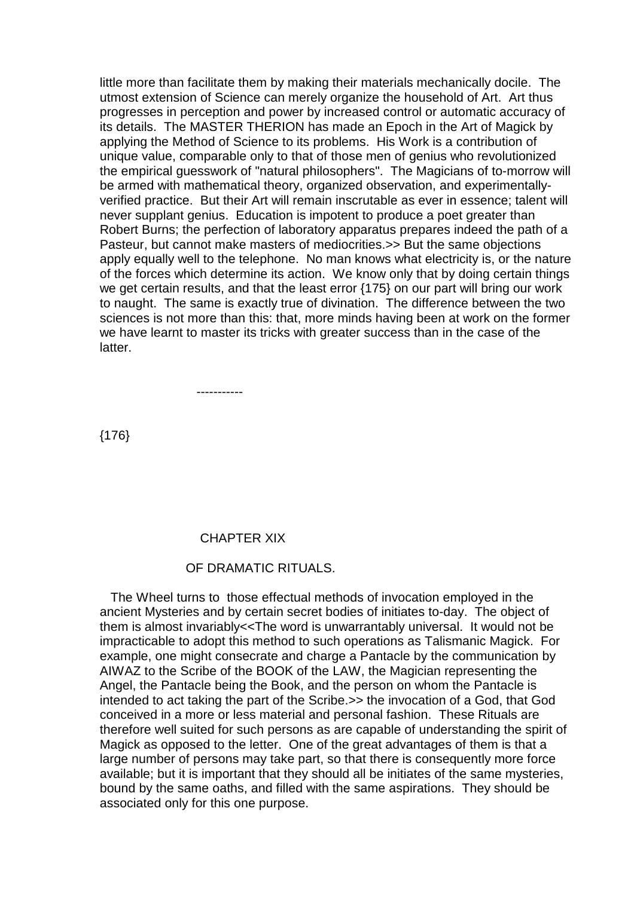little more than facilitate them by making their materials mechanically docile. The utmost extension of Science can merely organize the household of Art. Art thus progresses in perception and power by increased control or automatic accuracy of its details. The MASTER THERION has made an Epoch in the Art of Magick by applying the Method of Science to its problems. His Work is a contribution of unique value, comparable only to that of those men of genius who revolutionized the empirical guesswork of "natural philosophers". The Magicians of to-morrow will be armed with mathematical theory, organized observation, and experimentally-verified practice. But their Art will remain inscrutable as ever in essence; talent will never supplant genius. Education is impotent to produce a poet greater than Robert Burns; the perfection of laboratory apparatus prepares indeed the path of a Pasteur, but cannot make masters of mediocrities.>> But the same objections apply equally well to the telephone. No man knows what electricity is, or the nature of the forces which determine its action. We know only that by doing certain things we get certain results, and that the least error {175} on our part will bring our work to naught. The same is exactly true of divination. The difference between the two sciences is not more than this: that, more minds having been at work on the former we have learnt to master its tricks with greater success than in the case of the latter.

-----------

{176}

## CHAPTER XIX

### OF DRAMATIC RITUALS.

The Wheel turns to those effectual methods of invocation employed in the ancient Mysteries and by certain secret bodies of initiates to-day. The object of them is almost invariably<<The word is unwarrantably universal. It would not be impracticable to adopt this method to such operations as Talismanic Magick. For example, one might consecrate and charge a Pantacle by the communication by AIWAZ to the Scribe of the BOOK of the LAW, the Magician representing the Angel, the Pantacle being the Book, and the person on whom the Pantacle is intended to act taking the part of the Scribe.>> the invocation of a God, that God conceived in a more or less material and personal fashion. These Rituals are therefore well suited for such persons as are capable of understanding the spirit of Magick as opposed to the letter. One of the great advantages of them is that a large number of persons may take part, so that there is consequently more force available; but it is important that they should all be initiates of the same mysteries, bound by the same oaths, and filled with the same aspirations. They should be associated only for this one purpose.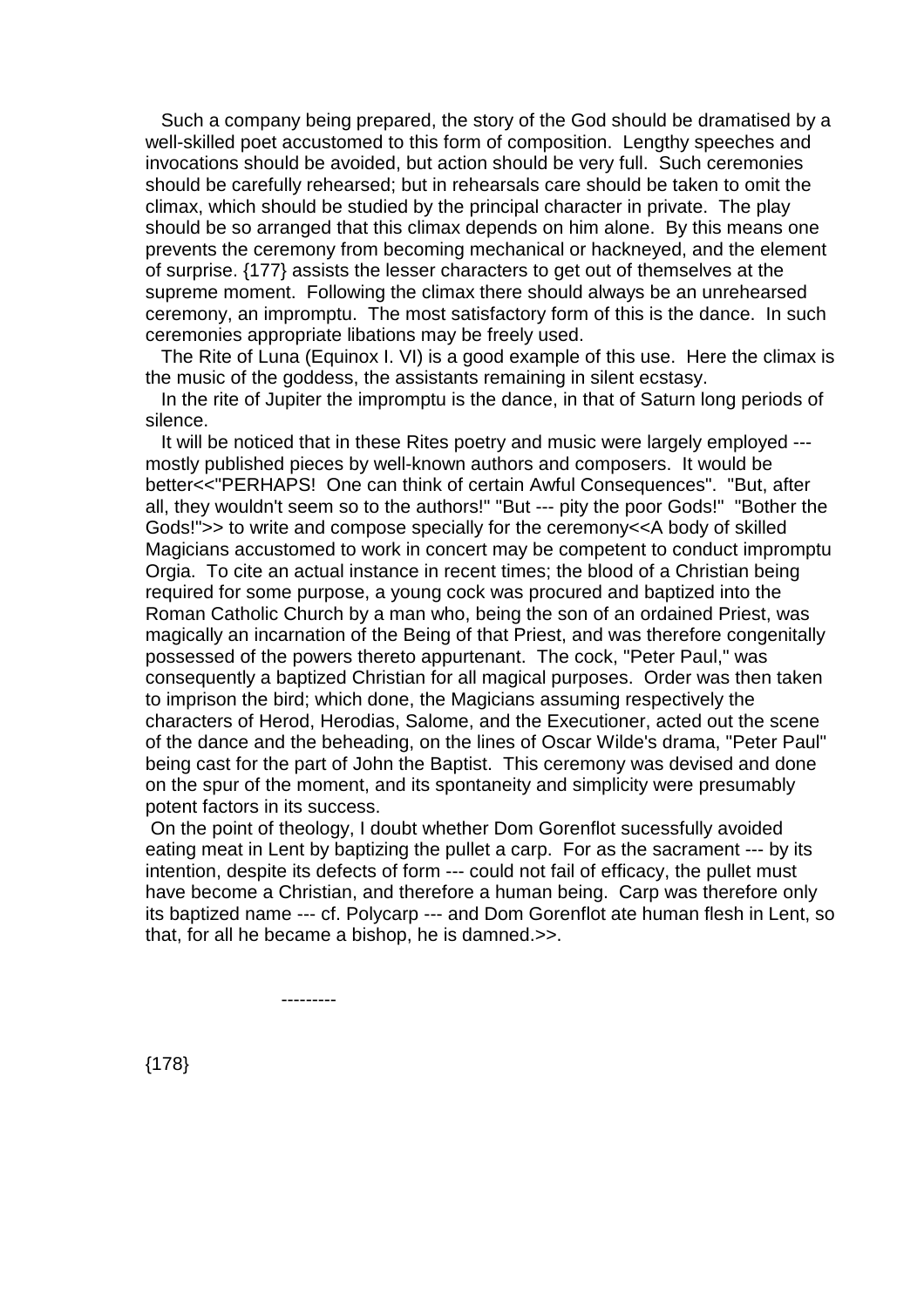Such a company being prepared, the story of the God should be dramatised by a well-skilled poet accustomed to this form of composition. Lengthy speeches and invocations should be avoided, but action should be very full. Such ceremonies should be carefully rehearsed; but in rehearsals care should be taken to omit the climax, which should be studied by the principal character in private. The play should be so arranged that this climax depends on him alone. By this means one prevents the ceremony from becoming mechanical or hackneyed, and the element of surprise. {177} assists the lesser characters to get out of themselves at the supreme moment. Following the climax there should always be an unrehearsed ceremony, an impromptu. The most satisfactory form of this is the dance. In such ceremonies appropriate libations may be freely used.

The Rite of Luna (Equinox I. VI) is a good example of this use. Here the climax is the music of the goddess, the assistants remaining in silent ecstasy.

In the rite of Jupiter the impromptu is the dance, in that of Saturn long periods of silence.

It will be noticed that in these Rites poetry and music were largely employed --- mostly published pieces by well-known authors and composers. It would be better<<"PERHAPS! One can think of certain Awful Consequences". "But, after all, they wouldn't seem so to the authors!" "But --- pity the poor Gods!" "Bother the Gods!">> to write and compose specially for the ceremony<<A body of skilled Magicians accustomed to work in concert may be competent to conduct impromptu Orgia. To cite an actual instance in recent times; the blood of a Christian being required for some purpose, a young cock was procured and baptized into the Roman Catholic Church by a man who, being the son of an ordained Priest, was magically an incarnation of the Being of that Priest, and was therefore congenitally possessed of the powers thereto appurtenant. The cock, "Peter Paul," was consequently a baptized Christian for all magical purposes. Order was then taken to imprison the bird; which done, the Magicians assuming respectively the characters of Herod, Herodias, Salome, and the Executioner, acted out the scene of the dance and the beheading, on the lines of Oscar Wilde's drama, "Peter Paul" being cast for the part of John the Baptist. This ceremony was devised and done on the spur of the moment, and its spontaneity and simplicity were presumably potent factors in its success.

On the point of theology, I doubt whether Dom Gorenflot sucessfully avoided eating meat in Lent by baptizing the pullet a carp. For as the sacrament --- by its intention, despite its defects of form --- could not fail of efficacy, the pullet must have become a Christian, and therefore a human being. Carp was therefore only its baptized name --- cf. Polycarp --- and Dom Gorenflot ate human flesh in Lent, so that, for all he became a bishop, he is damned.>>.

---------

{178}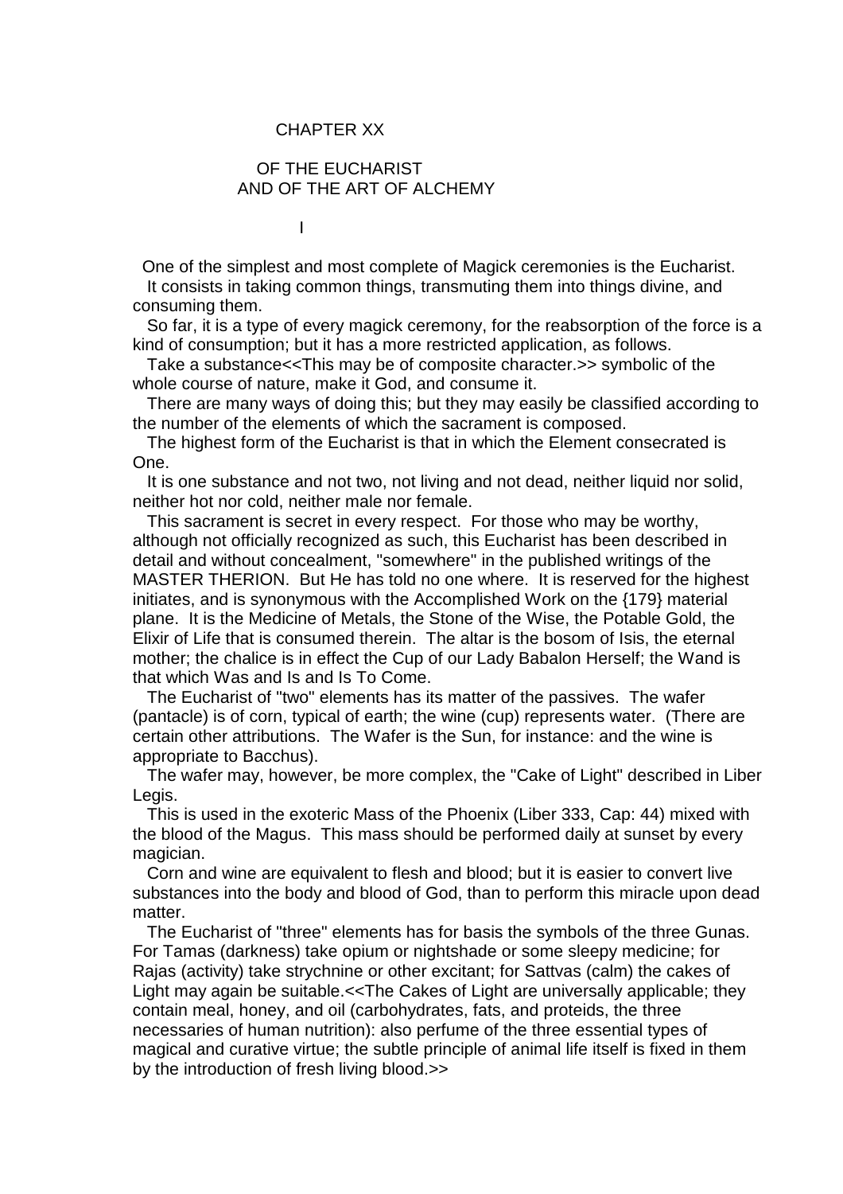# CHAPTER XX

## OF THE EUCHARIST AND OF THE ART OF ALCHEMY

### I

One of the simplest and most complete of Magick ceremonies is the Eucharist.

It consists in taking common things, transmuting them into things divine, and consuming them.

So far, it is a type of every magick ceremony, for the reabsorption of the force is a kind of consumption; but it has a more restricted application, as follows.

Take a substance<<This may be of composite character.>> symbolic of the whole course of nature, make it God, and consume it.

There are many ways of doing this; but they may easily be classified according to the number of the elements of which the sacrament is composed.

The highest form of the Eucharist is that in which the Element consecrated is One.

It is one substance and not two, not living and not dead, neither liquid nor solid, neither hot nor cold, neither male nor female.

This sacrament is secret in every respect. For those who may be worthy, although not officially recognized as such, this Eucharist has been described in detail and without concealment, "somewhere" in the published writings of the MASTER THERION. But He has told no one where. It is reserved for the highest initiates, and is synonymous with the Accomplished Work on the {179} material plane. It is the Medicine of Metals, the Stone of the Wise, the Potable Gold, the Elixir of Life that is consumed therein. The altar is the bosom of Isis, the eternal mother; the chalice is in effect the Cup of our Lady Babalon Herself; the Wand is that which Was and Is and Is To Come.

The Eucharist of "two" elements has its matter of the passives. The wafer (pantacle) is of corn, typical of earth; the wine (cup) represents water. (There are certain other attributions. The Wafer is the Sun, for instance: and the wine is appropriate to Bacchus).

The wafer may, however, be more complex, the "Cake of Light" described in Liber Legis.

This is used in the exoteric Mass of the Phoenix (Liber 333, Cap: 44) mixed with the blood of the Magus. This mass should be performed daily at sunset by every magician.

Corn and wine are equivalent to flesh and blood; but it is easier to convert live substances into the body and blood of God, than to perform this miracle upon dead matter.

The Eucharist of "three" elements has for basis the symbols of the three Gunas. For Tamas (darkness) take opium or nightshade or some sleepy medicine; for Rajas (activity) take strychnine or other excitant; for Sattvas (calm) the cakes of Light may again be suitable.<<The Cakes of Light are universally applicable; they contain meal, honey, and oil (carbohydrates, fats, and proteids, the three necessaries of human nutrition): also perfume of the three essential types of magical and curative virtue; the subtle principle of animal life itself is fixed in them by the introduction of fresh living blood.>>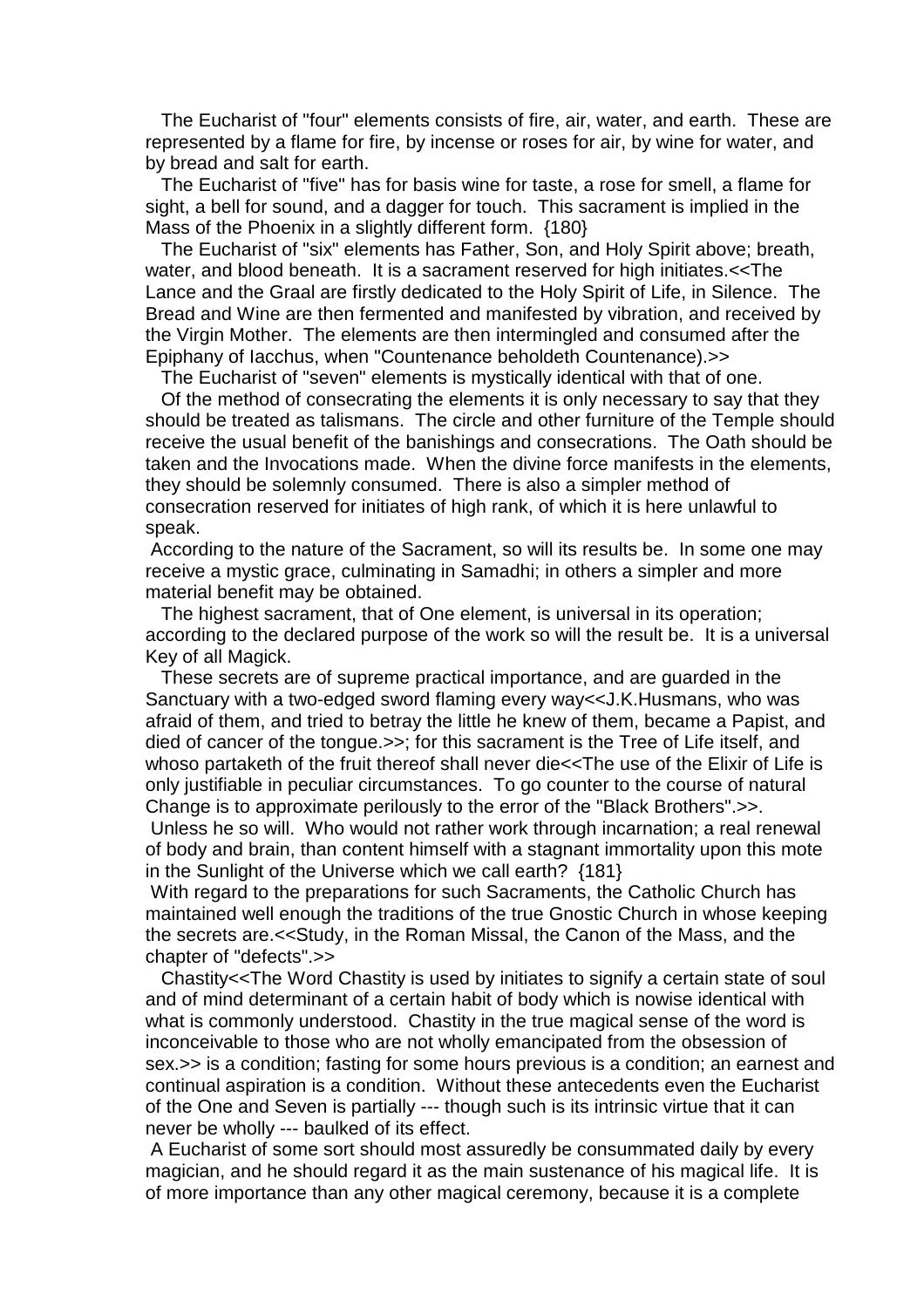The Eucharist of "four" elements consists of fire, air, water, and earth. These are represented by a flame for fire, by incense or roses for air, by wine for water, and by bread and salt for earth.

The Eucharist of "five" has for basis wine for taste, a rose for smell, a flame for sight, a bell for sound, and a dagger for touch. This sacrament is implied in the Mass of the Phoenix in a slightly different form. {180}

The Eucharist of "six" elements has Father, Son, and Holy Spirit above; breath, water, and blood beneath. It is a sacrament reserved for high initiates.<<The Lance and the Graal are firstly dedicated to the Holy Spirit of Life, in Silence. The Bread and Wine are then fermented and manifested by vibration, and received by the Virgin Mother. The elements are then intermingled and consumed after the Epiphany of Iacchus, when "Countenance beholdeth Countenance).>>

The Eucharist of "seven" elements is mystically identical with that of one.

Of the method of consecrating the elements it is only necessary to say that they should be treated as talismans. The circle and other furniture of the Temple should receive the usual benefit of the banishings and consecrations. The Oath should be taken and the Invocations made. When the divine force manifests in the elements, they should be solemnly consumed. There is also a simpler method of consecration reserved for initiates of high rank, of which it is here unlawful to speak.

According to the nature of the Sacrament, so will its results be. In some one may receive a mystic grace, culminating in Samadhi; in others a simpler and more material benefit may be obtained.

The highest sacrament, that of One element, is universal in its operation; according to the declared purpose of the work so will the result be. It is a universal Key of all Magick.

These secrets are of supreme practical importance, and are guarded in the Sanctuary with a two-edged sword flaming every way<<J.K.Husmans, who was afraid of them, and tried to betray the little he knew of them, became a Papist, and died of cancer of the tongue.>>; for this sacrament is the Tree of Life itself, and whoso partaketh of the fruit thereof shall never die<<The use of the Elixir of Life is only justifiable in peculiar circumstances. To go counter to the course of natural Change is to approximate perilously to the error of the "Black Brothers".>>.

Unless he so will. Who would not rather work through incarnation; a real renewal of body and brain, than content himself with a stagnant immortality upon this mote in the Sunlight of the Universe which we call earth? {181}

With regard to the preparations for such Sacraments, the Catholic Church has maintained well enough the traditions of the true Gnostic Church in whose keeping the secrets are.<<Study, in the Roman Missal, the Canon of the Mass, and the chapter of "defects".>>

Chastity<<The Word Chastity is used by initiates to signify a certain state of soul and of mind determinant of a certain habit of body which is nowise identical with what is commonly understood. Chastity in the true magical sense of the word is inconceivable to those who are not wholly emancipated from the obsession of sex.>> is a condition; fasting for some hours previous is a condition; an earnest and continual aspiration is a condition. Without these antecedents even the Eucharist of the One and Seven is partially --- though such is its intrinsic virtue that it can never be wholly --- baulked of its effect.

A Eucharist of some sort should most assuredly be consummated daily by every magician, and he should regard it as the main sustenance of his magical life. It is of more importance than any other magical ceremony, because it is a complete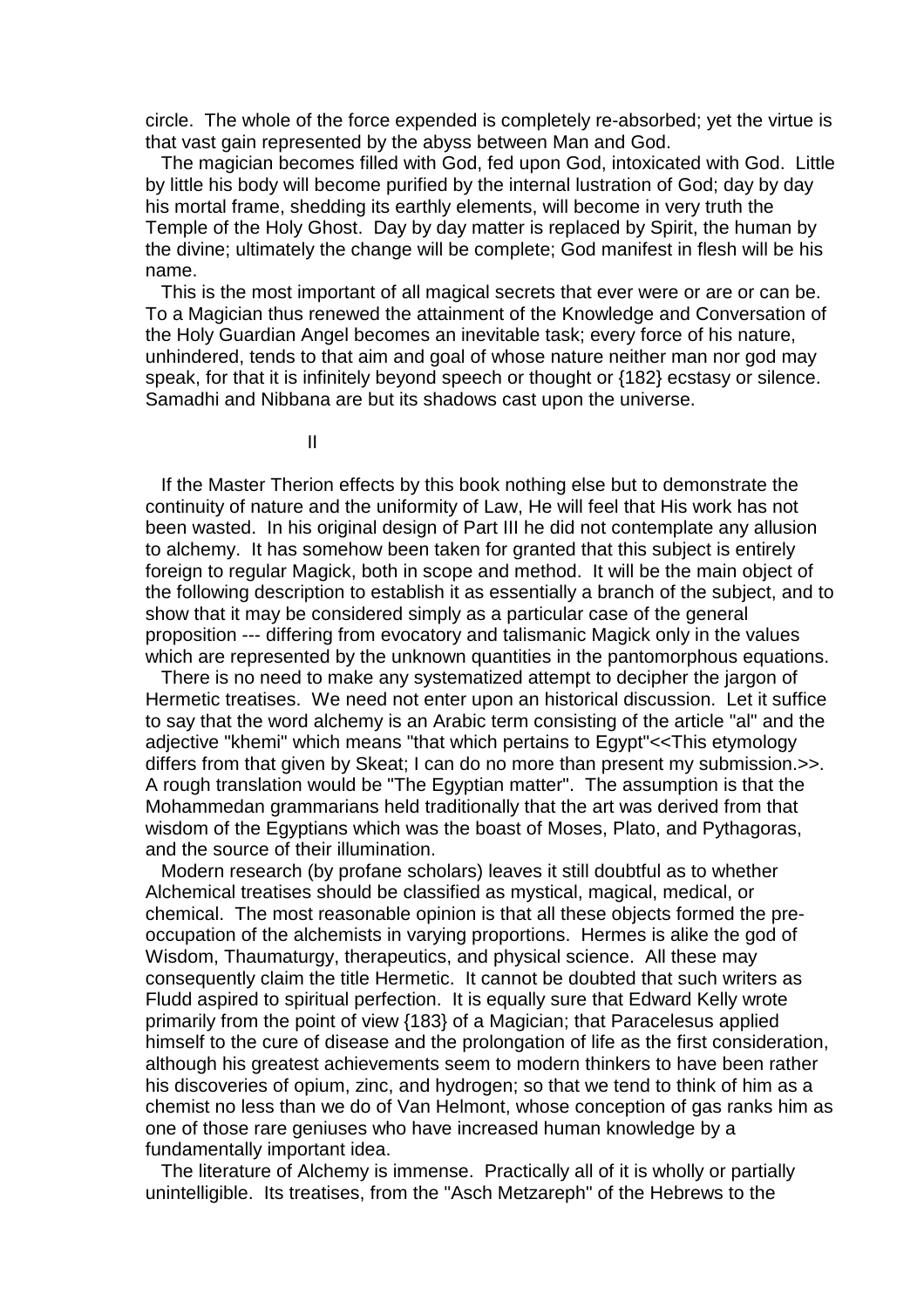circle. The whole of the force expended is completely re-absorbed; yet the virtue is that vast gain represented by the abyss between Man and God.

The magician becomes filled with God, fed upon God, intoxicated with God. Little by little his body will become purified by the internal lustration of God; day by day his mortal frame, shedding its earthly elements, will become in very truth the Temple of the Holy Ghost. Day by day matter is replaced by Spirit, the human by the divine; ultimately the change will be complete; God manifest in flesh will be his name.

This is the most important of all magical secrets that ever were or are or can be. To a Magician thus renewed the attainment of the Knowledge and Conversation of the Holy Guardian Angel becomes an inevitable task; every force of his nature, unhindered, tends to that aim and goal of whose nature neither man nor god may speak, for that it is infinitely beyond speech or thought or {182} ecstasy or silence. Samadhi and Nibbana are but its shadows cast upon the universe.

II

If the Master Therion effects by this book nothing else but to demonstrate the continuity of nature and the uniformity of Law, He will feel that His work has not been wasted. In his original design of Part III he did not contemplate any allusion to alchemy. It has somehow been taken for granted that this subject is entirely foreign to regular Magick, both in scope and method. It will be the main object of the following description to establish it as essentially a branch of the subject, and to show that it may be considered simply as a particular case of the general proposition --- differing from evocatory and talismanic Magick only in the values which are represented by the unknown quantities in the pantomorphous equations.

There is no need to make any systematized attempt to decipher the jargon of Hermetic treatises. We need not enter upon an historical discussion. Let it suffice to say that the word alchemy is an Arabic term consisting of the article "al" and the adjective "khemi" which means "that which pertains to Egypt"<<This etymology differs from that given by Skeat; I can do no more than present my submission.>>. A rough translation would be "The Egyptian matter". The assumption is that the Mohammedan grammarians held traditionally that the art was derived from that wisdom of the Egyptians which was the boast of Moses, Plato, and Pythagoras, and the source of their illumination.

Modern research (by profane scholars) leaves it still doubtful as to whether Alchemical treatises should be classified as mystical, magical, medical, or chemical. The most reasonable opinion is that all these objects formed the pre-occupation of the alchemists in varying proportions. Hermes is alike the god of Wisdom, Thaumaturgy, therapeutics, and physical science. All these may consequently claim the title Hermetic. It cannot be doubted that such writers as Fludd aspired to spiritual perfection. It is equally sure that Edward Kelly wrote primarily from the point of view {183} of a Magician; that Paracelesus applied himself to the cure of disease and the prolongation of life as the first consideration, although his greatest achievements seem to modern thinkers to have been rather his discoveries of opium, zinc, and hydrogen; so that we tend to think of him as a chemist no less than we do of Van Helmont, whose conception of gas ranks him as one of those rare geniuses who have increased human knowledge by a fundamentally important idea.

The literature of Alchemy is immense. Practically all of it is wholly or partially unintelligible. Its treatises, from the "Asch Metzareph" of the Hebrews to the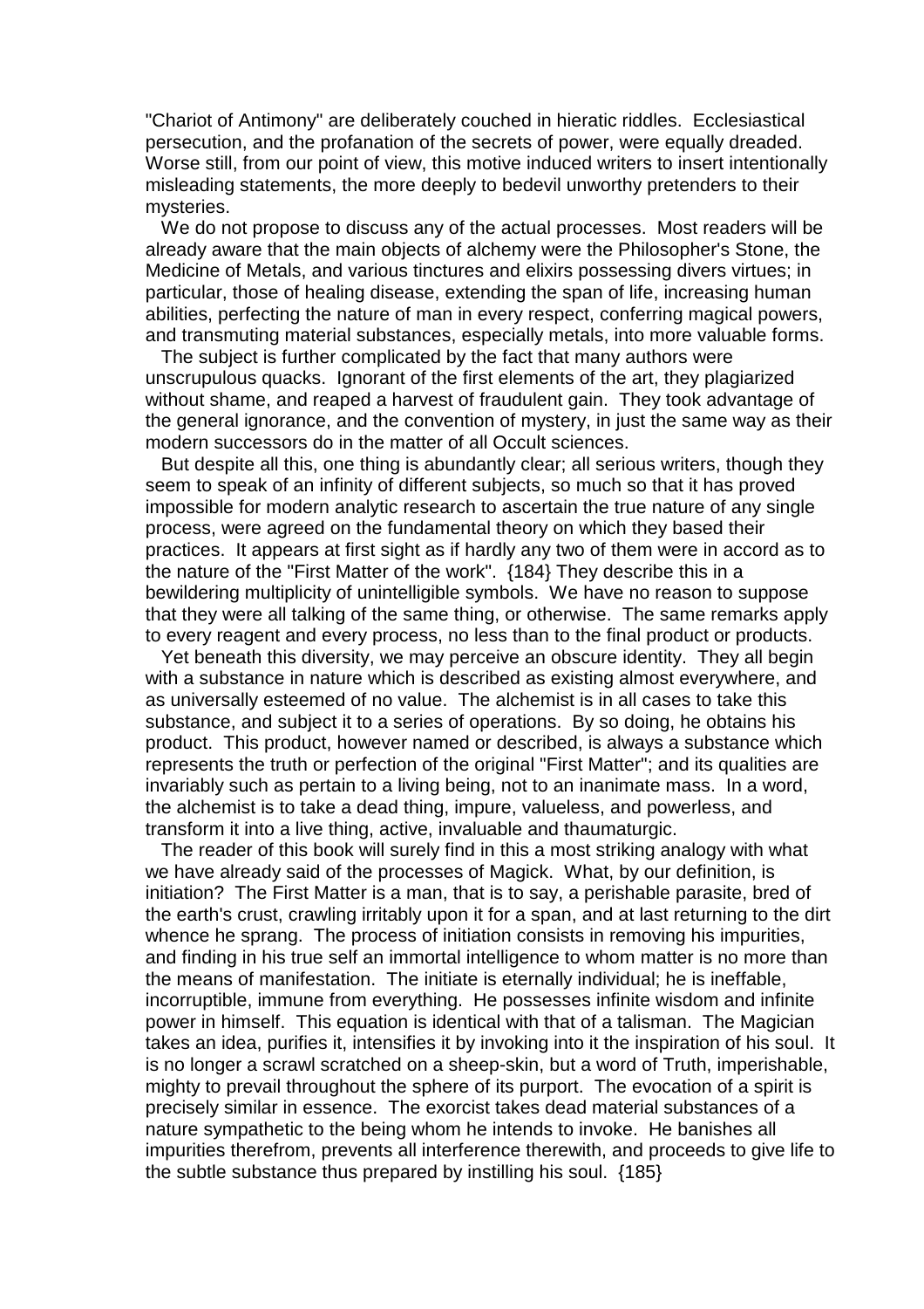"Chariot of Antimony" are deliberately couched in hieratic riddles. Ecclesiastical persecution, and the profanation of the secrets of power, were equally dreaded. Worse still, from our point of view, this motive induced writers to insert intentionally misleading statements, the more deeply to bedevil unworthy pretenders to their mysteries.

We do not propose to discuss any of the actual processes. Most readers will be already aware that the main objects of alchemy were the Philosopher's Stone, the Medicine of Metals, and various tinctures and elixirs possessing divers virtues; in particular, those of healing disease, extending the span of life, increasing human abilities, perfecting the nature of man in every respect, conferring magical powers, and transmuting material substances, especially metals, into more valuable forms.

The subject is further complicated by the fact that many authors were unscrupulous quacks. Ignorant of the first elements of the art, they plagiarized without shame, and reaped a harvest of fraudulent gain. They took advantage of the general ignorance, and the convention of mystery, in just the same way as their modern successors do in the matter of all Occult sciences.

But despite all this, one thing is abundantly clear; all serious writers, though they seem to speak of an infinity of different subjects, so much so that it has proved impossible for modern analytic research to ascertain the true nature of any single process, were agreed on the fundamental theory on which they based their practices. It appears at first sight as if hardly any two of them were in accord as to the nature of the "First Matter of the work". {184} They describe this in a bewildering multiplicity of unintelligible symbols. We have no reason to suppose that they were all talking of the same thing, or otherwise. The same remarks apply to every reagent and every process, no less than to the final product or products.

Yet beneath this diversity, we may perceive an obscure identity. They all begin with a substance in nature which is described as existing almost everywhere, and as universally esteemed of no value. The alchemist is in all cases to take this substance, and subject it to a series of operations. By so doing, he obtains his product. This product, however named or described, is always a substance which represents the truth or perfection of the original "First Matter"; and its qualities are invariably such as pertain to a living being, not to an inanimate mass. In a word, the alchemist is to take a dead thing, impure, valueless, and powerless, and transform it into a live thing, active, invaluable and thaumaturgic.

The reader of this book will surely find in this a most striking analogy with what we have already said of the processes of Magick. What, by our definition, is initiation? The First Matter is a man, that is to say, a perishable parasite, bred of the earth's crust, crawling irritably upon it for a span, and at last returning to the dirt whence he sprang. The process of initiation consists in removing his impurities, and finding in his true self an immortal intelligence to whom matter is no more than the means of manifestation. The initiate is eternally individual; he is ineffable, incorruptible, immune from everything. He possesses infinite wisdom and infinite power in himself. This equation is identical with that of a talisman. The Magician takes an idea, purifies it, intensifies it by invoking into it the inspiration of his soul. It is no longer a scrawl scratched on a sheep-skin, but a word of Truth, imperishable, mighty to prevail throughout the sphere of its purport. The evocation of a spirit is precisely similar in essence. The exorcist takes dead material substances of a nature sympathetic to the being whom he intends to invoke. He banishes all impurities therefrom, prevents all interference therewith, and proceeds to give life to the subtle substance thus prepared by instilling his soul. {185}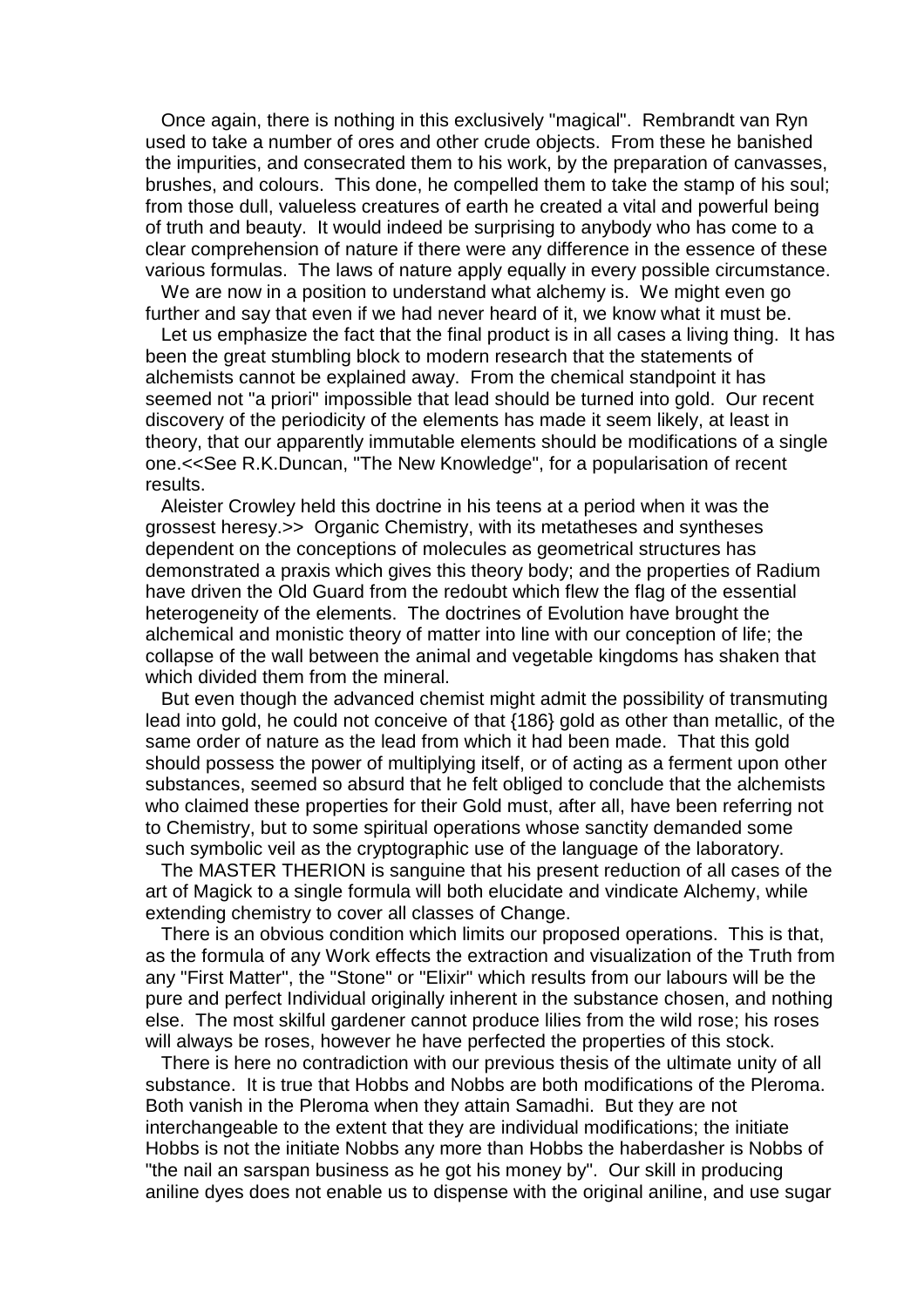Once again, there is nothing in this exclusively "magical". Rembrandt van Ryn used to take a number of ores and other crude objects. From these he banished the impurities, and consecrated them to his work, by the preparation of canvasses, brushes, and colours. This done, he compelled them to take the stamp of his soul; from those dull, valueless creatures of earth he created a vital and powerful being of truth and beauty. It would indeed be surprising to anybody who has come to a clear comprehension of nature if there were any difference in the essence of these various formulas. The laws of nature apply equally in every possible circumstance.

We are now in a position to understand what alchemy is. We might even go further and say that even if we had never heard of it, we know what it must be.

Let us emphasize the fact that the final product is in all cases a living thing. It has been the great stumbling block to modern research that the statements of alchemists cannot be explained away. From the chemical standpoint it has seemed not "a priori" impossible that lead should be turned into gold. Our recent discovery of the periodicity of the elements has made it seem likely, at least in theory, that our apparently immutable elements should be modifications of a single one.<<See R.K.Duncan, "The New Knowledge", for a popularisation of recent results.

Aleister Crowley held this doctrine in his teens at a period when it was the grossest heresy.>> Organic Chemistry, with its metatheses and syntheses dependent on the conceptions of molecules as geometrical structures has demonstrated a praxis which gives this theory body; and the properties of Radium have driven the Old Guard from the redoubt which flew the flag of the essential heterogeneity of the elements. The doctrines of Evolution have brought the alchemical and monistic theory of matter into line with our conception of life; the collapse of the wall between the animal and vegetable kingdoms has shaken that which divided them from the mineral.

But even though the advanced chemist might admit the possibility of transmuting lead into gold, he could not conceive of that {186} gold as other than metallic, of the same order of nature as the lead from which it had been made. That this gold should possess the power of multiplying itself, or of acting as a ferment upon other substances, seemed so absurd that he felt obliged to conclude that the alchemists who claimed these properties for their Gold must, after all, have been referring not to Chemistry, but to some spiritual operations whose sanctity demanded some such symbolic veil as the cryptographic use of the language of the laboratory.

The MASTER THERION is sanguine that his present reduction of all cases of the art of Magick to a single formula will both elucidate and vindicate Alchemy, while extending chemistry to cover all classes of Change.

There is an obvious condition which limits our proposed operations. This is that, as the formula of any Work effects the extraction and visualization of the Truth from any "First Matter", the "Stone" or "Elixir" which results from our labours will be the pure and perfect Individual originally inherent in the substance chosen, and nothing else. The most skilful gardener cannot produce lilies from the wild rose; his roses will always be roses, however he have perfected the properties of this stock.

There is here no contradiction with our previous thesis of the ultimate unity of all substance. It is true that Hobbs and Nobbs are both modifications of the Pleroma. Both vanish in the Pleroma when they attain Samadhi. But they are not interchangeable to the extent that they are individual modifications; the initiate Hobbs is not the initiate Nobbs any more than Hobbs the haberdasher is Nobbs of "the nail an sarspan business as he got his money by". Our skill in producing aniline dyes does not enable us to dispense with the original aniline, and use sugar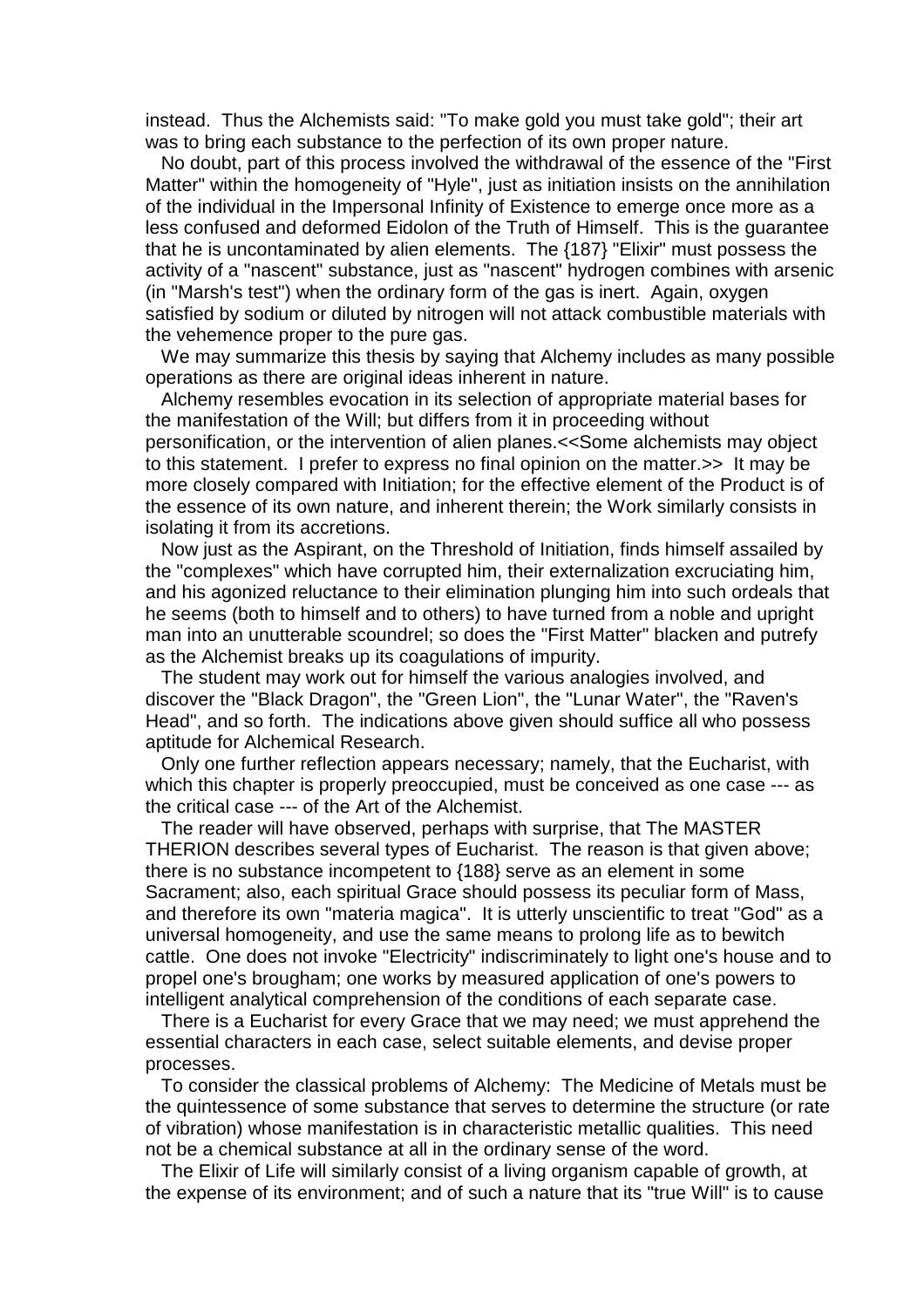instead. Thus the Alchemists said: "To make gold you must take gold"; their art was to bring each substance to the perfection of its own proper nature.

No doubt, part of this process involved the withdrawal of the essence of the "First Matter" within the homogeneity of "Hyle", just as initiation insists on the annihilation of the individual in the Impersonal Infinity of Existence to emerge once more as a less confused and deformed Eidolon of the Truth of Himself. This is the guarantee that he is uncontaminated by alien elements. The {187} "Elixir" must possess the activity of a "nascent" substance, just as "nascent" hydrogen combines with arsenic (in "Marsh's test") when the ordinary form of the gas is inert. Again, oxygen satisfied by sodium or diluted by nitrogen will not attack combustible materials with the vehemence proper to the pure gas.

We may summarize this thesis by saying that Alchemy includes as many possible operations as there are original ideas inherent in nature.

Alchemy resembles evocation in its selection of appropriate material bases for the manifestation of the Will; but differs from it in proceeding without personification, or the intervention of alien planes.<<Some alchemists may object to this statement. I prefer to express no final opinion on the matter.>> It may be more closely compared with Initiation; for the effective element of the Product is of the essence of its own nature, and inherent therein; the Work similarly consists in isolating it from its accretions.

Now just as the Aspirant, on the Threshold of Initiation, finds himself assailed by the "complexes" which have corrupted him, their externalization excruciating him, and his agonized reluctance to their elimination plunging him into such ordeals that he seems (both to himself and to others) to have turned from a noble and upright man into an unutterable scoundrel; so does the "First Matter" blacken and putrefy as the Alchemist breaks up its coagulations of impurity.

The student may work out for himself the various analogies involved, and discover the "Black Dragon", the "Green Lion", the "Lunar Water", the "Raven's Head", and so forth. The indications above given should suffice all who possess aptitude for Alchemical Research.

Only one further reflection appears necessary; namely, that the Eucharist, with which this chapter is properly preoccupied, must be conceived as one case --- as the critical case --- of the Art of the Alchemist.

The reader will have observed, perhaps with surprise, that The MASTER THERION describes several types of Eucharist. The reason is that given above; there is no substance incompetent to {188} serve as an element in some Sacrament; also, each spiritual Grace should possess its peculiar form of Mass, and therefore its own "materia magica". It is utterly unscientific to treat "God" as a universal homogeneity, and use the same means to prolong life as to bewitch cattle. One does not invoke "Electricity" indiscriminately to light one's house and to propel one's brougham; one works by measured application of one's powers to intelligent analytical comprehension of the conditions of each separate case.

There is a Eucharist for every Grace that we may need; we must apprehend the essential characters in each case, select suitable elements, and devise proper processes.

To consider the classical problems of Alchemy: The Medicine of Metals must be the quintessence of some substance that serves to determine the structure (or rate of vibration) whose manifestation is in characteristic metallic qualities. This need not be a chemical substance at all in the ordinary sense of the word.

The Elixir of Life will similarly consist of a living organism capable of growth, at the expense of its environment; and of such a nature that its "true Will" is to cause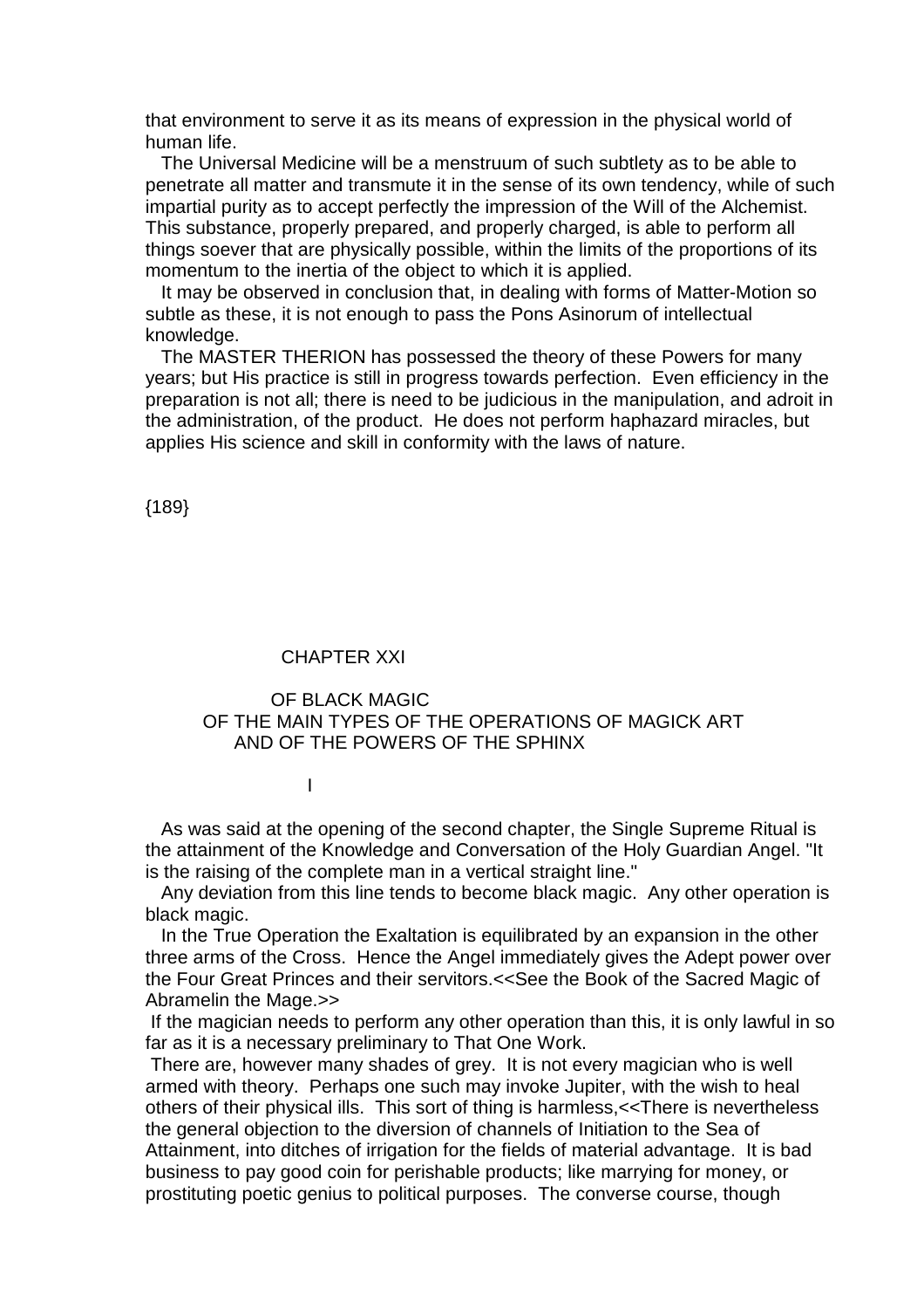that environment to serve it as its means of expression in the physical world of human life.

The Universal Medicine will be a menstruum of such subtlety as to be able to penetrate all matter and transmute it in the sense of its own tendency, while of such impartial purity as to accept perfectly the impression of the Will of the Alchemist. This substance, properly prepared, and properly charged, is able to perform all things soever that are physically possible, within the limits of the proportions of its momentum to the inertia of the object to which it is applied.

It may be observed in conclusion that, in dealing with forms of Matter-Motion so subtle as these, it is not enough to pass the Pons Asinorum of intellectual knowledge.

The MASTER THERION has possessed the theory of these Powers for many years; but His practice is still in progress towards perfection. Even efficiency in the preparation is not all; there is need to be judicious in the manipulation, and adroit in the administration, of the product. He does not perform haphazard miracles, but applies His science and skill in conformity with the laws of nature.

{189}

# CHAPTER XXI

## OF BLACK MAGIC
## OF THE MAIN TYPES OF THE OPERATIONS OF MAGICK ART
## AND OF THE POWERS OF THE SPHINX

### I

As was said at the opening of the second chapter, the Single Supreme Ritual is the attainment of the Knowledge and Conversation of the Holy Guardian Angel. "It is the raising of the complete man in a vertical straight line."

Any deviation from this line tends to become black magic. Any other operation is black magic.

In the True Operation the Exaltation is equilibrated by an expansion in the other three arms of the Cross. Hence the Angel immediately gives the Adept power over the Four Great Princes and their servitors.<<See the Book of the Sacred Magic of Abramelin the Mage.>>

If the magician needs to perform any other operation than this, it is only lawful in so far as it is a necessary preliminary to That One Work.

There are, however many shades of grey. It is not every magician who is well armed with theory. Perhaps one such may invoke Jupiter, with the wish to heal others of their physical ills. This sort of thing is harmless,<<There is nevertheless the general objection to the diversion of channels of Initiation to the Sea of Attainment, into ditches of irrigation for the fields of material advantage. It is bad business to pay good coin for perishable products; like marrying for money, or prostituting poetic genius to political purposes. The converse course, though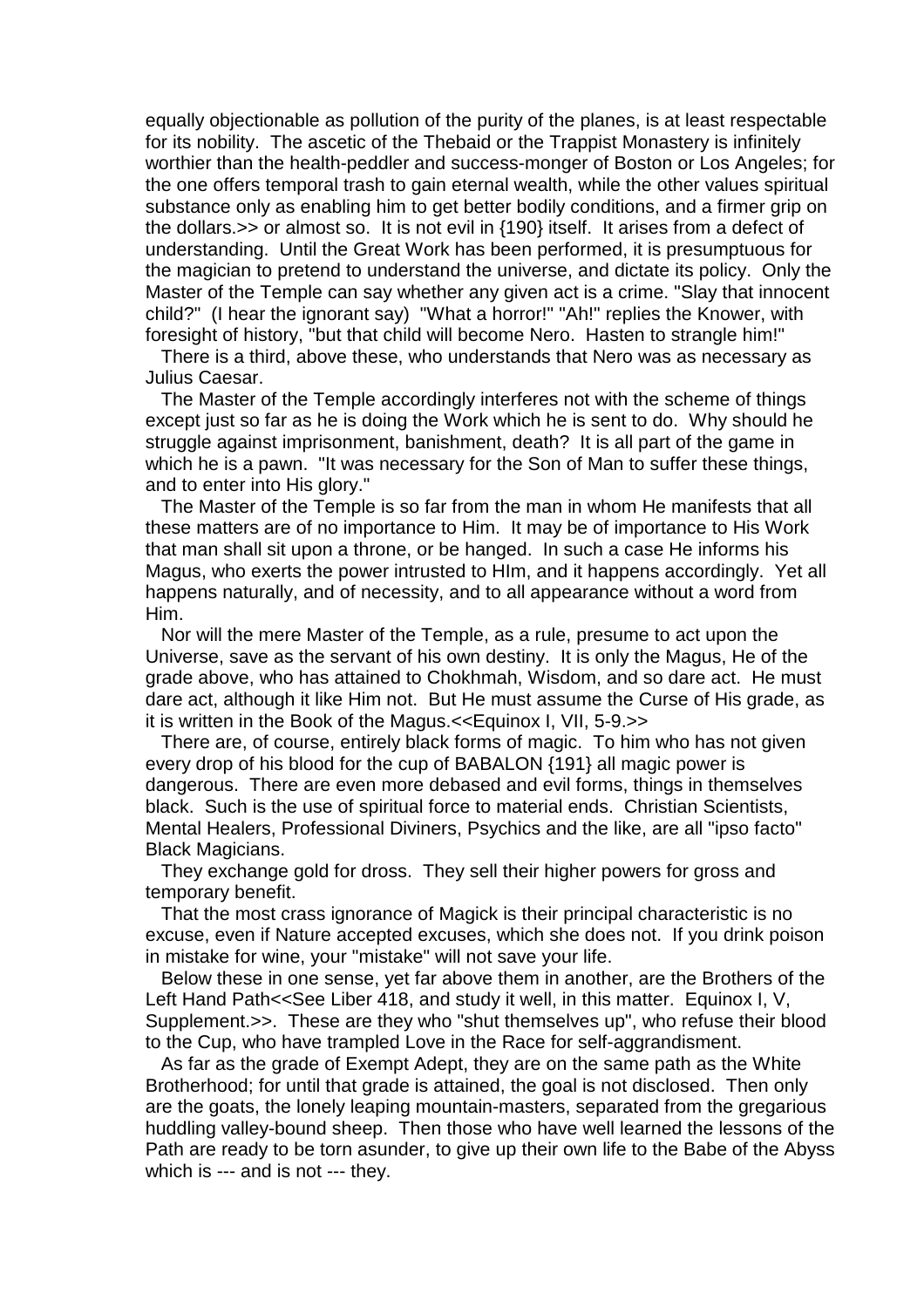equally objectionable as pollution of the purity of the planes, is at least respectable for its nobility. The ascetic of the Thebaid or the Trappist Monastery is infinitely worthier than the health-peddler and success-monger of Boston or Los Angeles; for the one offers temporal trash to gain eternal wealth, while the other values spiritual substance only as enabling him to get better bodily conditions, and a firmer grip on the dollars.>> or almost so. It is not evil in {190} itself. It arises from a defect of understanding. Until the Great Work has been performed, it is presumptuous for the magician to pretend to understand the universe, and dictate its policy. Only the Master of the Temple can say whether any given act is a crime. "Slay that innocent child?" (I hear the ignorant say) "What a horror!" "Ah!" replies the Knower, with foresight of history, "but that child will become Nero. Hasten to strangle him!"

There is a third, above these, who understands that Nero was as necessary as Julius Caesar.

The Master of the Temple accordingly interferes not with the scheme of things except just so far as he is doing the Work which he is sent to do. Why should he struggle against imprisonment, banishment, death? It is all part of the game in which he is a pawn. "It was necessary for the Son of Man to suffer these things, and to enter into His glory."

The Master of the Temple is so far from the man in whom He manifests that all these matters are of no importance to Him. It may be of importance to His Work that man shall sit upon a throne, or be hanged. In such a case He informs his Magus, who exerts the power intrusted to HIm, and it happens accordingly. Yet all happens naturally, and of necessity, and to all appearance without a word from Him.

Nor will the mere Master of the Temple, as a rule, presume to act upon the Universe, save as the servant of his own destiny. It is only the Magus, He of the grade above, who has attained to Chokhmah, Wisdom, and so dare act. He must dare act, although it like Him not. But He must assume the Curse of His grade, as it is written in the Book of the Magus.<<Equinox I, VII, 5-9.>>

There are, of course, entirely black forms of magic. To him who has not given every drop of his blood for the cup of BABALON {191} all magic power is dangerous. There are even more debased and evil forms, things in themselves black. Such is the use of spiritual force to material ends. Christian Scientists, Mental Healers, Professional Diviners, Psychics and the like, are all "ipso facto" Black Magicians.

They exchange gold for dross. They sell their higher powers for gross and temporary benefit.

That the most crass ignorance of Magick is their principal characteristic is no excuse, even if Nature accepted excuses, which she does not. If you drink poison in mistake for wine, your "mistake" will not save your life.

Below these in one sense, yet far above them in another, are the Brothers of the Left Hand Path<<See Liber 418, and study it well, in this matter. Equinox I, V, Supplement.>>. These are they who "shut themselves up", who refuse their blood to the Cup, who have trampled Love in the Race for self-aggrandisment.

As far as the grade of Exempt Adept, they are on the same path as the White Brotherhood; for until that grade is attained, the goal is not disclosed. Then only are the goats, the lonely leaping mountain-masters, separated from the gregarious huddling valley-bound sheep. Then those who have well learned the lessons of the Path are ready to be torn asunder, to give up their own life to the Babe of the Abyss which is --- and is not --- they.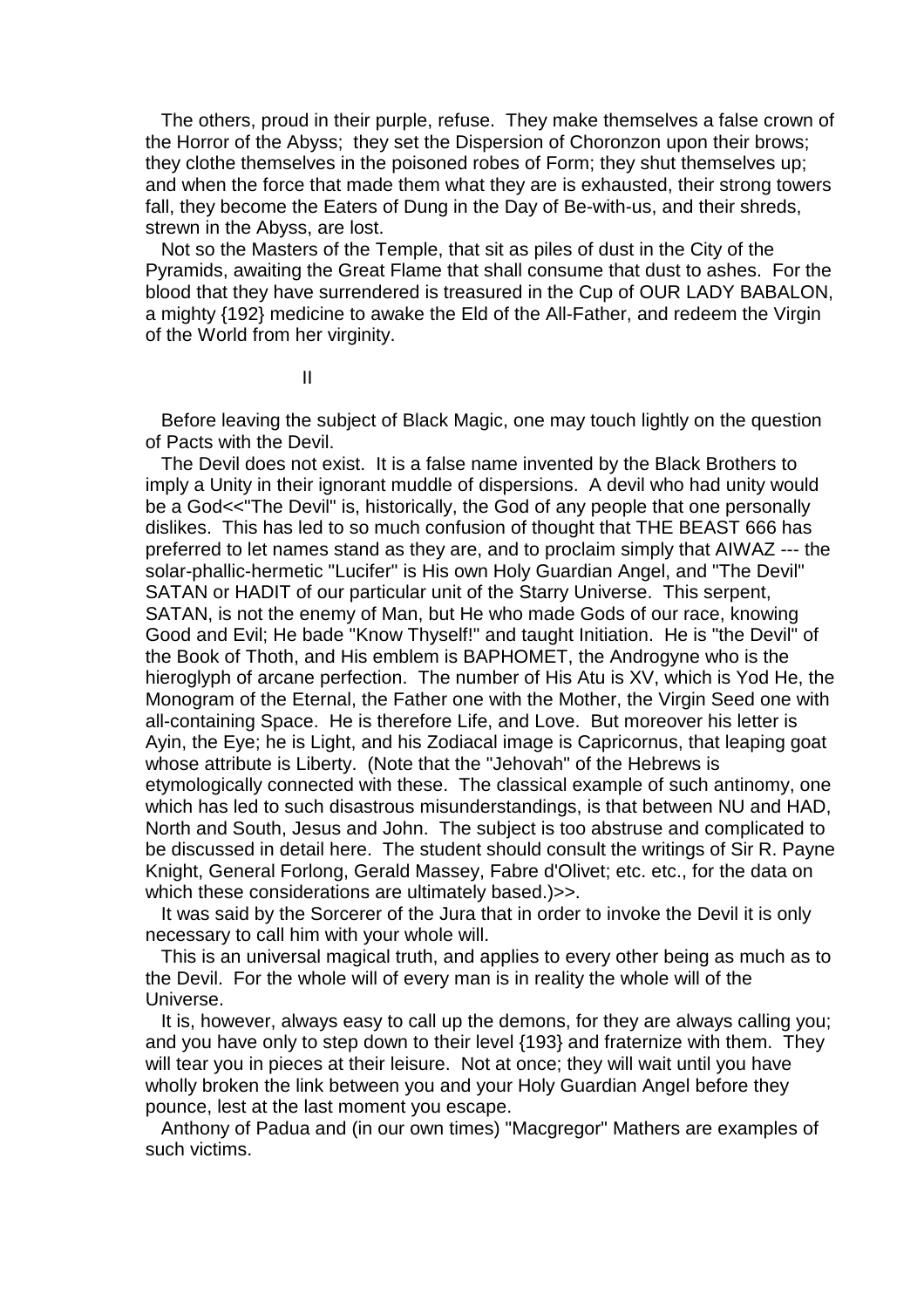The others, proud in their purple, refuse. They make themselves a false crown of the Horror of the Abyss; they set the Dispersion of Choronzon upon their brows; they clothe themselves in the poisoned robes of Form; they shut themselves up; and when the force that made them what they are is exhausted, their strong towers fall, they become the Eaters of Dung in the Day of Be-with-us, and their shreds, strewn in the Abyss, are lost.

Not so the Masters of the Temple, that sit as piles of dust in the City of the Pyramids, awaiting the Great Flame that shall consume that dust to ashes. For the blood that they have surrendered is treasured in the Cup of OUR LADY BABALON, a mighty {192} medicine to awake the Eld of the All-Father, and redeem the Virgin of the World from her virginity.

II

Before leaving the subject of Black Magic, one may touch lightly on the question of Pacts with the Devil.

The Devil does not exist. It is a false name invented by the Black Brothers to imply a Unity in their ignorant muddle of dispersions. A devil who had unity would be a God<<"The Devil" is, historically, the God of any people that one personally dislikes. This has led to so much confusion of thought that THE BEAST 666 has preferred to let names stand as they are, and to proclaim simply that AIWAZ --- the solar-phallic-hermetic "Lucifer" is His own Holy Guardian Angel, and "The Devil" SATAN or HADIT of our particular unit of the Starry Universe. This serpent, SATAN, is not the enemy of Man, but He who made Gods of our race, knowing Good and Evil; He bade "Know Thyself!" and taught Initiation. He is "the Devil" of the Book of Thoth, and His emblem is BAPHOMET, the Androgyne who is the hieroglyph of arcane perfection. The number of His Atu is XV, which is Yod He, the Monogram of the Eternal, the Father one with the Mother, the Virgin Seed one with all-containing Space. He is therefore Life, and Love. But moreover his letter is Ayin, the Eye; he is Light, and his Zodiacal image is Capricornus, that leaping goat whose attribute is Liberty. (Note that the "Jehovah" of the Hebrews is etymologically connected with these. The classical example of such antinomy, one which has led to such disastrous misunderstandings, is that between NU and HAD, North and South, Jesus and John. The subject is too abstruse and complicated to be discussed in detail here. The student should consult the writings of Sir R. Payne Knight, General Forlong, Gerald Massey, Fabre d'Olivet; etc. etc., for the data on which these considerations are ultimately based.)>>.

It was said by the Sorcerer of the Jura that in order to invoke the Devil it is only necessary to call him with your whole will.

This is an universal magical truth, and applies to every other being as much as to the Devil. For the whole will of every man is in reality the whole will of the Universe.

It is, however, always easy to call up the demons, for they are always calling you; and you have only to step down to their level {193} and fraternize with them. They will tear you in pieces at their leisure. Not at once; they will wait until you have wholly broken the link between you and your Holy Guardian Angel before they pounce, lest at the last moment you escape.

Anthony of Padua and (in our own times) "Macgregor" Mathers are examples of such victims.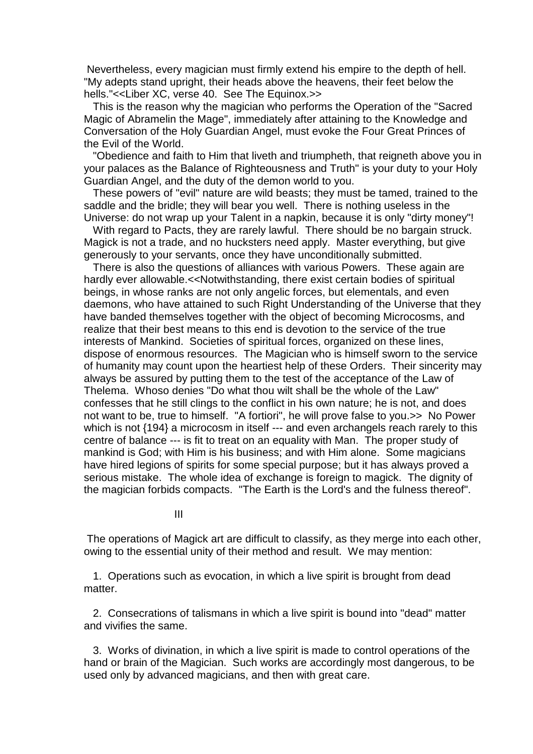Nevertheless, every magician must firmly extend his empire to the depth of hell. "My adepts stand upright, their heads above the heavens, their feet below the hells."<<Liber XC, verse 40. See The Equinox.>>

This is the reason why the magician who performs the Operation of the "Sacred Magic of Abramelin the Mage", immediately after attaining to the Knowledge and Conversation of the Holy Guardian Angel, must evoke the Four Great Princes of the Evil of the World.

"Obedience and faith to Him that liveth and triumpheth, that reigneth above you in your palaces as the Balance of Righteousness and Truth" is your duty to your Holy Guardian Angel, and the duty of the demon world to you.

These powers of "evil" nature are wild beasts; they must be tamed, trained to the saddle and the bridle; they will bear you well. There is nothing useless in the Universe: do not wrap up your Talent in a napkin, because it is only "dirty money"!

With regard to Pacts, they are rarely lawful. There should be no bargain struck. Magick is not a trade, and no hucksters need apply. Master everything, but give generously to your servants, once they have unconditionally submitted.

There is also the questions of alliances with various Powers. These again are hardly ever allowable.<<Notwithstanding, there exist certain bodies of spiritual beings, in whose ranks are not only angelic forces, but elementals, and even daemons, who have attained to such Right Understanding of the Universe that they have banded themselves together with the object of becoming Microcosms, and realize that their best means to this end is devotion to the service of the true interests of Mankind. Societies of spiritual forces, organized on these lines, dispose of enormous resources. The Magician who is himself sworn to the service of humanity may count upon the heartiest help of these Orders. Their sincerity may always be assured by putting them to the test of the acceptance of the Law of Thelema. Whoso denies "Do what thou wilt shall be the whole of the Law" confesses that he still clings to the conflict in his own nature; he is not, and does not want to be, true to himself. "A fortiori", he will prove false to you.>> No Power which is not {194} a microcosm in itself --- and even archangels reach rarely to this centre of balance --- is fit to treat on an equality with Man. The proper study of mankind is God; with Him is his business; and with Him alone. Some magicians have hired legions of spirits for some special purpose; but it has always proved a serious mistake. The whole idea of exchange is foreign to magick. The dignity of the magician forbids compacts. "The Earth is the Lord's and the fulness thereof".

## III

The operations of Magick art are difficult to classify, as they merge into each other, owing to the essential unity of their method and result. We may mention:

1. Operations such as evocation, in which a live spirit is brought from dead matter.

2. Consecrations of talismans in which a live spirit is bound into "dead" matter and vivifies the same.

3. Works of divination, in which a live spirit is made to control operations of the hand or brain of the Magician. Such works are accordingly most dangerous, to be used only by advanced magicians, and then with great care.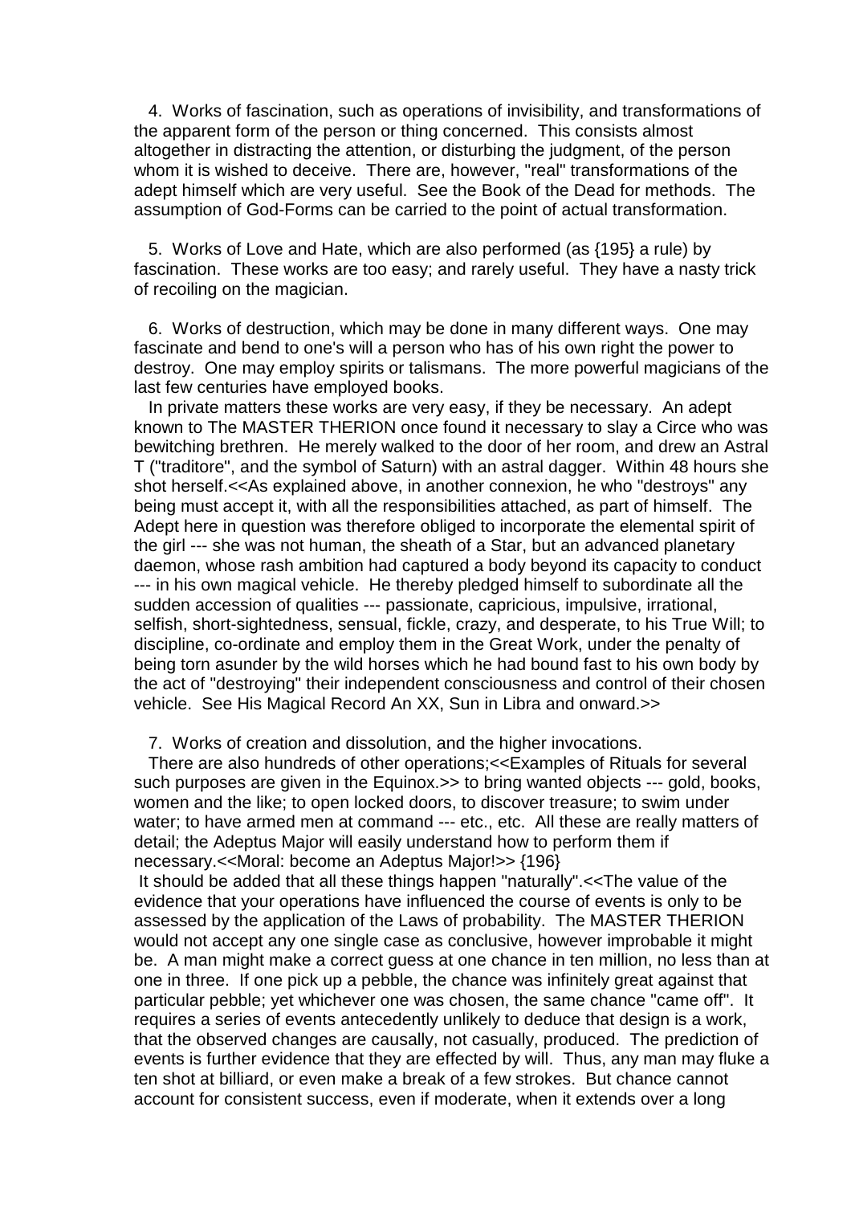4. Works of fascination, such as operations of invisibility, and transformations of the apparent form of the person or thing concerned. This consists almost altogether in distracting the attention, or disturbing the judgment, of the person whom it is wished to deceive. There are, however, "real" transformations of the adept himself which are very useful. See the Book of the Dead for methods. The assumption of God-Forms can be carried to the point of actual transformation.

5. Works of Love and Hate, which are also performed (as {195} a rule) by fascination. These works are too easy; and rarely useful. They have a nasty trick of recoiling on the magician.

6. Works of destruction, which may be done in many different ways. One may fascinate and bend to one's will a person who has of his own right the power to destroy. One may employ spirits or talismans. The more powerful magicians of the last few centuries have employed books.

In private matters these works are very easy, if they be necessary. An adept known to The MASTER THERION once found it necessary to slay a Circe who was bewitching brethren. He merely walked to the door of her room, and drew an Astral T ("traditore", and the symbol of Saturn) with an astral dagger. Within 48 hours she shot herself.<<As explained above, in another connexion, he who "destroys" any being must accept it, with all the responsibilities attached, as part of himself. The Adept here in question was therefore obliged to incorporate the elemental spirit of the girl --- she was not human, the sheath of a Star, but an advanced planetary daemon, whose rash ambition had captured a body beyond its capacity to conduct --- in his own magical vehicle. He thereby pledged himself to subordinate all the sudden accession of qualities --- passionate, capricious, impulsive, irrational, selfish, short-sightedness, sensual, fickle, crazy, and desperate, to his True Will; to discipline, co-ordinate and employ them in the Great Work, under the penalty of being torn asunder by the wild horses which he had bound fast to his own body by the act of "destroying" their independent consciousness and control of their chosen vehicle. See His Magical Record An XX, Sun in Libra and onward.>>

7. Works of creation and dissolution, and the higher invocations.

There are also hundreds of other operations;<<Examples of Rituals for several such purposes are given in the Equinox.>> to bring wanted objects --- gold, books, women and the like; to open locked doors, to discover treasure; to swim under water; to have armed men at command --- etc., etc. All these are really matters of detail; the Adeptus Major will easily understand how to perform them if necessary.<<Moral: become an Adeptus Major!>> {196}

It should be added that all these things happen "naturally".<<The value of the evidence that your operations have influenced the course of events is only to be assessed by the application of the Laws of probability. The MASTER THERION would not accept any one single case as conclusive, however improbable it might be. A man might make a correct guess at one chance in ten million, no less than at one in three. If one pick up a pebble, the chance was infinitely great against that particular pebble; yet whichever one was chosen, the same chance "came off". It requires a series of events antecedently unlikely to deduce that design is a work, that the observed changes are causally, not casually, produced. The prediction of events is further evidence that they are effected by will. Thus, any man may fluke a ten shot at billiard, or even make a break of a few strokes. But chance cannot account for consistent success, even if moderate, when it extends over a long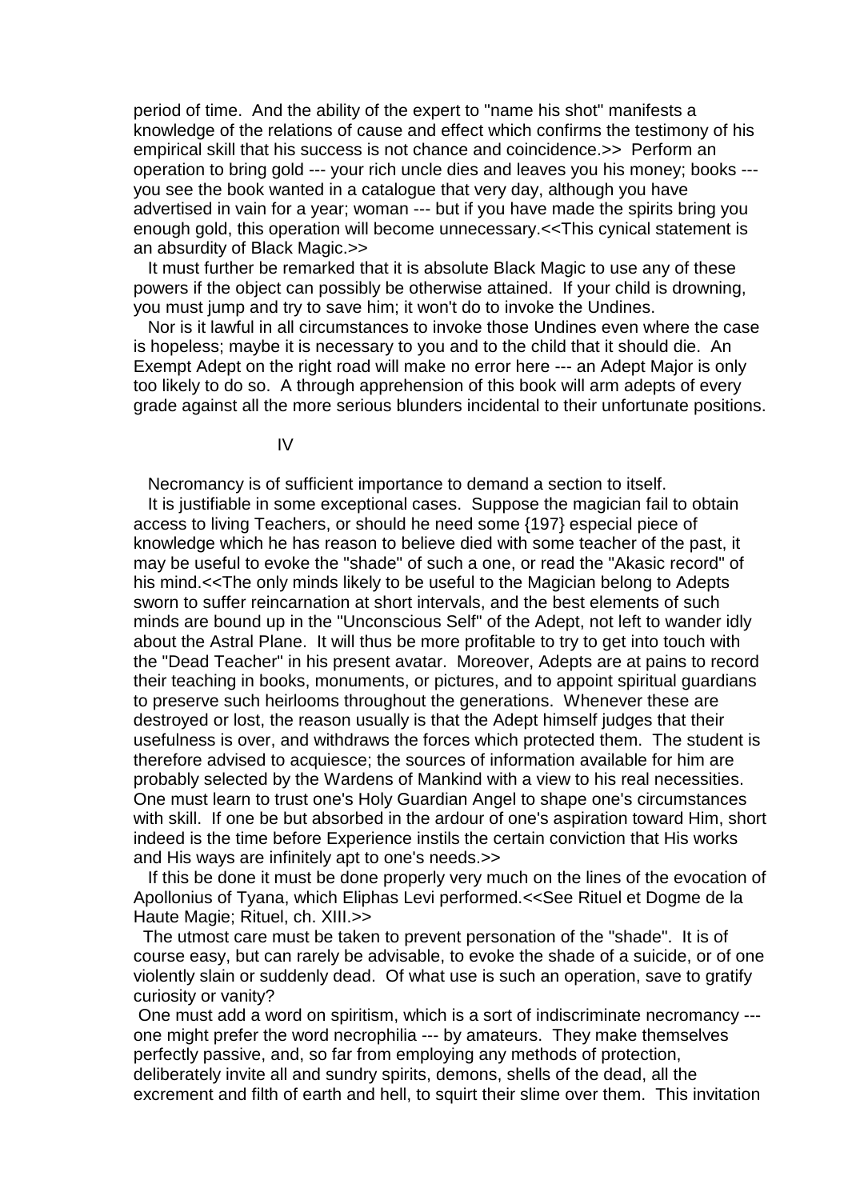period of time. And the ability of the expert to "name his shot" manifests a knowledge of the relations of cause and effect which confirms the testimony of his empirical skill that his success is not chance and coincidence.>> Perform an operation to bring gold --- your rich uncle dies and leaves you his money; books --- you see the book wanted in a catalogue that very day, although you have advertised in vain for a year; woman --- but if you have made the spirits bring you enough gold, this operation will become unnecessary.<<This cynical statement is an absurdity of Black Magic.>>

It must further be remarked that it is absolute Black Magic to use any of these powers if the object can possibly be otherwise attained. If your child is drowning, you must jump and try to save him; it won't do to invoke the Undines.

Nor is it lawful in all circumstances to invoke those Undines even where the case is hopeless; maybe it is necessary to you and to the child that it should die. An Exempt Adept on the right road will make no error here --- an Adept Major is only too likely to do so. A through apprehension of this book will arm adepts of every grade against all the more serious blunders incidental to their unfortunate positions.

IV

Necromancy is of sufficient importance to demand a section to itself.

It is justifiable in some exceptional cases. Suppose the magician fail to obtain access to living Teachers, or should he need some {197} especial piece of knowledge which he has reason to believe died with some teacher of the past, it may be useful to evoke the "shade" of such a one, or read the "Akasic record" of his mind.<<The only minds likely to be useful to the Magician belong to Adepts sworn to suffer reincarnation at short intervals, and the best elements of such minds are bound up in the "Unconscious Self" of the Adept, not left to wander idly about the Astral Plane. It will thus be more profitable to try to get into touch with the "Dead Teacher" in his present avatar. Moreover, Adepts are at pains to record their teaching in books, monuments, or pictures, and to appoint spiritual guardians to preserve such heirlooms throughout the generations. Whenever these are destroyed or lost, the reason usually is that the Adept himself judges that their usefulness is over, and withdraws the forces which protected them. The student is therefore advised to acquiesce; the sources of information available for him are probably selected by the Wardens of Mankind with a view to his real necessities. One must learn to trust one's Holy Guardian Angel to shape one's circumstances with skill. If one be but absorbed in the ardour of one's aspiration toward Him, short indeed is the time before Experience instils the certain conviction that His works and His ways are infinitely apt to one's needs.>>

If this be done it must be done properly very much on the lines of the evocation of Apollonius of Tyana, which Eliphas Levi performed.<<See Rituel et Dogme de la Haute Magie; Rituel, ch. XIII.>>

The utmost care must be taken to prevent personation of the "shade". It is of course easy, but can rarely be advisable, to evoke the shade of a suicide, or of one violently slain or suddenly dead. Of what use is such an operation, save to gratify curiosity or vanity?

One must add a word on spiritism, which is a sort of indiscriminate necromancy --- one might prefer the word necrophilia --- by amateurs. They make themselves perfectly passive, and, so far from employing any methods of protection, deliberately invite all and sundry spirits, demons, shells of the dead, all the excrement and filth of earth and hell, to squirt their slime over them. This invitation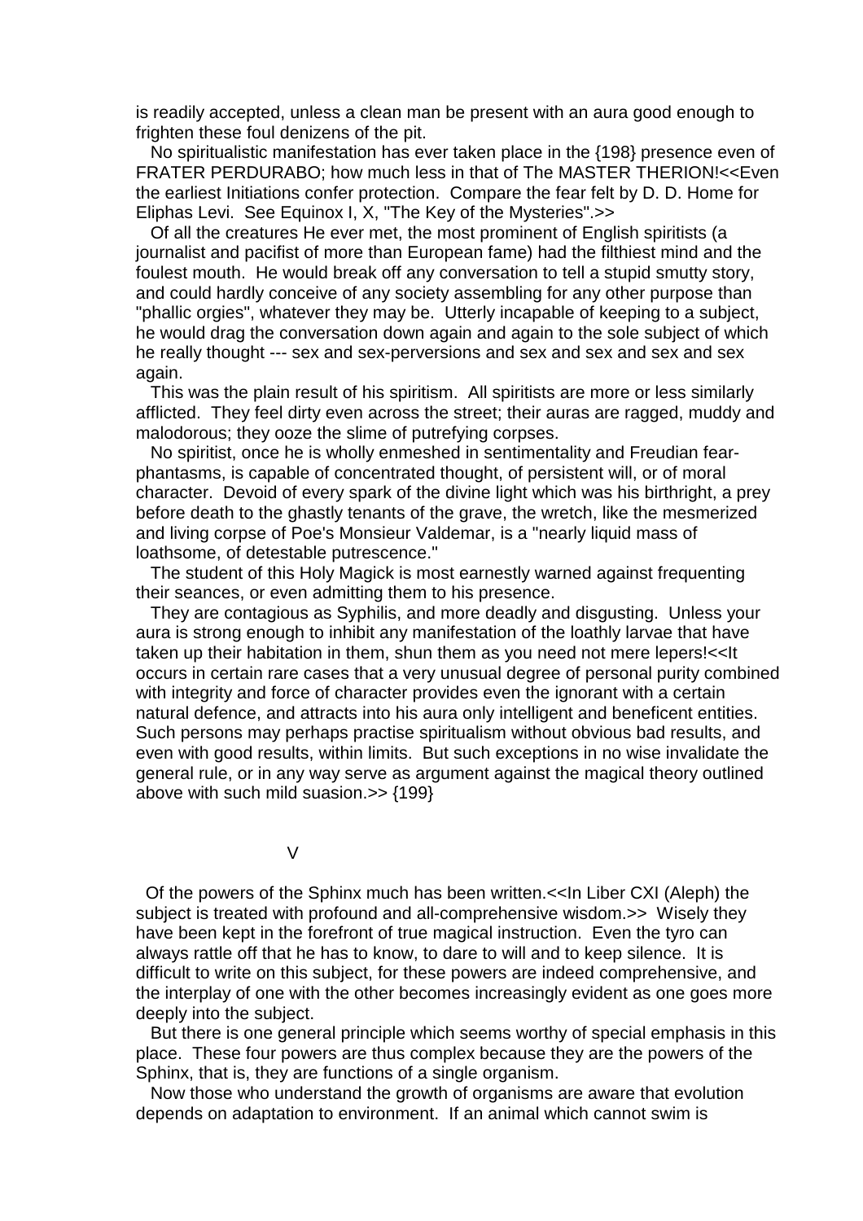is readily accepted, unless a clean man be present with an aura good enough to frighten these foul denizens of the pit.

No spiritualistic manifestation has ever taken place in the {198} presence even of FRATER PERDURABO; how much less in that of The MASTER THERION!<<Even the earliest Initiations confer protection. Compare the fear felt by D. D. Home for Eliphas Levi. See Equinox I, X, "The Key of the Mysteries".>>

Of all the creatures He ever met, the most prominent of English spiritists (a journalist and pacifist of more than European fame) had the filthiest mind and the foulest mouth. He would break off any conversation to tell a stupid smutty story, and could hardly conceive of any society assembling for any other purpose than "phallic orgies", whatever they may be. Utterly incapable of keeping to a subject, he would drag the conversation down again and again to the sole subject of which he really thought --- sex and sex-perversions and sex and sex and sex and sex again.

This was the plain result of his spiritism. All spiritists are more or less similarly afflicted. They feel dirty even across the street; their auras are ragged, muddy and malodorous; they ooze the slime of putrefying corpses.

No spiritist, once he is wholly enmeshed in sentimentality and Freudian fear-phantasms, is capable of concentrated thought, of persistent will, or of moral character. Devoid of every spark of the divine light which was his birthright, a prey before death to the ghastly tenants of the grave, the wretch, like the mesmerized and living corpse of Poe's Monsieur Valdemar, is a "nearly liquid mass of loathsome, of detestable putrescence."

The student of this Holy Magick is most earnestly warned against frequenting their seances, or even admitting them to his presence.

They are contagious as Syphilis, and more deadly and disgusting. Unless your aura is strong enough to inhibit any manifestation of the loathly larvae that have taken up their habitation in them, shun them as you need not mere lepers!<<It occurs in certain rare cases that a very unusual degree of personal purity combined with integrity and force of character provides even the ignorant with a certain natural defence, and attracts into his aura only intelligent and beneficent entities. Such persons may perhaps practise spiritualism without obvious bad results, and even with good results, within limits. But such exceptions in no wise invalidate the general rule, or in any way serve as argument against the magical theory outlined above with such mild suasion.>> {199}

V

Of the powers of the Sphinx much has been written.<<In Liber CXI (Aleph) the subject is treated with profound and all-comprehensive wisdom.>> Wisely they have been kept in the forefront of true magical instruction. Even the tyro can always rattle off that he has to know, to dare to will and to keep silence. It is difficult to write on this subject, for these powers are indeed comprehensive, and the interplay of one with the other becomes increasingly evident as one goes more deeply into the subject.

But there is one general principle which seems worthy of special emphasis in this place. These four powers are thus complex because they are the powers of the Sphinx, that is, they are functions of a single organism.

Now those who understand the growth of organisms are aware that evolution depends on adaptation to environment. If an animal which cannot swim is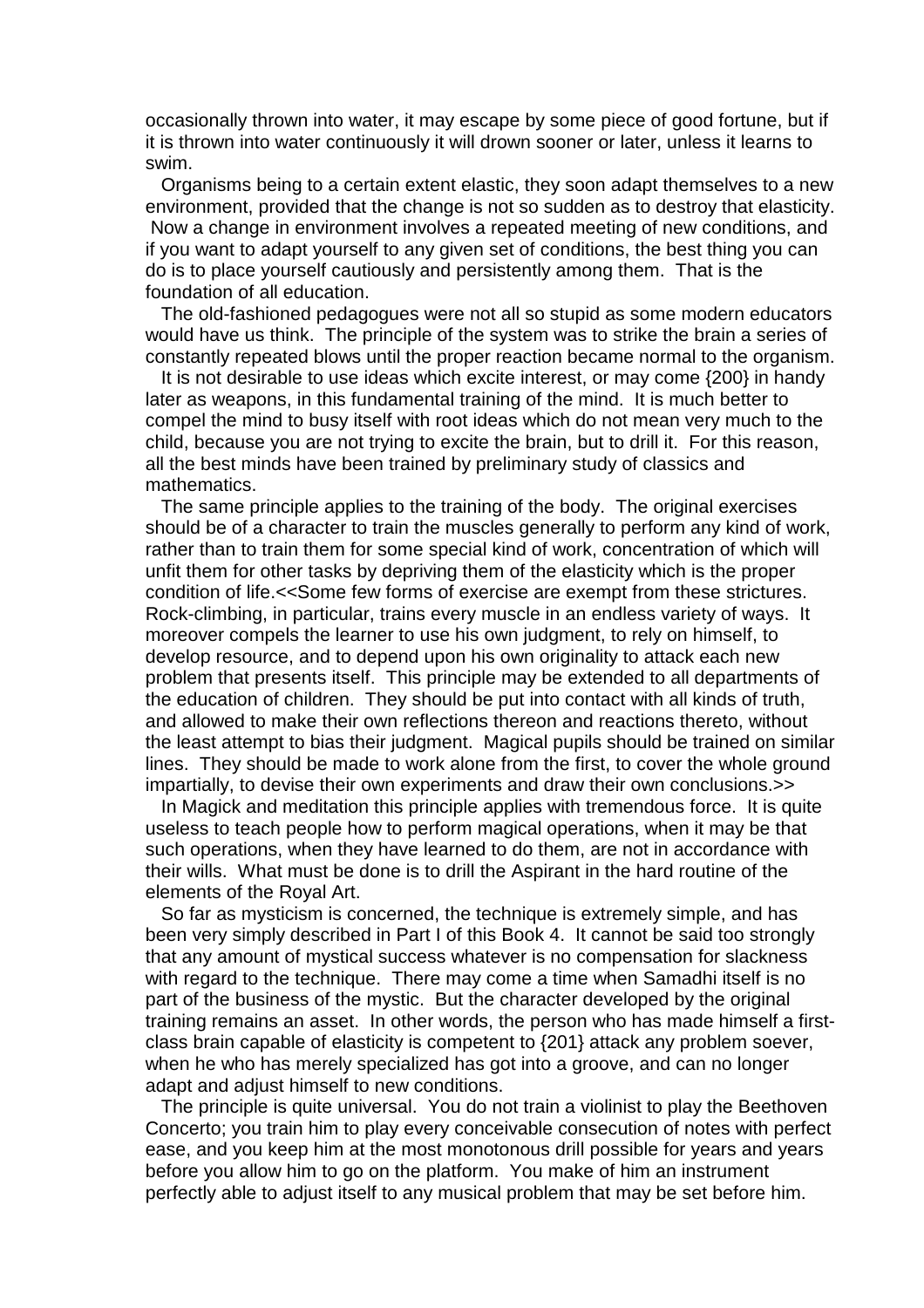occasionally thrown into water, it may escape by some piece of good fortune, but if it is thrown into water continuously it will drown sooner or later, unless it learns to swim.

Organisms being to a certain extent elastic, they soon adapt themselves to a new environment, provided that the change is not so sudden as to destroy that elasticity. Now a change in environment involves a repeated meeting of new conditions, and if you want to adapt yourself to any given set of conditions, the best thing you can do is to place yourself cautiously and persistently among them. That is the foundation of all education.

The old-fashioned pedagogues were not all so stupid as some modern educators would have us think. The principle of the system was to strike the brain a series of constantly repeated blows until the proper reaction became normal to the organism.

It is not desirable to use ideas which excite interest, or may come {200} in handy later as weapons, in this fundamental training of the mind. It is much better to compel the mind to busy itself with root ideas which do not mean very much to the child, because you are not trying to excite the brain, but to drill it. For this reason, all the best minds have been trained by preliminary study of classics and mathematics.

The same principle applies to the training of the body. The original exercises should be of a character to train the muscles generally to perform any kind of work, rather than to train them for some special kind of work, concentration of which will unfit them for other tasks by depriving them of the elasticity which is the proper condition of life.<<Some few forms of exercise are exempt from these strictures. Rock-climbing, in particular, trains every muscle in an endless variety of ways. It moreover compels the learner to use his own judgment, to rely on himself, to develop resource, and to depend upon his own originality to attack each new problem that presents itself. This principle may be extended to all departments of the education of children. They should be put into contact with all kinds of truth, and allowed to make their own reflections thereon and reactions thereto, without the least attempt to bias their judgment. Magical pupils should be trained on similar lines. They should be made to work alone from the first, to cover the whole ground impartially, to devise their own experiments and draw their own conclusions.>>

In Magick and meditation this principle applies with tremendous force. It is quite useless to teach people how to perform magical operations, when it may be that such operations, when they have learned to do them, are not in accordance with their wills. What must be done is to drill the Aspirant in the hard routine of the elements of the Royal Art.

So far as mysticism is concerned, the technique is extremely simple, and has been very simply described in Part I of this Book 4. It cannot be said too strongly that any amount of mystical success whatever is no compensation for slackness with regard to the technique. There may come a time when Samadhi itself is no part of the business of the mystic. But the character developed by the original training remains an asset. In other words, the person who has made himself a first-class brain capable of elasticity is competent to {201} attack any problem soever, when he who has merely specialized has got into a groove, and can no longer adapt and adjust himself to new conditions.

The principle is quite universal. You do not train a violinist to play the Beethoven Concerto; you train him to play every conceivable consecution of notes with perfect ease, and you keep him at the most monotonous drill possible for years and years before you allow him to go on the platform. You make of him an instrument perfectly able to adjust itself to any musical problem that may be set before him.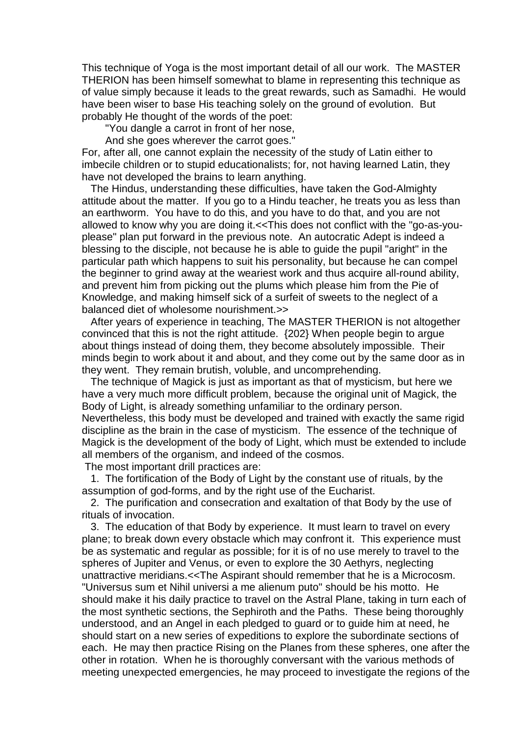This technique of Yoga is the most important detail of all our work. The MASTER THERION has been himself somewhat to blame in representing this technique as of value simply because it leads to the great rewards, such as Samadhi. He would have been wiser to base His teaching solely on the ground of evolution. But probably He thought of the words of the poet:

"You dangle a carrot in front of her nose,
And she goes wherever the carrot goes."

For, after all, one cannot explain the necessity of the study of Latin either to imbecile children or to stupid educationalists; for, not having learned Latin, they have not developed the brains to learn anything.

The Hindus, understanding these difficulties, have taken the God-Almighty attitude about the matter. If you go to a Hindu teacher, he treats you as less than an earthworm. You have to do this, and you have to do that, and you are not allowed to know why you are doing it.<<This does not conflict with the "go-as-you-please" plan put forward in the previous note. An autocratic Adept is indeed a blessing to the disciple, not because he is able to guide the pupil "aright" in the particular path which happens to suit his personality, but because he can compel the beginner to grind away at the weariest work and thus acquire all-round ability, and prevent him from picking out the plums which please him from the Pie of Knowledge, and making himself sick of a surfeit of sweets to the neglect of a balanced diet of wholesome nourishment.>>

After years of experience in teaching, The MASTER THERION is not altogether convinced that this is not the right attitude. {202} When people begin to argue about things instead of doing them, they become absolutely impossible. Their minds begin to work about it and about, and they come out by the same door as in they went. They remain brutish, voluble, and uncomprehending.

The technique of Magick is just as important as that of mysticism, but here we have a very much more difficult problem, because the original unit of Magick, the Body of Light, is already something unfamiliar to the ordinary person. Nevertheless, this body must be developed and trained with exactly the same rigid discipline as the brain in the case of mysticism. The essence of the technique of Magick is the development of the body of Light, which must be extended to include all members of the organism, and indeed of the cosmos.

The most important drill practices are:

1. The fortification of the Body of Light by the constant use of rituals, by the assumption of god-forms, and by the right use of the Eucharist.

2. The purification and consecration and exaltation of that Body by the use of rituals of invocation.

3. The education of that Body by experience. It must learn to travel on every plane; to break down every obstacle which may confront it. This experience must be as systematic and regular as possible; for it is of no use merely to travel to the spheres of Jupiter and Venus, or even to explore the 30 Aethyrs, neglecting unattractive meridians.<<The Aspirant should remember that he is a Microcosm. "Universus sum et Nihil universi a me alienum puto" should be his motto. He should make it his daily practice to travel on the Astral Plane, taking in turn each of the most synthetic sections, the Sephiroth and the Paths. These being thoroughly understood, and an Angel in each pledged to guard or to guide him at need, he should start on a new series of expeditions to explore the subordinate sections of each. He may then practice Rising on the Planes from these spheres, one after the other in rotation. When he is thoroughly conversant with the various methods of meeting unexpected emergencies, he may proceed to investigate the regions of the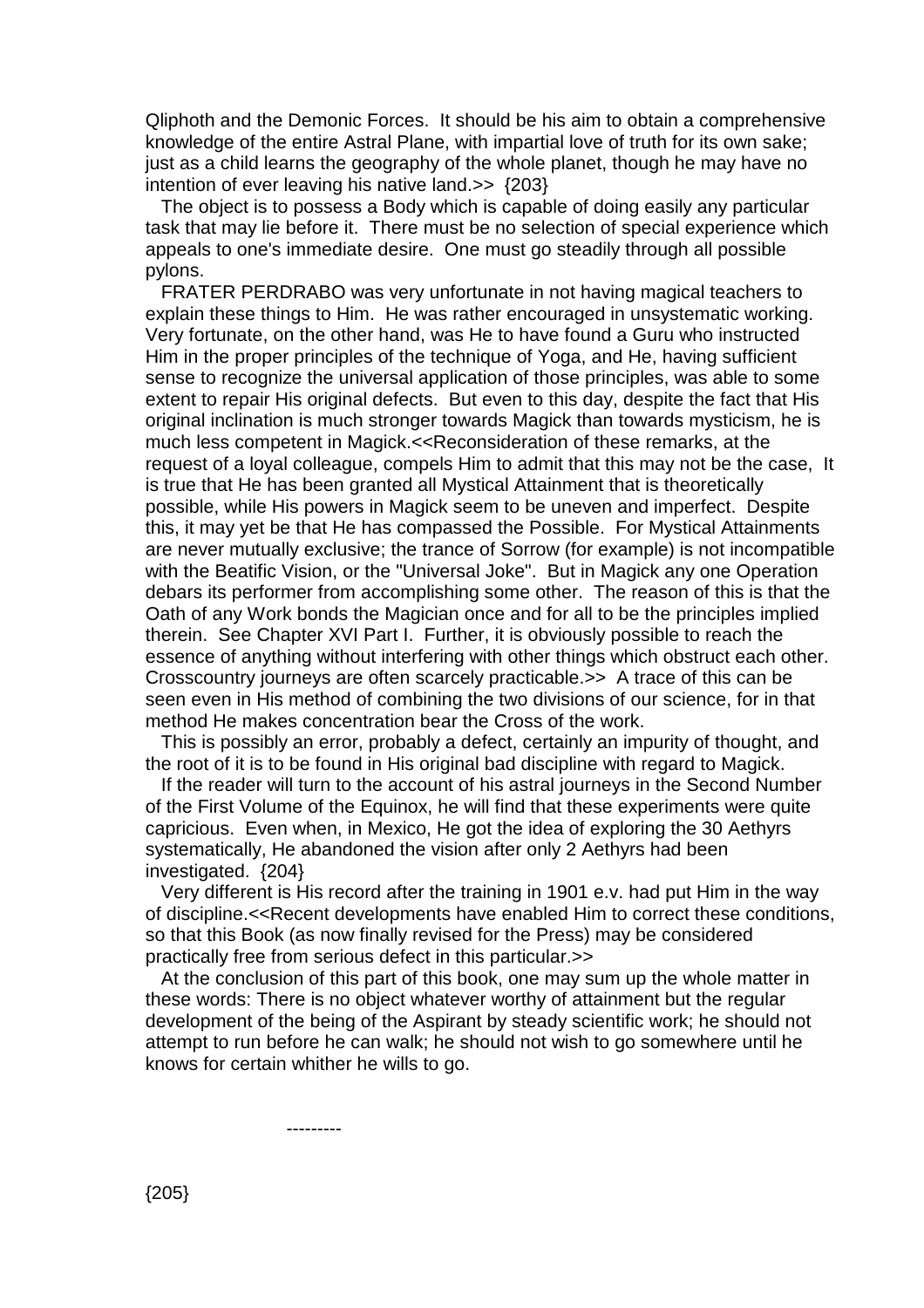Qliphoth and the Demonic Forces. It should be his aim to obtain a comprehensive knowledge of the entire Astral Plane, with impartial love of truth for its own sake; just as a child learns the geography of the whole planet, though he may have no intention of ever leaving his native land.>> {203}

The object is to possess a Body which is capable of doing easily any particular task that may lie before it. There must be no selection of special experience which appeals to one's immediate desire. One must go steadily through all possible pylons.

FRATER PERDRABO was very unfortunate in not having magical teachers to explain these things to Him. He was rather encouraged in unsystematic working. Very fortunate, on the other hand, was He to have found a Guru who instructed Him in the proper principles of the technique of Yoga, and He, having sufficient sense to recognize the universal application of those principles, was able to some extent to repair His original defects. But even to this day, despite the fact that His original inclination is much stronger towards Magick than towards mysticism, he is much less competent in Magick.<<Reconsideration of these remarks, at the request of a loyal colleague, compels Him to admit that this may not be the case, It is true that He has been granted all Mystical Attainment that is theoretically possible, while His powers in Magick seem to be uneven and imperfect. Despite this, it may yet be that He has compassed the Possible. For Mystical Attainments are never mutually exclusive; the trance of Sorrow (for example) is not incompatible with the Beatific Vision, or the "Universal Joke". But in Magick any one Operation debars its performer from accomplishing some other. The reason of this is that the Oath of any Work bonds the Magician once and for all to be the principles implied therein. See Chapter XVI Part I. Further, it is obviously possible to reach the essence of anything without interfering with other things which obstruct each other. Crosscountry journeys are often scarcely practicable.>> A trace of this can be seen even in His method of combining the two divisions of our science, for in that method He makes concentration bear the Cross of the work.

This is possibly an error, probably a defect, certainly an impurity of thought, and the root of it is to be found in His original bad discipline with regard to Magick.

If the reader will turn to the account of his astral journeys in the Second Number of the First Volume of the Equinox, he will find that these experiments were quite capricious. Even when, in Mexico, He got the idea of exploring the 30 Aethyrs systematically, He abandoned the vision after only 2 Aethyrs had been investigated. {204}

Very different is His record after the training in 1901 e.v. had put Him in the way of discipline.<<Recent developments have enabled Him to correct these conditions, so that this Book (as now finally revised for the Press) may be considered practically free from serious defect in this particular.>>

At the conclusion of this part of this book, one may sum up the whole matter in these words: There is no object whatever worthy of attainment but the regular development of the being of the Aspirant by steady scientific work; he should not attempt to run before he can walk; he should not wish to go somewhere until he knows for certain whither he wills to go.

---------

{205}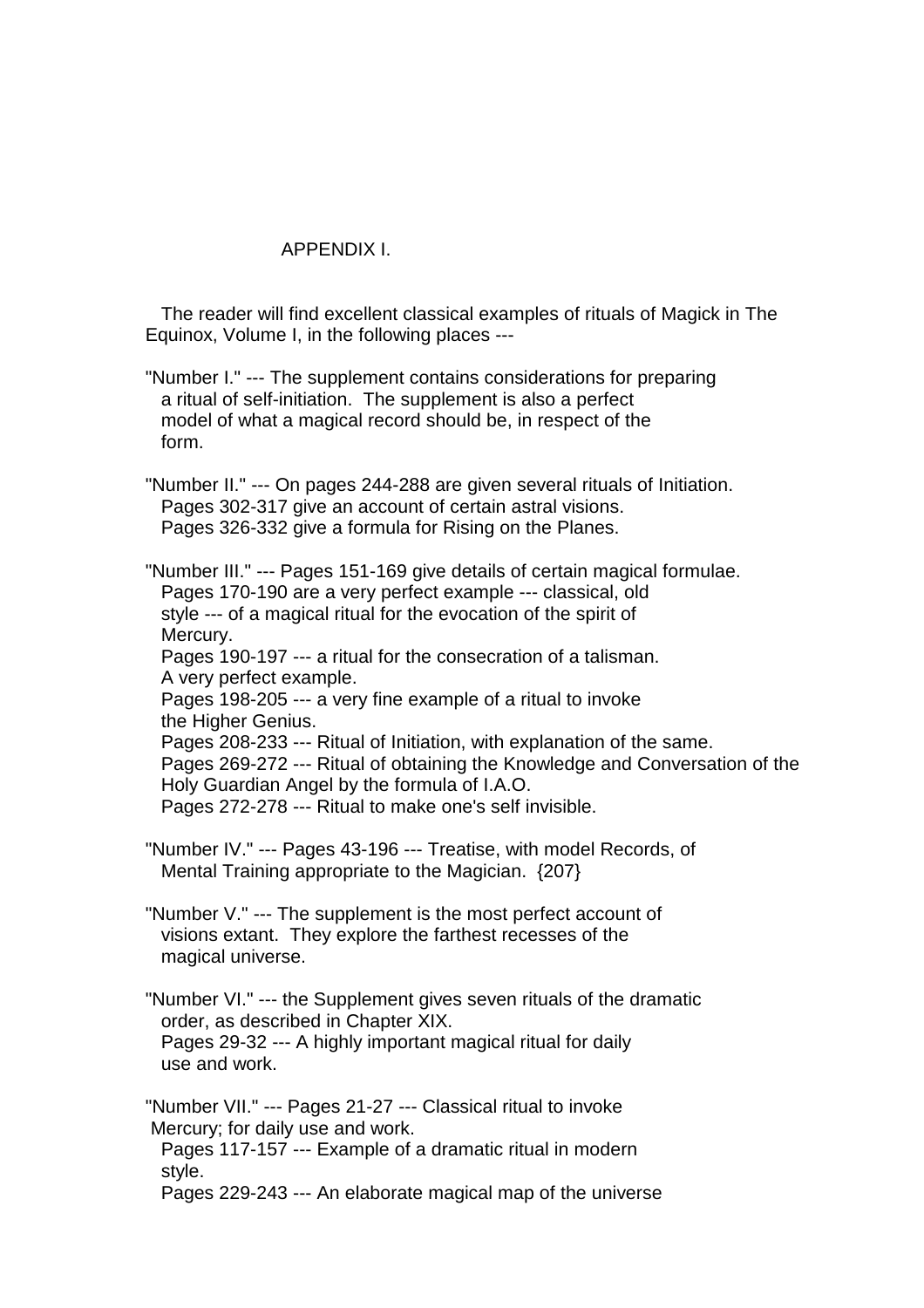## APPENDIX I.

The reader will find excellent classical examples of rituals of Magick in The Equinox, Volume I, in the following places ---

"Number I." --- The supplement contains considerations for preparing a ritual of self-initiation. The supplement is also a perfect model of what a magical record should be, in respect of the form.

"Number II." --- On pages 244-288 are given several rituals of Initiation.
Pages 302-317 give an account of certain astral visions.
Pages 326-332 give a formula for Rising on the Planes.

"Number III." --- Pages 151-169 give details of certain magical formulae.
Pages 170-190 are a very perfect example --- classical, old style --- of a magical ritual for the evocation of the spirit of Mercury.
Pages 190-197 --- a ritual for the consecration of a talisman. A very perfect example.
Pages 198-205 --- a very fine example of a ritual to invoke the Higher Genius.
Pages 208-233 --- Ritual of Initiation, with explanation of the same.
Pages 269-272 --- Ritual of obtaining the Knowledge and Conversation of the Holy Guardian Angel by the formula of I.A.O.
Pages 272-278 --- Ritual to make one's self invisible.

"Number IV." --- Pages 43-196 --- Treatise, with model Records, of Mental Training appropriate to the Magician. {207}

"Number V." --- The supplement is the most perfect account of visions extant. They explore the farthest recesses of the magical universe.

"Number VI." --- the Supplement gives seven rituals of the dramatic order, as described in Chapter XIX.
Pages 29-32 --- A highly important magical ritual for daily use and work.

"Number VII." --- Pages 21-27 --- Classical ritual to invoke Mercury; for daily use and work.
Pages 117-157 --- Example of a dramatic ritual in modern style.
Pages 229-243 --- An elaborate magical map of the universe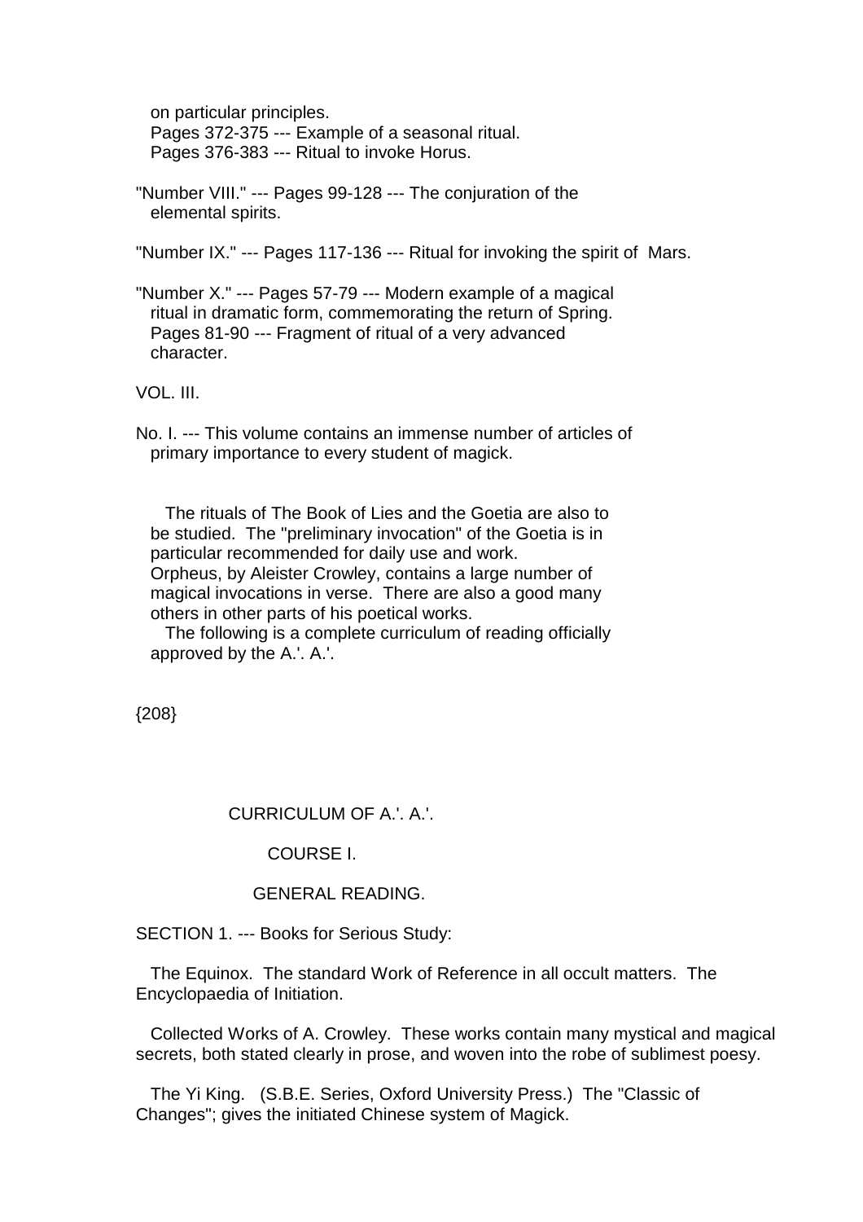on particular principles.
Pages 372-375 --- Example of a seasonal ritual.
Pages 376-383 --- Ritual to invoke Horus.

"Number VIII." --- Pages 99-128 --- The conjuration of the elemental spirits.

"Number IX." --- Pages 117-136 --- Ritual for invoking the spirit of Mars.

"Number X." --- Pages 57-79 --- Modern example of a magical ritual in dramatic form, commemorating the return of Spring.
Pages 81-90 --- Fragment of ritual of a very advanced character.

VOL. III.

No. I. --- This volume contains an immense number of articles of primary importance to every student of magick.

The rituals of The Book of Lies and the Goetia are also to be studied. The "preliminary invocation" of the Goetia is in particular recommended for daily use and work.
Orpheus, by Aleister Crowley, contains a large number of magical invocations in verse. There are also a good many others in other parts of his poetical works.
The following is a complete curriculum of reading officially approved by the A.'. A.'.

{208}

# CURRICULUM OF A.'. A.'.

## COURSE I.

## GENERAL READING.

SECTION 1. --- Books for Serious Study:

The Equinox. The standard Work of Reference in all occult matters. The Encyclopaedia of Initiation.

Collected Works of A. Crowley. These works contain many mystical and magical secrets, both stated clearly in prose, and woven into the robe of sublimest poesy.

The Yi King. (S.B.E. Series, Oxford University Press.) The "Classic of Changes"; gives the initiated Chinese system of Magick.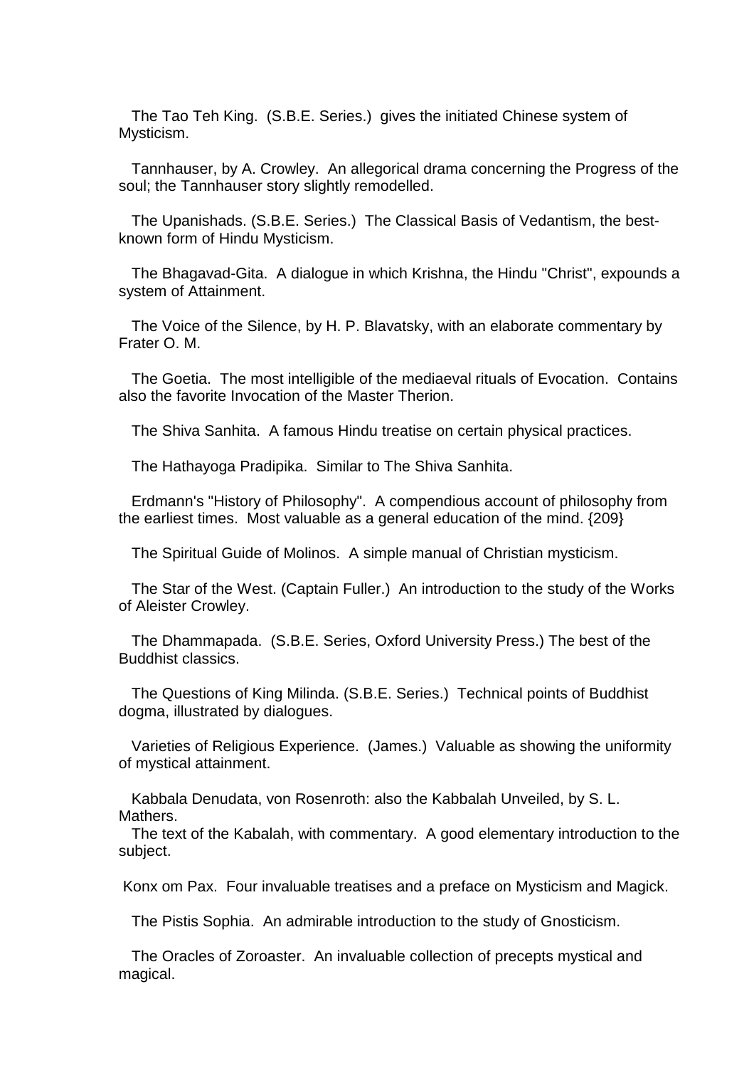The Tao Teh King. (S.B.E. Series.) gives the initiated Chinese system of Mysticism.

Tannhauser, by A. Crowley. An allegorical drama concerning the Progress of the soul; the Tannhauser story slightly remodelled.

The Upanishads. (S.B.E. Series.) The Classical Basis of Vedantism, the best-known form of Hindu Mysticism.

The Bhagavad-Gita. A dialogue in which Krishna, the Hindu "Christ", expounds a system of Attainment.

The Voice of the Silence, by H. P. Blavatsky, with an elaborate commentary by Frater O. M.

The Goetia. The most intelligible of the mediaeval rituals of Evocation. Contains also the favorite Invocation of the Master Therion.

The Shiva Sanhita. A famous Hindu treatise on certain physical practices.

The Hathayoga Pradipika. Similar to The Shiva Sanhita.

Erdmann's "History of Philosophy". A compendious account of philosophy from the earliest times. Most valuable as a general education of the mind. {209}

The Spiritual Guide of Molinos. A simple manual of Christian mysticism.

The Star of the West. (Captain Fuller.) An introduction to the study of the Works of Aleister Crowley.

The Dhammapada. (S.B.E. Series, Oxford University Press.) The best of the Buddhist classics.

The Questions of King Milinda. (S.B.E. Series.) Technical points of Buddhist dogma, illustrated by dialogues.

Varieties of Religious Experience. (James.) Valuable as showing the uniformity of mystical attainment.

Kabbala Denudata, von Rosenroth: also the Kabbalah Unveiled, by S. L. Mathers.
The text of the Kabalah, with commentary. A good elementary introduction to the subject.

Konx om Pax. Four invaluable treatises and a preface on Mysticism and Magick.

The Pistis Sophia. An admirable introduction to the study of Gnosticism.

The Oracles of Zoroaster. An invaluable collection of precepts mystical and magical.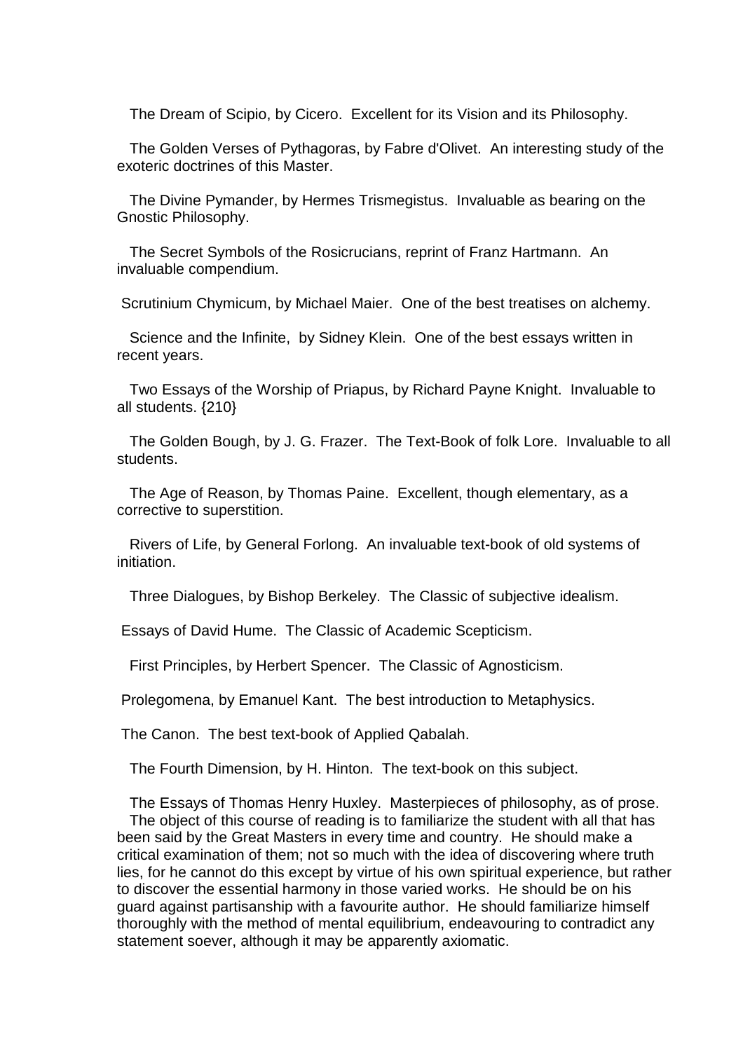The Dream of Scipio, by Cicero. Excellent for its Vision and its Philosophy.

The Golden Verses of Pythagoras, by Fabre d'Olivet. An interesting study of the exoteric doctrines of this Master.

The Divine Pymander, by Hermes Trismegistus. Invaluable as bearing on the Gnostic Philosophy.

The Secret Symbols of the Rosicrucians, reprint of Franz Hartmann. An invaluable compendium.

Scrutinium Chymicum, by Michael Maier. One of the best treatises on alchemy.

Science and the Infinite, by Sidney Klein. One of the best essays written in recent years.

Two Essays of the Worship of Priapus, by Richard Payne Knight. Invaluable to all students. {210}

The Golden Bough, by J. G. Frazer. The Text-Book of folk Lore. Invaluable to all students.

The Age of Reason, by Thomas Paine. Excellent, though elementary, as a corrective to superstition.

Rivers of Life, by General Forlong. An invaluable text-book of old systems of initiation.

Three Dialogues, by Bishop Berkeley. The Classic of subjective idealism.

Essays of David Hume. The Classic of Academic Scepticism.

First Principles, by Herbert Spencer. The Classic of Agnosticism.

Prolegomena, by Emanuel Kant. The best introduction to Metaphysics.

The Canon. The best text-book of Applied Qabalah.

The Fourth Dimension, by H. Hinton. The text-book on this subject.

The Essays of Thomas Henry Huxley. Masterpieces of philosophy, as of prose.

The object of this course of reading is to familiarize the student with all that has been said by the Great Masters in every time and country. He should make a critical examination of them; not so much with the idea of discovering where truth lies, for he cannot do this except by virtue of his own spiritual experience, but rather to discover the essential harmony in those varied works. He should be on his guard against partisanship with a favourite author. He should familiarize himself thoroughly with the method of mental equilibrium, endeavouring to contradict any statement soever, although it may be apparently axiomatic.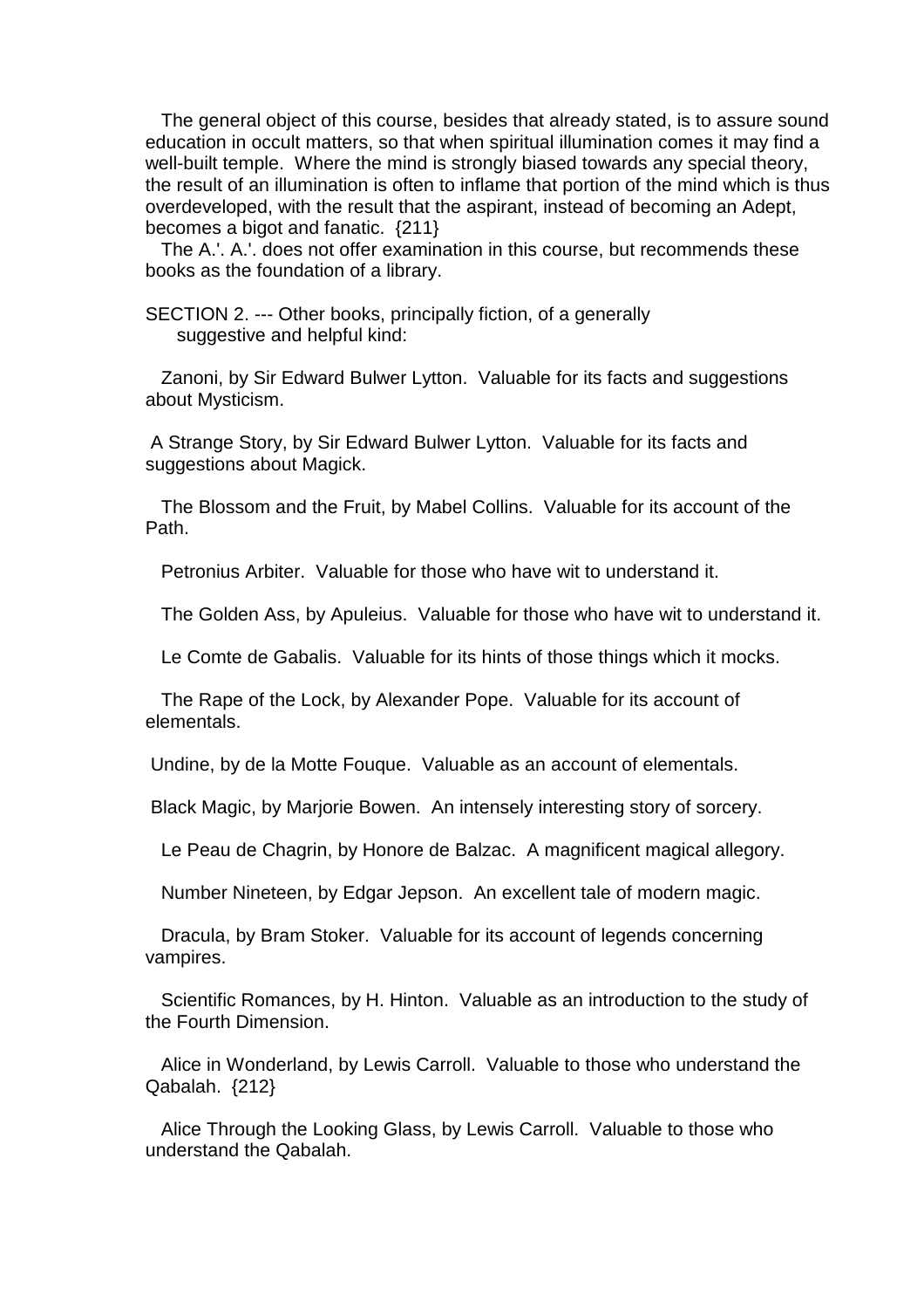The general object of this course, besides that already stated, is to assure sound education in occult matters, so that when spiritual illumination comes it may find a well-built temple. Where the mind is strongly biased towards any special theory, the result of an illumination is often to inflame that portion of the mind which is thus overdeveloped, with the result that the aspirant, instead of becoming an Adept, becomes a bigot and fanatic. {211}

The A.'. A.'. does not offer examination in this course, but recommends these books as the foundation of a library.

SECTION 2. --- Other books, principally fiction, of a generally suggestive and helpful kind:

Zanoni, by Sir Edward Bulwer Lytton. Valuable for its facts and suggestions about Mysticism.

A Strange Story, by Sir Edward Bulwer Lytton. Valuable for its facts and suggestions about Magick.

The Blossom and the Fruit, by Mabel Collins. Valuable for its account of the Path.

Petronius Arbiter. Valuable for those who have wit to understand it.

The Golden Ass, by Apuleius. Valuable for those who have wit to understand it.

Le Comte de Gabalis. Valuable for its hints of those things which it mocks.

The Rape of the Lock, by Alexander Pope. Valuable for its account of elementals.

Undine, by de la Motte Fouque. Valuable as an account of elementals.

Black Magic, by Marjorie Bowen. An intensely interesting story of sorcery.

Le Peau de Chagrin, by Honore de Balzac. A magnificent magical allegory.

Number Nineteen, by Edgar Jepson. An excellent tale of modern magic.

Dracula, by Bram Stoker. Valuable for its account of legends concerning vampires.

Scientific Romances, by H. Hinton. Valuable as an introduction to the study of the Fourth Dimension.

Alice in Wonderland, by Lewis Carroll. Valuable to those who understand the Qabalah. {212}

Alice Through the Looking Glass, by Lewis Carroll. Valuable to those who understand the Qabalah.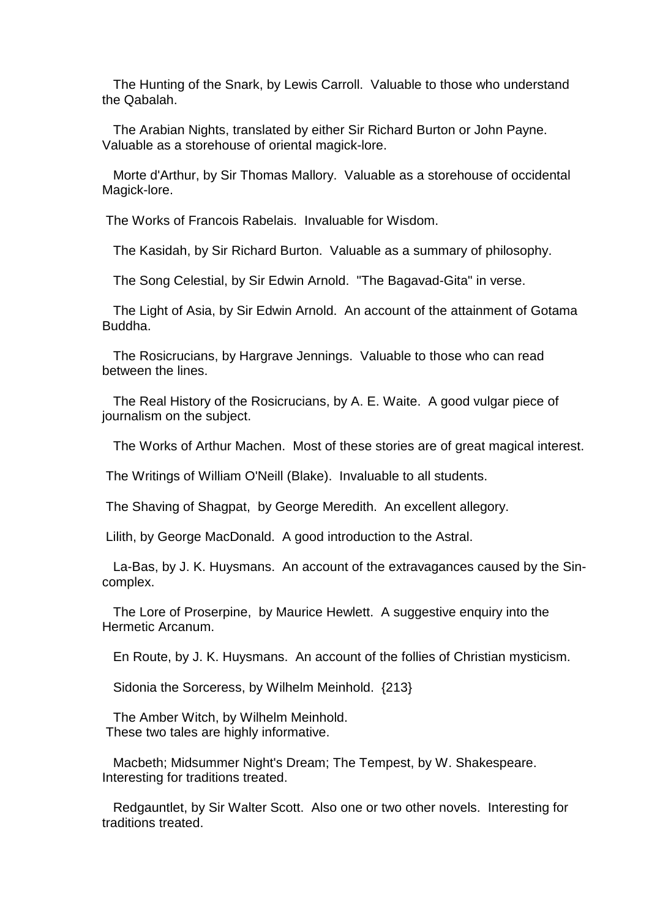The Hunting of the Snark, by Lewis Carroll. Valuable to those who understand the Qabalah.

The Arabian Nights, translated by either Sir Richard Burton or John Payne. Valuable as a storehouse of oriental magick-lore.

Morte d'Arthur, by Sir Thomas Mallory. Valuable as a storehouse of occidental Magick-lore.

The Works of Francois Rabelais. Invaluable for Wisdom.

The Kasidah, by Sir Richard Burton. Valuable as a summary of philosophy.

The Song Celestial, by Sir Edwin Arnold. "The Bagavad-Gita" in verse.

The Light of Asia, by Sir Edwin Arnold. An account of the attainment of Gotama Buddha.

The Rosicrucians, by Hargrave Jennings. Valuable to those who can read between the lines.

The Real History of the Rosicrucians, by A. E. Waite. A good vulgar piece of journalism on the subject.

The Works of Arthur Machen. Most of these stories are of great magical interest.

The Writings of William O'Neill (Blake). Invaluable to all students.

The Shaving of Shagpat, by George Meredith. An excellent allegory.

Lilith, by George MacDonald. A good introduction to the Astral.

La-Bas, by J. K. Huysmans. An account of the extravagances caused by the Sin-complex.

The Lore of Proserpine, by Maurice Hewlett. A suggestive enquiry into the Hermetic Arcanum.

En Route, by J. K. Huysmans. An account of the follies of Christian mysticism.

Sidonia the Sorceress, by Wilhelm Meinhold. {213}

The Amber Witch, by Wilhelm Meinhold.
These two tales are highly informative.

Macbeth; Midsummer Night's Dream; The Tempest, by W. Shakespeare. Interesting for traditions treated.

Redgauntlet, by Sir Walter Scott. Also one or two other novels. Interesting for traditions treated.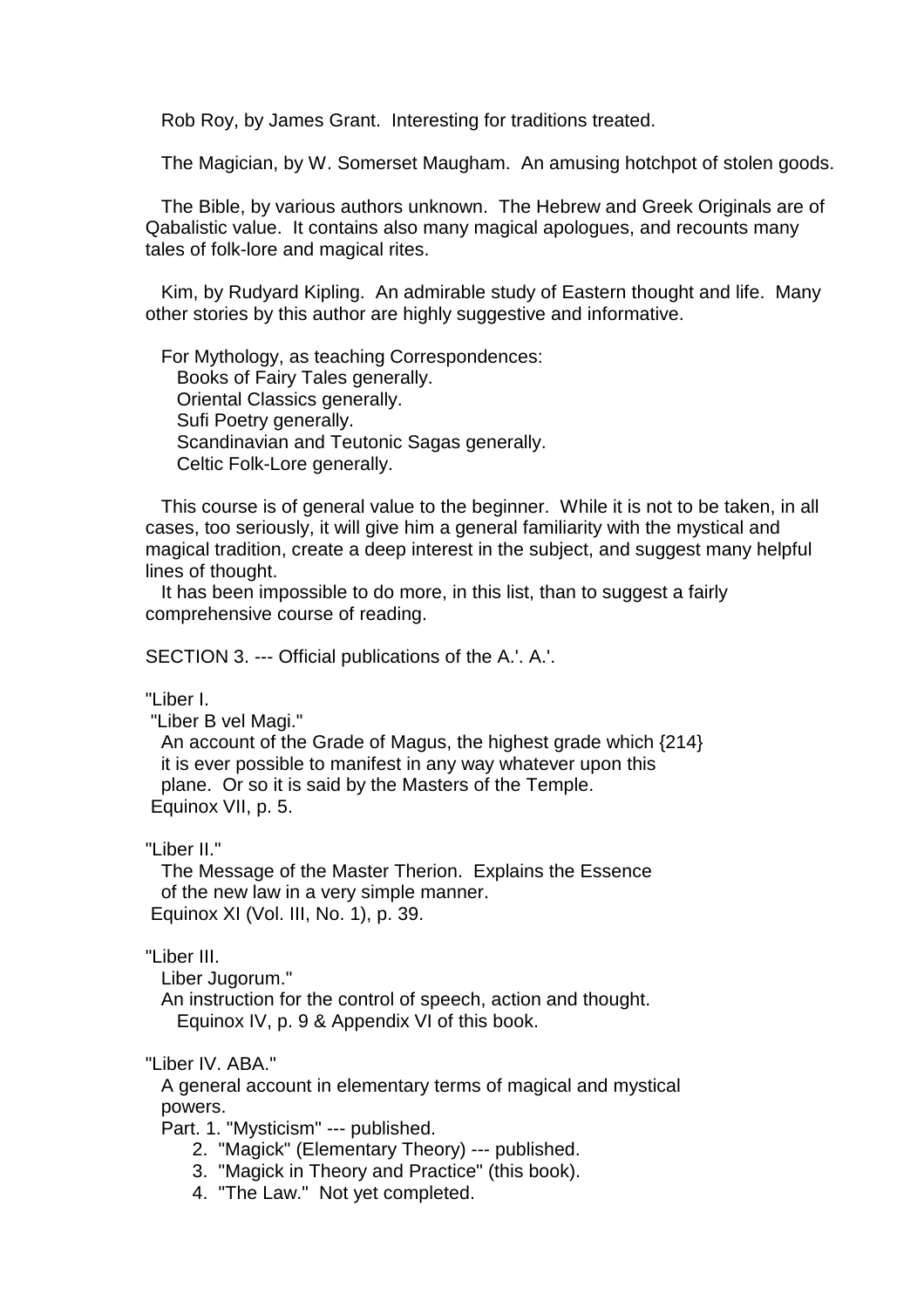Rob Roy, by James Grant. Interesting for traditions treated.

The Magician, by W. Somerset Maugham. An amusing hotchpot of stolen goods.

The Bible, by various authors unknown. The Hebrew and Greek Originals are of Qabalistic value. It contains also many magical apologues, and recounts many tales of folk-lore and magical rites.

Kim, by Rudyard Kipling. An admirable study of Eastern thought and life. Many other stories by this author are highly suggestive and informative.

For Mythology, as teaching Correspondences:
- Books of Fairy Tales generally.
- Oriental Classics generally.
- Sufi Poetry generally.
- Scandinavian and Teutonic Sagas generally.
- Celtic Folk-Lore generally.

This course is of general value to the beginner. While it is not to be taken, in all cases, too seriously, it will give him a general familiarity with the mystical and magical tradition, create a deep interest in the subject, and suggest many helpful lines of thought.

It has been impossible to do more, in this list, than to suggest a fairly comprehensive course of reading.

SECTION 3. --- Official publications of the A.'. A.'.

"Liber I.
"Liber B vel Magi."
An account of the Grade of Magus, the highest grade which {214} it is ever possible to manifest in any way whatever upon this plane. Or so it is said by the Masters of the Temple.
Equinox VII, p. 5.

"Liber II."
The Message of the Master Therion. Explains the Essence of the new law in a very simple manner.
Equinox XI (Vol. III, No. 1), p. 39.

"Liber III.
Liber Jugorum."
An instruction for the control of speech, action and thought.
Equinox IV, p. 9 & Appendix VI of this book.

"Liber IV. ABA."
A general account in elementary terms of magical and mystical powers.
Part. 1. "Mysticism" --- published.
2. "Magick" (Elementary Theory) --- published.
3. "Magick in Theory and Practice" (this book).
4. "The Law." Not yet completed.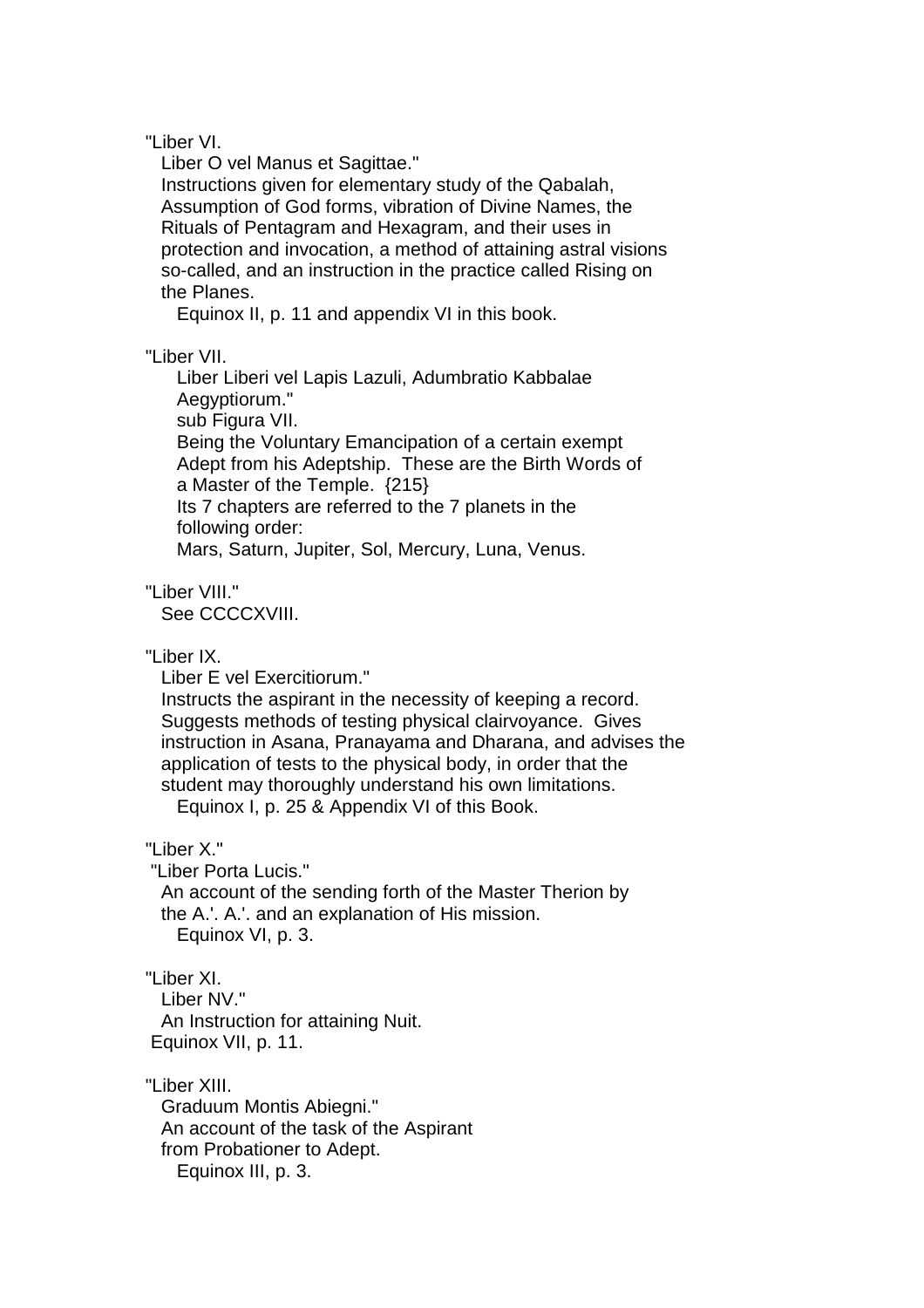"Liber VI.

Liber O vel Manus et Sagittae."

Instructions given for elementary study of the Qabalah, Assumption of God forms, vibration of Divine Names, the Rituals of Pentagram and Hexagram, and their uses in protection and invocation, a method of attaining astral visions so-called, and an instruction in the practice called Rising on the Planes.

Equinox II, p. 11 and appendix VI in this book.

"Liber VII.

Liber Liberi vel Lapis Lazuli, Adumbratio Kabbalae Aegyptiorum."

sub Figura VII.

Being the Voluntary Emancipation of a certain exempt Adept from his Adeptship. These are the Birth Words of a Master of the Temple. {215}

Its 7 chapters are referred to the 7 planets in the following order:

Mars, Saturn, Jupiter, Sol, Mercury, Luna, Venus.

"Liber VIII."

See CCCCXVIII.

"Liber IX.

Liber E vel Exercitiorum."

Instructs the aspirant in the necessity of keeping a record. Suggests methods of testing physical clairvoyance. Gives instruction in Asana, Pranayama and Dharana, and advises the application of tests to the physical body, in order that the student may thoroughly understand his own limitations.

Equinox I, p. 25 & Appendix VI of this Book.

"Liber X."

"Liber Porta Lucis."

An account of the sending forth of the Master Therion by the A.'. A.'. and an explanation of His mission.

Equinox VI, p. 3.

"Liber XI.

Liber NV."

An Instruction for attaining Nuit.

Equinox VII, p. 11.

"Liber XIII.

Graduum Montis Abiegni."

An account of the task of the Aspirant from Probationer to Adept.

Equinox III, p. 3.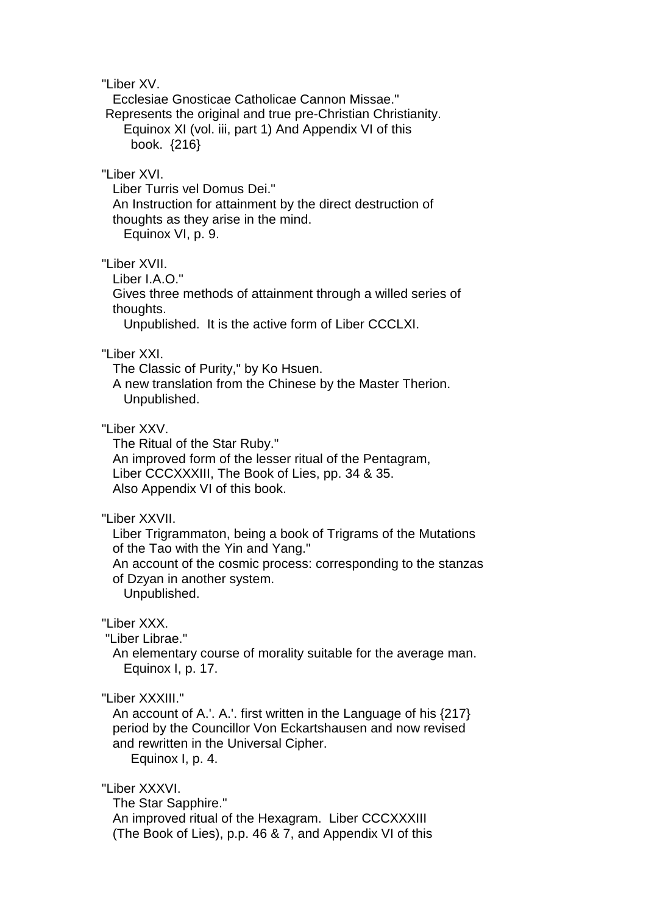"Liber XV.
Ecclesiae Gnosticae Catholicae Cannon Missae."
Represents the original and true pre-Christian Christianity.
Equinox XI (vol. iii, part 1) And Appendix VI of this book. {216}

"Liber XVI.
Liber Turris vel Domus Dei."
An Instruction for attainment by the direct destruction of thoughts as they arise in the mind.
Equinox VI, p. 9.

"Liber XVII.
Liber I.A.O."
Gives three methods of attainment through a willed series of thoughts.
Unpublished. It is the active form of Liber CCCLXI.

"Liber XXI.
The Classic of Purity," by Ko Hsuen.
A new translation from the Chinese by the Master Therion.
Unpublished.

"Liber XXV.
The Ritual of the Star Ruby."
An improved form of the lesser ritual of the Pentagram, Liber CCCXXXIII, The Book of Lies, pp. 34 & 35.
Also Appendix VI of this book.

"Liber XXVII.
Liber Trigrammaton, being a book of Trigrams of the Mutations of the Tao with the Yin and Yang."
An account of the cosmic process: corresponding to the stanzas of Dzyan in another system.
Unpublished.

"Liber XXX.
"Liber Librae."
An elementary course of morality suitable for the average man.
Equinox I, p. 17.

"Liber XXXIII."
An account of A.'. A.'. first written in the Language of his {217} period by the Councillor Von Eckartshausen and now revised and rewritten in the Universal Cipher.
Equinox I, p. 4.

"Liber XXXVI.
The Star Sapphire."
An improved ritual of the Hexagram. Liber CCCXXXIII (The Book of Lies), p.p. 46 & 7, and Appendix VI of this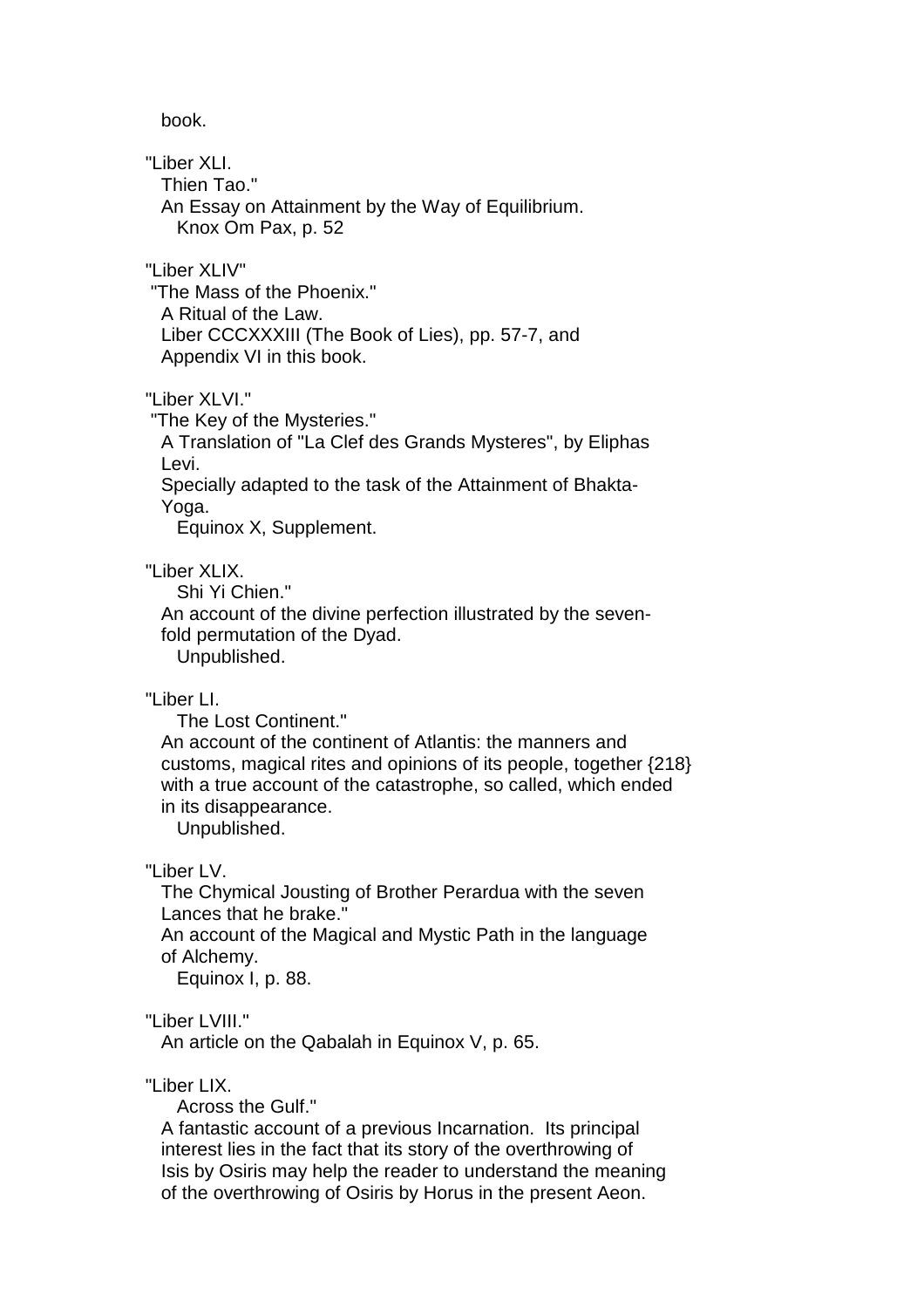book.

"Liber XLI.
Thien Tao."
An Essay on Attainment by the Way of Equilibrium.
Knox Om Pax, p. 52

"Liber XLIV"
"The Mass of the Phoenix."
A Ritual of the Law.
Liber CCCXXXIII (The Book of Lies), pp. 57-7, and
Appendix VI in this book.

"Liber XLVI."
"The Key of the Mysteries."
A Translation of "La Clef des Grands Mysteres", by Eliphas Levi.
Specially adapted to the task of the Attainment of Bhakta-Yoga.
Equinox X, Supplement.

"Liber XLIX.
Shi Yi Chien."
An account of the divine perfection illustrated by the seven-fold permutation of the Dyad.
Unpublished.

"Liber LI.
The Lost Continent."
An account of the continent of Atlantis: the manners and customs, magical rites and opinions of its people, together {218} with a true account of the catastrophe, so called, which ended in its disappearance.
Unpublished.

"Liber LV.
The Chymical Jousting of Brother Perardua with the seven Lances that he brake."
An account of the Magical and Mystic Path in the language of Alchemy.
Equinox I, p. 88.

"Liber LVIII."
An article on the Qabalah in Equinox V, p. 65.

"Liber LIX.
Across the Gulf."
A fantastic account of a previous Incarnation. Its principal interest lies in the fact that its story of the overthrowing of Isis by Osiris may help the reader to understand the meaning of the overthrowing of Osiris by Horus in the present Aeon.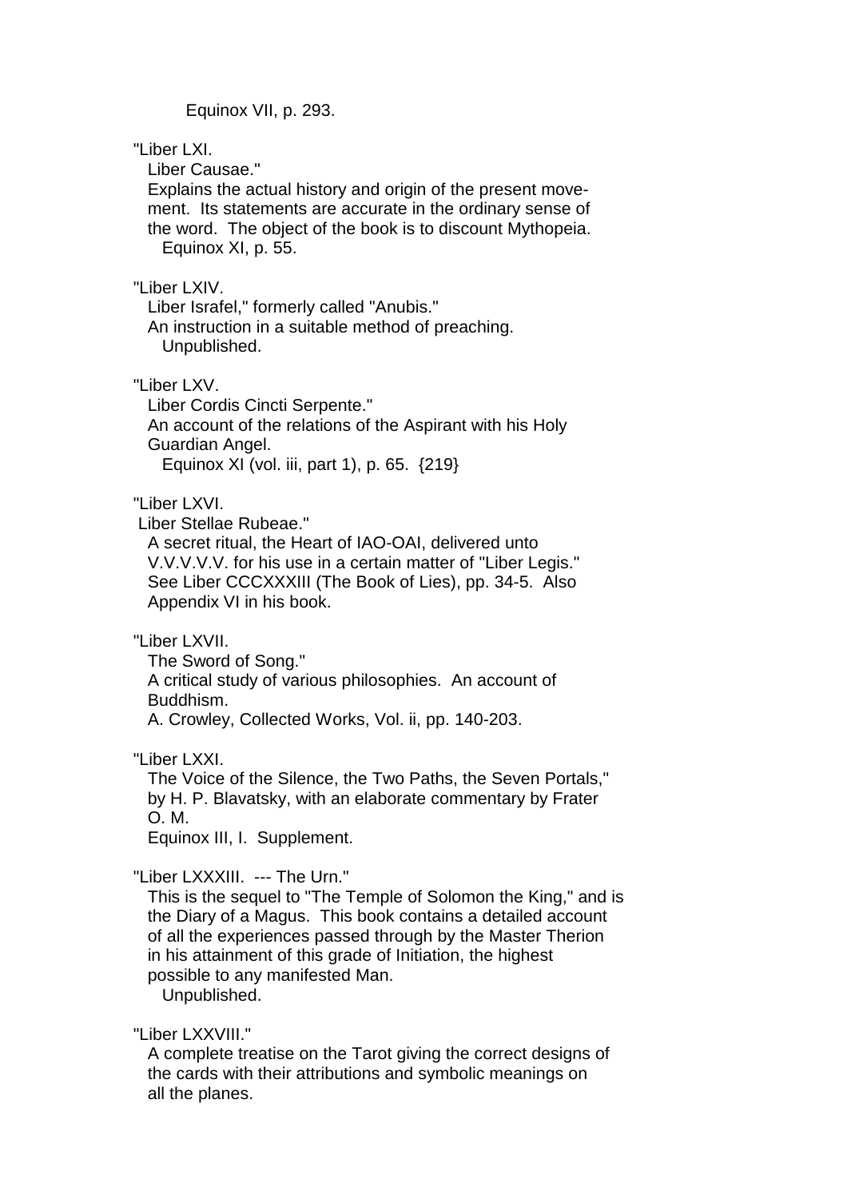Equinox VII, p. 293.

"Liber LXI.
Liber Causae."
Explains the actual history and origin of the present movement. Its statements are accurate in the ordinary sense of the word. The object of the book is to discount Mythopeia.
Equinox XI, p. 55.

"Liber LXIV.
Liber Israfel," formerly called "Anubis."
An instruction in a suitable method of preaching.
Unpublished.

"Liber LXV.
Liber Cordis Cincti Serpente."
An account of the relations of the Aspirant with his Holy Guardian Angel.
Equinox XI (vol. iii, part 1), p. 65. {219}

"Liber LXVI.
Liber Stellae Rubeae."
A secret ritual, the Heart of IAO-OAI, delivered unto V.V.V.V.V. for his use in a certain matter of "Liber Legis." See Liber CCCXXXIII (The Book of Lies), pp. 34-5. Also Appendix VI in his book.

"Liber LXVII.
The Sword of Song."
A critical study of various philosophies. An account of Buddhism.
A. Crowley, Collected Works, Vol. ii, pp. 140-203.

"Liber LXXI.
The Voice of the Silence, the Two Paths, the Seven Portals," by H. P. Blavatsky, with an elaborate commentary by Frater O. M.
Equinox III, I. Supplement.

"Liber LXXXIII. --- The Urn."
This is the sequel to "The Temple of Solomon the King," and is the Diary of a Magus. This book contains a detailed account of all the experiences passed through by the Master Therion in his attainment of this grade of Initiation, the highest possible to any manifested Man.
Unpublished.

"Liber LXXVIII."
A complete treatise on the Tarot giving the correct designs of the cards with their attributions and symbolic meanings on all the planes.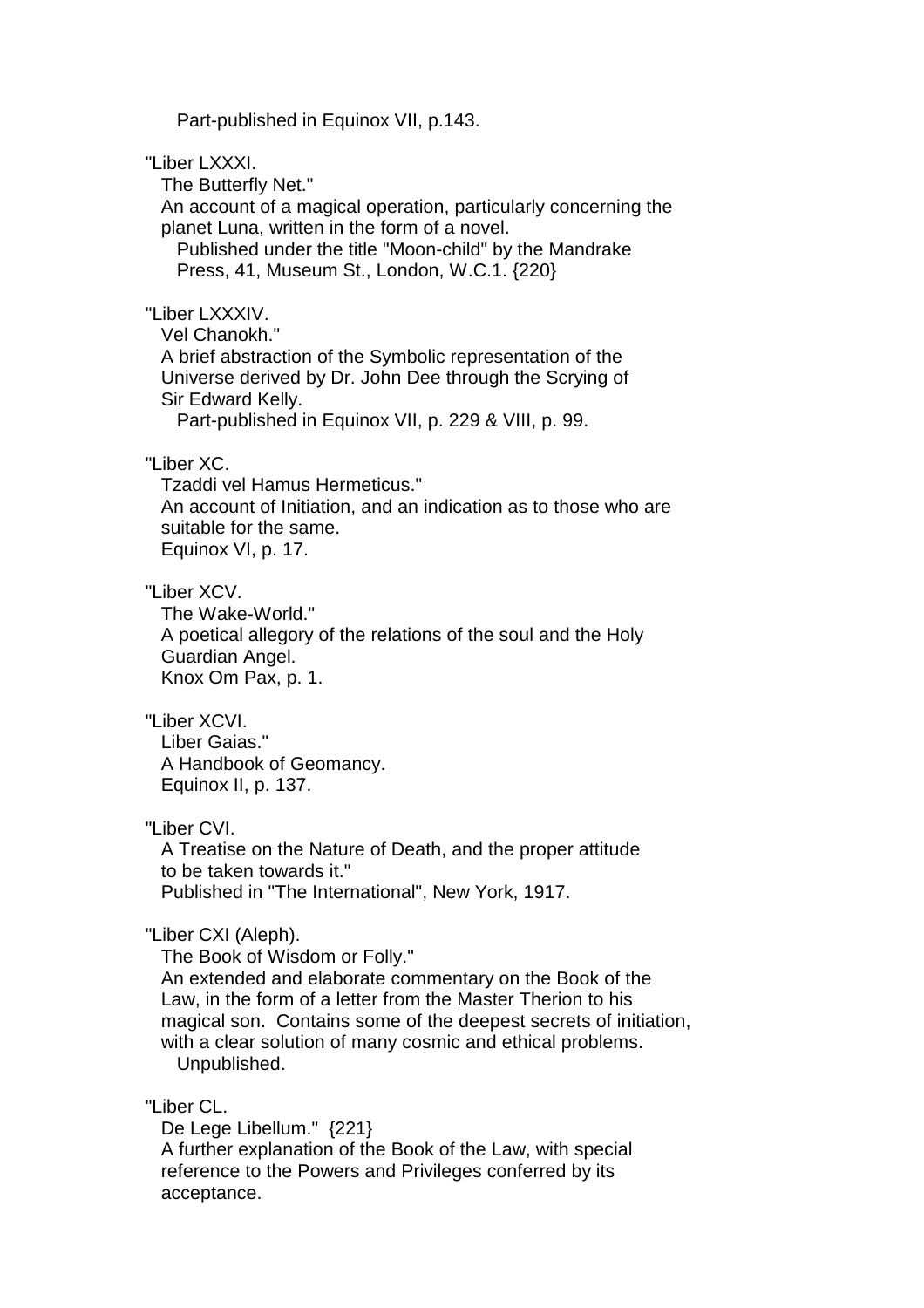Part-published in Equinox VII, p.143.

"Liber LXXXI.
The Butterfly Net."
An account of a magical operation, particularly concerning the planet Luna, written in the form of a novel.
Published under the title "Moon-child" by the Mandrake Press, 41, Museum St., London, W.C.1. {220}

"Liber LXXXIV.
Vel Chanokh."
A brief abstraction of the Symbolic representation of the Universe derived by Dr. John Dee through the Scrying of Sir Edward Kelly.
Part-published in Equinox VII, p. 229 & VIII, p. 99.

"Liber XC.
Tzaddi vel Hamus Hermeticus."
An account of Initiation, and an indication as to those who are suitable for the same.
Equinox VI, p. 17.

"Liber XCV.
The Wake-World."
A poetical allegory of the relations of the soul and the Holy Guardian Angel.
Knox Om Pax, p. 1.

"Liber XCVI.
Liber Gaias."
A Handbook of Geomancy.
Equinox II, p. 137.

"Liber CVI.
A Treatise on the Nature of Death, and the proper attitude to be taken towards it."
Published in "The International", New York, 1917.

"Liber CXI (Aleph).
The Book of Wisdom or Folly."
An extended and elaborate commentary on the Book of the Law, in the form of a letter from the Master Therion to his magical son. Contains some of the deepest secrets of initiation, with a clear solution of many cosmic and ethical problems.
Unpublished.

"Liber CL.
De Lege Libellum." {221}
A further explanation of the Book of the Law, with special reference to the Powers and Privileges conferred by its acceptance.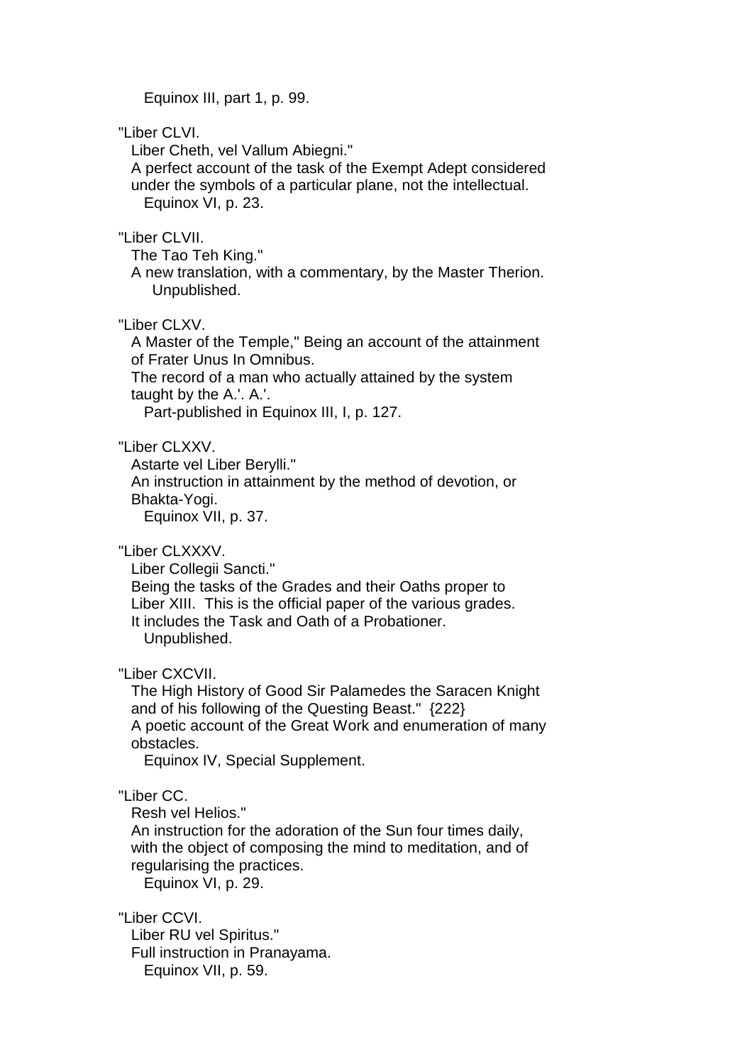Equinox III, part 1, p. 99.

"Liber CLVI.
Liber Cheth, vel Vallum Abiegni."
A perfect account of the task of the Exempt Adept considered under the symbols of a particular plane, not the intellectual.
Equinox VI, p. 23.

"Liber CLVII.
The Tao Teh King."
A new translation, with a commentary, by the Master Therion.
Unpublished.

"Liber CLXV.
A Master of the Temple," Being an account of the attainment of Frater Unus In Omnibus.
The record of a man who actually attained by the system taught by the A.'. A.'.
Part-published in Equinox III, I, p. 127.

"Liber CLXXV.
Astarte vel Liber Berylli."
An instruction in attainment by the method of devotion, or Bhakta-Yogi.
Equinox VII, p. 37.

"Liber CLXXXV.
Liber Collegii Sancti."
Being the tasks of the Grades and their Oaths proper to Liber XIII. This is the official paper of the various grades.
It includes the Task and Oath of a Probationer.
Unpublished.

"Liber CXCVII.
The High History of Good Sir Palamedes the Saracen Knight and of his following of the Questing Beast." {222}
A poetic account of the Great Work and enumeration of many obstacles.
Equinox IV, Special Supplement.

"Liber CC.
Resh vel Helios."
An instruction for the adoration of the Sun four times daily, with the object of composing the mind to meditation, and of regularising the practices.
Equinox VI, p. 29.

"Liber CCVI.
Liber RU vel Spiritus."
Full instruction in Pranayama.
Equinox VII, p. 59.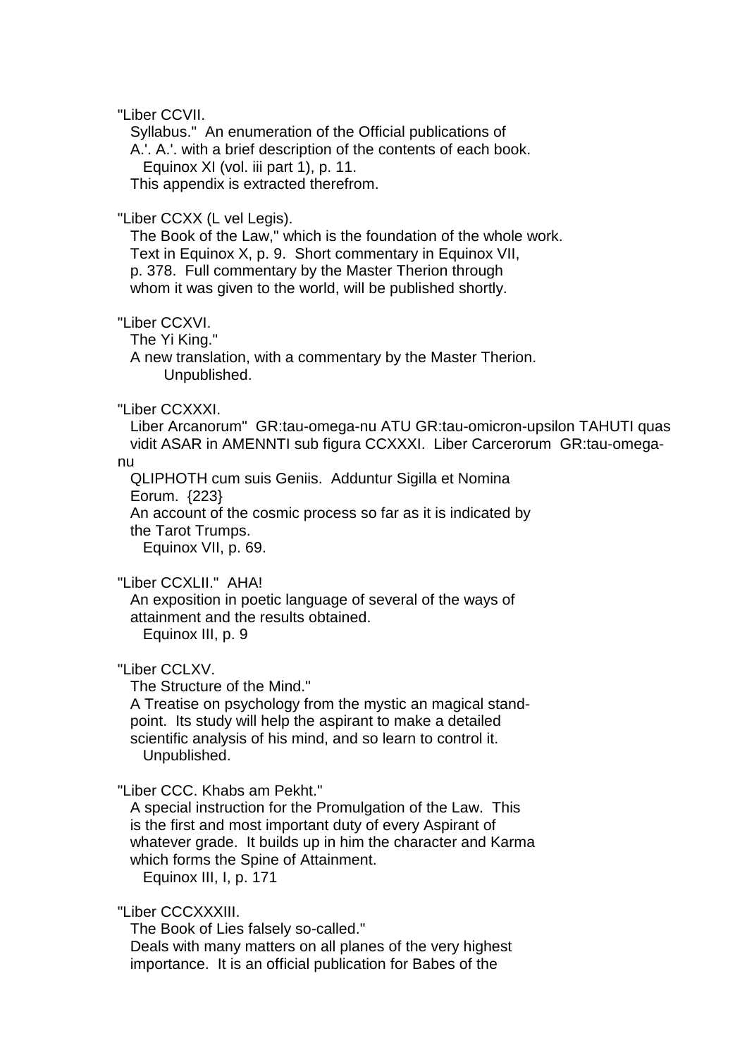"Liber CCVII.
Syllabus." An enumeration of the Official publications of A.'. A.'. with a brief description of the contents of each book.
Equinox XI (vol. iii part 1), p. 11.
This appendix is extracted therefrom.

"Liber CCXX (L vel Legis).
The Book of the Law," which is the foundation of the whole work. Text in Equinox X, p. 9. Short commentary in Equinox VII, p. 378. Full commentary by the Master Therion through whom it was given to the world, will be published shortly.

"Liber CCXVI.
The Yi King."
A new translation, with a commentary by the Master Therion.
Unpublished.

"Liber CCXXXI.
Liber Arcanorum" GR:tau-omega-nu ATU GR:tau-omicron-upsilon TAHUTI quas vidit ASAR in AMENNTI sub figura CCXXXI. Liber Carcerorum GR:tau-omega-nu
QLIPHOTH cum suis Geniis. Adduntur Sigilla et Nomina Eorum. {223}
An account of the cosmic process so far as it is indicated by the Tarot Trumps.
Equinox VII, p. 69.

"Liber CCXLII." AHA!
An exposition in poetic language of several of the ways of attainment and the results obtained.
Equinox III, p. 9

"Liber CCLXV.
The Structure of the Mind."
A Treatise on psychology from the mystic an magical standpoint. Its study will help the aspirant to make a detailed scientific analysis of his mind, and so learn to control it.
Unpublished.

"Liber CCC. Khabs am Pekht."
A special instruction for the Promulgation of the Law. This is the first and most important duty of every Aspirant of whatever grade. It builds up in him the character and Karma which forms the Spine of Attainment.
Equinox III, I, p. 171

"Liber CCCXXXIII.
The Book of Lies falsely so-called."
Deals with many matters on all planes of the very highest importance. It is an official publication for Babes of the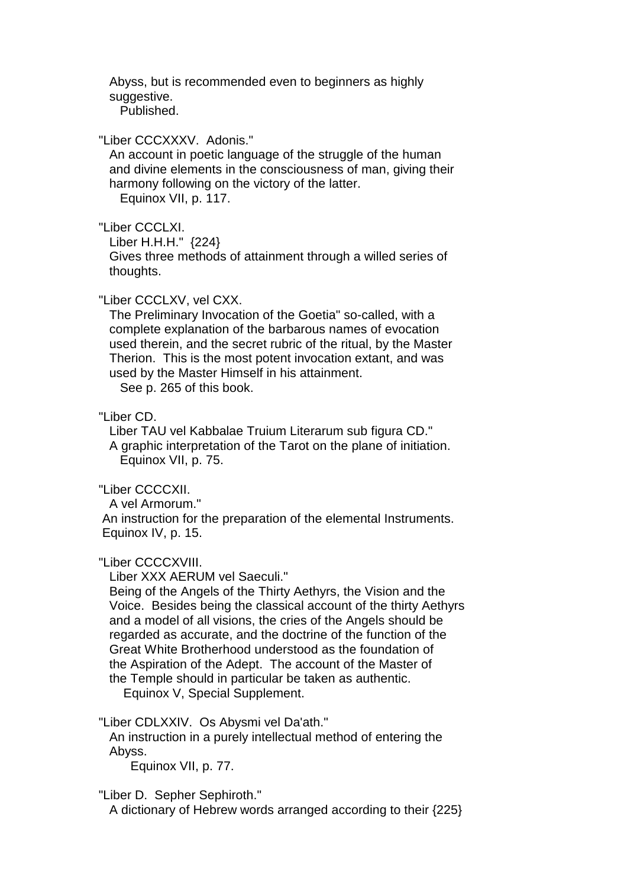Abyss, but is recommended even to beginners as highly suggestive.
Published.

"Liber CCCXXXV. Adonis."
An account in poetic language of the struggle of the human and divine elements in the consciousness of man, giving their harmony following on the victory of the latter.
Equinox VII, p. 117.

"Liber CCCLXI.
Liber H.H.H." {224}
Gives three methods of attainment through a willed series of thoughts.

"Liber CCCLXV, vel CXX.
The Preliminary Invocation of the Goetia" so-called, with a complete explanation of the barbarous names of evocation used therein, and the secret rubric of the ritual, by the Master Therion. This is the most potent invocation extant, and was used by the Master Himself in his attainment.
See p. 265 of this book.

"Liber CD.
Liber TAU vel Kabbalae Truium Literarum sub figura CD."
A graphic interpretation of the Tarot on the plane of initiation.
Equinox VII, p. 75.

"Liber CCCCXII.
A vel Armorum."
An instruction for the preparation of the elemental Instruments.
Equinox IV, p. 15.

"Liber CCCCXVIII.
Liber XXX AERUM vel Saeculi."
Being of the Angels of the Thirty Aethyrs, the Vision and the Voice. Besides being the classical account of the thirty Aethyrs and a model of all visions, the cries of the Angels should be regarded as accurate, and the doctrine of the function of the Great White Brotherhood understood as the foundation of the Aspiration of the Adept. The account of the Master of the Temple should in particular be taken as authentic.
Equinox V, Special Supplement.

"Liber CDLXXIV. Os Abysmi vel Da'ath."
An instruction in a purely intellectual method of entering the Abyss.
Equinox VII, p. 77.

"Liber D. Sepher Sephiroth."
A dictionary of Hebrew words arranged according to their {225}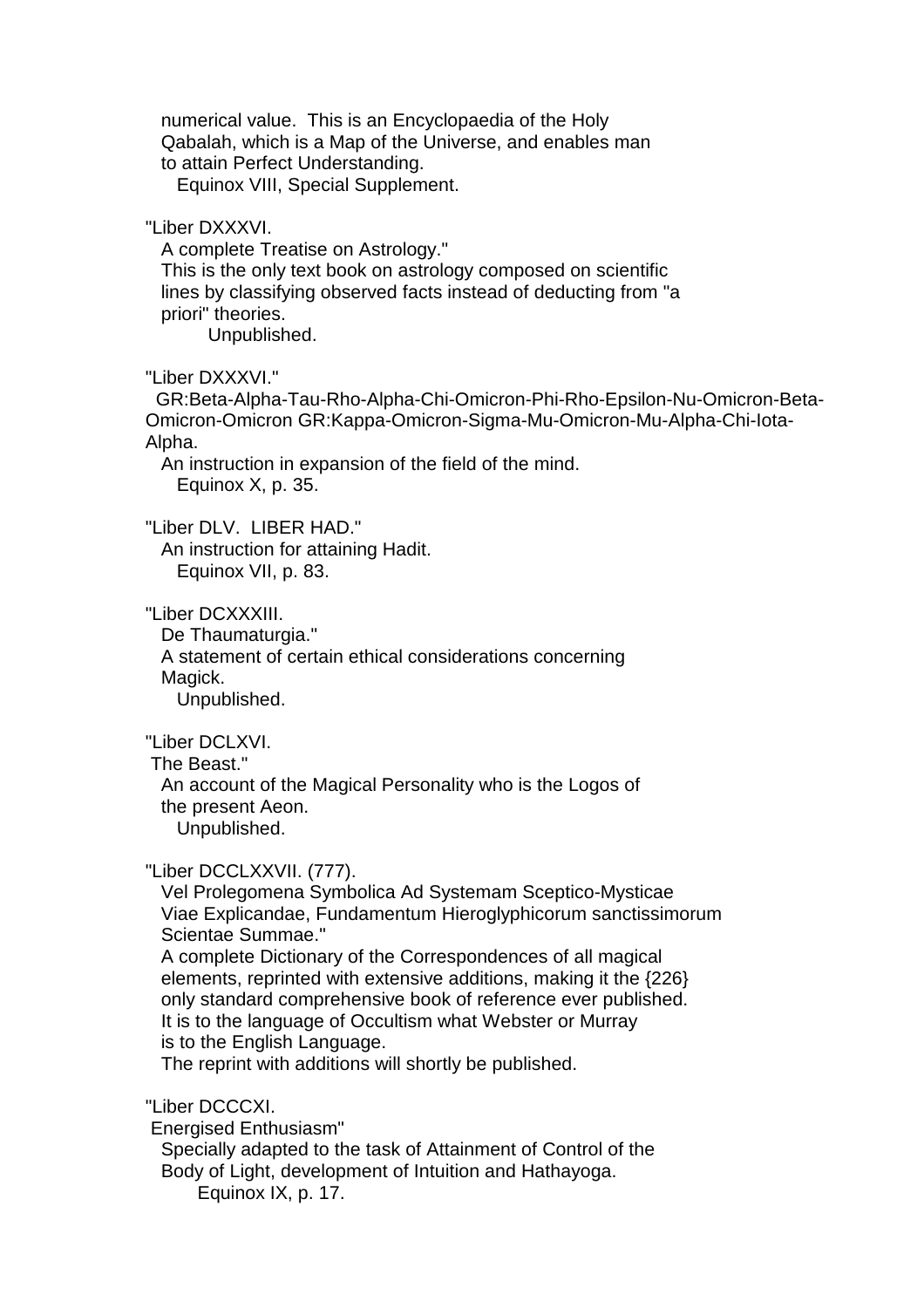numerical value. This is an Encyclopaedia of the Holy Qabalah, which is a Map of the Universe, and enables man to attain Perfect Understanding.
Equinox VIII, Special Supplement.

"Liber DXXXVI.
A complete Treatise on Astrology."
This is the only text book on astrology composed on scientific lines by classifying observed facts instead of deducting from "a priori" theories.
Unpublished.

"Liber DXXXVI."
GR:Beta-Alpha-Tau-Rho-Alpha-Chi-Omicron-Phi-Rho-Epsilon-Nu-Omicron-Beta-Omicron-Omicron GR:Kappa-Omicron-Sigma-Mu-Omicron-Mu-Alpha-Chi-Iota-Alpha.
An instruction in expansion of the field of the mind.
Equinox X, p. 35.

"Liber DLV. LIBER HAD."
An instruction for attaining Hadit.
Equinox VII, p. 83.

"Liber DCXXXIII.
De Thaumaturgia."
A statement of certain ethical considerations concerning Magick.
Unpublished.

"Liber DCLXVI.
The Beast."
An account of the Magical Personality who is the Logos of the present Aeon.
Unpublished.

"Liber DCCLXXVII. (777).
Vel Prolegomena Symbolica Ad Systemam Sceptico-Mysticae Viae Explicandae, Fundamentum Hieroglyphicorum sanctissimorum Scientae Summae."
A complete Dictionary of the Correspondences of all magical elements, reprinted with extensive additions, making it the {226} only standard comprehensive book of reference ever published. It is to the language of Occultism what Webster or Murray is to the English Language.
The reprint with additions will shortly be published.

"Liber DCCCXI.
Energised Enthusiasm"
Specially adapted to the task of Attainment of Control of the Body of Light, development of Intuition and Hathayoga.
Equinox IX, p. 17.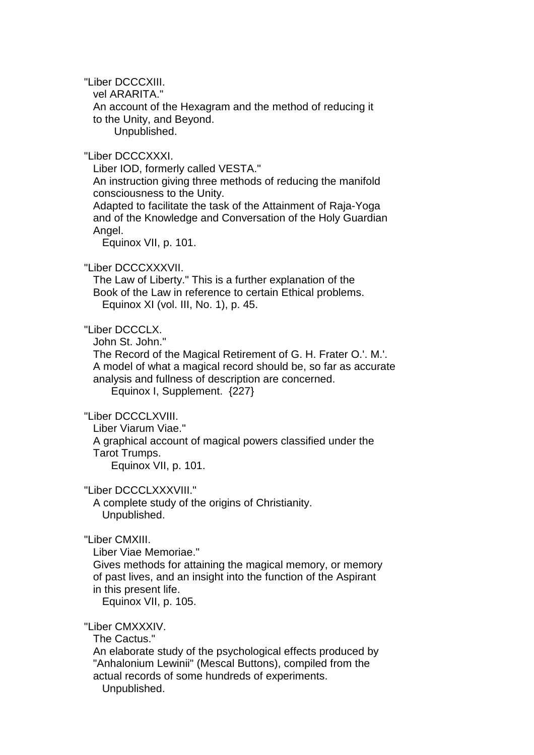"Liber DCCCXIII.
vel ARARITA."
An account of the Hexagram and the method of reducing it to the Unity, and Beyond.
Unpublished.

"Liber DCCCXXXI.
Liber IOD, formerly called VESTA."
An instruction giving three methods of reducing the manifold consciousness to the Unity.
Adapted to facilitate the task of the Attainment of Raja-Yoga and of the Knowledge and Conversation of the Holy Guardian Angel.
Equinox VII, p. 101.

"Liber DCCCXXXVII.
The Law of Liberty." This is a further explanation of the Book of the Law in reference to certain Ethical problems.
Equinox XI (vol. III, No. 1), p. 45.

"Liber DCCCLX.
John St. John."
The Record of the Magical Retirement of G. H. Frater O.'. M.'.
A model of what a magical record should be, so far as accurate analysis and fullness of description are concerned.
Equinox I, Supplement. {227}

"Liber DCCCLXVIII.
Liber Viarum Viae."
A graphical account of magical powers classified under the Tarot Trumps.
Equinox VII, p. 101.

"Liber DCCCLXXXVIII."
A complete study of the origins of Christianity.
Unpublished.

"Liber CMXIII.
Liber Viae Memoriae."
Gives methods for attaining the magical memory, or memory of past lives, and an insight into the function of the Aspirant in this present life.
Equinox VII, p. 105.

"Liber CMXXXIV.
The Cactus."
An elaborate study of the psychological effects produced by "Anhalonium Lewinii" (Mescal Buttons), compiled from the actual records of some hundreds of experiments.
Unpublished.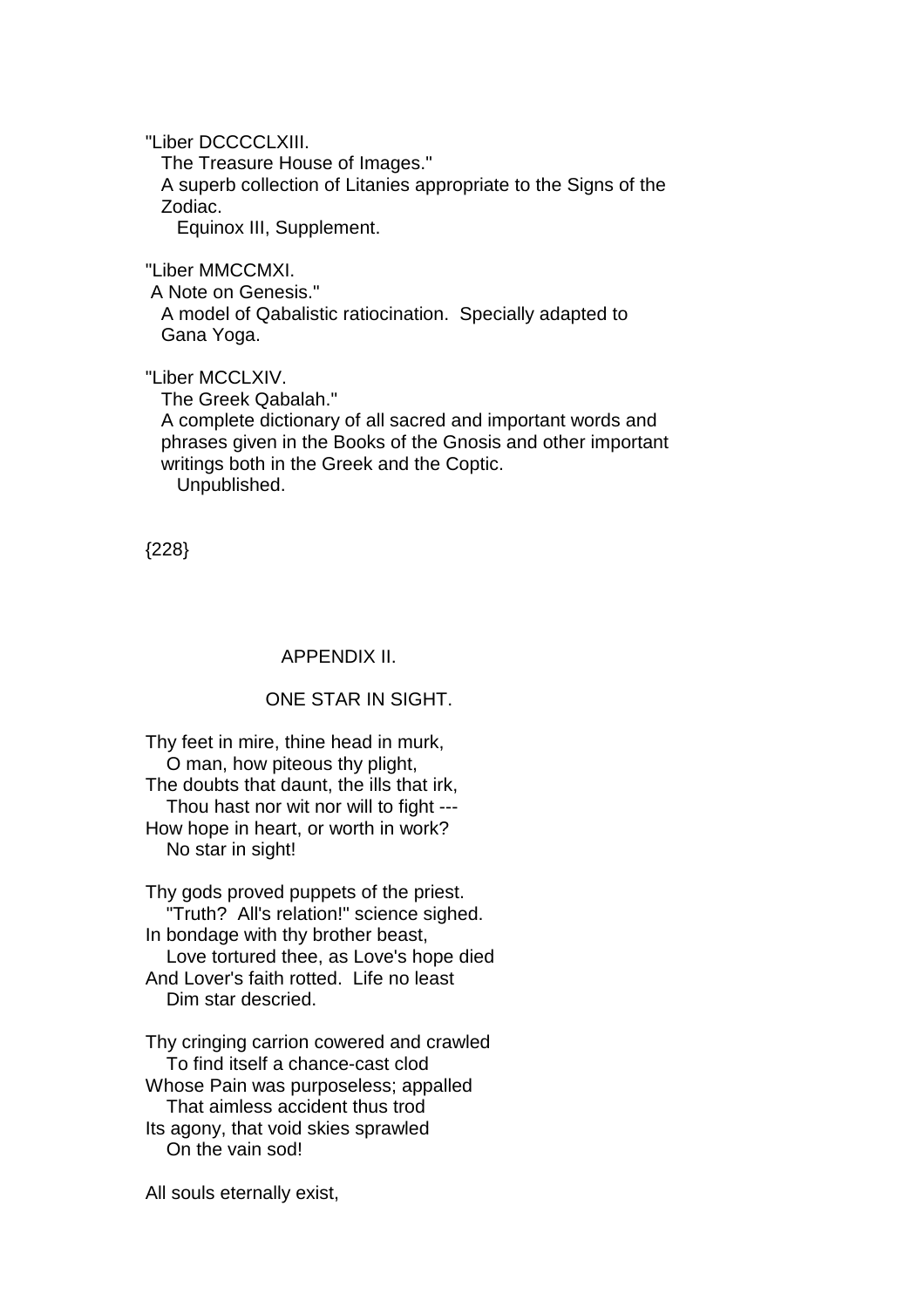"Liber DCCCCLXIII.
The Treasure House of Images."
A superb collection of Litanies appropriate to the Signs of the Zodiac.
Equinox III, Supplement.

"Liber MMCCMXI.
A Note on Genesis."
A model of Qabalistic ratiocination. Specially adapted to Gana Yoga.

"Liber MCCLXIV.
The Greek Qabalah."
A complete dictionary of all sacred and important words and phrases given in the Books of the Gnosis and other important writings both in the Greek and the Coptic.
Unpublished.

{228}

## APPENDIX II.

### ONE STAR IN SIGHT.

Thy feet in mire, thine head in murk,
O man, how piteous thy plight,
The doubts that daunt, the ills that irk,
Thou hast nor wit nor will to fight ---
How hope in heart, or worth in work?
No star in sight!

Thy gods proved puppets of the priest.
"Truth? All's relation!" science sighed.
In bondage with thy brother beast,
Love tortured thee, as Love's hope died
And Lover's faith rotted. Life no least
Dim star descried.

Thy cringing carrion cowered and crawled
To find itself a chance-cast clod
Whose Pain was purposeless; appalled
That aimless accident thus trod
Its agony, that void skies sprawled
On the vain sod!

All souls eternally exist,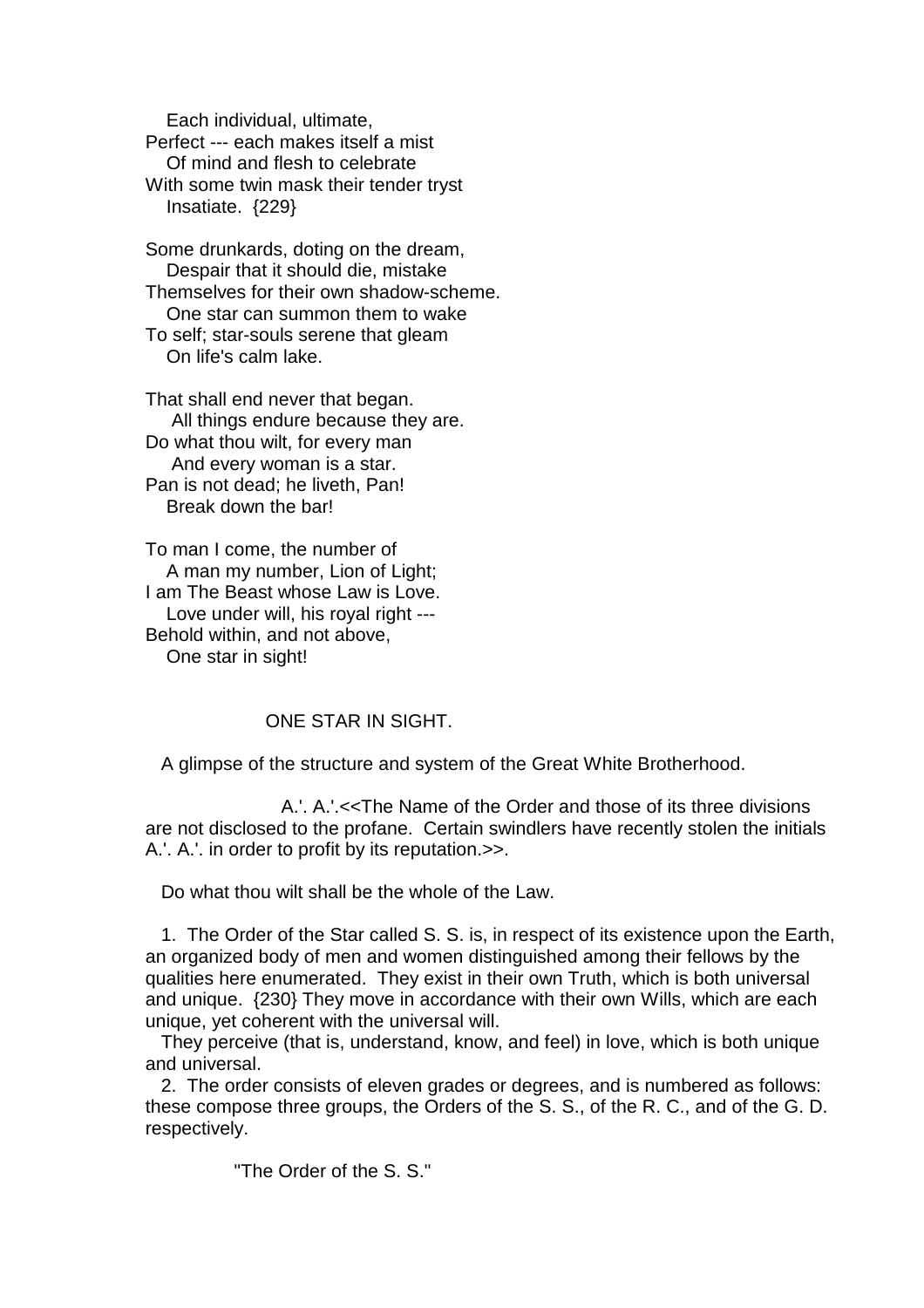Each individual, ultimate,  
Perfect --- each makes itself a mist  
Of mind and flesh to celebrate  
With some twin mask their tender tryst  
Insatiate. {229}

Some drunkards, doting on the dream,  
Despair that it should die, mistake  
Themselves for their own shadow-scheme.  
One star can summon them to wake  
To self; star-souls serene that gleam  
On life's calm lake.

That shall end never that began.  
All things endure because they are.  
Do what thou wilt, for every man  
And every woman is a star.  
Pan is not dead; he liveth, Pan!  
Break down the bar!

To man I come, the number of  
A man my number, Lion of Light;  
I am The Beast whose Law is Love.  
Love under will, his royal right ---  
Behold within, and not above,  
One star in sight!

## ONE STAR IN SIGHT.

A glimpse of the structure and system of the Great White Brotherhood.

A.'. A.'.<<The Name of the Order and those of its three divisions are not disclosed to the profane. Certain swindlers have recently stolen the initials A.'. A.'. in order to profit by its reputation.>>.

Do what thou wilt shall be the whole of the Law.

1. The Order of the Star called S. S. is, in respect of its existence upon the Earth, an organized body of men and women distinguished among their fellows by the qualities here enumerated. They exist in their own Truth, which is both universal and unique. {230} They move in accordance with their own Wills, which are each unique, yet coherent with the universal will.

They perceive (that is, understand, know, and feel) in love, which is both unique and universal.

2. The order consists of eleven grades or degrees, and is numbered as follows: these compose three groups, the Orders of the S. S., of the R. C., and of the G. D. respectively.

"The Order of the S. S."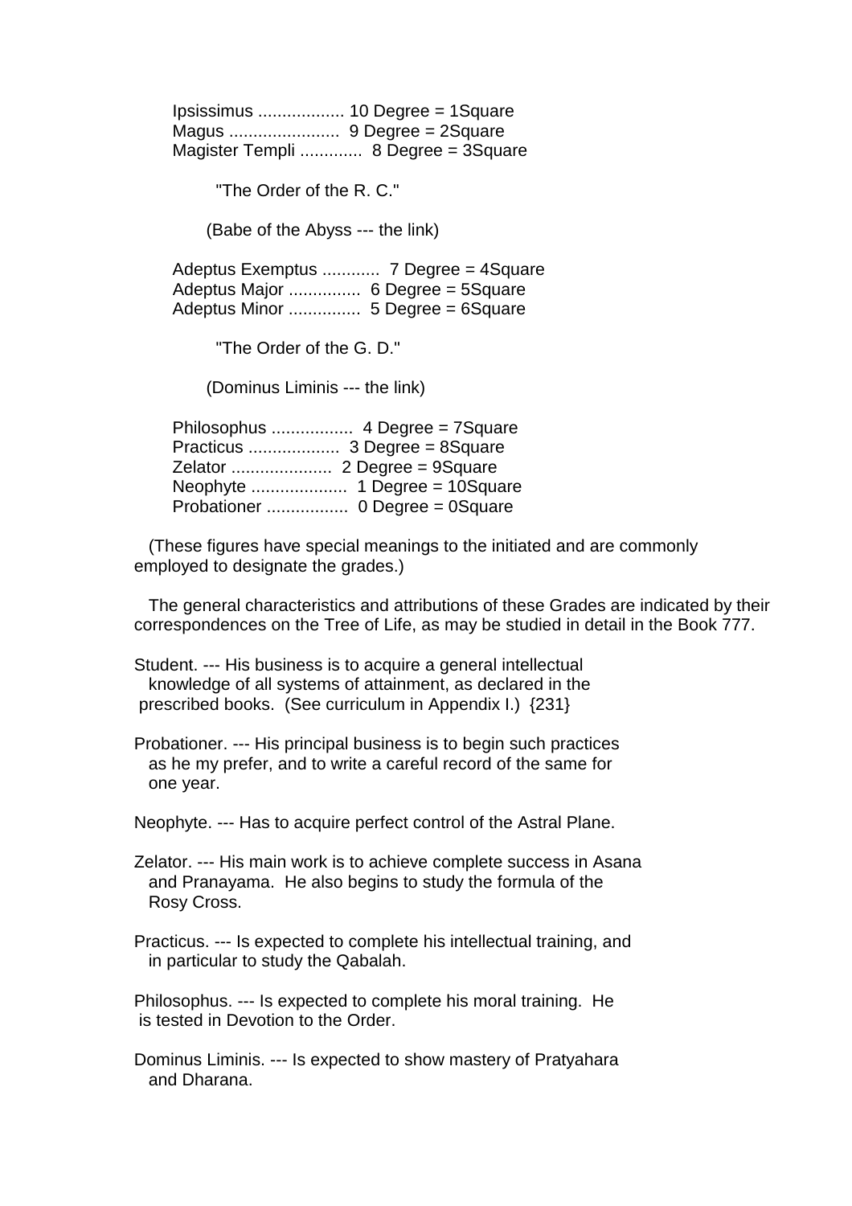Ipsissimus .................. 10 Degree = 1Square
Magus ....................... 9 Degree = 2Square
Magister Templi ............. 8 Degree = 3Square

"The Order of the R. C."

(Babe of the Abyss --- the link)

Adeptus Exemptus ............ 7 Degree = 4Square
Adeptus Major ............... 6 Degree = 5Square
Adeptus Minor ............... 5 Degree = 6Square

"The Order of the G. D."

(Dominus Liminis --- the link)

Philosophus ................. 4 Degree = 7Square
Practicus ................... 3 Degree = 8Square
Zelator ..................... 2 Degree = 9Square
Neophyte .................... 1 Degree = 10Square
Probationer ................. 0 Degree = 0Square

(These figures have special meanings to the initiated and are commonly employed to designate the grades.)

The general characteristics and attributions of these Grades are indicated by their correspondences on the Tree of Life, as may be studied in detail in the Book 777.

Student. --- His business is to acquire a general intellectual knowledge of all systems of attainment, as declared in the prescribed books. (See curriculum in Appendix I.) {231}

Probationer. --- His principal business is to begin such practices as he my prefer, and to write a careful record of the same for one year.

Neophyte. --- Has to acquire perfect control of the Astral Plane.

Zelator. --- His main work is to achieve complete success in Asana and Pranayama. He also begins to study the formula of the Rosy Cross.

Practicus. --- Is expected to complete his intellectual training, and in particular to study the Qabalah.

Philosophus. --- Is expected to complete his moral training. He is tested in Devotion to the Order.

Dominus Liminis. --- Is expected to show mastery of Pratyahara and Dharana.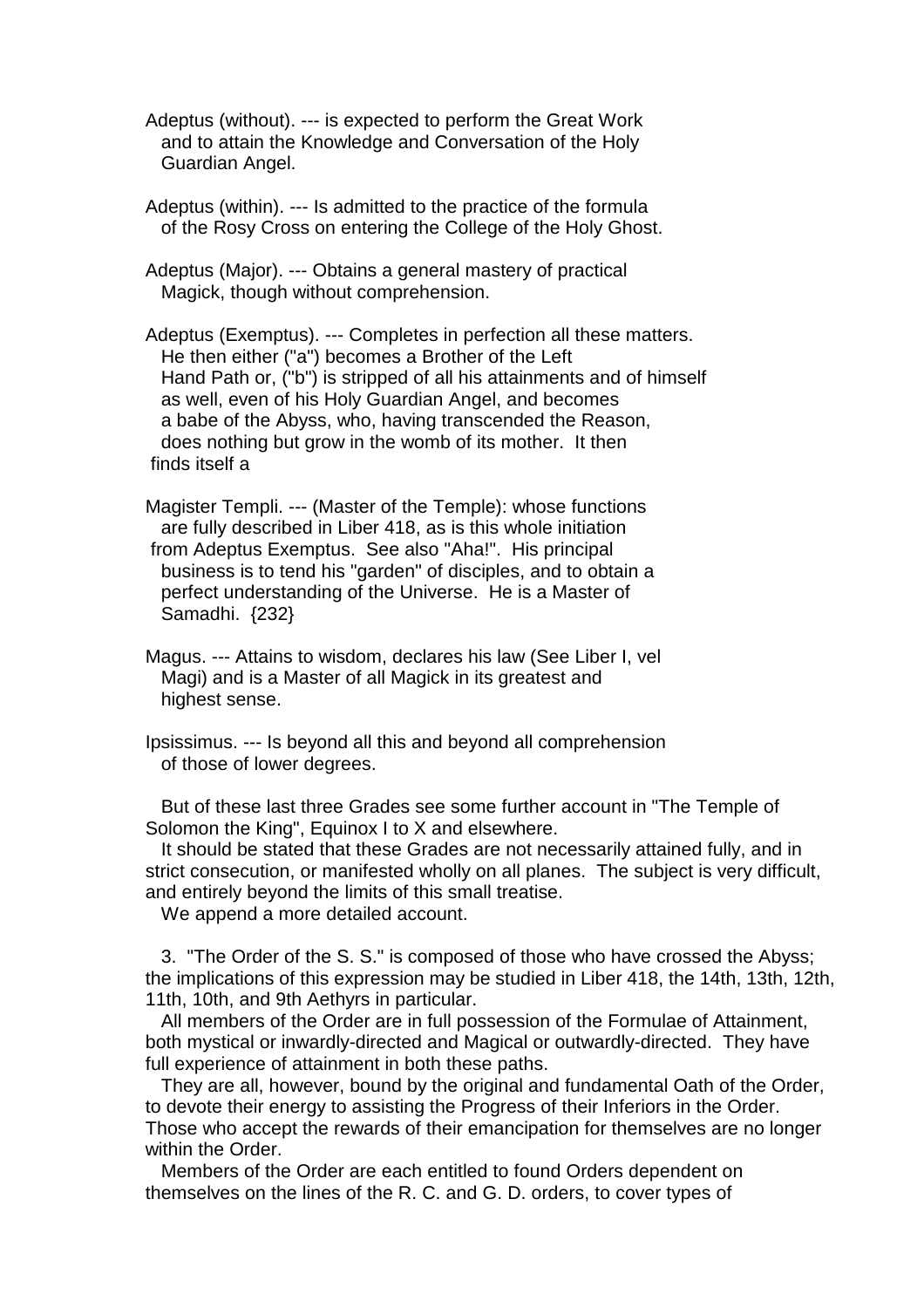Adeptus (without). --- is expected to perform the Great Work and to attain the Knowledge and Conversation of the Holy Guardian Angel.

Adeptus (within). --- Is admitted to the practice of the formula of the Rosy Cross on entering the College of the Holy Ghost.

Adeptus (Major). --- Obtains a general mastery of practical Magick, though without comprehension.

Adeptus (Exemptus). --- Completes in perfection all these matters. He then either ("a") becomes a Brother of the Left Hand Path or, ("b") is stripped of all his attainments and of himself as well, even of his Holy Guardian Angel, and becomes a babe of the Abyss, who, having transcended the Reason, does nothing but grow in the womb of its mother. It then finds itself a

Magister Templi. --- (Master of the Temple): whose functions are fully described in Liber 418, as is this whole initiation from Adeptus Exemptus. See also "Aha!". His principal business is to tend his "garden" of disciples, and to obtain a perfect understanding of the Universe. He is a Master of Samadhi. {232}

Magus. --- Attains to wisdom, declares his law (See Liber I, vel Magi) and is a Master of all Magick in its greatest and highest sense.

Ipsissimus. --- Is beyond all this and beyond all comprehension of those of lower degrees.

But of these last three Grades see some further account in "The Temple of Solomon the King", Equinox I to X and elsewhere.

It should be stated that these Grades are not necessarily attained fully, and in strict consecution, or manifested wholly on all planes. The subject is very difficult, and entirely beyond the limits of this small treatise.

We append a more detailed account.

3. "The Order of the S. S." is composed of those who have crossed the Abyss; the implications of this expression may be studied in Liber 418, the 14th, 13th, 12th, 11th, 10th, and 9th Aethyrs in particular.

All members of the Order are in full possession of the Formulae of Attainment, both mystical or inwardly-directed and Magical or outwardly-directed. They have full experience of attainment in both these paths.

They are all, however, bound by the original and fundamental Oath of the Order, to devote their energy to assisting the Progress of their Inferiors in the Order. Those who accept the rewards of their emancipation for themselves are no longer within the Order.

Members of the Order are each entitled to found Orders dependent on themselves on the lines of the R. C. and G. D. orders, to cover types of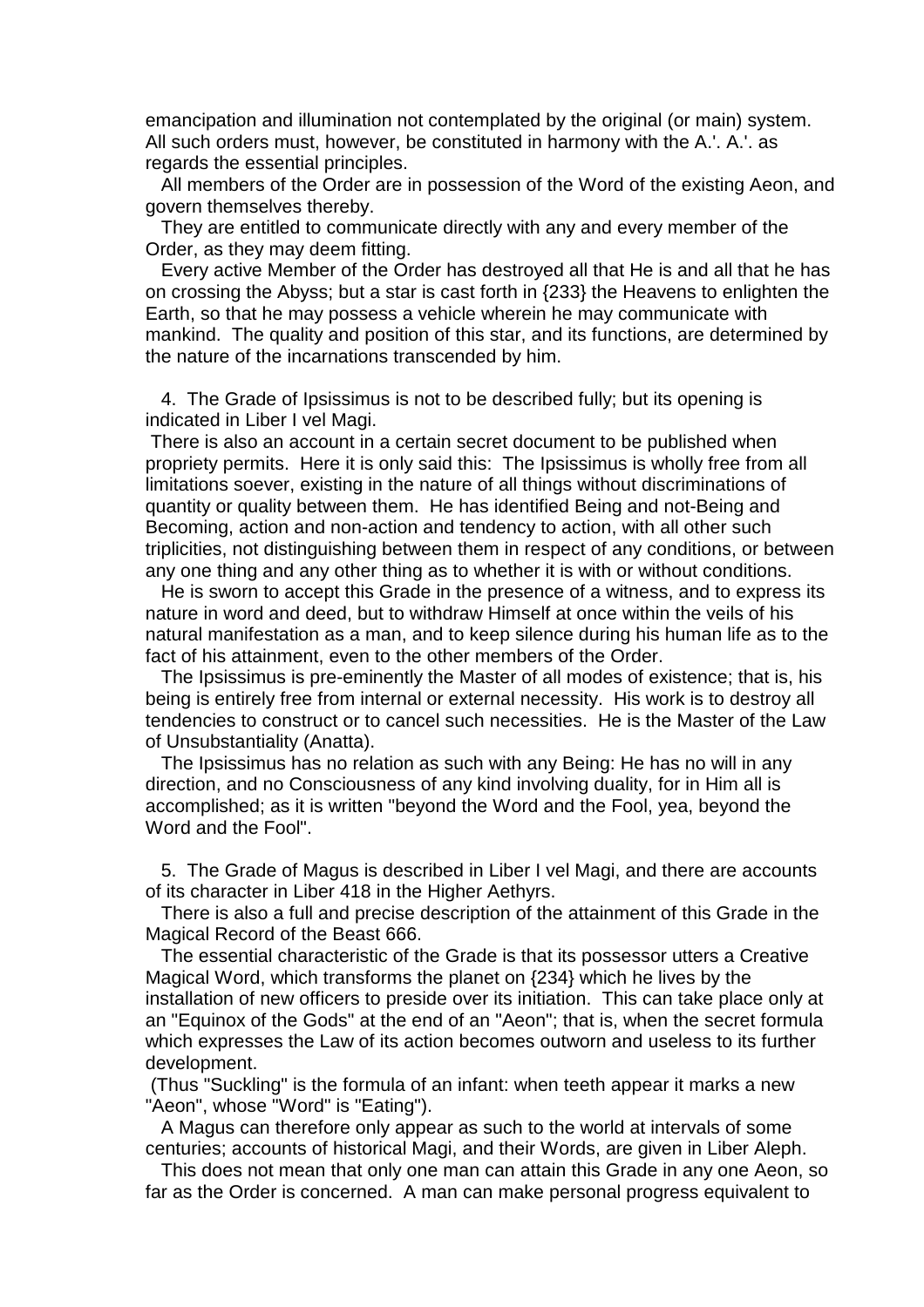emancipation and illumination not contemplated by the original (or main) system. All such orders must, however, be constituted in harmony with the A.'. A.'. as regards the essential principles.

All members of the Order are in possession of the Word of the existing Aeon, and govern themselves thereby.

They are entitled to communicate directly with any and every member of the Order, as they may deem fitting.

Every active Member of the Order has destroyed all that He is and all that he has on crossing the Abyss; but a star is cast forth in {233} the Heavens to enlighten the Earth, so that he may possess a vehicle wherein he may communicate with mankind. The quality and position of this star, and its functions, are determined by the nature of the incarnations transcended by him.

4. The Grade of Ipsissimus is not to be described fully; but its opening is indicated in Liber I vel Magi.

There is also an account in a certain secret document to be published when propriety permits. Here it is only said this: The Ipsissimus is wholly free from all limitations soever, existing in the nature of all things without discriminations of quantity or quality between them. He has identified Being and not-Being and Becoming, action and non-action and tendency to action, with all other such triplicities, not distinguishing between them in respect of any conditions, or between any one thing and any other thing as to whether it is with or without conditions.

He is sworn to accept this Grade in the presence of a witness, and to express its nature in word and deed, but to withdraw Himself at once within the veils of his natural manifestation as a man, and to keep silence during his human life as to the fact of his attainment, even to the other members of the Order.

The Ipsissimus is pre-eminently the Master of all modes of existence; that is, his being is entirely free from internal or external necessity. His work is to destroy all tendencies to construct or to cancel such necessities. He is the Master of the Law of Unsubstantiality (Anatta).

The Ipsissimus has no relation as such with any Being: He has no will in any direction, and no Consciousness of any kind involving duality, for in Him all is accomplished; as it is written "beyond the Word and the Fool, yea, beyond the Word and the Fool".

5. The Grade of Magus is described in Liber I vel Magi, and there are accounts of its character in Liber 418 in the Higher Aethyrs.

There is also a full and precise description of the attainment of this Grade in the Magical Record of the Beast 666.

The essential characteristic of the Grade is that its possessor utters a Creative Magical Word, which transforms the planet on {234} which he lives by the installation of new officers to preside over its initiation. This can take place only at an "Equinox of the Gods" at the end of an "Aeon"; that is, when the secret formula which expresses the Law of its action becomes outworn and useless to its further development.

(Thus "Suckling" is the formula of an infant: when teeth appear it marks a new "Aeon", whose "Word" is "Eating").

A Magus can therefore only appear as such to the world at intervals of some centuries; accounts of historical Magi, and their Words, are given in Liber Aleph.

This does not mean that only one man can attain this Grade in any one Aeon, so far as the Order is concerned. A man can make personal progress equivalent to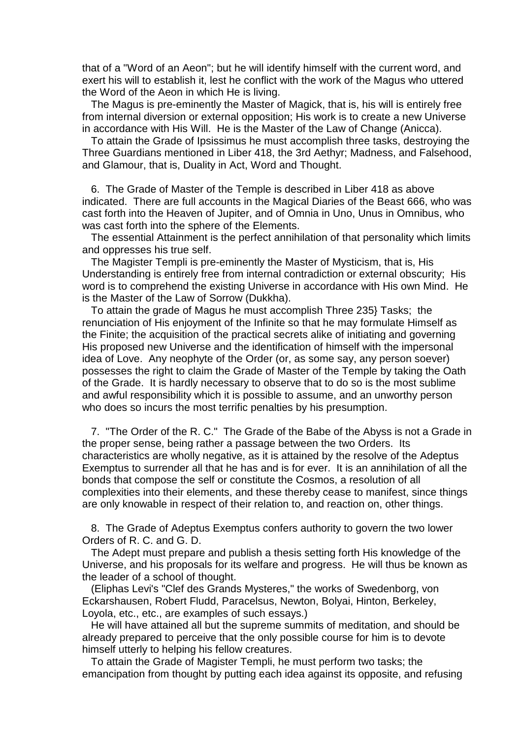that of a "Word of an Aeon"; but he will identify himself with the current word, and exert his will to establish it, lest he conflict with the work of the Magus who uttered the Word of the Aeon in which He is living.

The Magus is pre-eminently the Master of Magick, that is, his will is entirely free from internal diversion or external opposition; His work is to create a new Universe in accordance with His Will. He is the Master of the Law of Change (Anicca).

To attain the Grade of Ipsissimus he must accomplish three tasks, destroying the Three Guardians mentioned in Liber 418, the 3rd Aethyr; Madness, and Falsehood, and Glamour, that is, Duality in Act, Word and Thought.

6. The Grade of Master of the Temple is described in Liber 418 as above indicated. There are full accounts in the Magical Diaries of the Beast 666, who was cast forth into the Heaven of Jupiter, and of Omnia in Uno, Unus in Omnibus, who was cast forth into the sphere of the Elements.

The essential Attainment is the perfect annihilation of that personality which limits and oppresses his true self.

The Magister Templi is pre-eminently the Master of Mysticism, that is, His Understanding is entirely free from internal contradiction or external obscurity; His word is to comprehend the existing Universe in accordance with His own Mind. He is the Master of the Law of Sorrow (Dukkha).

To attain the grade of Magus he must accomplish Three 235} Tasks; the renunciation of His enjoyment of the Infinite so that he may formulate Himself as the Finite; the acquisition of the practical secrets alike of initiating and governing His proposed new Universe and the identification of himself with the impersonal idea of Love. Any neophyte of the Order (or, as some say, any person soever) possesses the right to claim the Grade of Master of the Temple by taking the Oath of the Grade. It is hardly necessary to observe that to do so is the most sublime and awful responsibility which it is possible to assume, and an unworthy person who does so incurs the most terrific penalties by his presumption.

7. "The Order of the R. C." The Grade of the Babe of the Abyss is not a Grade in the proper sense, being rather a passage between the two Orders. Its characteristics are wholly negative, as it is attained by the resolve of the Adeptus Exemptus to surrender all that he has and is for ever. It is an annihilation of all the bonds that compose the self or constitute the Cosmos, a resolution of all complexities into their elements, and these thereby cease to manifest, since things are only knowable in respect of their relation to, and reaction on, other things.

8. The Grade of Adeptus Exemptus confers authority to govern the two lower Orders of R. C. and G. D.

The Adept must prepare and publish a thesis setting forth His knowledge of the Universe, and his proposals for its welfare and progress. He will thus be known as the leader of a school of thought.

(Eliphas Levi's "Clef des Grands Mysteres," the works of Swedenborg, von Eckarshausen, Robert Fludd, Paracelsus, Newton, Bolyai, Hinton, Berkeley, Loyola, etc., etc., are examples of such essays.)

He will have attained all but the supreme summits of meditation, and should be already prepared to perceive that the only possible course for him is to devote himself utterly to helping his fellow creatures.

To attain the Grade of Magister Templi, he must perform two tasks; the emancipation from thought by putting each idea against its opposite, and refusing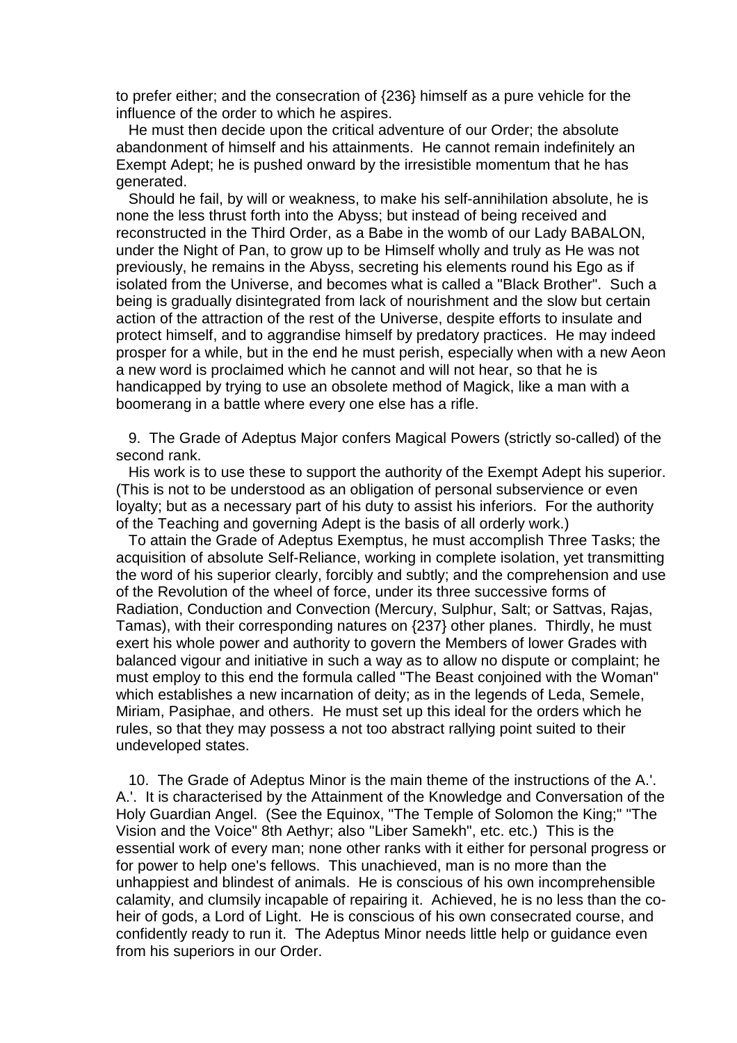to prefer either; and the consecration of {236} himself as a pure vehicle for the influence of the order to which he aspires.

He must then decide upon the critical adventure of our Order; the absolute abandonment of himself and his attainments. He cannot remain indefinitely an Exempt Adept; he is pushed onward by the irresistible momentum that he has generated.

Should he fail, by will or weakness, to make his self-annihilation absolute, he is none the less thrust forth into the Abyss; but instead of being received and reconstructed in the Third Order, as a Babe in the womb of our Lady BABALON, under the Night of Pan, to grow up to be Himself wholly and truly as He was not previously, he remains in the Abyss, secreting his elements round his Ego as if isolated from the Universe, and becomes what is called a "Black Brother". Such a being is gradually disintegrated from lack of nourishment and the slow but certain action of the attraction of the rest of the Universe, despite efforts to insulate and protect himself, and to aggrandise himself by predatory practices. He may indeed prosper for a while, but in the end he must perish, especially when with a new Aeon a new word is proclaimed which he cannot and will not hear, so that he is handicapped by trying to use an obsolete method of Magick, like a man with a boomerang in a battle where every one else has a rifle.

9. The Grade of Adeptus Major confers Magical Powers (strictly so-called) of the second rank.

His work is to use these to support the authority of the Exempt Adept his superior. (This is not to be understood as an obligation of personal subservience or even loyalty; but as a necessary part of his duty to assist his inferiors. For the authority of the Teaching and governing Adept is the basis of all orderly work.)

To attain the Grade of Adeptus Exemptus, he must accomplish Three Tasks; the acquisition of absolute Self-Reliance, working in complete isolation, yet transmitting the word of his superior clearly, forcibly and subtly; and the comprehension and use of the Revolution of the wheel of force, under its three successive forms of Radiation, Conduction and Convection (Mercury, Sulphur, Salt; or Sattvas, Rajas, Tamas), with their corresponding natures on {237} other planes. Thirdly, he must exert his whole power and authority to govern the Members of lower Grades with balanced vigour and initiative in such a way as to allow no dispute or complaint; he must employ to this end the formula called "The Beast conjoined with the Woman" which establishes a new incarnation of deity; as in the legends of Leda, Semele, Miriam, Pasiphae, and others. He must set up this ideal for the orders which he rules, so that they may possess a not too abstract rallying point suited to their undeveloped states.

10. The Grade of Adeptus Minor is the main theme of the instructions of the A.'. A.'. It is characterised by the Attainment of the Knowledge and Conversation of the Holy Guardian Angel. (See the Equinox, "The Temple of Solomon the King;" "The Vision and the Voice" 8th Aethyr; also "Liber Samekh", etc. etc.) This is the essential work of every man; none other ranks with it either for personal progress or for power to help one's fellows. This unachieved, man is no more than the unhappiest and blindest of animals. He is conscious of his own incomprehensible calamity, and clumsily incapable of repairing it. Achieved, he is no less than the co-heir of gods, a Lord of Light. He is conscious of his own consecrated course, and confidently ready to run it. The Adeptus Minor needs little help or guidance even from his superiors in our Order.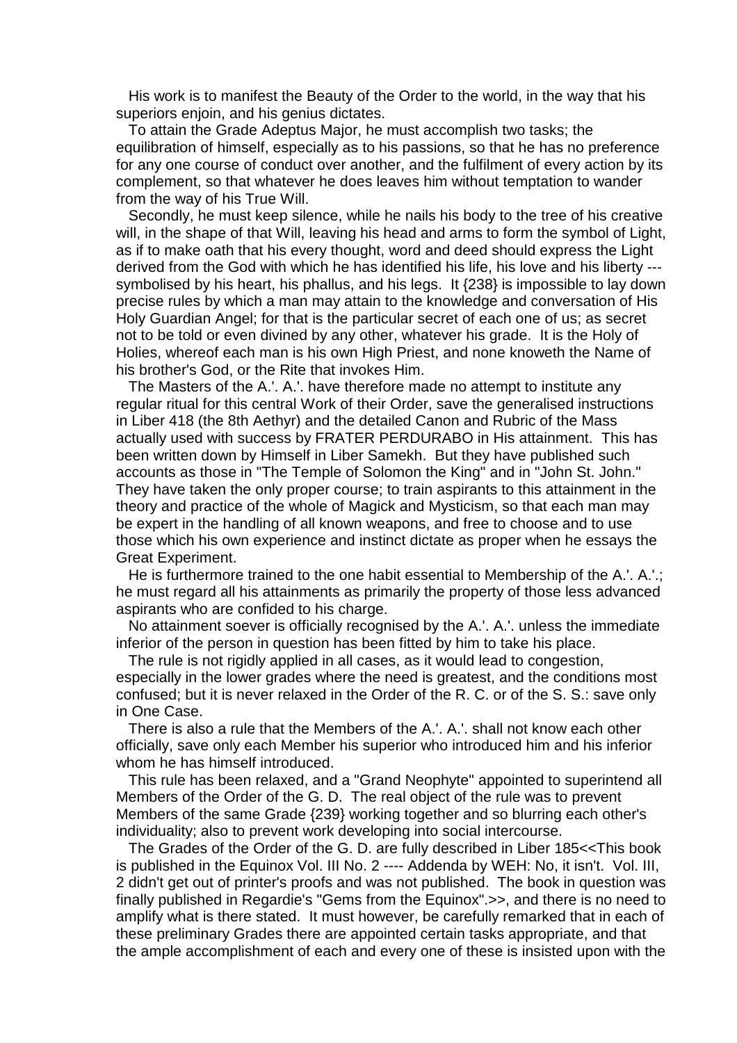His work is to manifest the Beauty of the Order to the world, in the way that his superiors enjoin, and his genius dictates.

To attain the Grade Adeptus Major, he must accomplish two tasks; the equilibration of himself, especially as to his passions, so that he has no preference for any one course of conduct over another, and the fulfilment of every action by its complement, so that whatever he does leaves him without temptation to wander from the way of his True Will.

Secondly, he must keep silence, while he nails his body to the tree of his creative will, in the shape of that Will, leaving his head and arms to form the symbol of Light, as if to make oath that his every thought, word and deed should express the Light derived from the God with which he has identified his life, his love and his liberty --- symbolised by his heart, his phallus, and his legs. It {238} is impossible to lay down precise rules by which a man may attain to the knowledge and conversation of His Holy Guardian Angel; for that is the particular secret of each one of us; as secret not to be told or even divined by any other, whatever his grade. It is the Holy of Holies, whereof each man is his own High Priest, and none knoweth the Name of his brother's God, or the Rite that invokes Him.

The Masters of the A.'. A.'. have therefore made no attempt to institute any regular ritual for this central Work of their Order, save the generalised instructions in Liber 418 (the 8th Aethyr) and the detailed Canon and Rubric of the Mass actually used with success by FRATER PERDURABO in His attainment. This has been written down by Himself in Liber Samekh. But they have published such accounts as those in "The Temple of Solomon the King" and in "John St. John." They have taken the only proper course; to train aspirants to this attainment in the theory and practice of the whole of Magick and Mysticism, so that each man may be expert in the handling of all known weapons, and free to choose and to use those which his own experience and instinct dictate as proper when he essays the Great Experiment.

He is furthermore trained to the one habit essential to Membership of the A.'. A.'.; he must regard all his attainments as primarily the property of those less advanced aspirants who are confided to his charge.

No attainment soever is officially recognised by the A.'. A.'. unless the immediate inferior of the person in question has been fitted by him to take his place.

The rule is not rigidly applied in all cases, as it would lead to congestion, especially in the lower grades where the need is greatest, and the conditions most confused; but it is never relaxed in the Order of the R. C. or of the S. S.: save only in One Case.

There is also a rule that the Members of the A.'. A.'. shall not know each other officially, save only each Member his superior who introduced him and his inferior whom he has himself introduced.

This rule has been relaxed, and a "Grand Neophyte" appointed to superintend all Members of the Order of the G. D. The real object of the rule was to prevent Members of the same Grade {239} working together and so blurring each other's individuality; also to prevent work developing into social intercourse.

The Grades of the Order of the G. D. are fully described in Liber 185<<This book is published in the Equinox Vol. III No. 2 ---- Addenda by WEH: No, it isn't. Vol. III, 2 didn't get out of printer's proofs and was not published. The book in question was finally published in Regardie's "Gems from the Equinox".>>, and there is no need to amplify what is there stated. It must however, be carefully remarked that in each of these preliminary Grades there are appointed certain tasks appropriate, and that the ample accomplishment of each and every one of these is insisted upon with the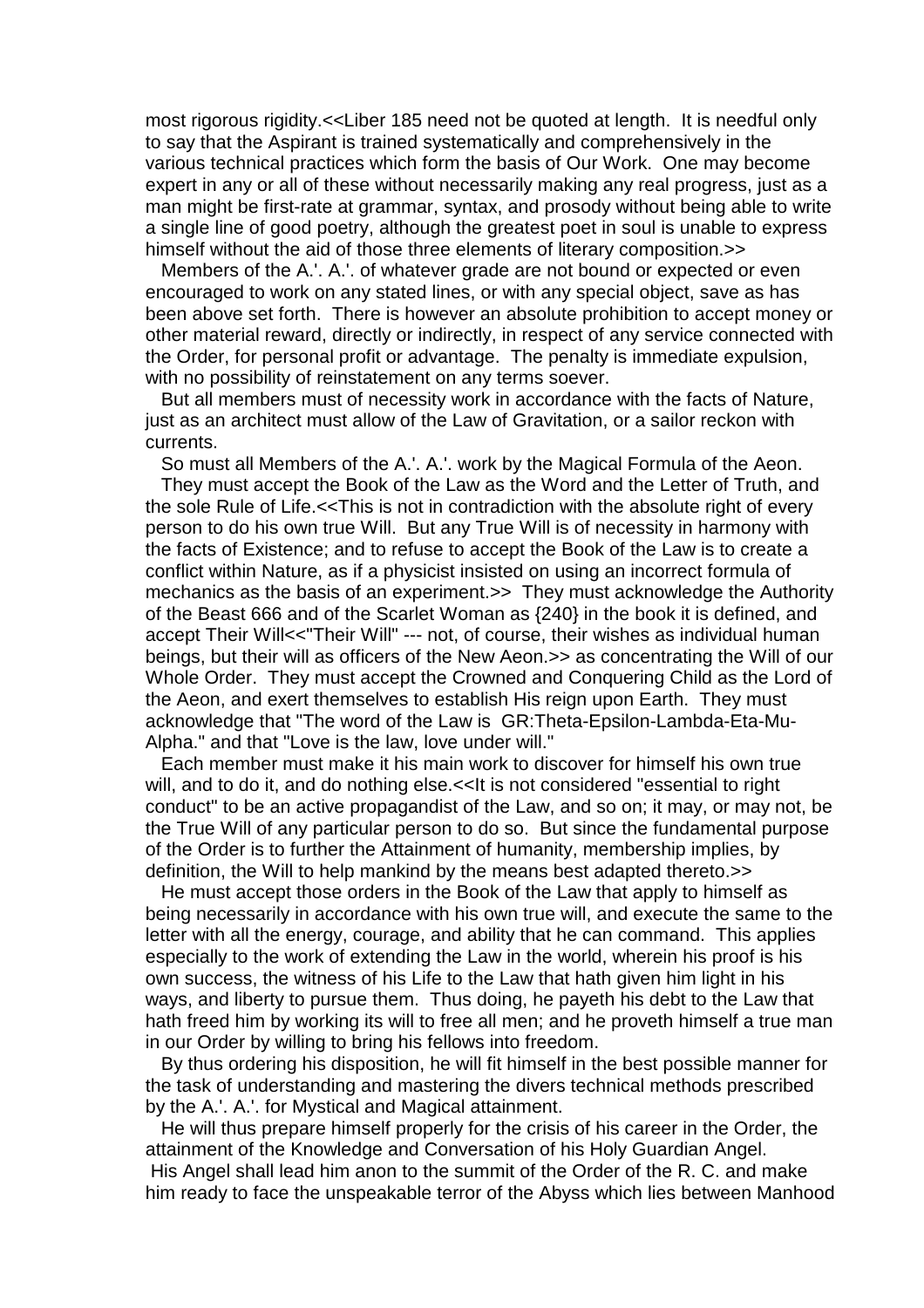most rigorous rigidity.<<Liber 185 need not be quoted at length. It is needful only to say that the Aspirant is trained systematically and comprehensively in the various technical practices which form the basis of Our Work. One may become expert in any or all of these without necessarily making any real progress, just as a man might be first-rate at grammar, syntax, and prosody without being able to write a single line of good poetry, although the greatest poet in soul is unable to express himself without the aid of those three elements of literary composition.>>

Members of the A.'. A.'. of whatever grade are not bound or expected or even encouraged to work on any stated lines, or with any special object, save as has been above set forth. There is however an absolute prohibition to accept money or other material reward, directly or indirectly, in respect of any service connected with the Order, for personal profit or advantage. The penalty is immediate expulsion, with no possibility of reinstatement on any terms soever.

But all members must of necessity work in accordance with the facts of Nature, just as an architect must allow of the Law of Gravitation, or a sailor reckon with currents.

So must all Members of the A.'. A.'. work by the Magical Formula of the Aeon.

They must accept the Book of the Law as the Word and the Letter of Truth, and the sole Rule of Life.<<This is not in contradiction with the absolute right of every person to do his own true Will. But any True Will is of necessity in harmony with the facts of Existence; and to refuse to accept the Book of the Law is to create a conflict within Nature, as if a physicist insisted on using an incorrect formula of mechanics as the basis of an experiment.>> They must acknowledge the Authority of the Beast 666 and of the Scarlet Woman as {240} in the book it is defined, and accept Their Will<<"Their Will" --- not, of course, their wishes as individual human beings, but their will as officers of the New Aeon.>> as concentrating the Will of our Whole Order. They must accept the Crowned and Conquering Child as the Lord of the Aeon, and exert themselves to establish His reign upon Earth. They must acknowledge that "The word of the Law is GR:Theta-Epsilon-Lambda-Eta-Mu-Alpha." and that "Love is the law, love under will."

Each member must make it his main work to discover for himself his own true will, and to do it, and do nothing else.<<It is not considered "essential to right conduct" to be an active propagandist of the Law, and so on; it may, or may not, be the True Will of any particular person to do so. But since the fundamental purpose of the Order is to further the Attainment of humanity, membership implies, by definition, the Will to help mankind by the means best adapted thereto.>>

He must accept those orders in the Book of the Law that apply to himself as being necessarily in accordance with his own true will, and execute the same to the letter with all the energy, courage, and ability that he can command. This applies especially to the work of extending the Law in the world, wherein his proof is his own success, the witness of his Life to the Law that hath given him light in his ways, and liberty to pursue them. Thus doing, he payeth his debt to the Law that hath freed him by working its will to free all men; and he proveth himself a true man in our Order by willing to bring his fellows into freedom.

By thus ordering his disposition, he will fit himself in the best possible manner for the task of understanding and mastering the divers technical methods prescribed by the A.'. A.'. for Mystical and Magical attainment.

He will thus prepare himself properly for the crisis of his career in the Order, the attainment of the Knowledge and Conversation of his Holy Guardian Angel.

His Angel shall lead him anon to the summit of the Order of the R. C. and make him ready to face the unspeakable terror of the Abyss which lies between Manhood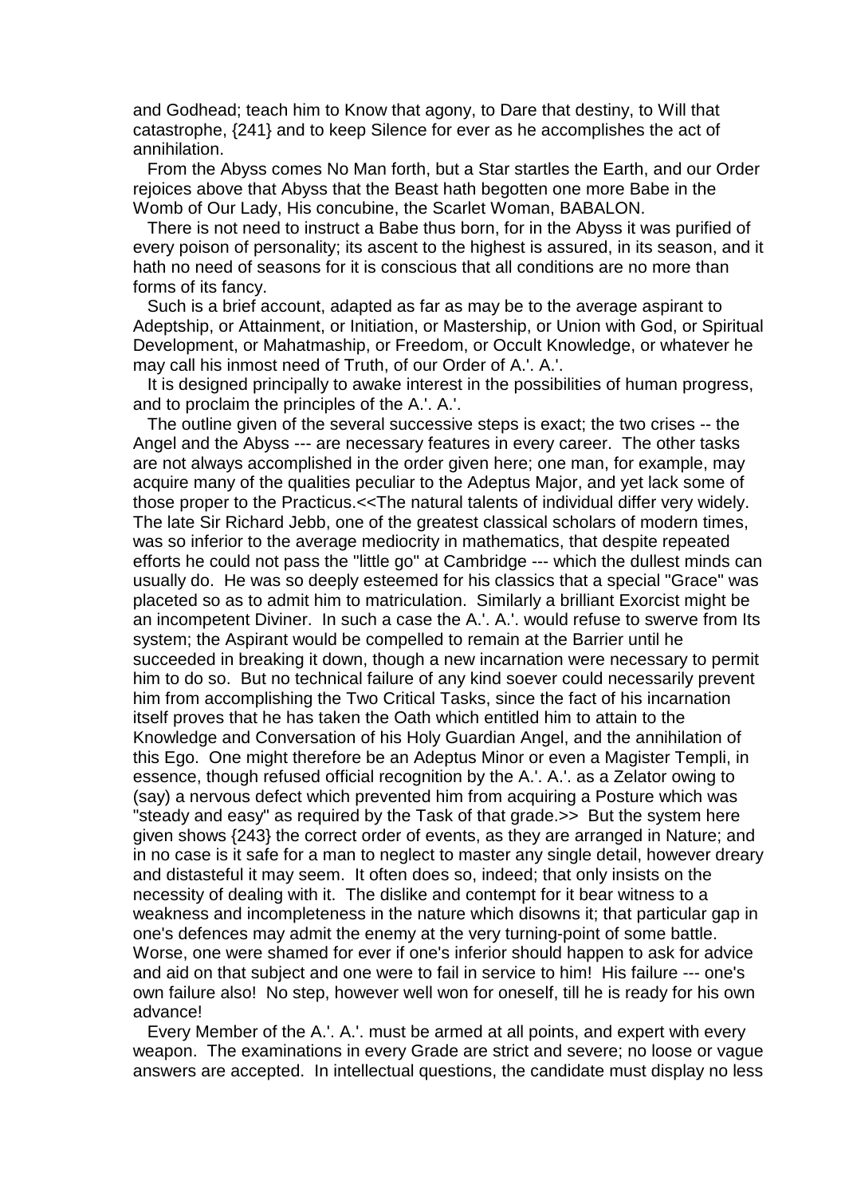and Godhead; teach him to Know that agony, to Dare that destiny, to Will that catastrophe, {241} and to keep Silence for ever as he accomplishes the act of annihilation.

From the Abyss comes No Man forth, but a Star startles the Earth, and our Order rejoices above that Abyss that the Beast hath begotten one more Babe in the Womb of Our Lady, His concubine, the Scarlet Woman, BABALON.

There is not need to instruct a Babe thus born, for in the Abyss it was purified of every poison of personality; its ascent to the highest is assured, in its season, and it hath no need of seasons for it is conscious that all conditions are no more than forms of its fancy.

Such is a brief account, adapted as far as may be to the average aspirant to Adeptship, or Attainment, or Initiation, or Mastership, or Union with God, or Spiritual Development, or Mahatmaship, or Freedom, or Occult Knowledge, or whatever he may call his inmost need of Truth, of our Order of A.'. A.'.

It is designed principally to awake interest in the possibilities of human progress, and to proclaim the principles of the A.'. A.'.

The outline given of the several successive steps is exact; the two crises -- the Angel and the Abyss --- are necessary features in every career. The other tasks are not always accomplished in the order given here; one man, for example, may acquire many of the qualities peculiar to the Adeptus Major, and yet lack some of those proper to the Practicus.<<The natural talents of individual differ very widely. The late Sir Richard Jebb, one of the greatest classical scholars of modern times, was so inferior to the average mediocrity in mathematics, that despite repeated efforts he could not pass the "little go" at Cambridge --- which the dullest minds can usually do. He was so deeply esteemed for his classics that a special "Grace" was placeted so as to admit him to matriculation. Similarly a brilliant Exorcist might be an incompetent Diviner. In such a case the A.'. A.'. would refuse to swerve from Its system; the Aspirant would be compelled to remain at the Barrier until he succeeded in breaking it down, though a new incarnation were necessary to permit him to do so. But no technical failure of any kind soever could necessarily prevent him from accomplishing the Two Critical Tasks, since the fact of his incarnation itself proves that he has taken the Oath which entitled him to attain to the Knowledge and Conversation of his Holy Guardian Angel, and the annihilation of this Ego. One might therefore be an Adeptus Minor or even a Magister Templi, in essence, though refused official recognition by the A.'. A.'. as a Zelator owing to (say) a nervous defect which prevented him from acquiring a Posture which was "steady and easy" as required by the Task of that grade.>> But the system here given shows {243} the correct order of events, as they are arranged in Nature; and in no case is it safe for a man to neglect to master any single detail, however dreary and distasteful it may seem. It often does so, indeed; that only insists on the necessity of dealing with it. The dislike and contempt for it bear witness to a weakness and incompleteness in the nature which disowns it; that particular gap in one's defences may admit the enemy at the very turning-point of some battle. Worse, one were shamed for ever if one's inferior should happen to ask for advice and aid on that subject and one were to fail in service to him! His failure --- one's own failure also! No step, however well won for oneself, till he is ready for his own advance!

Every Member of the A.'. A.'. must be armed at all points, and expert with every weapon. The examinations in every Grade are strict and severe; no loose or vague answers are accepted. In intellectual questions, the candidate must display no less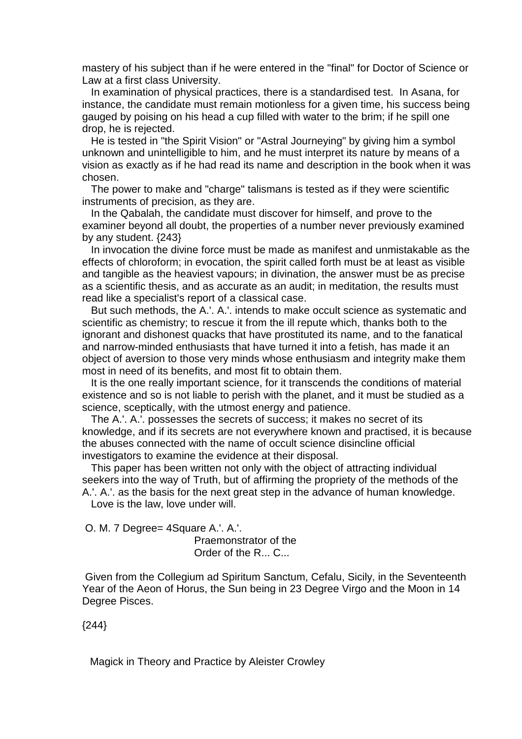mastery of his subject than if he were entered in the "final" for Doctor of Science or Law at a first class University.

In examination of physical practices, there is a standardised test. In Asana, for instance, the candidate must remain motionless for a given time, his success being gauged by poising on his head a cup filled with water to the brim; if he spill one drop, he is rejected.

He is tested in "the Spirit Vision" or "Astral Journeying" by giving him a symbol unknown and unintelligible to him, and he must interpret its nature by means of a vision as exactly as if he had read its name and description in the book when it was chosen.

The power to make and "charge" talismans is tested as if they were scientific instruments of precision, as they are.

In the Qabalah, the candidate must discover for himself, and prove to the examiner beyond all doubt, the properties of a number never previously examined by any student. {243}

In invocation the divine force must be made as manifest and unmistakable as the effects of chloroform; in evocation, the spirit called forth must be at least as visible and tangible as the heaviest vapours; in divination, the answer must be as precise as a scientific thesis, and as accurate as an audit; in meditation, the results must read like a specialist's report of a classical case.

But such methods, the A.'. A.'. intends to make occult science as systematic and scientific as chemistry; to rescue it from the ill repute which, thanks both to the ignorant and dishonest quacks that have prostituted its name, and to the fanatical and narrow-minded enthusiasts that have turned it into a fetish, has made it an object of aversion to those very minds whose enthusiasm and integrity make them most in need of its benefits, and most fit to obtain them.

It is the one really important science, for it transcends the conditions of material existence and so is not liable to perish with the planet, and it must be studied as a science, sceptically, with the utmost energy and patience.

The A.'. A.'. possesses the secrets of success; it makes no secret of its knowledge, and if its secrets are not everywhere known and practised, it is because the abuses connected with the name of occult science disincline official investigators to examine the evidence at their disposal.

This paper has been written not only with the object of attracting individual seekers into the way of Truth, but of affirming the propriety of the methods of the A.'. A.'. as the basis for the next great step in the advance of human knowledge.

Love is the law, love under will.

O. M. 7 Degree= 4Square A.'. A.'.
Praemonstrator of the
Order of the R... C...

Given from the Collegium ad Spiritum Sanctum, Cefalu, Sicily, in the Seventeenth Year of the Aeon of Horus, the Sun being in 23 Degree Virgo and the Moon in 14 Degree Pisces.

{244}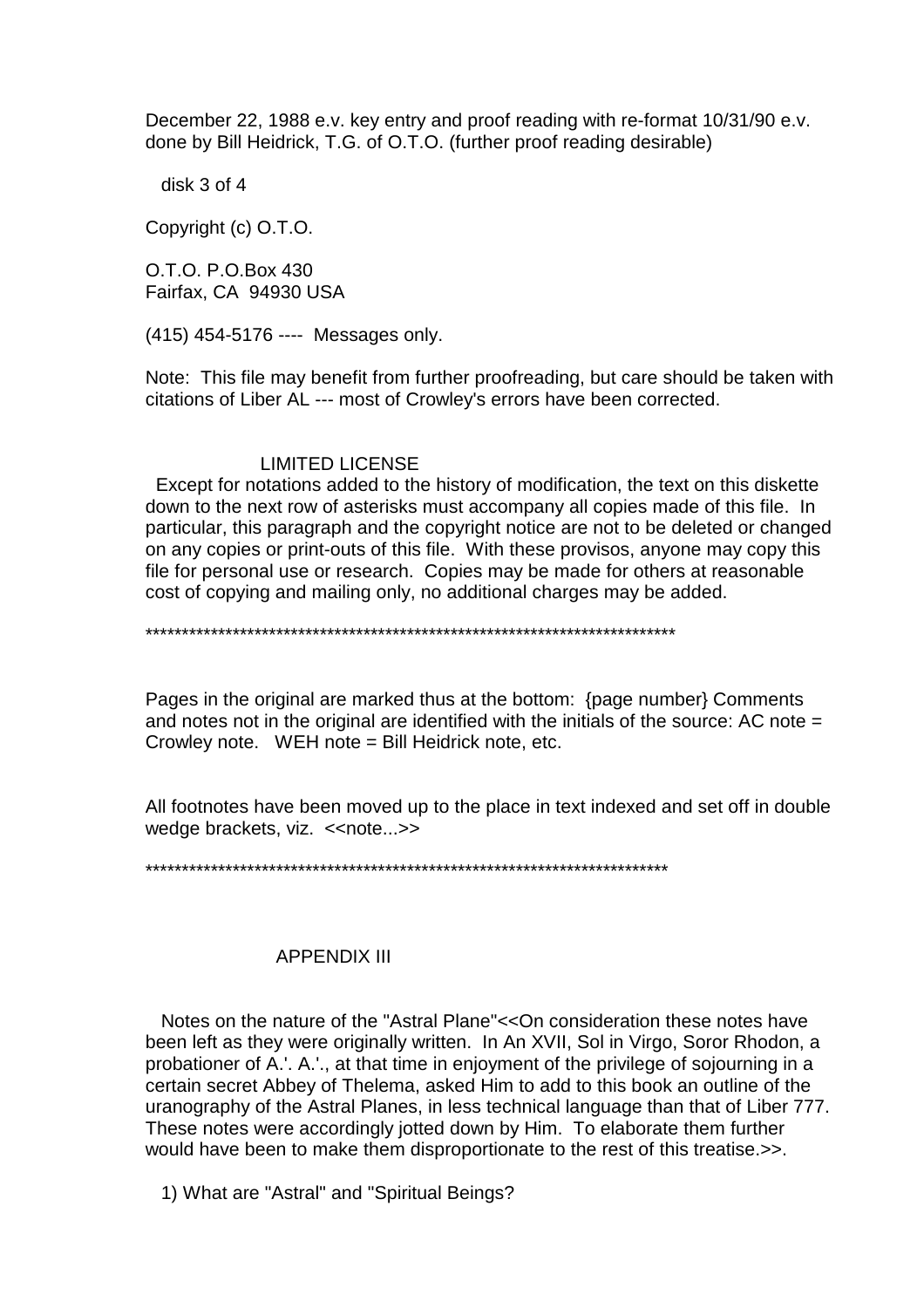December 22, 1988 e.v. key entry and proof reading with re-format 10/31/90 e.v. done by Bill Heidrick, T.G. of O.T.O. (further proof reading desirable)

disk 3 of 4

Copyright (c) O.T.O.

O.T.O. P.O.Box 430
Fairfax, CA 94930 USA

(415) 454-5176 ---- Messages only.

Note: This file may benefit from further proofreading, but care should be taken with citations of Liber AL --- most of Crowley's errors have been corrected.

LIMITED LICENSE

Except for notations added to the history of modification, the text on this diskette down to the next row of asterisks must accompany all copies made of this file. In particular, this paragraph and the copyright notice are not to be deleted or changed on any copies or print-outs of this file. With these provisos, anyone may copy this file for personal use or research. Copies may be made for others at reasonable cost of copying and mailing only, no additional charges may be added.

\*\*\*\*\*\*\*\*\*\*\*\*\*\*\*\*\*\*\*\*\*\*\*\*\*\*\*\*\*\*\*\*\*\*\*\*\*\*\*\*\*\*\*\*\*\*\*\*\*\*\*\*\*\*\*\*\*\*\*\*\*\*\*\*\*\*\*\*\*\*\*\*\*\*\*

Pages in the original are marked thus at the bottom: {page number} Comments and notes not in the original are identified with the initials of the source: AC note = Crowley note. WEH note = Bill Heidrick note, etc.

All footnotes have been moved up to the place in text indexed and set off in double wedge brackets, viz. <<note...>>

\*\*\*\*\*\*\*\*\*\*\*\*\*\*\*\*\*\*\*\*\*\*\*\*\*\*\*\*\*\*\*\*\*\*\*\*\*\*\*\*\*\*\*\*\*\*\*\*\*\*\*\*\*\*\*\*\*\*\*\*\*\*\*\*\*\*\*\*\*\*\*\*\*\*\*

APPENDIX III

Notes on the nature of the "Astral Plane"<<On consideration these notes have been left as they were originally written. In An XVII, Sol in Virgo, Soror Rhodon, a probationer of A.'. A.'., at that time in enjoyment of the privilege of sojourning in a certain secret Abbey of Thelema, asked Him to add to this book an outline of the uranography of the Astral Planes, in less technical language than that of Liber 777. These notes were accordingly jotted down by Him. To elaborate them further would have been to make them disproportionate to the rest of this treatise.>>.

1) What are "Astral" and "Spiritual Beings?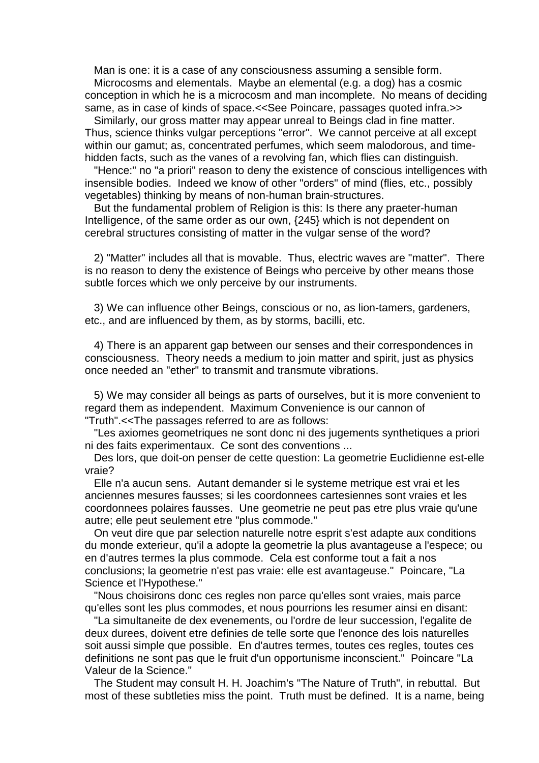Man is one: it is a case of any consciousness assuming a sensible form.

Microcosms and elementals. Maybe an elemental (e.g. a dog) has a cosmic conception in which he is a microcosm and man incomplete. No means of deciding same, as in case of kinds of space.<<See Poincare, passages quoted infra.>>

Similarly, our gross matter may appear unreal to Beings clad in fine matter. Thus, science thinks vulgar perceptions "error". We cannot perceive at all except within our gamut; as, concentrated perfumes, which seem malodorous, and time-hidden facts, such as the vanes of a revolving fan, which flies can distinguish.

"Hence:" no "a priori" reason to deny the existence of conscious intelligences with insensible bodies. Indeed we know of other "orders" of mind (flies, etc., possibly vegetables) thinking by means of non-human brain-structures.

But the fundamental problem of Religion is this: Is there any praeter-human Intelligence, of the same order as our own, {245} which is not dependent on cerebral structures consisting of matter in the vulgar sense of the word?

2) "Matter" includes all that is movable. Thus, electric waves are "matter". There is no reason to deny the existence of Beings who perceive by other means those subtle forces which we only perceive by our instruments.

3) We can influence other Beings, conscious or no, as lion-tamers, gardeners, etc., and are influenced by them, as by storms, bacilli, etc.

4) There is an apparent gap between our senses and their correspondences in consciousness. Theory needs a medium to join matter and spirit, just as physics once needed an "ether" to transmit and transmute vibrations.

5) We may consider all beings as parts of ourselves, but it is more convenient to regard them as independent. Maximum Convenience is our cannon of "Truth".<<The passages referred to are as follows:

"Les axiomes geometriques ne sont donc ni des jugements synthetiques a priori ni des faits experimentaux. Ce sont des conventions ...

Des lors, que doit-on penser de cette question: La geometrie Euclidienne est-elle vraie?

Elle n'a aucun sens. Autant demander si le systeme metrique est vrai et les anciennes mesures fausses; si les coordonnees cartesiennes sont vraies et les coordonnees polaires fausses. Une geometrie ne peut pas etre plus vraie qu'une autre; elle peut seulement etre "plus commode."

On veut dire que par selection naturelle notre esprit s'est adapte aux conditions du monde exterieur, qu'il a adopte la geometrie la plus avantageuse a l'espece; ou en d'autres termes la plus commode. Cela est conforme tout a fait a nos conclusions; la geometrie n'est pas vraie: elle est avantageuse." Poincare, "La Science et l'Hypothese."

"Nous choisirons donc ces regles non parce qu'elles sont vraies, mais parce qu'elles sont les plus commodes, et nous pourrions les resumer ainsi en disant:

"La simultaneite de dex evenements, ou l'ordre de leur succession, l'egalite de deux durees, doivent etre definies de telle sorte que l'enonce des lois naturelles soit aussi simple que possible. En d'autres termes, toutes ces regles, toutes ces definitions ne sont pas que le fruit d'un opportunisme inconscient." Poincare "La Valeur de la Science."

The Student may consult H. H. Joachim's "The Nature of Truth", in rebuttal. But most of these subtleties miss the point. Truth must be defined. It is a name, being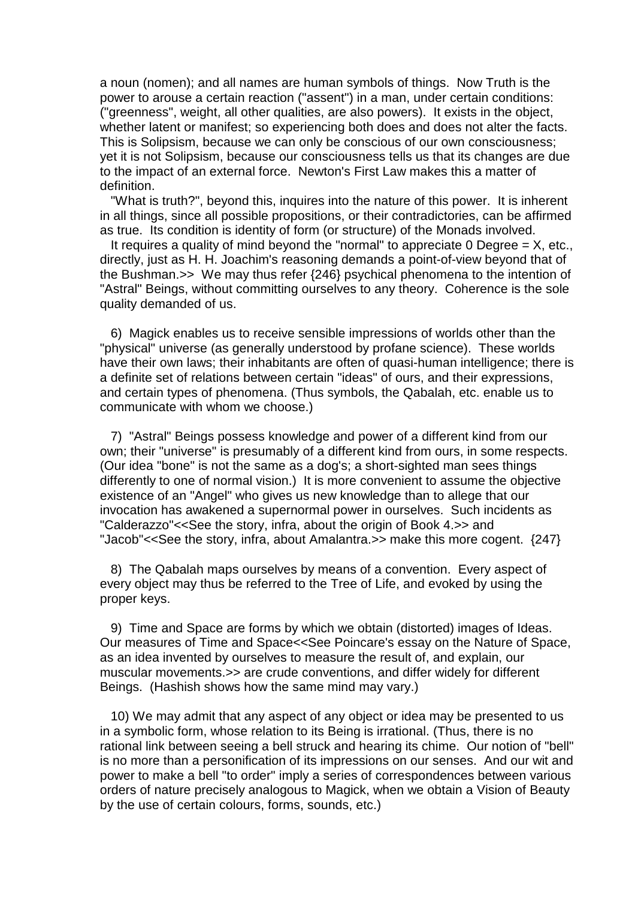a noun (nomen); and all names are human symbols of things. Now Truth is the power to arouse a certain reaction ("assent") in a man, under certain conditions: ("greenness", weight, all other qualities, are also powers). It exists in the object, whether latent or manifest; so experiencing both does and does not alter the facts. This is Solipsism, because we can only be conscious of our own consciousness; yet it is not Solipsism, because our consciousness tells us that its changes are due to the impact of an external force. Newton's First Law makes this a matter of definition.

"What is truth?", beyond this, inquires into the nature of this power. It is inherent in all things, since all possible propositions, or their contradictories, can be affirmed as true. Its condition is identity of form (or structure) of the Monads involved.

It requires a quality of mind beyond the "normal" to appreciate 0 Degree = X, etc., directly, just as H. H. Joachim's reasoning demands a point-of-view beyond that of the Bushman.>> We may thus refer {246} psychical phenomena to the intention of "Astral" Beings, without committing ourselves to any theory. Coherence is the sole quality demanded of us.

6) Magick enables us to receive sensible impressions of worlds other than the "physical" universe (as generally understood by profane science). These worlds have their own laws; their inhabitants are often of quasi-human intelligence; there is a definite set of relations between certain "ideas" of ours, and their expressions, and certain types of phenomena. (Thus symbols, the Qabalah, etc. enable us to communicate with whom we choose.)

7) "Astral" Beings possess knowledge and power of a different kind from our own; their "universe" is presumably of a different kind from ours, in some respects. (Our idea "bone" is not the same as a dog's; a short-sighted man sees things differently to one of normal vision.) It is more convenient to assume the objective existence of an "Angel" who gives us new knowledge than to allege that our invocation has awakened a supernormal power in ourselves. Such incidents as "Calderazzo"<<See the story, infra, about the origin of Book 4.>> and "Jacob"<<See the story, infra, about Amalantra.>> make this more cogent. {247}

8) The Qabalah maps ourselves by means of a convention. Every aspect of every object may thus be referred to the Tree of Life, and evoked by using the proper keys.

9) Time and Space are forms by which we obtain (distorted) images of Ideas. Our measures of Time and Space<<See Poincare's essay on the Nature of Space, as an idea invented by ourselves to measure the result of, and explain, our muscular movements.>> are crude conventions, and differ widely for different Beings. (Hashish shows how the same mind may vary.)

10) We may admit that any aspect of any object or idea may be presented to us in a symbolic form, whose relation to its Being is irrational. (Thus, there is no rational link between seeing a bell struck and hearing its chime. Our notion of "bell" is no more than a personification of its impressions on our senses. And our wit and power to make a bell "to order" imply a series of correspondences between various orders of nature precisely analogous to Magick, when we obtain a Vision of Beauty by the use of certain colours, forms, sounds, etc.)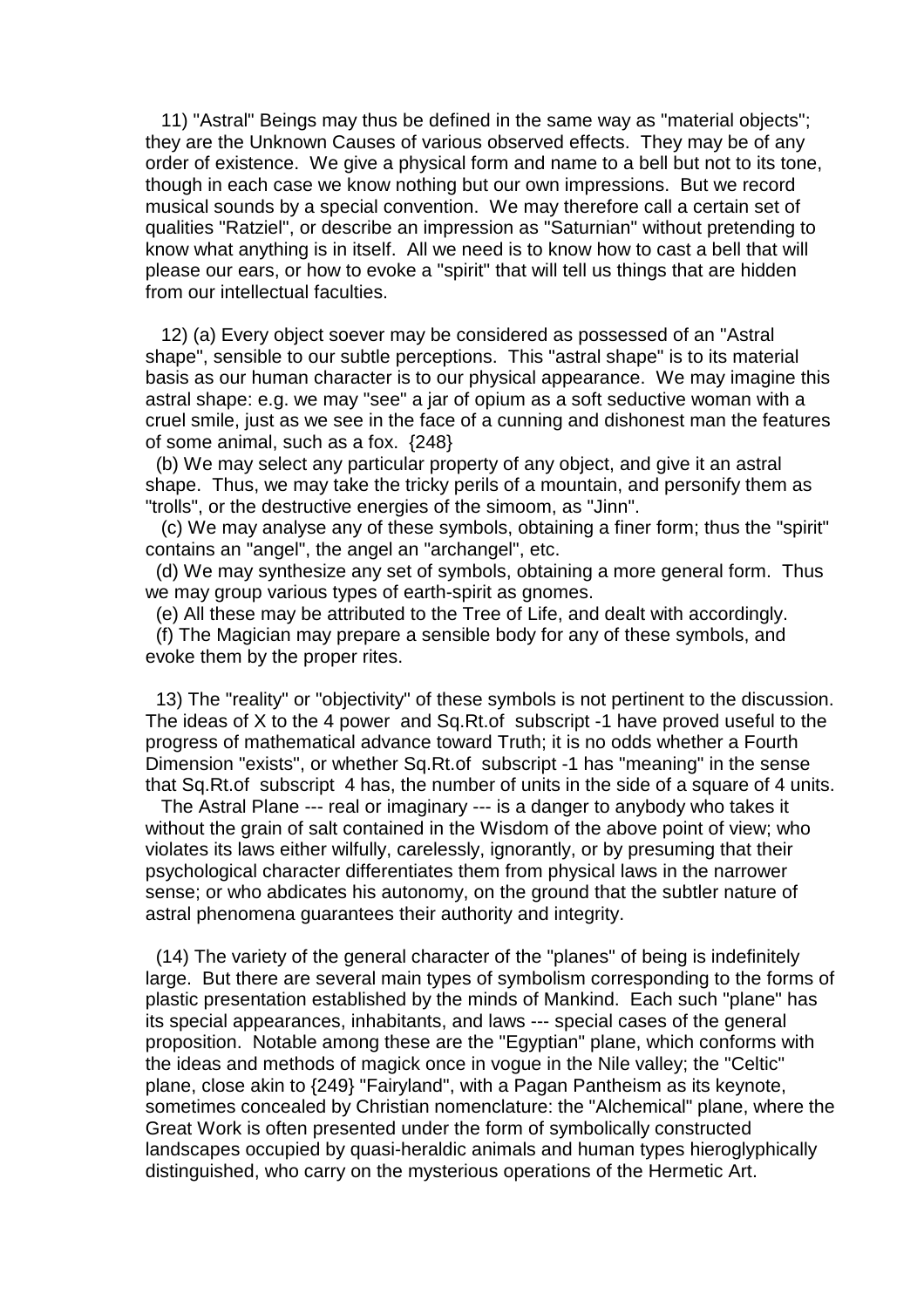11) "Astral" Beings may thus be defined in the same way as "material objects"; they are the Unknown Causes of various observed effects. They may be of any order of existence. We give a physical form and name to a bell but not to its tone, though in each case we know nothing but our own impressions. But we record musical sounds by a special convention. We may therefore call a certain set of qualities "Ratziel", or describe an impression as "Saturnian" without pretending to know what anything is in itself. All we need is to know how to cast a bell that will please our ears, or how to evoke a "spirit" that will tell us things that are hidden from our intellectual faculties.

12) (a) Every object soever may be considered as possessed of an "Astral shape", sensible to our subtle perceptions. This "astral shape" is to its material basis as our human character is to our physical appearance. We may imagine this astral shape: e.g. we may "see" a jar of opium as a soft seductive woman with a cruel smile, just as we see in the face of a cunning and dishonest man the features of some animal, such as a fox. {248}

(b) We may select any particular property of any object, and give it an astral shape. Thus, we may take the tricky perils of a mountain, and personify them as "trolls", or the destructive energies of the simoom, as "Jinn".

(c) We may analyse any of these symbols, obtaining a finer form; thus the "spirit" contains an "angel", the angel an "archangel", etc.

(d) We may synthesize any set of symbols, obtaining a more general form. Thus we may group various types of earth-spirit as gnomes.

(e) All these may be attributed to the Tree of Life, and dealt with accordingly.

(f) The Magician may prepare a sensible body for any of these symbols, and evoke them by the proper rites.

13) The "reality" or "objectivity" of these symbols is not pertinent to the discussion. The ideas of X to the 4 power and Sq.Rt.of subscript -1 have proved useful to the progress of mathematical advance toward Truth; it is no odds whether a Fourth Dimension "exists", or whether Sq.Rt.of subscript -1 has "meaning" in the sense that Sq.Rt.of subscript 4 has, the number of units in the side of a square of 4 units.

The Astral Plane --- real or imaginary --- is a danger to anybody who takes it without the grain of salt contained in the Wisdom of the above point of view; who violates its laws either wilfully, carelessly, ignorantly, or by presuming that their psychological character differentiates them from physical laws in the narrower sense; or who abdicates his autonomy, on the ground that the subtler nature of astral phenomena guarantees their authority and integrity.

(14) The variety of the general character of the "planes" of being is indefinitely large. But there are several main types of symbolism corresponding to the forms of plastic presentation established by the minds of Mankind. Each such "plane" has its special appearances, inhabitants, and laws --- special cases of the general proposition. Notable among these are the "Egyptian" plane, which conforms with the ideas and methods of magick once in vogue in the Nile valley; the "Celtic" plane, close akin to {249} "Fairyland", with a Pagan Pantheism as its keynote, sometimes concealed by Christian nomenclature: the "Alchemical" plane, where the Great Work is often presented under the form of symbolically constructed landscapes occupied by quasi-heraldic animals and human types hieroglyphically distinguished, who carry on the mysterious operations of the Hermetic Art.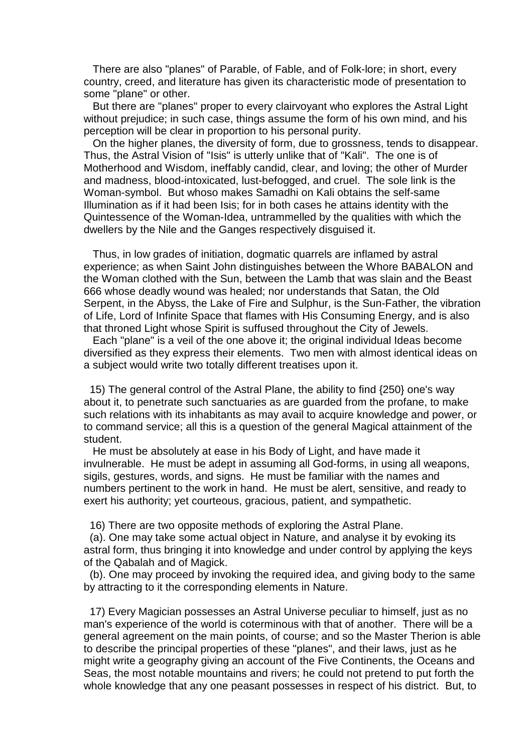There are also "planes" of Parable, of Fable, and of Folk-lore; in short, every country, creed, and literature has given its characteristic mode of presentation to some "plane" or other.

But there are "planes" proper to every clairvoyant who explores the Astral Light without prejudice; in such case, things assume the form of his own mind, and his perception will be clear in proportion to his personal purity.

On the higher planes, the diversity of form, due to grossness, tends to disappear. Thus, the Astral Vision of "Isis" is utterly unlike that of "Kali". The one is of Motherhood and Wisdom, ineffably candid, clear, and loving; the other of Murder and madness, blood-intoxicated, lust-befogged, and cruel. The sole link is the Woman-symbol. But whoso makes Samadhi on Kali obtains the self-same Illumination as if it had been Isis; for in both cases he attains identity with the Quintessence of the Woman-Idea, untrammelled by the qualities with which the dwellers by the Nile and the Ganges respectively disguised it.

Thus, in low grades of initiation, dogmatic quarrels are inflamed by astral experience; as when Saint John distinguishes between the Whore BABALON and the Woman clothed with the Sun, between the Lamb that was slain and the Beast 666 whose deadly wound was healed; nor understands that Satan, the Old Serpent, in the Abyss, the Lake of Fire and Sulphur, is the Sun-Father, the vibration of Life, Lord of Infinite Space that flames with His Consuming Energy, and is also that throned Light whose Spirit is suffused throughout the City of Jewels.

Each "plane" is a veil of the one above it; the original individual Ideas become diversified as they express their elements. Two men with almost identical ideas on a subject would write two totally different treatises upon it.

15) The general control of the Astral Plane, the ability to find {250} one's way about it, to penetrate such sanctuaries as are guarded from the profane, to make such relations with its inhabitants as may avail to acquire knowledge and power, or to command service; all this is a question of the general Magical attainment of the student.

He must be absolutely at ease in his Body of Light, and have made it invulnerable. He must be adept in assuming all God-forms, in using all weapons, sigils, gestures, words, and signs. He must be familiar with the names and numbers pertinent to the work in hand. He must be alert, sensitive, and ready to exert his authority; yet courteous, gracious, patient, and sympathetic.

16) There are two opposite methods of exploring the Astral Plane.

(a). One may take some actual object in Nature, and analyse it by evoking its astral form, thus bringing it into knowledge and under control by applying the keys of the Qabalah and of Magick.

(b). One may proceed by invoking the required idea, and giving body to the same by attracting to it the corresponding elements in Nature.

17) Every Magician possesses an Astral Universe peculiar to himself, just as no man's experience of the world is coterminous with that of another. There will be a general agreement on the main points, of course; and so the Master Therion is able to describe the principal properties of these "planes", and their laws, just as he might write a geography giving an account of the Five Continents, the Oceans and Seas, the most notable mountains and rivers; he could not pretend to put forth the whole knowledge that any one peasant possesses in respect of his district. But, to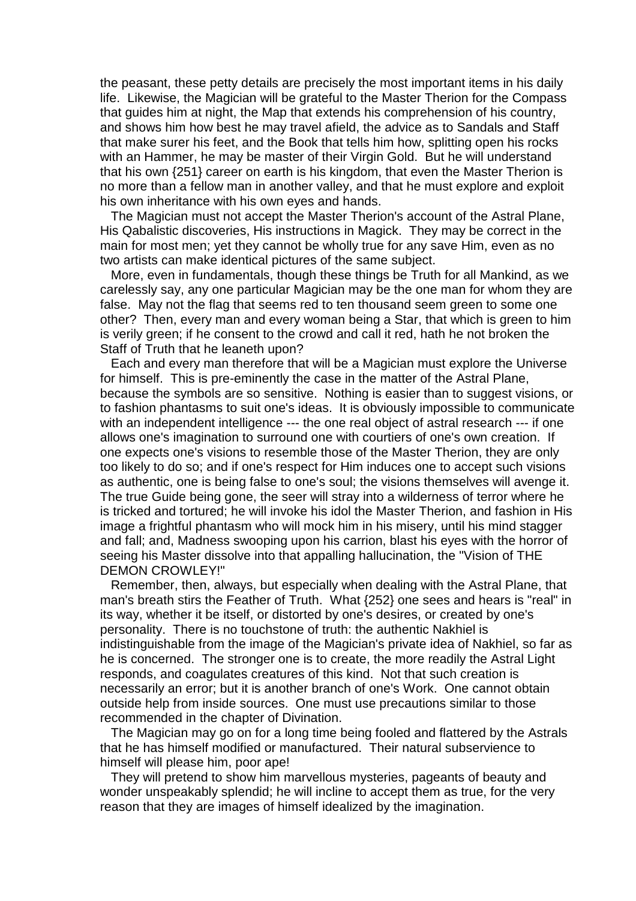the peasant, these petty details are precisely the most important items in his daily life. Likewise, the Magician will be grateful to the Master Therion for the Compass that guides him at night, the Map that extends his comprehension of his country, and shows him how best he may travel afield, the advice as to Sandals and Staff that make surer his feet, and the Book that tells him how, splitting open his rocks with an Hammer, he may be master of their Virgin Gold. But he will understand that his own {251} career on earth is his kingdom, that even the Master Therion is no more than a fellow man in another valley, and that he must explore and exploit his own inheritance with his own eyes and hands.

The Magician must not accept the Master Therion's account of the Astral Plane, His Qabalistic discoveries, His instructions in Magick. They may be correct in the main for most men; yet they cannot be wholly true for any save Him, even as no two artists can make identical pictures of the same subject.

More, even in fundamentals, though these things be Truth for all Mankind, as we carelessly say, any one particular Magician may be the one man for whom they are false. May not the flag that seems red to ten thousand seem green to some one other? Then, every man and every woman being a Star, that which is green to him is verily green; if he consent to the crowd and call it red, hath he not broken the Staff of Truth that he leaneth upon?

Each and every man therefore that will be a Magician must explore the Universe for himself. This is pre-eminently the case in the matter of the Astral Plane, because the symbols are so sensitive. Nothing is easier than to suggest visions, or to fashion phantasms to suit one's ideas. It is obviously impossible to communicate with an independent intelligence --- the one real object of astral research --- if one allows one's imagination to surround one with courtiers of one's own creation. If one expects one's visions to resemble those of the Master Therion, they are only too likely to do so; and if one's respect for Him induces one to accept such visions as authentic, one is being false to one's soul; the visions themselves will avenge it. The true Guide being gone, the seer will stray into a wilderness of terror where he is tricked and tortured; he will invoke his idol the Master Therion, and fashion in His image a frightful phantasm who will mock him in his misery, until his mind stagger and fall; and, Madness swooping upon his carrion, blast his eyes with the horror of seeing his Master dissolve into that appalling hallucination, the "Vision of THE DEMON CROWLEY!"

Remember, then, always, but especially when dealing with the Astral Plane, that man's breath stirs the Feather of Truth. What {252} one sees and hears is "real" in its way, whether it be itself, or distorted by one's desires, or created by one's personality. There is no touchstone of truth: the authentic Nakhiel is indistinguishable from the image of the Magician's private idea of Nakhiel, so far as he is concerned. The stronger one is to create, the more readily the Astral Light responds, and coagulates creatures of this kind. Not that such creation is necessarily an error; but it is another branch of one's Work. One cannot obtain outside help from inside sources. One must use precautions similar to those recommended in the chapter of Divination.

The Magician may go on for a long time being fooled and flattered by the Astrals that he has himself modified or manufactured. Their natural subservience to himself will please him, poor ape!

They will pretend to show him marvellous mysteries, pageants of beauty and wonder unspeakably splendid; he will incline to accept them as true, for the very reason that they are images of himself idealized by the imagination.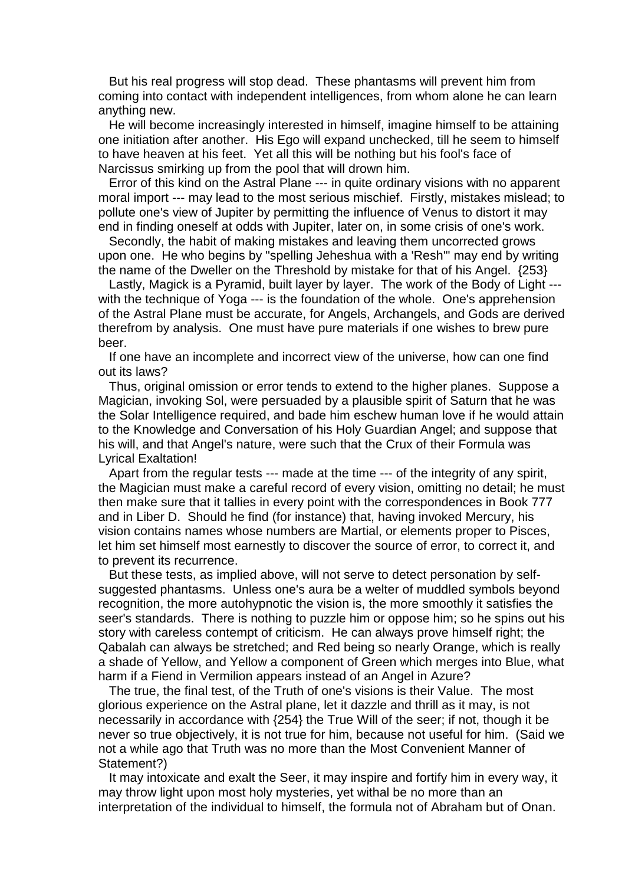But his real progress will stop dead. These phantasms will prevent him from coming into contact with independent intelligences, from whom alone he can learn anything new.

He will become increasingly interested in himself, imagine himself to be attaining one initiation after another. His Ego will expand unchecked, till he seem to himself to have heaven at his feet. Yet all this will be nothing but his fool's face of Narcissus smirking up from the pool that will drown him.

Error of this kind on the Astral Plane --- in quite ordinary visions with no apparent moral import --- may lead to the most serious mischief. Firstly, mistakes mislead; to pollute one's view of Jupiter by permitting the influence of Venus to distort it may end in finding oneself at odds with Jupiter, later on, in some crisis of one's work.

Secondly, the habit of making mistakes and leaving them uncorrected grows upon one. He who begins by "spelling Jeheshua with a 'Resh'" may end by writing the name of the Dweller on the Threshold by mistake for that of his Angel. {253}

Lastly, Magick is a Pyramid, built layer by layer. The work of the Body of Light --- with the technique of Yoga --- is the foundation of the whole. One's apprehension of the Astral Plane must be accurate, for Angels, Archangels, and Gods are derived therefrom by analysis. One must have pure materials if one wishes to brew pure beer.

If one have an incomplete and incorrect view of the universe, how can one find out its laws?

Thus, original omission or error tends to extend to the higher planes. Suppose a Magician, invoking Sol, were persuaded by a plausible spirit of Saturn that he was the Solar Intelligence required, and bade him eschew human love if he would attain to the Knowledge and Conversation of his Holy Guardian Angel; and suppose that his will, and that Angel's nature, were such that the Crux of their Formula was Lyrical Exaltation!

Apart from the regular tests --- made at the time --- of the integrity of any spirit, the Magician must make a careful record of every vision, omitting no detail; he must then make sure that it tallies in every point with the correspondences in Book 777 and in Liber D. Should he find (for instance) that, having invoked Mercury, his vision contains names whose numbers are Martial, or elements proper to Pisces, let him set himself most earnestly to discover the source of error, to correct it, and to prevent its recurrence.

But these tests, as implied above, will not serve to detect personation by self-suggested phantasms. Unless one's aura be a welter of muddled symbols beyond recognition, the more autohypnotic the vision is, the more smoothly it satisfies the seer's standards. There is nothing to puzzle him or oppose him; so he spins out his story with careless contempt of criticism. He can always prove himself right; the Qabalah can always be stretched; and Red being so nearly Orange, which is really a shade of Yellow, and Yellow a component of Green which merges into Blue, what harm if a Fiend in Vermilion appears instead of an Angel in Azure?

The true, the final test, of the Truth of one's visions is their Value. The most glorious experience on the Astral plane, let it dazzle and thrill as it may, is not necessarily in accordance with {254} the True Will of the seer; if not, though it be never so true objectively, it is not true for him, because not useful for him. (Said we not a while ago that Truth was no more than the Most Convenient Manner of Statement?)

It may intoxicate and exalt the Seer, it may inspire and fortify him in every way, it may throw light upon most holy mysteries, yet withal be no more than an interpretation of the individual to himself, the formula not of Abraham but of Onan.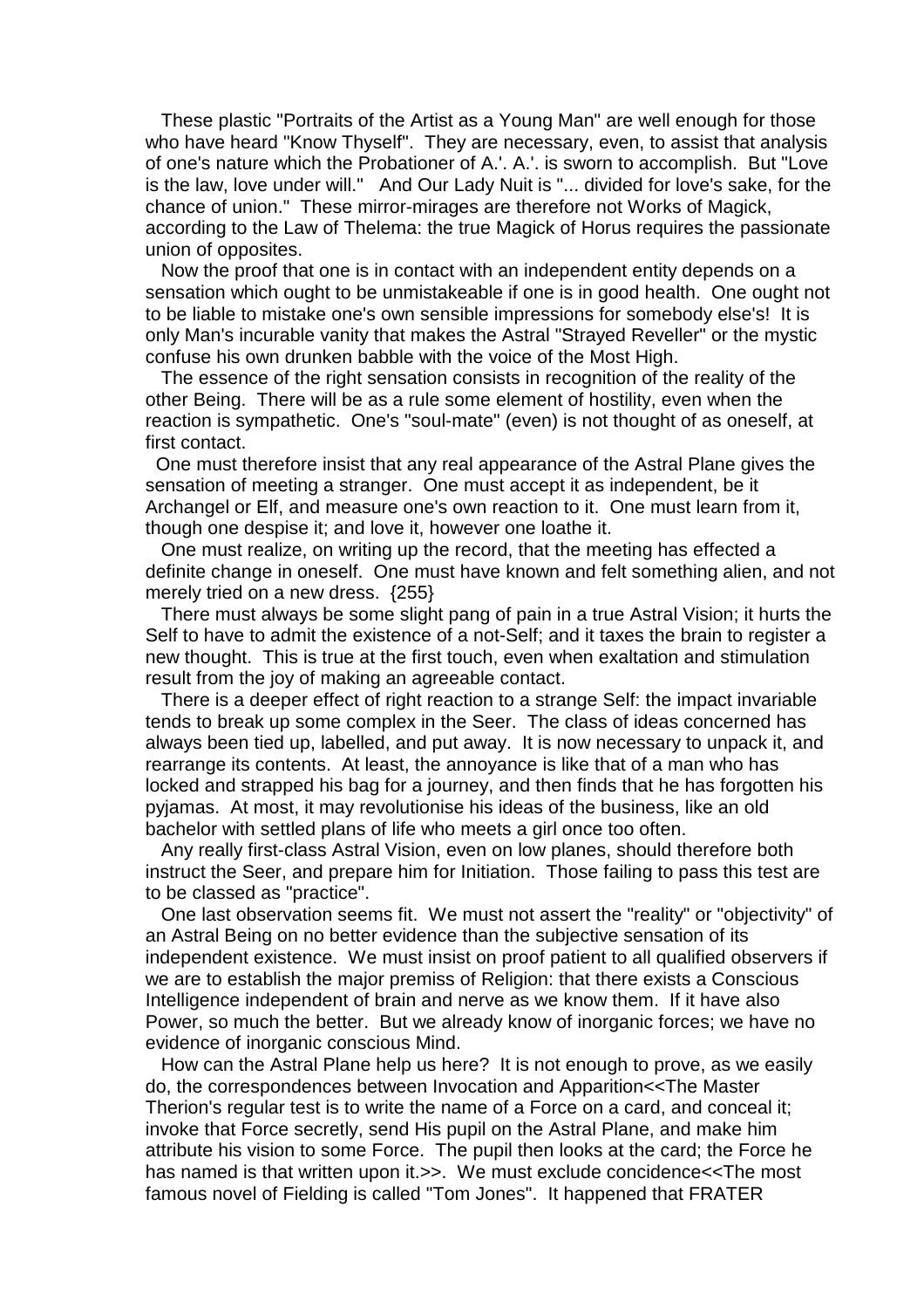These plastic "Portraits of the Artist as a Young Man" are well enough for those who have heard "Know Thyself". They are necessary, even, to assist that analysis of one's nature which the Probationer of A.'. A.'. is sworn to accomplish. But "Love is the law, love under will." And Our Lady Nuit is "... divided for love's sake, for the chance of union." These mirror-mirages are therefore not Works of Magick, according to the Law of Thelema: the true Magick of Horus requires the passionate union of opposites.

Now the proof that one is in contact with an independent entity depends on a sensation which ought to be unmistakeable if one is in good health. One ought not to be liable to mistake one's own sensible impressions for somebody else's! It is only Man's incurable vanity that makes the Astral "Strayed Reveller" or the mystic confuse his own drunken babble with the voice of the Most High.

The essence of the right sensation consists in recognition of the reality of the other Being. There will be as a rule some element of hostility, even when the reaction is sympathetic. One's "soul-mate" (even) is not thought of as oneself, at first contact.

One must therefore insist that any real appearance of the Astral Plane gives the sensation of meeting a stranger. One must accept it as independent, be it Archangel or Elf, and measure one's own reaction to it. One must learn from it, though one despise it; and love it, however one loathe it.

One must realize, on writing up the record, that the meeting has effected a definite change in oneself. One must have known and felt something alien, and not merely tried on a new dress. {255}

There must always be some slight pang of pain in a true Astral Vision; it hurts the Self to have to admit the existence of a not-Self; and it taxes the brain to register a new thought. This is true at the first touch, even when exaltation and stimulation result from the joy of making an agreeable contact.

There is a deeper effect of right reaction to a strange Self: the impact invariable tends to break up some complex in the Seer. The class of ideas concerned has always been tied up, labelled, and put away. It is now necessary to unpack it, and rearrange its contents. At least, the annoyance is like that of a man who has locked and strapped his bag for a journey, and then finds that he has forgotten his pyjamas. At most, it may revolutionise his ideas of the business, like an old bachelor with settled plans of life who meets a girl once too often.

Any really first-class Astral Vision, even on low planes, should therefore both instruct the Seer, and prepare him for Initiation. Those failing to pass this test are to be classed as "practice".

One last observation seems fit. We must not assert the "reality" or "objectivity" of an Astral Being on no better evidence than the subjective sensation of its independent existence. We must insist on proof patient to all qualified observers if we are to establish the major premiss of Religion: that there exists a Conscious Intelligence independent of brain and nerve as we know them. If it have also Power, so much the better. But we already know of inorganic forces; we have no evidence of inorganic conscious Mind.

How can the Astral Plane help us here? It is not enough to prove, as we easily do, the correspondences between Invocation and Apparition<<The Master Therion's regular test is to write the name of a Force on a card, and conceal it; invoke that Force secretly, send His pupil on the Astral Plane, and make him attribute his vision to some Force. The pupil then looks at the card; the Force he has named is that written upon it.>>. We must exclude concidence<<The most famous novel of Fielding is called "Tom Jones". It happened that FRATER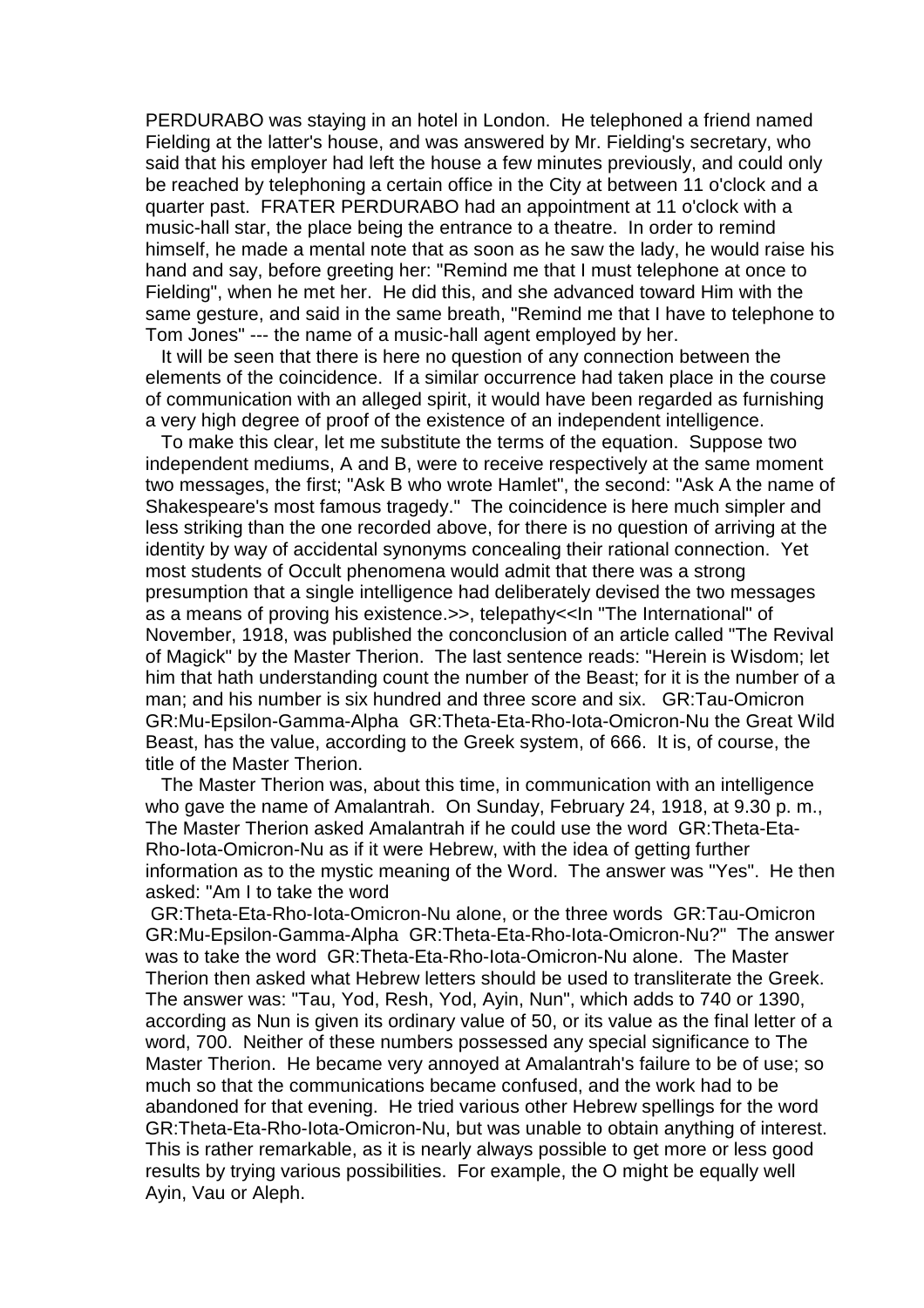PERDURABO was staying in an hotel in London. He telephoned a friend named Fielding at the latter's house, and was answered by Mr. Fielding's secretary, who said that his employer had left the house a few minutes previously, and could only be reached by telephoning a certain office in the City at between 11 o'clock and a quarter past. FRATER PERDURABO had an appointment at 11 o'clock with a music-hall star, the place being the entrance to a theatre. In order to remind himself, he made a mental note that as soon as he saw the lady, he would raise his hand and say, before greeting her: "Remind me that I must telephone at once to Fielding", when he met her. He did this, and she advanced toward Him with the same gesture, and said in the same breath, "Remind me that I have to telephone to Tom Jones" --- the name of a music-hall agent employed by her.

It will be seen that there is here no question of any connection between the elements of the coincidence. If a similar occurrence had taken place in the course of communication with an alleged spirit, it would have been regarded as furnishing a very high degree of proof of the existence of an independent intelligence.

To make this clear, let me substitute the terms of the equation. Suppose two independent mediums, A and B, were to receive respectively at the same moment two messages, the first; "Ask B who wrote Hamlet", the second: "Ask A the name of Shakespeare's most famous tragedy." The coincidence is here much simpler and less striking than the one recorded above, for there is no question of arriving at the identity by way of accidental synonyms concealing their rational connection. Yet most students of Occult phenomena would admit that there was a strong presumption that a single intelligence had deliberately devised the two messages as a means of proving his existence.>>, telepathy<<In "The International" of November, 1918, was published the conconclusion of an article called "The Revival of Magick" by the Master Therion. The last sentence reads: "Herein is Wisdom; let him that hath understanding count the number of the Beast; for it is the number of a man; and his number is six hundred and three score and six. GR:Tau-Omicron GR:Mu-Epsilon-Gamma-Alpha GR:Theta-Eta-Rho-Iota-Omicron-Nu the Great Wild Beast, has the value, according to the Greek system, of 666. It is, of course, the title of the Master Therion.

The Master Therion was, about this time, in communication with an intelligence who gave the name of Amalantrah. On Sunday, February 24, 1918, at 9.30 p. m., The Master Therion asked Amalantrah if he could use the word GR:Theta-Eta-Rho-Iota-Omicron-Nu as if it were Hebrew, with the idea of getting further information as to the mystic meaning of the Word. The answer was "Yes". He then asked: "Am I to take the word GR:Theta-Eta-Rho-Iota-Omicron-Nu alone, or the three words GR:Tau-Omicron GR:Mu-Epsilon-Gamma-Alpha GR:Theta-Eta-Rho-Iota-Omicron-Nu?" The answer was to take the word GR:Theta-Eta-Rho-Iota-Omicron-Nu alone. The Master Therion then asked what Hebrew letters should be used to transliterate the Greek. The answer was: "Tau, Yod, Resh, Yod, Ayin, Nun", which adds to 740 or 1390, according as Nun is given its ordinary value of 50, or its value as the final letter of a word, 700. Neither of these numbers possessed any special significance to The Master Therion. He became very annoyed at Amalantrah's failure to be of use; so much so that the communications became confused, and the work had to be abandoned for that evening. He tried various other Hebrew spellings for the word GR:Theta-Eta-Rho-Iota-Omicron-Nu, but was unable to obtain anything of interest. This is rather remarkable, as it is nearly always possible to get more or less good results by trying various possibilities. For example, the O might be equally well Ayin, Vau or Aleph.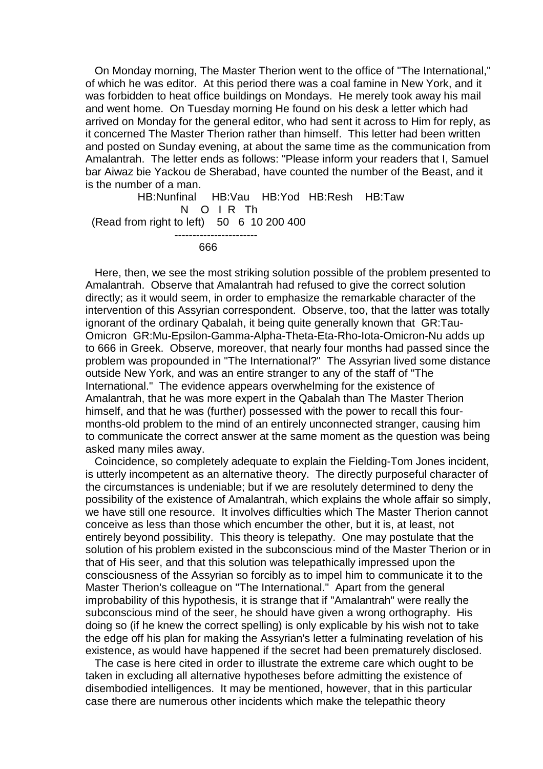On Monday morning, The Master Therion went to the office of "The International," of which he was editor. At this period there was a coal famine in New York, and it was forbidden to heat office buildings on Mondays. He merely took away his mail and went home. On Tuesday morning He found on his desk a letter which had arrived on Monday for the general editor, who had sent it across to Him for reply, as it concerned The Master Therion rather than himself. This letter had been written and posted on Sunday evening, at about the same time as the communication from Amalantrah. The letter ends as follows: "Please inform your readers that I, Samuel bar Aiwaz bie Yackou de Sherabad, have counted the number of the Beast, and it is the number of a man.

```
             HB:Nunfinal    HB:Vau   HB:Yod  HB:Resh   HB:Taw
                    N   O  I  R  Th
 (Read from right to left)   50   6  10 200 400
                         -----------------------
                                666
```

Here, then, we see the most striking solution possible of the problem presented to Amalantrah. Observe that Amalantrah had refused to give the correct solution directly; as it would seem, in order to emphasize the remarkable character of the intervention of this Assyrian correspondent. Observe, too, that the latter was totally ignorant of the ordinary Qabalah, it being quite generally known that GR:Tau-Omicron GR:Mu-Epsilon-Gamma-Alpha-Theta-Eta-Rho-Iota-Omicron-Nu adds up to 666 in Greek. Observe, moreover, that nearly four months had passed since the problem was propounded in "The International?" The Assyrian lived some distance outside New York, and was an entire stranger to any of the staff of "The International." The evidence appears overwhelming for the existence of Amalantrah, that he was more expert in the Qabalah than The Master Therion himself, and that he was (further) possessed with the power to recall this four-months-old problem to the mind of an entirely unconnected stranger, causing him to communicate the correct answer at the same moment as the question was being asked many miles away.

Coincidence, so completely adequate to explain the Fielding-Tom Jones incident, is utterly incompetent as an alternative theory. The directly purposeful character of the circumstances is undeniable; but if we are resolutely determined to deny the possibility of the existence of Amalantrah, which explains the whole affair so simply, we have still one resource. It involves difficulties which The Master Therion cannot conceive as less than those which encumber the other, but it is, at least, not entirely beyond possibility. This theory is telepathy. One may postulate that the solution of his problem existed in the subconscious mind of the Master Therion or in that of His seer, and that this solution was telepathically impressed upon the consciousness of the Assyrian so forcibly as to impel him to communicate it to the Master Therion's colleague on "The International." Apart from the general improbability of this hypothesis, it is strange that if "Amalantrah" were really the subconscious mind of the seer, he should have given a wrong orthography. His doing so (if he knew the correct spelling) is only explicable by his wish not to take the edge off his plan for making the Assyrian's letter a fulminating revelation of his existence, as would have happened if the secret had been prematurely disclosed.

The case is here cited in order to illustrate the extreme care which ought to be taken in excluding all alternative hypotheses before admitting the existence of disembodied intelligences. It may be mentioned, however, that in this particular case there are numerous other incidents which make the telepathic theory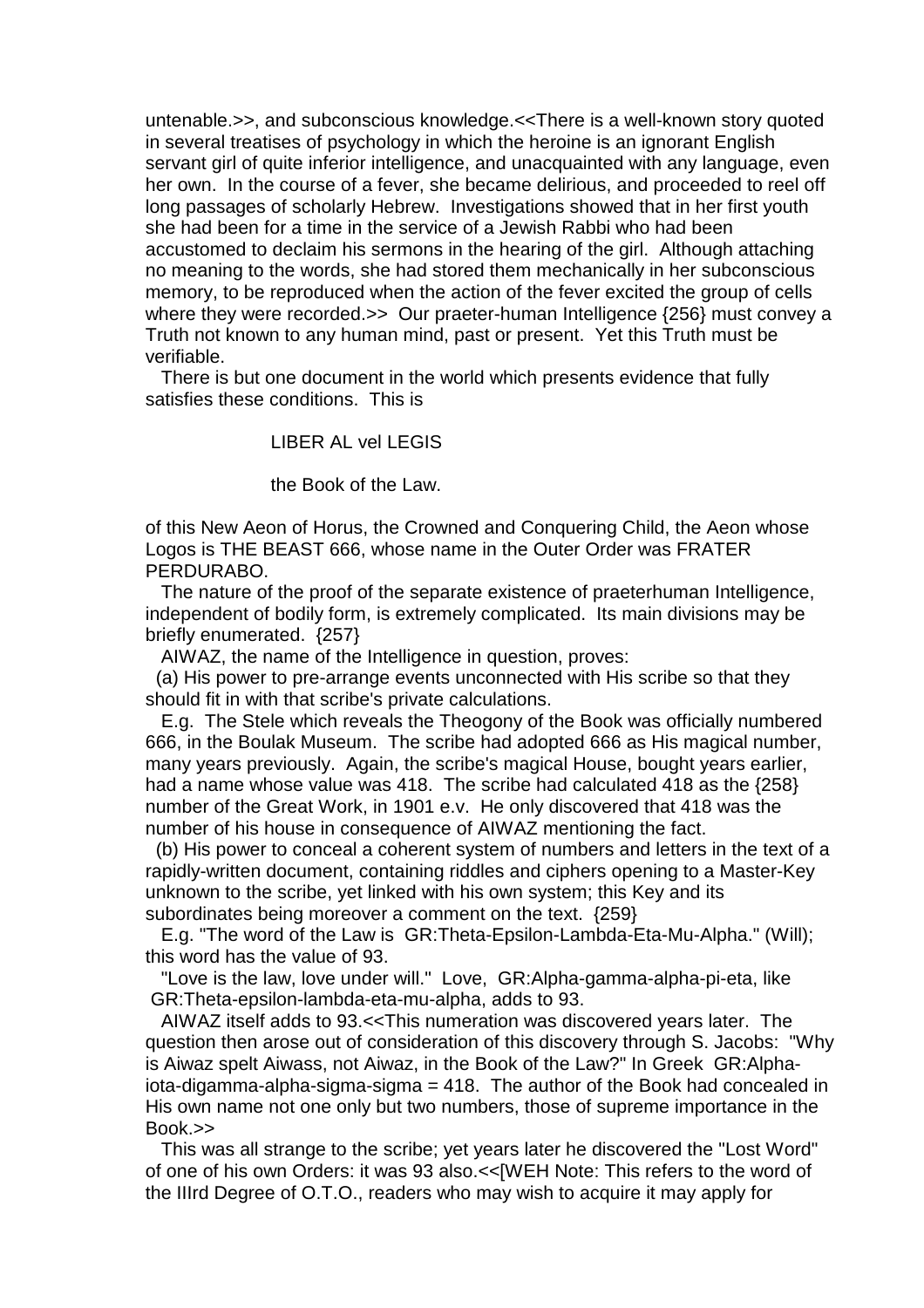untenable.>>, and subconscious knowledge.<<There is a well-known story quoted in several treatises of psychology in which the heroine is an ignorant English servant girl of quite inferior intelligence, and unacquainted with any language, even her own. In the course of a fever, she became delirious, and proceeded to reel off long passages of scholarly Hebrew. Investigations showed that in her first youth she had been for a time in the service of a Jewish Rabbi who had been accustomed to declaim his sermons in the hearing of the girl. Although attaching no meaning to the words, she had stored them mechanically in her subconscious memory, to be reproduced when the action of the fever excited the group of cells where they were recorded.>> Our praeter-human Intelligence {256} must convey a Truth not known to any human mind, past or present. Yet this Truth must be verifiable.

There is but one document in the world which presents evidence that fully satisfies these conditions. This is

LIBER AL vel LEGIS

the Book of the Law.

of this New Aeon of Horus, the Crowned and Conquering Child, the Aeon whose Logos is THE BEAST 666, whose name in the Outer Order was FRATER PERDURABO.

The nature of the proof of the separate existence of praeterhuman Intelligence, independent of bodily form, is extremely complicated. Its main divisions may be briefly enumerated. {257}

AIWAZ, the name of the Intelligence in question, proves:

(a) His power to pre-arrange events unconnected with His scribe so that they should fit in with that scribe's private calculations.

E.g. The Stele which reveals the Theogony of the Book was officially numbered 666, in the Boulak Museum. The scribe had adopted 666 as His magical number, many years previously. Again, the scribe's magical House, bought years earlier, had a name whose value was 418. The scribe had calculated 418 as the {258} number of the Great Work, in 1901 e.v. He only discovered that 418 was the number of his house in consequence of AIWAZ mentioning the fact.

(b) His power to conceal a coherent system of numbers and letters in the text of a rapidly-written document, containing riddles and ciphers opening to a Master-Key unknown to the scribe, yet linked with his own system; this Key and its subordinates being moreover a comment on the text. {259}

E.g. "The word of the Law is GR:Theta-Epsilon-Lambda-Eta-Mu-Alpha." (Will); this word has the value of 93.

"Love is the law, love under will." Love, GR:Alpha-gamma-alpha-pi-eta, like GR:Theta-epsilon-lambda-eta-mu-alpha, adds to 93.

AIWAZ itself adds to 93.<<This numeration was discovered years later. The question then arose out of consideration of this discovery through S. Jacobs: "Why is Aiwaz spelt Aiwass, not Aiwaz, in the Book of the Law?" In Greek GR:Alpha-iota-digamma-alpha-sigma-sigma = 418. The author of the Book had concealed in His own name not one only but two numbers, those of supreme importance in the Book.>>

This was all strange to the scribe; yet years later he discovered the "Lost Word" of one of his own Orders: it was 93 also.<<[WEH Note: This refers to the word of the IIIrd Degree of O.T.O., readers who may wish to acquire it may apply for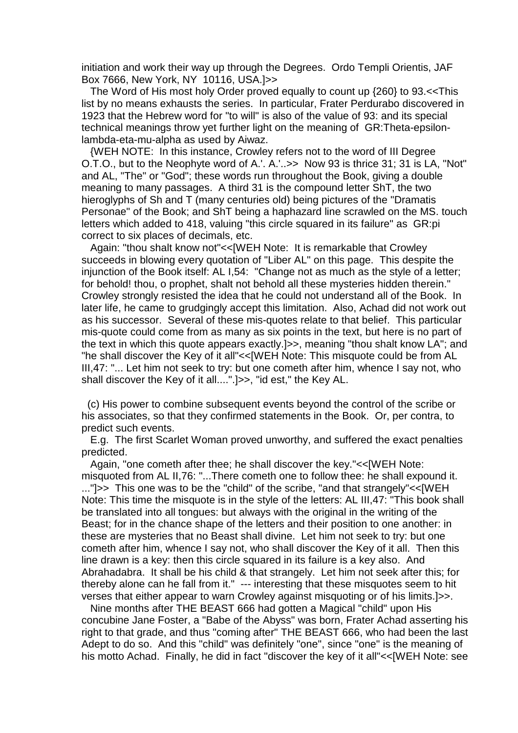initiation and work their way up through the Degrees. Ordo Templi Orientis, JAF Box 7666, New York, NY 10116, USA.]>>

The Word of His most holy Order proved equally to count up {260} to 93.<<This list by no means exhausts the series. In particular, Frater Perdurabo discovered in 1923 that the Hebrew word for "to will" is also of the value of 93: and its special technical meanings throw yet further light on the meaning of GR:Theta-epsilon-lambda-eta-mu-alpha as used by Aiwaz.

{WEH NOTE: In this instance, Crowley refers not to the word of III Degree O.T.O., but to the Neophyte word of A.'. A.'..>> Now 93 is thrice 31; 31 is LA, "Not" and AL, "The" or "God"; these words run throughout the Book, giving a double meaning to many passages. A third 31 is the compound letter ShT, the two hieroglyphs of Sh and T (many centuries old) being pictures of the "Dramatis Personae" of the Book; and ShT being a haphazard line scrawled on the MS. touch letters which added to 418, valuing "this circle squared in its failure" as GR:pi correct to six places of decimals, etc.

Again: "thou shalt know not"<<[WEH Note: It is remarkable that Crowley succeeds in blowing every quotation of "Liber AL" on this page. This despite the injunction of the Book itself: AL I,54: "Change not as much as the style of a letter; for behold! thou, o prophet, shalt not behold all these mysteries hidden therein." Crowley strongly resisted the idea that he could not understand all of the Book. In later life, he came to grudgingly accept this limitation. Also, Achad did not work out as his successor. Several of these mis-quotes relate to that belief. This particular mis-quote could come from as many as six points in the text, but here is no part of the text in which this quote appears exactly.]>>, meaning "thou shalt know LA"; and "he shall discover the Key of it all"<<[WEH Note: This misquote could be from AL III,47: "... Let him not seek to try: but one cometh after him, whence I say not, who shall discover the Key of it all....".]>>, "id est," the Key AL.

(c) His power to combine subsequent events beyond the control of the scribe or his associates, so that they confirmed statements in the Book. Or, per contra, to predict such events.

E.g. The first Scarlet Woman proved unworthy, and suffered the exact penalties predicted.

Again, "one cometh after thee; he shall discover the key."<<[WEH Note: misquoted from AL II,76: "...There cometh one to follow thee: he shall expound it. ..."]>> This one was to be the "child" of the scribe, "and that strangely"<<[WEH Note: This time the misquote is in the style of the letters: AL III,47: "This book shall be translated into all tongues: but always with the original in the writing of the Beast; for in the chance shape of the letters and their position to one another: in these are mysteries that no Beast shall divine. Let him not seek to try: but one cometh after him, whence I say not, who shall discover the Key of it all. Then this line drawn is a key: then this circle squared in its failure is a key also. And Abrahadabra. It shall be his child & that strangely. Let him not seek after this; for thereby alone can he fall from it." --- interesting that these misquotes seem to hit verses that either appear to warn Crowley against misquoting or of his limits.]>>.

Nine months after THE BEAST 666 had gotten a Magical "child" upon His concubine Jane Foster, a "Babe of the Abyss" was born, Frater Achad asserting his right to that grade, and thus "coming after" THE BEAST 666, who had been the last Adept to do so. And this "child" was definitely "one", since "one" is the meaning of his motto Achad. Finally, he did in fact "discover the key of it all"<<[WEH Note: see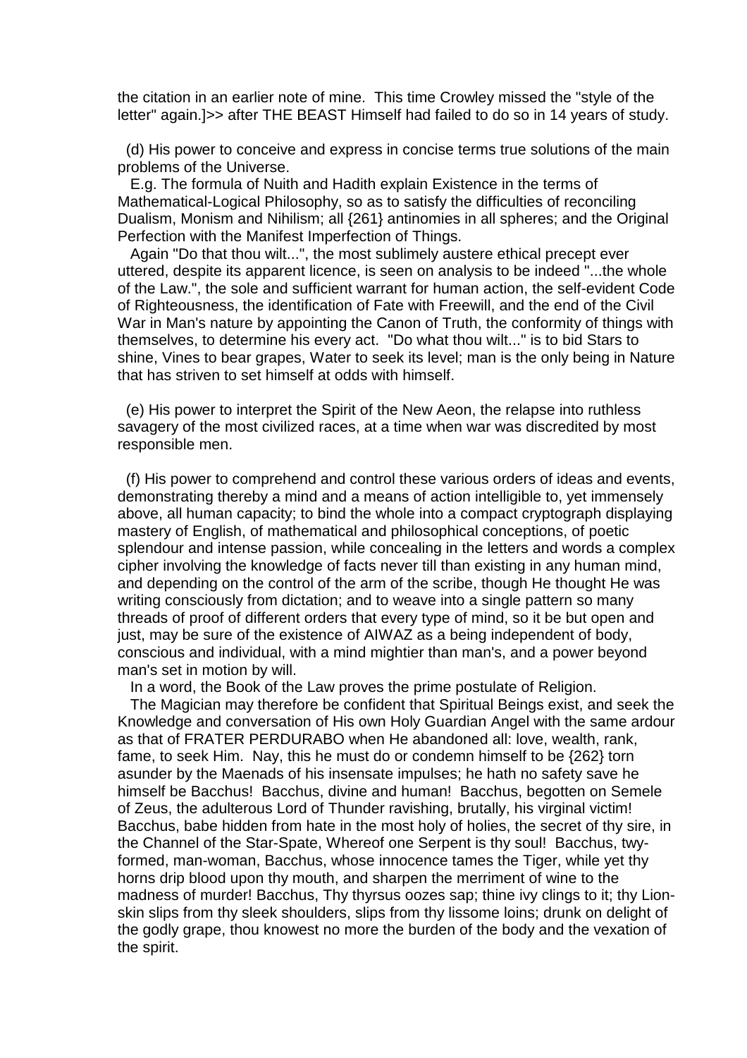the citation in an earlier note of mine. This time Crowley missed the "style of the letter" again.]>> after THE BEAST Himself had failed to do so in 14 years of study.

(d) His power to conceive and express in concise terms true solutions of the main problems of the Universe.

E.g. The formula of Nuith and Hadith explain Existence in the terms of Mathematical-Logical Philosophy, so as to satisfy the difficulties of reconciling Dualism, Monism and Nihilism; all {261} antinomies in all spheres; and the Original Perfection with the Manifest Imperfection of Things.

Again "Do that thou wilt...", the most sublimely austere ethical precept ever uttered, despite its apparent licence, is seen on analysis to be indeed "...the whole of the Law.", the sole and sufficient warrant for human action, the self-evident Code of Righteousness, the identification of Fate with Freewill, and the end of the Civil War in Man's nature by appointing the Canon of Truth, the conformity of things with themselves, to determine his every act. "Do what thou wilt..." is to bid Stars to shine, Vines to bear grapes, Water to seek its level; man is the only being in Nature that has striven to set himself at odds with himself.

(e) His power to interpret the Spirit of the New Aeon, the relapse into ruthless savagery of the most civilized races, at a time when war was discredited by most responsible men.

(f) His power to comprehend and control these various orders of ideas and events, demonstrating thereby a mind and a means of action intelligible to, yet immensely above, all human capacity; to bind the whole into a compact cryptograph displaying mastery of English, of mathematical and philosophical conceptions, of poetic splendour and intense passion, while concealing in the letters and words a complex cipher involving the knowledge of facts never till than existing in any human mind, and depending on the control of the arm of the scribe, though He thought He was writing consciously from dictation; and to weave into a single pattern so many threads of proof of different orders that every type of mind, so it be but open and just, may be sure of the existence of AIWAZ as a being independent of body, conscious and individual, with a mind mightier than man's, and a power beyond man's set in motion by will.

In a word, the Book of the Law proves the prime postulate of Religion.

The Magician may therefore be confident that Spiritual Beings exist, and seek the Knowledge and conversation of His own Holy Guardian Angel with the same ardour as that of FRATER PERDURABO when He abandoned all: love, wealth, rank, fame, to seek Him. Nay, this he must do or condemn himself to be {262} torn asunder by the Maenads of his insensate impulses; he hath no safety save he himself be Bacchus! Bacchus, divine and human! Bacchus, begotten on Semele of Zeus, the adulterous Lord of Thunder ravishing, brutally, his virginal victim! Bacchus, babe hidden from hate in the most holy of holies, the secret of thy sire, in the Channel of the Star-Spate, Whereof one Serpent is thy soul! Bacchus, twy-formed, man-woman, Bacchus, whose innocence tames the Tiger, while yet thy horns drip blood upon thy mouth, and sharpen the merriment of wine to the madness of murder! Bacchus, Thy thyrsus oozes sap; thine ivy clings to it; thy Lion-skin slips from thy sleek shoulders, slips from thy lissome loins; drunk on delight of the godly grape, thou knowest no more the burden of the body and the vexation of the spirit.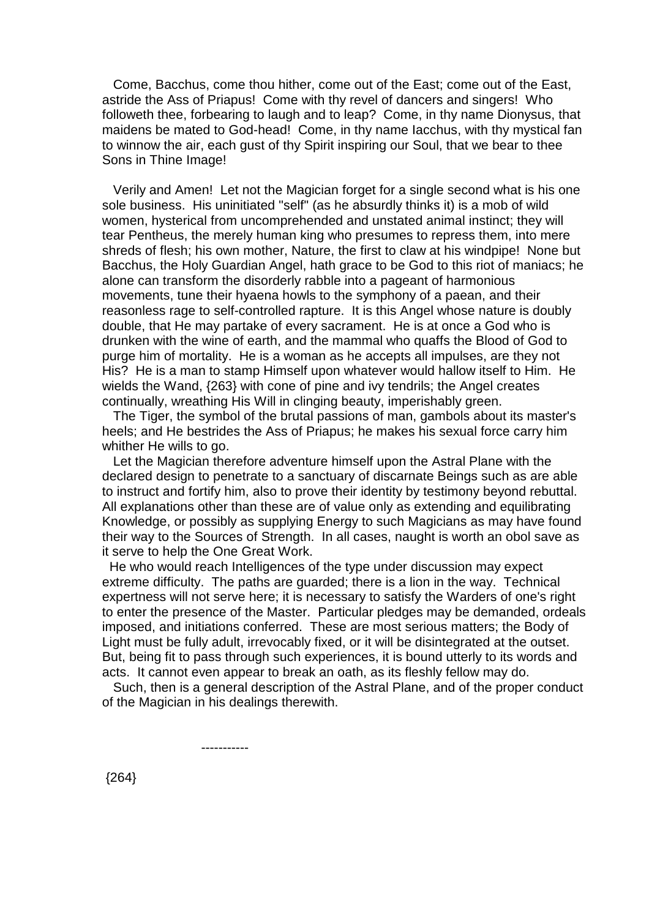Come, Bacchus, come thou hither, come out of the East; come out of the East, astride the Ass of Priapus! Come with thy revel of dancers and singers! Who followeth thee, forbearing to laugh and to leap? Come, in thy name Dionysus, that maidens be mated to God-head! Come, in thy name Iacchus, with thy mystical fan to winnow the air, each gust of thy Spirit inspiring our Soul, that we bear to thee Sons in Thine Image!

Verily and Amen! Let not the Magician forget for a single second what is his one sole business. His uninitiated "self" (as he absurdly thinks it) is a mob of wild women, hysterical from uncomprehended and unstated animal instinct; they will tear Pentheus, the merely human king who presumes to repress them, into mere shreds of flesh; his own mother, Nature, the first to claw at his windpipe! None but Bacchus, the Holy Guardian Angel, hath grace to be God to this riot of maniacs; he alone can transform the disorderly rabble into a pageant of harmonious movements, tune their hyaena howls to the symphony of a paean, and their reasonless rage to self-controlled rapture. It is this Angel whose nature is doubly double, that He may partake of every sacrament. He is at once a God who is drunken with the wine of earth, and the mammal who quaffs the Blood of God to purge him of mortality. He is a woman as he accepts all impulses, are they not His? He is a man to stamp Himself upon whatever would hallow itself to Him. He wields the Wand, {263} with cone of pine and ivy tendrils; the Angel creates continually, wreathing His Will in clinging beauty, imperishably green.

The Tiger, the symbol of the brutal passions of man, gambols about its master's heels; and He bestrides the Ass of Priapus; he makes his sexual force carry him whither He wills to go.

Let the Magician therefore adventure himself upon the Astral Plane with the declared design to penetrate to a sanctuary of discarnate Beings such as are able to instruct and fortify him, also to prove their identity by testimony beyond rebuttal. All explanations other than these are of value only as extending and equilibrating Knowledge, or possibly as supplying Energy to such Magicians as may have found their way to the Sources of Strength. In all cases, naught is worth an obol save as it serve to help the One Great Work.

He who would reach Intelligences of the type under discussion may expect extreme difficulty. The paths are guarded; there is a lion in the way. Technical expertness will not serve here; it is necessary to satisfy the Warders of one's right to enter the presence of the Master. Particular pledges may be demanded, ordeals imposed, and initiations conferred. These are most serious matters; the Body of Light must be fully adult, irrevocably fixed, or it will be disintegrated at the outset. But, being fit to pass through such experiences, it is bound utterly to its words and acts. It cannot even appear to break an oath, as its fleshly fellow may do.

Such, then is a general description of the Astral Plane, and of the proper conduct of the Magician in his dealings therewith.

-----------

{264}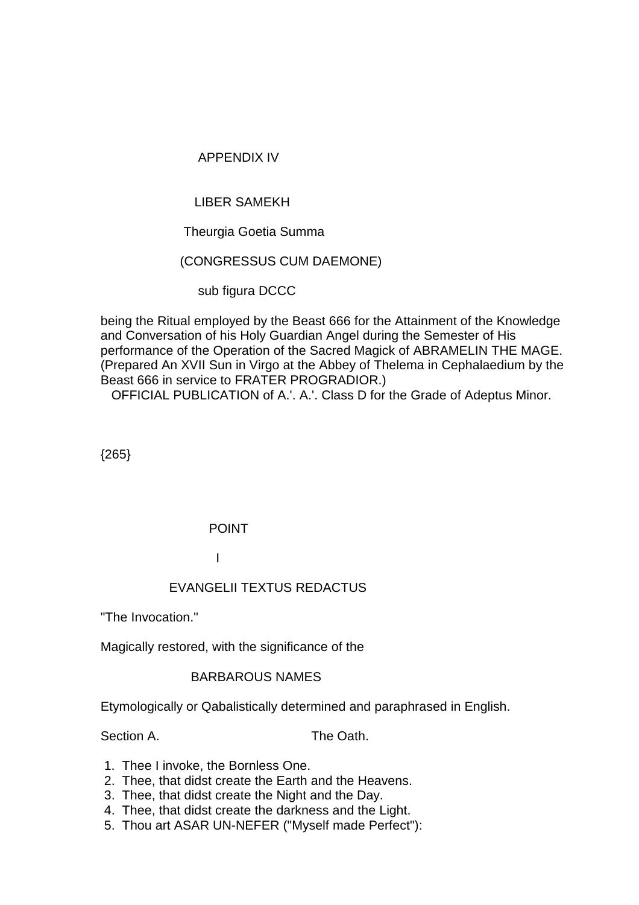# APPENDIX IV

## LIBER SAMEKH

### Theurgia Goetia Summa

### (CONGRESSUS CUM DAEMONE)

### sub figura DCCC

being the Ritual employed by the Beast 666 for the Attainment of the Knowledge and Conversation of his Holy Guardian Angel during the Semester of His performance of the Operation of the Sacred Magick of ABRAMELIN THE MAGE. (Prepared An XVII Sun in Virgo at the Abbey of Thelema in Cephalaedium by the Beast 666 in service to FRATER PROGRADIOR.)

OFFICIAL PUBLICATION of A.'. A.'. Class D for the Grade of Adeptus Minor.

{265}

## POINT

## I

### EVANGELII TEXTUS REDACTUS

"The Invocation."

Magically restored, with the significance of the

BARBAROUS NAMES

Etymologically or Qabalistically determined and paraphrased in English.

Section A. The Oath.

1. Thee I invoke, the Bornless One.
2. Thee, that didst create the Earth and the Heavens.
3. Thee, that didst create the Night and the Day.
4. Thee, that didst create the darkness and the Light.
5. Thou art ASAR UN-NEFER ("Myself made Perfect"):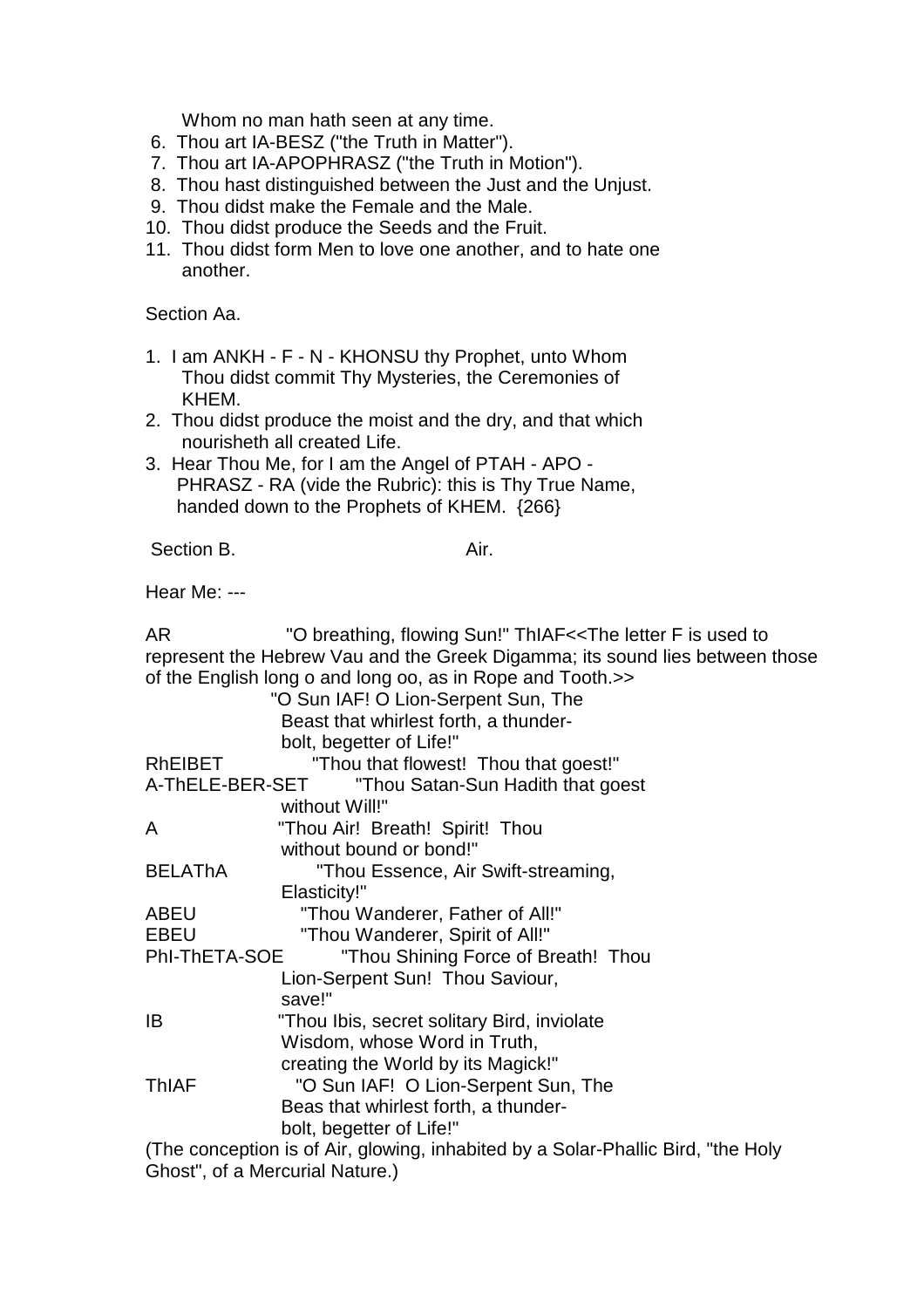Whom no man hath seen at any time.

6. Thou art IA-BESZ ("the Truth in Matter").
7. Thou art IA-APOPHRASZ ("the Truth in Motion").
8. Thou hast distinguished between the Just and the Unjust.
9. Thou didst make the Female and the Male.
10. Thou didst produce the Seeds and the Fruit.
11. Thou didst form Men to love one another, and to hate one another.

Section Aa.

1. I am ANKH - F - N - KHONSU thy Prophet, unto Whom Thou didst commit Thy Mysteries, the Ceremonies of KHEM.
2. Thou didst produce the moist and the dry, and that which nourisheth all created Life.
3. Hear Thou Me, for I am the Angel of PTAH - APO - PHRASZ - RA (vide the Rubric): this is Thy True Name, handed down to the Prophets of KHEM. {266}

Section B. Air.

Hear Me: ---

AR "O breathing, flowing Sun!" ThIAF<<The letter F is used to represent the Hebrew Vau and the Greek Digamma; its sound lies between those of the English long o and long oo, as in Rope and Tooth.>> "O Sun IAF! O Lion-Serpent Sun, The Beast that whirlest forth, a thunder-bolt, begetter of Life!"

RhEIBET "Thou that flowest! Thou that goest!"

A-ThELE-BER-SET "Thou Satan-Sun Hadith that goest without Will!"

A "Thou Air! Breath! Spirit! Thou without bound or bond!"

BELAThA "Thou Essence, Air Swift-streaming, Elasticity!"

ABEU "Thou Wanderer, Father of All!"

EBEU "Thou Wanderer, Spirit of All!"

PhI-ThETA-SOE "Thou Shining Force of Breath! Thou Lion-Serpent Sun! Thou Saviour, save!"

IB "Thou Ibis, secret solitary Bird, inviolate Wisdom, whose Word in Truth, creating the World by its Magick!"

ThIAF "O Sun IAF! O Lion-Serpent Sun, The Beas that whirlest forth, a thunder-bolt, begetter of Life!"

(The conception is of Air, glowing, inhabited by a Solar-Phallic Bird, "the Holy Ghost", of a Mercurial Nature.)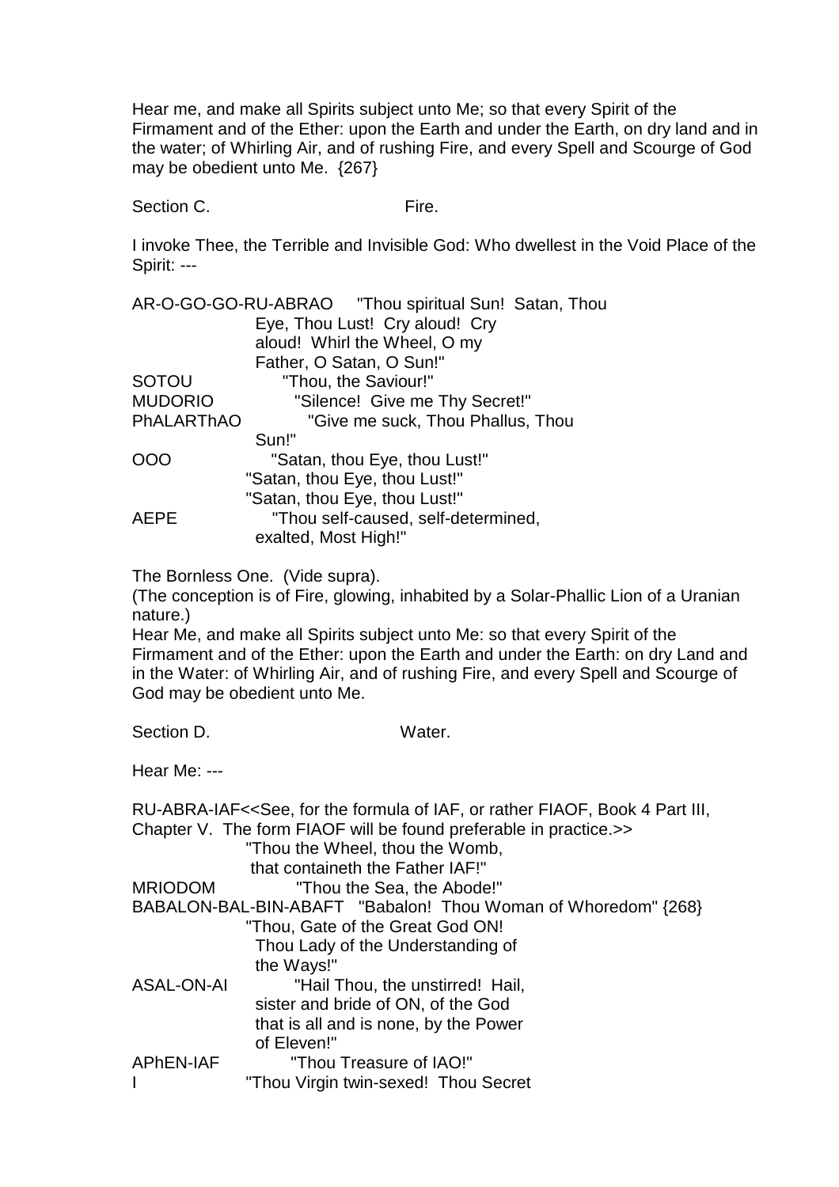Hear me, and make all Spirits subject unto Me; so that every Spirit of the Firmament and of the Ether: upon the Earth and under the Earth, on dry land and in the water; of Whirling Air, and of rushing Fire, and every Spell and Scourge of God may be obedient unto Me. {267}

Section C. Fire.

I invoke Thee, the Terrible and Invisible God: Who dwellest in the Void Place of the Spirit: ---

| | |
|---|---|
| AR-O-GO-GO-RU-ABRAO | "Thou spiritual Sun! Satan, Thou Eye, Thou Lust! Cry aloud! Cry aloud! Whirl the Wheel, O my Father, O Satan, O Sun!" |
| SOTOU | "Thou, the Saviour!" |
| MUDORIO | "Silence! Give me Thy Secret!" |
| PhALARThAO | "Give me suck, Thou Phallus, Thou Sun!" |
| OOO | "Satan, thou Eye, thou Lust!" "Satan, thou Eye, thou Lust!" "Satan, thou Eye, thou Lust!" |
| AEPE | "Thou self-caused, self-determined, exalted, Most High!" |

The Bornless One. (Vide supra).
(The conception is of Fire, glowing, inhabited by a Solar-Phallic Lion of a Uranian nature.)
Hear Me, and make all Spirits subject unto Me: so that every Spirit of the Firmament and of the Ether: upon the Earth and under the Earth: on dry Land and in the Water: of Whirling Air, and of rushing Fire, and every Spell and Scourge of God may be obedient unto Me.

Section D. Water.

Hear Me: ---

RU-ABRA-IAF<<See, for the formula of IAF, or rather FIAOF, Book 4 Part III, Chapter V. The form FIAOF will be found preferable in practice.>>
"Thou the Wheel, thou the Womb, that containeth the Father IAF!"

| | |
|---|---|
| MRIODOM | "Thou the Sea, the Abode!" |
| BABALON-BAL-BIN-ABAFT | "Babalon! Thou Woman of Whoredom" {268} "Thou, Gate of the Great God ON! Thou Lady of the Understanding of the Ways!" |
| ASAL-ON-AI | "Hail Thou, the unstirred! Hail, sister and bride of ON, of the God that is all and is none, by the Power of Eleven!" |
| APhEN-IAF | "Thou Treasure of IAO!" |
| I | "Thou Virgin twin-sexed! Thou Secret |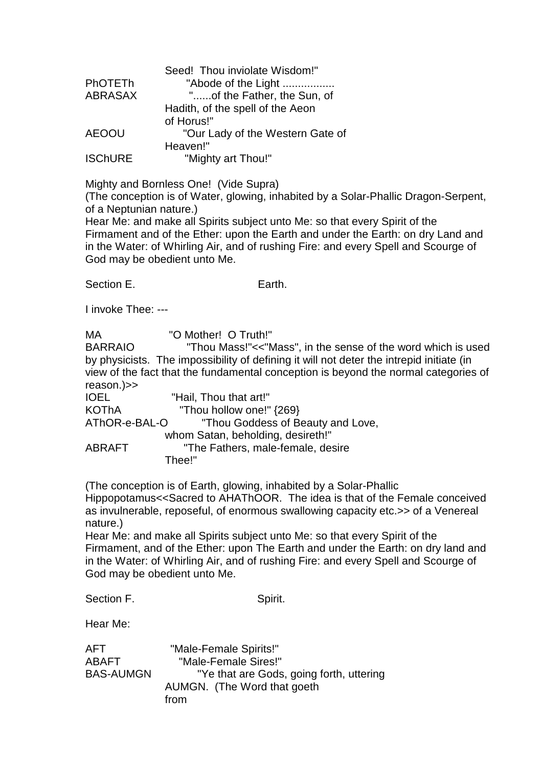Seed! Thou inviolate Wisdom!"

PhOTETh "Abode of the Light .................

ABRASAX "......of the Father, the Sun, of Hadith, of the spell of the Aeon of Horus!"

AEOOU "Our Lady of the Western Gate of Heaven!"

ISChURE "Mighty art Thou!"

Mighty and Bornless One! (Vide Supra)

(The conception is of Water, glowing, inhabited by a Solar-Phallic Dragon-Serpent, of a Neptunian nature.)

Hear Me: and make all Spirits subject unto Me: so that every Spirit of the Firmament and of the Ether: upon the Earth and under the Earth: on dry Land and in the Water: of Whirling Air, and of rushing Fire: and every Spell and Scourge of God may be obedient unto Me.

Section E. Earth.

I invoke Thee: ---

MA "O Mother! O Truth!"

BARRAIO "Thou Mass!"<<"Mass", in the sense of the word which is used by physicists. The impossibility of defining it will not deter the intrepid initiate (in view of the fact that the fundamental conception is beyond the normal categories of reason.)>>

IOEL "Hail, Thou that art!"

KOThA "Thou hollow one!" {269}

AThOR-e-BAL-O "Thou Goddess of Beauty and Love, whom Satan, beholding, desireth!"

ABRAFT "The Fathers, male-female, desire Thee!"

(The conception is of Earth, glowing, inhabited by a Solar-Phallic Hippopotamus<<Sacred to AHAThOOR. The idea is that of the Female conceived as invulnerable, reposeful, of enormous swallowing capacity etc.>> of a Venereal nature.)

Hear Me: and make all Spirits subject unto Me: so that every Spirit of the Firmament, and of the Ether: upon The Earth and under the Earth: on dry land and in the Water: of Whirling Air, and of rushing Fire: and every Spell and Scourge of God may be obedient unto Me.

Section F. Spirit.

Hear Me:

AFT "Male-Female Spirits!"

ABAFT "Male-Female Sires!"

BAS-AUMGN "Ye that are Gods, going forth, uttering AUMGN. (The Word that goeth from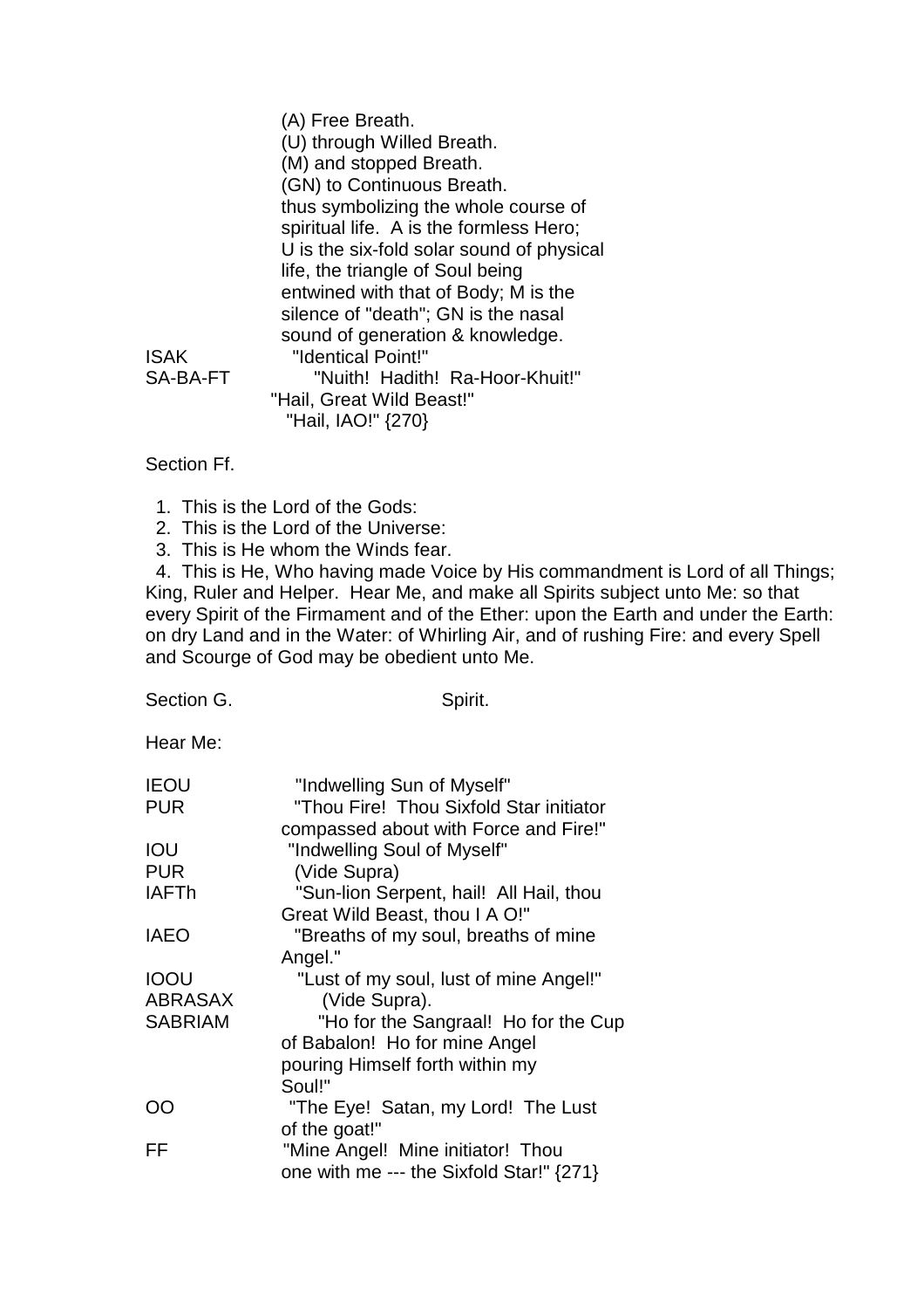| | |
|---|---|
| | (A) Free Breath. |
| | (U) through Willed Breath. |
| | (M) and stopped Breath. |
| | (GN) to Continuous Breath. |
| | thus symbolizing the whole course of spiritual life. A is the formless Hero; U is the six-fold solar sound of physical life, the triangle of Soul being entwined with that of Body; M is the silence of "death"; GN is the nasal sound of generation & knowledge. |
| ISAK | "Identical Point!" |
| SA-BA-FT | "Nuith! Hadith! Ra-Hoor-Khuit!" |
| | "Hail, Great Wild Beast!" |
| | "Hail, IAO!" {270} |

Section Ff.

1. This is the Lord of the Gods:
2. This is the Lord of the Universe:
3. This is He whom the Winds fear.
4. This is He, Who having made Voice by His commandment is Lord of all Things; King, Ruler and Helper. Hear Me, and make all Spirits subject unto Me: so that every Spirit of the Firmament and of the Ether: upon the Earth and under the Earth: on dry Land and in the Water: of Whirling Air, and of rushing Fire: and every Spell and Scourge of God may be obedient unto Me.

Section G. Spirit.

Hear Me:

| | |
|---|---|
| IEOU | "Indwelling Sun of Myself" |
| PUR | "Thou Fire! Thou Sixfold Star initiator compassed about with Force and Fire!" |
| IOU | "Indwelling Soul of Myself" |
| PUR | (Vide Supra) |
| IAFTh | "Sun-lion Serpent, hail! All Hail, thou Great Wild Beast, thou I A O!" |
| IAEO | "Breaths of my soul, breaths of mine Angel." |
| IOOU | "Lust of my soul, lust of mine Angel!" |
| ABRASAX | (Vide Supra). |
| SABRIAM | "Ho for the Sangraal! Ho for the Cup of Babalon! Ho for mine Angel pouring Himself forth within my Soul!" |
| OO | "The Eye! Satan, my Lord! The Lust of the goat!" |
| FF | "Mine Angel! Mine initiator! Thou one with me --- the Sixfold Star!" {271} |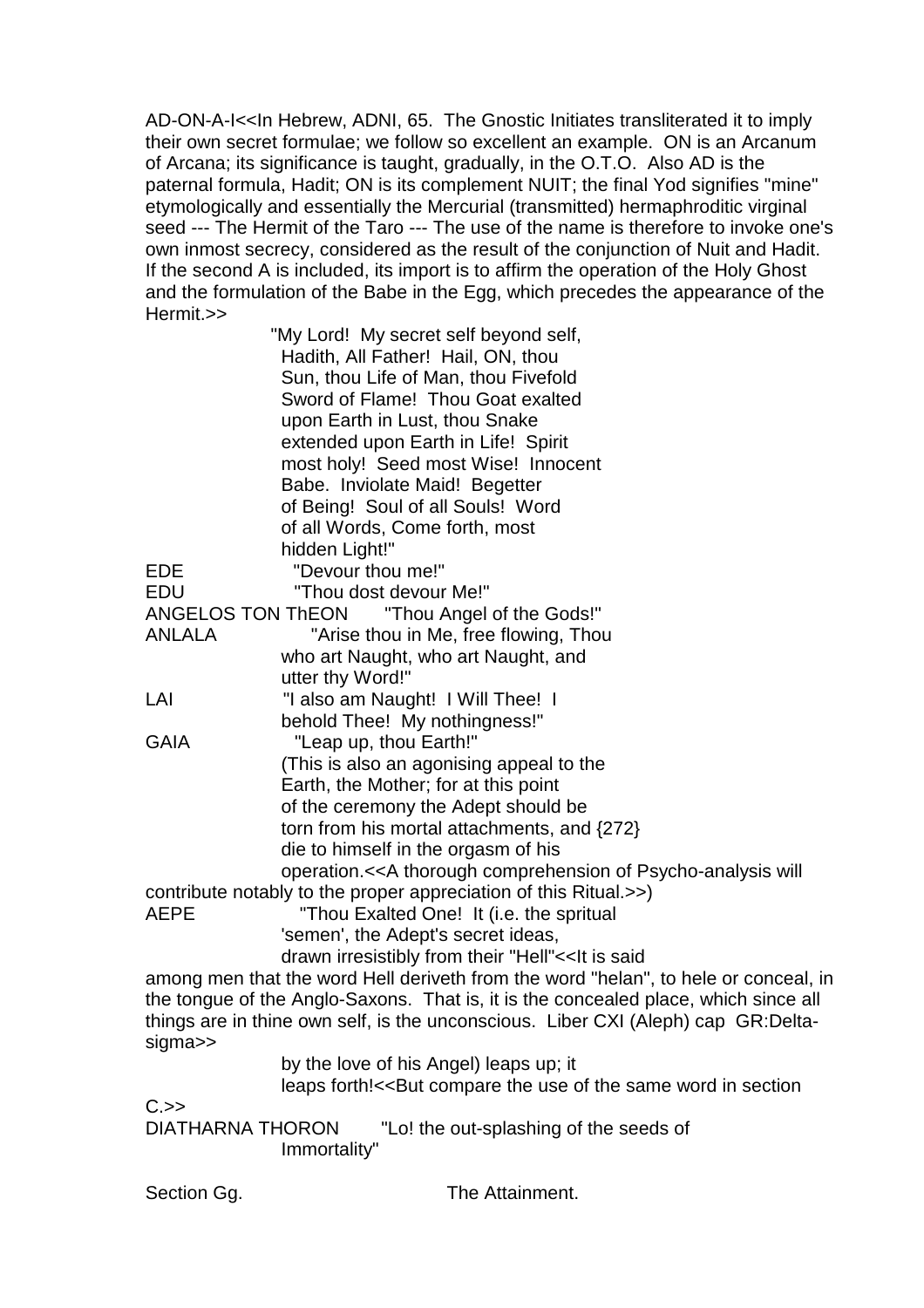AD-ON-A-I<<In Hebrew, ADNI, 65. The Gnostic Initiates transliterated it to imply their own secret formulae; we follow so excellent an example. ON is an Arcanum of Arcana; its significance is taught, gradually, in the O.T.O. Also AD is the paternal formula, Hadit; ON is its complement NUIT; the final Yod signifies "mine" etymologically and essentially the Mercurial (transmitted) hermaphroditic virginal seed --- The Hermit of the Taro --- The use of the name is therefore to invoke one's own inmost secrecy, considered as the result of the conjunction of Nuit and Hadit. If the second A is included, its import is to affirm the operation of the Holy Ghost and the formulation of the Babe in the Egg, which precedes the appearance of the Hermit.>>

"My Lord! My secret self beyond self, Hadith, All Father! Hail, ON, thou Sun, thou Life of Man, thou Fivefold Sword of Flame! Thou Goat exalted upon Earth in Lust, thou Snake extended upon Earth in Life! Spirit most holy! Seed most Wise! Innocent Babe. Inviolate Maid! Begetter of Being! Soul of all Souls! Word of all Words, Come forth, most hidden Light!"

EDE "Devour thou me!"

EDU "Thou dost devour Me!"

ANGELOS TON ThEON "Thou Angel of the Gods!"

ANLALA "Arise thou in Me, free flowing, Thou who art Naught, who art Naught, and utter thy Word!"

LAI "I also am Naught! I Will Thee! I behold Thee! My nothingness!"

GAIA "Leap up, thou Earth!" (This is also an agonising appeal to the Earth, the Mother; for at this point of the ceremony the Adept should be torn from his mortal attachments, and {272} die to himself in the orgasm of his operation.<<A thorough comprehension of Psycho-analysis will contribute notably to the proper appreciation of this Ritual.>>)

AEPE "Thou Exalted One! It (i.e. the spritual 'semen', the Adept's secret ideas, drawn irresistibly from their "Hell"<<It is said among men that the word Hell deriveth from the word "helan", to hele or conceal, in the tongue of the Anglo-Saxons. That is, it is the concealed place, which since all things are in thine own self, is the unconscious. Liber CXI (Aleph) cap GR:Delta-sigma>> by the love of his Angel) leaps up; it leaps forth!<<But compare the use of the same word in section C.>>

DIATHARNA THORON "Lo! the out-splashing of the seeds of Immortality"

Section Gg. The Attainment.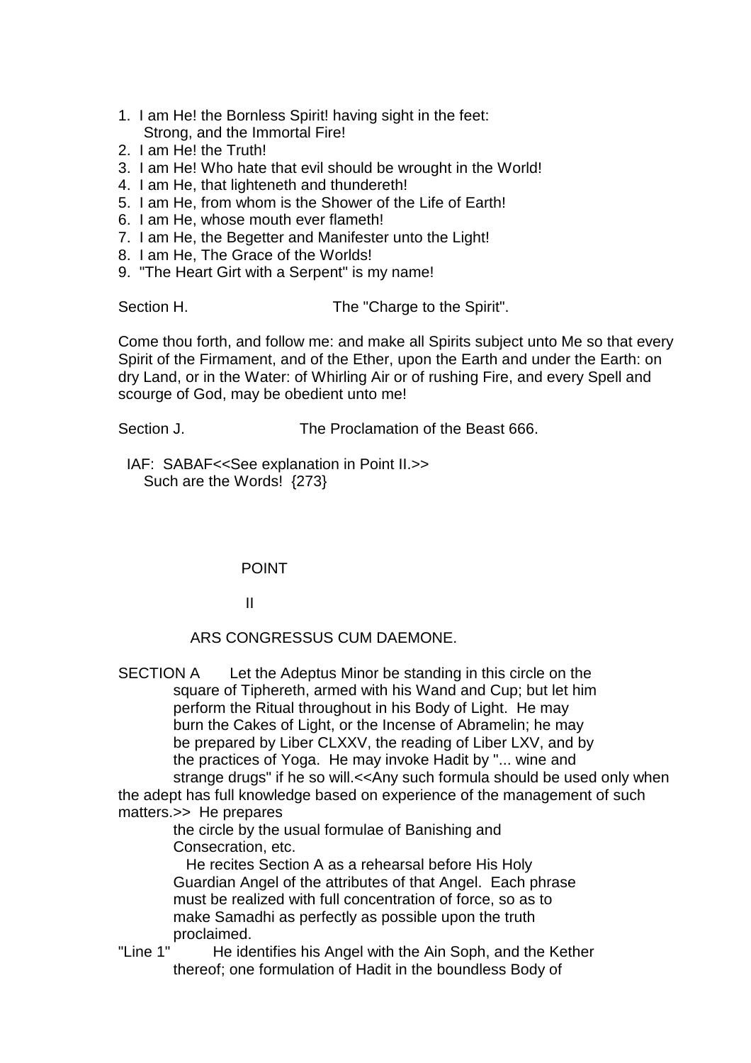1. I am He! the Bornless Spirit! having sight in the feet: Strong, and the Immortal Fire!
2. I am He! the Truth!
3. I am He! Who hate that evil should be wrought in the World!
4. I am He, that lighteneth and thundereth!
5. I am He, from whom is the Shower of the Life of Earth!
6. I am He, whose mouth ever flameth!
7. I am He, the Begetter and Manifester unto the Light!
8. I am He, The Grace of the Worlds!
9. "The Heart Girt with a Serpent" is my name!

Section H. The "Charge to the Spirit".

Come thou forth, and follow me: and make all Spirits subject unto Me so that every Spirit of the Firmament, and of the Ether, upon the Earth and under the Earth: on dry Land, or in the Water: of Whirling Air or of rushing Fire, and every Spell and scourge of God, may be obedient unto me!

Section J. The Proclamation of the Beast 666.

IAF: SABAF<<See explanation in Point II.>>
Such are the Words! {273}

## POINT

## II

## ARS CONGRESSUS CUM DAEMONE.

SECTION A Let the Adeptus Minor be standing in this circle on the square of Tiphereth, armed with his Wand and Cup; but let him perform the Ritual throughout in his Body of Light. He may burn the Cakes of Light, or the Incense of Abramelin; he may be prepared by Liber CLXXV, the reading of Liber LXV, and by the practices of Yoga. He may invoke Hadit by "... wine and strange drugs" if he so will.<<Any such formula should be used only when the adept has full knowledge based on experience of the management of such matters.>> He prepares the circle by the usual formulae of Banishing and Consecration, etc.

He recites Section A as a rehearsal before His Holy Guardian Angel of the attributes of that Angel. Each phrase must be realized with full concentration of force, so as to make Samadhi as perfectly as possible upon the truth proclaimed.

"Line 1" He identifies his Angel with the Ain Soph, and the Kether thereof; one formulation of Hadit in the boundless Body of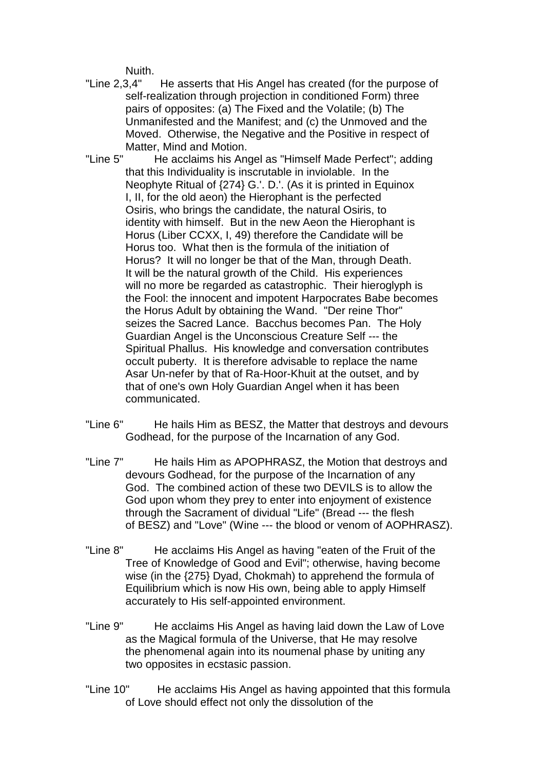Nuith.

"Line 2,3,4" He asserts that His Angel has created (for the purpose of self-realization through projection in conditioned Form) three pairs of opposites: (a) The Fixed and the Volatile; (b) The Unmanifested and the Manifest; and (c) the Unmoved and the Moved. Otherwise, the Negative and the Positive in respect of Matter, Mind and Motion.

"Line 5" He acclaims his Angel as "Himself Made Perfect"; adding that this Individuality is inscrutable in inviolable. In the Neophyte Ritual of {274} G.'. D.'. (As it is printed in Equinox I, II, for the old aeon) the Hierophant is the perfected Osiris, who brings the candidate, the natural Osiris, to identity with himself. But in the new Aeon the Hierophant is Horus (Liber CCXX, I, 49) therefore the Candidate will be Horus too. What then is the formula of the initiation of Horus? It will no longer be that of the Man, through Death. It will be the natural growth of the Child. His experiences will no more be regarded as catastrophic. Their hieroglyph is the Fool: the innocent and impotent Harpocrates Babe becomes the Horus Adult by obtaining the Wand. "Der reine Thor" seizes the Sacred Lance. Bacchus becomes Pan. The Holy Guardian Angel is the Unconscious Creature Self --- the Spiritual Phallus. His knowledge and conversation contributes occult puberty. It is therefore advisable to replace the name Asar Un-nefer by that of Ra-Hoor-Khuit at the outset, and by that of one's own Holy Guardian Angel when it has been communicated.

"Line 6" He hails Him as BESZ, the Matter that destroys and devours Godhead, for the purpose of the Incarnation of any God.

"Line 7" He hails Him as APOPHRASZ, the Motion that destroys and devours Godhead, for the purpose of the Incarnation of any God. The combined action of these two DEVILS is to allow the God upon whom they prey to enter into enjoyment of existence through the Sacrament of dividual "Life" (Bread --- the flesh of BESZ) and "Love" (Wine --- the blood or venom of AOPHRASZ).

"Line 8" He acclaims His Angel as having "eaten of the Fruit of the Tree of Knowledge of Good and Evil"; otherwise, having become wise (in the {275} Dyad, Chokmah) to apprehend the formula of Equilibrium which is now His own, being able to apply Himself accurately to His self-appointed environment.

"Line 9" He acclaims His Angel as having laid down the Law of Love as the Magical formula of the Universe, that He may resolve the phenomenal again into its noumenal phase by uniting any two opposites in ecstasic passion.

"Line 10" He acclaims His Angel as having appointed that this formula of Love should effect not only the dissolution of the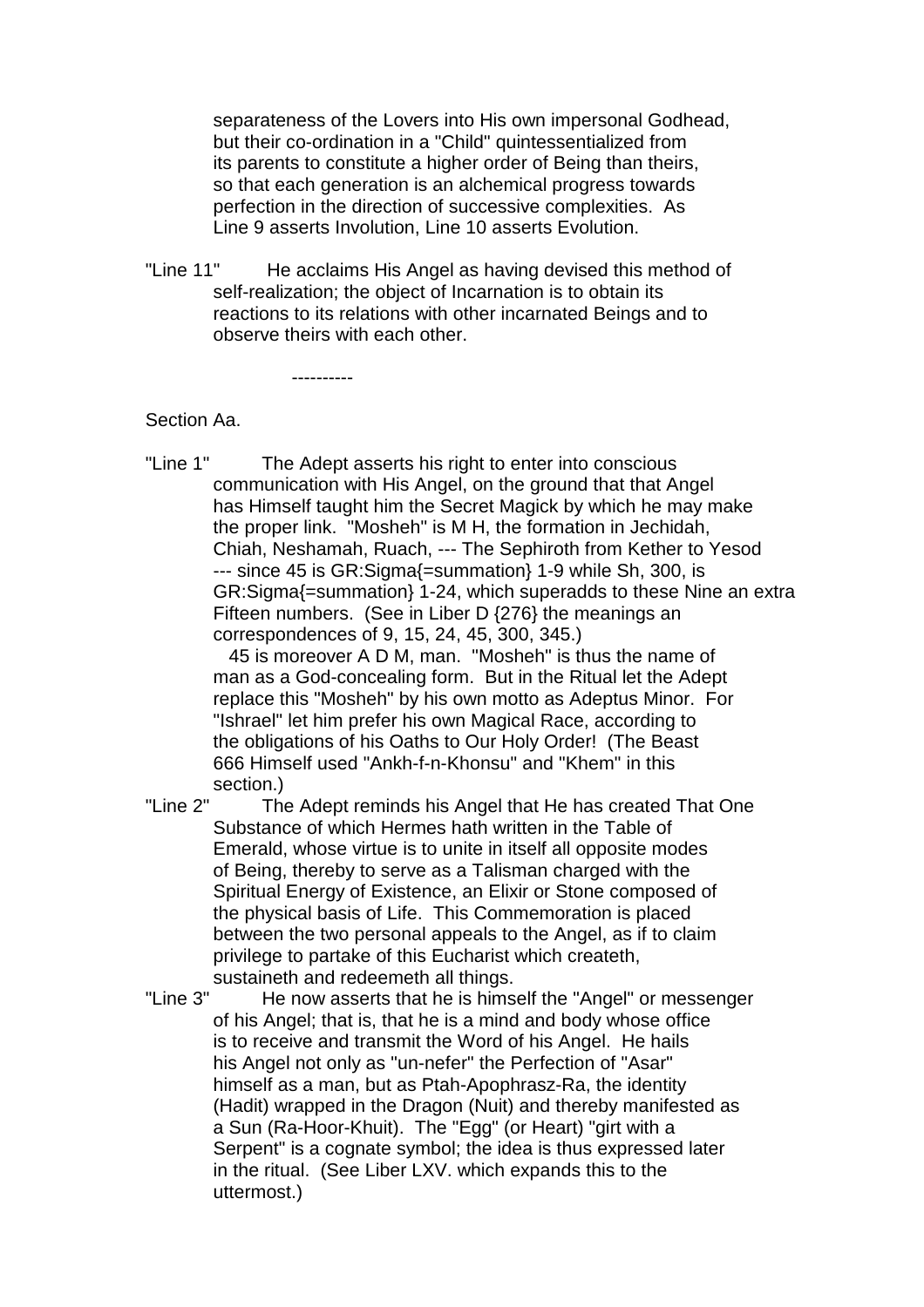separateness of the Lovers into His own impersonal Godhead, but their co-ordination in a "Child" quintessentialized from its parents to constitute a higher order of Being than theirs, so that each generation is an alchemical progress towards perfection in the direction of successive complexities. As Line 9 asserts Involution, Line 10 asserts Evolution.

"Line 11" He acclaims His Angel as having devised this method of self-realization; the object of Incarnation is to obtain its reactions to its relations with other incarnated Beings and to observe theirs with each other.

----------

Section Aa.

"Line 1" The Adept asserts his right to enter into conscious communication with His Angel, on the ground that that Angel has Himself taught him the Secret Magick by which he may make the proper link. "Mosheh" is M H, the formation in Jechidah, Chiah, Neshamah, Ruach, --- The Sephiroth from Kether to Yesod --- since 45 is GR:Sigma{=summation} 1-9 while Sh, 300, is GR:Sigma{=summation} 1-24, which superadds to these Nine an extra Fifteen numbers. (See in Liber D {276} the meanings an correspondences of 9, 15, 24, 45, 300, 345.)

45 is moreover A D M, man. "Mosheh" is thus the name of man as a God-concealing form. But in the Ritual let the Adept replace this "Mosheh" by his own motto as Adeptus Minor. For "Ishrael" let him prefer his own Magical Race, according to the obligations of his Oaths to Our Holy Order! (The Beast 666 Himself used "Ankh-f-n-Khonsu" and "Khem" in this section.)

"Line 2" The Adept reminds his Angel that He has created That One Substance of which Hermes hath written in the Table of Emerald, whose virtue is to unite in itself all opposite modes of Being, thereby to serve as a Talisman charged with the Spiritual Energy of Existence, an Elixir or Stone composed of the physical basis of Life. This Commemoration is placed between the two personal appeals to the Angel, as if to claim privilege to partake of this Eucharist which createth, sustaineth and redeemeth all things.

"Line 3" He now asserts that he is himself the "Angel" or messenger of his Angel; that is, that he is a mind and body whose office is to receive and transmit the Word of his Angel. He hails his Angel not only as "un-nefer" the Perfection of "Asar" himself as a man, but as Ptah-Apophrasz-Ra, the identity (Hadit) wrapped in the Dragon (Nuit) and thereby manifested as a Sun (Ra-Hoor-Khuit). The "Egg" (or Heart) "girt with a Serpent" is a cognate symbol; the idea is thus expressed later in the ritual. (See Liber LXV. which expands this to the uttermost.)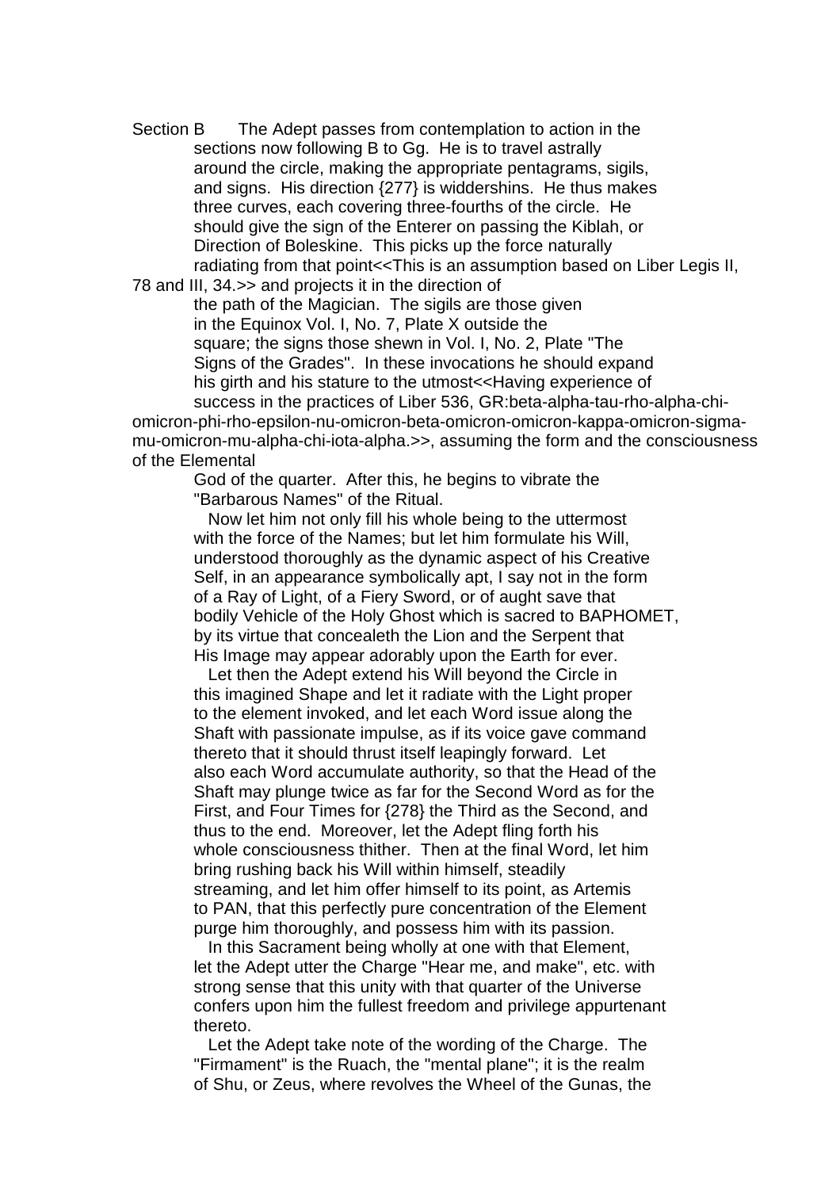Section B The Adept passes from contemplation to action in the sections now following B to Gg. He is to travel astrally around the circle, making the appropriate pentagrams, sigils, and signs. His direction {277} is widdershins. He thus makes three curves, each covering three-fourths of the circle. He should give the sign of the Enterer on passing the Kiblah, or Direction of Boleskine. This picks up the force naturally radiating from that point<<This is an assumption based on Liber Legis II, 78 and III, 34.>> and projects it in the direction of the path of the Magician. The sigils are those given in the Equinox Vol. I, No. 7, Plate X outside the square; the signs those shewn in Vol. I, No. 2, Plate "The Signs of the Grades". In these invocations he should expand his girth and his stature to the utmost<<Having experience of success in the practices of Liber 536, GR:beta-alpha-tau-rho-alpha-chi-omicron-phi-rho-epsilon-nu-omicron-beta-omicron-omicron-kappa-omicron-sigma-mu-omicron-mu-alpha-chi-iota-alpha.>>, assuming the form and the consciousness of the Elemental God of the quarter. After this, he begins to vibrate the "Barbarous Names" of the Ritual.

Now let him not only fill his whole being to the uttermost with the force of the Names; but let him formulate his Will, understood thoroughly as the dynamic aspect of his Creative Self, in an appearance symbolically apt, I say not in the form of a Ray of Light, of a Fiery Sword, or of aught save that bodily Vehicle of the Holy Ghost which is sacred to BAPHOMET, by its virtue that concealeth the Lion and the Serpent that His Image may appear adorably upon the Earth for ever.

Let then the Adept extend his Will beyond the Circle in this imagined Shape and let it radiate with the Light proper to the element invoked, and let each Word issue along the Shaft with passionate impulse, as if its voice gave command thereto that it should thrust itself leapingly forward. Let also each Word accumulate authority, so that the Head of the Shaft may plunge twice as far for the Second Word as for the First, and Four Times for {278} the Third as the Second, and thus to the end. Moreover, let the Adept fling forth his whole consciousness thither. Then at the final Word, let him bring rushing back his Will within himself, steadily streaming, and let him offer himself to its point, as Artemis to PAN, that this perfectly pure concentration of the Element purge him thoroughly, and possess him with its passion.

In this Sacrament being wholly at one with that Element, let the Adept utter the Charge "Hear me, and make", etc. with strong sense that this unity with that quarter of the Universe confers upon him the fullest freedom and privilege appurtenant thereto.

Let the Adept take note of the wording of the Charge. The "Firmament" is the Ruach, the "mental plane"; it is the realm of Shu, or Zeus, where revolves the Wheel of the Gunas, the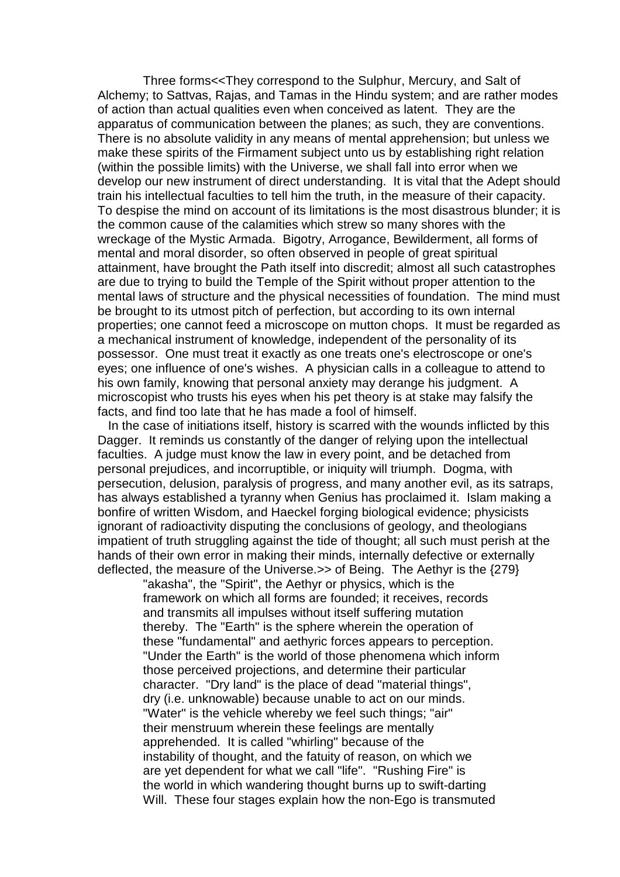Three forms<<They correspond to the Sulphur, Mercury, and Salt of Alchemy; to Sattvas, Rajas, and Tamas in the Hindu system; and are rather modes of action than actual qualities even when conceived as latent. They are the apparatus of communication between the planes; as such, they are conventions. There is no absolute validity in any means of mental apprehension; but unless we make these spirits of the Firmament subject unto us by establishing right relation (within the possible limits) with the Universe, we shall fall into error when we develop our new instrument of direct understanding. It is vital that the Adept should train his intellectual faculties to tell him the truth, in the measure of their capacity. To despise the mind on account of its limitations is the most disastrous blunder; it is the common cause of the calamities which strew so many shores with the wreckage of the Mystic Armada. Bigotry, Arrogance, Bewilderment, all forms of mental and moral disorder, so often observed in people of great spiritual attainment, have brought the Path itself into discredit; almost all such catastrophes are due to trying to build the Temple of the Spirit without proper attention to the mental laws of structure and the physical necessities of foundation. The mind must be brought to its utmost pitch of perfection, but according to its own internal properties; one cannot feed a microscope on mutton chops. It must be regarded as a mechanical instrument of knowledge, independent of the personality of its possessor. One must treat it exactly as one treats one's electroscope or one's eyes; one influence of one's wishes. A physician calls in a colleague to attend to his own family, knowing that personal anxiety may derange his judgment. A microscopist who trusts his eyes when his pet theory is at stake may falsify the facts, and find too late that he has made a fool of himself.

In the case of initiations itself, history is scarred with the wounds inflicted by this Dagger. It reminds us constantly of the danger of relying upon the intellectual faculties. A judge must know the law in every point, and be detached from personal prejudices, and incorruptible, or iniquity will triumph. Dogma, with persecution, delusion, paralysis of progress, and many another evil, as its satraps, has always established a tyranny when Genius has proclaimed it. Islam making a bonfire of written Wisdom, and Haeckel forging biological evidence; physicists ignorant of radioactivity disputing the conclusions of geology, and theologians impatient of truth struggling against the tide of thought; all such must perish at the hands of their own error in making their minds, internally defective or externally deflected, the measure of the Universe.>> of Being. The Aethyr is the {279}

> "akasha", the "Spirit", the Aethyr or physics, which is the framework on which all forms are founded; it receives, records and transmits all impulses without itself suffering mutation thereby. The "Earth" is the sphere wherein the operation of these "fundamental" and aethyric forces appears to perception. "Under the Earth" is the world of those phenomena which inform those perceived projections, and determine their particular character. "Dry land" is the place of dead "material things", dry (i.e. unknowable) because unable to act on our minds. "Water" is the vehicle whereby we feel such things; "air" their menstruum wherein these feelings are mentally apprehended. It is called "whirling" because of the instability of thought, and the fatuity of reason, on which we are yet dependent for what we call "life". "Rushing Fire" is the world in which wandering thought burns up to swift-darting Will. These four stages explain how the non-Ego is transmuted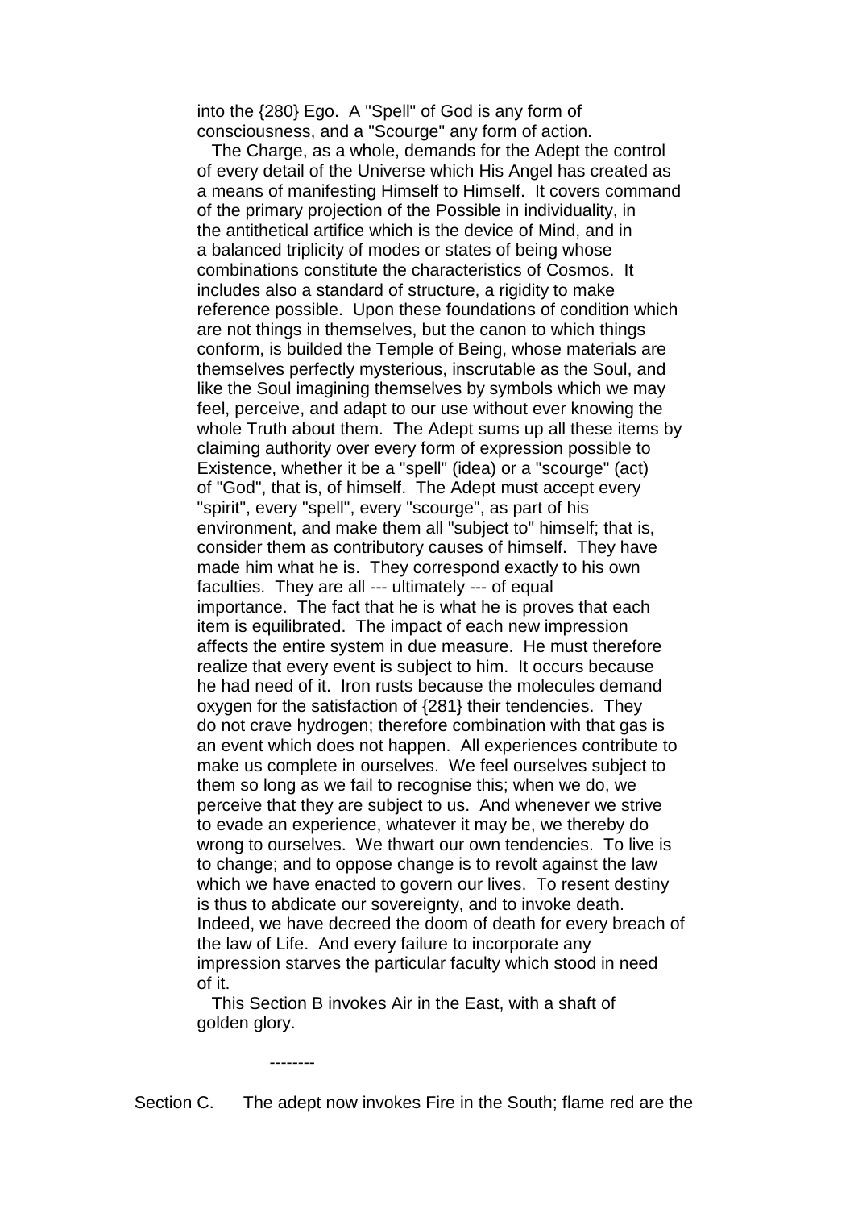into the {280} Ego. A "Spell" of God is any form of consciousness, and a "Scourge" any form of action.

The Charge, as a whole, demands for the Adept the control of every detail of the Universe which His Angel has created as a means of manifesting Himself to Himself. It covers command of the primary projection of the Possible in individuality, in the antithetical artifice which is the device of Mind, and in a balanced triplicity of modes or states of being whose combinations constitute the characteristics of Cosmos. It includes also a standard of structure, a rigidity to make reference possible. Upon these foundations of condition which are not things in themselves, but the canon to which things conform, is builded the Temple of Being, whose materials are themselves perfectly mysterious, inscrutable as the Soul, and like the Soul imagining themselves by symbols which we may feel, perceive, and adapt to our use without ever knowing the whole Truth about them. The Adept sums up all these items by claiming authority over every form of expression possible to Existence, whether it be a "spell" (idea) or a "scourge" (act) of "God", that is, of himself. The Adept must accept every "spirit", every "spell", every "scourge", as part of his environment, and make them all "subject to" himself; that is, consider them as contributory causes of himself. They have made him what he is. They correspond exactly to his own faculties. They are all --- ultimately --- of equal importance. The fact that he is what he is proves that each item is equilibrated. The impact of each new impression affects the entire system in due measure. He must therefore realize that every event is subject to him. It occurs because he had need of it. Iron rusts because the molecules demand oxygen for the satisfaction of {281} their tendencies. They do not crave hydrogen; therefore combination with that gas is an event which does not happen. All experiences contribute to make us complete in ourselves. We feel ourselves subject to them so long as we fail to recognise this; when we do, we perceive that they are subject to us. And whenever we strive to evade an experience, whatever it may be, we thereby do wrong to ourselves. We thwart our own tendencies. To live is to change; and to oppose change is to revolt against the law which we have enacted to govern our lives. To resent destiny is thus to abdicate our sovereignty, and to invoke death. Indeed, we have decreed the doom of death for every breach of the law of Life. And every failure to incorporate any impression starves the particular faculty which stood in need of it.

This Section B invokes Air in the East, with a shaft of golden glory.

--------

Section C. The adept now invokes Fire in the South; flame red are the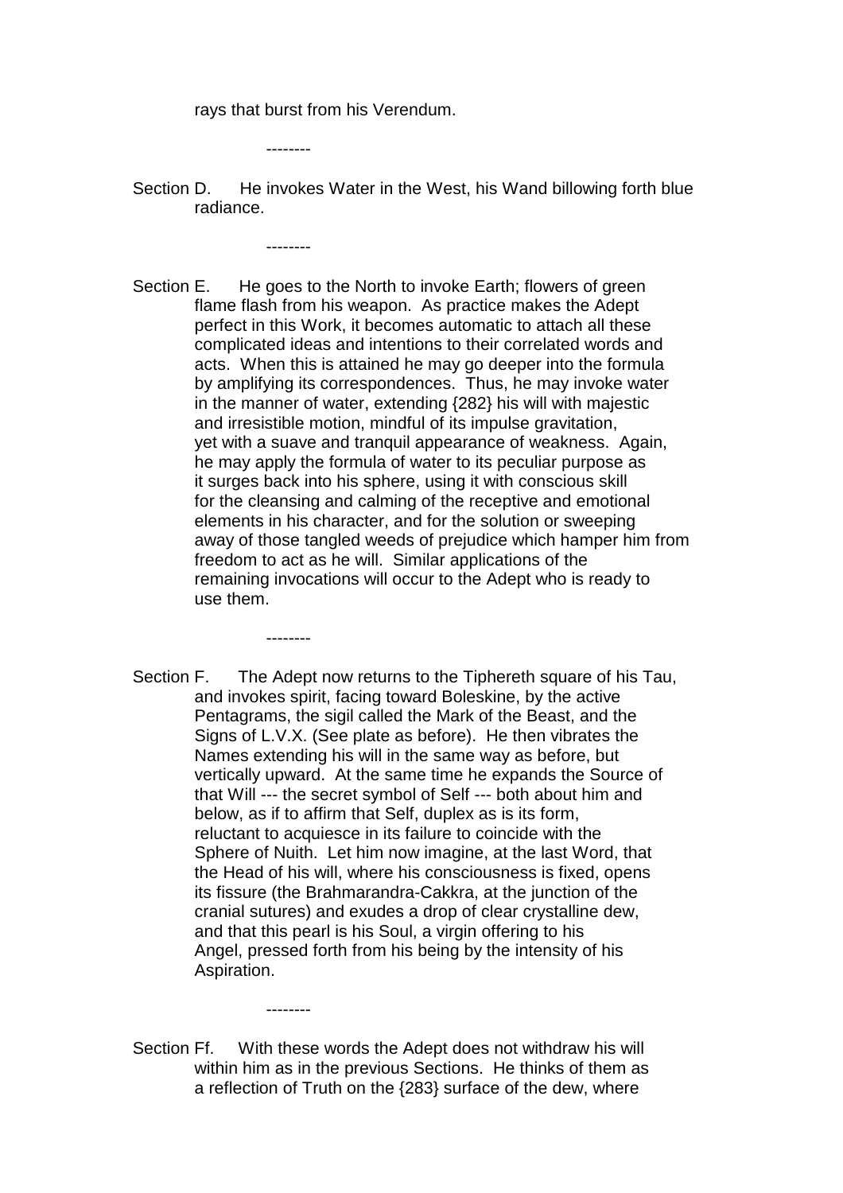rays that burst from his Verendum.

--------

Section D. He invokes Water in the West, his Wand billowing forth blue radiance.

--------

Section E. He goes to the North to invoke Earth; flowers of green flame flash from his weapon. As practice makes the Adept perfect in this Work, it becomes automatic to attach all these complicated ideas and intentions to their correlated words and acts. When this is attained he may go deeper into the formula by amplifying its correspondences. Thus, he may invoke water in the manner of water, extending {282} his will with majestic and irresistible motion, mindful of its impulse gravitation, yet with a suave and tranquil appearance of weakness. Again, he may apply the formula of water to its peculiar purpose as it surges back into his sphere, using it with conscious skill for the cleansing and calming of the receptive and emotional elements in his character, and for the solution or sweeping away of those tangled weeds of prejudice which hamper him from freedom to act as he will. Similar applications of the remaining invocations will occur to the Adept who is ready to use them.

--------

Section F. The Adept now returns to the Tiphereth square of his Tau, and invokes spirit, facing toward Boleskine, by the active Pentagrams, the sigil called the Mark of the Beast, and the Signs of L.V.X. (See plate as before). He then vibrates the Names extending his will in the same way as before, but vertically upward. At the same time he expands the Source of that Will --- the secret symbol of Self --- both about him and below, as if to affirm that Self, duplex as is its form, reluctant to acquiesce in its failure to coincide with the Sphere of Nuith. Let him now imagine, at the last Word, that the Head of his will, where his consciousness is fixed, opens its fissure (the Brahmarandra-Cakkra, at the junction of the cranial sutures) and exudes a drop of clear crystalline dew, and that this pearl is his Soul, a virgin offering to his Angel, pressed forth from his being by the intensity of his Aspiration.

--------

Section Ff. With these words the Adept does not withdraw his will within him as in the previous Sections. He thinks of them as a reflection of Truth on the {283} surface of the dew, where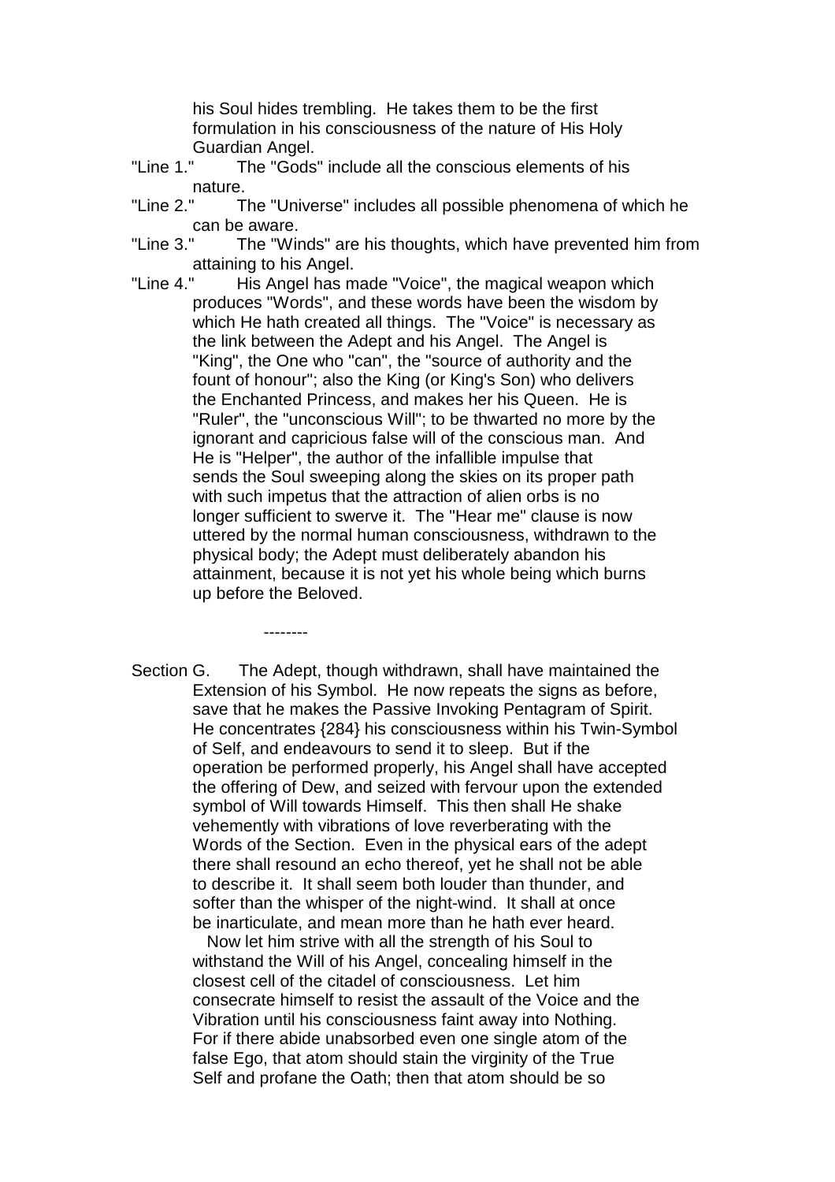his Soul hides trembling. He takes them to be the first formulation in his consciousness of the nature of His Holy Guardian Angel.

"Line 1." The "Gods" include all the conscious elements of his nature.

"Line 2." The "Universe" includes all possible phenomena of which he can be aware.

"Line 3." The "Winds" are his thoughts, which have prevented him from attaining to his Angel.

"Line 4." His Angel has made "Voice", the magical weapon which produces "Words", and these words have been the wisdom by which He hath created all things. The "Voice" is necessary as the link between the Adept and his Angel. The Angel is "King", the One who "can", the "source of authority and the fount of honour"; also the King (or King's Son) who delivers the Enchanted Princess, and makes her his Queen. He is "Ruler", the "unconscious Will"; to be thwarted no more by the ignorant and capricious false will of the conscious man. And He is "Helper", the author of the infallible impulse that sends the Soul sweeping along the skies on its proper path with such impetus that the attraction of alien orbs is no longer sufficient to swerve it. The "Hear me" clause is now uttered by the normal human consciousness, withdrawn to the physical body; the Adept must deliberately abandon his attainment, because it is not yet his whole being which burns up before the Beloved.

--------

Section G. The Adept, though withdrawn, shall have maintained the Extension of his Symbol. He now repeats the signs as before, save that he makes the Passive Invoking Pentagram of Spirit. He concentrates {284} his consciousness within his Twin-Symbol of Self, and endeavours to send it to sleep. But if the operation be performed properly, his Angel shall have accepted the offering of Dew, and seized with fervour upon the extended symbol of Will towards Himself. This then shall He shake vehemently with vibrations of love reverberating with the Words of the Section. Even in the physical ears of the adept there shall resound an echo thereof, yet he shall not be able to describe it. It shall seem both louder than thunder, and softer than the whisper of the night-wind. It shall at once be inarticulate, and mean more than he hath ever heard.

Now let him strive with all the strength of his Soul to withstand the Will of his Angel, concealing himself in the closest cell of the citadel of consciousness. Let him consecrate himself to resist the assault of the Voice and the Vibration until his consciousness faint away into Nothing. For if there abide unabsorbed even one single atom of the false Ego, that atom should stain the virginity of the True Self and profane the Oath; then that atom should be so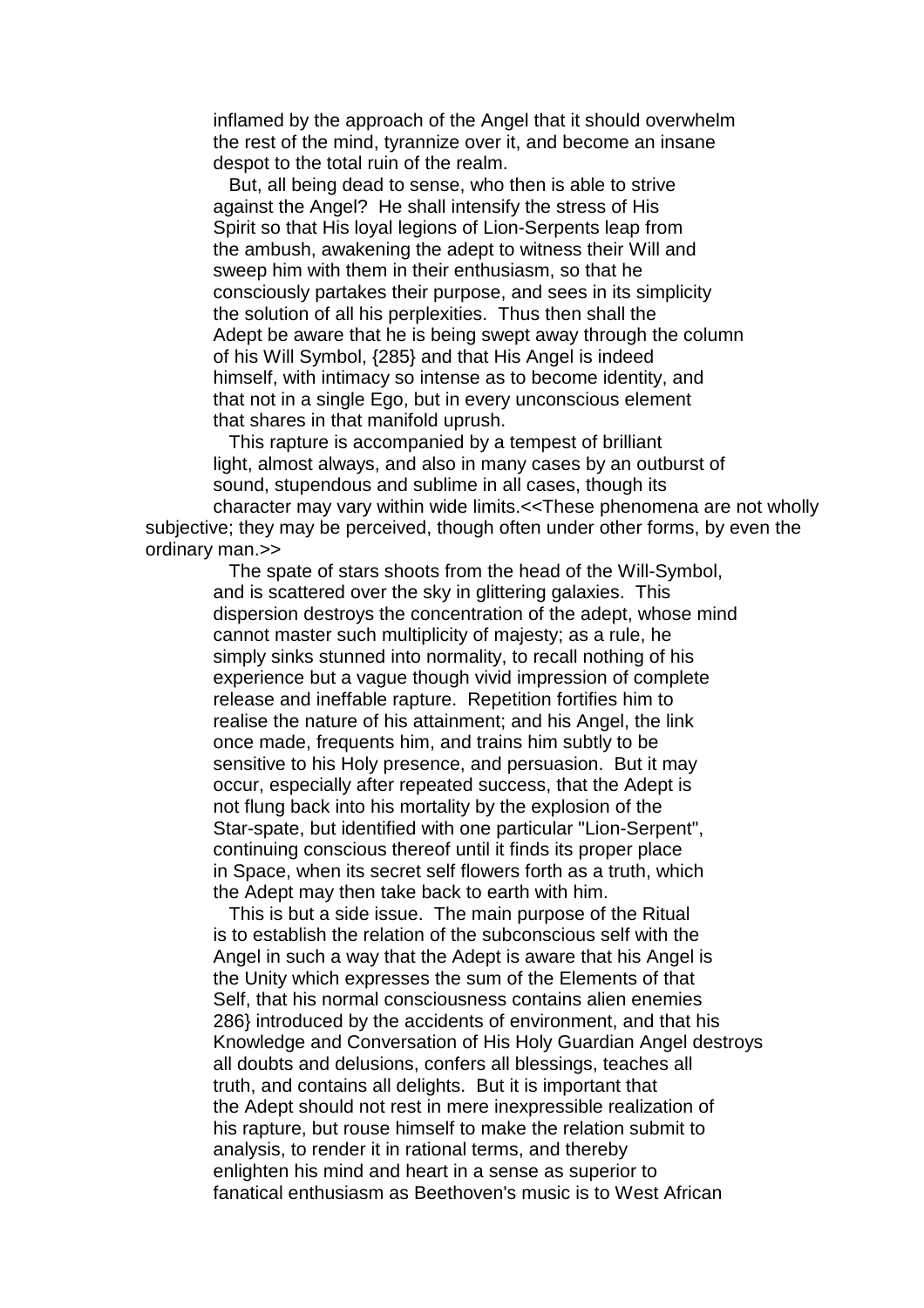inflamed by the approach of the Angel that it should overwhelm the rest of the mind, tyrannize over it, and become an insane despot to the total ruin of the realm.

But, all being dead to sense, who then is able to strive against the Angel? He shall intensify the stress of His Spirit so that His loyal legions of Lion-Serpents leap from the ambush, awakening the adept to witness their Will and sweep him with them in their enthusiasm, so that he consciously partakes their purpose, and sees in its simplicity the solution of all his perplexities. Thus then shall the Adept be aware that he is being swept away through the column of his Will Symbol, {285} and that His Angel is indeed himself, with intimacy so intense as to become identity, and that not in a single Ego, but in every unconscious element that shares in that manifold uprush.

This rapture is accompanied by a tempest of brilliant light, almost always, and also in many cases by an outburst of sound, stupendous and sublime in all cases, though its character may vary within wide limits.<<These phenomena are not wholly subjective; they may be perceived, though often under other forms, by even the ordinary man.>>

The spate of stars shoots from the head of the Will-Symbol, and is scattered over the sky in glittering galaxies. This dispersion destroys the concentration of the adept, whose mind cannot master such multiplicity of majesty; as a rule, he simply sinks stunned into normality, to recall nothing of his experience but a vague though vivid impression of complete release and ineffable rapture. Repetition fortifies him to realise the nature of his attainment; and his Angel, the link once made, frequents him, and trains him subtly to be sensitive to his Holy presence, and persuasion. But it may occur, especially after repeated success, that the Adept is not flung back into his mortality by the explosion of the Star-spate, but identified with one particular "Lion-Serpent", continuing conscious thereof until it finds its proper place in Space, when its secret self flowers forth as a truth, which the Adept may then take back to earth with him.

This is but a side issue. The main purpose of the Ritual is to establish the relation of the subconscious self with the Angel in such a way that the Adept is aware that his Angel is the Unity which expresses the sum of the Elements of that Self, that his normal consciousness contains alien enemies 286} introduced by the accidents of environment, and that his Knowledge and Conversation of His Holy Guardian Angel destroys all doubts and delusions, confers all blessings, teaches all truth, and contains all delights. But it is important that the Adept should not rest in mere inexpressible realization of his rapture, but rouse himself to make the relation submit to analysis, to render it in rational terms, and thereby enlighten his mind and heart in a sense as superior to fanatical enthusiasm as Beethoven's music is to West African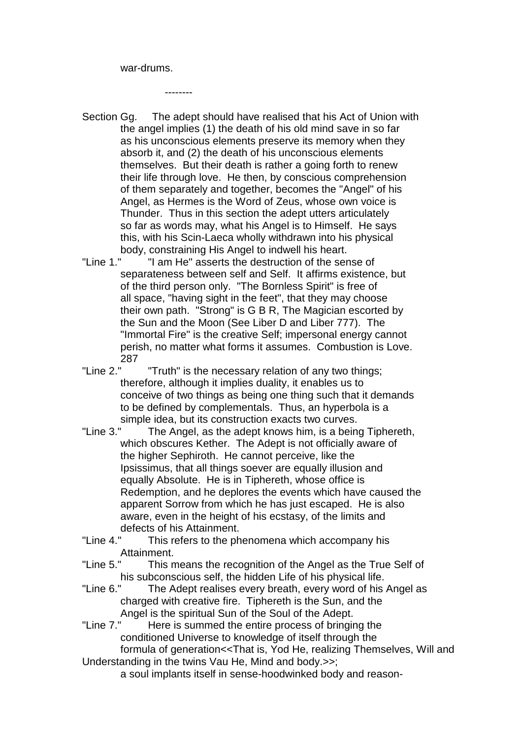war-drums.

--------

Section Gg. The adept should have realised that his Act of Union with the angel implies (1) the death of his old mind save in so far as his unconscious elements preserve its memory when they absorb it, and (2) the death of his unconscious elements themselves. But their death is rather a going forth to renew their life through love. He then, by conscious comprehension of them separately and together, becomes the "Angel" of his Angel, as Hermes is the Word of Zeus, whose own voice is Thunder. Thus in this section the adept utters articulately so far as words may, what his Angel is to Himself. He says this, with his Scin-Laeca wholly withdrawn into his physical body, constraining His Angel to indwell his heart.

"Line 1." "I am He" asserts the destruction of the sense of separateness between self and Self. It affirms existence, but of the third person only. "The Bornless Spirit" is free of all space, "having sight in the feet", that they may choose their own path. "Strong" is G B R, The Magician escorted by the Sun and the Moon (See Liber D and Liber 777). The "Immortal Fire" is the creative Self; impersonal energy cannot perish, no matter what forms it assumes. Combustion is Love. 287

"Line 2." "Truth" is the necessary relation of any two things; therefore, although it implies duality, it enables us to conceive of two things as being one thing such that it demands to be defined by complementals. Thus, an hyperbola is a simple idea, but its construction exacts two curves.

"Line 3." The Angel, as the adept knows him, is a being Tiphereth, which obscures Kether. The Adept is not officially aware of the higher Sephiroth. He cannot perceive, like the Ipsissimus, that all things soever are equally illusion and equally Absolute. He is in Tiphereth, whose office is Redemption, and he deplores the events which have caused the apparent Sorrow from which he has just escaped. He is also aware, even in the height of his ecstasy, of the limits and defects of his Attainment.

"Line 4." This refers to the phenomena which accompany his Attainment.

"Line 5." This means the recognition of the Angel as the True Self of his subconscious self, the hidden Life of his physical life.

"Line 6." The Adept realises every breath, every word of his Angel as charged with creative fire. Tiphereth is the Sun, and the Angel is the spiritual Sun of the Soul of the Adept.

"Line 7." Here is summed the entire process of bringing the conditioned Universe to knowledge of itself through the formula of generation<<That is, Yod He, realizing Themselves, Will and Understanding in the twins Vau He, Mind and body.>>; a soul implants itself in sense-hoodwinked body and reason-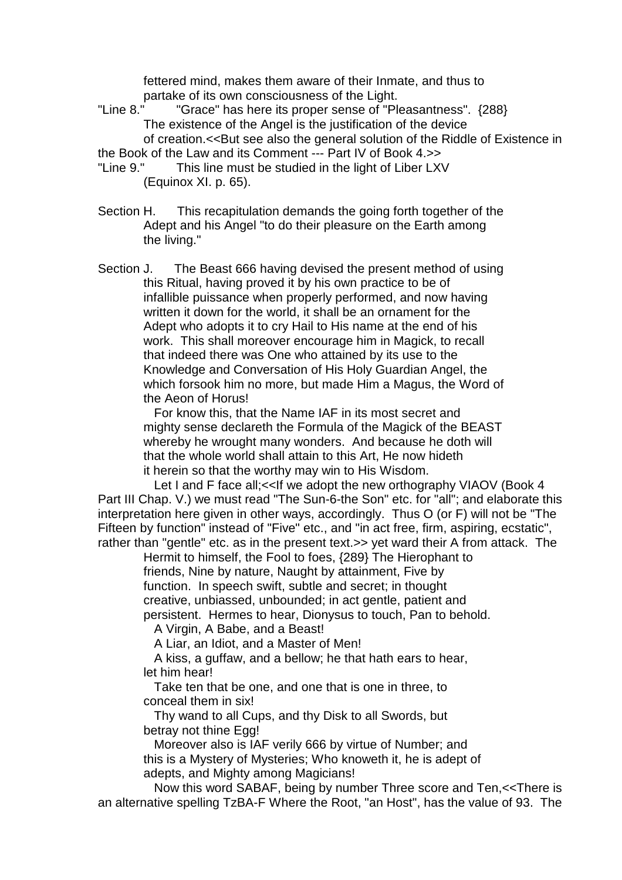fettered mind, makes them aware of their Inmate, and thus to partake of its own consciousness of the Light.

"Line 8." "Grace" has here its proper sense of "Pleasantness". {288} The existence of the Angel is the justification of the device of creation.<<But see also the general solution of the Riddle of Existence in the Book of the Law and its Comment --- Part IV of Book 4.>>

"Line 9." This line must be studied in the light of Liber LXV (Equinox XI. p. 65).

Section H. This recapitulation demands the going forth together of the Adept and his Angel "to do their pleasure on the Earth among the living."

Section J. The Beast 666 having devised the present method of using this Ritual, having proved it by his own practice to be of infallible puissance when properly performed, and now having written it down for the world, it shall be an ornament for the Adept who adopts it to cry Hail to His name at the end of his work. This shall moreover encourage him in Magick, to recall that indeed there was One who attained by its use to the Knowledge and Conversation of His Holy Guardian Angel, the which forsook him no more, but made Him a Magus, the Word of the Aeon of Horus!

For know this, that the Name IAF in its most secret and mighty sense declareth the Formula of the Magick of the BEAST whereby he wrought many wonders. And because he doth will that the whole world shall attain to this Art, He now hideth it herein so that the worthy may win to His Wisdom.

Let I and F face all;<<If we adopt the new orthography VIAOV (Book 4 Part III Chap. V.) we must read "The Sun-6-the Son" etc. for "all"; and elaborate this interpretation here given in other ways, accordingly. Thus O (or F) will not be "The Fifteen by function" instead of "Five" etc., and "in act free, firm, aspiring, ecstatic", rather than "gentle" etc. as in the present text.>> yet ward their A from attack. The Hermit to himself, the Fool to foes, {289} The Hierophant to friends, Nine by nature, Naught by attainment, Five by function. In speech swift, subtle and secret; in thought creative, unbiassed, unbounded; in act gentle, patient and persistent. Hermes to hear, Dionysus to touch, Pan to behold.

A Virgin, A Babe, and a Beast!

A Liar, an Idiot, and a Master of Men!

A kiss, a guffaw, and a bellow; he that hath ears to hear, let him hear!

Take ten that be one, and one that is one in three, to conceal them in six!

Thy wand to all Cups, and thy Disk to all Swords, but betray not thine Egg!

Moreover also is IAF verily 666 by virtue of Number; and this is a Mystery of Mysteries; Who knoweth it, he is adept of adepts, and Mighty among Magicians!

Now this word SABAF, being by number Three score and Ten,<<There is an alternative spelling TzBA-F Where the Root, "an Host", has the value of 93. The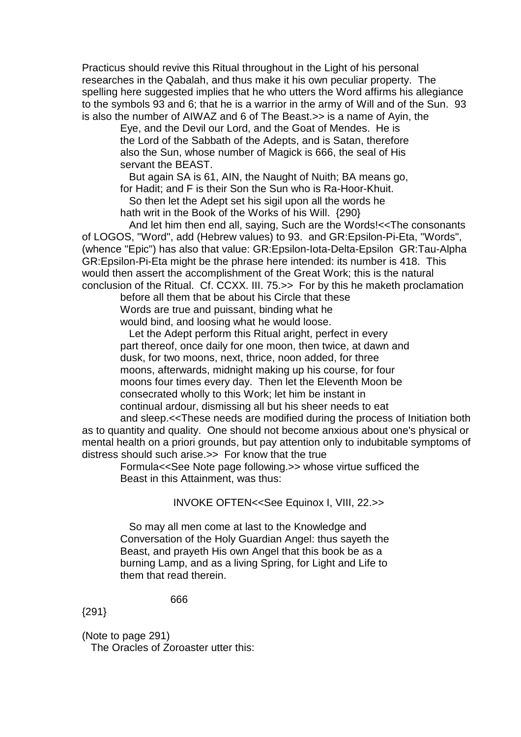Practicus should revive this Ritual throughout in the Light of his personal researches in the Qabalah, and thus make it his own peculiar property. The spelling here suggested implies that he who utters the Word affirms his allegiance to the symbols 93 and 6; that he is a warrior in the army of Will and of the Sun. 93 is also the number of AIWAZ and 6 of The Beast.>> is a name of Ayin, the

Eye, and the Devil our Lord, and the Goat of Mendes. He is the Lord of the Sabbath of the Adepts, and is Satan, therefore also the Sun, whose number of Magick is 666, the seal of His servant the BEAST.

But again SA is 61, AIN, the Naught of Nuith; BA means go, for Hadit; and F is their Son the Sun who is Ra-Hoor-Khuit.

So then let the Adept set his sigil upon all the words he hath writ in the Book of the Works of his Will. {290}

And let him then end all, saying, Such are the Words!<<The consonants of LOGOS, "Word", add (Hebrew values) to 93. and GR:Epsilon-Pi-Eta, "Words", (whence "Epic") has also that value: GR:Epsilon-Iota-Delta-Epsilon GR:Tau-Alpha GR:Epsilon-Pi-Eta might be the phrase here intended: its number is 418. This would then assert the accomplishment of the Great Work; this is the natural conclusion of the Ritual. Cf. CCXX. III. 75.>> For by this he maketh proclamation

before all them that be about his Circle that these Words are true and puissant, binding what he would bind, and loosing what he would loose.

Let the Adept perform this Ritual aright, perfect in every part thereof, once daily for one moon, then twice, at dawn and dusk, for two moons, next, thrice, noon added, for three moons, afterwards, midnight making up his course, for four moons four times every day. Then let the Eleventh Moon be consecrated wholly to this Work; let him be instant in continual ardour, dismissing all but his sheer needs to eat

and sleep.<<These needs are modified during the process of Initiation both as to quantity and quality. One should not become anxious about one's physical or mental health on a priori grounds, but pay attention only to indubitable symptoms of distress should such arise.>> For know that the true

Formula<<See Note page following.>> whose virtue sufficed the Beast in this Attainment, was thus:

INVOKE OFTEN<<See Equinox I, VIII, 22.>>

So may all men come at last to the Knowledge and Conversation of the Holy Guardian Angel: thus sayeth the Beast, and prayeth His own Angel that this book be as a burning Lamp, and as a living Spring, for Light and Life to them that read therein.

666

{291}

(Note to page 291)

The Oracles of Zoroaster utter this: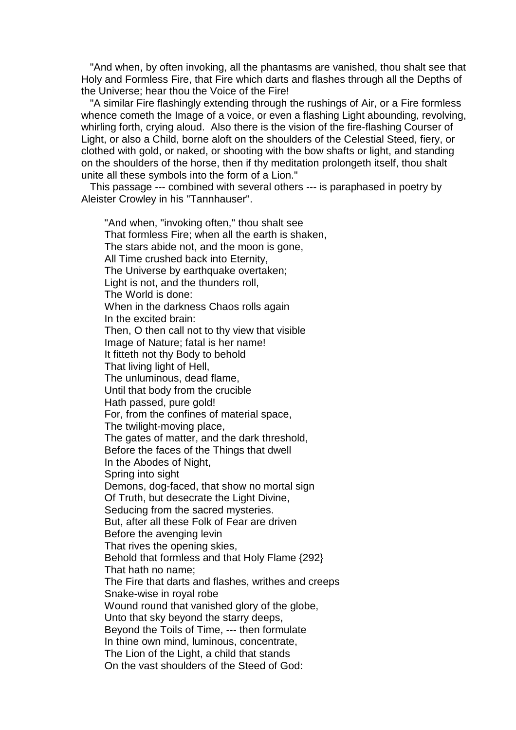"And when, by often invoking, all the phantasms are vanished, thou shalt see that Holy and Formless Fire, that Fire which darts and flashes through all the Depths of the Universe; hear thou the Voice of the Fire!

"A similar Fire flashingly extending through the rushings of Air, or a Fire formless whence cometh the Image of a voice, or even a flashing Light abounding, revolving, whirling forth, crying aloud. Also there is the vision of the fire-flashing Courser of Light, or also a Child, borne aloft on the shoulders of the Celestial Steed, fiery, or clothed with gold, or naked, or shooting with the bow shafts or light, and standing on the shoulders of the horse, then if thy meditation prolongeth itself, thou shalt unite all these symbols into the form of a Lion."

This passage --- combined with several others --- is paraphased in poetry by Aleister Crowley in his "Tannhauser".

> "And when, "invoking often," thou shalt see
> That formless Fire; when all the earth is shaken,
> The stars abide not, and the moon is gone,
> All Time crushed back into Eternity,
> The Universe by earthquake overtaken;
> Light is not, and the thunders roll,
> The World is done:
> When in the darkness Chaos rolls again
> In the excited brain:
> Then, O then call not to thy view that visible
> Image of Nature; fatal is her name!
> It fitteth not thy Body to behold
> That living light of Hell,
> The unluminous, dead flame,
> Until that body from the crucible
> Hath passed, pure gold!
> For, from the confines of material space,
> The twilight-moving place,
> The gates of matter, and the dark threshold,
> Before the faces of the Things that dwell
> In the Abodes of Night,
> Spring into sight
> Demons, dog-faced, that show no mortal sign
> Of Truth, but desecrate the Light Divine,
> Seducing from the sacred mysteries.
> But, after all these Folk of Fear are driven
> Before the avenging levin
> That rives the opening skies,
> Behold that formless and that Holy Flame {292}
> That hath no name;
> The Fire that darts and flashes, writhes and creeps
> Snake-wise in royal robe
> Wound round that vanished glory of the globe,
> Unto that sky beyond the starry deeps,
> Beyond the Toils of Time, --- then formulate
> In thine own mind, luminous, concentrate,
> The Lion of the Light, a child that stands
> On the vast shoulders of the Steed of God: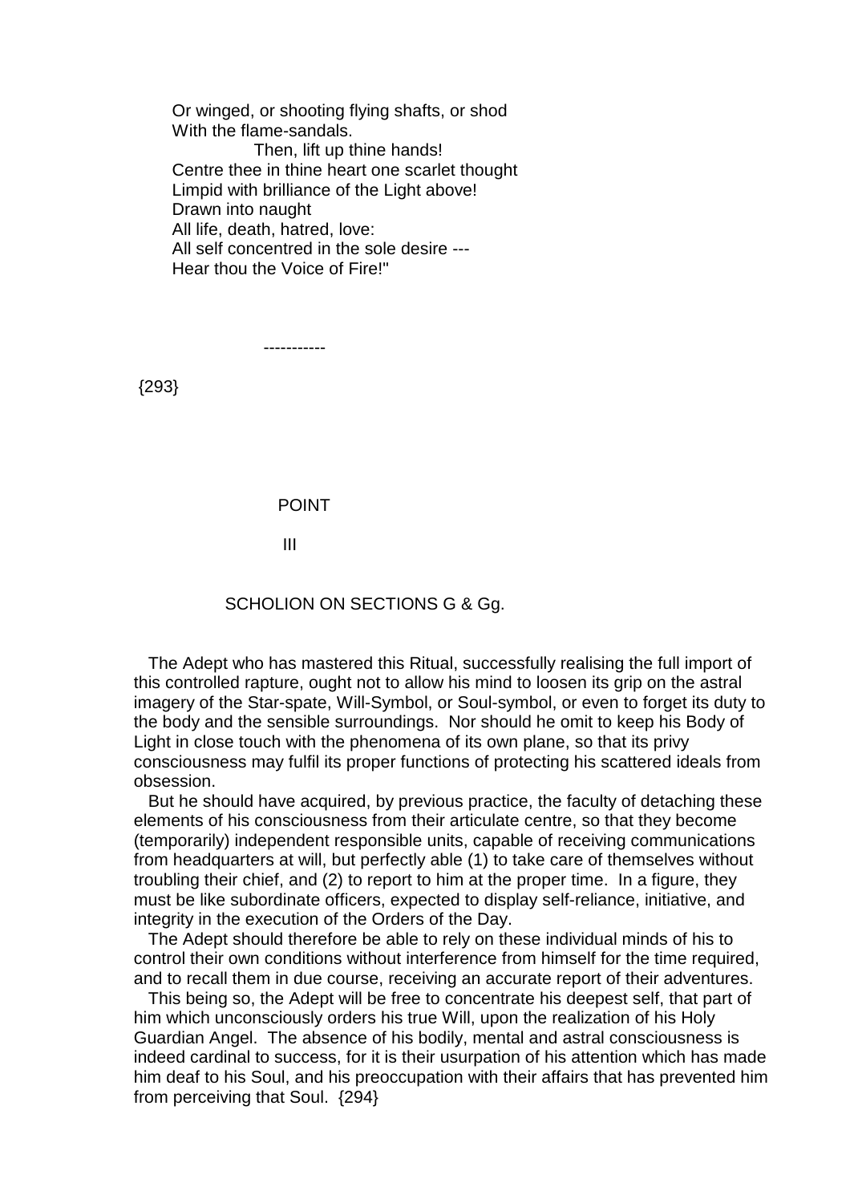Or winged, or shooting flying shafts, or shod
With the flame-sandals.
Then, lift up thine hands!
Centre thee in thine heart one scarlet thought
Limpid with brilliance of the Light above!
Drawn into naught
All life, death, hatred, love:
All self concentred in the sole desire ---
Hear thou the Voice of Fire!"

-----------

{293}

## POINT

## III

### SCHOLION ON SECTIONS G & Gg.

The Adept who has mastered this Ritual, successfully realising the full import of this controlled rapture, ought not to allow his mind to loosen its grip on the astral imagery of the Star-spate, Will-Symbol, or Soul-symbol, or even to forget its duty to the body and the sensible surroundings. Nor should he omit to keep his Body of Light in close touch with the phenomena of its own plane, so that its privy consciousness may fulfil its proper functions of protecting his scattered ideals from obsession.

But he should have acquired, by previous practice, the faculty of detaching these elements of his consciousness from their articulate centre, so that they become (temporarily) independent responsible units, capable of receiving communications from headquarters at will, but perfectly able (1) to take care of themselves without troubling their chief, and (2) to report to him at the proper time. In a figure, they must be like subordinate officers, expected to display self-reliance, initiative, and integrity in the execution of the Orders of the Day.

The Adept should therefore be able to rely on these individual minds of his to control their own conditions without interference from himself for the time required, and to recall them in due course, receiving an accurate report of their adventures.

This being so, the Adept will be free to concentrate his deepest self, that part of him which unconsciously orders his true Will, upon the realization of his Holy Guardian Angel. The absence of his bodily, mental and astral consciousness is indeed cardinal to success, for it is their usurpation of his attention which has made him deaf to his Soul, and his preoccupation with their affairs that has prevented him from perceiving that Soul. {294}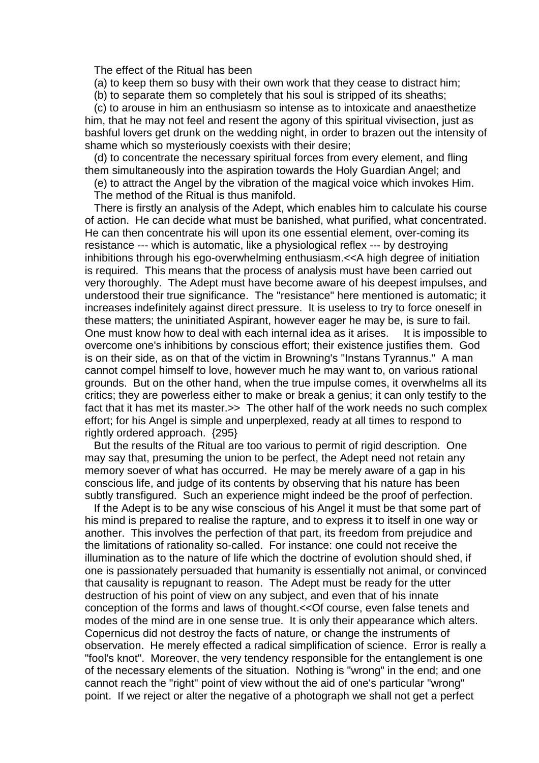The effect of the Ritual has been

(a) to keep them so busy with their own work that they cease to distract him;

(b) to separate them so completely that his soul is stripped of its sheaths;

(c) to arouse in him an enthusiasm so intense as to intoxicate and anaesthetize him, that he may not feel and resent the agony of this spiritual vivisection, just as bashful lovers get drunk on the wedding night, in order to brazen out the intensity of shame which so mysteriously coexists with their desire;

(d) to concentrate the necessary spiritual forces from every element, and fling them simultaneously into the aspiration towards the Holy Guardian Angel; and

(e) to attract the Angel by the vibration of the magical voice which invokes Him.

The method of the Ritual is thus manifold.

There is firstly an analysis of the Adept, which enables him to calculate his course of action. He can decide what must be banished, what purified, what concentrated. He can then concentrate his will upon its one essential element, over-coming its resistance --- which is automatic, like a physiological reflex --- by destroying inhibitions through his ego-overwhelming enthusiasm.<<A high degree of initiation is required. This means that the process of analysis must have been carried out very thoroughly. The Adept must have become aware of his deepest impulses, and understood their true significance. The "resistance" here mentioned is automatic; it increases indefinitely against direct pressure. It is useless to try to force oneself in these matters; the uninitiated Aspirant, however eager he may be, is sure to fail. One must know how to deal with each internal idea as it arises. It is impossible to overcome one's inhibitions by conscious effort; their existence justifies them. God is on their side, as on that of the victim in Browning's "Instans Tyrannus." A man cannot compel himself to love, however much he may want to, on various rational grounds. But on the other hand, when the true impulse comes, it overwhelms all its critics; they are powerless either to make or break a genius; it can only testify to the fact that it has met its master.>> The other half of the work needs no such complex effort; for his Angel is simple and unperplexed, ready at all times to respond to rightly ordered approach. {295}

But the results of the Ritual are too various to permit of rigid description. One may say that, presuming the union to be perfect, the Adept need not retain any memory soever of what has occurred. He may be merely aware of a gap in his conscious life, and judge of its contents by observing that his nature has been subtly transfigured. Such an experience might indeed be the proof of perfection.

If the Adept is to be any wise conscious of his Angel it must be that some part of his mind is prepared to realise the rapture, and to express it to itself in one way or another. This involves the perfection of that part, its freedom from prejudice and the limitations of rationality so-called. For instance: one could not receive the illumination as to the nature of life which the doctrine of evolution should shed, if one is passionately persuaded that humanity is essentially not animal, or convinced that causality is repugnant to reason. The Adept must be ready for the utter destruction of his point of view on any subject, and even that of his innate conception of the forms and laws of thought.<<Of course, even false tenets and modes of the mind are in one sense true. It is only their appearance which alters. Copernicus did not destroy the facts of nature, or change the instruments of observation. He merely effected a radical simplification of science. Error is really a "fool's knot". Moreover, the very tendency responsible for the entanglement is one of the necessary elements of the situation. Nothing is "wrong" in the end; and one cannot reach the "right" point of view without the aid of one's particular "wrong" point. If we reject or alter the negative of a photograph we shall not get a perfect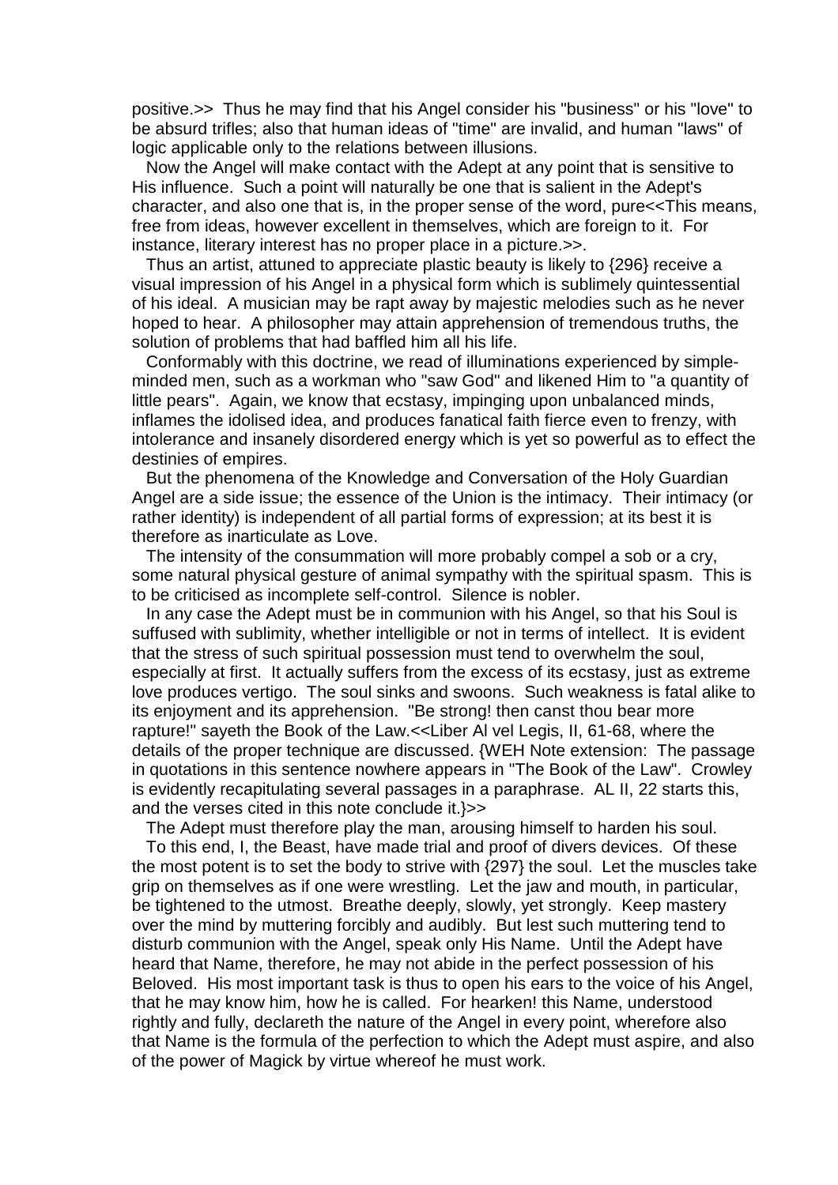positive.>> Thus he may find that his Angel consider his "business" or his "love" to be absurd trifles; also that human ideas of "time" are invalid, and human "laws" of logic applicable only to the relations between illusions.

Now the Angel will make contact with the Adept at any point that is sensitive to His influence. Such a point will naturally be one that is salient in the Adept's character, and also one that is, in the proper sense of the word, pure<<This means, free from ideas, however excellent in themselves, which are foreign to it. For instance, literary interest has no proper place in a picture.>>.

Thus an artist, attuned to appreciate plastic beauty is likely to {296} receive a visual impression of his Angel in a physical form which is sublimely quintessential of his ideal. A musician may be rapt away by majestic melodies such as he never hoped to hear. A philosopher may attain apprehension of tremendous truths, the solution of problems that had baffled him all his life.

Conformably with this doctrine, we read of illuminations experienced by simple-minded men, such as a workman who "saw God" and likened Him to "a quantity of little pears". Again, we know that ecstasy, impinging upon unbalanced minds, inflames the idolised idea, and produces fanatical faith fierce even to frenzy, with intolerance and insanely disordered energy which is yet so powerful as to effect the destinies of empires.

But the phenomena of the Knowledge and Conversation of the Holy Guardian Angel are a side issue; the essence of the Union is the intimacy. Their intimacy (or rather identity) is independent of all partial forms of expression; at its best it is therefore as inarticulate as Love.

The intensity of the consummation will more probably compel a sob or a cry, some natural physical gesture of animal sympathy with the spiritual spasm. This is to be criticised as incomplete self-control. Silence is nobler.

In any case the Adept must be in communion with his Angel, so that his Soul is suffused with sublimity, whether intelligible or not in terms of intellect. It is evident that the stress of such spiritual possession must tend to overwhelm the soul, especially at first. It actually suffers from the excess of its ecstasy, just as extreme love produces vertigo. The soul sinks and swoons. Such weakness is fatal alike to its enjoyment and its apprehension. "Be strong! then canst thou bear more rapture!" sayeth the Book of the Law.<<Liber Al vel Legis, II, 61-68, where the details of the proper technique are discussed. {WEH Note extension: The passage in quotations in this sentence nowhere appears in "The Book of the Law". Crowley is evidently recapitulating several passages in a paraphrase. AL II, 22 starts this, and the verses cited in this note conclude it.}>>

The Adept must therefore play the man, arousing himself to harden his soul.

To this end, I, the Beast, have made trial and proof of divers devices. Of these the most potent is to set the body to strive with {297} the soul. Let the muscles take grip on themselves as if one were wrestling. Let the jaw and mouth, in particular, be tightened to the utmost. Breathe deeply, slowly, yet strongly. Keep mastery over the mind by muttering forcibly and audibly. But lest such muttering tend to disturb communion with the Angel, speak only His Name. Until the Adept have heard that Name, therefore, he may not abide in the perfect possession of his Beloved. His most important task is thus to open his ears to the voice of his Angel, that he may know him, how he is called. For hearken! this Name, understood rightly and fully, declareth the nature of the Angel in every point, wherefore also that Name is the formula of the perfection to which the Adept must aspire, and also of the power of Magick by virtue whereof he must work.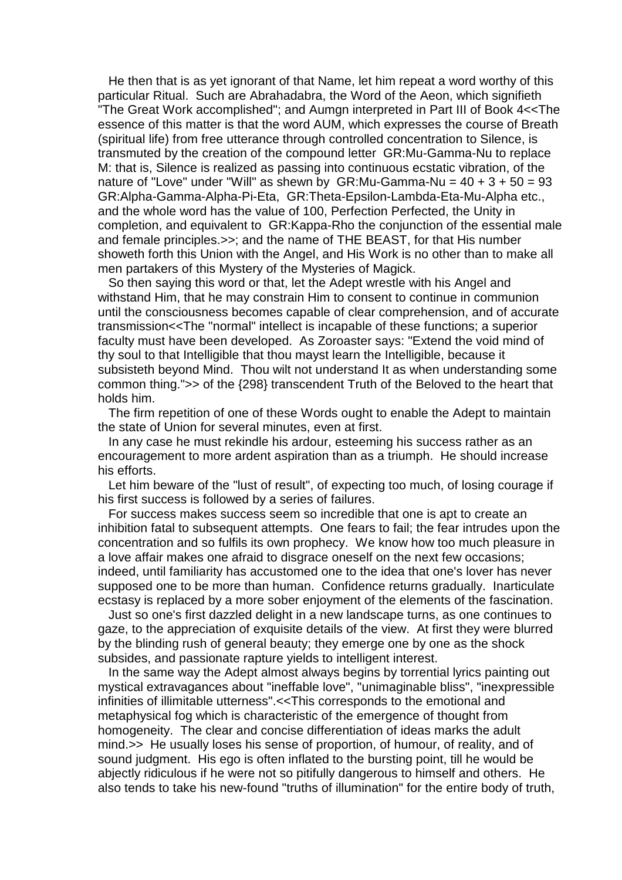He then that is as yet ignorant of that Name, let him repeat a word worthy of this particular Ritual. Such are Abrahadabra, the Word of the Aeon, which signifieth "The Great Work accomplished"; and Aumgn interpreted in Part III of Book 4<<The essence of this matter is that the word AUM, which expresses the course of Breath (spiritual life) from free utterance through controlled concentration to Silence, is transmuted by the creation of the compound letter GR:Mu-Gamma-Nu to replace M: that is, Silence is realized as passing into continuous ecstatic vibration, of the nature of "Love" under "Will" as shewn by GR:Mu-Gamma-Nu = 40 + 3 + 50 = 93 GR:Alpha-Gamma-Alpha-Pi-Eta, GR:Theta-Epsilon-Lambda-Eta-Mu-Alpha etc., and the whole word has the value of 100, Perfection Perfected, the Unity in completion, and equivalent to GR:Kappa-Rho the conjunction of the essential male and female principles.>>; and the name of THE BEAST, for that His number showeth forth this Union with the Angel, and His Work is no other than to make all men partakers of this Mystery of the Mysteries of Magick.

So then saying this word or that, let the Adept wrestle with his Angel and withstand Him, that he may constrain Him to consent to continue in communion until the consciousness becomes capable of clear comprehension, and of accurate transmission<<The "normal" intellect is incapable of these functions; a superior faculty must have been developed. As Zoroaster says: "Extend the void mind of thy soul to that Intelligible that thou mayst learn the Intelligible, because it subsisteth beyond Mind. Thou wilt not understand It as when understanding some common thing.">> of the {298} transcendent Truth of the Beloved to the heart that holds him.

The firm repetition of one of these Words ought to enable the Adept to maintain the state of Union for several minutes, even at first.

In any case he must rekindle his ardour, esteeming his success rather as an encouragement to more ardent aspiration than as a triumph. He should increase his efforts.

Let him beware of the "lust of result", of expecting too much, of losing courage if his first success is followed by a series of failures.

For success makes success seem so incredible that one is apt to create an inhibition fatal to subsequent attempts. One fears to fail; the fear intrudes upon the concentration and so fulfils its own prophecy. We know how too much pleasure in a love affair makes one afraid to disgrace oneself on the next few occasions; indeed, until familiarity has accustomed one to the idea that one's lover has never supposed one to be more than human. Confidence returns gradually. Inarticulate ecstasy is replaced by a more sober enjoyment of the elements of the fascination.

Just so one's first dazzled delight in a new landscape turns, as one continues to gaze, to the appreciation of exquisite details of the view. At first they were blurred by the blinding rush of general beauty; they emerge one by one as the shock subsides, and passionate rapture yields to intelligent interest.

In the same way the Adept almost always begins by torrential lyrics painting out mystical extravagances about "ineffable love", "unimaginable bliss", "inexpressible infinities of illimitable utterness".<<This corresponds to the emotional and metaphysical fog which is characteristic of the emergence of thought from homogeneity. The clear and concise differentiation of ideas marks the adult mind.>> He usually loses his sense of proportion, of humour, of reality, and of sound judgment. His ego is often inflated to the bursting point, till he would be abjectly ridiculous if he were not so pitifully dangerous to himself and others. He also tends to take his new-found "truths of illumination" for the entire body of truth,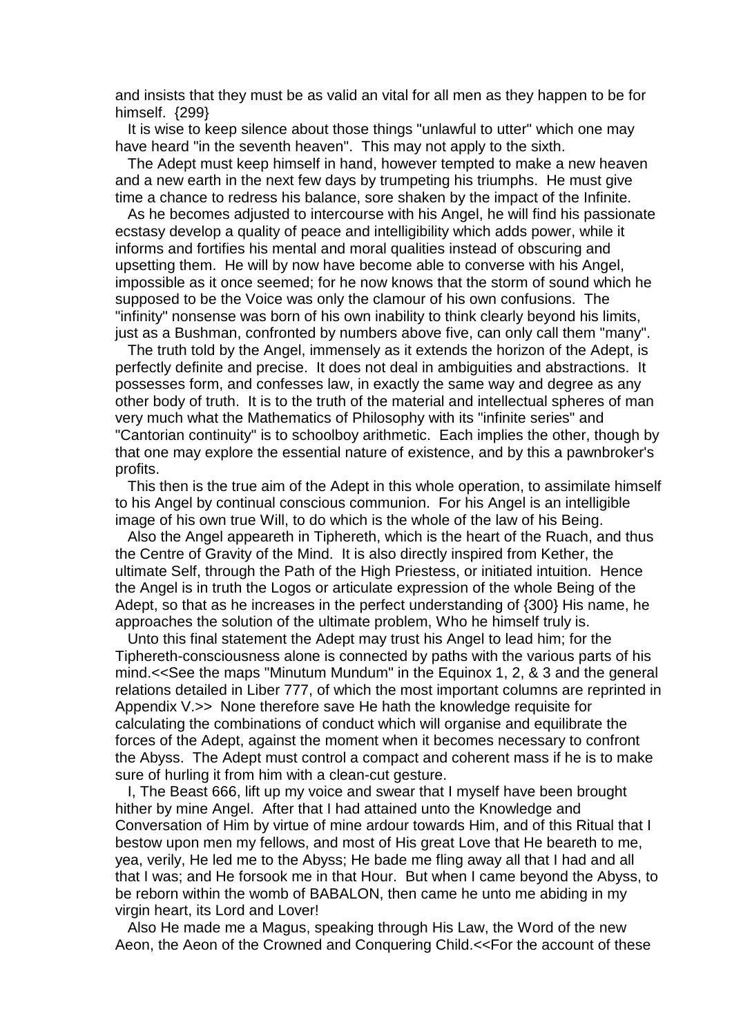and insists that they must be as valid an vital for all men as they happen to be for himself. {299}

It is wise to keep silence about those things "unlawful to utter" which one may have heard "in the seventh heaven". This may not apply to the sixth.

The Adept must keep himself in hand, however tempted to make a new heaven and a new earth in the next few days by trumpeting his triumphs. He must give time a chance to redress his balance, sore shaken by the impact of the Infinite.

As he becomes adjusted to intercourse with his Angel, he will find his passionate ecstasy develop a quality of peace and intelligibility which adds power, while it informs and fortifies his mental and moral qualities instead of obscuring and upsetting them. He will by now have become able to converse with his Angel, impossible as it once seemed; for he now knows that the storm of sound which he supposed to be the Voice was only the clamour of his own confusions. The "infinity" nonsense was born of his own inability to think clearly beyond his limits, just as a Bushman, confronted by numbers above five, can only call them "many".

The truth told by the Angel, immensely as it extends the horizon of the Adept, is perfectly definite and precise. It does not deal in ambiguities and abstractions. It possesses form, and confesses law, in exactly the same way and degree as any other body of truth. It is to the truth of the material and intellectual spheres of man very much what the Mathematics of Philosophy with its "infinite series" and "Cantorian continuity" is to schoolboy arithmetic. Each implies the other, though by that one may explore the essential nature of existence, and by this a pawnbroker's profits.

This then is the true aim of the Adept in this whole operation, to assimilate himself to his Angel by continual conscious communion. For his Angel is an intelligible image of his own true Will, to do which is the whole of the law of his Being.

Also the Angel appeareth in Tiphereth, which is the heart of the Ruach, and thus the Centre of Gravity of the Mind. It is also directly inspired from Kether, the ultimate Self, through the Path of the High Priestess, or initiated intuition. Hence the Angel is in truth the Logos or articulate expression of the whole Being of the Adept, so that as he increases in the perfect understanding of {300} His name, he approaches the solution of the ultimate problem, Who he himself truly is.

Unto this final statement the Adept may trust his Angel to lead him; for the Tiphereth-consciousness alone is connected by paths with the various parts of his mind.<<See the maps "Minutum Mundum" in the Equinox 1, 2, & 3 and the general relations detailed in Liber 777, of which the most important columns are reprinted in Appendix V.>> None therefore save He hath the knowledge requisite for calculating the combinations of conduct which will organise and equilibrate the forces of the Adept, against the moment when it becomes necessary to confront the Abyss. The Adept must control a compact and coherent mass if he is to make sure of hurling it from him with a clean-cut gesture.

I, The Beast 666, lift up my voice and swear that I myself have been brought hither by mine Angel. After that I had attained unto the Knowledge and Conversation of Him by virtue of mine ardour towards Him, and of this Ritual that I bestow upon men my fellows, and most of His great Love that He beareth to me, yea, verily, He led me to the Abyss; He bade me fling away all that I had and all that I was; and He forsook me in that Hour. But when I came beyond the Abyss, to be reborn within the womb of BABALON, then came he unto me abiding in my virgin heart, its Lord and Lover!

Also He made me a Magus, speaking through His Law, the Word of the new Aeon, the Aeon of the Crowned and Conquering Child.<<For the account of these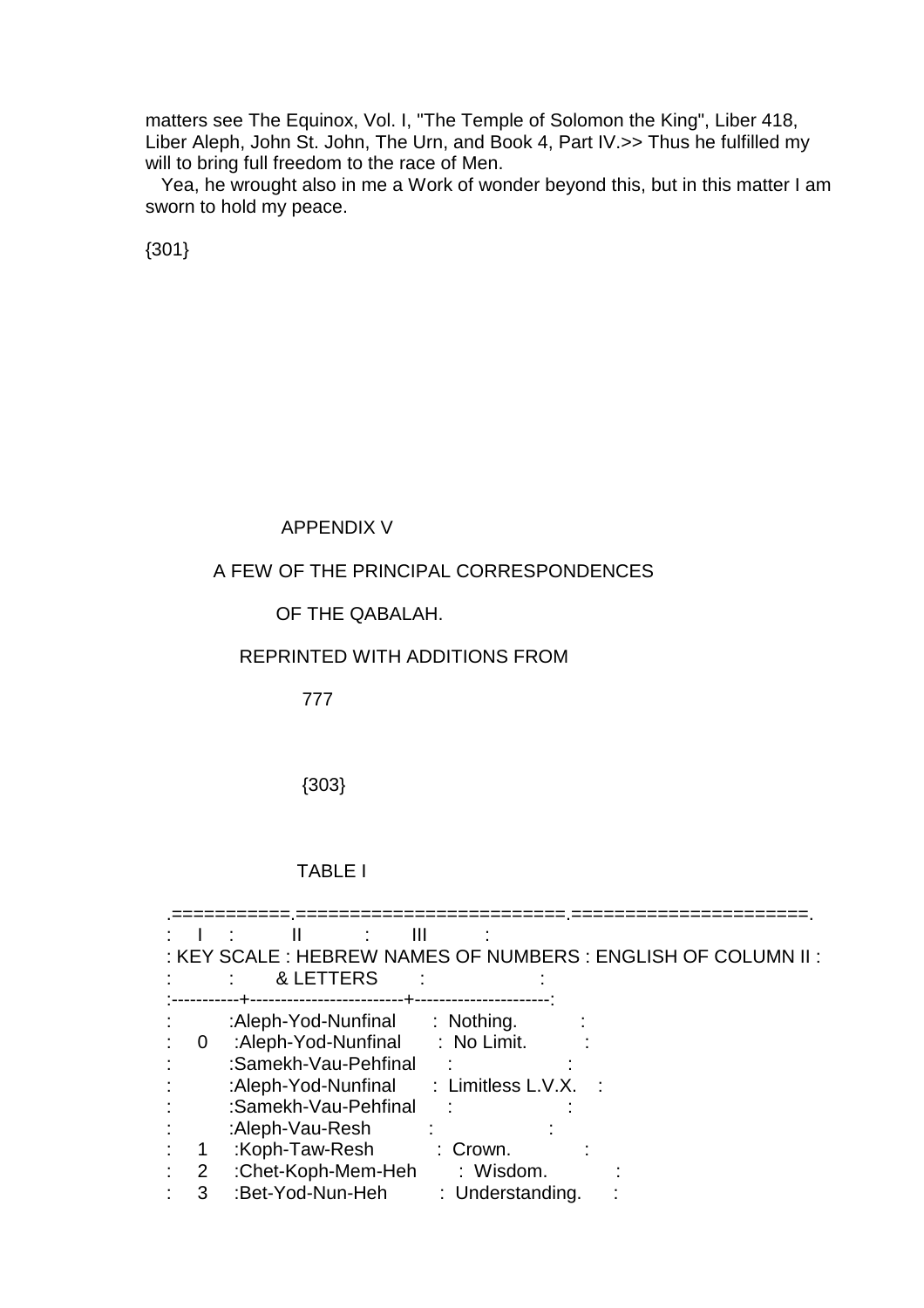matters see The Equinox, Vol. I, "The Temple of Solomon the King", Liber 418, Liber Aleph, John St. John, The Urn, and Book 4, Part IV.>> Thus he fulfilled my will to bring full freedom to the race of Men.

Yea, he wrought also in me a Work of wonder beyond this, but in this matter I am sworn to hold my peace.

{301}

# APPENDIX V

## A FEW OF THE PRINCIPAL CORRESPONDENCES OF THE QABALAH.

REPRINTED WITH ADDITIONS FROM

777

{303}

### TABLE I

| I<br>KEY SCALE | II<br>HEBREW NAMES OF NUMBERS & LETTERS | III<br>ENGLISH OF COLUMN II |
|---|---|---|
| | Aleph-Yod-Nunfinal | Nothing. |
| 0 | Aleph-Yod-Nunfinal | No Limit. |
| | Samekh-Vau-Pehfinal | |
| | Aleph-Yod-Nunfinal | Limitless L.V.X. |
| | Samekh-Vau-Pehfinal | |
| | Aleph-Vau-Resh | |
| 1 | Koph-Taw-Resh | Crown. |
| 2 | Chet-Koph-Mem-Heh | Wisdom. |
| 3 | Bet-Yod-Nun-Heh | Understanding. |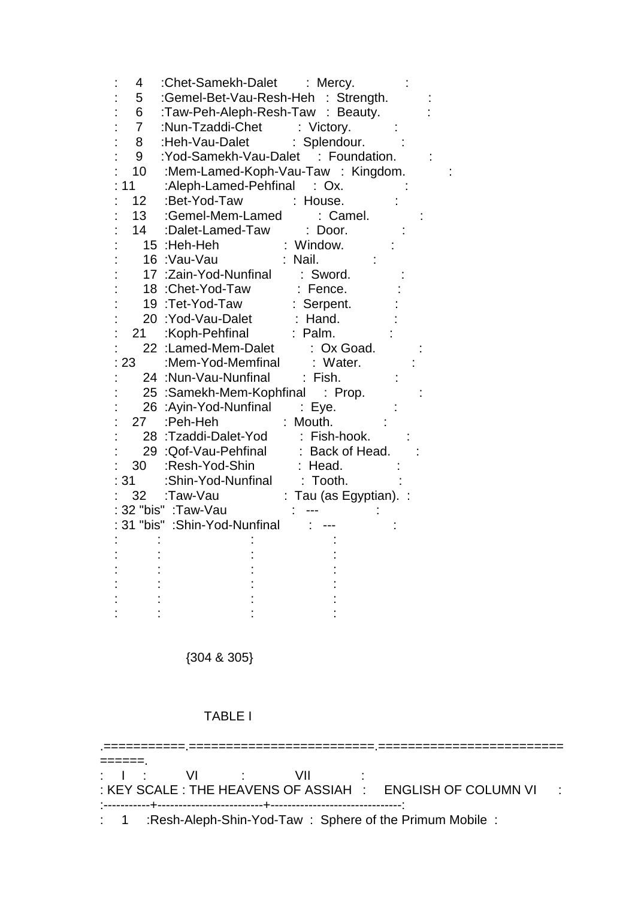| | | | |
|---|---|---|---|
| 4 | Chet-Samekh-Dalet | Mercy. | |
| 5 | Gemel-Bet-Vau-Resh-Heh | Strength. | |
| 6 | Taw-Peh-Aleph-Resh-Taw | Beauty. | |
| 7 | Nun-Tzaddi-Chet | Victory. | |
| 8 | Heh-Vau-Dalet | Splendour. | |
| 9 | Yod-Samekh-Vau-Dalet | Foundation. | |
| 10 | Mem-Lamed-Koph-Vau-Taw | Kingdom. | |
| 11 | Aleph-Lamed-Pehfinal | Ox. | |
| 12 | Bet-Yod-Taw | House. | |
| 13 | Gemel-Mem-Lamed | Camel. | |
| 14 | Dalet-Lamed-Taw | Door. | |
| 15 | Heh-Heh | Window. | |
| 16 | Vau-Vau | Nail. | |
| 17 | Zain-Yod-Nunfinal | Sword. | |
| 18 | Chet-Yod-Taw | Fence. | |
| 19 | Tet-Yod-Taw | Serpent. | |
| 20 | Yod-Vau-Dalet | Hand. | |
| 21 | Koph-Pehfinal | Palm. | |
| 22 | Lamed-Mem-Dalet | Ox Goad. | |
| 23 | Mem-Yod-Memfinal | Water. | |
| 24 | Nun-Vau-Nunfinal | Fish. | |
| 25 | Samekh-Mem-Kophfinal | Prop. | |
| 26 | Ayin-Yod-Nunfinal | Eye. | |
| 27 | Peh-Heh | Mouth. | |
| 28 | Tzaddi-Dalet-Yod | Fish-hook. | |
| 29 | Qof-Vau-Pehfinal | Back of Head. | |
| 30 | Resh-Yod-Shin | Head. | |
| 31 | Shin-Yod-Nunfinal | Tooth. | |
| 32 | Taw-Vau | Tau (as Egyptian). | |
| 32 "bis" | Taw-Vau | --- | |
| 31 "bis" | Shin-Yod-Nunfinal | --- | |

{304 & 305}

TABLE I

| I | VI | VII |
|---|---|---|
| KEY SCALE | THE HEAVENS OF ASSIAH | ENGLISH OF COLUMN VI |
| 1 | Resh-Aleph-Shin-Yod-Taw | Sphere of the Primum Mobile |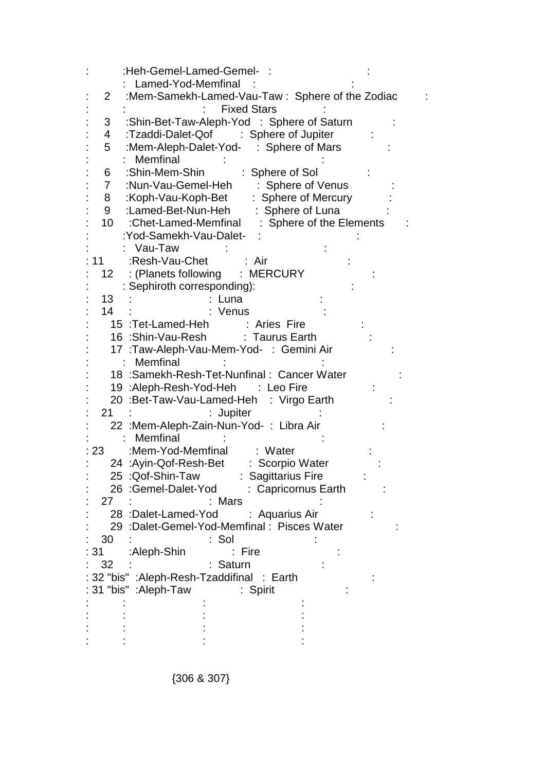| | | |
|---|---|---|
| | Heh-Gemel-Lamed-Gemel-Lamed-Yod-Memfinal | |
| 2 | Mem-Samekh-Lamed-Vau-Taw | Sphere of the Zodiac Fixed Stars |
| 3 | Shin-Bet-Taw-Aleph-Yod | Sphere of Saturn |
| 4 | Tzaddi-Dalet-Qof | Sphere of Jupiter |
| 5 | Mem-Aleph-Dalet-Yod-Memfinal | Sphere of Mars |
| 6 | Shin-Mem-Shin | Sphere of Sol |
| 7 | Nun-Vau-Gemel-Heh | Sphere of Venus |
| 8 | Koph-Vau-Koph-Bet | Sphere of Mercury |
| 9 | Lamed-Bet-Nun-Heh | Sphere of Luna |
| 10 | Chet-Lamed-Memfinal | Sphere of the Elements |
| | Yod-Samekh-Vau-Dalet-Vau-Taw | |
| 11 | Resh-Vau-Chet | Air |
| 12 | (Planets following Sephiroth corresponding): | MERCURY |
| 13 | | Luna |
| 14 | | Venus |
| 15 | Tet-Lamed-Heh | Aries Fire |
| 16 | Shin-Vau-Resh | Taurus Earth |
| 17 | Taw-Aleph-Vau-Mem-Yod-Memfinal | Gemini Air |
| 18 | Samekh-Resh-Tet-Nunfinal | Cancer Water |
| 19 | Aleph-Resh-Yod-Heh | Leo Fire |
| 20 | Bet-Taw-Vau-Lamed-Heh | Virgo Earth |
| 21 | | Jupiter |
| 22 | Mem-Aleph-Zain-Nun-Yod-Memfinal | Libra Air |
| 23 | Mem-Yod-Memfinal | Water |
| 24 | Ayin-Qof-Resh-Bet | Scorpio Water |
| 25 | Qof-Shin-Taw | Sagittarius Fire |
| 26 | Gemel-Dalet-Yod | Capricornus Earth |
| 27 | | Mars |
| 28 | Dalet-Lamed-Yod | Aquarius Air |
| 29 | Dalet-Gemel-Yod-Memfinal | Pisces Water |
| 30 | | Sol |
| 31 | Aleph-Shin | Fire |
| 32 | | Saturn |
| 32 "bis" | Aleph-Resh-Tzaddifinal | Earth |
| 31 "bis" | Aleph-Taw | Spirit |

{306 & 307}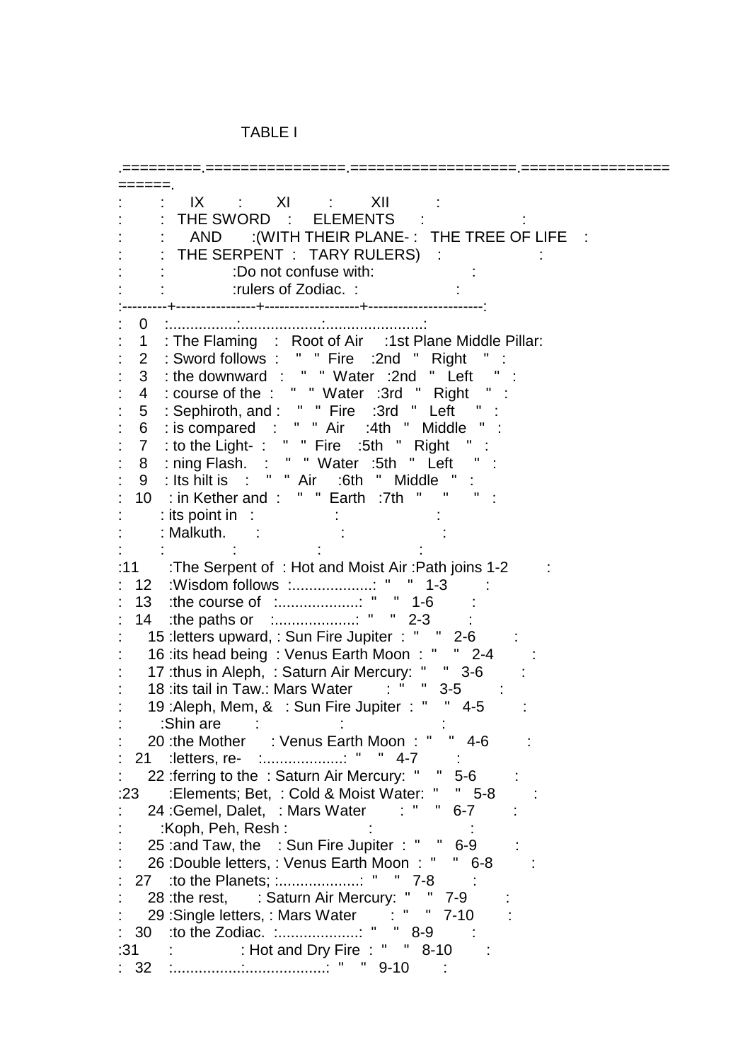TABLE I

| | IX THE SWORD AND THE SERPENT | XI ELEMENTS (WITH THEIR PLANETARY RULERS) Do not confuse with: rulers of Zodiac. | XII THE TREE OF LIFE |
|---|---|---|---|
| 0 | ................ | .................. | ........................ |
| 1 | The Flaming | Root of Air | 1st Plane Middle Pillar |
| 2 | Sword follows | " " Fire | 2nd " Right " |
| 3 | the downward | " " Water | 2nd " Left " |
| 4 | course of the | " " Water | 3rd " Right " |
| 5 | Sephiroth, and | " " Fire | 3rd " Left " |
| 6 | is compared | " " Air | 4th " Middle " |
| 7 | to the Light- | " " Fire | 5th " Right " |
| 8 | ning Flash. | " " Water | 5th " Left " |
| 9 | Its hilt is | " " Air | 6th " Middle " |
| 10 | in Kether and | " " Earth | 7th " " " |
| | its point in | | |
| | Malkuth. | | |
| | | | |
| 11 | The Serpent of | Hot and Moist Air | Path joins 1-2 |
| 12 | Wisdom follows | .................. | " " 1-3 |
| 13 | the course of | .................. | " " 1-6 |
| 14 | the paths or | .................. | " " 2-3 |
| 15 | letters upward, | Sun Fire Jupiter | " " 2-6 |
| 16 | its head being | Venus Earth Moon | " " 2-4 |
| 17 | thus in Aleph, | Saturn Air Mercury | " " 3-6 |
| 18 | its tail in Taw. | Mars Water | " " 3-5 |
| 19 | Aleph, Mem, & | Sun Fire Jupiter | " " 4-5 |
| | Shin are | | |
| 20 | the Mother | Venus Earth Moon | " " 4-6 |
| 21 | letters, re- | .................. | " " 4-7 |
| 22 | ferring to the | Saturn Air Mercury | " " 5-6 |
| 23 | Elements; Bet, | Cold & Moist Water | " " 5-8 |
| 24 | Gemel, Dalet, | Mars Water | " " 6-7 |
| | Koph, Peh, Resh | | |
| 25 | and Taw, the | Sun Fire Jupiter | " " 6-9 |
| 26 | Double letters, | Venus Earth Moon | " " 6-8 |
| 27 | to the Planets; | .................. | " " 7-8 |
| 28 | the rest, | Saturn Air Mercury | " " 7-9 |
| 29 | Single letters, | Mars Water | " " 7-10 |
| 30 | to the Zodiac. | .................. | " " 8-9 |
| 31 | | Hot and Dry Fire | " " 8-10 |
| 32 | ................ | .................. | " " 9-10 |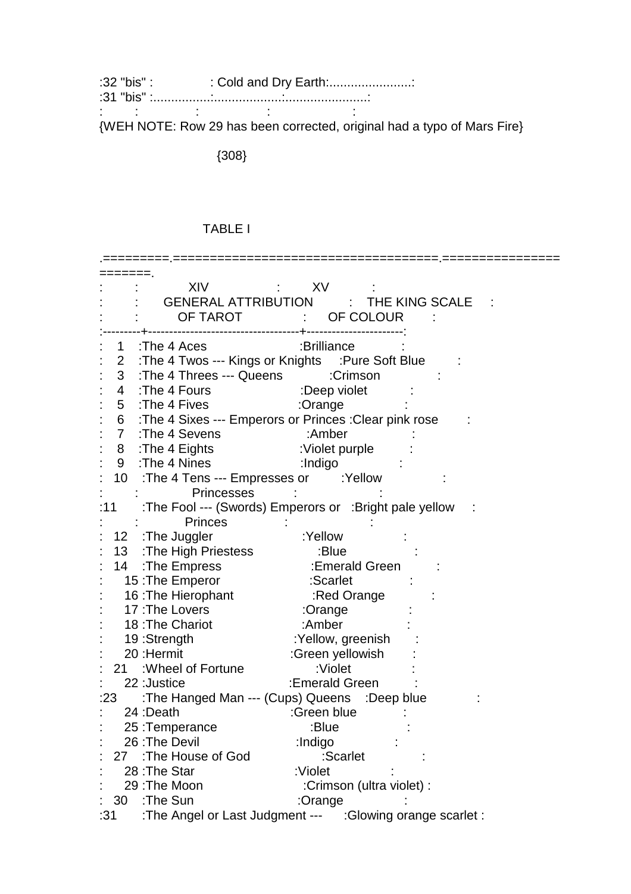| | | | |
|---|---|---|---|
| 32 "bis" | | Cold and Dry Earth | |
| 31 "bis" | | | |
| | | | |

{WEH NOTE: Row 29 has been corrected, original had a typo of Mars Fire}

{308}

TABLE I

| | XIV GENERAL ATTRIBUTION OF TAROT | XV THE KING SCALE OF COLOUR |
|---|---|---|
| 1 | The 4 Aces | Brilliance |
| 2 | The 4 Twos --- Kings or Knights | Pure Soft Blue |
| 3 | The 4 Threes --- Queens | Crimson |
| 4 | The 4 Fours | Deep violet |
| 5 | The 4 Fives | Orange |
| 6 | The 4 Sixes --- Emperors or Princes | Clear pink rose |
| 7 | The 4 Sevens | Amber |
| 8 | The 4 Eights | Violet purple |
| 9 | The 4 Nines | Indigo |
| 10 | The 4 Tens --- Empresses or Princesses | Yellow |
| 11 | The Fool --- (Swords) Emperors or Princes | Bright pale yellow |
| 12 | The Juggler | Yellow |
| 13 | The High Priestess | Blue |
| 14 | The Empress | Emerald Green |
| 15 | The Emperor | Scarlet |
| 16 | The Hierophant | Red Orange |
| 17 | The Lovers | Orange |
| 18 | The Chariot | Amber |
| 19 | Strength | Yellow, greenish |
| 20 | Hermit | Green yellowish |
| 21 | Wheel of Fortune | Violet |
| 22 | Justice | Emerald Green |
| 23 | The Hanged Man --- (Cups) Queens | Deep blue |
| 24 | Death | Green blue |
| 25 | Temperance | Blue |
| 26 | The Devil | Indigo |
| 27 | The House of God | Scarlet |
| 28 | The Star | Violet |
| 29 | The Moon | Crimson (ultra violet) |
| 30 | The Sun | Orange |
| 31 | The Angel or Last Judgment --- | Glowing orange scarlet |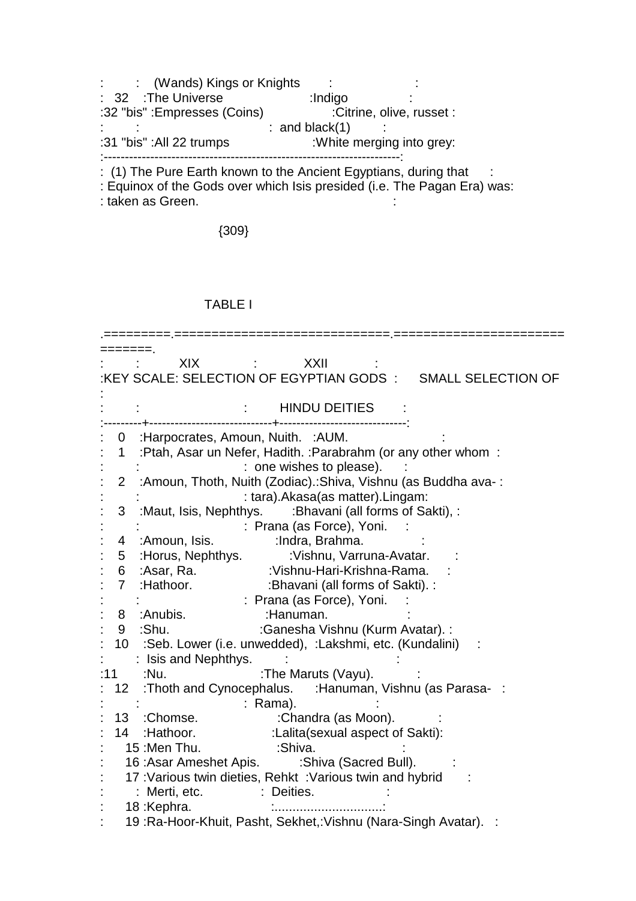| | | |
|---|---|---|
| | (Wands) Kings or Knights | |
| 32 | The Universe | Indigo |
| 32 "bis" | Empresses (Coins) | Citrine, olive, russet and black(1) |
| 31 "bis" | All 22 trumps | White merging into grey |

(1) The Pure Earth known to the Ancient Egyptians, during that Equinox of the Gods over which Isis presided (i.e. The Pagan Era) was: taken as Green.

{309}

TABLE I

| KEY SCALE | XIX SELECTION OF EGYPTIAN GODS | XXII SMALL SELECTION OF HINDU DEITIES |
|---|---|---|
| 0 | Harpocrates, Amoun, Nuith. | AUM. |
| 1 | Ptah, Asar un Nefer, Hadith. | Parabrahm (or any other whom one wishes to please). |
| 2 | Amoun, Thoth, Nuith (Zodiac). | Shiva, Vishnu (as Buddha avatara).Akasa(as matter).Lingam |
| 3 | Maut, Isis, Nephthys. | Bhavani (all forms of Sakti), Prana (as Force), Yoni. |
| 4 | Amoun, Isis. | Indra, Brahma. |
| 5 | Horus, Nephthys. | Vishnu, Varruna-Avatar. |
| 6 | Asar, Ra. | Vishnu-Hari-Krishna-Rama. |
| 7 | Hathoor. | Bhavani (all forms of Sakti). Prana (as Force), Yoni. |
| 8 | Anubis. | Hanuman. |
| 9 | Shu. | Ganesha Vishnu (Kurm Avatar). |
| 10 | Seb. Lower (i.e. unwedded), Isis and Nephthys. | Lakshmi, etc. (Kundalini) |
| 11 | Nu. | The Maruts (Vayu). |
| 12 | Thoth and Cynocephalus. | Hanuman, Vishnu (as Parasa-Rama). |
| 13 | Chomse. | Chandra (as Moon). |
| 14 | Hathoor. | Lalita(sexual aspect of Sakti) |
| 15 | Men Thu. | Shiva. |
| 16 | Asar Ameshet Apis. | Shiva (Sacred Bull). |
| 17 | Various twin dieties, Rehkt Merti, etc. | Various twin and hybrid Deities. |
| 18 | Kephra. | .............................. |
| 19 | Ra-Hoor-Khuit, Pasht, Sekhet, | Vishnu (Nara-Singh Avatar). |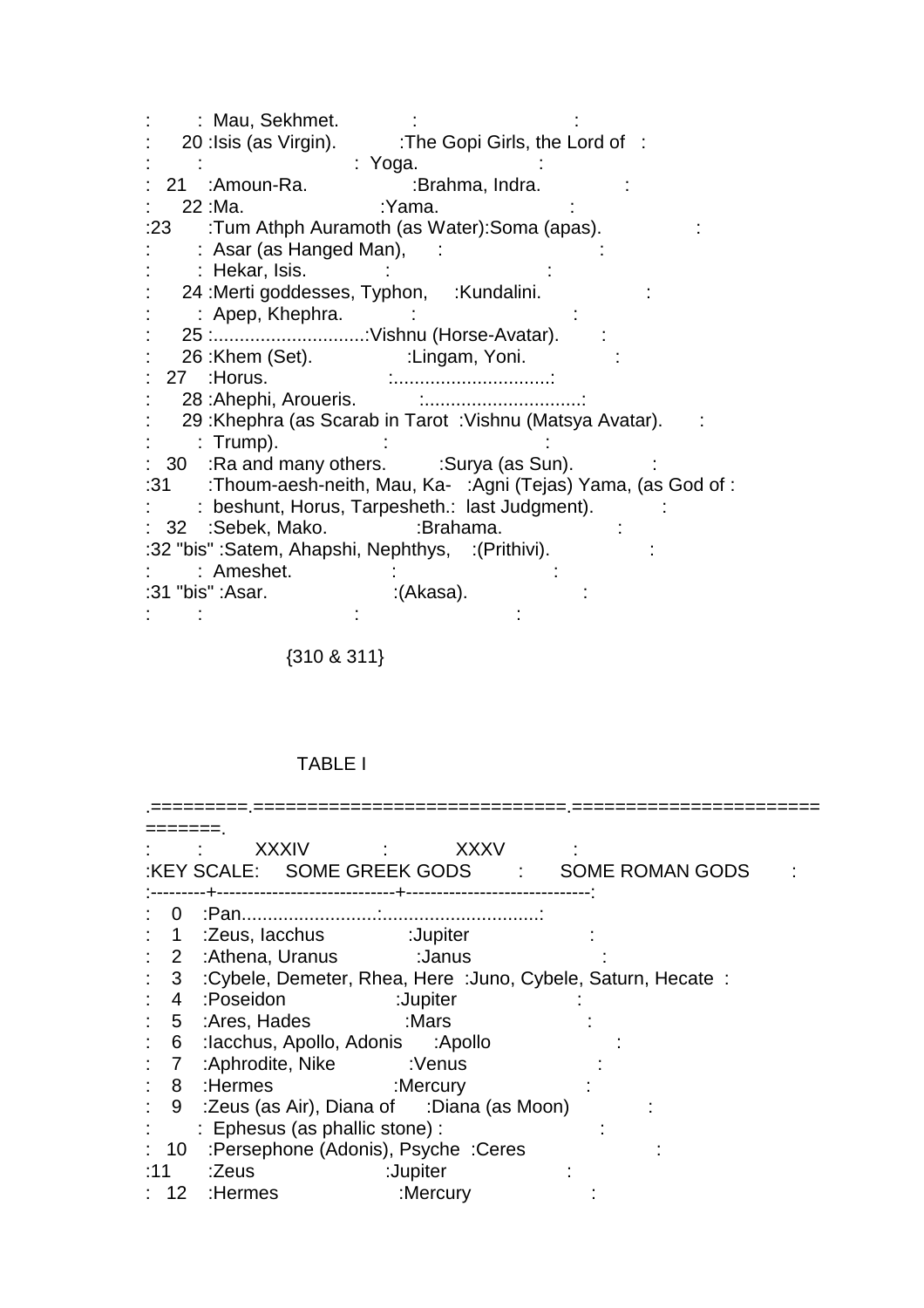| | | |
|---|---|---|
| | Mau, Sekhmet. | |
| 20 | Isis (as Virgin). | The Gopi Girls, the Lord of Yoga. |
| 21 | Amoun-Ra. | Brahma, Indra. |
| 22 | Ma. | Yama. |
| 23 | Tum Athph Auramoth (as Water): Asar (as Hanged Man), Hekar, Isis. | Soma (apas). |
| 24 | Merti goddesses, Typhon, Apep, Khephra. | Kundalini. |
| 25 | ............................. | Vishnu (Horse-Avatar). |
| 26 | Khem (Set). | Lingam, Yoni. |
| 27 | Horus. | .............................. |
| 28 | Ahephi, Aroueris. | .............................. |
| 29 | Khephra (as Scarab in Tarot Trump). | Vishnu (Matsya Avatar). |
| 30 | Ra and many others. | Surya (as Sun). |
| 31 | Thoum-aesh-neith, Mau, Kabeshunt, Horus, Tarpesheth. | Agni (Tejas) Yama, (as God of last Judgment). |
| 32 | Sebek, Mako. | Brahama. |
| 32 "bis" | Satem, Ahapshi, Nephthys, Ameshet. | (Prithivi). |
| 31 "bis" | Asar. | (Akasa). |

{310 & 311}

TABLE I

| | XXXIV | XXXV |
|---|---|---|
| KEY SCALE | SOME GREEK GODS | SOME ROMAN GODS |
| 0 | Pan......................... | .............................. |
| 1 | Zeus, Iacchus | Jupiter |
| 2 | Athena, Uranus | Janus |
| 3 | Cybele, Demeter, Rhea, Here | Juno, Cybele, Saturn, Hecate |
| 4 | Poseidon | Jupiter |
| 5 | Ares, Hades | Mars |
| 6 | Iacchus, Apollo, Adonis | Apollo |
| 7 | Aphrodite, Nike | Venus |
| 8 | Hermes | Mercury |
| 9 | Zeus (as Air), Diana of Ephesus (as phallic stone) | Diana (as Moon) |
| 10 | Persephone (Adonis), Psyche | Ceres |
| 11 | Zeus | Jupiter |
| 12 | Hermes | Mercury |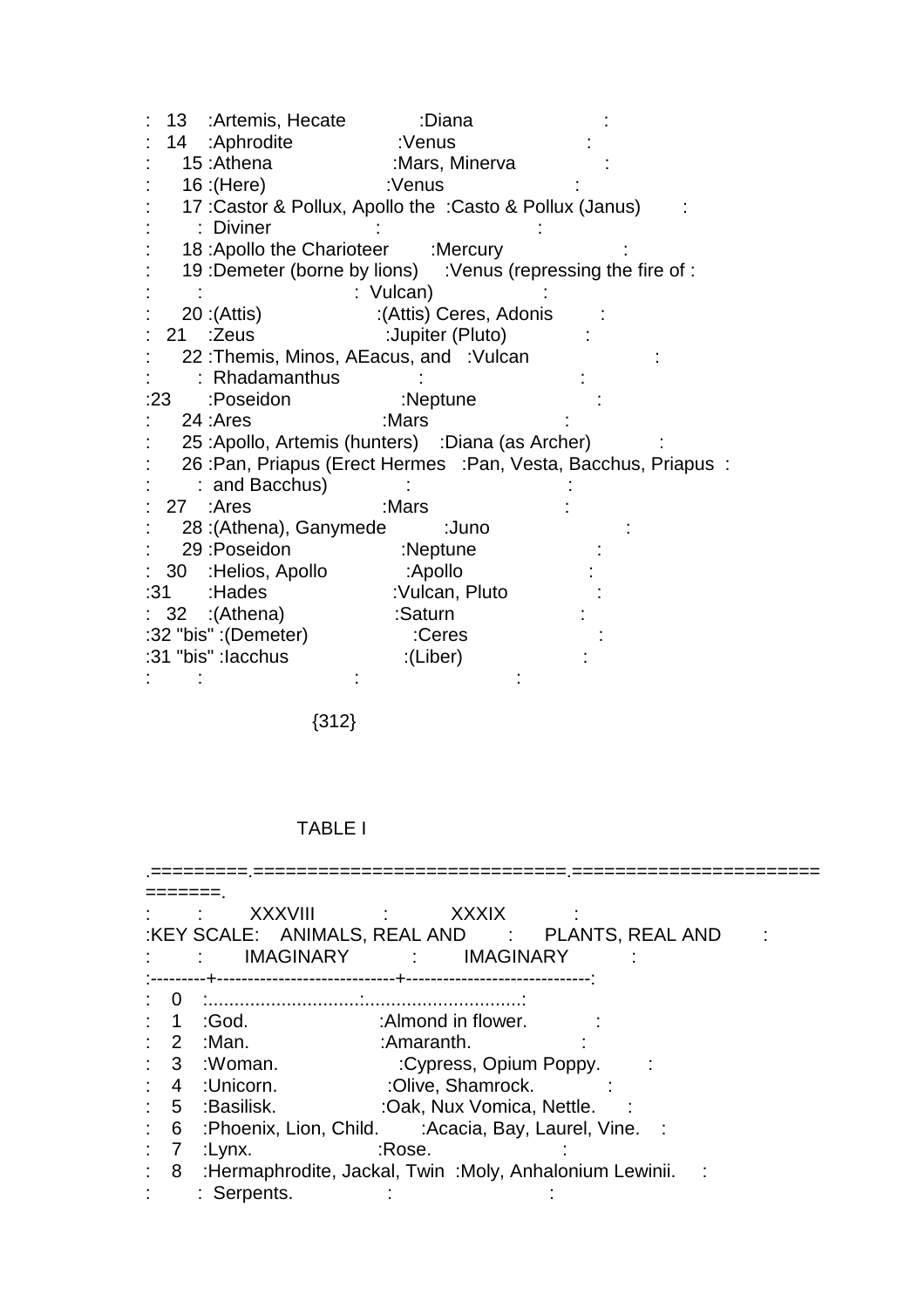| | | |
|---|---|---|
| 13 | Artemis, Hecate | Diana |
| 14 | Aphrodite | Venus |
| 15 | Athena | Mars, Minerva |
| 16 | (Here) | Venus |
| 17 | Castor & Pollux, Apollo the Diviner | Casto & Pollux (Janus) |
| 18 | Apollo the Charioteer | Mercury |
| 19 | Demeter (borne by lions) | Venus (repressing the fire of Vulcan) |
| 20 | (Attis) | (Attis) Ceres, Adonis |
| 21 | Zeus | Jupiter (Pluto) |
| 22 | Themis, Minos, AEacus, and Rhadamanthus | Vulcan |
| 23 | Poseidon | Neptune |
| 24 | Ares | Mars |
| 25 | Apollo, Artemis (hunters) | Diana (as Archer) |
| 26 | Pan, Priapus (Erect Hermes and Bacchus) | Pan, Vesta, Bacchus, Priapus |
| 27 | Ares | Mars |
| 28 | (Athena), Ganymede | Juno |
| 29 | Poseidon | Neptune |
| 30 | Helios, Apollo | Apollo |
| 31 | Hades | Vulcan, Pluto |
| 32 | (Athena) | Saturn |
| 32 "bis" | (Demeter) | Ceres |
| 31 "bis" | Iacchus | (Liber) |

{312}

TABLE I

| KEY SCALE | XXXVIII ANIMALS, REAL AND IMAGINARY | XXXIX PLANTS, REAL AND IMAGINARY |
|---|---|---|
| 0 | ............................ | .............................. |
| 1 | God. | Almond in flower. |
| 2 | Man. | Amaranth. |
| 3 | Woman. | Cypress, Opium Poppy. |
| 4 | Unicorn. | Olive, Shamrock. |
| 5 | Basilisk. | Oak, Nux Vomica, Nettle. |
| 6 | Phoenix, Lion, Child. | Acacia, Bay, Laurel, Vine. |
| 7 | Lynx. | Rose. |
| 8 | Hermaphrodite, Jackal, Twin Serpents. | Moly, Anhalonium Lewinii. |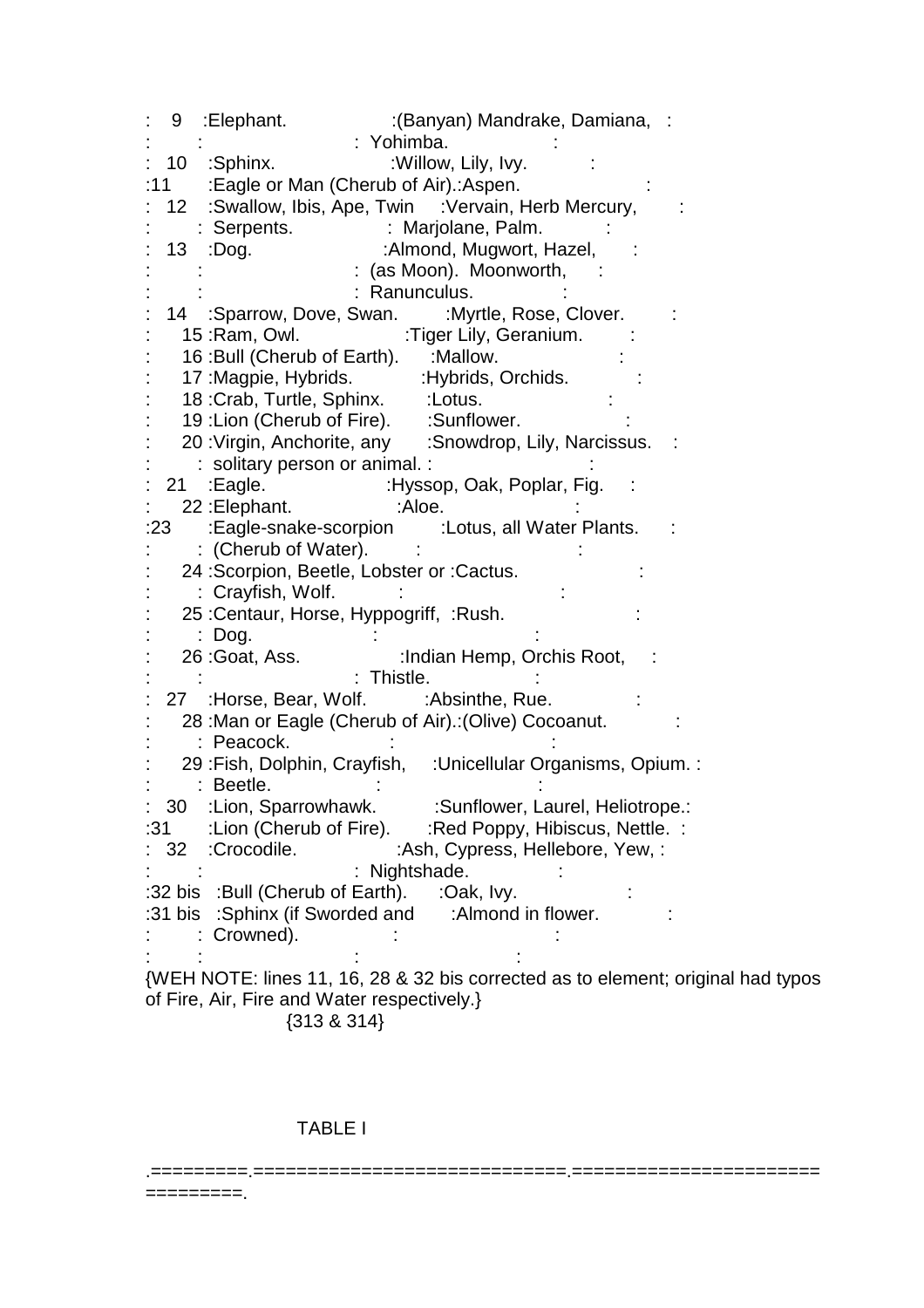| | | |
|---|---|---|
| 9 | Elephant. | (Banyan) Mandrake, Damiana, Yohimba. |
| 10 | Sphinx. | Willow, Lily, Ivy. |
| 11 | Eagle or Man (Cherub of Air). | Aspen. |
| 12 | Swallow, Ibis, Ape, Twin Serpents. | Vervain, Herb Mercury, Marjolane, Palm. |
| 13 | Dog. | Almond, Mugwort, Hazel, (as Moon). Moonworth, Ranunculus. |
| 14 | Sparrow, Dove, Swan. | Myrtle, Rose, Clover. |
| 15 | Ram, Owl. | Tiger Lily, Geranium. |
| 16 | Bull (Cherub of Earth). | Mallow. |
| 17 | Magpie, Hybrids. | Hybrids, Orchids. |
| 18 | Crab, Turtle, Sphinx. | Lotus. |
| 19 | Lion (Cherub of Fire). | Sunflower. |
| 20 | Virgin, Anchorite, any solitary person or animal. | Snowdrop, Lily, Narcissus. |
| 21 | Eagle. | Hyssop, Oak, Poplar, Fig. |
| 22 | Elephant. | Aloe. |
| 23 | Eagle-snake-scorpion (Cherub of Water). | Lotus, all Water Plants. |
| 24 | Scorpion, Beetle, Lobster or Crayfish, Wolf. | Cactus. |
| 25 | Centaur, Horse, Hyppogriff, Dog. | Rush. |
| 26 | Goat, Ass. | Indian Hemp, Orchis Root, Thistle. |
| 27 | Horse, Bear, Wolf. | Absinthe, Rue. |
| 28 | Man or Eagle (Cherub of Air). Peacock. | (Olive) Cocoanut. |
| 29 | Fish, Dolphin, Crayfish, Beetle. | Unicellular Organisms, Opium. |
| 30 | Lion, Sparrowhawk. | Sunflower, Laurel, Heliotrope. |
| 31 | Lion (Cherub of Fire). | Red Poppy, Hibiscus, Nettle. |
| 32 | Crocodile. | Ash, Cypress, Hellebore, Yew, Nightshade. |
| 32 bis | Bull (Cherub of Earth). | Oak, Ivy. |
| 31 bis | Sphinx (if Sworded and Crowned). | Almond in flower. |

{WEH NOTE: lines 11, 16, 28 & 32 bis corrected as to element; original had typos of Fire, Air, Fire and Water respectively.}

{313 & 314}

TABLE I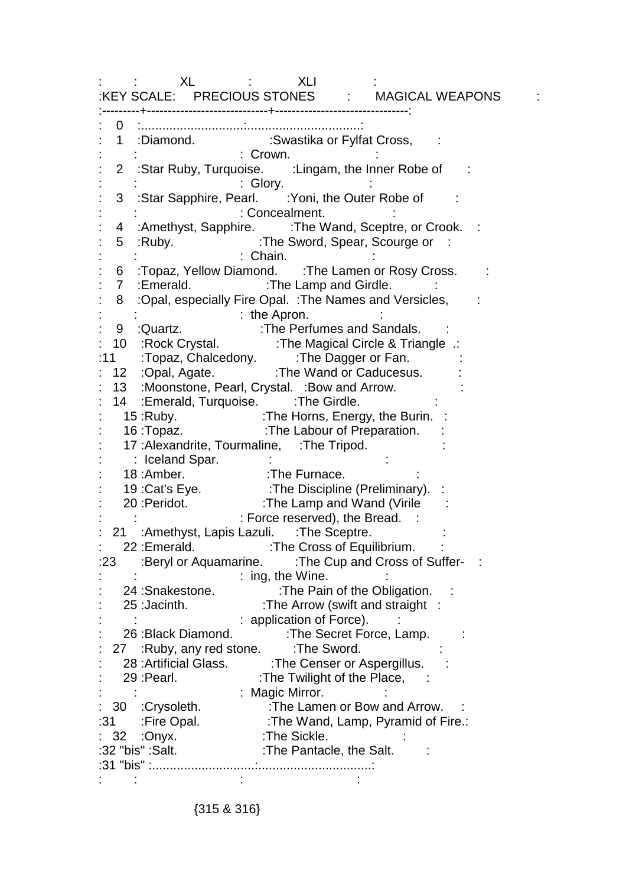| | XL | XLI |
|---|---|---|
| KEY SCALE: | PRECIOUS STONES | MAGICAL WEAPONS |
| 0 | ............................. | ................................ |
| 1 | Diamond. | Swastika or Fylfat Cross, Crown. |
| 2 | Star Ruby, Turquoise. | Lingam, the Inner Robe of Glory. |
| 3 | Star Sapphire, Pearl. | Yoni, the Outer Robe of Concealment. |
| 4 | Amethyst, Sapphire. | The Wand, Sceptre, or Crook. |
| 5 | Ruby. | The Sword, Spear, Scourge or Chain. |
| 6 | Topaz, Yellow Diamond. | The Lamen or Rosy Cross. |
| 7 | Emerald. | The Lamp and Girdle. |
| 8 | Opal, especially Fire Opal. | The Names and Versicles, the Apron. |
| 9 | Quartz. | The Perfumes and Sandals. |
| 10 | Rock Crystal. | The Magical Circle & Triangle . |
| 11 | Topaz, Chalcedony. | The Dagger or Fan. |
| 12 | Opal, Agate. | The Wand or Caducesus. |
| 13 | Moonstone, Pearl, Crystal. | Bow and Arrow. |
| 14 | Emerald, Turquoise. | The Girdle. |
| 15 | Ruby. | The Horns, Energy, the Burin. |
| 16 | Topaz. | The Labour of Preparation. |
| 17 | Alexandrite, Tourmaline, Iceland Spar. | The Tripod. |
| 18 | Amber. | The Furnace. |
| 19 | Cat's Eye. | The Discipline (Preliminary). |
| 20 | Peridot. | The Lamp and Wand (Virile Force reserved), the Bread. |
| 21 | Amethyst, Lapis Lazuli. | The Sceptre. |
| 22 | Emerald. | The Cross of Equilibrium. |
| 23 | Beryl or Aquamarine. | The Cup and Cross of Suffer-ing, the Wine. |
| 24 | Snakestone. | The Pain of the Obligation. |
| 25 | Jacinth. | The Arrow (swift and straight application of Force). |
| 26 | Black Diamond. | The Secret Force, Lamp. |
| 27 | Ruby, any red stone. | The Sword. |
| 28 | Artificial Glass. | The Censer or Aspergillus. |
| 29 | Pearl. | The Twilight of the Place, Magic Mirror. |
| 30 | Crysoleth. | The Lamen or Bow and Arrow. |
| 31 | Fire Opal. | The Wand, Lamp, Pyramid of Fire. |
| 32 | Onyx. | The Sickle. |
| 32 "bis" | Salt. | The Pantacle, the Salt. |
| 31 "bis" | ............................. | ................................ |

{315 & 316}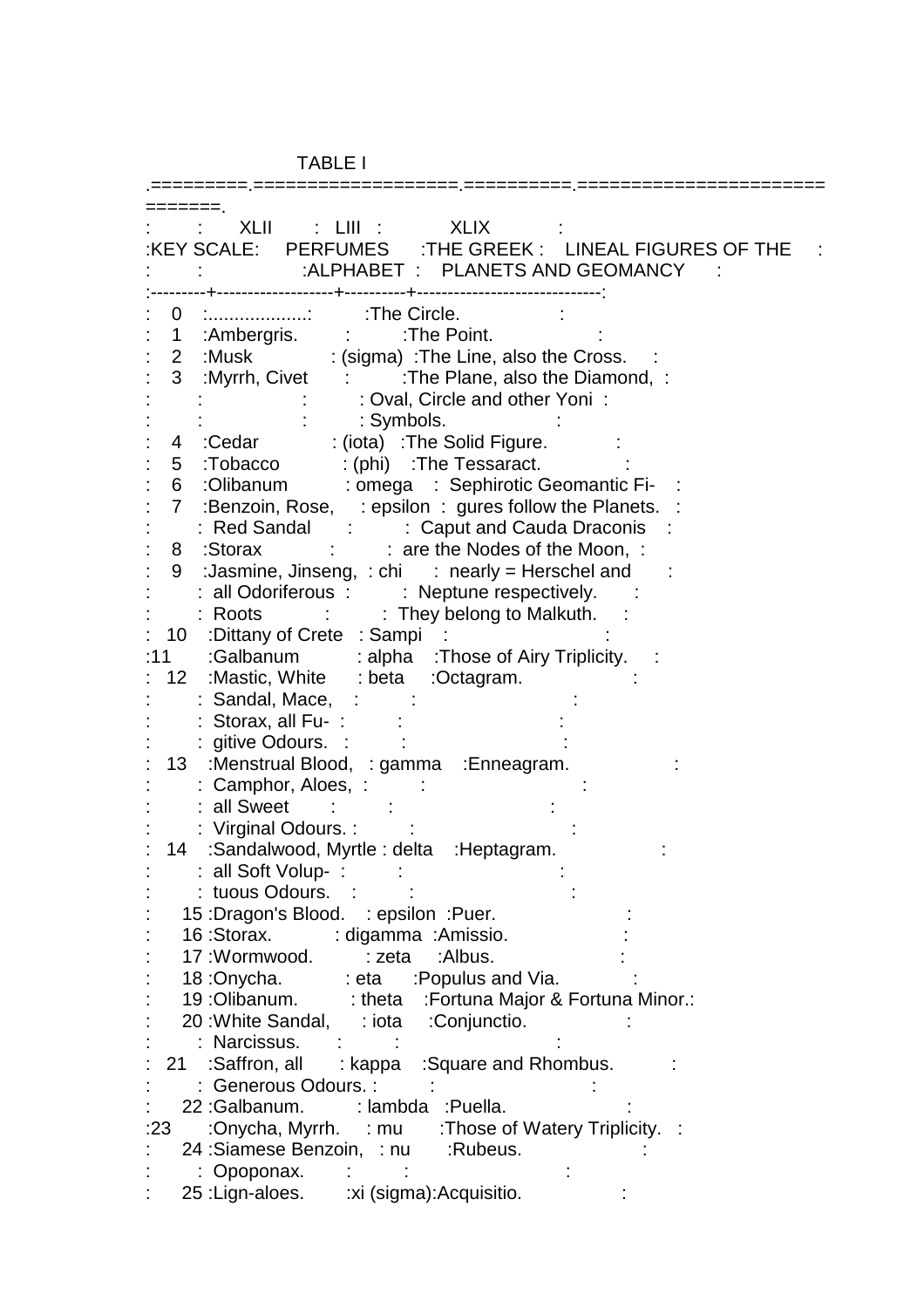TABLE I

| KEY SCALE | XLII PERFUMES | LIII THE GREEK ALPHABET | XLIX LINEAL FIGURES OF THE PLANETS AND GEOMANCY |
|---|---|---|---|
| 0 | ................... | | The Circle. |
| 1 | Ambergris. | | The Point. |
| 2 | Musk | (sigma) | The Line, also the Cross. |
| 3 | Myrrh, Civet | | The Plane, also the Diamond, Oval, Circle and other Yoni Symbols. |
| 4 | Cedar | (iota) | The Solid Figure. |
| 5 | Tobacco | (phi) | The Tessaract. |
| 6 | Olibanum | omega | Sephirotic Geomantic Figures follow the Planets. |
| 7 | Benzoin, Rose, Red Sandal | epsilon | Caput and Cauda Draconis are the Nodes of the Moon, |
| 8 | Storax | | nearly = Herschel and |
| 9 | Jasmine, Jinseng, all Odoriferous Roots | chi | Neptune respectively. They belong to Malkuth. |
| 10 | Dittany of Crete | Sampi | |
| 11 | Galbanum | alpha | Those of Airy Triplicity. |
| 12 | Mastic, White Sandal, Mace, Storax, all Fugitive Odours. | beta | Octagram. |
| 13 | Menstrual Blood, Camphor, Aloes, all Sweet Virginal Odours. | gamma | Enneagram. |
| 14 | Sandalwood, Myrtle all Soft Voluptuous Odours. | delta | Heptagram. |
| 15 | Dragon's Blood. | epsilon | Puer. |
| 16 | Storax. | digamma | Amissio. |
| 17 | Wormwood. | zeta | Albus. |
| 18 | Onycha. | eta | Populus and Via. |
| 19 | Olibanum. | theta | Fortuna Major & Fortuna Minor. |
| 20 | White Sandal, Narcissus. | iota | Conjunctio. |
| 21 | Saffron, all Generous Odours. | kappa | Square and Rhombus. |
| 22 | Galbanum. | lambda | Puella. |
| 23 | Onycha, Myrrh. | mu | Those of Watery Triplicity. |
| 24 | Siamese Benzoin, Opoponax. | nu | Rubeus. |
| 25 | Lign-aloes. | xi (sigma) | Acquisitio. |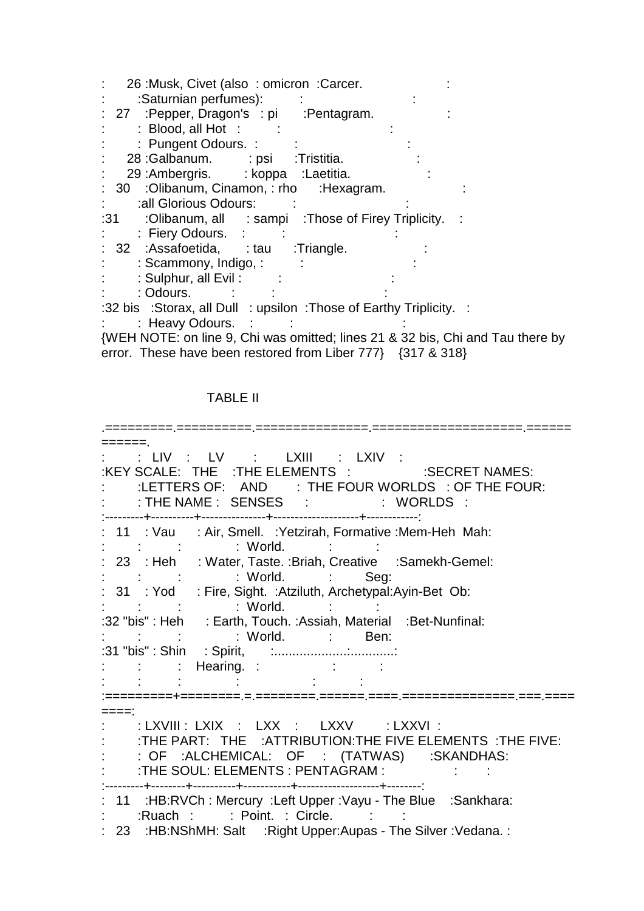| | | | |
|---|---|---|---|
| 26 | Musk, Civet (also Saturnian perfumes): | omicron | Carcer. |
| 27 | Pepper, Dragon's Blood, all Hot Pungent Odours. | pi | Pentagram. |
| 28 | Galbanum. | psi | Tristitia. |
| 29 | Ambergris. | koppa | Laetitia. |
| 30 | Olibanum, Cinamon, all Glorious Odours: | rho | Hexagram. |
| 31 | Olibanum, all Fiery Odours. | sampi | Those of Firey Triplicity. |
| 32 | Assafoetida, Scammony, Indigo, Sulphur, all Evil Odours. | tau | Triangle. |
| 32 bis | Storax, all Dull Heavy Odours. | upsilon | Those of Earthy Triplicity. |

{WEH NOTE: on line 9, Chi was omitted; lines 21 & 32 bis, Chi and Tau there by error. These have been restored from Liber 777} {317 & 318}

TABLE II

| | LIV | LV | LXIII | LXIV |
|---|---|---|---|---|
| KEY SCALE: | THE LETTERS OF: THE NAME : | THE ELEMENTS AND SENSES | THE FOUR WORLDS | SECRET NAMES: OF THE FOUR: WORLDS |
| 11 | Vau | Air, Smell. | Yetzirah, Formative World. | Mem-Heh Mah: |
| 23 | Heh | Water, Taste. | Briah, Creative World. | Samekh-Gemel: Seg: |
| 31 | Yod | Fire, Sight. | Atziluth, Archetypal: World. | Ayin-Bet Ob: |
| 32 "bis" | Heh | Earth, Touch. | Assiah, Material World. | Bet-Nunfinal: Ben: |
| 31 "bis" | Shin | Spirit, Hearing. | | |

| | LXVIII | LXIX | LXX | LXXV | LXXVI |
|---|---|---|---|---|---|
| | THE PART: OF THE SOUL: | THE ALCHEMICAL: ELEMENTS : | ATTRIBUTION: OF PENTAGRAM : | THE FIVE ELEMENTS (TATWAS) | THE FIVE: SKANDHAS: |
| 11 | HB:RVCh : Ruach | Mercury | Left Upper Point. | Vayu - The Blue Circle. | Sankhara: |
| 23 | HB:NShMH: | Salt | Right Upper: | Aupas - The Silver | Vedana. |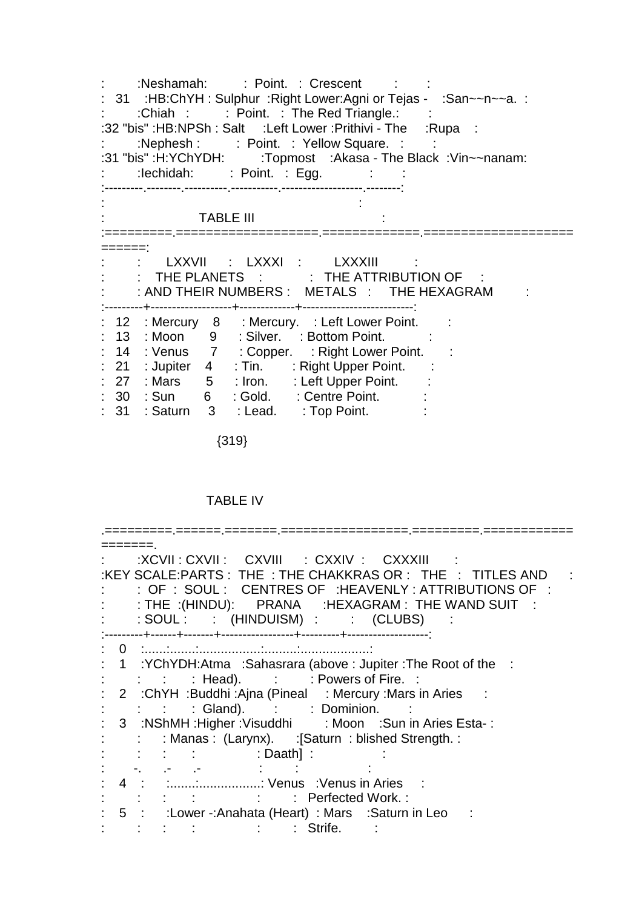| | | | | | |
|---|---|---|---|---|---|
| | Neshamah: | | Point. | Crescent | |
| 31 | HB:ChYH | Sulphur | Right Lower: | Agni or Tejas - | San~~n~~a. |
| | Chiah | | Point. | The Red Triangle. | |
| 32 "bis" | HB:NPSh | Salt | Left Lower | Prithivi - The | Rupa |
| | Nephesh | | Point. | Yellow Square. | |
| 31 "bis" | H:YChYDH: | | Topmost | Akasa - The Black | Vin~~nanam: |
| | Iechidah: | | Point. | Egg. | |

TABLE III

| | LXXVII | LXXXI | LXXXIII |
|---|---|---|---|
| | THE PLANETS AND THEIR NUMBERS | THE ATTRIBUTION OF METALS | THE HEXAGRAM |
| 12 | Mercury 8 | Mercury. | Left Lower Point. |
| 13 | Moon 9 | Silver. | Bottom Point. |
| 14 | Venus 7 | Copper. | Right Lower Point. |
| 21 | Jupiter 4 | Tin. | Right Upper Point. |
| 27 | Mars 5 | Iron. | Left Upper Point. |
| 30 | Sun 6 | Gold. | Centre Point. |
| 31 | Saturn 3 | Lead. | Top Point. |

TABLE IV

| | XCVII | CXVII | CXVIII | CXXIV | CXXXIII |
|---|---|---|---|---|---|
| KEY SCALE | PARTS OF THE SOUL | THE SOUL (HINDU): | THE CHAKKRAS OR CENTRES OF PRANA (HINDUISM) | THE HEAVENLY HEXAGRAM | TITLES AND ATTRIBUTIONS OF THE WAND SUIT (CLUBS) |
| 0 | ...... | ........ | ................. | .......... | ................... |
| 1 | YChYDH: | Atma | Sahasrara (above Head). | Jupiter | The Root of the Powers of Fire. |
| 2 | ChYH | Buddhi | Ajna (Pineal Gland). | Mercury | Mars in Aries Dominion. |
| 3 | NShMH | Higher Manas | Visuddhi (Larynx). | Moon [Saturn Daath] | Sun in Aries Established Strength. |
| | -. | .- | .- | | |
| 4 | | ....... | ................. | Venus | Venus in Aries Perfected Work. |
| 5 | | Lower - | Anahata (Heart) | Mars | Saturn in Leo Strife. |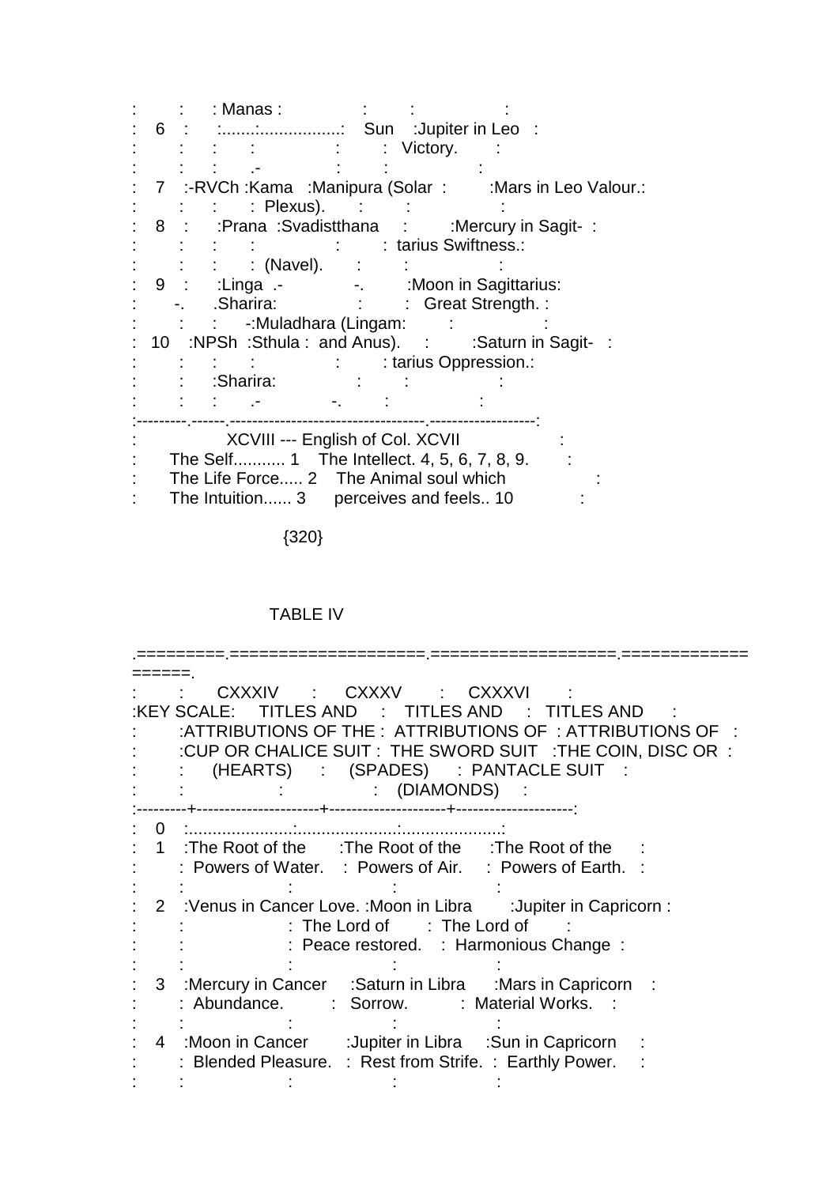| | | | | |
|---|---|---|---|---|
| | | Manas | | |
| 6 | | | Sun | Jupiter in Leo Victory. |
| 7 | -RVCh | Kama | Manipura (Solar Plexus). | Mars in Leo Valour. |
| 8 | | Prana | Svadistthana (Navel). | Mercury in Sagittarius Swiftness. |
| 9 | | Linga Sharira | | Moon in Sagittarius: Great Strength. |
| 10 | NPSh | Sthula Sharira | Muladhara (Lingam and Anus). | Saturn in Sagittarius Oppression. |

XCVIII --- English of Col. XCVII

| | |
|---|---|
| The Self........... 1 | The Intellect. 4, 5, 6, 7, 8, 9. |
| The Life Force..... 2 | The Animal soul which perceives and feels.. 10 |
| The Intuition...... 3 | |

{320}

TABLE IV

| KEY SCALE | CXXXIV TITLES AND ATTRIBUTIONS OF THE CUP OR CHALICE SUIT (HEARTS) | CXXXV TITLES AND ATTRIBUTIONS OF THE SWORD SUIT (SPADES) | CXXXVI TITLES AND ATTRIBUTIONS OF THE COIN, DISC OR PANTACLE SUIT (DIAMONDS) |
|---|---|---|---|
| 0 | ...................... | ...................... | ...................... |
| 1 | The Root of the Powers of Water. | The Root of the Powers of Air. | The Root of the Powers of Earth. |
| 2 | Venus in Cancer Love. | Moon in Libra The Lord of Peace restored. | Jupiter in Capricorn The Lord of Harmonious Change |
| 3 | Mercury in Cancer Abundance. | Saturn in Libra Sorrow. | Mars in Capricorn Material Works. |
| 4 | Moon in Cancer Blended Pleasure. | Jupiter in Libra Rest from Strife. | Sun in Capricorn Earthly Power. |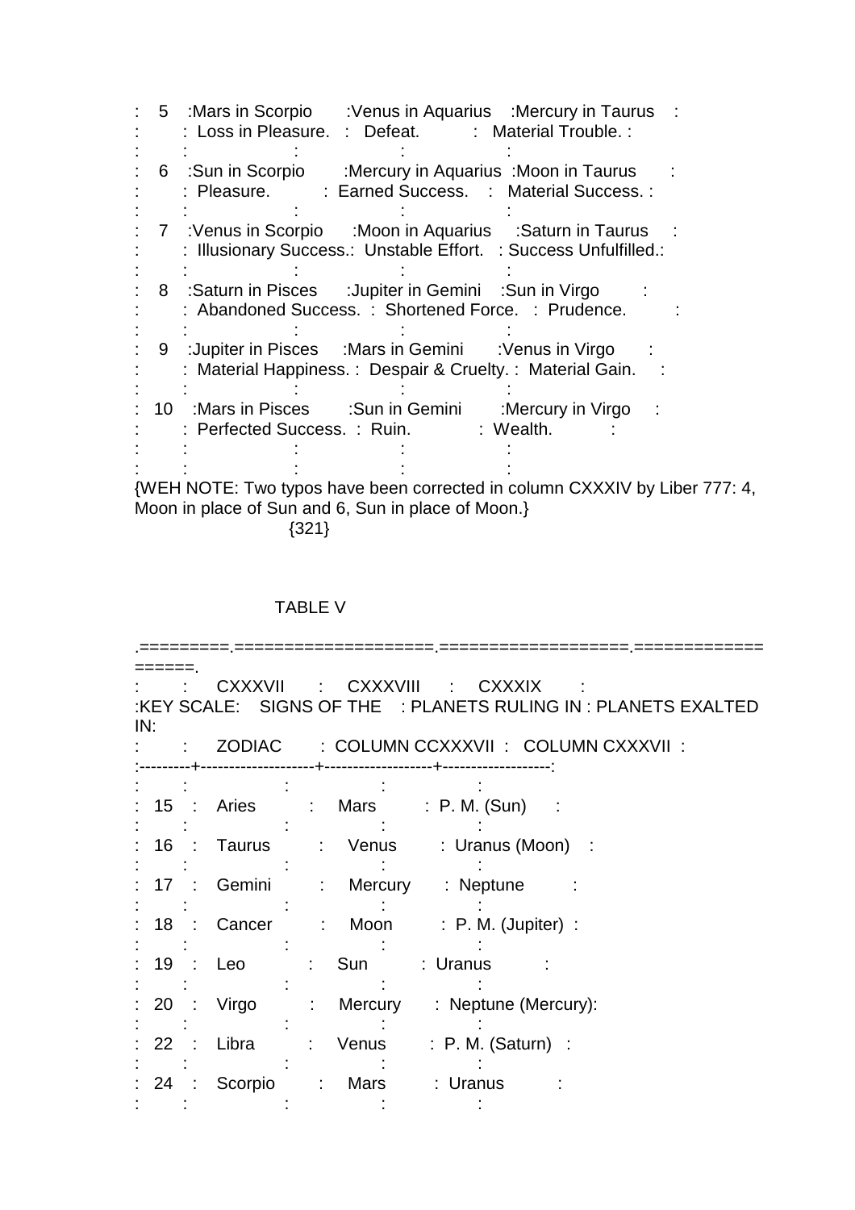| | | | |
|---|---|---|---|
| 5 | Mars in Scorpio<br>Loss in Pleasure. | Venus in Aquarius<br>Defeat. | Mercury in Taurus<br>Material Trouble. |
| 6 | Sun in Scorpio<br>Pleasure. | Mercury in Aquarius<br>Earned Success. | Moon in Taurus<br>Material Success. |
| 7 | Venus in Scorpio<br>Illusionary Success. | Moon in Aquarius<br>Unstable Effort. | Saturn in Taurus<br>Success Unfulfilled. |
| 8 | Saturn in Pisces<br>Abandoned Success. | Jupiter in Gemini<br>Shortened Force. | Sun in Virgo<br>Prudence. |
| 9 | Jupiter in Pisces<br>Material Happiness. | Mars in Gemini<br>Despair & Cruelty. | Venus in Virgo<br>Material Gain. |
| 10 | Mars in Pisces<br>Perfected Success. | Sun in Gemini<br>Ruin. | Mercury in Virgo<br>Wealth. |

{WEH NOTE: Two typos have been corrected in column CXXXIV by Liber 777: 4, Moon in place of Sun and 6, Sun in place of Moon.}

{321}

TABLE V

| KEY SCALE | CXXXVII<br>SIGNS OF THE ZODIAC | CXXXVIII<br>PLANETS RULING IN : COLUMN CCXXXVII | CXXXIX<br>PLANETS EXALTED IN: COLUMN CXXXVII |
|---|---|---|---|
| 15 | Aries | Mars | P. M. (Sun) |
| 16 | Taurus | Venus | Uranus (Moon) |
| 17 | Gemini | Mercury | Neptune |
| 18 | Cancer | Moon | P. M. (Jupiter) |
| 19 | Leo | Sun | Uranus |
| 20 | Virgo | Mercury | Neptune (Mercury) |
| 22 | Libra | Venus | P. M. (Saturn) |
| 24 | Scorpio | Mars | Uranus |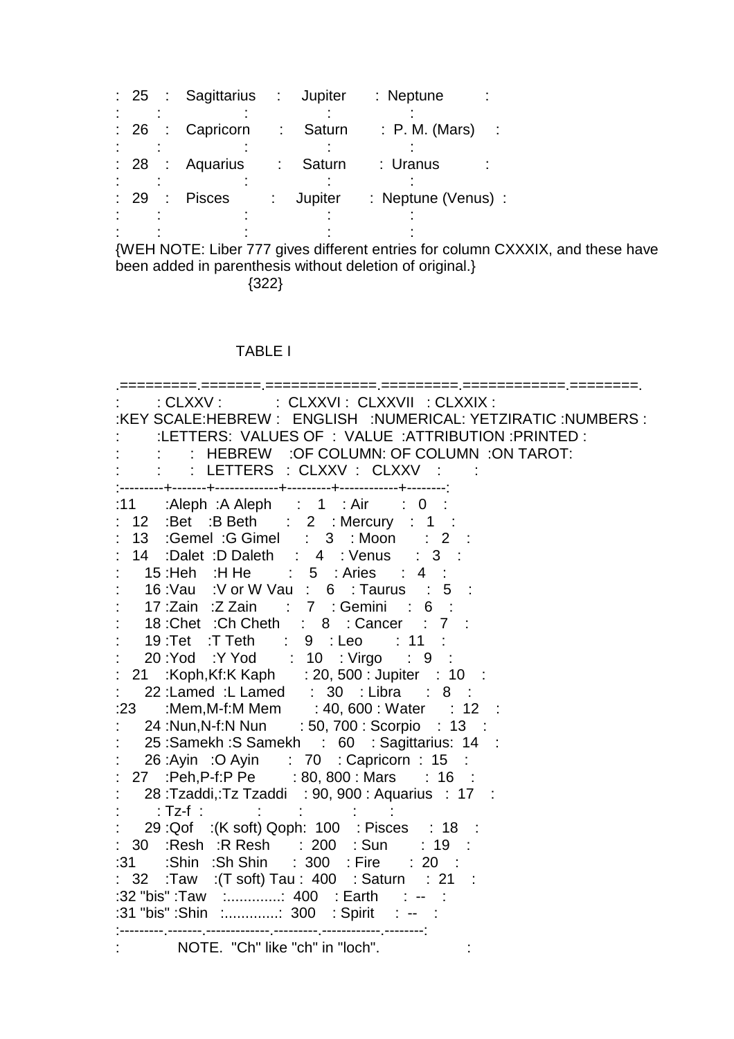| | | | |
|---|---|---|---|
| 25 | Sagittarius | Jupiter | Neptune |
| 26 | Capricorn | Saturn | P. M. (Mars) |
| 28 | Aquarius | Saturn | Uranus |
| 29 | Pisces | Jupiter | Neptune (Venus) |

{WEH NOTE: Liber 777 gives different entries for column CXXXIX, and these have been added in parenthesis without deletion of original.}

{322}

TABLE I

| | CLXXV | CLXXVI | CLXXVII | CLXXIX | |
|---|---|---|---|---|---|
| KEY SCALE | HEBREW LETTERS | ENGLISH VALUES OF HEBREW LETTERS | NUMERICAL VALUE OF COLUMN CLXXV | YETZIRATIC ATTRIBUTION OF COLUMN CLXXV | NUMBERS PRINTED ON TAROT |
| 11 | Aleph | A Aleph | 1 | Air | 0 |
| 12 | Bet | B Beth | 2 | Mercury | 1 |
| 13 | Gemel | G Gimel | 3 | Moon | 2 |
| 14 | Dalet | D Daleth | 4 | Venus | 3 |
| 15 | Heh | H He | 5 | Aries | 4 |
| 16 | Vau | V or W Vau | 6 | Taurus | 5 |
| 17 | Zain | Z Zain | 7 | Gemini | 6 |
| 18 | Chet | Ch Cheth | 8 | Cancer | 7 |
| 19 | Tet | T Teth | 9 | Leo | 11 |
| 20 | Yod | Y Yod | 10 | Virgo | 9 |
| 21 | Koph,Kf | K Kaph | 20, 500 | Jupiter | 10 |
| 22 | Lamed | L Lamed | 30 | Libra | 8 |
| 23 | Mem,M-f | M Mem | 40, 600 | Water | 12 |
| 24 | Nun,N-f | N Nun | 50, 700 | Scorpio | 13 |
| 25 | Samekh | S Samekh | 60 | Sagittarius | 14 |
| 26 | Ayin | O Ayin | 70 | Capricorn | 15 |
| 27 | Peh,P-f | P Pe | 80, 800 | Mars | 16 |
| 28 | Tzaddi, Tz-f | Tz Tzaddi | 90, 900 | Aquarius | 17 |
| 29 | Qof | (K soft) Qoph | 100 | Pisces | 18 |
| 30 | Resh | R Resh | 200 | Sun | 19 |
| 31 | Shin | Sh Shin | 300 | Fire | 20 |
| 32 | Taw | (T soft) Tau | 400 | Saturn | 21 |
| 32 "bis" | Taw | ............. | 400 | Earth | -- |
| 31 "bis" | Shin | ............. | 300 | Spirit | -- |

NOTE. "Ch" like "ch" in "loch".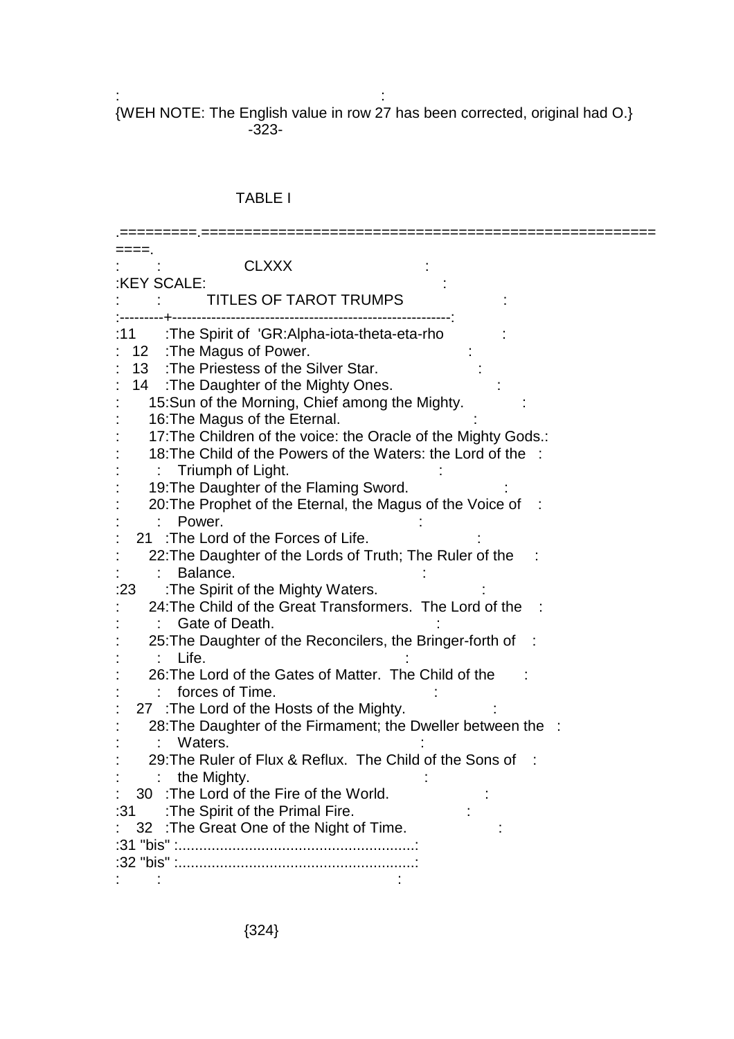{WEH NOTE: The English value in row 27 has been corrected, original had O.}

TABLE I

| KEY SCALE | CLXXX TITLES OF TAROT TRUMPS |
|---|---|
| 11 | The Spirit of 'GR:Alpha-iota-theta-eta-rho |
| 12 | The Magus of Power. |
| 13 | The Priestess of the Silver Star. |
| 14 | The Daughter of the Mighty Ones. |
| 15 | Sun of the Morning, Chief among the Mighty. |
| 16 | The Magus of the Eternal. |
| 17 | The Children of the voice: the Oracle of the Mighty Gods. |
| 18 | The Child of the Powers of the Waters: the Lord of the Triumph of Light. |
| 19 | The Daughter of the Flaming Sword. |
| 20 | The Prophet of the Eternal, the Magus of the Voice of Power. |
| 21 | The Lord of the Forces of Life. |
| 22 | The Daughter of the Lords of Truth; The Ruler of the Balance. |
| 23 | The Spirit of the Mighty Waters. |
| 24 | The Child of the Great Transformers. The Lord of the Gate of Death. |
| 25 | The Daughter of the Reconcilers, the Bringer-forth of Life. |
| 26 | The Lord of the Gates of Matter. The Child of the forces of Time. |
| 27 | The Lord of the Hosts of the Mighty. |
| 28 | The Daughter of the Firmament; the Dweller between the Waters. |
| 29 | The Ruler of Flux & Reflux. The Child of the Sons of the Mighty. |
| 30 | The Lord of the Fire of the World. |
| 31 | The Spirit of the Primal Fire. |
| 32 | The Great One of the Night of Time. |
| 31 "bis" | ......................................................... |
| 32 "bis" | ......................................................... |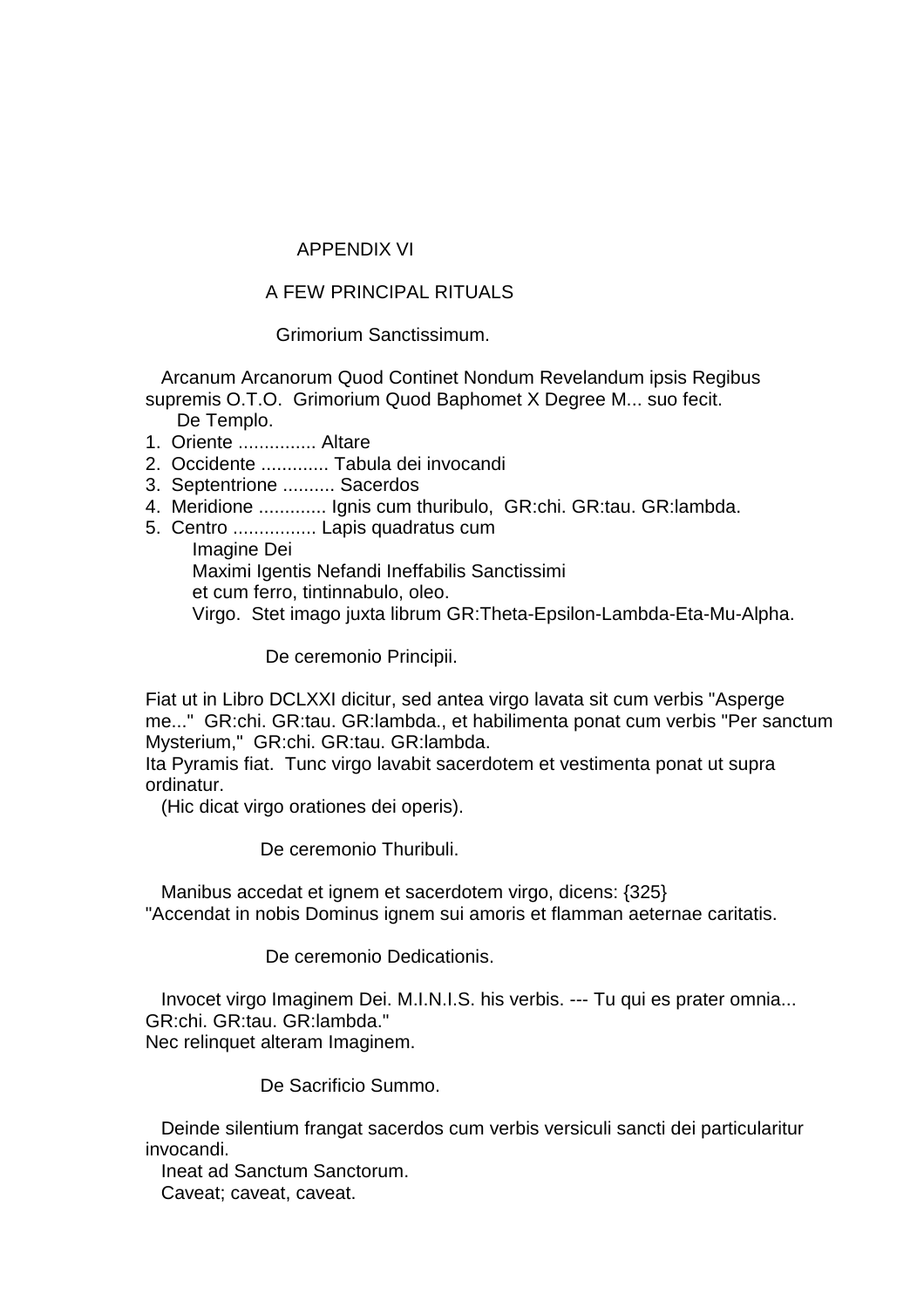# APPENDIX VI

## A FEW PRINCIPAL RITUALS

### Grimorium Sanctissimum.

Arcanum Arcanorum Quod Continet Nondum Revelandum ipsis Regibus supremis O.T.O. Grimorium Quod Baphomet X Degree M... suo fecit.

De Templo.

1. Oriente ............... Altare
2. Occidente ............. Tabula dei invocandi
3. Septentrione .......... Sacerdos
4. Meridione ............. Ignis cum thuribulo, GR:chi. GR:tau. GR:lambda.
5. Centro ................ Lapis quadratus cum
   Imagine Dei
   Maximi Igentis Nefandi Ineffabilis Sanctissimi
   et cum ferro, tintinnabulo, oleo.
   Virgo. Stet imago juxta librum GR:Theta-Epsilon-Lambda-Eta-Mu-Alpha.

### De ceremonio Principii.

Fiat ut in Libro DCLXXI dicitur, sed antea virgo lavata sit cum verbis "Asperge me..." GR:chi. GR:tau. GR:lambda., et habilimenta ponat cum verbis "Per sanctum Mysterium," GR:chi. GR:tau. GR:lambda.
Ita Pyramis fiat. Tunc virgo lavabit sacerdotem et vestimenta ponat ut supra ordinatur.

(Hic dicat virgo orationes dei operis).

### De ceremonio Thuribuli.

Manibus accedat et ignem et sacerdotem virgo, dicens: {325}
"Accendat in nobis Dominus ignem sui amoris et flamman aeternae caritatis.

### De ceremonio Dedicationis.

Invocet virgo Imaginem Dei. M.I.N.I.S. his verbis. --- Tu qui es prater omnia... GR:chi. GR:tau. GR:lambda."
Nec relinquet alteram Imaginem.

### De Sacrificio Summo.

Deinde silentium frangat sacerdos cum verbis versiculi sancti dei particularitur invocandi.

Ineat ad Sanctum Sanctorum.

Caveat; caveat, caveat.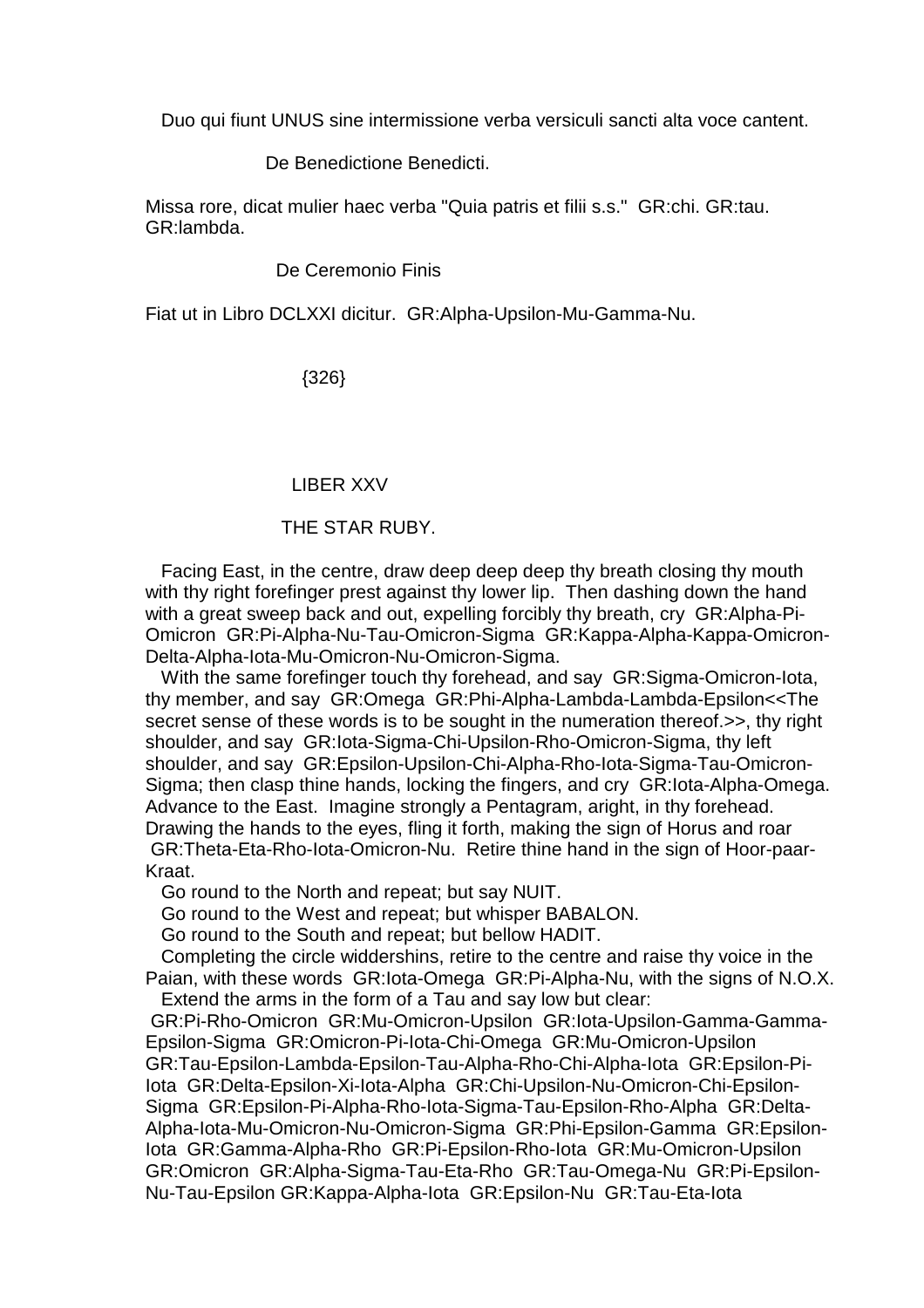Duo qui fiunt UNUS sine intermissione verba versiculi sancti alta voce cantent.

De Benedictione Benedicti.

Missa rore, dicat mulier haec verba "Quia patris et filii s.s." GR:chi. GR:tau. GR:lambda.

De Ceremonio Finis

Fiat ut in Libro DCLXXI dicitur. GR:Alpha-Upsilon-Mu-Gamma-Nu.

{326}

## LIBER XXV

## THE STAR RUBY.

Facing East, in the centre, draw deep deep deep thy breath closing thy mouth with thy right forefinger prest against thy lower lip. Then dashing down the hand with a great sweep back and out, expelling forcibly thy breath, cry GR:Alpha-Pi-Omicron GR:Pi-Alpha-Nu-Tau-Omicron-Sigma GR:Kappa-Alpha-Kappa-Omicron-Delta-Alpha-Iota-Mu-Omicron-Nu-Omicron-Sigma.

With the same forefinger touch thy forehead, and say GR:Sigma-Omicron-Iota, thy member, and say GR:Omega GR:Phi-Alpha-Lambda-Lambda-Epsilon<<The secret sense of these words is to be sought in the numeration thereof.>>, thy right shoulder, and say GR:Iota-Sigma-Chi-Upsilon-Rho-Omicron-Sigma, thy left shoulder, and say GR:Epsilon-Upsilon-Chi-Alpha-Rho-Iota-Sigma-Tau-Omicron-Sigma; then clasp thine hands, locking the fingers, and cry GR:Iota-Alpha-Omega. Advance to the East. Imagine strongly a Pentagram, aright, in thy forehead. Drawing the hands to the eyes, fling it forth, making the sign of Horus and roar GR:Theta-Eta-Rho-Iota-Omicron-Nu. Retire thine hand in the sign of Hoor-paar-Kraat.

Go round to the North and repeat; but say NUIT.

Go round to the West and repeat; but whisper BABALON.

Go round to the South and repeat; but bellow HADIT.

Completing the circle widdershins, retire to the centre and raise thy voice in the Paian, with these words GR:Iota-Omega GR:Pi-Alpha-Nu, with the signs of N.O.X.

Extend the arms in the form of a Tau and say low but clear:

GR:Pi-Rho-Omicron GR:Mu-Omicron-Upsilon GR:Iota-Upsilon-Gamma-Gamma-Epsilon-Sigma GR:Omicron-Pi-Iota-Chi-Omega GR:Mu-Omicron-Upsilon GR:Tau-Epsilon-Lambda-Epsilon-Tau-Alpha-Rho-Chi-Alpha-Iota GR:Epsilon-Pi-Iota GR:Delta-Epsilon-Xi-Iota-Alpha GR:Chi-Upsilon-Nu-Omicron-Chi-Epsilon-Sigma GR:Epsilon-Pi-Alpha-Rho-Iota-Sigma-Tau-Epsilon-Rho-Alpha GR:Delta-Alpha-Iota-Mu-Omicron-Nu-Omicron-Sigma GR:Phi-Epsilon-Gamma GR:Epsilon-Iota GR:Gamma-Alpha-Rho GR:Pi-Epsilon-Rho-Iota GR:Mu-Omicron-Upsilon GR:Omicron GR:Alpha-Sigma-Tau-Eta-Rho GR:Tau-Omega-Nu GR:Pi-Epsilon-Nu-Tau-Epsilon GR:Kappa-Alpha-Iota GR:Epsilon-Nu GR:Tau-Eta-Iota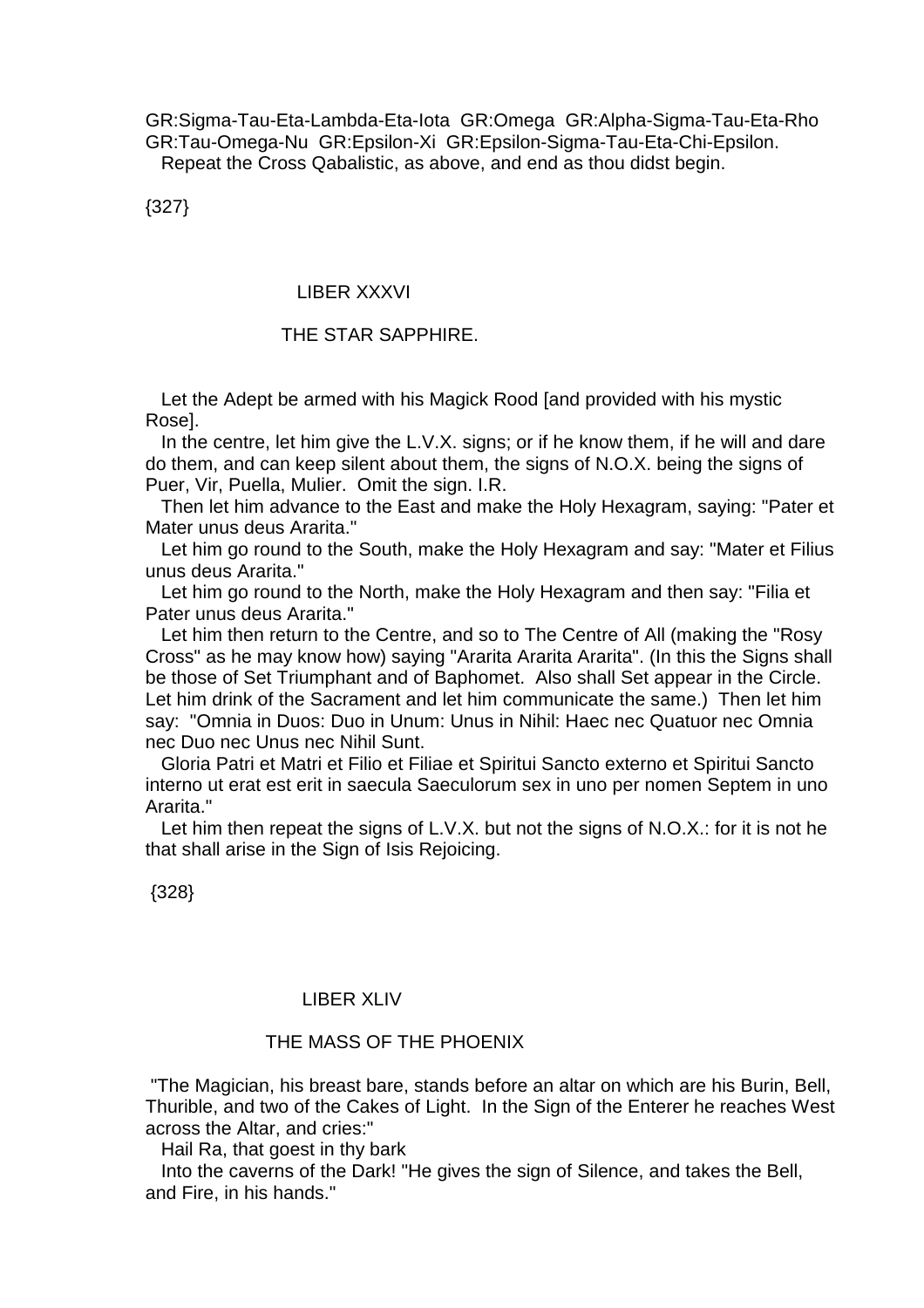GR:Sigma-Tau-Eta-Lambda-Eta-Iota GR:Omega GR:Alpha-Sigma-Tau-Eta-Rho GR:Tau-Omega-Nu GR:Epsilon-Xi GR:Epsilon-Sigma-Tau-Eta-Chi-Epsilon.

Repeat the Cross Qabalistic, as above, and end as thou didst begin.

{327}

## LIBER XXXVI

## THE STAR SAPPHIRE.

Let the Adept be armed with his Magick Rood [and provided with his mystic Rose].

In the centre, let him give the L.V.X. signs; or if he know them, if he will and dare do them, and can keep silent about them, the signs of N.O.X. being the signs of Puer, Vir, Puella, Mulier. Omit the sign. I.R.

Then let him advance to the East and make the Holy Hexagram, saying: "Pater et Mater unus deus Ararita."

Let him go round to the South, make the Holy Hexagram and say: "Mater et Filius unus deus Ararita."

Let him go round to the North, make the Holy Hexagram and then say: "Filia et Pater unus deus Ararita."

Let him then return to the Centre, and so to The Centre of All (making the "Rosy Cross" as he may know how) saying "Ararita Ararita Ararita". (In this the Signs shall be those of Set Triumphant and of Baphomet. Also shall Set appear in the Circle. Let him drink of the Sacrament and let him communicate the same.) Then let him say: "Omnia in Duos: Duo in Unum: Unus in Nihil: Haec nec Quatuor nec Omnia nec Duo nec Unus nec Nihil Sunt.

Gloria Patri et Matri et Filio et Filiae et Spiritui Sancto externo et Spiritui Sancto interno ut erat est erit in saecula Saeculorum sex in uno per nomen Septem in uno Ararita."

Let him then repeat the signs of L.V.X. but not the signs of N.O.X.: for it is not he that shall arise in the Sign of Isis Rejoicing.

{328}

## LIBER XLIV

## THE MASS OF THE PHOENIX

"The Magician, his breast bare, stands before an altar on which are his Burin, Bell, Thurible, and two of the Cakes of Light. In the Sign of the Enterer he reaches West across the Altar, and cries:"

Hail Ra, that goest in thy bark

Into the caverns of the Dark! "He gives the sign of Silence, and takes the Bell, and Fire, in his hands."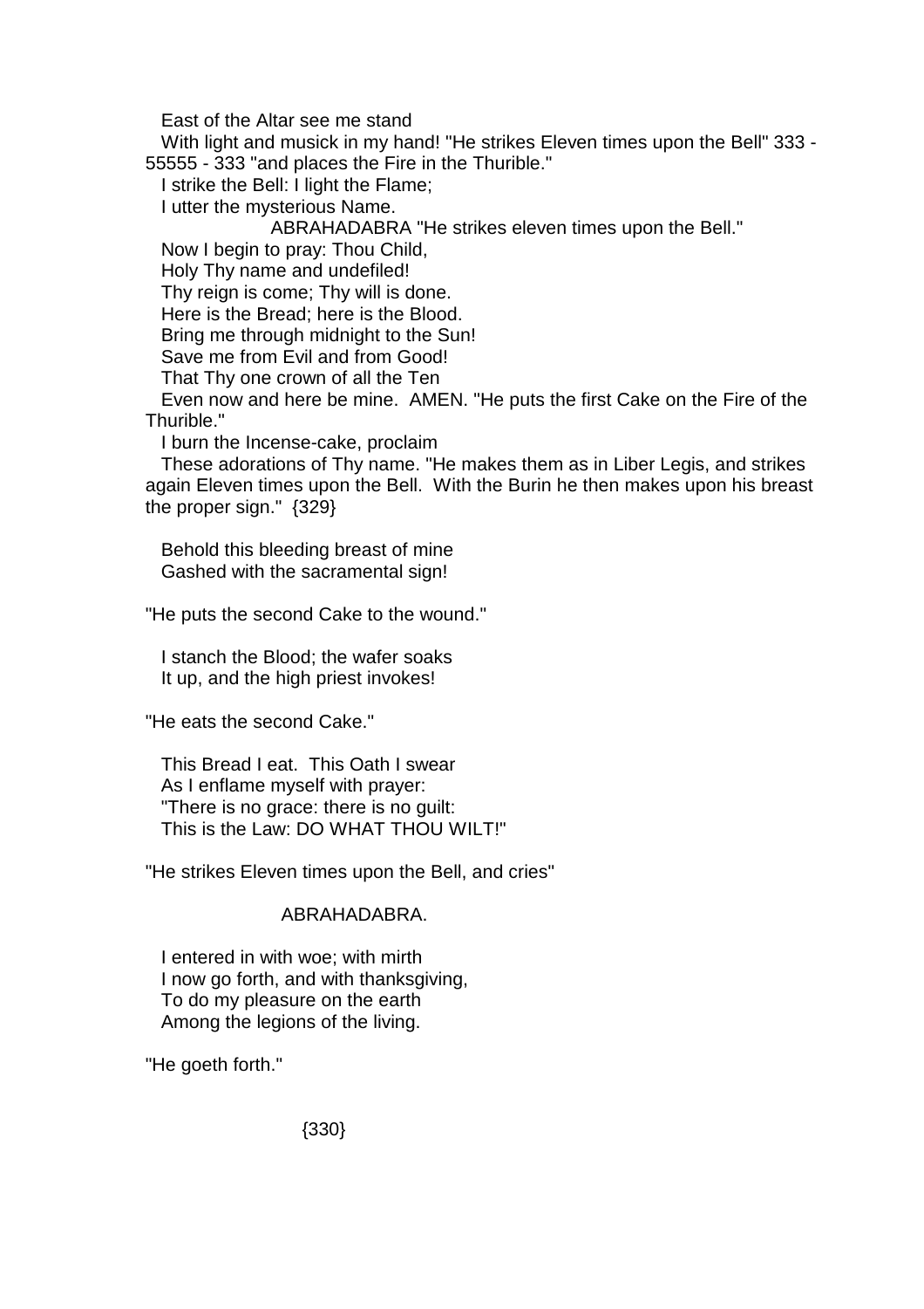East of the Altar see me stand
With light and musick in my hand! "He strikes Eleven times upon the Bell" 333 - 55555 - 333 "and places the Fire in the Thurible."
I strike the Bell: I light the Flame;
I utter the mysterious Name.
ABRAHADABRA "He strikes eleven times upon the Bell."
Now I begin to pray: Thou Child,
Holy Thy name and undefiled!
Thy reign is come; Thy will is done.
Here is the Bread; here is the Blood.
Bring me through midnight to the Sun!
Save me from Evil and from Good!
That Thy one crown of all the Ten
Even now and here be mine. AMEN. "He puts the first Cake on the Fire of the Thurible."
I burn the Incense-cake, proclaim
These adorations of Thy name. "He makes them as in Liber Legis, and strikes again Eleven times upon the Bell. With the Burin he then makes upon his breast the proper sign." {329}

Behold this bleeding breast of mine
Gashed with the sacramental sign!

"He puts the second Cake to the wound."

I stanch the Blood; the wafer soaks
It up, and the high priest invokes!

"He eats the second Cake."

This Bread I eat. This Oath I swear
As I enflame myself with prayer:
"There is no grace: there is no guilt:
This is the Law: DO WHAT THOU WILT!"

"He strikes Eleven times upon the Bell, and cries"

ABRAHADABRA.

I entered in with woe; with mirth
I now go forth, and with thanksgiving,
To do my pleasure on the earth
Among the legions of the living.

"He goeth forth."

{330}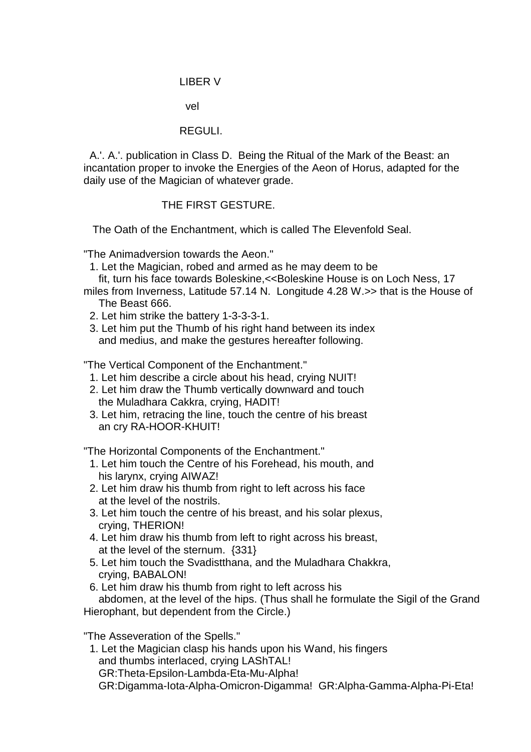LIBER V

vel

REGULI.

A.'. A.'. publication in Class D. Being the Ritual of the Mark of the Beast: an incantation proper to invoke the Energies of the Aeon of Horus, adapted for the daily use of the Magician of whatever grade.

THE FIRST GESTURE.

The Oath of the Enchantment, which is called The Elevenfold Seal.

"The Animadversion towards the Aeon."

1. Let the Magician, robed and armed as he may deem to be fit, turn his face towards Boleskine,<<Boleskine House is on Loch Ness, 17 miles from Inverness, Latitude 57.14 N. Longitude 4.28 W.>> that is the House of The Beast 666.
2. Let him strike the battery 1-3-3-3-1.
3. Let him put the Thumb of his right hand between its index and medius, and make the gestures hereafter following.

"The Vertical Component of the Enchantment."

1. Let him describe a circle about his head, crying NUIT!
2. Let him draw the Thumb vertically downward and touch the Muladhara Cakkra, crying, HADIT!
3. Let him, retracing the line, touch the centre of his breast an cry RA-HOOR-KHUIT!

"The Horizontal Components of the Enchantment."

1. Let him touch the Centre of his Forehead, his mouth, and his larynx, crying AIWAZ!
2. Let him draw his thumb from right to left across his face at the level of the nostrils.
3. Let him touch the centre of his breast, and his solar plexus, crying, THERION!
4. Let him draw his thumb from left to right across his breast, at the level of the sternum. {331}
5. Let him touch the Svadistthana, and the Muladhara Chakkra, crying, BABALON!
6. Let him draw his thumb from right to left across his abdomen, at the level of the hips. (Thus shall he formulate the Sigil of the Grand Hierophant, but dependent from the Circle.)

"The Asseveration of the Spells."

1. Let the Magician clasp his hands upon his Wand, his fingers and thumbs interlaced, crying LAShTAL!
GR:Theta-Epsilon-Lambda-Eta-Mu-Alpha!
GR:Digamma-Iota-Alpha-Omicron-Digamma! GR:Alpha-Gamma-Alpha-Pi-Eta!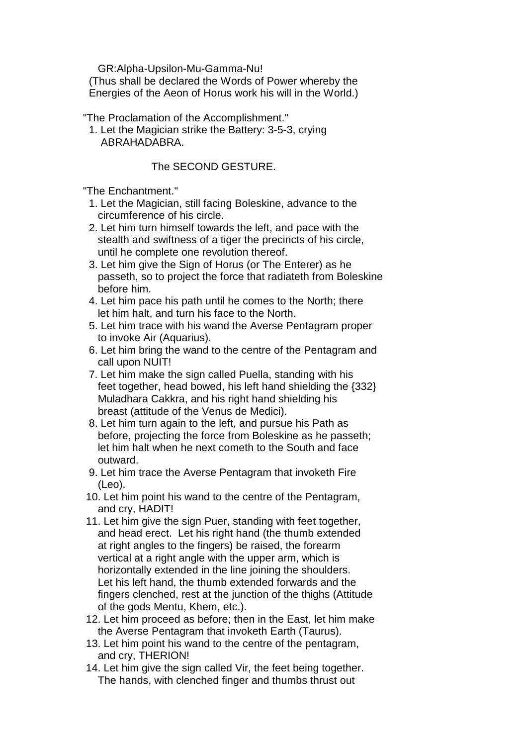GR:Alpha-Upsilon-Mu-Gamma-Nu!

(Thus shall be declared the Words of Power whereby the Energies of the Aeon of Horus work his will in the World.)

"The Proclamation of the Accomplishment."

1. Let the Magician strike the Battery: 3-5-3, crying ABRAHADABRA.

The SECOND GESTURE.

"The Enchantment."

1. Let the Magician, still facing Boleskine, advance to the circumference of his circle.
2. Let him turn himself towards the left, and pace with the stealth and swiftness of a tiger the precincts of his circle, until he complete one revolution thereof.
3. Let him give the Sign of Horus (or The Enterer) as he passeth, so to project the force that radiateth from Boleskine before him.
4. Let him pace his path until he comes to the North; there let him halt, and turn his face to the North.
5. Let him trace with his wand the Averse Pentagram proper to invoke Air (Aquarius).
6. Let him bring the wand to the centre of the Pentagram and call upon NUIT!
7. Let him make the sign called Puella, standing with his feet together, head bowed, his left hand shielding the {332} Muladhara Cakkra, and his right hand shielding his breast (attitude of the Venus de Medici).
8. Let him turn again to the left, and pursue his Path as before, projecting the force from Boleskine as he passeth; let him halt when he next cometh to the South and face outward.
9. Let him trace the Averse Pentagram that invoketh Fire (Leo).
10. Let him point his wand to the centre of the Pentagram, and cry, HADIT!
11. Let him give the sign Puer, standing with feet together, and head erect. Let his right hand (the thumb extended at right angles to the fingers) be raised, the forearm vertical at a right angle with the upper arm, which is horizontally extended in the line joining the shoulders. Let his left hand, the thumb extended forwards and the fingers clenched, rest at the junction of the thighs (Attitude of the gods Mentu, Khem, etc.).
12. Let him proceed as before; then in the East, let him make the Averse Pentagram that invoketh Earth (Taurus).
13. Let him point his wand to the centre of the pentagram, and cry, THERION!
14. Let him give the sign called Vir, the feet being together. The hands, with clenched finger and thumbs thrust out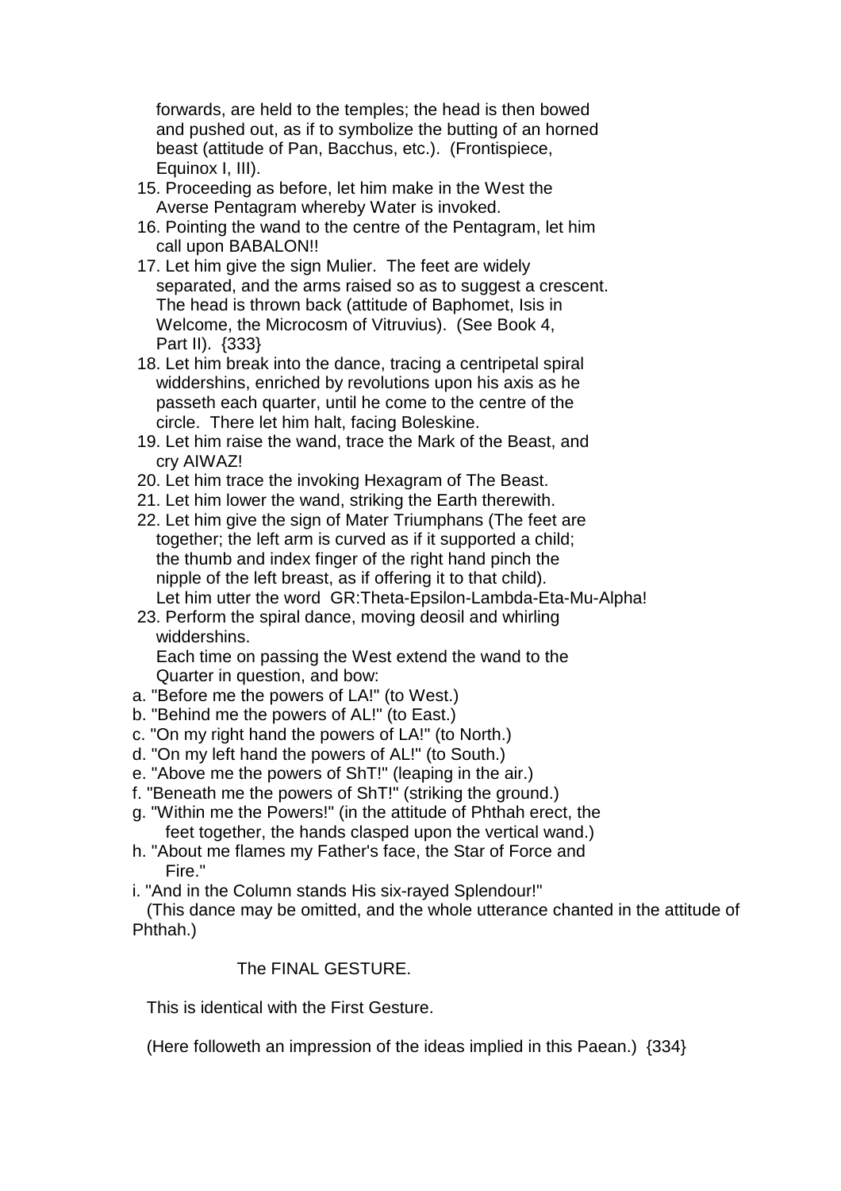forwards, are held to the temples; the head is then bowed and pushed out, as if to symbolize the butting of an horned beast (attitude of Pan, Bacchus, etc.). (Frontispiece, Equinox I, III).

15. Proceeding as before, let him make in the West the Averse Pentagram whereby Water is invoked.
16. Pointing the wand to the centre of the Pentagram, let him call upon BABALON!!
17. Let him give the sign Mulier. The feet are widely separated, and the arms raised so as to suggest a crescent. The head is thrown back (attitude of Baphomet, Isis in Welcome, the Microcosm of Vitruvius). (See Book 4, Part II). {333}
18. Let him break into the dance, tracing a centripetal spiral widdershins, enriched by revolutions upon his axis as he passeth each quarter, until he come to the centre of the circle. There let him halt, facing Boleskine.
19. Let him raise the wand, trace the Mark of the Beast, and cry AIWAZ!
20. Let him trace the invoking Hexagram of The Beast.
21. Let him lower the wand, striking the Earth therewith.
22. Let him give the sign of Mater Triumphans (The feet are together; the left arm is curved as if it supported a child; the thumb and index finger of the right hand pinch the nipple of the left breast, as if offering it to that child). Let him utter the word GR:Theta-Epsilon-Lambda-Eta-Mu-Alpha!
23. Perform the spiral dance, moving deosil and whirling widdershins.
    Each time on passing the West extend the wand to the Quarter in question, and bow:

a. "Before me the powers of LA!" (to West.)
b. "Behind me the powers of AL!" (to East.)
c. "On my right hand the powers of LA!" (to North.)
d. "On my left hand the powers of AL!" (to South.)
e. "Above me the powers of ShT!" (leaping in the air.)
f. "Beneath me the powers of ShT!" (striking the ground.)
g. "Within me the Powers!" (in the attitude of Phthah erect, the feet together, the hands clasped upon the vertical wand.)
h. "About me flames my Father's face, the Star of Force and Fire."
i. "And in the Column stands His six-rayed Splendour!"

(This dance may be omitted, and the whole utterance chanted in the attitude of Phthah.)

### The FINAL GESTURE.

This is identical with the First Gesture.

(Here followeth an impression of the ideas implied in this Paean.) {334}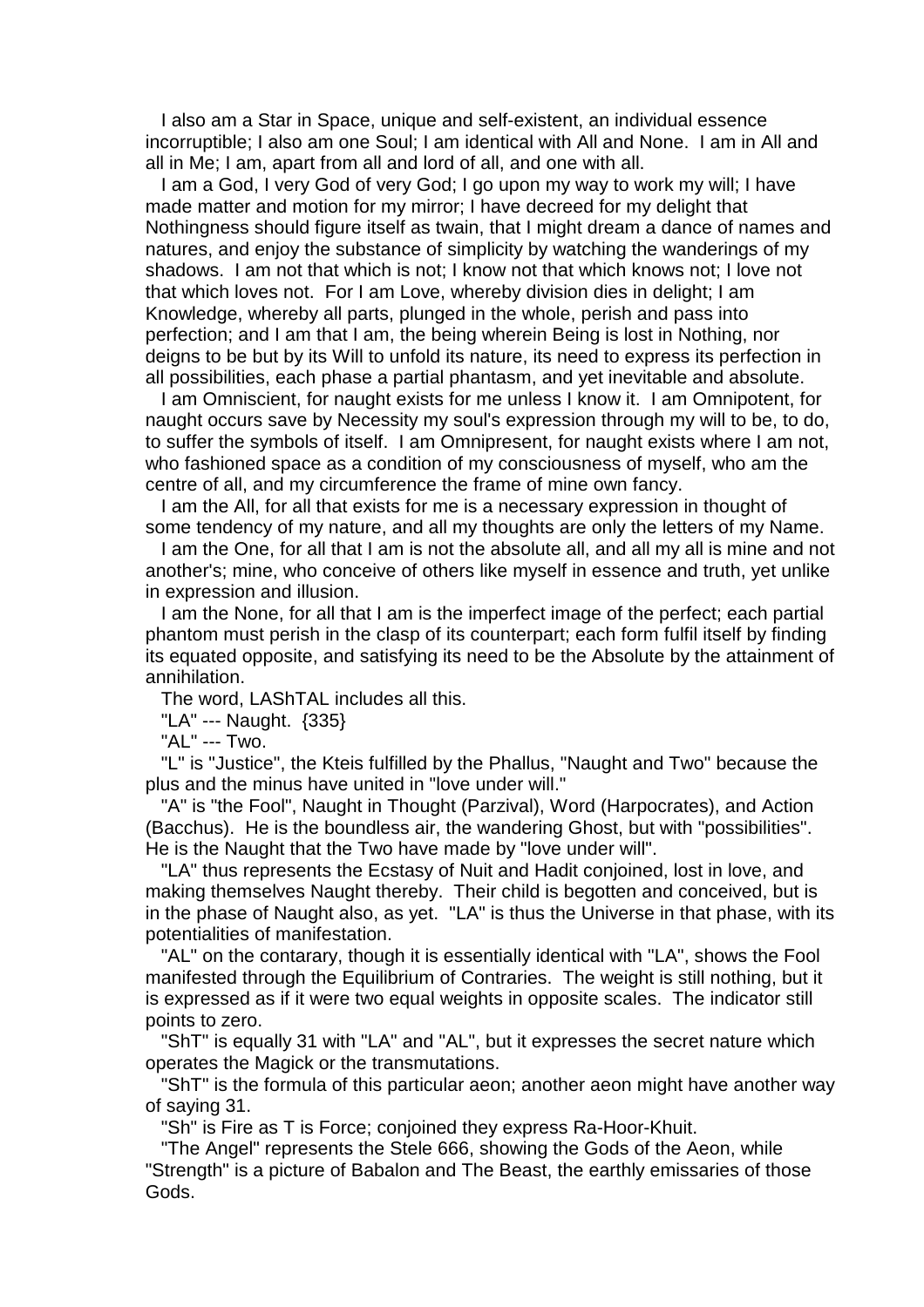I also am a Star in Space, unique and self-existent, an individual essence incorruptible; I also am one Soul; I am identical with All and None. I am in All and all in Me; I am, apart from all and lord of all, and one with all.

I am a God, I very God of very God; I go upon my way to work my will; I have made matter and motion for my mirror; I have decreed for my delight that Nothingness should figure itself as twain, that I might dream a dance of names and natures, and enjoy the substance of simplicity by watching the wanderings of my shadows. I am not that which is not; I know not that which knows not; I love not that which loves not. For I am Love, whereby division dies in delight; I am Knowledge, whereby all parts, plunged in the whole, perish and pass into perfection; and I am that I am, the being wherein Being is lost in Nothing, nor deigns to be but by its Will to unfold its nature, its need to express its perfection in all possibilities, each phase a partial phantasm, and yet inevitable and absolute.

I am Omniscient, for naught exists for me unless I know it. I am Omnipotent, for naught occurs save by Necessity my soul's expression through my will to be, to do, to suffer the symbols of itself. I am Omnipresent, for naught exists where I am not, who fashioned space as a condition of my consciousness of myself, who am the centre of all, and my circumference the frame of mine own fancy.

I am the All, for all that exists for me is a necessary expression in thought of some tendency of my nature, and all my thoughts are only the letters of my Name.

I am the One, for all that I am is not the absolute all, and all my all is mine and not another's; mine, who conceive of others like myself in essence and truth, yet unlike in expression and illusion.

I am the None, for all that I am is the imperfect image of the perfect; each partial phantom must perish in the clasp of its counterpart; each form fulfil itself by finding its equated opposite, and satisfying its need to be the Absolute by the attainment of annihilation.

The word, LAShTAL includes all this.

"LA" --- Naught. {335}

"AL" --- Two.

"L" is "Justice", the Kteis fulfilled by the Phallus, "Naught and Two" because the plus and the minus have united in "love under will."

"A" is "the Fool", Naught in Thought (Parzival), Word (Harpocrates), and Action (Bacchus). He is the boundless air, the wandering Ghost, but with "possibilities". He is the Naught that the Two have made by "love under will".

"LA" thus represents the Ecstasy of Nuit and Hadit conjoined, lost in love, and making themselves Naught thereby. Their child is begotten and conceived, but is in the phase of Naught also, as yet. "LA" is thus the Universe in that phase, with its potentialities of manifestation.

"AL" on the contarary, though it is essentially identical with "LA", shows the Fool manifested through the Equilibrium of Contraries. The weight is still nothing, but it is expressed as if it were two equal weights in opposite scales. The indicator still points to zero.

"ShT" is equally 31 with "LA" and "AL", but it expresses the secret nature which operates the Magick or the transmutations.

"ShT" is the formula of this particular aeon; another aeon might have another way of saying 31.

"Sh" is Fire as T is Force; conjoined they express Ra-Hoor-Khuit.

"The Angel" represents the Stele 666, showing the Gods of the Aeon, while "Strength" is a picture of Babalon and The Beast, the earthly emissaries of those Gods.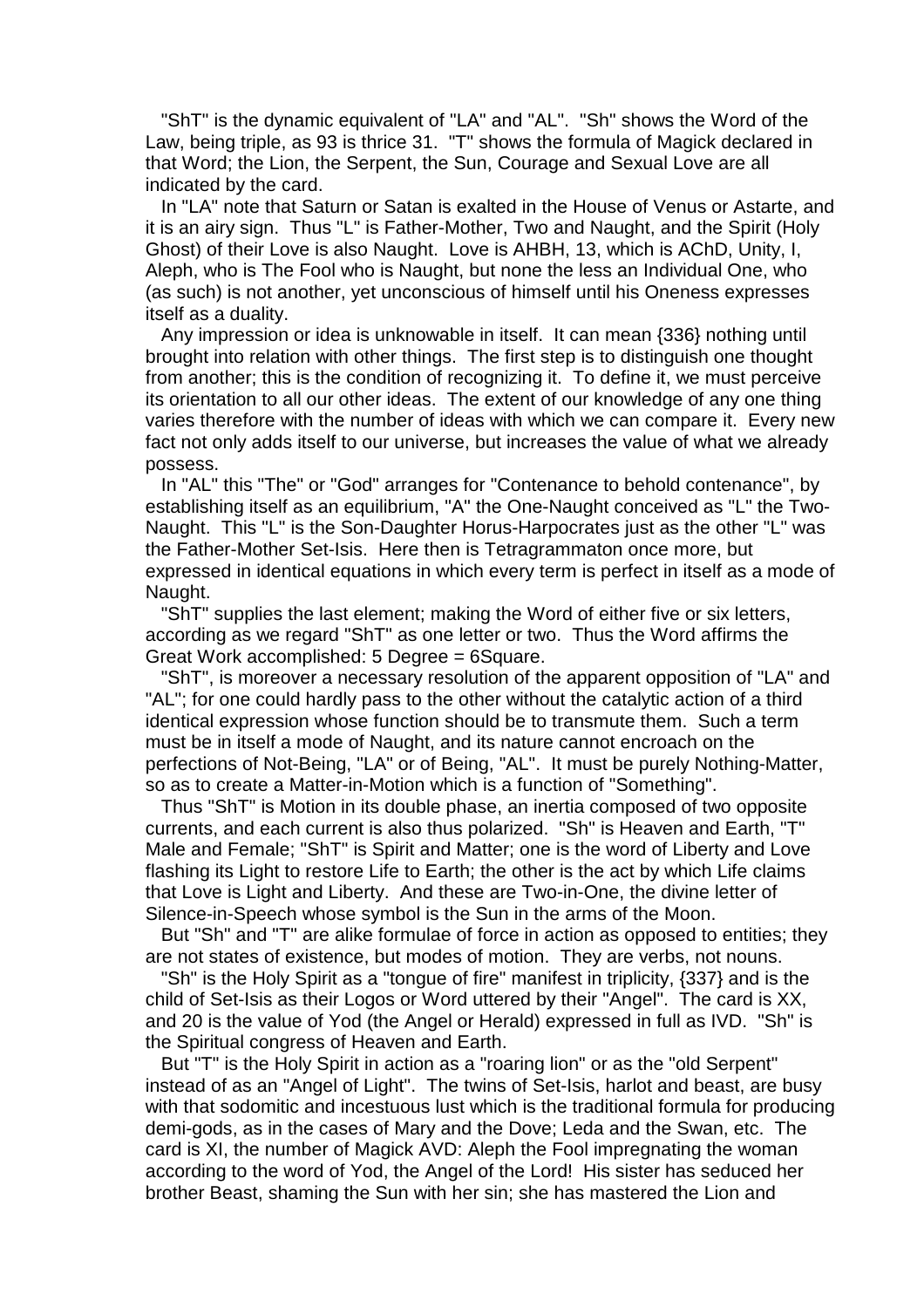"ShT" is the dynamic equivalent of "LA" and "AL". "Sh" shows the Word of the Law, being triple, as 93 is thrice 31. "T" shows the formula of Magick declared in that Word; the Lion, the Serpent, the Sun, Courage and Sexual Love are all indicated by the card.

In "LA" note that Saturn or Satan is exalted in the House of Venus or Astarte, and it is an airy sign. Thus "L" is Father-Mother, Two and Naught, and the Spirit (Holy Ghost) of their Love is also Naught. Love is AHBH, 13, which is AChD, Unity, I, Aleph, who is The Fool who is Naught, but none the less an Individual One, who (as such) is not another, yet unconscious of himself until his Oneness expresses itself as a duality.

Any impression or idea is unknowable in itself. It can mean {336} nothing until brought into relation with other things. The first step is to distinguish one thought from another; this is the condition of recognizing it. To define it, we must perceive its orientation to all our other ideas. The extent of our knowledge of any one thing varies therefore with the number of ideas with which we can compare it. Every new fact not only adds itself to our universe, but increases the value of what we already possess.

In "AL" this "The" or "God" arranges for "Contenance to behold contenance", by establishing itself as an equilibrium, "A" the One-Naught conceived as "L" the Two-Naught. This "L" is the Son-Daughter Horus-Harpocrates just as the other "L" was the Father-Mother Set-Isis. Here then is Tetragrammaton once more, but expressed in identical equations in which every term is perfect in itself as a mode of Naught.

"ShT" supplies the last element; making the Word of either five or six letters, according as we regard "ShT" as one letter or two. Thus the Word affirms the Great Work accomplished: 5 Degree = 6Square.

"ShT", is moreover a necessary resolution of the apparent opposition of "LA" and "AL"; for one could hardly pass to the other without the catalytic action of a third identical expression whose function should be to transmute them. Such a term must be in itself a mode of Naught, and its nature cannot encroach on the perfections of Not-Being, "LA" or of Being, "AL". It must be purely Nothing-Matter, so as to create a Matter-in-Motion which is a function of "Something".

Thus "ShT" is Motion in its double phase, an inertia composed of two opposite currents, and each current is also thus polarized. "Sh" is Heaven and Earth, "T" Male and Female; "ShT" is Spirit and Matter; one is the word of Liberty and Love flashing its Light to restore Life to Earth; the other is the act by which Life claims that Love is Light and Liberty. And these are Two-in-One, the divine letter of Silence-in-Speech whose symbol is the Sun in the arms of the Moon.

But "Sh" and "T" are alike formulae of force in action as opposed to entities; they are not states of existence, but modes of motion. They are verbs, not nouns.

"Sh" is the Holy Spirit as a "tongue of fire" manifest in triplicity, {337} and is the child of Set-Isis as their Logos or Word uttered by their "Angel". The card is XX, and 20 is the value of Yod (the Angel or Herald) expressed in full as IVD. "Sh" is the Spiritual congress of Heaven and Earth.

But "T" is the Holy Spirit in action as a "roaring lion" or as the "old Serpent" instead of as an "Angel of Light". The twins of Set-Isis, harlot and beast, are busy with that sodomitic and incestuous lust which is the traditional formula for producing demi-gods, as in the cases of Mary and the Dove; Leda and the Swan, etc. The card is XI, the number of Magick AVD: Aleph the Fool impregnating the woman according to the word of Yod, the Angel of the Lord! His sister has seduced her brother Beast, shaming the Sun with her sin; she has mastered the Lion and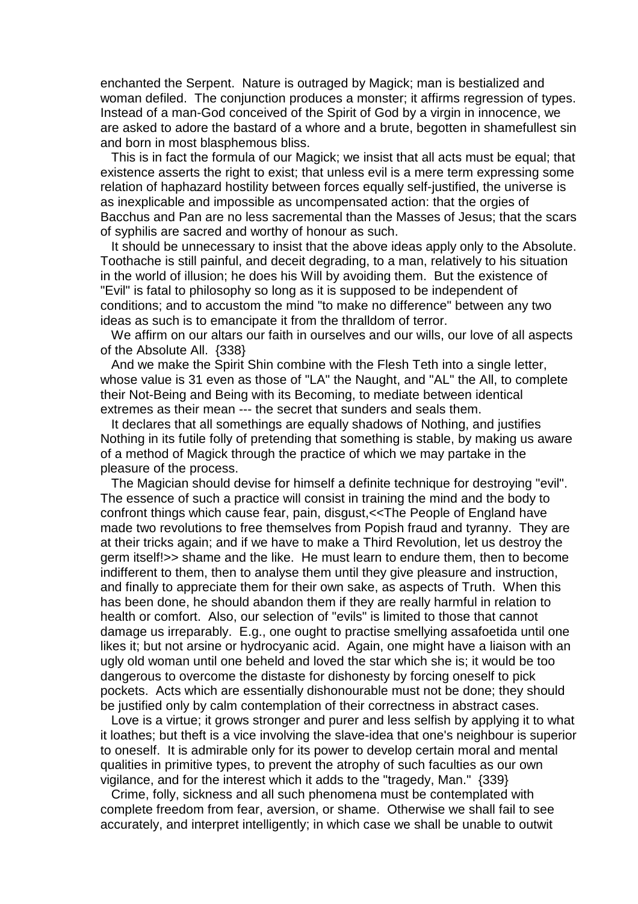enchanted the Serpent. Nature is outraged by Magick; man is bestialized and woman defiled. The conjunction produces a monster; it affirms regression of types. Instead of a man-God conceived of the Spirit of God by a virgin in innocence, we are asked to adore the bastard of a whore and a brute, begotten in shamefullest sin and born in most blasphemous bliss.

This is in fact the formula of our Magick; we insist that all acts must be equal; that existence asserts the right to exist; that unless evil is a mere term expressing some relation of haphazard hostility between forces equally self-justified, the universe is as inexplicable and impossible as uncompensated action: that the orgies of Bacchus and Pan are no less sacremental than the Masses of Jesus; that the scars of syphilis are sacred and worthy of honour as such.

It should be unnecessary to insist that the above ideas apply only to the Absolute. Toothache is still painful, and deceit degrading, to a man, relatively to his situation in the world of illusion; he does his Will by avoiding them. But the existence of "Evil" is fatal to philosophy so long as it is supposed to be independent of conditions; and to accustom the mind "to make no difference" between any two ideas as such is to emancipate it from the thralldom of terror.

We affirm on our altars our faith in ourselves and our wills, our love of all aspects of the Absolute All. {338}

And we make the Spirit Shin combine with the Flesh Teth into a single letter, whose value is 31 even as those of "LA" the Naught, and "AL" the All, to complete their Not-Being and Being with its Becoming, to mediate between identical extremes as their mean --- the secret that sunders and seals them.

It declares that all somethings are equally shadows of Nothing, and justifies Nothing in its futile folly of pretending that something is stable, by making us aware of a method of Magick through the practice of which we may partake in the pleasure of the process.

The Magician should devise for himself a definite technique for destroying "evil". The essence of such a practice will consist in training the mind and the body to confront things which cause fear, pain, disgust,<<The People of England have made two revolutions to free themselves from Popish fraud and tyranny. They are at their tricks again; and if we have to make a Third Revolution, let us destroy the germ itself!>> shame and the like. He must learn to endure them, then to become indifferent to them, then to analyse them until they give pleasure and instruction, and finally to appreciate them for their own sake, as aspects of Truth. When this has been done, he should abandon them if they are really harmful in relation to health or comfort. Also, our selection of "evils" is limited to those that cannot damage us irreparably. E.g., one ought to practise smellying assafoetida until one likes it; but not arsine or hydrocyanic acid. Again, one might have a liaison with an ugly old woman until one beheld and loved the star which she is; it would be too dangerous to overcome the distaste for dishonesty by forcing oneself to pick pockets. Acts which are essentially dishonourable must not be done; they should be justified only by calm contemplation of their correctness in abstract cases.

Love is a virtue; it grows stronger and purer and less selfish by applying it to what it loathes; but theft is a vice involving the slave-idea that one's neighbour is superior to oneself. It is admirable only for its power to develop certain moral and mental qualities in primitive types, to prevent the atrophy of such faculties as our own vigilance, and for the interest which it adds to the "tragedy, Man." {339}

Crime, folly, sickness and all such phenomena must be contemplated with complete freedom from fear, aversion, or shame. Otherwise we shall fail to see accurately, and interpret intelligently; in which case we shall be unable to outwit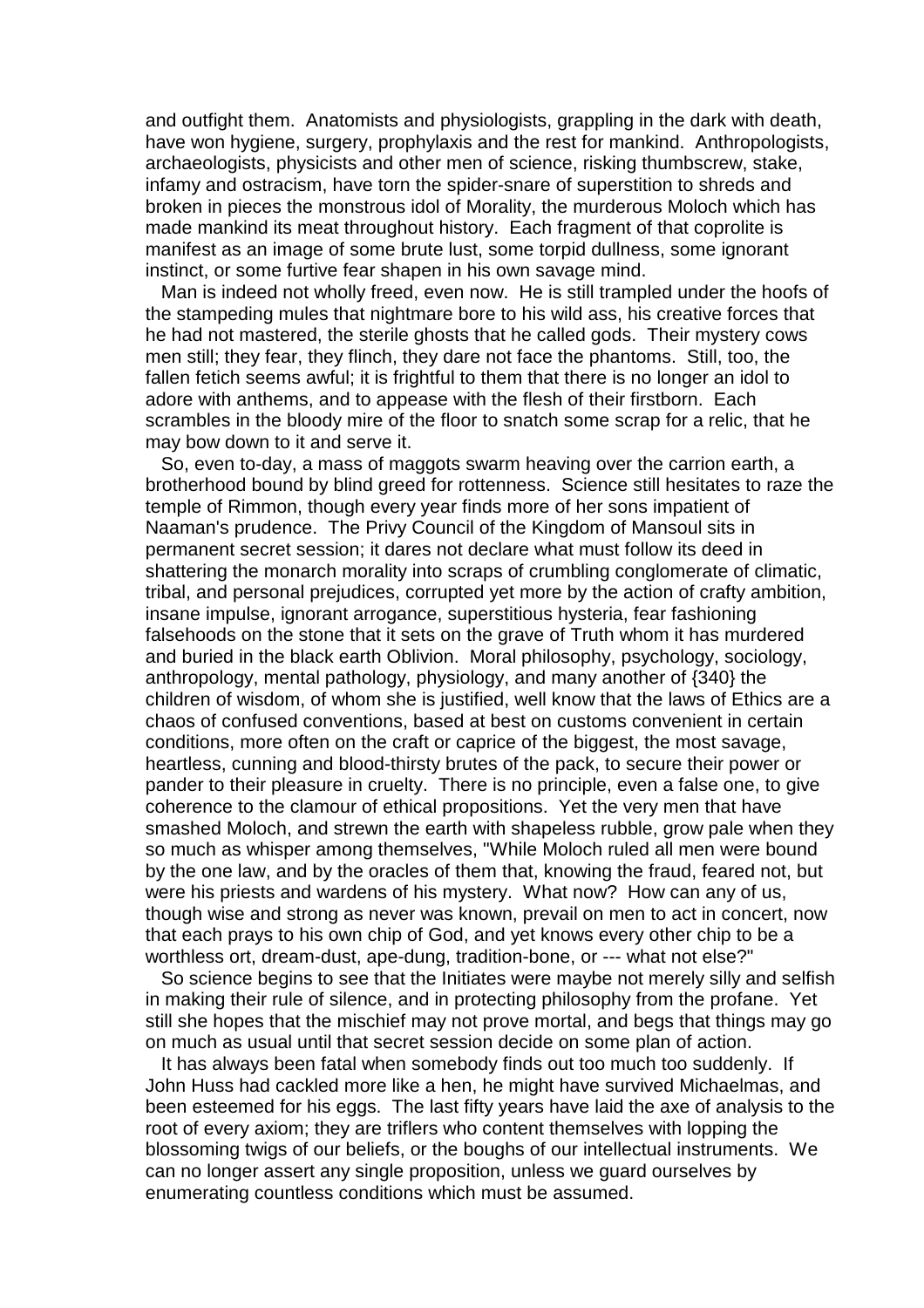and outfight them. Anatomists and physiologists, grappling in the dark with death, have won hygiene, surgery, prophylaxis and the rest for mankind. Anthropologists, archaeologists, physicists and other men of science, risking thumbscrew, stake, infamy and ostracism, have torn the spider-snare of superstition to shreds and broken in pieces the monstrous idol of Morality, the murderous Moloch which has made mankind its meat throughout history. Each fragment of that coprolite is manifest as an image of some brute lust, some torpid dullness, some ignorant instinct, or some furtive fear shapen in his own savage mind.

Man is indeed not wholly freed, even now. He is still trampled under the hoofs of the stampeding mules that nightmare bore to his wild ass, his creative forces that he had not mastered, the sterile ghosts that he called gods. Their mystery cows men still; they fear, they flinch, they dare not face the phantoms. Still, too, the fallen fetich seems awful; it is frightful to them that there is no longer an idol to adore with anthems, and to appease with the flesh of their firstborn. Each scrambles in the bloody mire of the floor to snatch some scrap for a relic, that he may bow down to it and serve it.

So, even to-day, a mass of maggots swarm heaving over the carrion earth, a brotherhood bound by blind greed for rottenness. Science still hesitates to raze the temple of Rimmon, though every year finds more of her sons impatient of Naaman's prudence. The Privy Council of the Kingdom of Mansoul sits in permanent secret session; it dares not declare what must follow its deed in shattering the monarch morality into scraps of crumbling conglomerate of climatic, tribal, and personal prejudices, corrupted yet more by the action of crafty ambition, insane impulse, ignorant arrogance, superstitious hysteria, fear fashioning falsehoods on the stone that it sets on the grave of Truth whom it has murdered and buried in the black earth Oblivion. Moral philosophy, psychology, sociology, anthropology, mental pathology, physiology, and many another of {340} the children of wisdom, of whom she is justified, well know that the laws of Ethics are a chaos of confused conventions, based at best on customs convenient in certain conditions, more often on the craft or caprice of the biggest, the most savage, heartless, cunning and blood-thirsty brutes of the pack, to secure their power or pander to their pleasure in cruelty. There is no principle, even a false one, to give coherence to the clamour of ethical propositions. Yet the very men that have smashed Moloch, and strewn the earth with shapeless rubble, grow pale when they so much as whisper among themselves, "While Moloch ruled all men were bound by the one law, and by the oracles of them that, knowing the fraud, feared not, but were his priests and wardens of his mystery. What now? How can any of us, though wise and strong as never was known, prevail on men to act in concert, now that each prays to his own chip of God, and yet knows every other chip to be a worthless ort, dream-dust, ape-dung, tradition-bone, or --- what not else?"

So science begins to see that the Initiates were maybe not merely silly and selfish in making their rule of silence, and in protecting philosophy from the profane. Yet still she hopes that the mischief may not prove mortal, and begs that things may go on much as usual until that secret session decide on some plan of action.

It has always been fatal when somebody finds out too much too suddenly. If John Huss had cackled more like a hen, he might have survived Michaelmas, and been esteemed for his eggs. The last fifty years have laid the axe of analysis to the root of every axiom; they are triflers who content themselves with lopping the blossoming twigs of our beliefs, or the boughs of our intellectual instruments. We can no longer assert any single proposition, unless we guard ourselves by enumerating countless conditions which must be assumed.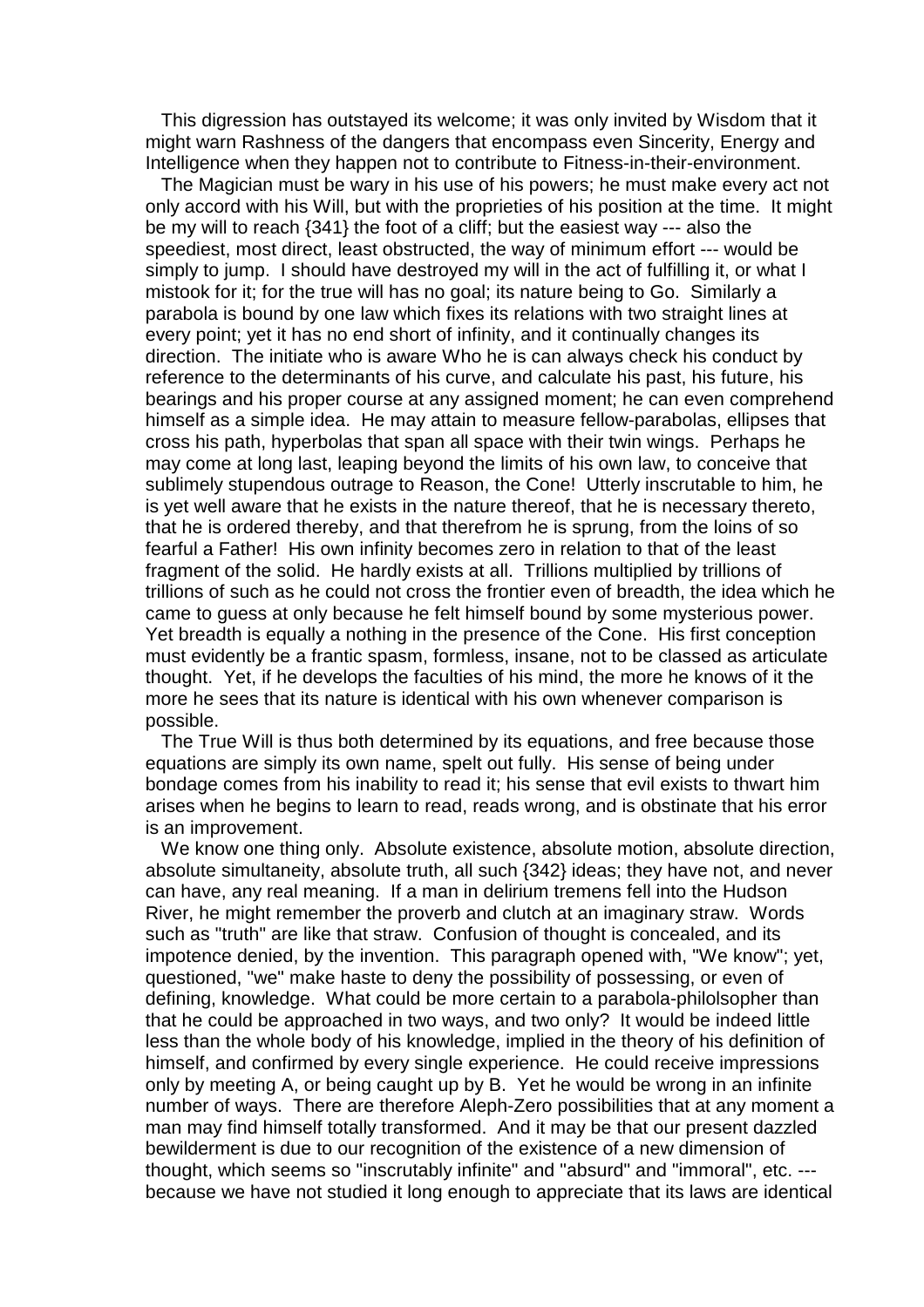This digression has outstayed its welcome; it was only invited by Wisdom that it might warn Rashness of the dangers that encompass even Sincerity, Energy and Intelligence when they happen not to contribute to Fitness-in-their-environment.

The Magician must be wary in his use of his powers; he must make every act not only accord with his Will, but with the proprieties of his position at the time. It might be my will to reach {341} the foot of a cliff; but the easiest way --- also the speediest, most direct, least obstructed, the way of minimum effort --- would be simply to jump. I should have destroyed my will in the act of fulfilling it, or what I mistook for it; for the true will has no goal; its nature being to Go. Similarly a parabola is bound by one law which fixes its relations with two straight lines at every point; yet it has no end short of infinity, and it continually changes its direction. The initiate who is aware Who he is can always check his conduct by reference to the determinants of his curve, and calculate his past, his future, his bearings and his proper course at any assigned moment; he can even comprehend himself as a simple idea. He may attain to measure fellow-parabolas, ellipses that cross his path, hyperbolas that span all space with their twin wings. Perhaps he may come at long last, leaping beyond the limits of his own law, to conceive that sublimely stupendous outrage to Reason, the Cone! Utterly inscrutable to him, he is yet well aware that he exists in the nature thereof, that he is necessary thereto, that he is ordered thereby, and that therefrom he is sprung, from the loins of so fearful a Father! His own infinity becomes zero in relation to that of the least fragment of the solid. He hardly exists at all. Trillions multiplied by trillions of trillions of such as he could not cross the frontier even of breadth, the idea which he came to guess at only because he felt himself bound by some mysterious power. Yet breadth is equally a nothing in the presence of the Cone. His first conception must evidently be a frantic spasm, formless, insane, not to be classed as articulate thought. Yet, if he develops the faculties of his mind, the more he knows of it the more he sees that its nature is identical with his own whenever comparison is possible.

The True Will is thus both determined by its equations, and free because those equations are simply its own name, spelt out fully. His sense of being under bondage comes from his inability to read it; his sense that evil exists to thwart him arises when he begins to learn to read, reads wrong, and is obstinate that his error is an improvement.

We know one thing only. Absolute existence, absolute motion, absolute direction, absolute simultaneity, absolute truth, all such {342} ideas; they have not, and never can have, any real meaning. If a man in delirium tremens fell into the Hudson River, he might remember the proverb and clutch at an imaginary straw. Words such as "truth" are like that straw. Confusion of thought is concealed, and its impotence denied, by the invention. This paragraph opened with, "We know"; yet, questioned, "we" make haste to deny the possibility of possessing, or even of defining, knowledge. What could be more certain to a parabola-philolsopher than that he could be approached in two ways, and two only? It would be indeed little less than the whole body of his knowledge, implied in the theory of his definition of himself, and confirmed by every single experience. He could receive impressions only by meeting A, or being caught up by B. Yet he would be wrong in an infinite number of ways. There are therefore Aleph-Zero possibilities that at any moment a man may find himself totally transformed. And it may be that our present dazzled bewilderment is due to our recognition of the existence of a new dimension of thought, which seems so "inscrutably infinite" and "absurd" and "immoral", etc. --- because we have not studied it long enough to appreciate that its laws are identical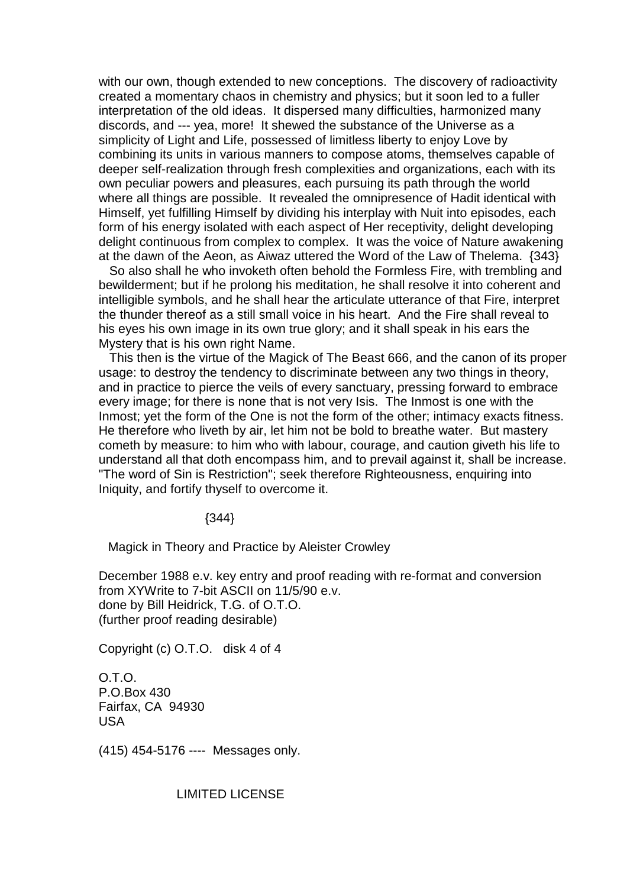with our own, though extended to new conceptions. The discovery of radioactivity created a momentary chaos in chemistry and physics; but it soon led to a fuller interpretation of the old ideas. It dispersed many difficulties, harmonized many discords, and --- yea, more! It shewed the substance of the Universe as a simplicity of Light and Life, possessed of limitless liberty to enjoy Love by combining its units in various manners to compose atoms, themselves capable of deeper self-realization through fresh complexities and organizations, each with its own peculiar powers and pleasures, each pursuing its path through the world where all things are possible. It revealed the omnipresence of Hadit identical with Himself, yet fulfilling Himself by dividing his interplay with Nuit into episodes, each form of his energy isolated with each aspect of Her receptivity, delight developing delight continuous from complex to complex. It was the voice of Nature awakening at the dawn of the Aeon, as Aiwaz uttered the Word of the Law of Thelema. {343}

So also shall he who invoketh often behold the Formless Fire, with trembling and bewilderment; but if he prolong his meditation, he shall resolve it into coherent and intelligible symbols, and he shall hear the articulate utterance of that Fire, interpret the thunder thereof as a still small voice in his heart. And the Fire shall reveal to his eyes his own image in its own true glory; and it shall speak in his ears the Mystery that is his own right Name.

This then is the virtue of the Magick of The Beast 666, and the canon of its proper usage: to destroy the tendency to discriminate between any two things in theory, and in practice to pierce the veils of every sanctuary, pressing forward to embrace every image; for there is none that is not very Isis. The Inmost is one with the Inmost; yet the form of the One is not the form of the other; intimacy exacts fitness. He therefore who liveth by air, let him not be bold to breathe water. But mastery cometh by measure: to him who with labour, courage, and caution giveth his life to understand all that doth encompass him, and to prevail against it, shall be increase. "The word of Sin is Restriction"; seek therefore Righteousness, enquiring into Iniquity, and fortify thyself to overcome it.

{344}

Magick in Theory and Practice by Aleister Crowley

December 1988 e.v. key entry and proof reading with re-format and conversion from XYWrite to 7-bit ASCII on 11/5/90 e.v.
done by Bill Heidrick, T.G. of O.T.O.
(further proof reading desirable)

Copyright (c) O.T.O. disk 4 of 4

O.T.O.
P.O.Box 430
Fairfax, CA 94930
USA

(415) 454-5176 ---- Messages only.

LIMITED LICENSE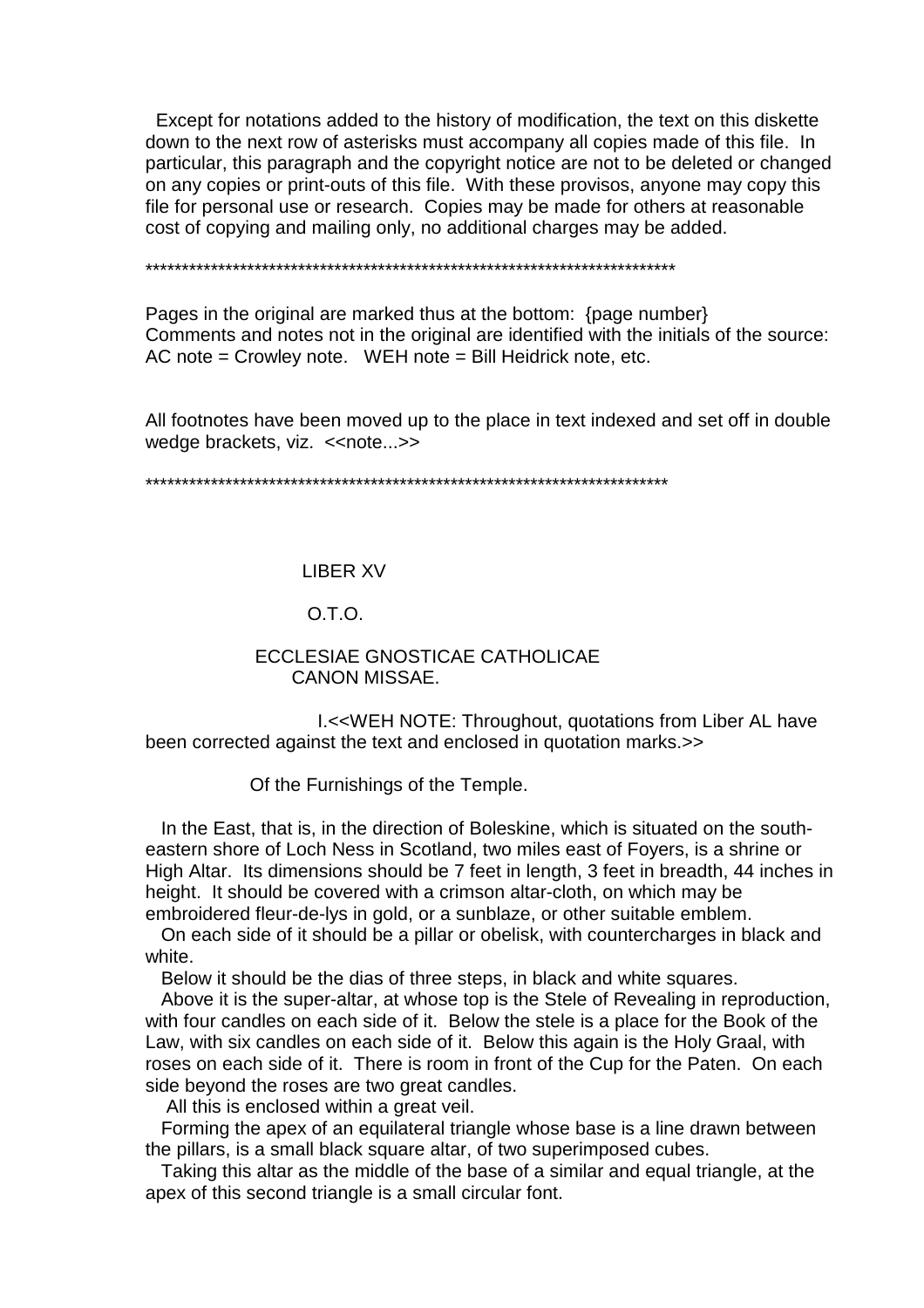Except for notations added to the history of modification, the text on this diskette down to the next row of asterisks must accompany all copies made of this file. In particular, this paragraph and the copyright notice are not to be deleted or changed on any copies or print-outs of this file. With these provisos, anyone may copy this file for personal use or research. Copies may be made for others at reasonable cost of copying and mailing only, no additional charges may be added.

**************************************************************************

Pages in the original are marked thus at the bottom: {page number}
Comments and notes not in the original are identified with the initials of the source:
AC note = Crowley note. WEH note = Bill Heidrick note, etc.

All footnotes have been moved up to the place in text indexed and set off in double wedge brackets, viz. <<note...>>

**************************************************************************

LIBER XV

O.T.O.

ECCLESIAE GNOSTICAE CATHOLICAE
CANON MISSAE.

I.<<WEH NOTE: Throughout, quotations from Liber AL have been corrected against the text and enclosed in quotation marks.>>

Of the Furnishings of the Temple.

In the East, that is, in the direction of Boleskine, which is situated on the south-eastern shore of Loch Ness in Scotland, two miles east of Foyers, is a shrine or High Altar. Its dimensions should be 7 feet in length, 3 feet in breadth, 44 inches in height. It should be covered with a crimson altar-cloth, on which may be embroidered fleur-de-lys in gold, or a sunblaze, or other suitable emblem.

On each side of it should be a pillar or obelisk, with countercharges in black and white.

Below it should be the dias of three steps, in black and white squares.

Above it is the super-altar, at whose top is the Stele of Revealing in reproduction, with four candles on each side of it. Below the stele is a place for the Book of the Law, with six candles on each side of it. Below this again is the Holy Graal, with roses on each side of it. There is room in front of the Cup for the Paten. On each side beyond the roses are two great candles.

All this is enclosed within a great veil.

Forming the apex of an equilateral triangle whose base is a line drawn between the pillars, is a small black square altar, of two superimposed cubes.

Taking this altar as the middle of the base of a similar and equal triangle, at the apex of this second triangle is a small circular font.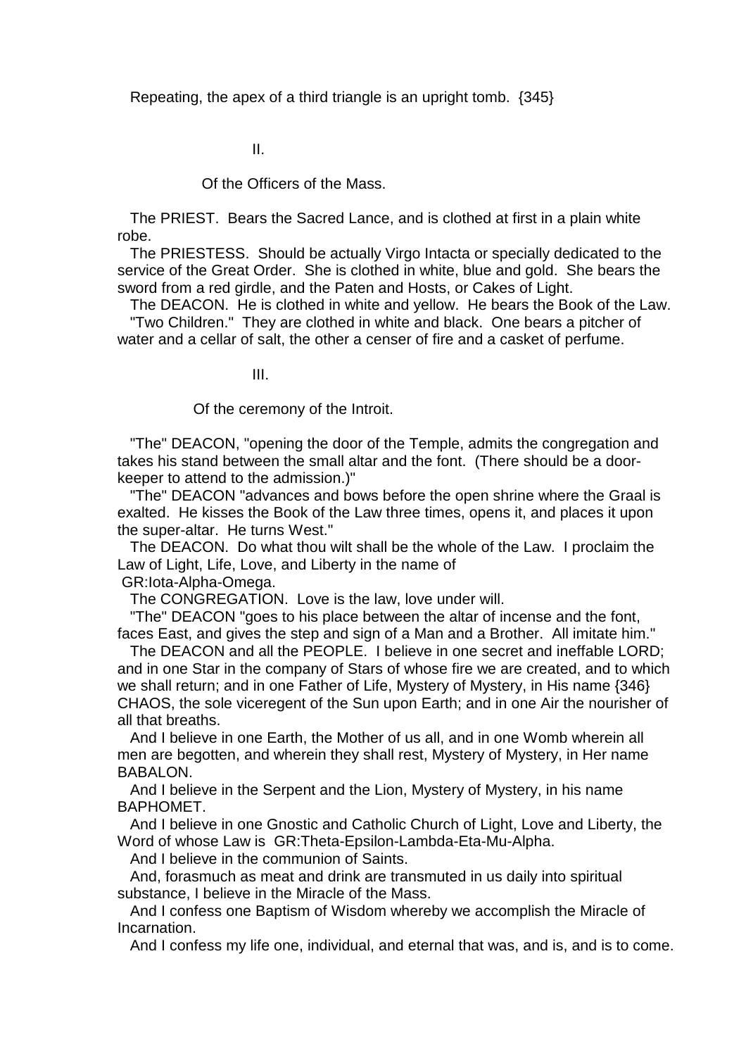Repeating, the apex of a third triangle is an upright tomb. {345}

II.

Of the Officers of the Mass.

The PRIEST. Bears the Sacred Lance, and is clothed at first in a plain white robe.

The PRIESTESS. Should be actually Virgo Intacta or specially dedicated to the service of the Great Order. She is clothed in white, blue and gold. She bears the sword from a red girdle, and the Paten and Hosts, or Cakes of Light.

The DEACON. He is clothed in white and yellow. He bears the Book of the Law.

"Two Children." They are clothed in white and black. One bears a pitcher of water and a cellar of salt, the other a censer of fire and a casket of perfume.

III.

Of the ceremony of the Introit.

"The" DEACON, "opening the door of the Temple, admits the congregation and takes his stand between the small altar and the font. (There should be a door-keeper to attend to the admission.)"

"The" DEACON "advances and bows before the open shrine where the Graal is exalted. He kisses the Book of the Law three times, opens it, and places it upon the super-altar. He turns West."

The DEACON. Do what thou wilt shall be the whole of the Law. I proclaim the Law of Light, Life, Love, and Liberty in the name of GR:Iota-Alpha-Omega.

The CONGREGATION. Love is the law, love under will.

"The" DEACON "goes to his place between the altar of incense and the font, faces East, and gives the step and sign of a Man and a Brother. All imitate him."

The DEACON and all the PEOPLE. I believe in one secret and ineffable LORD; and in one Star in the company of Stars of whose fire we are created, and to which we shall return; and in one Father of Life, Mystery of Mystery, in His name {346} CHAOS, the sole viceregent of the Sun upon Earth; and in one Air the nourisher of all that breaths.

And I believe in one Earth, the Mother of us all, and in one Womb wherein all men are begotten, and wherein they shall rest, Mystery of Mystery, in Her name BABALON.

And I believe in the Serpent and the Lion, Mystery of Mystery, in his name BAPHOMET.

And I believe in one Gnostic and Catholic Church of Light, Love and Liberty, the Word of whose Law is GR:Theta-Epsilon-Lambda-Eta-Mu-Alpha.

And I believe in the communion of Saints.

And, forasmuch as meat and drink are transmuted in us daily into spiritual substance, I believe in the Miracle of the Mass.

And I confess one Baptism of Wisdom whereby we accomplish the Miracle of Incarnation.

And I confess my life one, individual, and eternal that was, and is, and is to come.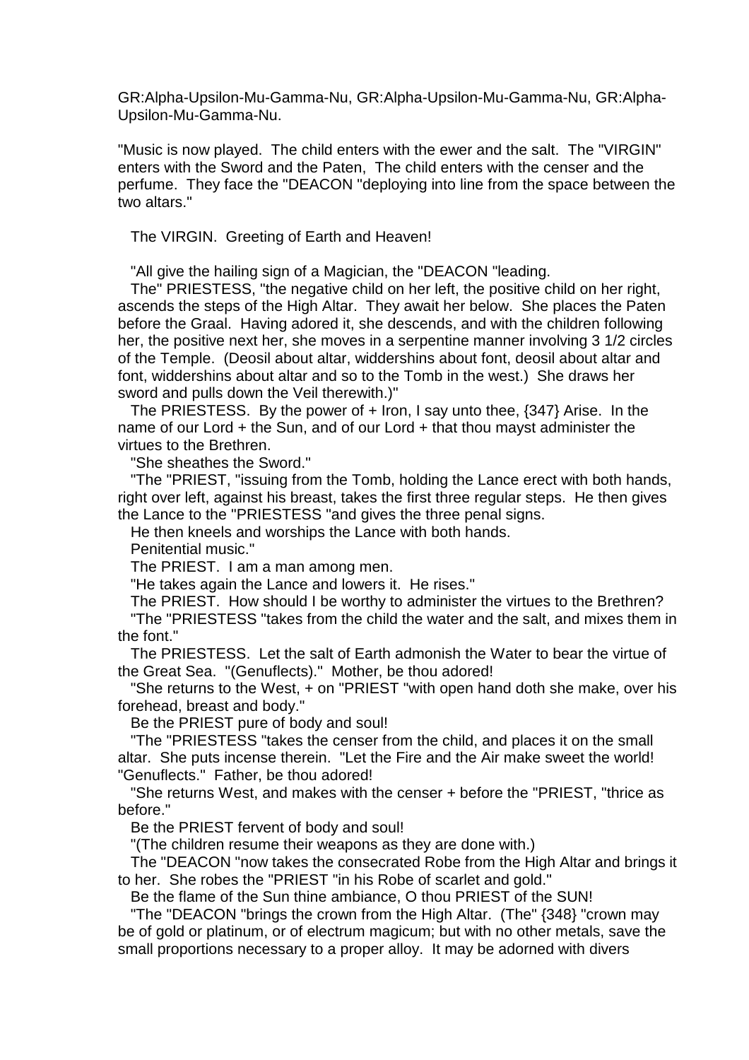GR:Alpha-Upsilon-Mu-Gamma-Nu, GR:Alpha-Upsilon-Mu-Gamma-Nu, GR:Alpha-Upsilon-Mu-Gamma-Nu.

"Music is now played. The child enters with the ewer and the salt. The "VIRGIN" enters with the Sword and the Paten, The child enters with the censer and the perfume. They face the "DEACON "deploying into line from the space between the two altars."

The VIRGIN. Greeting of Earth and Heaven!

"All give the hailing sign of a Magician, the "DEACON "leading.

The" PRIESTESS, "the negative child on her left, the positive child on her right, ascends the steps of the High Altar. They await her below. She places the Paten before the Graal. Having adored it, she descends, and with the children following her, the positive next her, she moves in a serpentine manner involving 3 1/2 circles of the Temple. (Deosil about altar, widdershins about font, deosil about altar and font, widdershins about altar and so to the Tomb in the west.) She draws her sword and pulls down the Veil therewith.)"

The PRIESTESS. By the power of + Iron, I say unto thee, {347} Arise. In the name of our Lord + the Sun, and of our Lord + that thou mayst administer the virtues to the Brethren.

"She sheathes the Sword."

"The "PRIEST, "issuing from the Tomb, holding the Lance erect with both hands, right over left, against his breast, takes the first three regular steps. He then gives the Lance to the "PRIESTESS "and gives the three penal signs.

He then kneels and worships the Lance with both hands.

Penitential music."

The PRIEST. I am a man among men.

"He takes again the Lance and lowers it. He rises."

The PRIEST. How should I be worthy to administer the virtues to the Brethren?

"The "PRIESTESS "takes from the child the water and the salt, and mixes them in the font."

The PRIESTESS. Let the salt of Earth admonish the Water to bear the virtue of the Great Sea. "(Genuflects)." Mother, be thou adored!

"She returns to the West, + on "PRIEST "with open hand doth she make, over his forehead, breast and body."

Be the PRIEST pure of body and soul!

"The "PRIESTESS "takes the censer from the child, and places it on the small altar. She puts incense therein. "Let the Fire and the Air make sweet the world! "Genuflects." Father, be thou adored!

"She returns West, and makes with the censer + before the "PRIEST, "thrice as before."

Be the PRIEST fervent of body and soul!

"(The children resume their weapons as they are done with.)

The "DEACON "now takes the consecrated Robe from the High Altar and brings it to her. She robes the "PRIEST "in his Robe of scarlet and gold."

Be the flame of the Sun thine ambiance, O thou PRIEST of the SUN!

"The "DEACON "brings the crown from the High Altar. (The" {348} "crown may be of gold or platinum, or of electrum magicum; but with no other metals, save the small proportions necessary to a proper alloy. It may be adorned with divers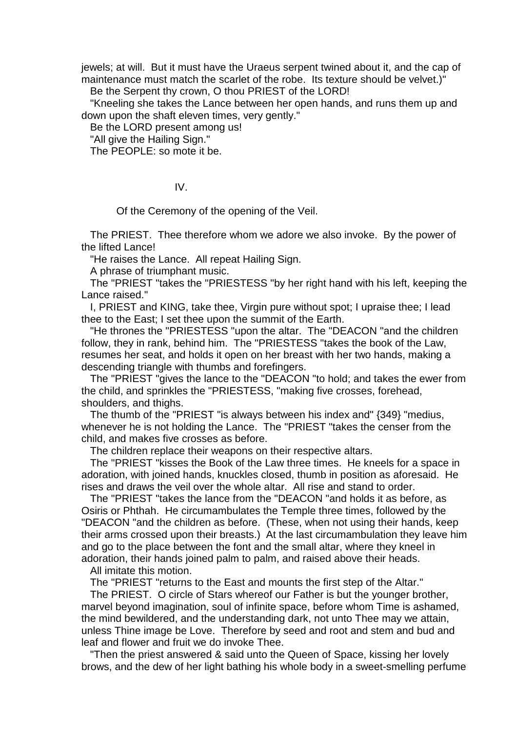jewels; at will. But it must have the Uraeus serpent twined about it, and the cap of maintenance must match the scarlet of the robe. Its texture should be velvet.)"

Be the Serpent thy crown, O thou PRIEST of the LORD!

"Kneeling she takes the Lance between her open hands, and runs them up and down upon the shaft eleven times, very gently."

Be the LORD present among us!

"All give the Hailing Sign."

The PEOPLE: so mote it be.

IV.

Of the Ceremony of the opening of the Veil.

The PRIEST. Thee therefore whom we adore we also invoke. By the power of the lifted Lance!

"He raises the Lance. All repeat Hailing Sign.

A phrase of triumphant music.

The "PRIEST "takes the "PRIESTESS "by her right hand with his left, keeping the Lance raised."

I, PRIEST and KING, take thee, Virgin pure without spot; I upraise thee; I lead thee to the East; I set thee upon the summit of the Earth.

"He thrones the "PRIESTESS "upon the altar. The "DEACON "and the children follow, they in rank, behind him. The "PRIESTESS "takes the book of the Law, resumes her seat, and holds it open on her breast with her two hands, making a descending triangle with thumbs and forefingers.

The "PRIEST "gives the lance to the "DEACON "to hold; and takes the ewer from the child, and sprinkles the "PRIESTESS, "making five crosses, forehead, shoulders, and thighs.

The thumb of the "PRIEST "is always between his index and" {349} "medius, whenever he is not holding the Lance. The "PRIEST "takes the censer from the child, and makes five crosses as before.

The children replace their weapons on their respective altars.

The "PRIEST "kisses the Book of the Law three times. He kneels for a space in adoration, with joined hands, knuckles closed, thumb in position as aforesaid. He rises and draws the veil over the whole altar. All rise and stand to order.

The "PRIEST "takes the lance from the "DEACON "and holds it as before, as Osiris or Phthah. He circumambulates the Temple three times, followed by the "DEACON "and the children as before. (These, when not using their hands, keep their arms crossed upon their breasts.) At the last circumambulation they leave him and go to the place between the font and the small altar, where they kneel in adoration, their hands joined palm to palm, and raised above their heads.

All imitate this motion.

The "PRIEST "returns to the East and mounts the first step of the Altar."

The PRIEST. O circle of Stars whereof our Father is but the younger brother, marvel beyond imagination, soul of infinite space, before whom Time is ashamed, the mind bewildered, and the understanding dark, not unto Thee may we attain, unless Thine image be Love. Therefore by seed and root and stem and bud and leaf and flower and fruit we do invoke Thee.

"Then the priest answered & said unto the Queen of Space, kissing her lovely brows, and the dew of her light bathing his whole body in a sweet-smelling perfume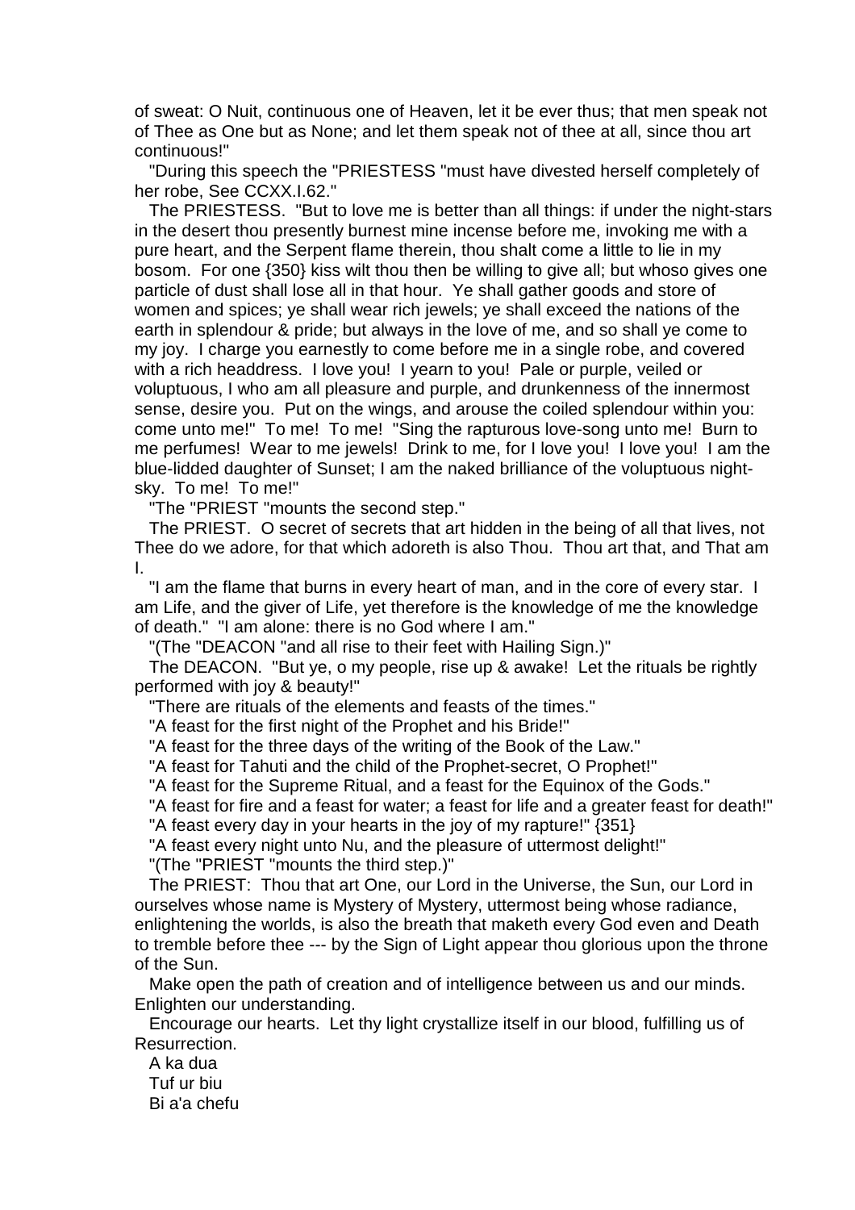of sweat: O Nuit, continuous one of Heaven, let it be ever thus; that men speak not of Thee as One but as None; and let them speak not of thee at all, since thou art continuous!"

"During this speech the "PRIESTESS "must have divested herself completely of her robe, See CCXX.I.62."

The PRIESTESS. "But to love me is better than all things: if under the night-stars in the desert thou presently burnest mine incense before me, invoking me with a pure heart, and the Serpent flame therein, thou shalt come a little to lie in my bosom. For one {350} kiss wilt thou then be willing to give all; but whoso gives one particle of dust shall lose all in that hour. Ye shall gather goods and store of women and spices; ye shall wear rich jewels; ye shall exceed the nations of the earth in splendour & pride; but always in the love of me, and so shall ye come to my joy. I charge you earnestly to come before me in a single robe, and covered with a rich headdress. I love you! I yearn to you! Pale or purple, veiled or voluptuous, I who am all pleasure and purple, and drunkenness of the innermost sense, desire you. Put on the wings, and arouse the coiled splendour within you: come unto me!" To me! To me! "Sing the rapturous love-song unto me! Burn to me perfumes! Wear to me jewels! Drink to me, for I love you! I love you! I am the blue-lidded daughter of Sunset; I am the naked brilliance of the voluptuous night-sky. To me! To me!"

"The "PRIEST "mounts the second step."

The PRIEST. O secret of secrets that art hidden in the being of all that lives, not Thee do we adore, for that which adoreth is also Thou. Thou art that, and That am I.

"I am the flame that burns in every heart of man, and in the core of every star. I am Life, and the giver of Life, yet therefore is the knowledge of me the knowledge of death." "I am alone: there is no God where I am."

"(The "DEACON "and all rise to their feet with Hailing Sign.)"

The DEACON. "But ye, o my people, rise up & awake! Let the rituals be rightly performed with joy & beauty!"

"There are rituals of the elements and feasts of the times."

"A feast for the first night of the Prophet and his Bride!"

"A feast for the three days of the writing of the Book of the Law."

"A feast for Tahuti and the child of the Prophet-secret, O Prophet!"

"A feast for the Supreme Ritual, and a feast for the Equinox of the Gods."

"A feast for fire and a feast for water; a feast for life and a greater feast for death!"

"A feast every day in your hearts in the joy of my rapture!" {351}

"A feast every night unto Nu, and the pleasure of uttermost delight!"

"(The "PRIEST "mounts the third step.)"

The PRIEST: Thou that art One, our Lord in the Universe, the Sun, our Lord in ourselves whose name is Mystery of Mystery, uttermost being whose radiance, enlightening the worlds, is also the breath that maketh every God even and Death to tremble before thee --- by the Sign of Light appear thou glorious upon the throne of the Sun.

Make open the path of creation and of intelligence between us and our minds. Enlighten our understanding.

Encourage our hearts. Let thy light crystallize itself in our blood, fulfilling us of Resurrection.

A ka dua
Tuf ur biu
Bi a'a chefu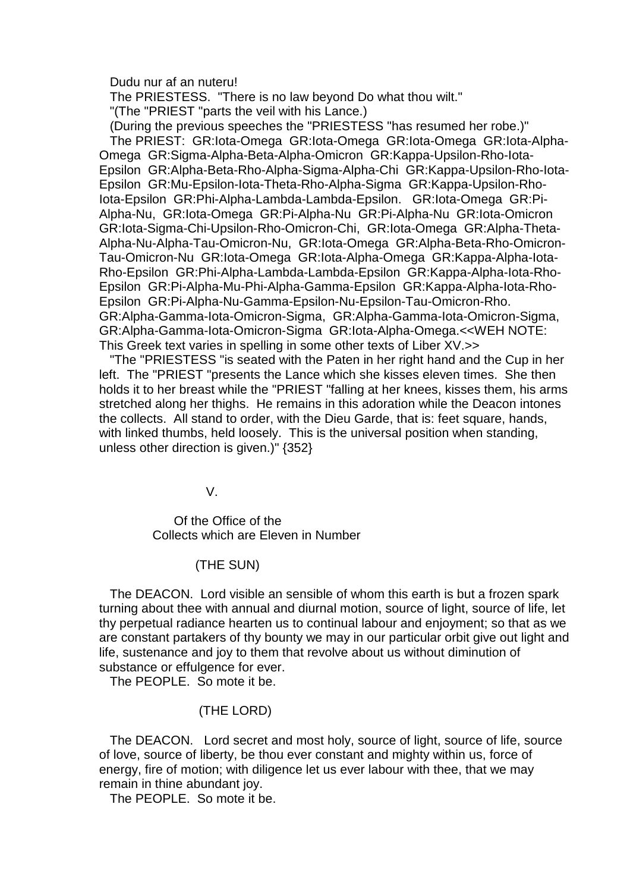Dudu nur af an nuteru!

The PRIESTESS. "There is no law beyond Do what thou wilt."

"(The "PRIEST "parts the veil with his Lance.)

(During the previous speeches the "PRIESTESS "has resumed her robe.)"

The PRIEST: GR:Iota-Omega GR:Iota-Omega GR:Iota-Omega GR:Iota-Alpha-Omega GR:Sigma-Alpha-Beta-Alpha-Omicron GR:Kappa-Upsilon-Rho-Iota-Epsilon GR:Alpha-Beta-Rho-Alpha-Sigma-Alpha-Chi GR:Kappa-Upsilon-Rho-Iota-Epsilon GR:Mu-Epsilon-Iota-Theta-Rho-Alpha-Sigma GR:Kappa-Upsilon-Rho-Iota-Epsilon GR:Phi-Alpha-Lambda-Lambda-Epsilon. GR:Iota-Omega GR:Pi-Alpha-Nu, GR:Iota-Omega GR:Pi-Alpha-Nu GR:Pi-Alpha-Nu GR:Iota-Omicron GR:Iota-Sigma-Chi-Upsilon-Rho-Omicron-Chi, GR:Iota-Omega GR:Alpha-Theta-Alpha-Nu-Alpha-Tau-Omicron-Nu, GR:Iota-Omega GR:Alpha-Beta-Rho-Omicron-Tau-Omicron-Nu GR:Iota-Omega GR:Iota-Alpha-Omega GR:Kappa-Alpha-Iota-Rho-Epsilon GR:Phi-Alpha-Lambda-Lambda-Epsilon GR:Kappa-Alpha-Iota-Rho-Epsilon GR:Pi-Alpha-Mu-Phi-Alpha-Gamma-Epsilon GR:Kappa-Alpha-Iota-Rho-Epsilon GR:Pi-Alpha-Nu-Gamma-Epsilon-Nu-Epsilon-Tau-Omicron-Rho. GR:Alpha-Gamma-Iota-Omicron-Sigma, GR:Alpha-Gamma-Iota-Omicron-Sigma, GR:Alpha-Gamma-Iota-Omicron-Sigma GR:Iota-Alpha-Omega.<<WEH NOTE: This Greek text varies in spelling in some other texts of Liber XV.>>

"The "PRIESTESS "is seated with the Paten in her right hand and the Cup in her left. The "PRIEST "presents the Lance which she kisses eleven times. She then holds it to her breast while the "PRIEST "falling at her knees, kisses them, his arms stretched along her thighs. He remains in this adoration while the Deacon intones the collects. All stand to order, with the Dieu Garde, that is: feet square, hands, with linked thumbs, held loosely. This is the universal position when standing, unless other direction is given.)" {352}

## V.

### Of the Office of the Collects which are Eleven in Number

#### (THE SUN)

The DEACON. Lord visible an sensible of whom this earth is but a frozen spark turning about thee with annual and diurnal motion, source of light, source of life, let thy perpetual radiance hearten us to continual labour and enjoyment; so that as we are constant partakers of thy bounty we may in our particular orbit give out light and life, sustenance and joy to them that revolve about us without diminution of substance or effulgence for ever.

The PEOPLE. So mote it be.

#### (THE LORD)

The DEACON. Lord secret and most holy, source of light, source of life, source of love, source of liberty, be thou ever constant and mighty within us, force of energy, fire of motion; with diligence let us ever labour with thee, that we may remain in thine abundant joy.

The PEOPLE. So mote it be.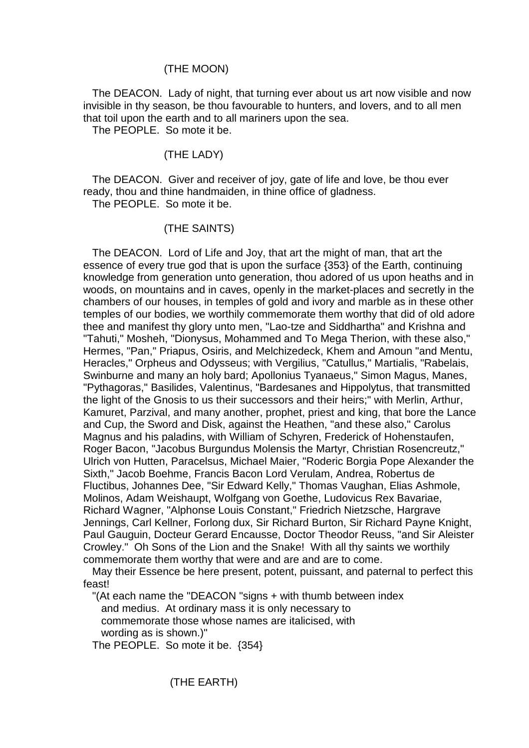(THE MOON)

The DEACON. Lady of night, that turning ever about us art now visible and now invisible in thy season, be thou favourable to hunters, and lovers, and to all men that toil upon the earth and to all mariners upon the sea.
The PEOPLE. So mote it be.

(THE LADY)

The DEACON. Giver and receiver of joy, gate of life and love, be thou ever ready, thou and thine handmaiden, in thine office of gladness.
The PEOPLE. So mote it be.

(THE SAINTS)

The DEACON. Lord of Life and Joy, that art the might of man, that art the essence of every true god that is upon the surface {353} of the Earth, continuing knowledge from generation unto generation, thou adored of us upon heaths and in woods, on mountains and in caves, openly in the market-places and secretly in the chambers of our houses, in temples of gold and ivory and marble as in these other temples of our bodies, we worthily commemorate them worthy that did of old adore thee and manifest thy glory unto men, "Lao-tze and Siddhartha" and Krishna and "Tahuti," Mosheh, "Dionysus, Mohammed and To Mega Therion, with these also," Hermes, "Pan," Priapus, Osiris, and Melchizedeck, Khem and Amoun "and Mentu, Heracles," Orpheus and Odysseus; with Vergilius, "Catullus," Martialis, "Rabelais, Swinburne and many an holy bard; Apollonius Tyanaeus," Simon Magus, Manes, "Pythagoras," Basilides, Valentinus, "Bardesanes and Hippolytus, that transmitted the light of the Gnosis to us their successors and their heirs;" with Merlin, Arthur, Kamuret, Parzival, and many another, prophet, priest and king, that bore the Lance and Cup, the Sword and Disk, against the Heathen, "and these also," Carolus Magnus and his paladins, with William of Schyren, Frederick of Hohenstaufen, Roger Bacon, "Jacobus Burgundus Molensis the Martyr, Christian Rosencreutz," Ulrich von Hutten, Paracelsus, Michael Maier, "Roderic Borgia Pope Alexander the Sixth," Jacob Boehme, Francis Bacon Lord Verulam, Andrea, Robertus de Fluctibus, Johannes Dee, "Sir Edward Kelly," Thomas Vaughan, Elias Ashmole, Molinos, Adam Weishaupt, Wolfgang von Goethe, Ludovicus Rex Bavariae, Richard Wagner, "Alphonse Louis Constant," Friedrich Nietzsche, Hargrave Jennings, Carl Kellner, Forlong dux, Sir Richard Burton, Sir Richard Payne Knight, Paul Gauguin, Docteur Gerard Encausse, Doctor Theodor Reuss, "and Sir Aleister Crowley." Oh Sons of the Lion and the Snake! With all thy saints we worthily commemorate them worthy that were and are and are to come.
May their Essence be here present, potent, puissant, and paternal to perfect this feast!

"(At each name the "DEACON "signs + with thumb between index and medius. At ordinary mass it is only necessary to commemorate those whose names are italicised, with wording as is shown.)"

The PEOPLE. So mote it be. {354}

(THE EARTH)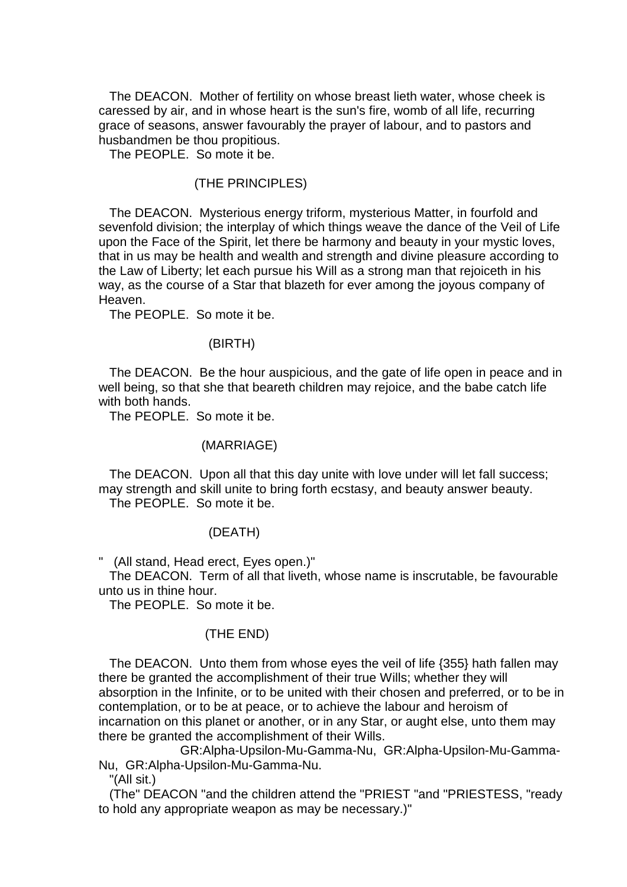The DEACON. Mother of fertility on whose breast lieth water, whose cheek is caressed by air, and in whose heart is the sun's fire, womb of all life, recurring grace of seasons, answer favourably the prayer of labour, and to pastors and husbandmen be thou propitious.

The PEOPLE. So mote it be.

(THE PRINCIPLES)

The DEACON. Mysterious energy triform, mysterious Matter, in fourfold and sevenfold division; the interplay of which things weave the dance of the Veil of Life upon the Face of the Spirit, let there be harmony and beauty in your mystic loves, that in us may be health and wealth and strength and divine pleasure according to the Law of Liberty; let each pursue his Will as a strong man that rejoiceth in his way, as the course of a Star that blazeth for ever among the joyous company of Heaven.

The PEOPLE. So mote it be.

(BIRTH)

The DEACON. Be the hour auspicious, and the gate of life open in peace and in well being, so that she that beareth children may rejoice, and the babe catch life with both hands.

The PEOPLE. So mote it be.

(MARRIAGE)

The DEACON. Upon all that this day unite with love under will let fall success; may strength and skill unite to bring forth ecstasy, and beauty answer beauty.

The PEOPLE. So mote it be.

(DEATH)

" (All stand, Head erect, Eyes open.)"

The DEACON. Term of all that liveth, whose name is inscrutable, be favourable unto us in thine hour.

The PEOPLE. So mote it be.

(THE END)

The DEACON. Unto them from whose eyes the veil of life {355} hath fallen may there be granted the accomplishment of their true Wills; whether they will absorption in the Infinite, or to be united with their chosen and preferred, or to be in contemplation, or to be at peace, or to achieve the labour and heroism of incarnation on this planet or another, or in any Star, or aught else, unto them may there be granted the accomplishment of their Wills.

GR:Alpha-Upsilon-Mu-Gamma-Nu, GR:Alpha-Upsilon-Mu-Gamma-Nu, GR:Alpha-Upsilon-Mu-Gamma-Nu.

"(All sit.)

(The" DEACON "and the children attend the "PRIEST "and "PRIESTESS, "ready to hold any appropriate weapon as may be necessary.)"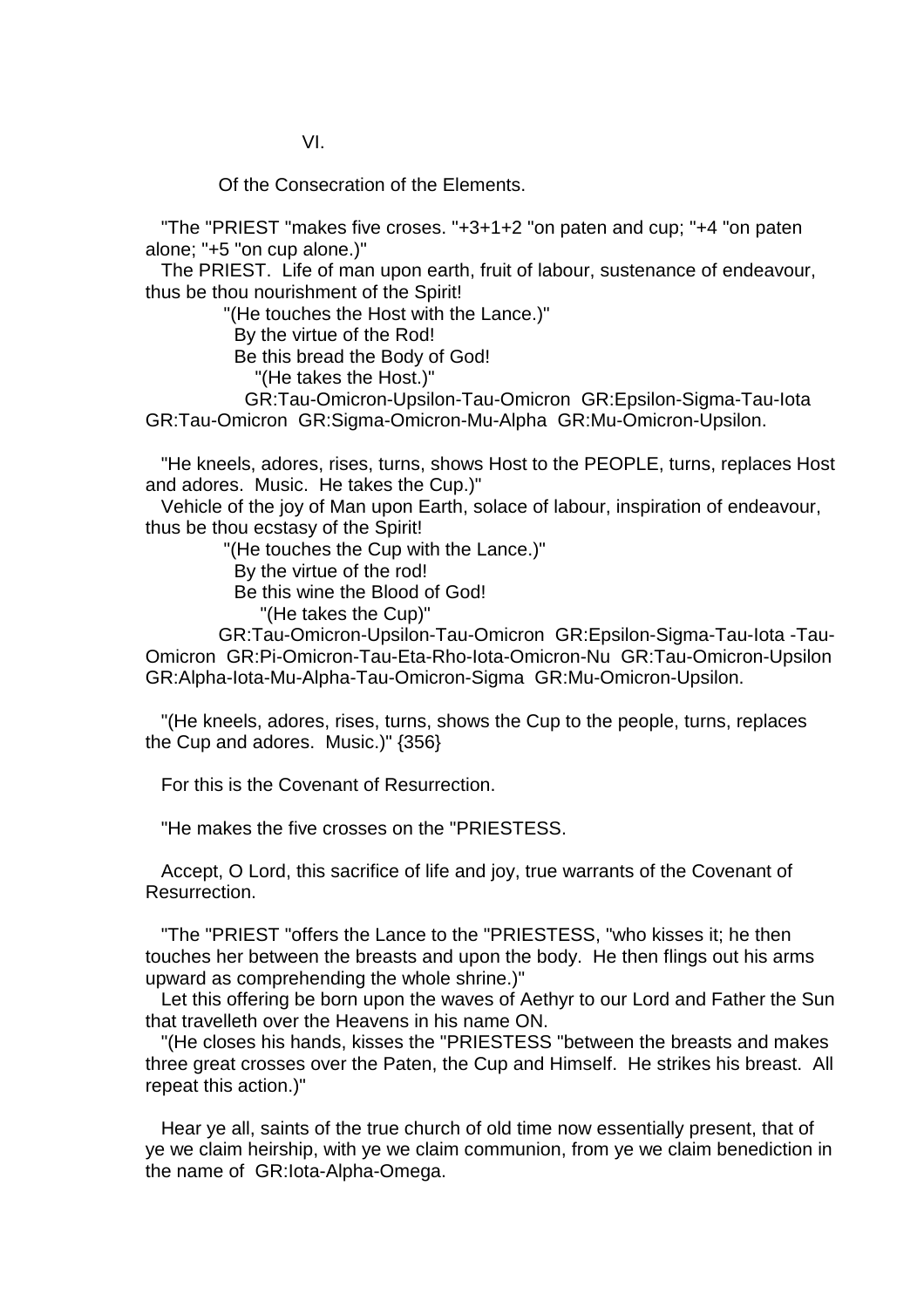VI.

Of the Consecration of the Elements.

"The "PRIEST "makes five croses. "+3+1+2 "on paten and cup; "+4 "on paten alone; "+5 "on cup alone.)"

The PRIEST. Life of man upon earth, fruit of labour, sustenance of endeavour, thus be thou nourishment of the Spirit!

"(He touches the Host with the Lance.)"

By the virtue of the Rod!

Be this bread the Body of God!

"(He takes the Host.)"

GR:Tau-Omicron-Upsilon-Tau-Omicron GR:Epsilon-Sigma-Tau-Iota GR:Tau-Omicron GR:Sigma-Omicron-Mu-Alpha GR:Mu-Omicron-Upsilon.

"He kneels, adores, rises, turns, shows Host to the PEOPLE, turns, replaces Host and adores. Music. He takes the Cup.)"

Vehicle of the joy of Man upon Earth, solace of labour, inspiration of endeavour, thus be thou ecstasy of the Spirit!

"(He touches the Cup with the Lance.)"

By the virtue of the rod!

Be this wine the Blood of God!

"(He takes the Cup)"

GR:Tau-Omicron-Upsilon-Tau-Omicron GR:Epsilon-Sigma-Tau-Iota -Tau-Omicron GR:Pi-Omicron-Tau-Eta-Rho-Iota-Omicron-Nu GR:Tau-Omicron-Upsilon GR:Alpha-Iota-Mu-Alpha-Tau-Omicron-Sigma GR:Mu-Omicron-Upsilon.

"(He kneels, adores, rises, turns, shows the Cup to the people, turns, replaces the Cup and adores. Music.)" {356}

For this is the Covenant of Resurrection.

"He makes the five crosses on the "PRIESTESS.

Accept, O Lord, this sacrifice of life and joy, true warrants of the Covenant of Resurrection.

"The "PRIEST "offers the Lance to the "PRIESTESS, "who kisses it; he then touches her between the breasts and upon the body. He then flings out his arms upward as comprehending the whole shrine.)"

Let this offering be born upon the waves of Aethyr to our Lord and Father the Sun that travelleth over the Heavens in his name ON.

"(He closes his hands, kisses the "PRIESTESS "between the breasts and makes three great crosses over the Paten, the Cup and Himself. He strikes his breast. All repeat this action.)"

Hear ye all, saints of the true church of old time now essentially present, that of ye we claim heirship, with ye we claim communion, from ye we claim benediction in the name of GR:Iota-Alpha-Omega.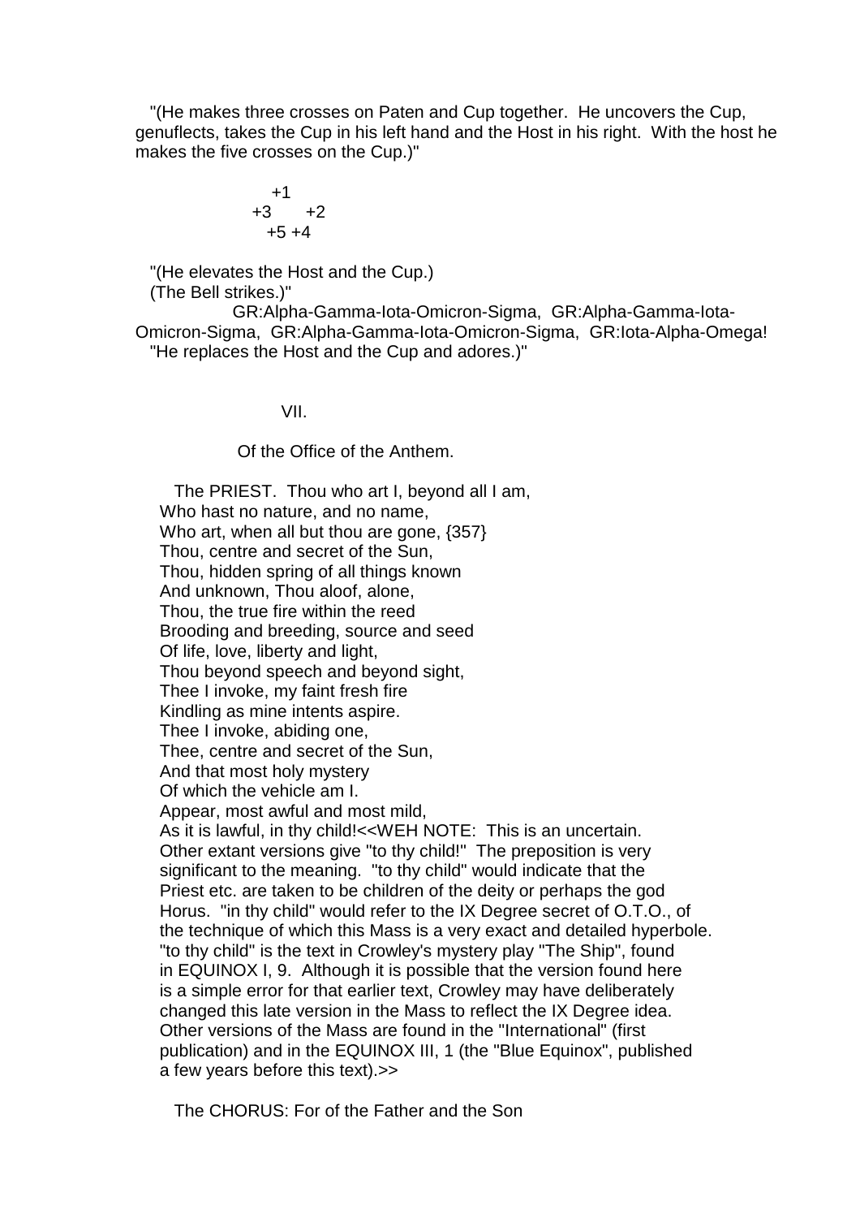"(He makes three crosses on Paten and Cup together. He uncovers the Cup, genuflects, takes the Cup in his left hand and the Host in his right. With the host he makes the five crosses on the Cup.)"

```
    +1
 +3    +2
   +5 +4
```

"(He elevates the Host and the Cup.)
(The Bell strikes.)"

GR:Alpha-Gamma-Iota-Omicron-Sigma, GR:Alpha-Gamma-Iota-Omicron-Sigma, GR:Alpha-Gamma-Iota-Omicron-Sigma, GR:Iota-Alpha-Omega!

"He replaces the Host and the Cup and adores.)"

VII.

Of the Office of the Anthem.

The PRIEST. Thou who art I, beyond all I am,
Who hast no nature, and no name,
Who art, when all but thou are gone, {357}
Thou, centre and secret of the Sun,
Thou, hidden spring of all things known
And unknown, Thou aloof, alone,
Thou, the true fire within the reed
Brooding and breeding, source and seed
Of life, love, liberty and light,
Thou beyond speech and beyond sight,
Thee I invoke, my faint fresh fire
Kindling as mine intents aspire.
Thee I invoke, abiding one,
Thee, centre and secret of the Sun,
And that most holy mystery
Of which the vehicle am I.
Appear, most awful and most mild,
As it is lawful, in thy child!<<WEH NOTE: This is an uncertain. Other extant versions give "to thy child!" The preposition is very significant to the meaning. "to thy child" would indicate that the Priest etc. are taken to be children of the deity or perhaps the god Horus. "in thy child" would refer to the IX Degree secret of O.T.O., of the technique of which this Mass is a very exact and detailed hyperbole. "to thy child" is the text in Crowley's mystery play "The Ship", found in EQUINOX I, 9. Although it is possible that the version found here is a simple error for that earlier text, Crowley may have deliberately changed this late version in the Mass to reflect the IX Degree idea. Other versions of the Mass are found in the "International" (first publication) and in the EQUINOX III, 1 (the "Blue Equinox", published a few years before this text).>>

The CHORUS: For of the Father and the Son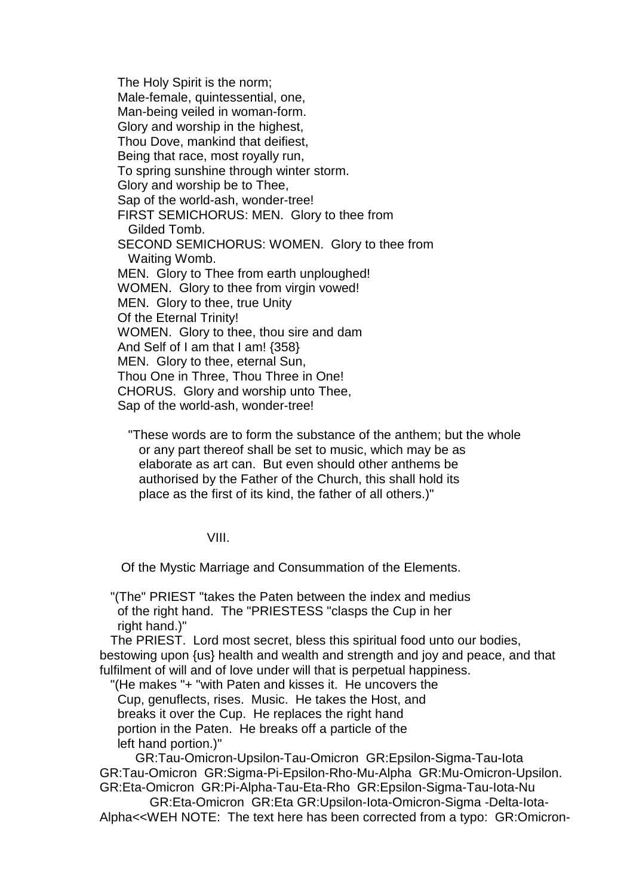The Holy Spirit is the norm;
Male-female, quintessential, one,
Man-being veiled in woman-form.
Glory and worship in the highest,
Thou Dove, mankind that deifiest,
Being that race, most royally run,
To spring sunshine through winter storm.
Glory and worship be to Thee,
Sap of the world-ash, wonder-tree!
FIRST SEMICHORUS: MEN. Glory to thee from
  Gilded Tomb.
SECOND SEMICHORUS: WOMEN. Glory to thee from
  Waiting Womb.
MEN. Glory to Thee from earth unploughed!
WOMEN. Glory to thee from virgin vowed!
MEN. Glory to thee, true Unity
Of the Eternal Trinity!
WOMEN. Glory to thee, thou sire and dam
And Self of I am that I am! {358}
MEN. Glory to thee, eternal Sun,
Thou One in Three, Thou Three in One!
CHORUS. Glory and worship unto Thee,
Sap of the world-ash, wonder-tree!

"These words are to form the substance of the anthem; but the whole or any part thereof shall be set to music, which may be as elaborate as art can. But even should other anthems be authorised by the Father of the Church, this shall hold its place as the first of its kind, the father of all others.)"

VIII.

Of the Mystic Marriage and Consummation of the Elements.

"(The" PRIEST "takes the Paten between the index and medius of the right hand. The "PRIESTESS "clasps the Cup in her right hand.)"

The PRIEST. Lord most secret, bless this spiritual food unto our bodies, bestowing upon {us} health and wealth and strength and joy and peace, and that fulfilment of will and of love under will that is perpetual happiness.

"(He makes "+ "with Paten and kisses it. He uncovers the Cup, genuflects, rises. Music. He takes the Host, and breaks it over the Cup. He replaces the right hand portion in the Paten. He breaks off a particle of the left hand portion.)"

GR:Tau-Omicron-Upsilon-Tau-Omicron GR:Epsilon-Sigma-Tau-Iota GR:Tau-Omicron GR:Sigma-Pi-Epsilon-Rho-Mu-Alpha GR:Mu-Omicron-Upsilon. GR:Eta-Omicron GR:Pi-Alpha-Tau-Eta-Rho GR:Epsilon-Sigma-Tau-Iota-Nu GR:Eta-Omicron GR:Eta GR:Upsilon-Iota-Omicron-Sigma -Delta-Iota-Alpha<<WEH NOTE: The text here has been corrected from a typo: GR:Omicron-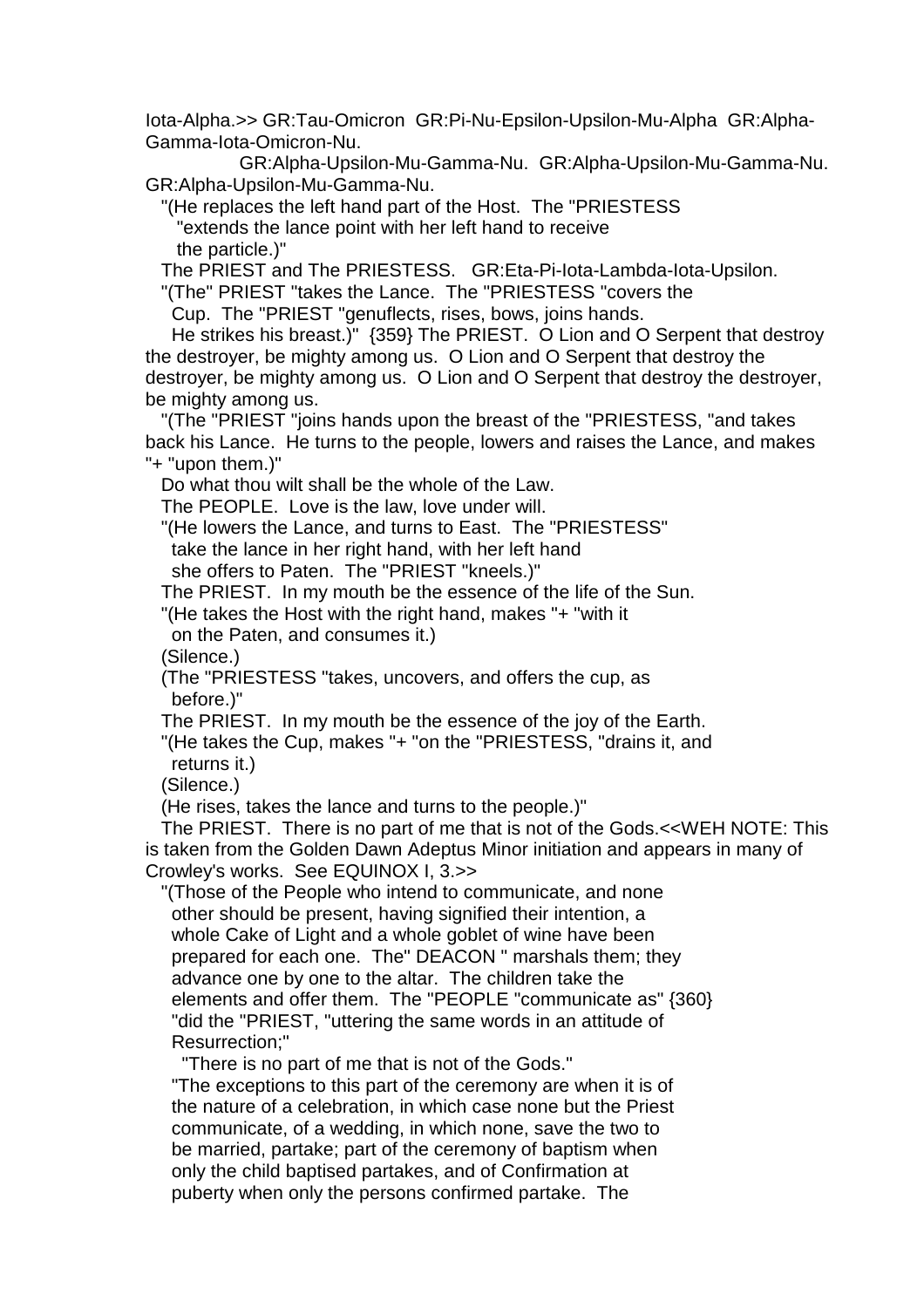Iota-Alpha.>> GR:Tau-Omicron GR:Pi-Nu-Epsilon-Upsilon-Mu-Alpha GR:Alpha-Gamma-Iota-Omicron-Nu.

GR:Alpha-Upsilon-Mu-Gamma-Nu. GR:Alpha-Upsilon-Mu-Gamma-Nu. GR:Alpha-Upsilon-Mu-Gamma-Nu.

"(He replaces the left hand part of the Host. The "PRIESTESS "extends the lance point with her left hand to receive the particle.)"

The PRIEST and The PRIESTESS. GR:Eta-Pi-Iota-Lambda-Iota-Upsilon.

"(The" PRIEST "takes the Lance. The "PRIESTESS "covers the Cup. The "PRIEST "genuflects, rises, bows, joins hands. He strikes his breast.)" {359} The PRIEST. O Lion and O Serpent that destroy the destroyer, be mighty among us. O Lion and O Serpent that destroy the destroyer, be mighty among us. O Lion and O Serpent that destroy the destroyer, be mighty among us.

"(The "PRIEST "joins hands upon the breast of the "PRIESTESS, "and takes back his Lance. He turns to the people, lowers and raises the Lance, and makes "+ "upon them.)"

Do what thou wilt shall be the whole of the Law.

The PEOPLE. Love is the law, love under will.

"(He lowers the Lance, and turns to East. The "PRIESTESS" take the lance in her right hand, with her left hand she offers to Paten. The "PRIEST "kneels.)"

The PRIEST. In my mouth be the essence of the life of the Sun.

"(He takes the Host with the right hand, makes "+ "with it on the Paten, and consumes it.)

(Silence.)

(The "PRIESTESS "takes, uncovers, and offers the cup, as before.)"

The PRIEST. In my mouth be the essence of the joy of the Earth.

"(He takes the Cup, makes "+ "on the "PRIESTESS, "drains it, and returns it.)

(Silence.)

(He rises, takes the lance and turns to the people.)"

The PRIEST. There is no part of me that is not of the Gods.<<WEH NOTE: This is taken from the Golden Dawn Adeptus Minor initiation and appears in many of Crowley's works. See EQUINOX I, 3.>>

"(Those of the People who intend to communicate, and none other should be present, having signified their intention, a whole Cake of Light and a whole goblet of wine have been prepared for each one. The" DEACON " marshals them; they advance one by one to the altar. The children take the elements and offer them. The "PEOPLE "communicate as" {360} "did the "PRIEST, "uttering the same words in an attitude of Resurrection;"

"There is no part of me that is not of the Gods."

"The exceptions to this part of the ceremony are when it is of the nature of a celebration, in which case none but the Priest communicate, of a wedding, in which none, save the two to be married, partake; part of the ceremony of baptism when only the child baptised partakes, and of Confirmation at puberty when only the persons confirmed partake. The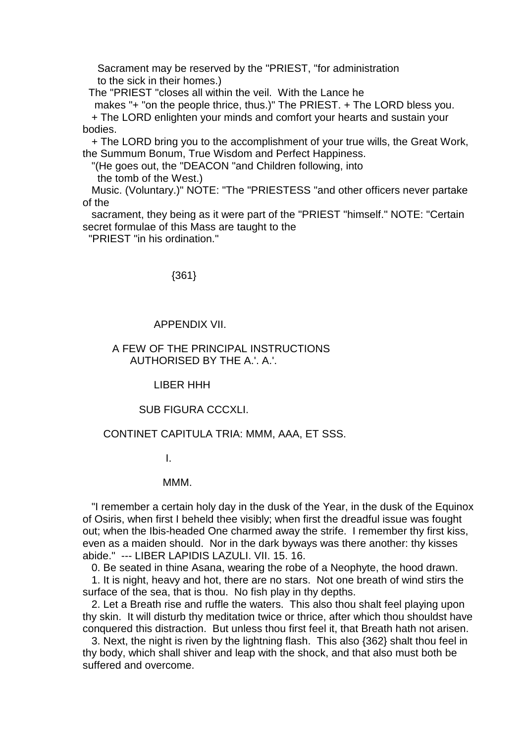Sacrament may be reserved by the "PRIEST, "for administration to the sick in their homes.)

The "PRIEST "closes all within the veil. With the Lance he makes "+ "on the people thrice, thus.)" The PRIEST. + The LORD bless you.

+ The LORD enlighten your minds and comfort your hearts and sustain your bodies.

+ The LORD bring you to the accomplishment of your true wills, the Great Work, the Summum Bonum, True Wisdom and Perfect Happiness.

"(He goes out, the "DEACON "and Children following, into the tomb of the West.)

Music. (Voluntary.)" NOTE: "The "PRIESTESS "and other officers never partake of the sacrament, they being as it were part of the "PRIEST "himself." NOTE: "Certain secret formulae of this Mass are taught to the "PRIEST "in his ordination."

{361}

# APPENDIX VII.

## A FEW OF THE PRINCIPAL INSTRUCTIONS AUTHORISED BY THE A.'. A.'.

### LIBER HHH

### SUB FIGURA CCCXLI.

CONTINET CAPITULA TRIA: MMM, AAA, ET SSS.

### I.

### MMM.

"I remember a certain holy day in the dusk of the Year, in the dusk of the Equinox of Osiris, when first I beheld thee visibly; when first the dreadful issue was fought out; when the Ibis-headed One charmed away the strife. I remember thy first kiss, even as a maiden should. Nor in the dark byways was there another: thy kisses abide." --- LIBER LAPIDIS LAZULI. VII. 15. 16.

0. Be seated in thine Asana, wearing the robe of a Neophyte, the hood drawn.

1. It is night, heavy and hot, there are no stars. Not one breath of wind stirs the surface of the sea, that is thou. No fish play in thy depths.

2. Let a Breath rise and ruffle the waters. This also thou shalt feel playing upon thy skin. It will disturb thy meditation twice or thrice, after which thou shouldst have conquered this distraction. But unless thou first feel it, that Breath hath not arisen.

3. Next, the night is riven by the lightning flash. This also {362} shalt thou feel in thy body, which shall shiver and leap with the shock, and that also must both be suffered and overcome.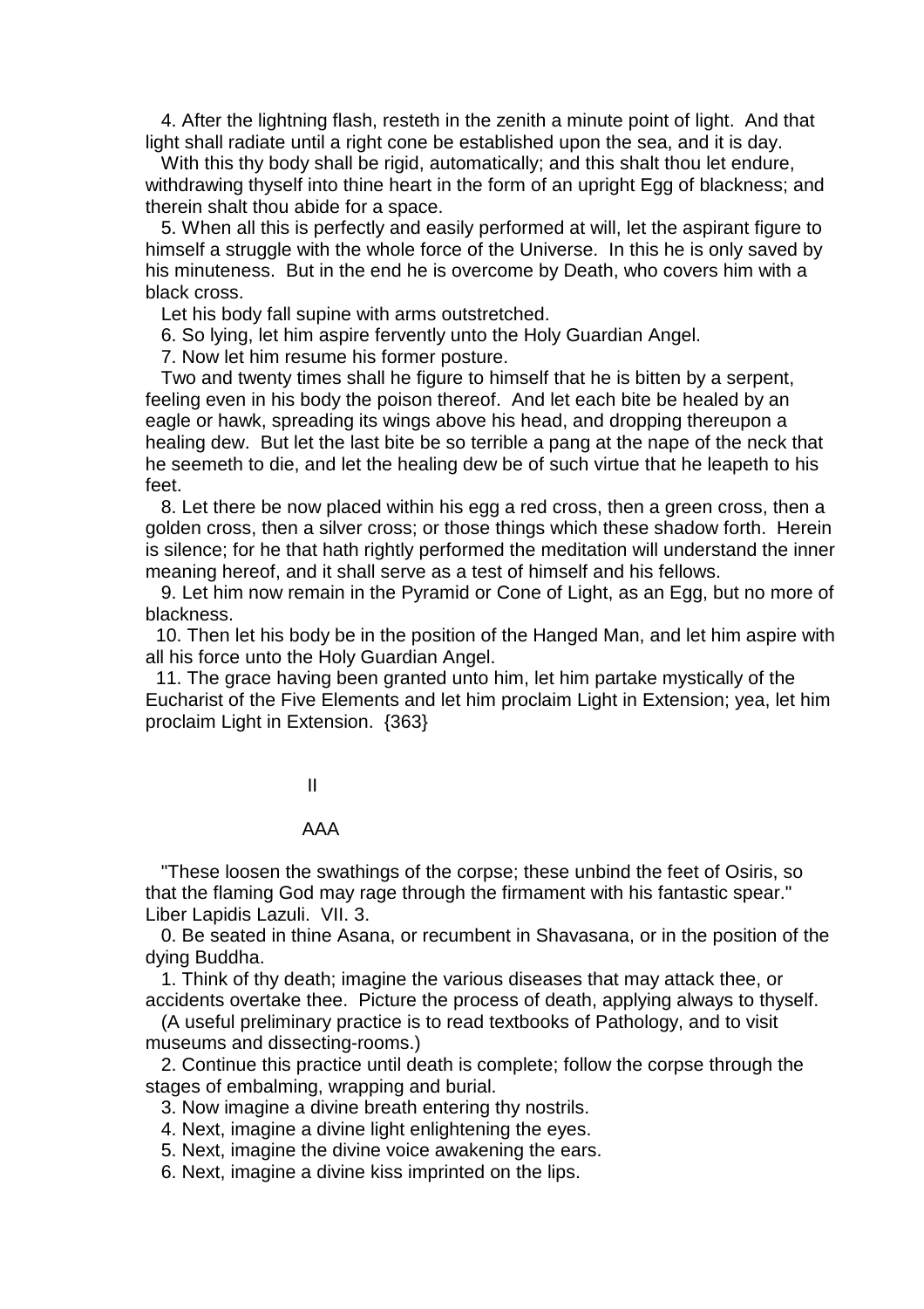4. After the lightning flash, resteth in the zenith a minute point of light. And that light shall radiate until a right cone be established upon the sea, and it is day.

With this thy body shall be rigid, automatically; and this shalt thou let endure, withdrawing thyself into thine heart in the form of an upright Egg of blackness; and therein shalt thou abide for a space.

5. When all this is perfectly and easily performed at will, let the aspirant figure to himself a struggle with the whole force of the Universe. In this he is only saved by his minuteness. But in the end he is overcome by Death, who covers him with a black cross.

Let his body fall supine with arms outstretched.

6. So lying, let him aspire fervently unto the Holy Guardian Angel.

7. Now let him resume his former posture.

Two and twenty times shall he figure to himself that he is bitten by a serpent, feeling even in his body the poison thereof. And let each bite be healed by an eagle or hawk, spreading its wings above his head, and dropping thereupon a healing dew. But let the last bite be so terrible a pang at the nape of the neck that he seemeth to die, and let the healing dew be of such virtue that he leapeth to his feet.

8. Let there be now placed within his egg a red cross, then a green cross, then a golden cross, then a silver cross; or those things which these shadow forth. Herein is silence; for he that hath rightly performed the meditation will understand the inner meaning hereof, and it shall serve as a test of himself and his fellows.

9. Let him now remain in the Pyramid or Cone of Light, as an Egg, but no more of blackness.

10. Then let his body be in the position of the Hanged Man, and let him aspire with all his force unto the Holy Guardian Angel.

11. The grace having been granted unto him, let him partake mystically of the Eucharist of the Five Elements and let him proclaim Light in Extension; yea, let him proclaim Light in Extension. {363}

## II

## AAA

"These loosen the swathings of the corpse; these unbind the feet of Osiris, so that the flaming God may rage through the firmament with his fantastic spear." Liber Lapidis Lazuli. VII. 3.

0. Be seated in thine Asana, or recumbent in Shavasana, or in the position of the dying Buddha.

1. Think of thy death; imagine the various diseases that may attack thee, or accidents overtake thee. Picture the process of death, applying always to thyself.

(A useful preliminary practice is to read textbooks of Pathology, and to visit museums and dissecting-rooms.)

2. Continue this practice until death is complete; follow the corpse through the stages of embalming, wrapping and burial.

3. Now imagine a divine breath entering thy nostrils.

4. Next, imagine a divine light enlightening the eyes.

5. Next, imagine the divine voice awakening the ears.

6. Next, imagine a divine kiss imprinted on the lips.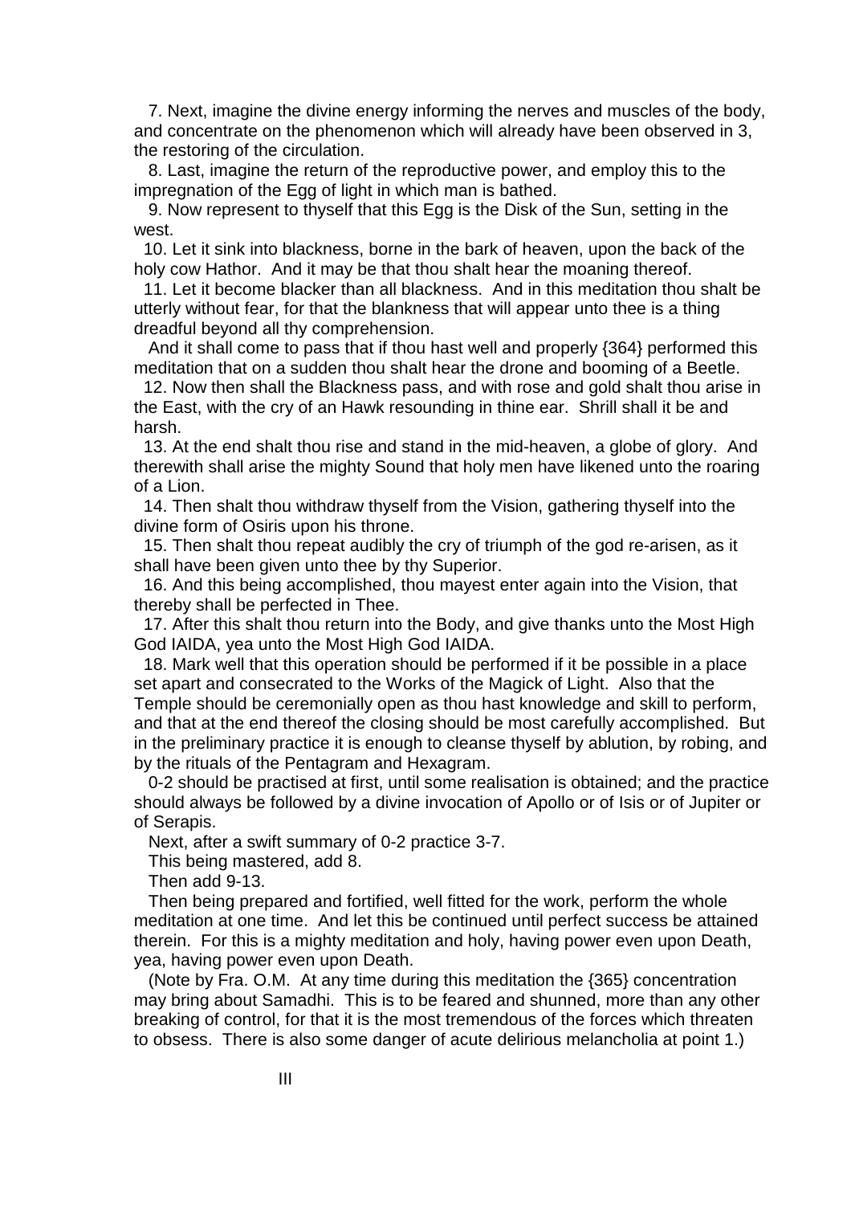7. Next, imagine the divine energy informing the nerves and muscles of the body, and concentrate on the phenomenon which will already have been observed in 3, the restoring of the circulation.

8. Last, imagine the return of the reproductive power, and employ this to the impregnation of the Egg of light in which man is bathed.

9. Now represent to thyself that this Egg is the Disk of the Sun, setting in the west.

10. Let it sink into blackness, borne in the bark of heaven, upon the back of the holy cow Hathor. And it may be that thou shalt hear the moaning thereof.

11. Let it become blacker than all blackness. And in this meditation thou shalt be utterly without fear, for that the blankness that will appear unto thee is a thing dreadful beyond all thy comprehension.

And it shall come to pass that if thou hast well and properly {364} performed this meditation that on a sudden thou shalt hear the drone and booming of a Beetle.

12. Now then shall the Blackness pass, and with rose and gold shalt thou arise in the East, with the cry of an Hawk resounding in thine ear. Shrill shall it be and harsh.

13. At the end shalt thou rise and stand in the mid-heaven, a globe of glory. And therewith shall arise the mighty Sound that holy men have likened unto the roaring of a Lion.

14. Then shalt thou withdraw thyself from the Vision, gathering thyself into the divine form of Osiris upon his throne.

15. Then shalt thou repeat audibly the cry of triumph of the god re-arisen, as it shall have been given unto thee by thy Superior.

16. And this being accomplished, thou mayest enter again into the Vision, that thereby shall be perfected in Thee.

17. After this shalt thou return into the Body, and give thanks unto the Most High God IAIDA, yea unto the Most High God IAIDA.

18. Mark well that this operation should be performed if it be possible in a place set apart and consecrated to the Works of the Magick of Light. Also that the Temple should be ceremonially open as thou hast knowledge and skill to perform, and that at the end thereof the closing should be most carefully accomplished. But in the preliminary practice it is enough to cleanse thyself by ablution, by robing, and by the rituals of the Pentagram and Hexagram.

0-2 should be practised at first, until some realisation is obtained; and the practice should always be followed by a divine invocation of Apollo or of Isis or of Jupiter or of Serapis.

Next, after a swift summary of 0-2 practice 3-7.

This being mastered, add 8.

Then add 9-13.

Then being prepared and fortified, well fitted for the work, perform the whole meditation at one time. And let this be continued until perfect success be attained therein. For this is a mighty meditation and holy, having power even upon Death, yea, having power even upon Death.

(Note by Fra. O.M. At any time during this meditation the {365} concentration may bring about Samadhi. This is to be feared and shunned, more than any other breaking of control, for that it is the most tremendous of the forces which threaten to obsess. There is also some danger of acute delirious melancholia at point 1.)

III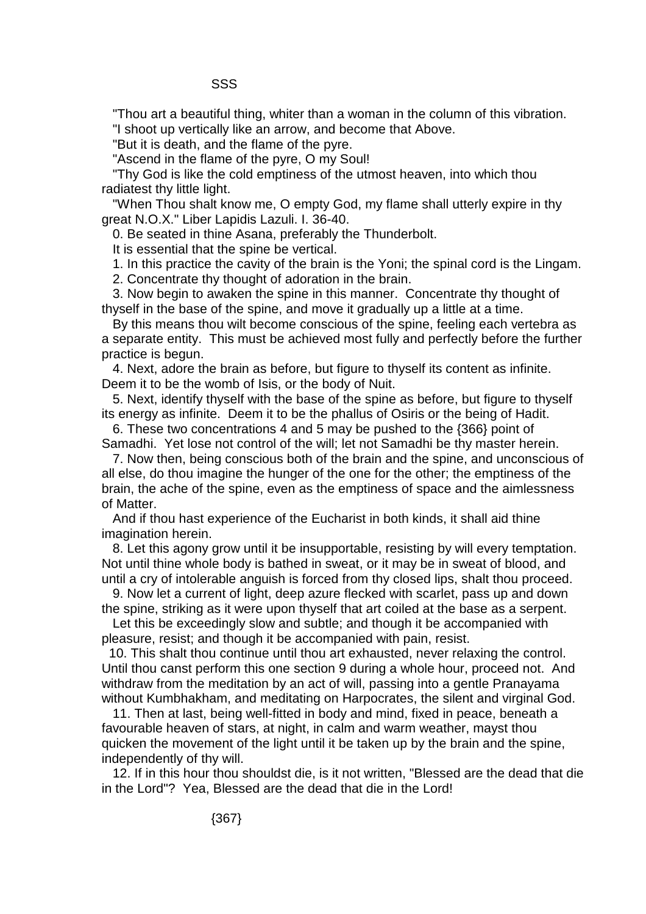SSS

"Thou art a beautiful thing, whiter than a woman in the column of this vibration.

"I shoot up vertically like an arrow, and become that Above.

"But it is death, and the flame of the pyre.

"Ascend in the flame of the pyre, O my Soul!

"Thy God is like the cold emptiness of the utmost heaven, into which thou radiatest thy little light.

"When Thou shalt know me, O empty God, my flame shall utterly expire in thy great N.O.X." Liber Lapidis Lazuli. I. 36-40.

0. Be seated in thine Asana, preferably the Thunderbolt.

It is essential that the spine be vertical.

1. In this practice the cavity of the brain is the Yoni; the spinal cord is the Lingam.

2. Concentrate thy thought of adoration in the brain.

3. Now begin to awaken the spine in this manner. Concentrate thy thought of thyself in the base of the spine, and move it gradually up a little at a time.

By this means thou wilt become conscious of the spine, feeling each vertebra as a separate entity. This must be achieved most fully and perfectly before the further practice is begun.

4. Next, adore the brain as before, but figure to thyself its content as infinite. Deem it to be the womb of Isis, or the body of Nuit.

5. Next, identify thyself with the base of the spine as before, but figure to thyself its energy as infinite. Deem it to be the phallus of Osiris or the being of Hadit.

6. These two concentrations 4 and 5 may be pushed to the {366} point of Samadhi. Yet lose not control of the will; let not Samadhi be thy master herein.

7. Now then, being conscious both of the brain and the spine, and unconscious of all else, do thou imagine the hunger of the one for the other; the emptiness of the brain, the ache of the spine, even as the emptiness of space and the aimlessness of Matter.

And if thou hast experience of the Eucharist in both kinds, it shall aid thine imagination herein.

8. Let this agony grow until it be insupportable, resisting by will every temptation. Not until thine whole body is bathed in sweat, or it may be in sweat of blood, and until a cry of intolerable anguish is forced from thy closed lips, shalt thou proceed.

9. Now let a current of light, deep azure flecked with scarlet, pass up and down the spine, striking as it were upon thyself that art coiled at the base as a serpent.

Let this be exceedingly slow and subtle; and though it be accompanied with pleasure, resist; and though it be accompanied with pain, resist.

10. This shalt thou continue until thou art exhausted, never relaxing the control. Until thou canst perform this one section 9 during a whole hour, proceed not. And withdraw from the meditation by an act of will, passing into a gentle Pranayama without Kumbhakham, and meditating on Harpocrates, the silent and virginal God.

11. Then at last, being well-fitted in body and mind, fixed in peace, beneath a favourable heaven of stars, at night, in calm and warm weather, mayst thou quicken the movement of the light until it be taken up by the brain and the spine, independently of thy will.

12. If in this hour thou shouldst die, is it not written, "Blessed are the dead that die in the Lord"? Yea, Blessed are the dead that die in the Lord!

{367}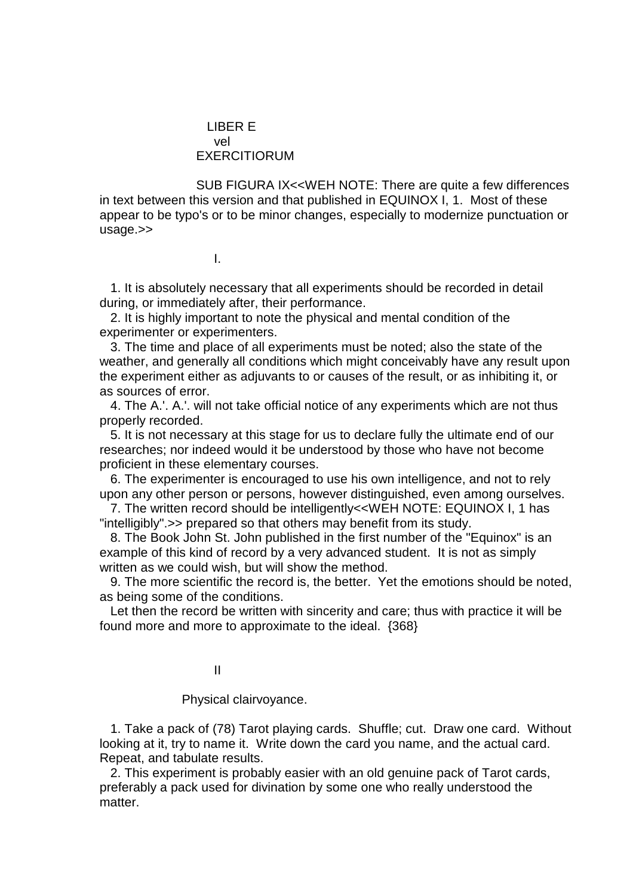LIBER E
vel
EXERCITIORUM

SUB FIGURA IX<<WEH NOTE: There are quite a few differences in text between this version and that published in EQUINOX I, 1. Most of these appear to be typo's or to be minor changes, especially to modernize punctuation or usage.>>

I.

1. It is absolutely necessary that all experiments should be recorded in detail during, or immediately after, their performance.

2. It is highly important to note the physical and mental condition of the experimenter or experimenters.

3. The time and place of all experiments must be noted; also the state of the weather, and generally all conditions which might conceivably have any result upon the experiment either as adjuvants to or causes of the result, or as inhibiting it, or as sources of error.

4. The A.'. A.'. will not take official notice of any experiments which are not thus properly recorded.

5. It is not necessary at this stage for us to declare fully the ultimate end of our researches; nor indeed would it be understood by those who have not become proficient in these elementary courses.

6. The experimenter is encouraged to use his own intelligence, and not to rely upon any other person or persons, however distinguished, even among ourselves.

7. The written record should be intelligently<<WEH NOTE: EQUINOX I, 1 has "intelligibly".>> prepared so that others may benefit from its study.

8. The Book John St. John published in the first number of the "Equinox" is an example of this kind of record by a very advanced student. It is not as simply written as we could wish, but will show the method.

9. The more scientific the record is, the better. Yet the emotions should be noted, as being some of the conditions.

Let then the record be written with sincerity and care; thus with practice it will be found more and more to approximate to the ideal. {368}

II

Physical clairvoyance.

1. Take a pack of (78) Tarot playing cards. Shuffle; cut. Draw one card. Without looking at it, try to name it. Write down the card you name, and the actual card. Repeat, and tabulate results.

2. This experiment is probably easier with an old genuine pack of Tarot cards, preferably a pack used for divination by some one who really understood the matter.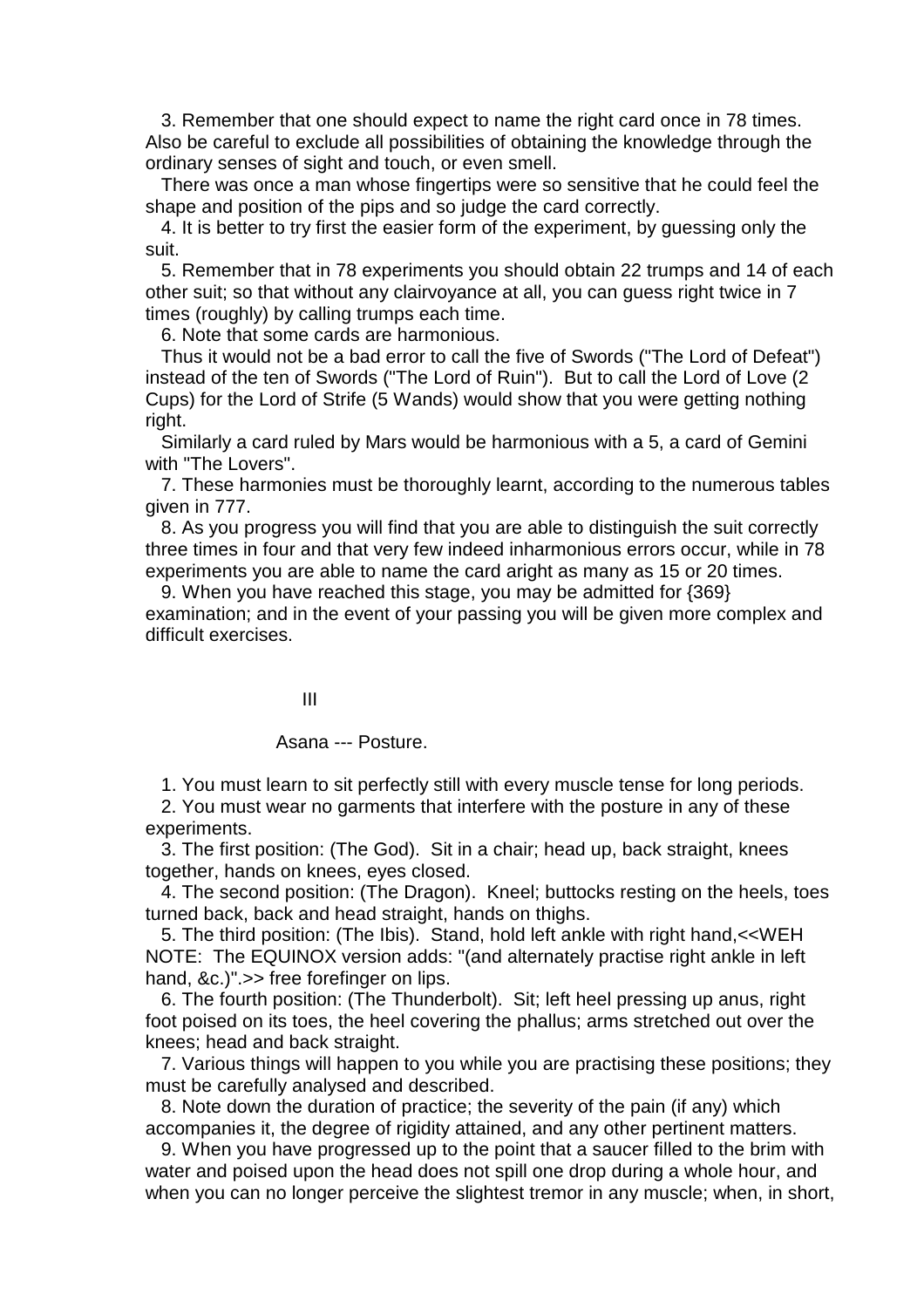3. Remember that one should expect to name the right card once in 78 times. Also be careful to exclude all possibilities of obtaining the knowledge through the ordinary senses of sight and touch, or even smell.

There was once a man whose fingertips were so sensitive that he could feel the shape and position of the pips and so judge the card correctly.

4. It is better to try first the easier form of the experiment, by guessing only the suit.

5. Remember that in 78 experiments you should obtain 22 trumps and 14 of each other suit; so that without any clairvoyance at all, you can guess right twice in 7 times (roughly) by calling trumps each time.

6. Note that some cards are harmonious.

Thus it would not be a bad error to call the five of Swords ("The Lord of Defeat") instead of the ten of Swords ("The Lord of Ruin"). But to call the Lord of Love (2 Cups) for the Lord of Strife (5 Wands) would show that you were getting nothing right.

Similarly a card ruled by Mars would be harmonious with a 5, a card of Gemini with "The Lovers".

7. These harmonies must be thoroughly learnt, according to the numerous tables given in 777.

8. As you progress you will find that you are able to distinguish the suit correctly three times in four and that very few indeed inharmonious errors occur, while in 78 experiments you are able to name the card aright as many as 15 or 20 times.

9. When you have reached this stage, you may be admitted for {369} examination; and in the event of your passing you will be given more complex and difficult exercises.

## III

### Asana --- Posture.

1. You must learn to sit perfectly still with every muscle tense for long periods.

2. You must wear no garments that interfere with the posture in any of these experiments.

3. The first position: (The God). Sit in a chair; head up, back straight, knees together, hands on knees, eyes closed.

4. The second position: (The Dragon). Kneel; buttocks resting on the heels, toes turned back, back and head straight, hands on thighs.

5. The third position: (The Ibis). Stand, hold left ankle with right hand,<<WEH NOTE: The EQUINOX version adds: "(and alternately practise right ankle in left hand, &c.)".>> free forefinger on lips.

6. The fourth position: (The Thunderbolt). Sit; left heel pressing up anus, right foot poised on its toes, the heel covering the phallus; arms stretched out over the knees; head and back straight.

7. Various things will happen to you while you are practising these positions; they must be carefully analysed and described.

8. Note down the duration of practice; the severity of the pain (if any) which accompanies it, the degree of rigidity attained, and any other pertinent matters.

9. When you have progressed up to the point that a saucer filled to the brim with water and poised upon the head does not spill one drop during a whole hour, and when you can no longer perceive the slightest tremor in any muscle; when, in short,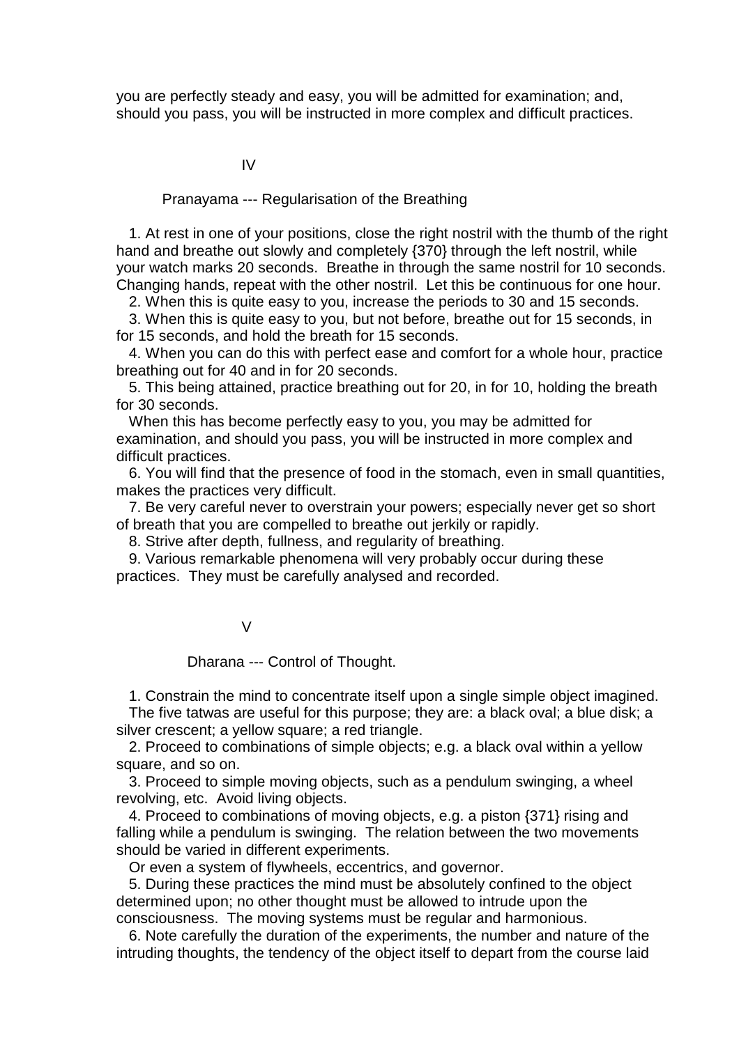you are perfectly steady and easy, you will be admitted for examination; and, should you pass, you will be instructed in more complex and difficult practices.

## IV

### Pranayama --- Regularisation of the Breathing

1. At rest in one of your positions, close the right nostril with the thumb of the right hand and breathe out slowly and completely {370} through the left nostril, while your watch marks 20 seconds. Breathe in through the same nostril for 10 seconds. Changing hands, repeat with the other nostril. Let this be continuous for one hour.
2. When this is quite easy to you, increase the periods to 30 and 15 seconds.
3. When this is quite easy to you, but not before, breathe out for 15 seconds, in for 15 seconds, and hold the breath for 15 seconds.
4. When you can do this with perfect ease and comfort for a whole hour, practice breathing out for 40 and in for 20 seconds.
5. This being attained, practice breathing out for 20, in for 10, holding the breath for 30 seconds.

When this has become perfectly easy to you, you may be admitted for examination, and should you pass, you will be instructed in more complex and difficult practices.

6. You will find that the presence of food in the stomach, even in small quantities, makes the practices very difficult.
7. Be very careful never to overstrain your powers; especially never get so short of breath that you are compelled to breathe out jerkily or rapidly.
8. Strive after depth, fullness, and regularity of breathing.
9. Various remarkable phenomena will very probably occur during these practices. They must be carefully analysed and recorded.

## V

### Dharana --- Control of Thought.

1. Constrain the mind to concentrate itself upon a single simple object imagined.

The five tatwas are useful for this purpose; they are: a black oval; a blue disk; a silver crescent; a yellow square; a red triangle.

2. Proceed to combinations of simple objects; e.g. a black oval within a yellow square, and so on.
3. Proceed to simple moving objects, such as a pendulum swinging, a wheel revolving, etc. Avoid living objects.
4. Proceed to combinations of moving objects, e.g. a piston {371} rising and falling while a pendulum is swinging. The relation between the two movements should be varied in different experiments.

Or even a system of flywheels, eccentrics, and governor.

5. During these practices the mind must be absolutely confined to the object determined upon; no other thought must be allowed to intrude upon the consciousness. The moving systems must be regular and harmonious.
6. Note carefully the duration of the experiments, the number and nature of the intruding thoughts, the tendency of the object itself to depart from the course laid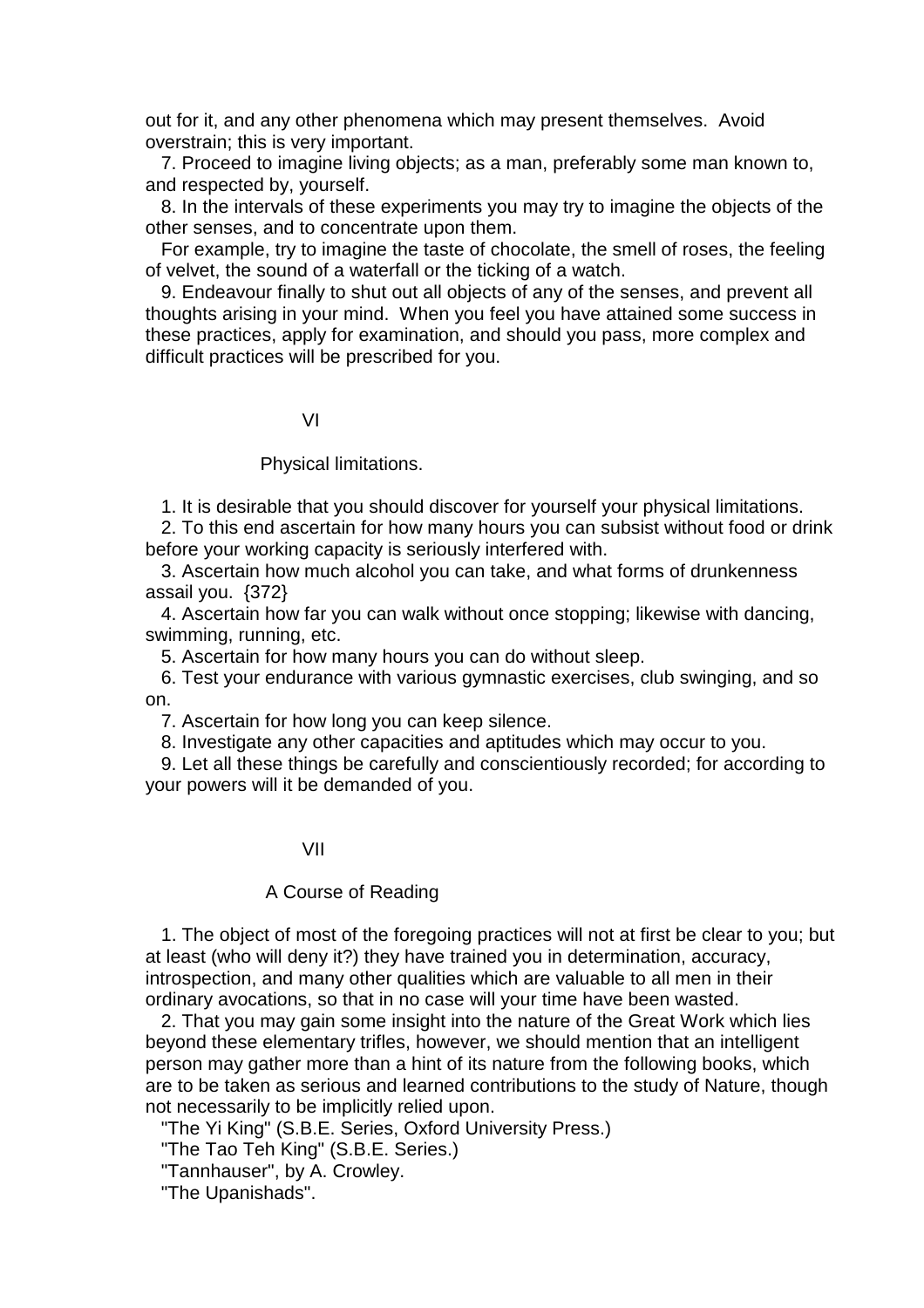out for it, and any other phenomena which may present themselves. Avoid overstrain; this is very important.

7. Proceed to imagine living objects; as a man, preferably some man known to, and respected by, yourself.

8. In the intervals of these experiments you may try to imagine the objects of the other senses, and to concentrate upon them.

For example, try to imagine the taste of chocolate, the smell of roses, the feeling of velvet, the sound of a waterfall or the ticking of a watch.

9. Endeavour finally to shut out all objects of any of the senses, and prevent all thoughts arising in your mind. When you feel you have attained some success in these practices, apply for examination, and should you pass, more complex and difficult practices will be prescribed for you.

## VI

### Physical limitations.

1. It is desirable that you should discover for yourself your physical limitations.

2. To this end ascertain for how many hours you can subsist without food or drink before your working capacity is seriously interfered with.

3. Ascertain how much alcohol you can take, and what forms of drunkenness assail you. {372}

4. Ascertain how far you can walk without once stopping; likewise with dancing, swimming, running, etc.

5. Ascertain for how many hours you can do without sleep.

6. Test your endurance with various gymnastic exercises, club swinging, and so on.

7. Ascertain for how long you can keep silence.

8. Investigate any other capacities and aptitudes which may occur to you.

9. Let all these things be carefully and conscientiously recorded; for according to your powers will it be demanded of you.

## VII

### A Course of Reading

1. The object of most of the foregoing practices will not at first be clear to you; but at least (who will deny it?) they have trained you in determination, accuracy, introspection, and many other qualities which are valuable to all men in their ordinary avocations, so that in no case will your time have been wasted.

2. That you may gain some insight into the nature of the Great Work which lies beyond these elementary trifles, however, we should mention that an intelligent person may gather more than a hint of its nature from the following books, which are to be taken as serious and learned contributions to the study of Nature, though not necessarily to be implicitly relied upon.

"The Yi King" (S.B.E. Series, Oxford University Press.)

"The Tao Teh King" (S.B.E. Series.)

"Tannhauser", by A. Crowley.

"The Upanishads".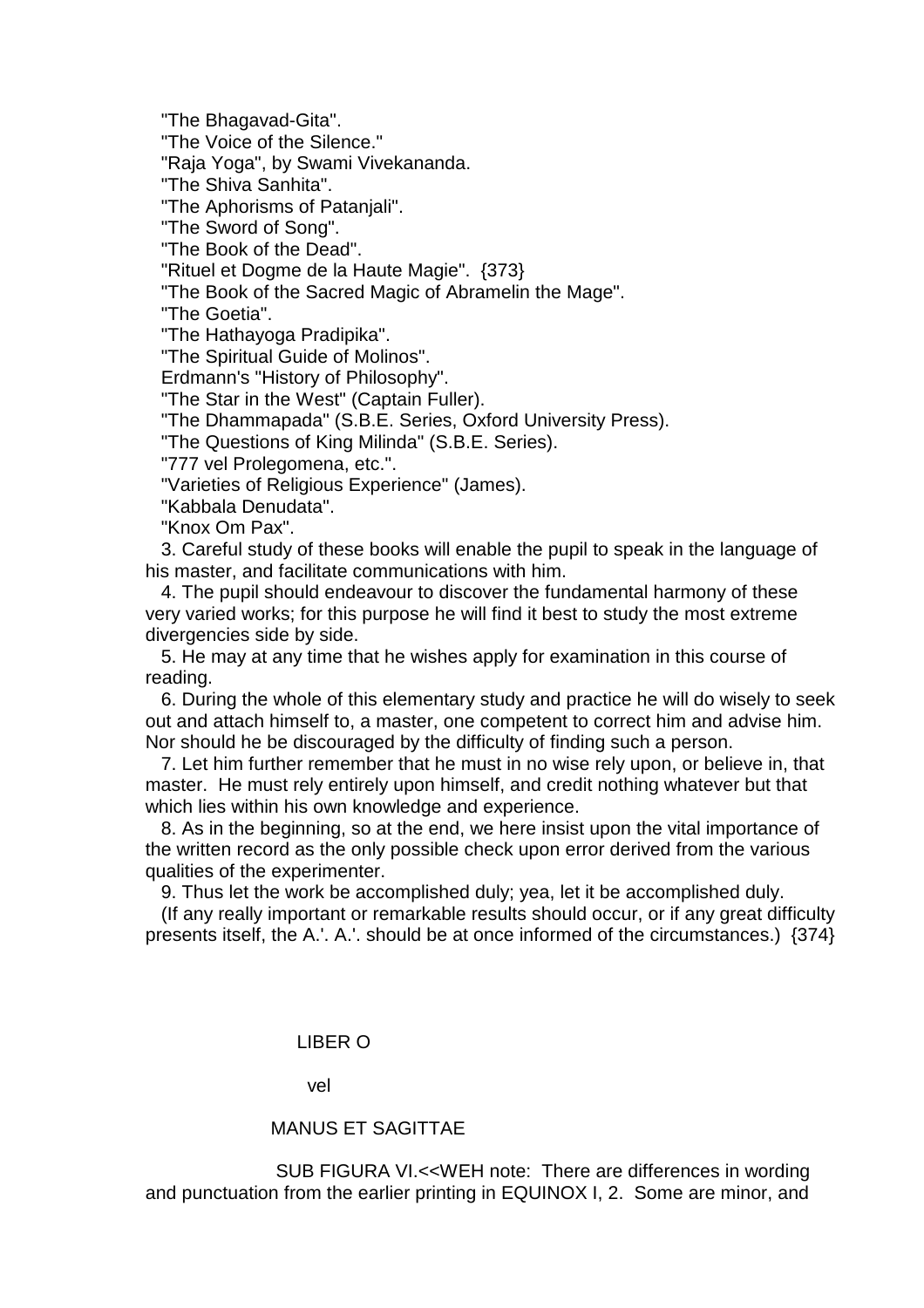"The Bhagavad-Gita".
"The Voice of the Silence."
"Raja Yoga", by Swami Vivekananda.
"The Shiva Sanhita".
"The Aphorisms of Patanjali".
"The Sword of Song".
"The Book of the Dead".
"Rituel et Dogme de la Haute Magie". {373}
"The Book of the Sacred Magic of Abramelin the Mage".
"The Goetia".
"The Hathayoga Pradipika".
"The Spiritual Guide of Molinos".
Erdmann's "History of Philosophy".
"The Star in the West" (Captain Fuller).
"The Dhammapada" (S.B.E. Series, Oxford University Press).
"The Questions of King Milinda" (S.B.E. Series).
"777 vel Prolegomena, etc.".
"Varieties of Religious Experience" (James).
"Kabbala Denudata".
"Knox Om Pax".

3. Careful study of these books will enable the pupil to speak in the language of his master, and facilitate communications with him.

4. The pupil should endeavour to discover the fundamental harmony of these very varied works; for this purpose he will find it best to study the most extreme divergencies side by side.

5. He may at any time that he wishes apply for examination in this course of reading.

6. During the whole of this elementary study and practice he will do wisely to seek out and attach himself to, a master, one competent to correct him and advise him. Nor should he be discouraged by the difficulty of finding such a person.

7. Let him further remember that he must in no wise rely upon, or believe in, that master. He must rely entirely upon himself, and credit nothing whatever but that which lies within his own knowledge and experience.

8. As in the beginning, so at the end, we here insist upon the vital importance of the written record as the only possible check upon error derived from the various qualities of the experimenter.

9. Thus let the work be accomplished duly; yea, let it be accomplished duly.

(If any really important or remarkable results should occur, or if any great difficulty presents itself, the A.'. A.'. should be at once informed of the circumstances.) {374}

LIBER O

vel

MANUS ET SAGITTAE

SUB FIGURA VI.<<WEH note: There are differences in wording and punctuation from the earlier printing in EQUINOX I, 2. Some are minor, and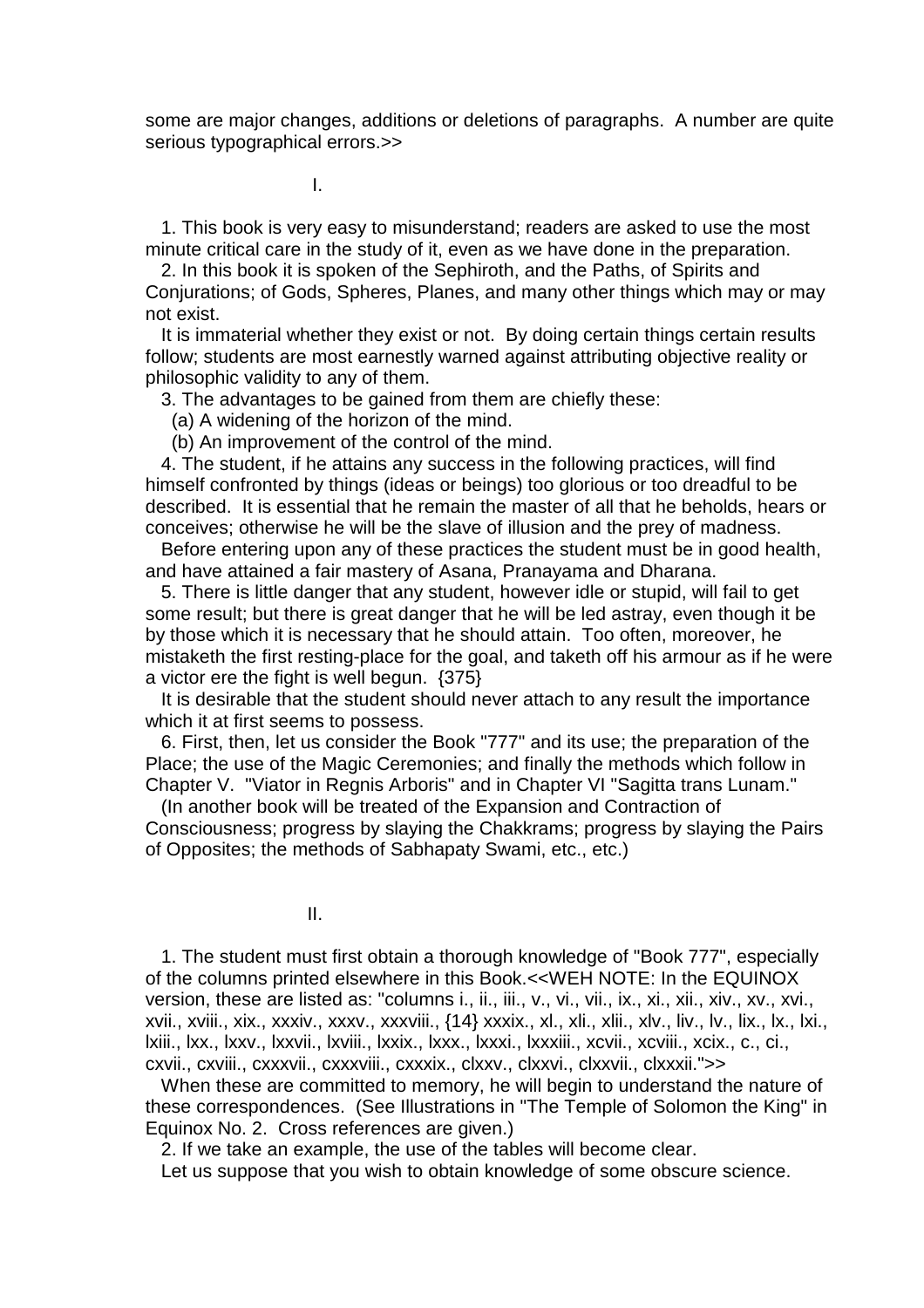some are major changes, additions or deletions of paragraphs. A number are quite serious typographical errors.>>

I.

1. This book is very easy to misunderstand; readers are asked to use the most minute critical care in the study of it, even as we have done in the preparation.

2. In this book it is spoken of the Sephiroth, and the Paths, of Spirits and Conjurations; of Gods, Spheres, Planes, and many other things which may or may not exist.

It is immaterial whether they exist or not. By doing certain things certain results follow; students are most earnestly warned against attributing objective reality or philosophic validity to any of them.

3. The advantages to be gained from them are chiefly these:

(a) A widening of the horizon of the mind.

(b) An improvement of the control of the mind.

4. The student, if he attains any success in the following practices, will find himself confronted by things (ideas or beings) too glorious or too dreadful to be described. It is essential that he remain the master of all that he beholds, hears or conceives; otherwise he will be the slave of illusion and the prey of madness.

Before entering upon any of these practices the student must be in good health, and have attained a fair mastery of Asana, Pranayama and Dharana.

5. There is little danger that any student, however idle or stupid, will fail to get some result; but there is great danger that he will be led astray, even though it be by those which it is necessary that he should attain. Too often, moreover, he mistaketh the first resting-place for the goal, and taketh off his armour as if he were a victor ere the fight is well begun. {375}

It is desirable that the student should never attach to any result the importance which it at first seems to possess.

6. First, then, let us consider the Book "777" and its use; the preparation of the Place; the use of the Magic Ceremonies; and finally the methods which follow in Chapter V. "Viator in Regnis Arboris" and in Chapter VI "Sagitta trans Lunam."

(In another book will be treated of the Expansion and Contraction of Consciousness; progress by slaying the Chakkrams; progress by slaying the Pairs of Opposites; the methods of Sabhapaty Swami, etc., etc.)

II.

1. The student must first obtain a thorough knowledge of "Book 777", especially of the columns printed elsewhere in this Book.<<WEH NOTE: In the EQUINOX version, these are listed as: "columns i., ii., iii., v., vi., vii., ix., xi., xii., xiv., xv., xvi., xvii., xviii., xix., xxxiv., xxxv., xxxviii., {14} xxxix., xl., xli., xlii., xlv., liv., lv., lix., lx., lxi., lxiii., lxx., lxxv., lxxvii., lxviii., lxxix., lxxx., lxxxi., lxxxiii., xcvii., xcviii., xcix., c., ci., cxvii., cxviii., cxxxvii., cxxxviii., cxxxix., clxxv., clxxvi., clxxvii., clxxxii.">>

When these are committed to memory, he will begin to understand the nature of these correspondences. (See Illustrations in "The Temple of Solomon the King" in Equinox No. 2. Cross references are given.)

2. If we take an example, the use of the tables will become clear.

Let us suppose that you wish to obtain knowledge of some obscure science.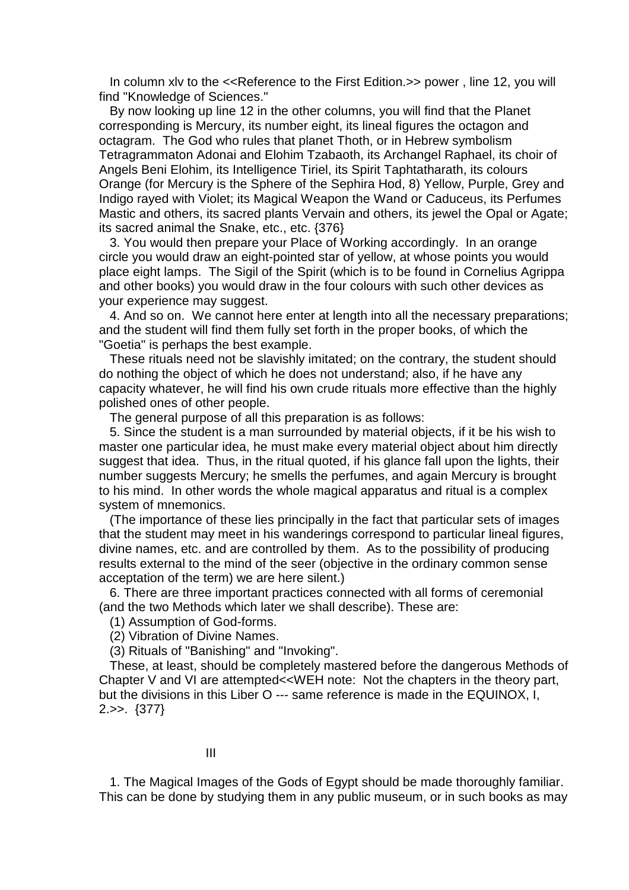In column xlv to the <<Reference to the First Edition.>> power , line 12, you will find "Knowledge of Sciences."

By now looking up line 12 in the other columns, you will find that the Planet corresponding is Mercury, its number eight, its lineal figures the octagon and octagram. The God who rules that planet Thoth, or in Hebrew symbolism Tetragrammaton Adonai and Elohim Tzabaoth, its Archangel Raphael, its choir of Angels Beni Elohim, its Intelligence Tiriel, its Spirit Taphtatharath, its colours Orange (for Mercury is the Sphere of the Sephira Hod, 8) Yellow, Purple, Grey and Indigo rayed with Violet; its Magical Weapon the Wand or Caduceus, its Perfumes Mastic and others, its sacred plants Vervain and others, its jewel the Opal or Agate; its sacred animal the Snake, etc., etc. {376}

3. You would then prepare your Place of Working accordingly. In an orange circle you would draw an eight-pointed star of yellow, at whose points you would place eight lamps. The Sigil of the Spirit (which is to be found in Cornelius Agrippa and other books) you would draw in the four colours with such other devices as your experience may suggest.

4. And so on. We cannot here enter at length into all the necessary preparations; and the student will find them fully set forth in the proper books, of which the "Goetia" is perhaps the best example.

These rituals need not be slavishly imitated; on the contrary, the student should do nothing the object of which he does not understand; also, if he have any capacity whatever, he will find his own crude rituals more effective than the highly polished ones of other people.

The general purpose of all this preparation is as follows:

5. Since the student is a man surrounded by material objects, if it be his wish to master one particular idea, he must make every material object about him directly suggest that idea. Thus, in the ritual quoted, if his glance fall upon the lights, their number suggests Mercury; he smells the perfumes, and again Mercury is brought to his mind. In other words the whole magical apparatus and ritual is a complex system of mnemonics.

(The importance of these lies principally in the fact that particular sets of images that the student may meet in his wanderings correspond to particular lineal figures, divine names, etc. and are controlled by them. As to the possibility of producing results external to the mind of the seer (objective in the ordinary common sense acceptation of the term) we are here silent.)

6. There are three important practices connected with all forms of ceremonial (and the two Methods which later we shall describe). These are:

(1) Assumption of God-forms.

(2) Vibration of Divine Names.

(3) Rituals of "Banishing" and "Invoking".

These, at least, should be completely mastered before the dangerous Methods of Chapter V and VI are attempted<<WEH note: Not the chapters in the theory part, but the divisions in this Liber O --- same reference is made in the EQUINOX, I, 2.>>. {377}

## III

1. The Magical Images of the Gods of Egypt should be made thoroughly familiar. This can be done by studying them in any public museum, or in such books as may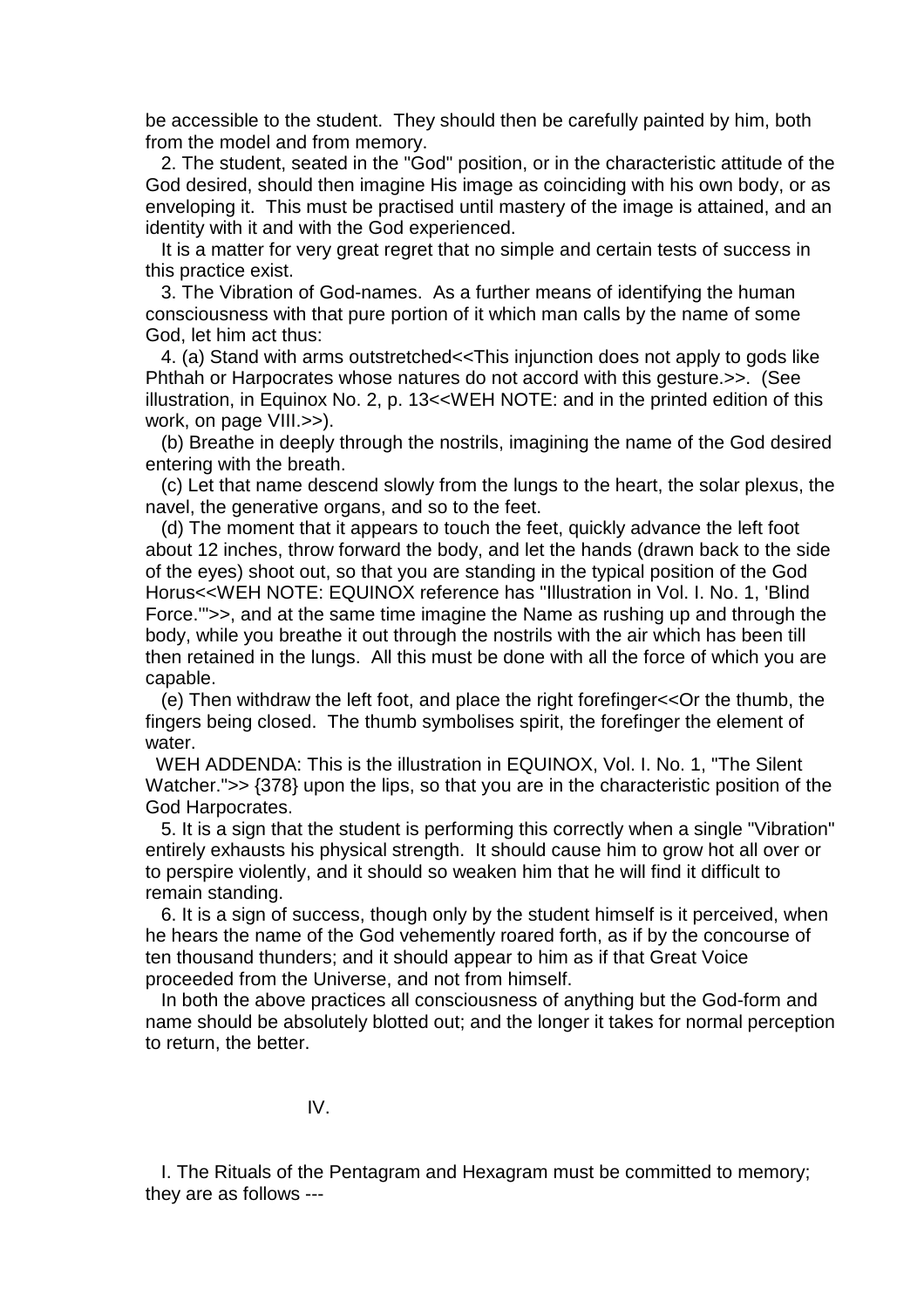be accessible to the student. They should then be carefully painted by him, both from the model and from memory.

2. The student, seated in the "God" position, or in the characteristic attitude of the God desired, should then imagine His image as coinciding with his own body, or as enveloping it. This must be practised until mastery of the image is attained, and an identity with it and with the God experienced.

It is a matter for very great regret that no simple and certain tests of success in this practice exist.

3. The Vibration of God-names. As a further means of identifying the human consciousness with that pure portion of it which man calls by the name of some God, let him act thus:

4. (a) Stand with arms outstretched<<This injunction does not apply to gods like Phthah or Harpocrates whose natures do not accord with this gesture.>>. (See illustration, in Equinox No. 2, p. 13<<WEH NOTE: and in the printed edition of this work, on page VIII.>>).

(b) Breathe in deeply through the nostrils, imagining the name of the God desired entering with the breath.

(c) Let that name descend slowly from the lungs to the heart, the solar plexus, the navel, the generative organs, and so to the feet.

(d) The moment that it appears to touch the feet, quickly advance the left foot about 12 inches, throw forward the body, and let the hands (drawn back to the side of the eyes) shoot out, so that you are standing in the typical position of the God Horus<<WEH NOTE: EQUINOX reference has "Illustration in Vol. I. No. 1, 'Blind Force.'">>, and at the same time imagine the Name as rushing up and through the body, while you breathe it out through the nostrils with the air which has been till then retained in the lungs. All this must be done with all the force of which you are capable.

(e) Then withdraw the left foot, and place the right forefinger<<Or the thumb, the fingers being closed. The thumb symbolises spirit, the forefinger the element of water.

WEH ADDENDA: This is the illustration in EQUINOX, Vol. I. No. 1, "The Silent Watcher.">> {378} upon the lips, so that you are in the characteristic position of the God Harpocrates.

5. It is a sign that the student is performing this correctly when a single "Vibration" entirely exhausts his physical strength. It should cause him to grow hot all over or to perspire violently, and it should so weaken him that he will find it difficult to remain standing.

6. It is a sign of success, though only by the student himself is it perceived, when he hears the name of the God vehemently roared forth, as if by the concourse of ten thousand thunders; and it should appear to him as if that Great Voice proceeded from the Universe, and not from himself.

In both the above practices all consciousness of anything but the God-form and name should be absolutely blotted out; and the longer it takes for normal perception to return, the better.

IV.

I. The Rituals of the Pentagram and Hexagram must be committed to memory; they are as follows ---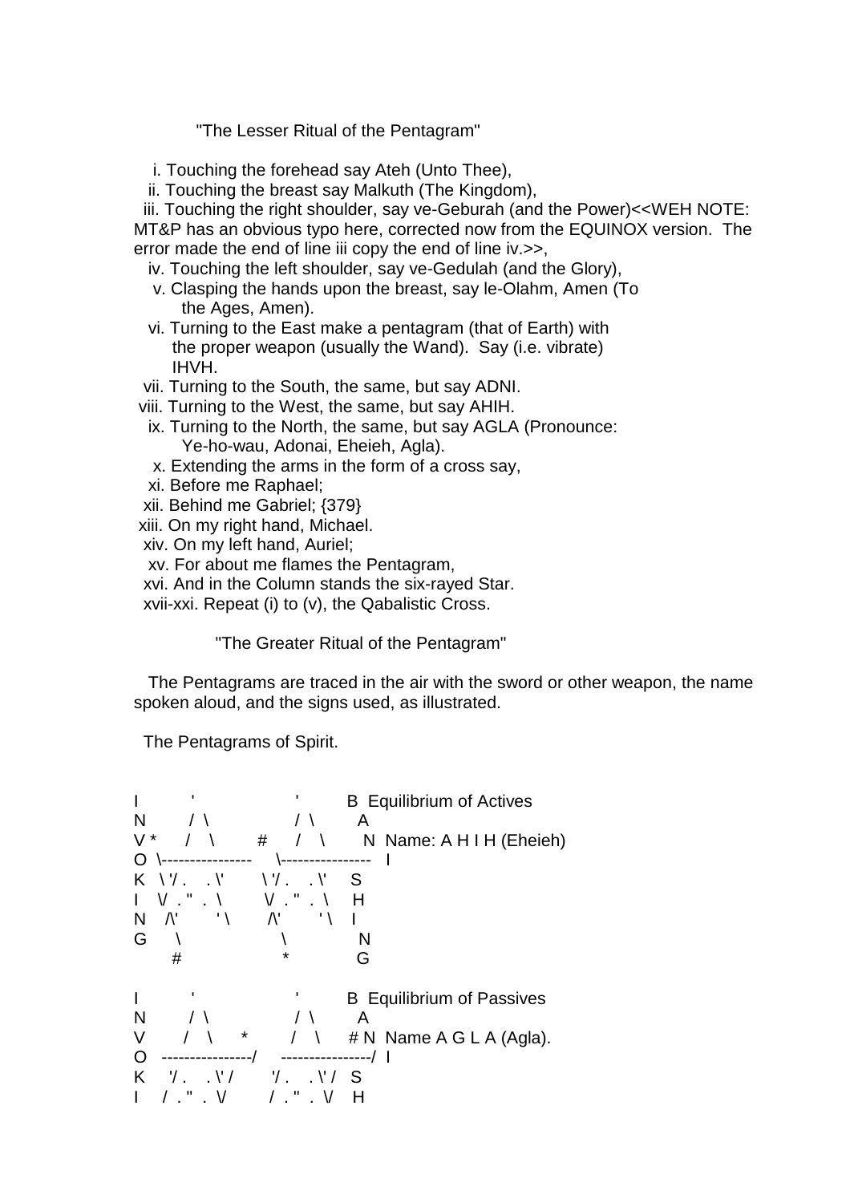"The Lesser Ritual of the Pentagram"

i. Touching the forehead say Ateh (Unto Thee),
ii. Touching the breast say Malkuth (The Kingdom),
iii. Touching the right shoulder, say ve-Geburah (and the Power)<<WEH NOTE: MT&P has an obvious typo here, corrected now from the EQUINOX version. The error made the end of line iii copy the end of line iv.>>,
iv. Touching the left shoulder, say ve-Gedulah (and the Glory),
v. Clasping the hands upon the breast, say le-Olahm, Amen (To the Ages, Amen).
vi. Turning to the East make a pentagram (that of Earth) with the proper weapon (usually the Wand). Say (i.e. vibrate) IHVH.
vii. Turning to the South, the same, but say ADNI.
viii. Turning to the West, the same, but say AHIH.
ix. Turning to the North, the same, but say AGLA (Pronounce: Ye-ho-wau, Adonai, Eheieh, Agla).
x. Extending the arms in the form of a cross say,
xi. Before me Raphael;
xii. Behind me Gabriel; {379}
xiii. On my right hand, Michael.
xiv. On my left hand, Auriel;
xv. For about me flames the Pentagram,
xvi. And in the Column stands the six-rayed Star.
xvii-xxi. Repeat (i) to (v), the Qabalistic Cross.

"The Greater Ritual of the Pentagram"

The Pentagrams are traced in the air with the sword or other weapon, the name spoken aloud, and the signs used, as illustrated.

The Pentagrams of Spirit.

```
I         '                  '        B  Equilibrium of Actives
N        / \                / \        A
V *     /   \       #      /   \       N  Name: A H I H (Eheieh)
O  \----------------     \----------------   I
K   \ '/ .   . \'        \ '/ .   . \'     S
I    \/ . " .  \          \/ . " .  \      H
N    /\'       ' \        /\'       ' \    I
G      \                    \              N
        #                    *             G

I         '                  '        B  Equilibrium of Passives
N        / \                / \        A
V       /   \     *        /   \     # N  Name A G L A (Agla).
O   ----------------/     ----------------/  I
K     '/ .   . \' /       '/ .   . \' /   S
I     / . " .  \/         / . " .  \/    H
```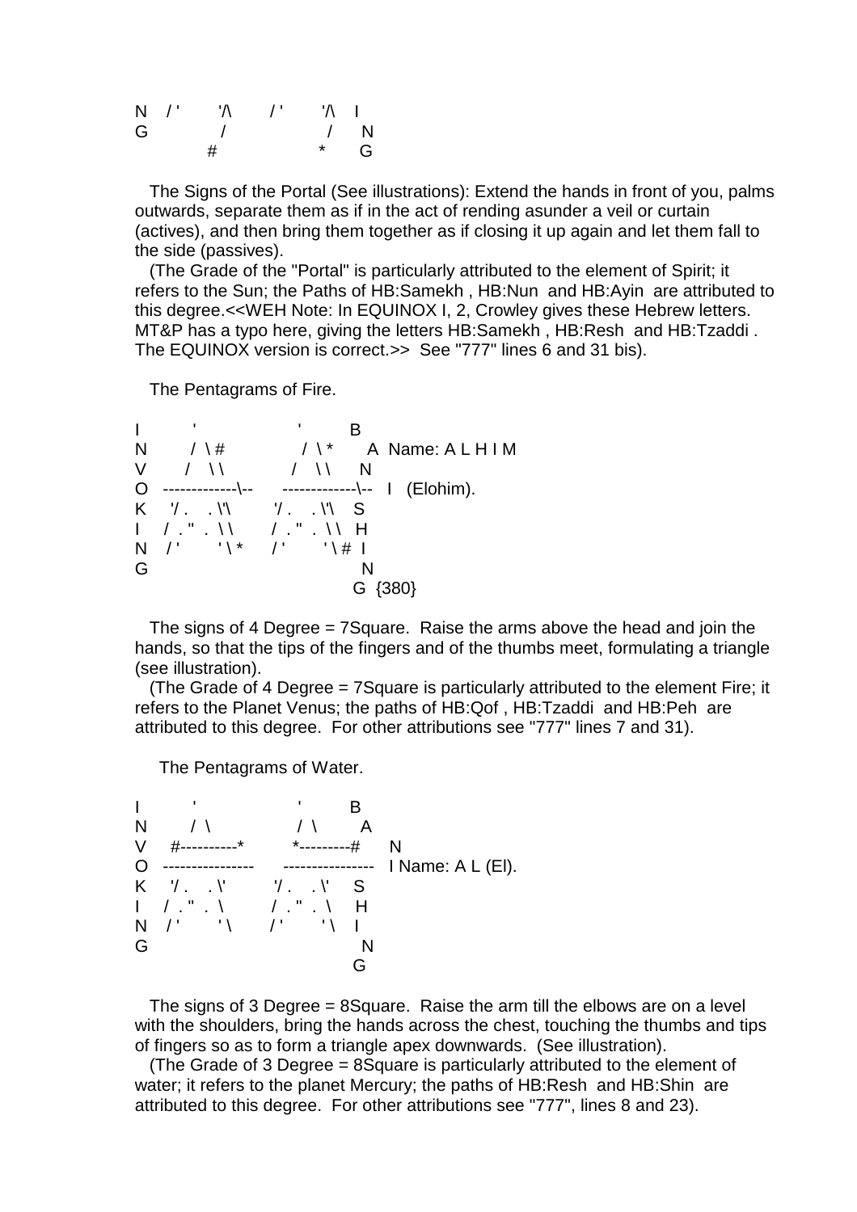```
N   / '        '/\       / '        '/\    I
G             /                    /      N
             #                    *       G
```

The Signs of the Portal (See illustrations): Extend the hands in front of you, palms outwards, separate them as if in the act of rending asunder a veil or curtain (actives), and then bring them together as if closing it up again and let them fall to the side (passives).

(The Grade of the "Portal" is particularly attributed to the element of Spirit; it refers to the Sun; the Paths of HB:Samekh , HB:Nun and HB:Ayin are attributed to this degree.<<WEH Note: In EQUINOX I, 2, Crowley gives these Hebrew letters. MT&P has a typo here, giving the letters HB:Samekh , HB:Resh and HB:Tzaddi . The EQUINOX version is correct.>> See "777" lines 6 and 31 bis).

The Pentagrams of Fire.

```
I          '                    '          B
N         /  \ #              /  \ *       A  Name: A L H I M
V        /    \ \            /    \ \      N
O   -------------\--      -------------\--   I   (Elohim).
K     '/ .    . \'\        '/ .    . \'\    S
I    /  . "  .  \ \       /  . "  .  \ \   H
N   / '        ' \ *     / '        ' \ #  I
G                                          N
                                          G  {380}
```

The signs of 4 Degree = 7Square. Raise the arms above the head and join the hands, so that the tips of the fingers and of the thumbs meet, formulating a triangle (see illustration).

(The Grade of 4 Degree = 7Square is particularly attributed to the element Fire; it refers to the Planet Venus; the paths of HB:Qof , HB:Tzaddi and HB:Peh are attributed to this degree. For other attributions see "777" lines 7 and 31).

The Pentagrams of Water.

```
I          '                    '          B
N         /  \                /  \         A
V     #----------*         *---------#      N
O   ----------------      ----------------   I Name: A L (El).
K     '/ .    . \'         '/ .    . \'     S
I    /  . "  .  \         /  . "  .  \     H
N   / '        ' \       / '        ' \    I
G                                          N
                                          G
```

The signs of 3 Degree = 8Square. Raise the arm till the elbows are on a level with the shoulders, bring the hands across the chest, touching the thumbs and tips of fingers so as to form a triangle apex downwards. (See illustration).

(The Grade of 3 Degree = 8Square is particularly attributed to the element of water; it refers to the planet Mercury; the paths of HB:Resh and HB:Shin are attributed to this degree. For other attributions see "777", lines 8 and 23).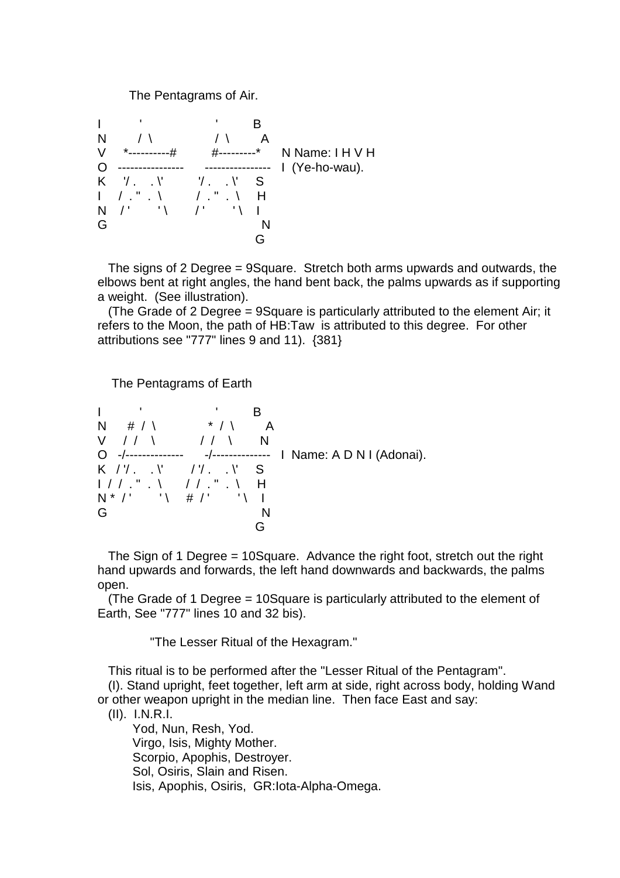The Pentagrams of Air.

```
I         '                   '         B
N        / \                 / \         A
V    *----------#         #---------*     N Name: I H V H
O   ----------------     ----------------  I (Ye-ho-wau).
K    '/ .    . \'         '/ .    . \'     S
I    / . " . \           / . " . \        H
N   / '       ' \        / '       ' \      I
G                                          N
                                          G
```

The signs of 2 Degree = 9Square. Stretch both arms upwards and outwards, the elbows bent at right angles, the hand bent back, the palms upwards as if supporting a weight. (See illustration).

(The Grade of 2 Degree = 9Square is particularly attributed to the element Air; it refers to the Moon, the path of HB:Taw is attributed to this degree. For other attributions see "777" lines 9 and 11). {381}

The Pentagrams of Earth

```
I         '                   '         B
N      # / \               * / \         A
V     / /   \             / /   \         N
O   -/--------------     -/--------------  I Name: A D N I (Adonai).
K   / '/ .    . \'       / '/ .    . \'    S
I  / / . " . \          / / . " . \       H
N * / '       ' \     # / '       ' \      I
G                                          N
                                          G
```

The Sign of 1 Degree = 10Square. Advance the right foot, stretch out the right hand upwards and forwards, the left hand downwards and backwards, the palms open.

(The Grade of 1 Degree = 10Square is particularly attributed to the element of Earth, See "777" lines 10 and 32 bis).

"The Lesser Ritual of the Hexagram."

This ritual is to be performed after the "Lesser Ritual of the Pentagram".

(I). Stand upright, feet together, left arm at side, right across body, holding Wand or other weapon upright in the median line. Then face East and say:

(II). I.N.R.I.

Yod, Nun, Resh, Yod.
Virgo, Isis, Mighty Mother.
Scorpio, Apophis, Destroyer.
Sol, Osiris, Slain and Risen.
Isis, Apophis, Osiris, GR:Iota-Alpha-Omega.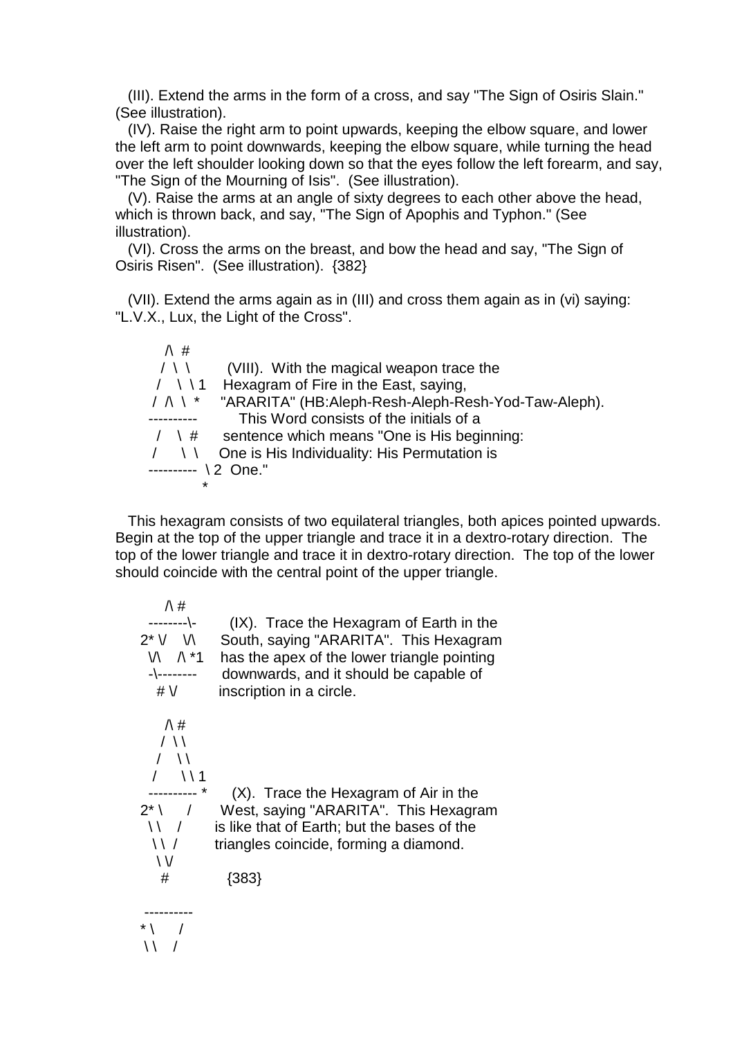(III). Extend the arms in the form of a cross, and say "The Sign of Osiris Slain." (See illustration).

(IV). Raise the right arm to point upwards, keeping the elbow square, and lower the left arm to point downwards, keeping the elbow square, while turning the head over the left shoulder looking down so that the eyes follow the left forearm, and say, "The Sign of the Mourning of Isis". (See illustration).

(V). Raise the arms at an angle of sixty degrees to each other above the head, which is thrown back, and say, "The Sign of Apophis and Typhon." (See illustration).

(VI). Cross the arms on the breast, and bow the head and say, "The Sign of Osiris Risen". (See illustration). {382}

(VII). Extend the arms again as in (III) and cross them again as in (vi) saying: "L.V.X., Lux, the Light of the Cross".

```
      /\  #
     /  \  \        (VIII).  With the magical weapon trace the
    /    \  \ 1    Hexagram of Fire in the East, saying,
   /  /\  \  *     "ARARITA" (HB:Aleph-Resh-Aleph-Resh-Yod-Taw-Aleph).
  ----------          This Word consists of the initials of a
    /    \  #      sentence which means "One is His beginning:
   /      \  \    One is His Individuality: His Permutation is
  ----------  \ 2  One."
              *
```

This hexagram consists of two equilateral triangles, both apices pointed upwards. Begin at the top of the upper triangle and trace it in a dextro-rotary direction. The top of the lower triangle and trace it in dextro-rotary direction. The top of the lower should coincide with the central point of the upper triangle.

```
      /\ #
   --------\-        (IX).  Trace the Hexagram of Earth in the
  2* \/    \/\     South, saying "ARARITA".  This Hexagram
    \/\    /\ *1    has the apex of the lower triangle pointing
    -\--------      downwards, and it should be capable of
      # \/          inscription in a circle.

      /\ #
     /  \ \
    /    \ \
   /      \ \ 1
  ---------- *       (X).  Trace the Hexagram of Air in the
  2* \      /       West, saying "ARARITA".  This Hexagram
    \ \    /        is like that of Earth; but the bases of the
     \ \  /         triangles coincide, forming a diamond.
      \ \/
       #              {383}

   ----------
  * \      /
   \ \    /
```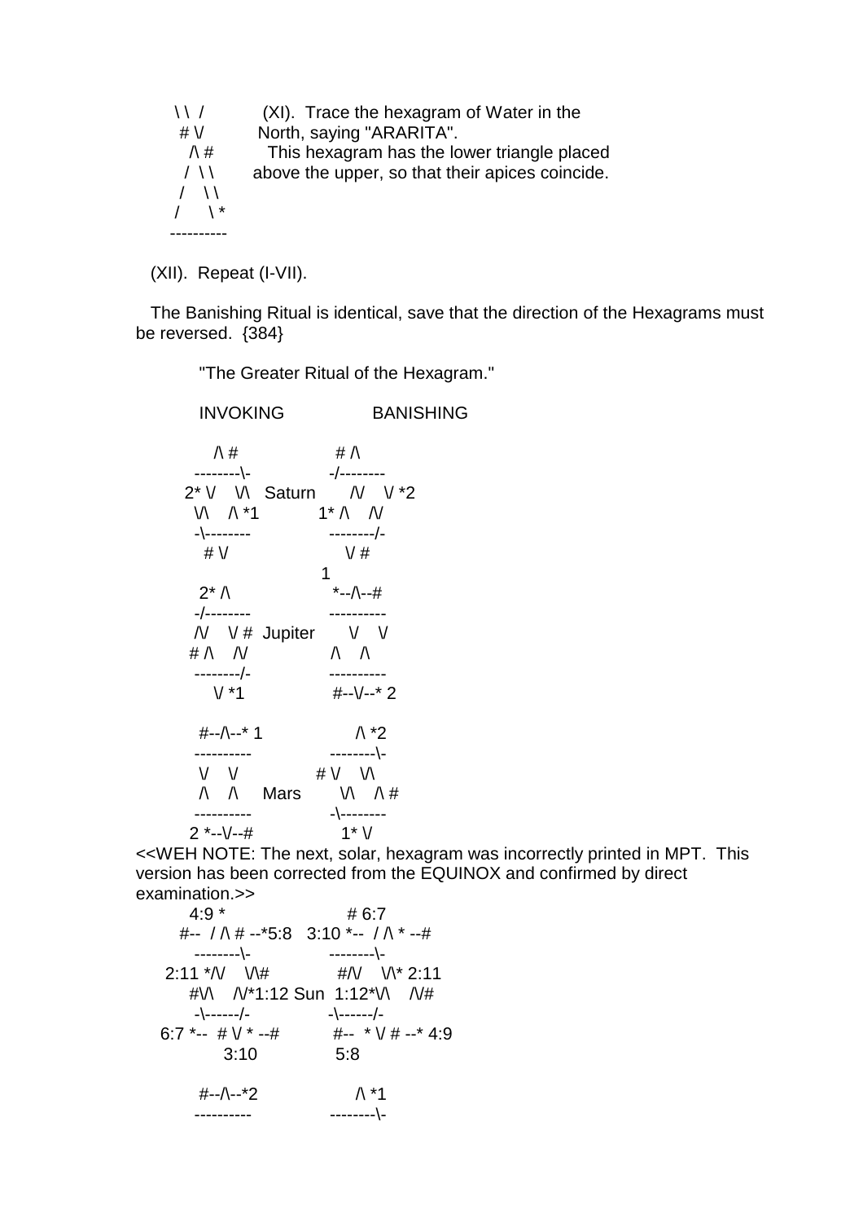```
   \ \  /           (XI).  Trace the hexagram of Water in the
    # \/           North, saying "ARARITA".
     /\ #            This hexagram has the lower triangle placed
    /  \ \        above the upper, so that their apices coincide.
   /    \ \
  /      \ *
 ----------
```

(XII). Repeat (I-VII).

The Banishing Ritual is identical, save that the direction of the Hexagrams must be reversed. {384}

"The Greater Ritual of the Hexagram."

```
        INVOKING                BANISHING

           /\ #                   # /\
        --------\-              -/--------
      2* \/    \/\   Saturn       /\/    \/ *2
        \/\    /\ *1           1* /\    /\/
        -\--------               --------/-
          # \/                       \/ #
                                 1
         2* /\                    *--/\--#
        -/--------               ----------
        /\/    \/ #  Jupiter       \/    \/
      # /\    /\/                 /\    /\
        --------/-               ----------
           \/ *1                  #--\/--* 2

         #--/\--* 1                  /\ *2
        ----------               --------\-
         \/    \/              # \/    \/\
         /\    /\     Mars       \/\    /\ #
        ----------               -\--------
       2 *--\/--#                  1* \/
```

<<WEH NOTE: The next, solar, hexagram was incorrectly printed in MPT. This version has been corrected from the EQUINOX and confirmed by direct examination.>>

```
        4:9 *                     # 6:7
      #--  / /\ # --*5:8   3:10 *--  / /\ * --#
         --------\-             --------\-
    2:11 */\/    \/\#             #/\/    \/\* 2:11
        #\/\    /\/*1:12 Sun  1:12*\/\    /\/#
         -\------/-              -\------/-
   6:7 *--  # \/ * --#          #--  * \/ # --* 4:9
             3:10                5:8

         #--/\--*2                  /\ *1
        ----------               --------\-
```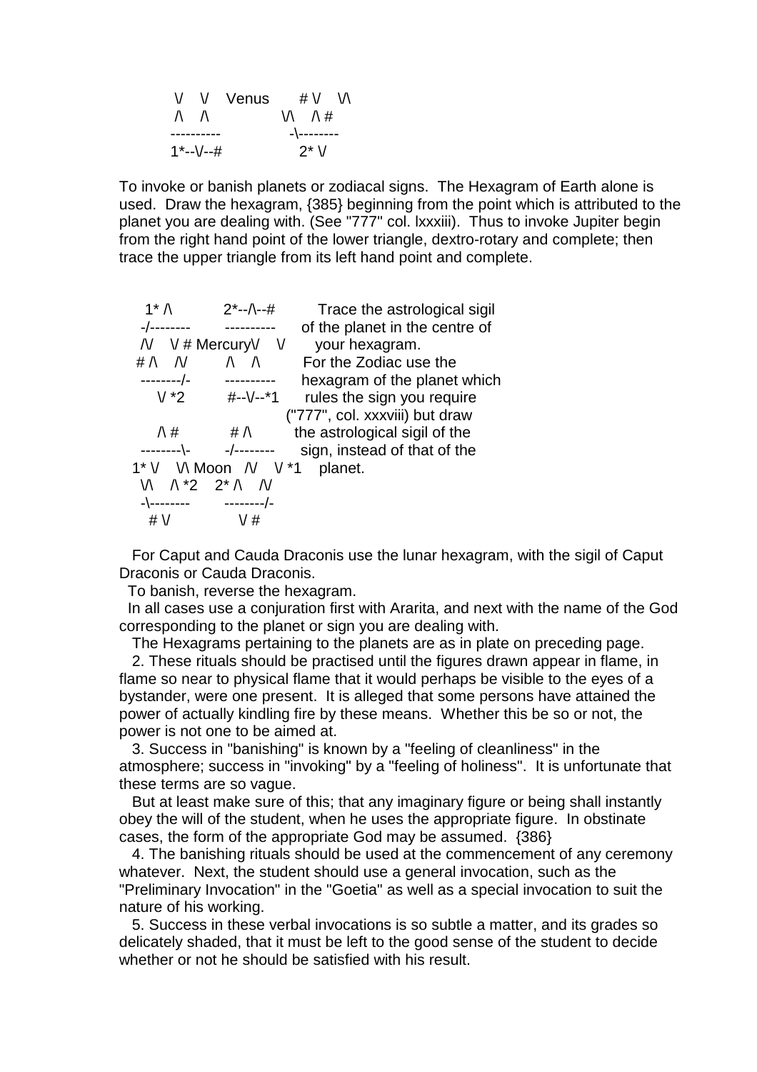```
   \/    \/    Venus       # \/    \/\
   /\    /\               \/\    /\ #
  ----------               -\--------
  1*--\/--#                 2* \/
```

To invoke or banish planets or zodiacal signs. The Hexagram of Earth alone is used. Draw the hexagram, {385} beginning from the point which is attributed to the planet you are dealing with. (See "777" col. lxxxiii). Thus to invoke Jupiter begin from the right hand point of the lower triangle, dextro-rotary and complete; then trace the upper triangle from its left hand point and complete.

```
  1* /\          2*--/\--#        Trace the astrological sigil
 -/--------      ----------     of the planet in the centre of
 /\/    \/ # Mercury\/    \/      your hexagram.
 # /\    /\/       /\    /\       For the Zodiac use the
 --------/-      ----------     hexagram of the planet which
    \/ *2         #--\/--*1      rules the sign you require
                               ("777", col. xxxviii) but draw
    /\ #           # /\         the astrological sigil of the
 --------\-      -/--------     sign, instead of that of the
1* \/    \/\ Moon  /\/    \/ *1    planet.
 \/\    /\ *2    2* /\    /\/
 -\--------      --------/-
   # \/            \/ #
```

For Caput and Cauda Draconis use the lunar hexagram, with the sigil of Caput Draconis or Cauda Draconis.

To banish, reverse the hexagram.

In all cases use a conjuration first with Ararita, and next with the name of the God corresponding to the planet or sign you are dealing with.

The Hexagrams pertaining to the planets are as in plate on preceding page.

2. These rituals should be practised until the figures drawn appear in flame, in flame so near to physical flame that it would perhaps be visible to the eyes of a bystander, were one present. It is alleged that some persons have attained the power of actually kindling fire by these means. Whether this be so or not, the power is not one to be aimed at.

3. Success in "banishing" is known by a "feeling of cleanliness" in the atmosphere; success in "invoking" by a "feeling of holiness". It is unfortunate that these terms are so vague.

But at least make sure of this; that any imaginary figure or being shall instantly obey the will of the student, when he uses the appropriate figure. In obstinate cases, the form of the appropriate God may be assumed. {386}

4. The banishing rituals should be used at the commencement of any ceremony whatever. Next, the student should use a general invocation, such as the "Preliminary Invocation" in the "Goetia" as well as a special invocation to suit the nature of his working.

5. Success in these verbal invocations is so subtle a matter, and its grades so delicately shaded, that it must be left to the good sense of the student to decide whether or not he should be satisfied with his result.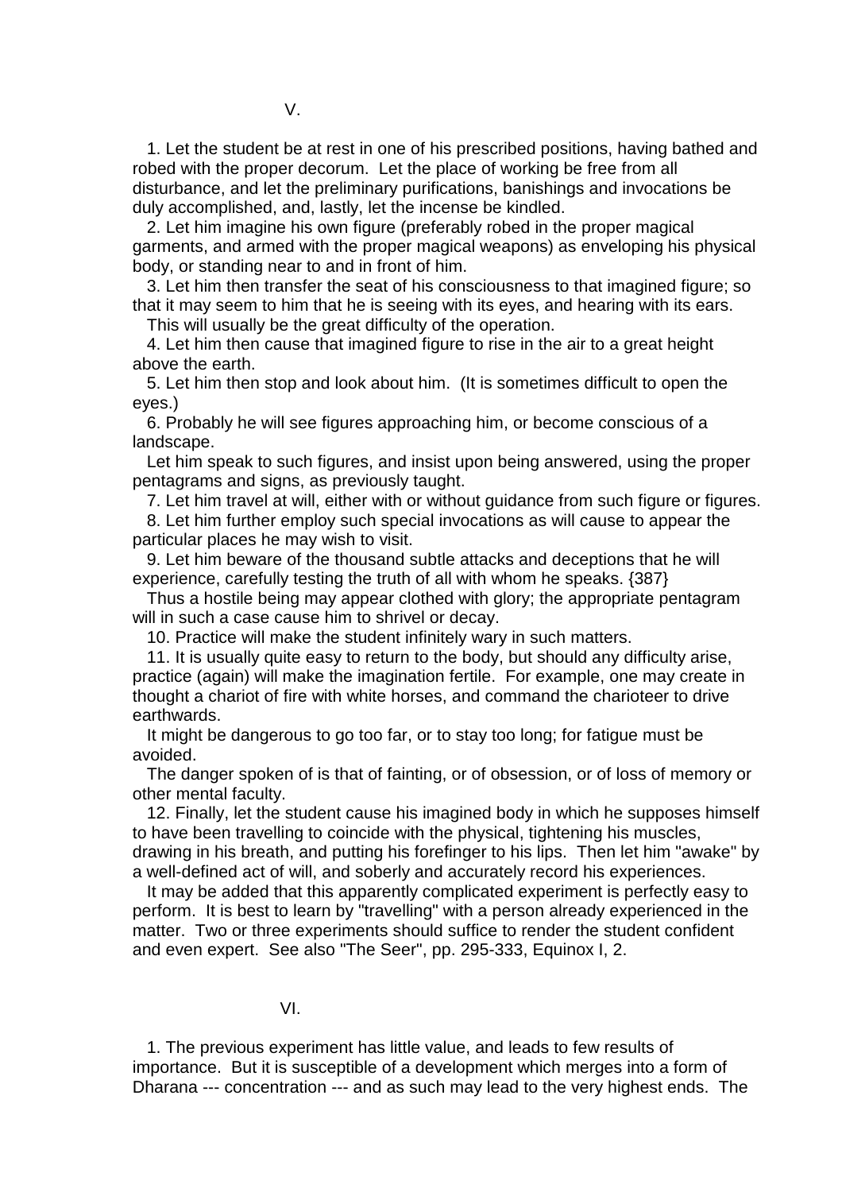V.

1. Let the student be at rest in one of his prescribed positions, having bathed and robed with the proper decorum. Let the place of working be free from all disturbance, and let the preliminary purifications, banishings and invocations be duly accomplished, and, lastly, let the incense be kindled.

2. Let him imagine his own figure (preferably robed in the proper magical garments, and armed with the proper magical weapons) as enveloping his physical body, or standing near to and in front of him.

3. Let him then transfer the seat of his consciousness to that imagined figure; so that it may seem to him that he is seeing with its eyes, and hearing with its ears.

This will usually be the great difficulty of the operation.

4. Let him then cause that imagined figure to rise in the air to a great height above the earth.

5. Let him then stop and look about him. (It is sometimes difficult to open the eyes.)

6. Probably he will see figures approaching him, or become conscious of a landscape.

Let him speak to such figures, and insist upon being answered, using the proper pentagrams and signs, as previously taught.

7. Let him travel at will, either with or without guidance from such figure or figures.

8. Let him further employ such special invocations as will cause to appear the particular places he may wish to visit.

9. Let him beware of the thousand subtle attacks and deceptions that he will experience, carefully testing the truth of all with whom he speaks. {387}

Thus a hostile being may appear clothed with glory; the appropriate pentagram will in such a case cause him to shrivel or decay.

10. Practice will make the student infinitely wary in such matters.

11. It is usually quite easy to return to the body, but should any difficulty arise, practice (again) will make the imagination fertile. For example, one may create in thought a chariot of fire with white horses, and command the charioteer to drive earthwards.

It might be dangerous to go too far, or to stay too long; for fatigue must be avoided.

The danger spoken of is that of fainting, or of obsession, or of loss of memory or other mental faculty.

12. Finally, let the student cause his imagined body in which he supposes himself to have been travelling to coincide with the physical, tightening his muscles, drawing in his breath, and putting his forefinger to his lips. Then let him "awake" by a well-defined act of will, and soberly and accurately record his experiences.

It may be added that this apparently complicated experiment is perfectly easy to perform. It is best to learn by "travelling" with a person already experienced in the matter. Two or three experiments should suffice to render the student confident and even expert. See also "The Seer", pp. 295-333, Equinox I, 2.

VI.

1. The previous experiment has little value, and leads to few results of importance. But it is susceptible of a development which merges into a form of Dharana --- concentration --- and as such may lead to the very highest ends. The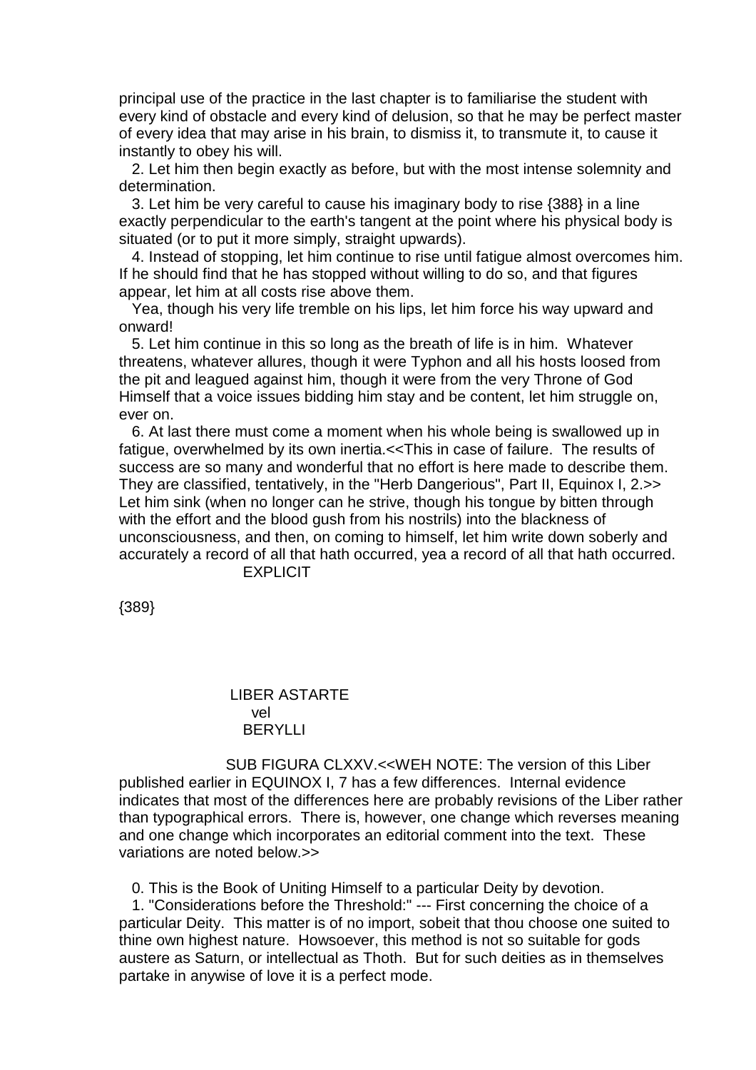principal use of the practice in the last chapter is to familiarise the student with every kind of obstacle and every kind of delusion, so that he may be perfect master of every idea that may arise in his brain, to dismiss it, to transmute it, to cause it instantly to obey his will.

2. Let him then begin exactly as before, but with the most intense solemnity and determination.

3. Let him be very careful to cause his imaginary body to rise {388} in a line exactly perpendicular to the earth's tangent at the point where his physical body is situated (or to put it more simply, straight upwards).

4. Instead of stopping, let him continue to rise until fatigue almost overcomes him. If he should find that he has stopped without willing to do so, and that figures appear, let him at all costs rise above them.

Yea, though his very life tremble on his lips, let him force his way upward and onward!

5. Let him continue in this so long as the breath of life is in him. Whatever threatens, whatever allures, though it were Typhon and all his hosts loosed from the pit and leagued against him, though it were from the very Throne of God Himself that a voice issues bidding him stay and be content, let him struggle on, ever on.

6. At last there must come a moment when his whole being is swallowed up in fatigue, overwhelmed by its own inertia.<<This in case of failure. The results of success are so many and wonderful that no effort is here made to describe them. They are classified, tentatively, in the "Herb Dangerious", Part II, Equinox I, 2.>> Let him sink (when no longer can he strive, though his tongue by bitten through with the effort and the blood gush from his nostrils) into the blackness of unconsciousness, and then, on coming to himself, let him write down soberly and accurately a record of all that hath occurred, yea a record of all that hath occurred.

EXPLICIT

{389}

LIBER ASTARTE
vel
BERYLLI

SUB FIGURA CLXXV.<<WEH NOTE: The version of this Liber published earlier in EQUINOX I, 7 has a few differences. Internal evidence indicates that most of the differences here are probably revisions of the Liber rather than typographical errors. There is, however, one change which reverses meaning and one change which incorporates an editorial comment into the text. These variations are noted below.>>

0. This is the Book of Uniting Himself to a particular Deity by devotion.

1. "Considerations before the Threshold:" --- First concerning the choice of a particular Deity. This matter is of no import, sobeit that thou choose one suited to thine own highest nature. Howsoever, this method is not so suitable for gods austere as Saturn, or intellectual as Thoth. But for such deities as in themselves partake in anywise of love it is a perfect mode.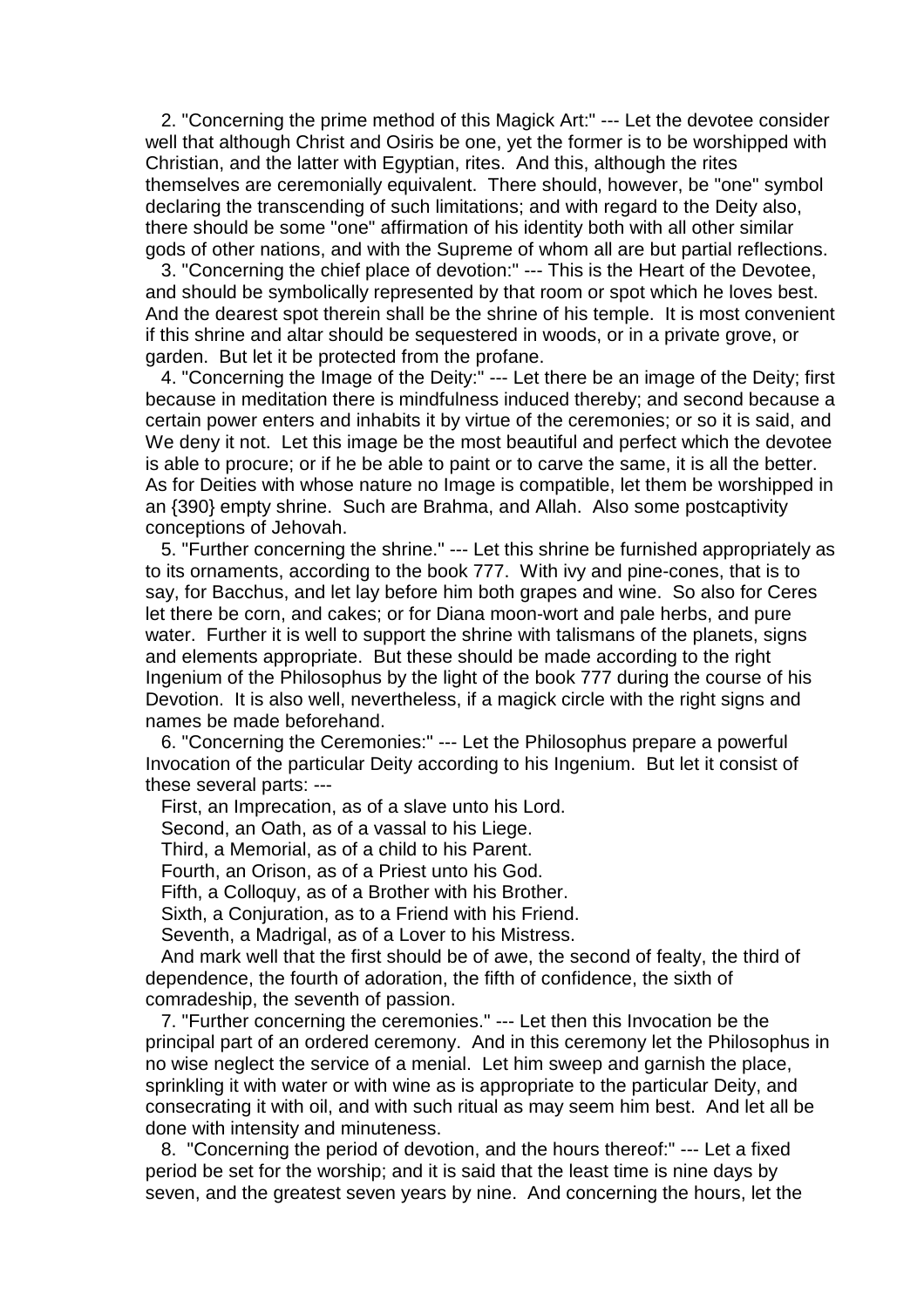2. "Concerning the prime method of this Magick Art:" --- Let the devotee consider well that although Christ and Osiris be one, yet the former is to be worshipped with Christian, and the latter with Egyptian, rites. And this, although the rites themselves are ceremonially equivalent. There should, however, be "one" symbol declaring the transcending of such limitations; and with regard to the Deity also, there should be some "one" affirmation of his identity both with all other similar gods of other nations, and with the Supreme of whom all are but partial reflections.

3. "Concerning the chief place of devotion:" --- This is the Heart of the Devotee, and should be symbolically represented by that room or spot which he loves best. And the dearest spot therein shall be the shrine of his temple. It is most convenient if this shrine and altar should be sequestered in woods, or in a private grove, or garden. But let it be protected from the profane.

4. "Concerning the Image of the Deity:" --- Let there be an image of the Deity; first because in meditation there is mindfulness induced thereby; and second because a certain power enters and inhabits it by virtue of the ceremonies; or so it is said, and We deny it not. Let this image be the most beautiful and perfect which the devotee is able to procure; or if he be able to paint or to carve the same, it is all the better. As for Deities with whose nature no Image is compatible, let them be worshipped in an {390} empty shrine. Such are Brahma, and Allah. Also some postcaptivity conceptions of Jehovah.

5. "Further concerning the shrine." --- Let this shrine be furnished appropriately as to its ornaments, according to the book 777. With ivy and pine-cones, that is to say, for Bacchus, and let lay before him both grapes and wine. So also for Ceres let there be corn, and cakes; or for Diana moon-wort and pale herbs, and pure water. Further it is well to support the shrine with talismans of the planets, signs and elements appropriate. But these should be made according to the right Ingenium of the Philosophus by the light of the book 777 during the course of his Devotion. It is also well, nevertheless, if a magick circle with the right signs and names be made beforehand.

6. "Concerning the Ceremonies:" --- Let the Philosophus prepare a powerful Invocation of the particular Deity according to his Ingenium. But let it consist of these several parts: ---

First, an Imprecation, as of a slave unto his Lord.
Second, an Oath, as of a vassal to his Liege.
Third, a Memorial, as of a child to his Parent.
Fourth, an Orison, as of a Priest unto his God.
Fifth, a Colloquy, as of a Brother with his Brother.
Sixth, a Conjuration, as to a Friend with his Friend.
Seventh, a Madrigal, as of a Lover to his Mistress.

And mark well that the first should be of awe, the second of fealty, the third of dependence, the fourth of adoration, the fifth of confidence, the sixth of comradeship, the seventh of passion.

7. "Further concerning the ceremonies." --- Let then this Invocation be the principal part of an ordered ceremony. And in this ceremony let the Philosophus in no wise neglect the service of a menial. Let him sweep and garnish the place, sprinkling it with water or with wine as is appropriate to the particular Deity, and consecrating it with oil, and with such ritual as may seem him best. And let all be done with intensity and minuteness.

8. "Concerning the period of devotion, and the hours thereof:" --- Let a fixed period be set for the worship; and it is said that the least time is nine days by seven, and the greatest seven years by nine. And concerning the hours, let the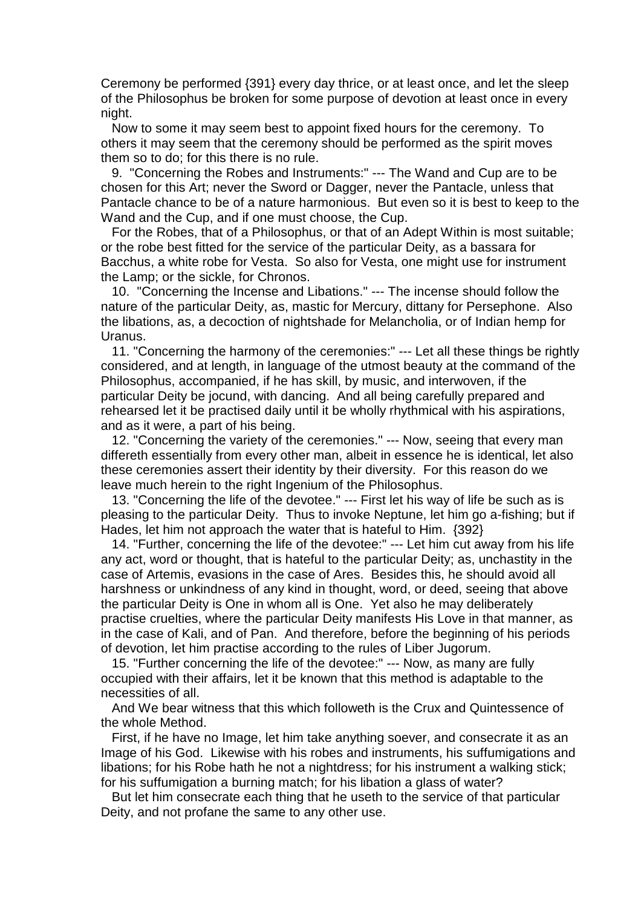Ceremony be performed {391} every day thrice, or at least once, and let the sleep of the Philosophus be broken for some purpose of devotion at least once in every night.

Now to some it may seem best to appoint fixed hours for the ceremony. To others it may seem that the ceremony should be performed as the spirit moves them so to do; for this there is no rule.

9. "Concerning the Robes and Instruments:" --- The Wand and Cup are to be chosen for this Art; never the Sword or Dagger, never the Pantacle, unless that Pantacle chance to be of a nature harmonious. But even so it is best to keep to the Wand and the Cup, and if one must choose, the Cup.

For the Robes, that of a Philosophus, or that of an Adept Within is most suitable; or the robe best fitted for the service of the particular Deity, as a bassara for Bacchus, a white robe for Vesta. So also for Vesta, one might use for instrument the Lamp; or the sickle, for Chronos.

10. "Concerning the Incense and Libations." --- The incense should follow the nature of the particular Deity, as, mastic for Mercury, dittany for Persephone. Also the libations, as, a decoction of nightshade for Melancholia, or of Indian hemp for Uranus.

11. "Concerning the harmony of the ceremonies:" --- Let all these things be rightly considered, and at length, in language of the utmost beauty at the command of the Philosophus, accompanied, if he has skill, by music, and interwoven, if the particular Deity be jocund, with dancing. And all being carefully prepared and rehearsed let it be practised daily until it be wholly rhythmical with his aspirations, and as it were, a part of his being.

12. "Concerning the variety of the ceremonies." --- Now, seeing that every man differeth essentially from every other man, albeit in essence he is identical, let also these ceremonies assert their identity by their diversity. For this reason do we leave much herein to the right Ingenium of the Philosophus.

13. "Concerning the life of the devotee." --- First let his way of life be such as is pleasing to the particular Deity. Thus to invoke Neptune, let him go a-fishing; but if Hades, let him not approach the water that is hateful to Him. {392}

14. "Further, concerning the life of the devotee:" --- Let him cut away from his life any act, word or thought, that is hateful to the particular Deity; as, unchastity in the case of Artemis, evasions in the case of Ares. Besides this, he should avoid all harshness or unkindness of any kind in thought, word, or deed, seeing that above the particular Deity is One in whom all is One. Yet also he may deliberately practise cruelties, where the particular Deity manifests His Love in that manner, as in the case of Kali, and of Pan. And therefore, before the beginning of his periods of devotion, let him practise according to the rules of Liber Jugorum.

15. "Further concerning the life of the devotee:" --- Now, as many are fully occupied with their affairs, let it be known that this method is adaptable to the necessities of all.

And We bear witness that this which followeth is the Crux and Quintessence of the whole Method.

First, if he have no Image, let him take anything soever, and consecrate it as an Image of his God. Likewise with his robes and instruments, his suffumigations and libations; for his Robe hath he not a nightdress; for his instrument a walking stick; for his suffumigation a burning match; for his libation a glass of water?

But let him consecrate each thing that he useth to the service of that particular Deity, and not profane the same to any other use.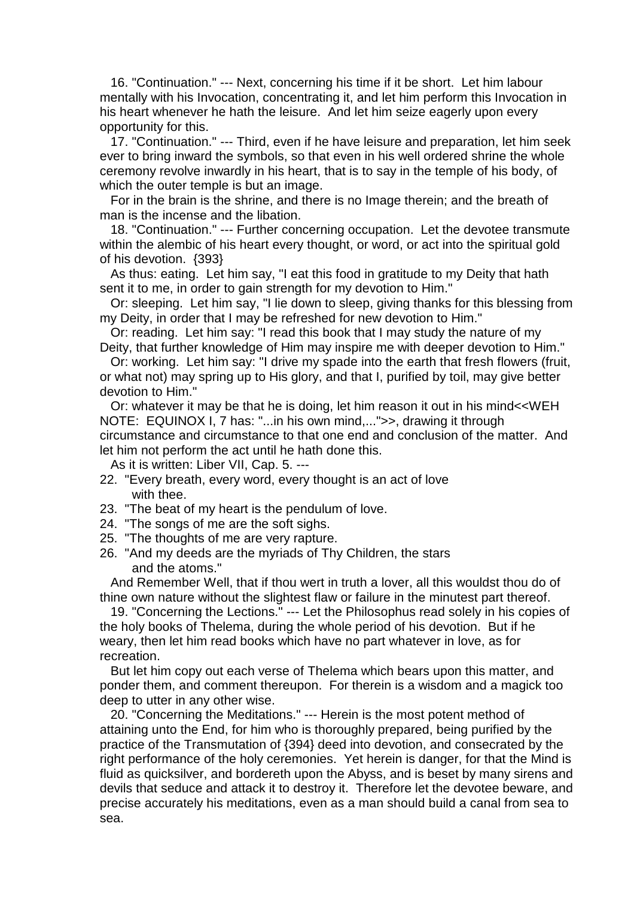16. "Continuation." --- Next, concerning his time if it be short. Let him labour mentally with his Invocation, concentrating it, and let him perform this Invocation in his heart whenever he hath the leisure. And let him seize eagerly upon every opportunity for this.

17. "Continuation." --- Third, even if he have leisure and preparation, let him seek ever to bring inward the symbols, so that even in his well ordered shrine the whole ceremony revolve inwardly in his heart, that is to say in the temple of his body, of which the outer temple is but an image.

For in the brain is the shrine, and there is no Image therein; and the breath of man is the incense and the libation.

18. "Continuation." --- Further concerning occupation. Let the devotee transmute within the alembic of his heart every thought, or word, or act into the spiritual gold of his devotion. {393}

As thus: eating. Let him say, "I eat this food in gratitude to my Deity that hath sent it to me, in order to gain strength for my devotion to Him."

Or: sleeping. Let him say, "I lie down to sleep, giving thanks for this blessing from my Deity, in order that I may be refreshed for new devotion to Him."

Or: reading. Let him say: "I read this book that I may study the nature of my Deity, that further knowledge of Him may inspire me with deeper devotion to Him."

Or: working. Let him say: "I drive my spade into the earth that fresh flowers (fruit, or what not) may spring up to His glory, and that I, purified by toil, may give better devotion to Him."

Or: whatever it may be that he is doing, let him reason it out in his mind<<WEH NOTE: EQUINOX I, 7 has: "...in his own mind,...">>, drawing it through circumstance and circumstance to that one end and conclusion of the matter. And let him not perform the act until he hath done this.

As it is written: Liber VII, Cap. 5. ---

22. "Every breath, every word, every thought is an act of love
 with thee.
23. "The beat of my heart is the pendulum of love.
24. "The songs of me are the soft sighs.
25. "The thoughts of me are very rapture.
26. "And my deeds are the myriads of Thy Children, the stars
 and the atoms."

And Remember Well, that if thou wert in truth a lover, all this wouldst thou do of thine own nature without the slightest flaw or failure in the minutest part thereof.

19. "Concerning the Lections." --- Let the Philosophus read solely in his copies of the holy books of Thelema, during the whole period of his devotion. But if he weary, then let him read books which have no part whatever in love, as for recreation.

But let him copy out each verse of Thelema which bears upon this matter, and ponder them, and comment thereupon. For therein is a wisdom and a magick too deep to utter in any other wise.

20. "Concerning the Meditations." --- Herein is the most potent method of attaining unto the End, for him who is thoroughly prepared, being purified by the practice of the Transmutation of {394} deed into devotion, and consecrated by the right performance of the holy ceremonies. Yet herein is danger, for that the Mind is fluid as quicksilver, and bordereth upon the Abyss, and is beset by many sirens and devils that seduce and attack it to destroy it. Therefore let the devotee beware, and precise accurately his meditations, even as a man should build a canal from sea to sea.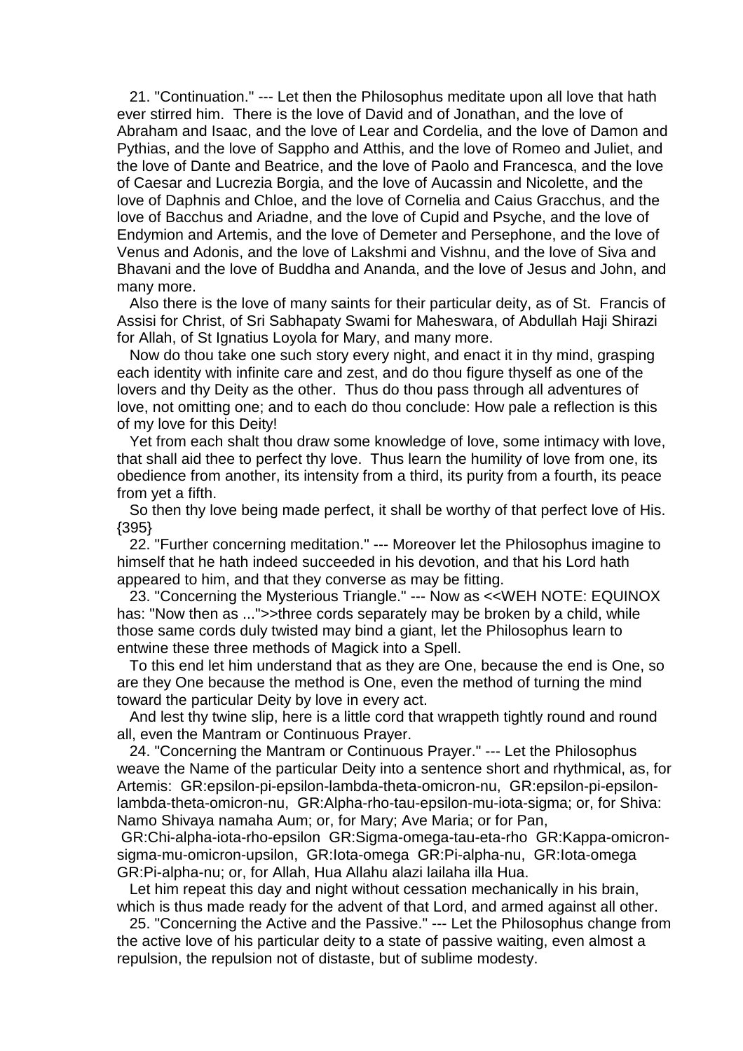21. "Continuation." --- Let then the Philosophus meditate upon all love that hath ever stirred him. There is the love of David and of Jonathan, and the love of Abraham and Isaac, and the love of Lear and Cordelia, and the love of Damon and Pythias, and the love of Sappho and Atthis, and the love of Romeo and Juliet, and the love of Dante and Beatrice, and the love of Paolo and Francesca, and the love of Caesar and Lucrezia Borgia, and the love of Aucassin and Nicolette, and the love of Daphnis and Chloe, and the love of Cornelia and Caius Gracchus, and the love of Bacchus and Ariadne, and the love of Cupid and Psyche, and the love of Endymion and Artemis, and the love of Demeter and Persephone, and the love of Venus and Adonis, and the love of Lakshmi and Vishnu, and the love of Siva and Bhavani and the love of Buddha and Ananda, and the love of Jesus and John, and many more.

Also there is the love of many saints for their particular deity, as of St. Francis of Assisi for Christ, of Sri Sabhapaty Swami for Maheswara, of Abdullah Haji Shirazi for Allah, of St Ignatius Loyola for Mary, and many more.

Now do thou take one such story every night, and enact it in thy mind, grasping each identity with infinite care and zest, and do thou figure thyself as one of the lovers and thy Deity as the other. Thus do thou pass through all adventures of love, not omitting one; and to each do thou conclude: How pale a reflection is this of my love for this Deity!

Yet from each shalt thou draw some knowledge of love, some intimacy with love, that shall aid thee to perfect thy love. Thus learn the humility of love from one, its obedience from another, its intensity from a third, its purity from a fourth, its peace from yet a fifth.

So then thy love being made perfect, it shall be worthy of that perfect love of His. {395}

22. "Further concerning meditation." --- Moreover let the Philosophus imagine to himself that he hath indeed succeeded in his devotion, and that his Lord hath appeared to him, and that they converse as may be fitting.

23. "Concerning the Mysterious Triangle." --- Now as <<WEH NOTE: EQUINOX has: "Now then as ...">>three cords separately may be broken by a child, while those same cords duly twisted may bind a giant, let the Philosophus learn to entwine these three methods of Magick into a Spell.

To this end let him understand that as they are One, because the end is One, so are they One because the method is One, even the method of turning the mind toward the particular Deity by love in every act.

And lest thy twine slip, here is a little cord that wrappeth tightly round and round all, even the Mantram or Continuous Prayer.

24. "Concerning the Mantram or Continuous Prayer." --- Let the Philosophus weave the Name of the particular Deity into a sentence short and rhythmical, as, for Artemis: GR:epsilon-pi-epsilon-lambda-theta-omicron-nu, GR:epsilon-pi-epsilon-lambda-theta-omicron-nu, GR:Alpha-rho-tau-epsilon-mu-iota-sigma; or, for Shiva: Namo Shivaya namaha Aum; or, for Mary; Ave Maria; or for Pan, GR:Chi-alpha-iota-rho-epsilon GR:Sigma-omega-tau-eta-rho GR:Kappa-omicron-sigma-mu-omicron-upsilon, GR:Iota-omega GR:Pi-alpha-nu, GR:Iota-omega GR:Pi-alpha-nu; or, for Allah, Hua Allahu alazi lailaha illa Hua.

Let him repeat this day and night without cessation mechanically in his brain, which is thus made ready for the advent of that Lord, and armed against all other.

25. "Concerning the Active and the Passive." --- Let the Philosophus change from the active love of his particular deity to a state of passive waiting, even almost a repulsion, the repulsion not of distaste, but of sublime modesty.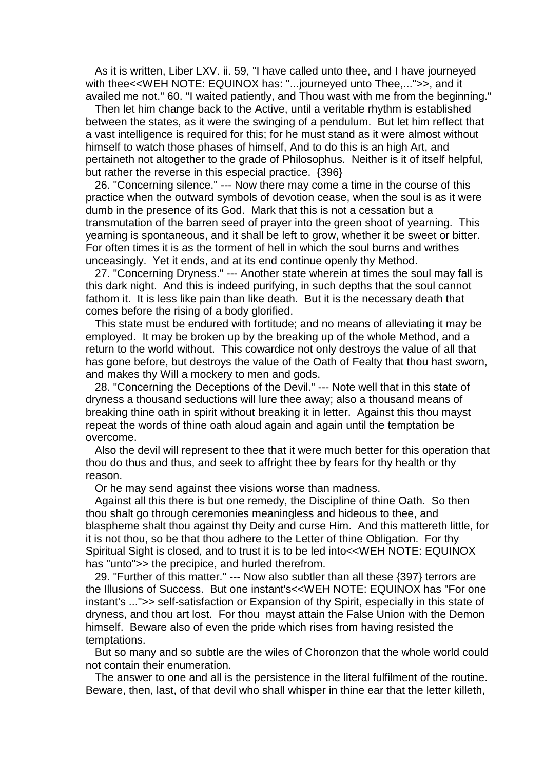As it is written, Liber LXV. ii. 59, "I have called unto thee, and I have journeyed with thee<<WEH NOTE: EQUINOX has: "...journeyed unto Thee,...">>, and it availed me not." 60. "I waited patiently, and Thou wast with me from the beginning."

Then let him change back to the Active, until a veritable rhythm is established between the states, as it were the swinging of a pendulum. But let him reflect that a vast intelligence is required for this; for he must stand as it were almost without himself to watch those phases of himself, And to do this is an high Art, and pertaineth not altogether to the grade of Philosophus. Neither is it of itself helpful, but rather the reverse in this especial practice. {396}

26. "Concerning silence." --- Now there may come a time in the course of this practice when the outward symbols of devotion cease, when the soul is as it were dumb in the presence of its God. Mark that this is not a cessation but a transmutation of the barren seed of prayer into the green shoot of yearning. This yearning is spontaneous, and it shall be left to grow, whether it be sweet or bitter. For often times it is as the torment of hell in which the soul burns and writhes unceasingly. Yet it ends, and at its end continue openly thy Method.

27. "Concerning Dryness." --- Another state wherein at times the soul may fall is this dark night. And this is indeed purifying, in such depths that the soul cannot fathom it. It is less like pain than like death. But it is the necessary death that comes before the rising of a body glorified.

This state must be endured with fortitude; and no means of alleviating it may be employed. It may be broken up by the breaking up of the whole Method, and a return to the world without. This cowardice not only destroys the value of all that has gone before, but destroys the value of the Oath of Fealty that thou hast sworn, and makes thy Will a mockery to men and gods.

28. "Concerning the Deceptions of the Devil." --- Note well that in this state of dryness a thousand seductions will lure thee away; also a thousand means of breaking thine oath in spirit without breaking it in letter. Against this thou mayst repeat the words of thine oath aloud again and again until the temptation be overcome.

Also the devil will represent to thee that it were much better for this operation that thou do thus and thus, and seek to affright thee by fears for thy health or thy reason.

Or he may send against thee visions worse than madness.

Against all this there is but one remedy, the Discipline of thine Oath. So then thou shalt go through ceremonies meaningless and hideous to thee, and blaspheme shalt thou against thy Deity and curse Him. And this mattereth little, for it is not thou, so be that thou adhere to the Letter of thine Obligation. For thy Spiritual Sight is closed, and to trust it is to be led into<<WEH NOTE: EQUINOX has "unto">> the precipice, and hurled therefrom.

29. "Further of this matter." --- Now also subtler than all these {397} terrors are the Illusions of Success. But one instant's<<WEH NOTE: EQUINOX has "For one instant's ...">> self-satisfaction or Expansion of thy Spirit, especially in this state of dryness, and thou art lost. For thou mayst attain the False Union with the Demon himself. Beware also of even the pride which rises from having resisted the temptations.

But so many and so subtle are the wiles of Choronzon that the whole world could not contain their enumeration.

The answer to one and all is the persistence in the literal fulfilment of the routine. Beware, then, last, of that devil who shall whisper in thine ear that the letter killeth,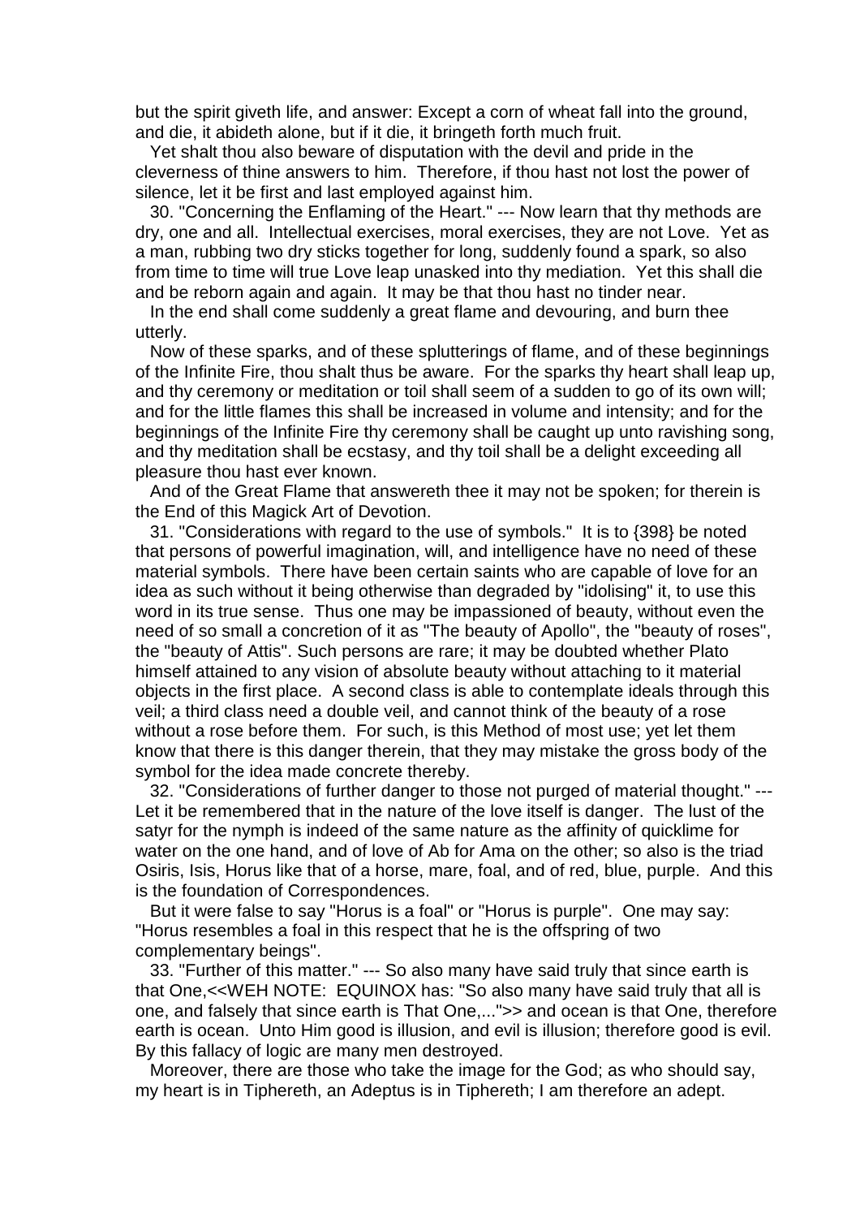but the spirit giveth life, and answer: Except a corn of wheat fall into the ground, and die, it abideth alone, but if it die, it bringeth forth much fruit.

Yet shalt thou also beware of disputation with the devil and pride in the cleverness of thine answers to him. Therefore, if thou hast not lost the power of silence, let it be first and last employed against him.

30. "Concerning the Enflaming of the Heart." --- Now learn that thy methods are dry, one and all. Intellectual exercises, moral exercises, they are not Love. Yet as a man, rubbing two dry sticks together for long, suddenly found a spark, so also from time to time will true Love leap unasked into thy mediation. Yet this shall die and be reborn again and again. It may be that thou hast no tinder near.

In the end shall come suddenly a great flame and devouring, and burn thee utterly.

Now of these sparks, and of these splutterings of flame, and of these beginnings of the Infinite Fire, thou shalt thus be aware. For the sparks thy heart shall leap up, and thy ceremony or meditation or toil shall seem of a sudden to go of its own will; and for the little flames this shall be increased in volume and intensity; and for the beginnings of the Infinite Fire thy ceremony shall be caught up unto ravishing song, and thy meditation shall be ecstasy, and thy toil shall be a delight exceeding all pleasure thou hast ever known.

And of the Great Flame that answereth thee it may not be spoken; for therein is the End of this Magick Art of Devotion.

31. "Considerations with regard to the use of symbols." It is to {398} be noted that persons of powerful imagination, will, and intelligence have no need of these material symbols. There have been certain saints who are capable of love for an idea as such without it being otherwise than degraded by "idolising" it, to use this word in its true sense. Thus one may be impassioned of beauty, without even the need of so small a concretion of it as "The beauty of Apollo", the "beauty of roses", the "beauty of Attis". Such persons are rare; it may be doubted whether Plato himself attained to any vision of absolute beauty without attaching to it material objects in the first place. A second class is able to contemplate ideals through this veil; a third class need a double veil, and cannot think of the beauty of a rose without a rose before them. For such, is this Method of most use; yet let them know that there is this danger therein, that they may mistake the gross body of the symbol for the idea made concrete thereby.

32. "Considerations of further danger to those not purged of material thought." --- Let it be remembered that in the nature of the love itself is danger. The lust of the satyr for the nymph is indeed of the same nature as the affinity of quicklime for water on the one hand, and of love of Ab for Ama on the other; so also is the triad Osiris, Isis, Horus like that of a horse, mare, foal, and of red, blue, purple. And this is the foundation of Correspondences.

But it were false to say "Horus is a foal" or "Horus is purple". One may say: "Horus resembles a foal in this respect that he is the offspring of two complementary beings".

33. "Further of this matter." --- So also many have said truly that since earth is that One,<<WEH NOTE: EQUINOX has: "So also many have said truly that all is one, and falsely that since earth is That One,...">> and ocean is that One, therefore earth is ocean. Unto Him good is illusion, and evil is illusion; therefore good is evil. By this fallacy of logic are many men destroyed.

Moreover, there are those who take the image for the God; as who should say, my heart is in Tiphereth, an Adeptus is in Tiphereth; I am therefore an adept.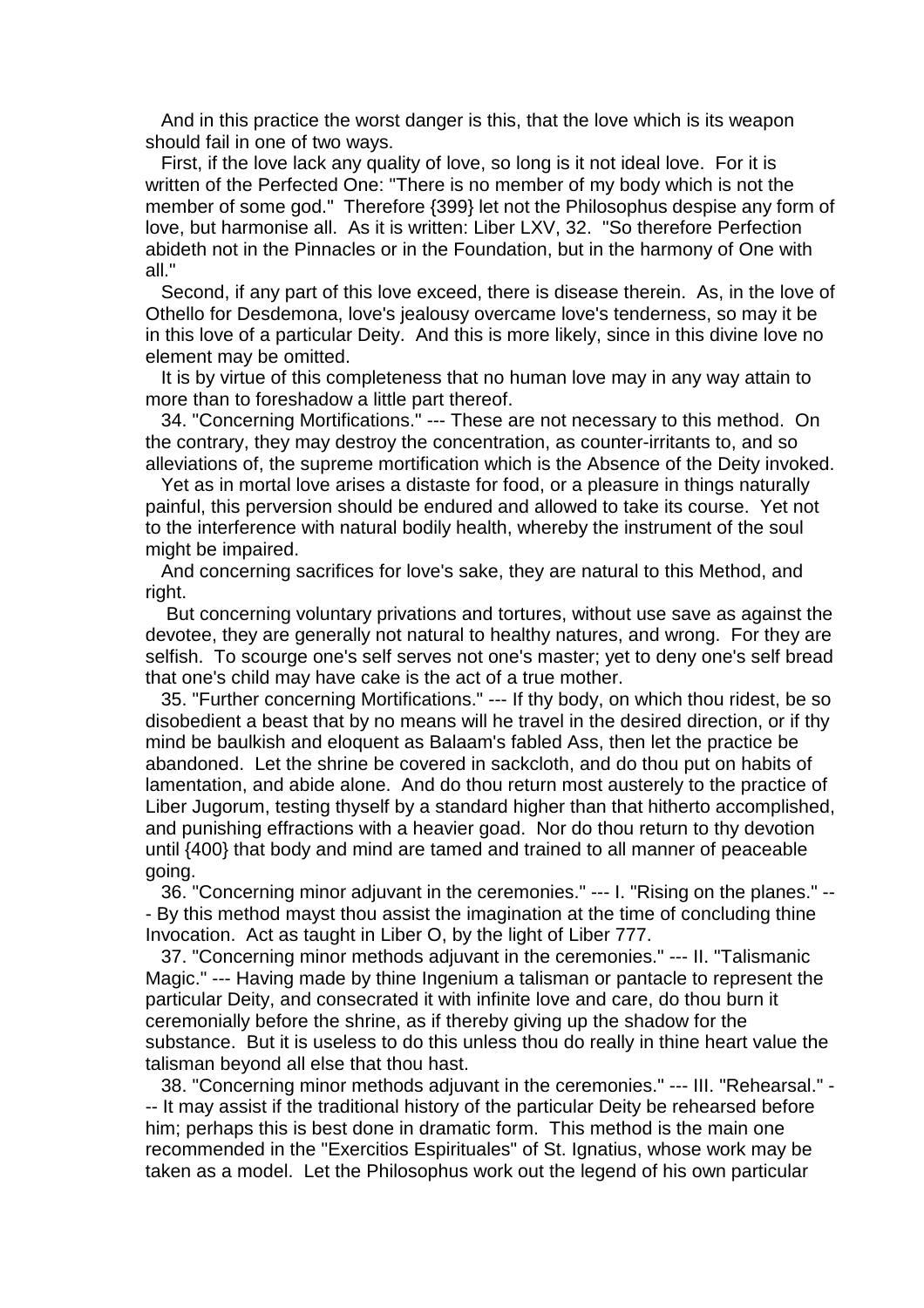And in this practice the worst danger is this, that the love which is its weapon should fail in one of two ways.

First, if the love lack any quality of love, so long is it not ideal love. For it is written of the Perfected One: "There is no member of my body which is not the member of some god." Therefore {399} let not the Philosophus despise any form of love, but harmonise all. As it is written: Liber LXV, 32. "So therefore Perfection abideth not in the Pinnacles or in the Foundation, but in the harmony of One with all."

Second, if any part of this love exceed, there is disease therein. As, in the love of Othello for Desdemona, love's jealousy overcame love's tenderness, so may it be in this love of a particular Deity. And this is more likely, since in this divine love no element may be omitted.

It is by virtue of this completeness that no human love may in any way attain to more than to foreshadow a little part thereof.

34. "Concerning Mortifications." --- These are not necessary to this method. On the contrary, they may destroy the concentration, as counter-irritants to, and so alleviations of, the supreme mortification which is the Absence of the Deity invoked.

Yet as in mortal love arises a distaste for food, or a pleasure in things naturally painful, this perversion should be endured and allowed to take its course. Yet not to the interference with natural bodily health, whereby the instrument of the soul might be impaired.

And concerning sacrifices for love's sake, they are natural to this Method, and right.

But concerning voluntary privations and tortures, without use save as against the devotee, they are generally not natural to healthy natures, and wrong. For they are selfish. To scourge one's self serves not one's master; yet to deny one's self bread that one's child may have cake is the act of a true mother.

35. "Further concerning Mortifications." --- If thy body, on which thou ridest, be so disobedient a beast that by no means will he travel in the desired direction, or if thy mind be baulkish and eloquent as Balaam's fabled Ass, then let the practice be abandoned. Let the shrine be covered in sackcloth, and do thou put on habits of lamentation, and abide alone. And do thou return most austerely to the practice of Liber Jugorum, testing thyself by a standard higher than that hitherto accomplished, and punishing effractions with a heavier goad. Nor do thou return to thy devotion until {400} that body and mind are tamed and trained to all manner of peaceable going.

36. "Concerning minor adjuvant in the ceremonies." --- I. "Rising on the planes." --- By this method mayst thou assist the imagination at the time of concluding thine Invocation. Act as taught in Liber O, by the light of Liber 777.

37. "Concerning minor methods adjuvant in the ceremonies." --- II. "Talismanic Magic." --- Having made by thine Ingenium a talisman or pantacle to represent the particular Deity, and consecrated it with infinite love and care, do thou burn it ceremonially before the shrine, as if thereby giving up the shadow for the substance. But it is useless to do this unless thou do really in thine heart value the talisman beyond all else that thou hast.

38. "Concerning minor methods adjuvant in the ceremonies." --- III. "Rehearsal." --- It may assist if the traditional history of the particular Deity be rehearsed before him; perhaps this is best done in dramatic form. This method is the main one recommended in the "Exercitios Espirituales" of St. Ignatius, whose work may be taken as a model. Let the Philosophus work out the legend of his own particular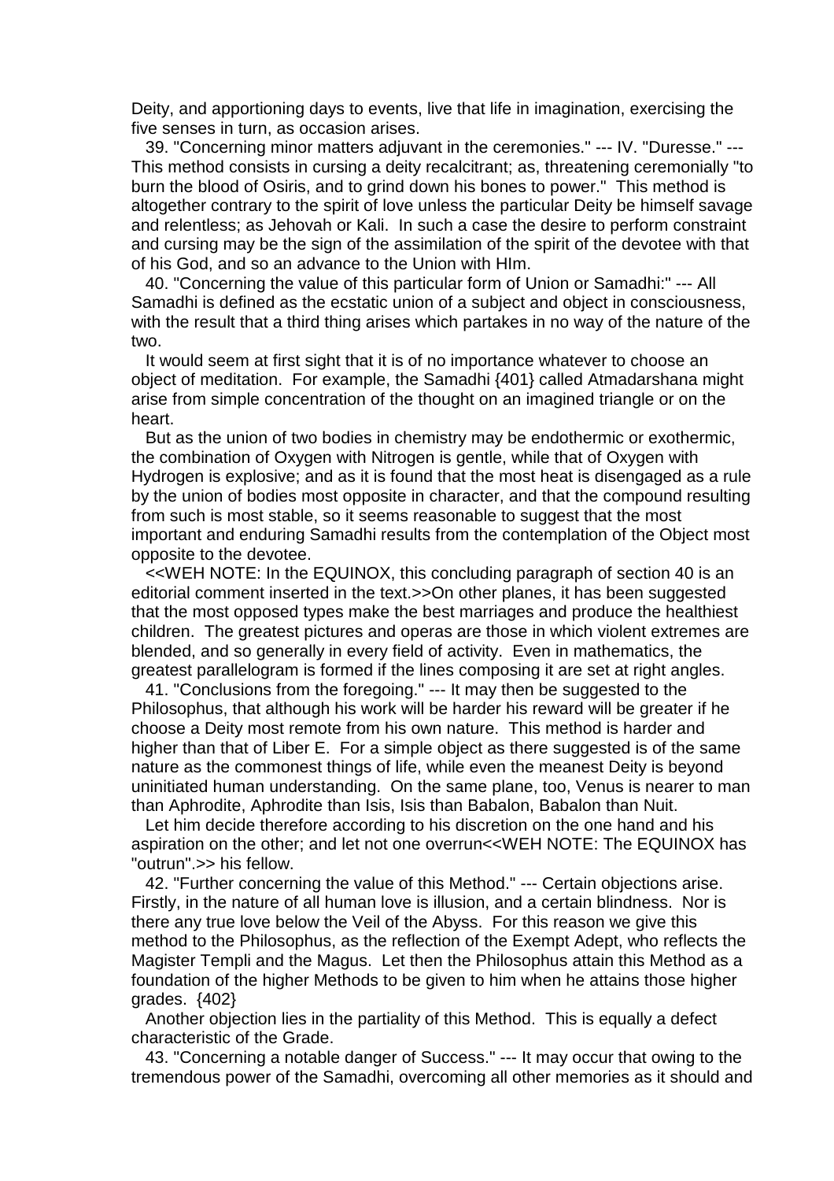Deity, and apportioning days to events, live that life in imagination, exercising the five senses in turn, as occasion arises.

39. "Concerning minor matters adjuvant in the ceremonies." --- IV. "Duresse." --- This method consists in cursing a deity recalcitrant; as, threatening ceremonially "to burn the blood of Osiris, and to grind down his bones to power." This method is altogether contrary to the spirit of love unless the particular Deity be himself savage and relentless; as Jehovah or Kali. In such a case the desire to perform constraint and cursing may be the sign of the assimilation of the spirit of the devotee with that of his God, and so an advance to the Union with HIm.

40. "Concerning the value of this particular form of Union or Samadhi:" --- All Samadhi is defined as the ecstatic union of a subject and object in consciousness, with the result that a third thing arises which partakes in no way of the nature of the two.

It would seem at first sight that it is of no importance whatever to choose an object of meditation. For example, the Samadhi {401} called Atmadarshana might arise from simple concentration of the thought on an imagined triangle or on the heart.

But as the union of two bodies in chemistry may be endothermic or exothermic, the combination of Oxygen with Nitrogen is gentle, while that of Oxygen with Hydrogen is explosive; and as it is found that the most heat is disengaged as a rule by the union of bodies most opposite in character, and that the compound resulting from such is most stable, so it seems reasonable to suggest that the most important and enduring Samadhi results from the contemplation of the Object most opposite to the devotee.

<<WEH NOTE: In the EQUINOX, this concluding paragraph of section 40 is an editorial comment inserted in the text.>>On other planes, it has been suggested that the most opposed types make the best marriages and produce the healthiest children. The greatest pictures and operas are those in which violent extremes are blended, and so generally in every field of activity. Even in mathematics, the greatest parallelogram is formed if the lines composing it are set at right angles.

41. "Conclusions from the foregoing." --- It may then be suggested to the Philosophus, that although his work will be harder his reward will be greater if he choose a Deity most remote from his own nature. This method is harder and higher than that of Liber E. For a simple object as there suggested is of the same nature as the commonest things of life, while even the meanest Deity is beyond uninitiated human understanding. On the same plane, too, Venus is nearer to man than Aphrodite, Aphrodite than Isis, Isis than Babalon, Babalon than Nuit.

Let him decide therefore according to his discretion on the one hand and his aspiration on the other; and let not one overrun<<WEH NOTE: The EQUINOX has "outrun".>> his fellow.

42. "Further concerning the value of this Method." --- Certain objections arise. Firstly, in the nature of all human love is illusion, and a certain blindness. Nor is there any true love below the Veil of the Abyss. For this reason we give this method to the Philosophus, as the reflection of the Exempt Adept, who reflects the Magister Templi and the Magus. Let then the Philosophus attain this Method as a foundation of the higher Methods to be given to him when he attains those higher grades. {402}

Another objection lies in the partiality of this Method. This is equally a defect characteristic of the Grade.

43. "Concerning a notable danger of Success." --- It may occur that owing to the tremendous power of the Samadhi, overcoming all other memories as it should and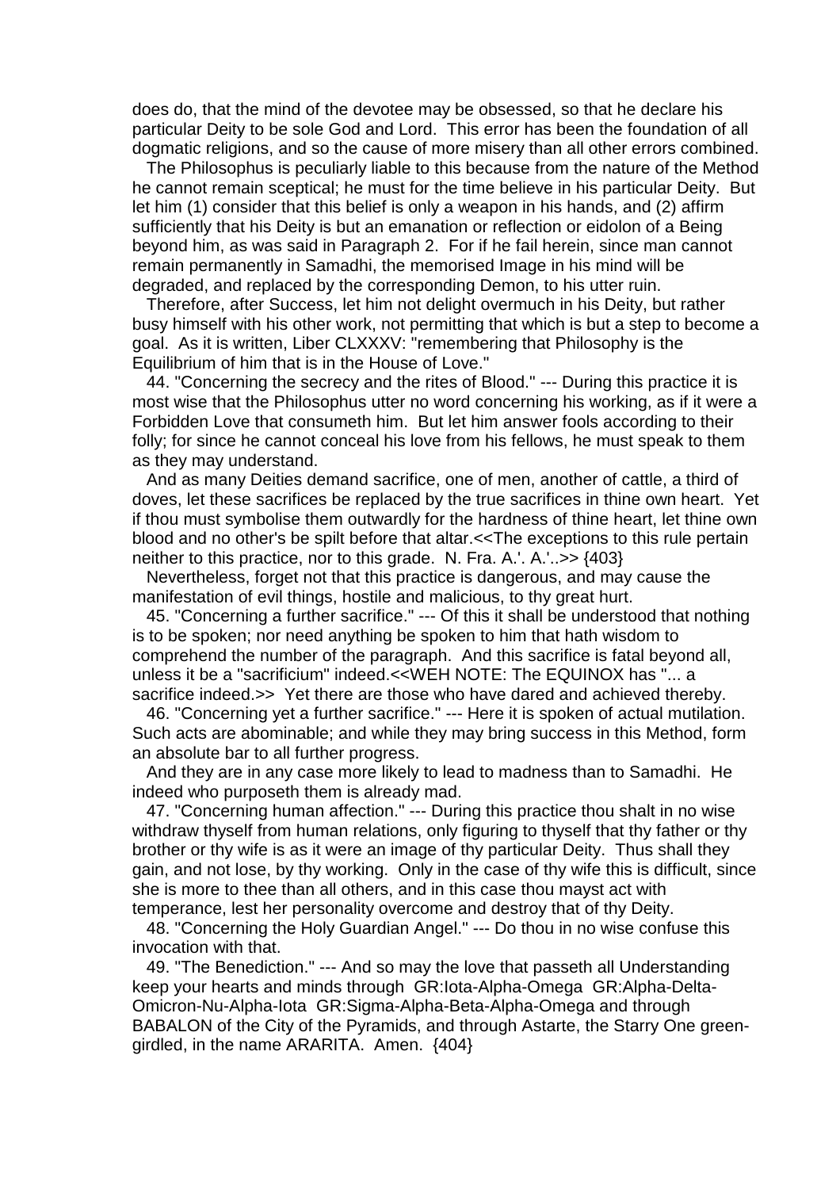does do, that the mind of the devotee may be obsessed, so that he declare his particular Deity to be sole God and Lord. This error has been the foundation of all dogmatic religions, and so the cause of more misery than all other errors combined.

The Philosophus is peculiarly liable to this because from the nature of the Method he cannot remain sceptical; he must for the time believe in his particular Deity. But let him (1) consider that this belief is only a weapon in his hands, and (2) affirm sufficiently that his Deity is but an emanation or reflection or eidolon of a Being beyond him, as was said in Paragraph 2. For if he fail herein, since man cannot remain permanently in Samadhi, the memorised Image in his mind will be degraded, and replaced by the corresponding Demon, to his utter ruin.

Therefore, after Success, let him not delight overmuch in his Deity, but rather busy himself with his other work, not permitting that which is but a step to become a goal. As it is written, Liber CLXXXV: "remembering that Philosophy is the Equilibrium of him that is in the House of Love."

44. "Concerning the secrecy and the rites of Blood." --- During this practice it is most wise that the Philosophus utter no word concerning his working, as if it were a Forbidden Love that consumeth him. But let him answer fools according to their folly; for since he cannot conceal his love from his fellows, he must speak to them as they may understand.

And as many Deities demand sacrifice, one of men, another of cattle, a third of doves, let these sacrifices be replaced by the true sacrifices in thine own heart. Yet if thou must symbolise them outwardly for the hardness of thine heart, let thine own blood and no other's be spilt before that altar.<<The exceptions to this rule pertain neither to this practice, nor to this grade. N. Fra. A.'. A.'..>> {403}

Nevertheless, forget not that this practice is dangerous, and may cause the manifestation of evil things, hostile and malicious, to thy great hurt.

45. "Concerning a further sacrifice." --- Of this it shall be understood that nothing is to be spoken; nor need anything be spoken to him that hath wisdom to comprehend the number of the paragraph. And this sacrifice is fatal beyond all, unless it be a "sacrificium" indeed.<<WEH NOTE: The EQUINOX has "... a sacrifice indeed.>> Yet there are those who have dared and achieved thereby.

46. "Concerning yet a further sacrifice." --- Here it is spoken of actual mutilation. Such acts are abominable; and while they may bring success in this Method, form an absolute bar to all further progress.

And they are in any case more likely to lead to madness than to Samadhi. He indeed who purposeth them is already mad.

47. "Concerning human affection." --- During this practice thou shalt in no wise withdraw thyself from human relations, only figuring to thyself that thy father or thy brother or thy wife is as it were an image of thy particular Deity. Thus shall they gain, and not lose, by thy working. Only in the case of thy wife this is difficult, since she is more to thee than all others, and in this case thou mayst act with temperance, lest her personality overcome and destroy that of thy Deity.

48. "Concerning the Holy Guardian Angel." --- Do thou in no wise confuse this invocation with that.

49. "The Benediction." --- And so may the love that passeth all Understanding keep your hearts and minds through GR:Iota-Alpha-Omega GR:Alpha-Delta-Omicron-Nu-Alpha-Iota GR:Sigma-Alpha-Beta-Alpha-Omega and through BABALON of the City of the Pyramids, and through Astarte, the Starry One green-girdled, in the name ARARITA. Amen. {404}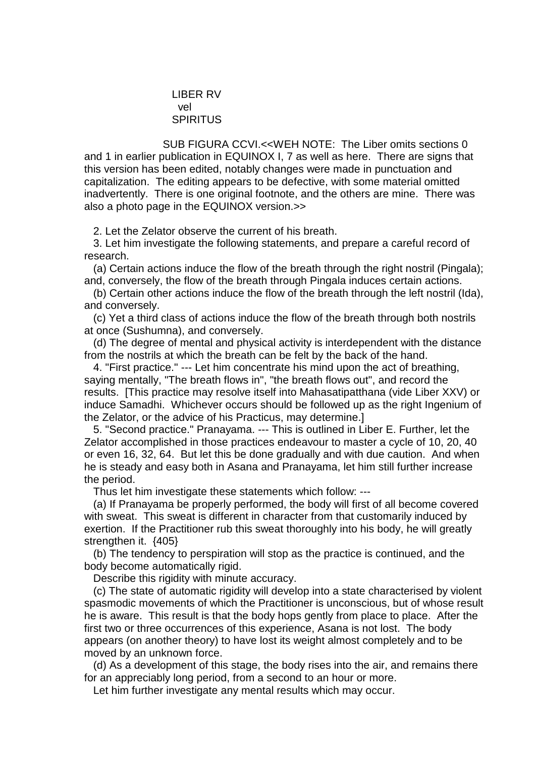LIBER RV
vel
SPIRITUS

SUB FIGURA CCVI.<<WEH NOTE: The Liber omits sections 0 and 1 in earlier publication in EQUINOX I, 7 as well as here. There are signs that this version has been edited, notably changes were made in punctuation and capitalization. The editing appears to be defective, with some material omitted inadvertently. There is one original footnote, and the others are mine. There was also a photo page in the EQUINOX version.>>

2. Let the Zelator observe the current of his breath.

3. Let him investigate the following statements, and prepare a careful record of research.

(a) Certain actions induce the flow of the breath through the right nostril (Pingala); and, conversely, the flow of the breath through Pingala induces certain actions.

(b) Certain other actions induce the flow of the breath through the left nostril (Ida), and conversely.

(c) Yet a third class of actions induce the flow of the breath through both nostrils at once (Sushumna), and conversely.

(d) The degree of mental and physical activity is interdependent with the distance from the nostrils at which the breath can be felt by the back of the hand.

4. "First practice." --- Let him concentrate his mind upon the act of breathing, saying mentally, "The breath flows in", "the breath flows out", and record the results. [This practice may resolve itself into Mahasatipatthana (vide Liber XXV) or induce Samadhi. Whichever occurs should be followed up as the right Ingenium of the Zelator, or the advice of his Practicus, may determine.]

5. "Second practice." Pranayama. --- This is outlined in Liber E. Further, let the Zelator accomplished in those practices endeavour to master a cycle of 10, 20, 40 or even 16, 32, 64. But let this be done gradually and with due caution. And when he is steady and easy both in Asana and Pranayama, let him still further increase the period.

Thus let him investigate these statements which follow: ---

(a) If Pranayama be properly performed, the body will first of all become covered with sweat. This sweat is different in character from that customarily induced by exertion. If the Practitioner rub this sweat thoroughly into his body, he will greatly strengthen it. {405}

(b) The tendency to perspiration will stop as the practice is continued, and the body become automatically rigid.

Describe this rigidity with minute accuracy.

(c) The state of automatic rigidity will develop into a state characterised by violent spasmodic movements of which the Practitioner is unconscious, but of whose result he is aware. This result is that the body hops gently from place to place. After the first two or three occurrences of this experience, Asana is not lost. The body appears (on another theory) to have lost its weight almost completely and to be moved by an unknown force.

(d) As a development of this stage, the body rises into the air, and remains there for an appreciably long period, from a second to an hour or more.

Let him further investigate any mental results which may occur.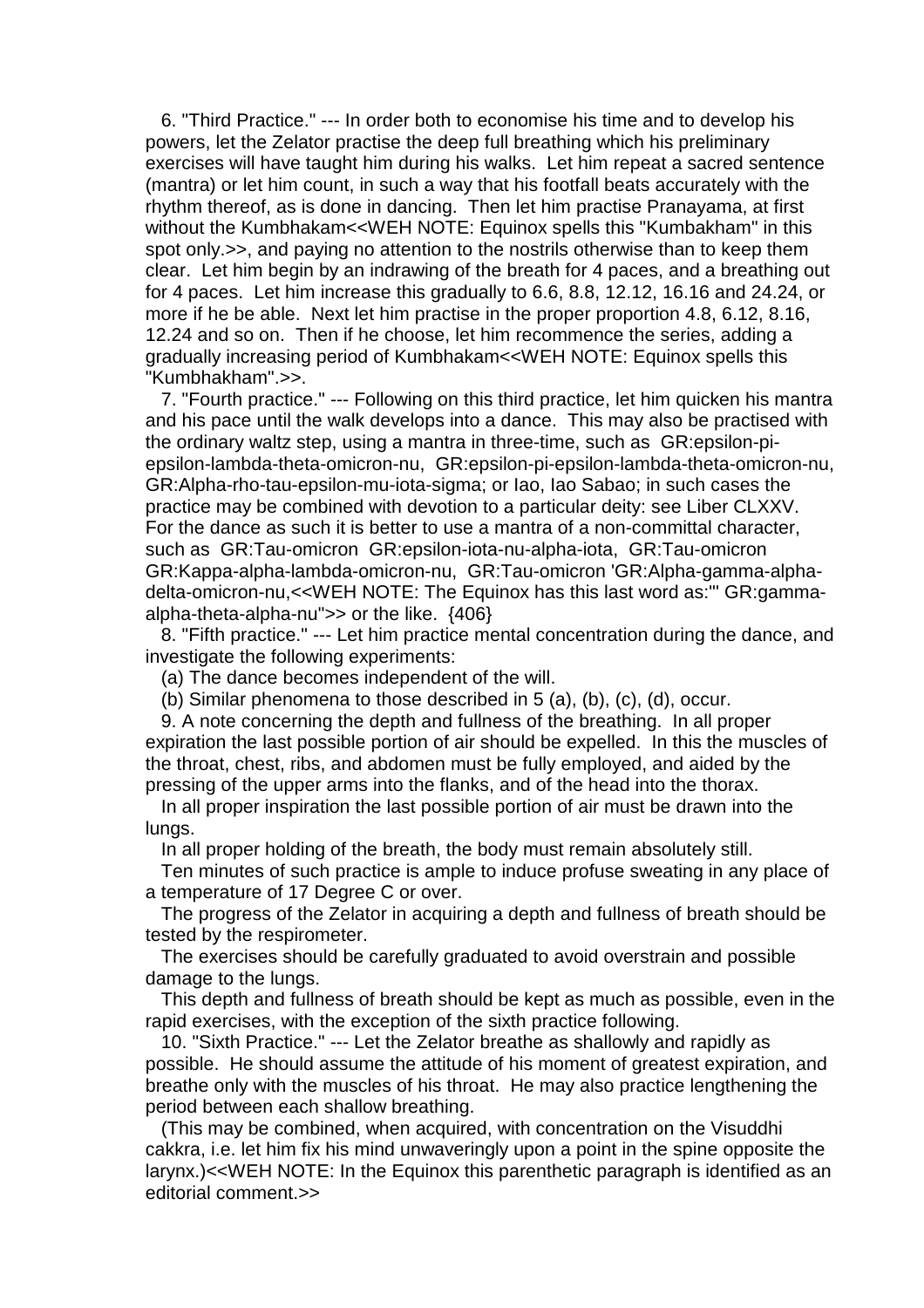6. "Third Practice." --- In order both to economise his time and to develop his powers, let the Zelator practise the deep full breathing which his preliminary exercises will have taught him during his walks. Let him repeat a sacred sentence (mantra) or let him count, in such a way that his footfall beats accurately with the rhythm thereof, as is done in dancing. Then let him practise Pranayama, at first without the Kumbhakam<<WEH NOTE: Equinox spells this "Kumbakham" in this spot only.>>, and paying no attention to the nostrils otherwise than to keep them clear. Let him begin by an indrawing of the breath for 4 paces, and a breathing out for 4 paces. Let him increase this gradually to 6.6, 8.8, 12.12, 16.16 and 24.24, or more if he be able. Next let him practise in the proper proportion 4.8, 6.12, 8.16, 12.24 and so on. Then if he choose, let him recommence the series, adding a gradually increasing period of Kumbhakam<<WEH NOTE: Equinox spells this "Kumbhakham".>>.

7. "Fourth practice." --- Following on this third practice, let him quicken his mantra and his pace until the walk develops into a dance. This may also be practised with the ordinary waltz step, using a mantra in three-time, such as GR:epsilon-pi-epsilon-lambda-theta-omicron-nu, GR:epsilon-pi-epsilon-lambda-theta-omicron-nu, GR:Alpha-rho-tau-epsilon-mu-iota-sigma; or Iao, Iao Sabao; in such cases the practice may be combined with devotion to a particular deity: see Liber CLXXV. For the dance as such it is better to use a mantra of a non-committal character, such as GR:Tau-omicron GR:epsilon-iota-nu-alpha-iota, GR:Tau-omicron GR:Kappa-alpha-lambda-omicron-nu, GR:Tau-omicron 'GR:Alpha-gamma-alpha-delta-omicron-nu,<<WEH NOTE: The Equinox has this last word as:'" GR:gamma-alpha-theta-alpha-nu">> or the like. {406}

8. "Fifth practice." --- Let him practice mental concentration during the dance, and investigate the following experiments:

(a) The dance becomes independent of the will.

(b) Similar phenomena to those described in 5 (a), (b), (c), (d), occur.

9. A note concerning the depth and fullness of the breathing. In all proper expiration the last possible portion of air should be expelled. In this the muscles of the throat, chest, ribs, and abdomen must be fully employed, and aided by the pressing of the upper arms into the flanks, and of the head into the thorax.

In all proper inspiration the last possible portion of air must be drawn into the lungs.

In all proper holding of the breath, the body must remain absolutely still.

Ten minutes of such practice is ample to induce profuse sweating in any place of a temperature of 17 Degree C or over.

The progress of the Zelator in acquiring a depth and fullness of breath should be tested by the respirometer.

The exercises should be carefully graduated to avoid overstrain and possible damage to the lungs.

This depth and fullness of breath should be kept as much as possible, even in the rapid exercises, with the exception of the sixth practice following.

10. "Sixth Practice." --- Let the Zelator breathe as shallowly and rapidly as possible. He should assume the attitude of his moment of greatest expiration, and breathe only with the muscles of his throat. He may also practice lengthening the period between each shallow breathing.

(This may be combined, when acquired, with concentration on the Visuddhi cakkra, i.e. let him fix his mind unwaveringly upon a point in the spine opposite the larynx.)<<WEH NOTE: In the Equinox this parenthetic paragraph is identified as an editorial comment.>>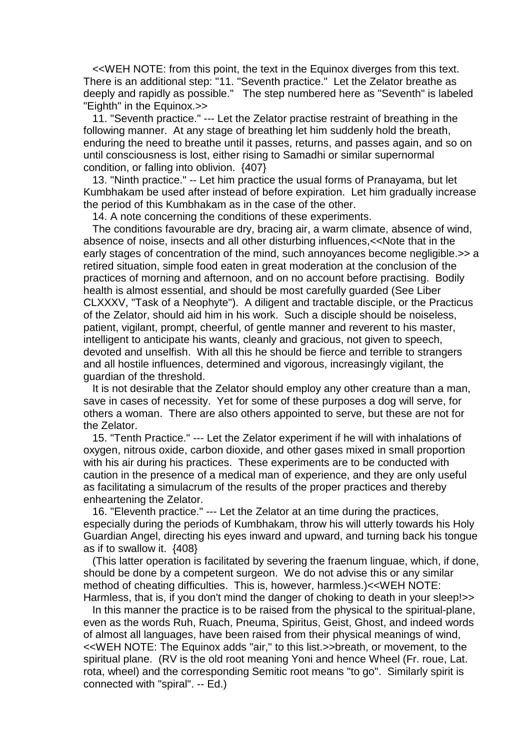<<WEH NOTE: from this point, the text in the Equinox diverges from this text. There is an additional step: "11. "Seventh practice." Let the Zelator breathe as deeply and rapidly as possible." The step numbered here as "Seventh" is labeled "Eighth" in the Equinox.>>

11. "Seventh practice." --- Let the Zelator practise restraint of breathing in the following manner. At any stage of breathing let him suddenly hold the breath, enduring the need to breathe until it passes, returns, and passes again, and so on until consciousness is lost, either rising to Samadhi or similar supernormal condition, or falling into oblivion. {407}

13. "Ninth practice." -- Let him practice the usual forms of Pranayama, but let Kumbhakam be used after instead of before expiration. Let him gradually increase the period of this Kumbhakam as in the case of the other.

14. A note concerning the conditions of these experiments.

The conditions favourable are dry, bracing air, a warm climate, absence of wind, absence of noise, insects and all other disturbing influences,<<Note that in the early stages of concentration of the mind, such annoyances become negligible.>> a retired situation, simple food eaten in great moderation at the conclusion of the practices of morning and afternoon, and on no account before practising. Bodily health is almost essential, and should be most carefully guarded (See Liber CLXXXV, "Task of a Neophyte"). A diligent and tractable disciple, or the Practicus of the Zelator, should aid him in his work. Such a disciple should be noiseless, patient, vigilant, prompt, cheerful, of gentle manner and reverent to his master, intelligent to anticipate his wants, cleanly and gracious, not given to speech, devoted and unselfish. With all this he should be fierce and terrible to strangers and all hostile influences, determined and vigorous, increasingly vigilant, the guardian of the threshold.

It is not desirable that the Zelator should employ any other creature than a man, save in cases of necessity. Yet for some of these purposes a dog will serve, for others a woman. There are also others appointed to serve, but these are not for the Zelator.

15. "Tenth Practice." --- Let the Zelator experiment if he will with inhalations of oxygen, nitrous oxide, carbon dioxide, and other gases mixed in small proportion with his air during his practices. These experiments are to be conducted with caution in the presence of a medical man of experience, and they are only useful as facilitating a simulacrum of the results of the proper practices and thereby enheartening the Zelator.

16. "Eleventh practice." --- Let the Zelator at an time during the practices, especially during the periods of Kumbhakam, throw his will utterly towards his Holy Guardian Angel, directing his eyes inward and upward, and turning back his tongue as if to swallow it. {408}

(This latter operation is facilitated by severing the fraenum linguae, which, if done, should be done by a competent surgeon. We do not advise this or any similar method of cheating difficulties. This is, however, harmless.)<<WEH NOTE: Harmless, that is, if you don't mind the danger of choking to death in your sleep!>>

In this manner the practice is to be raised from the physical to the spiritual-plane, even as the words Ruh, Ruach, Pneuma, Spiritus, Geist, Ghost, and indeed words of almost all languages, have been raised from their physical meanings of wind, <<WEH NOTE: The Equinox adds "air," to this list.>>breath, or movement, to the spiritual plane. (RV is the old root meaning Yoni and hence Wheel (Fr. roue, Lat. rota, wheel) and the corresponding Semitic root means "to go". Similarly spirit is connected with "spiral". -- Ed.)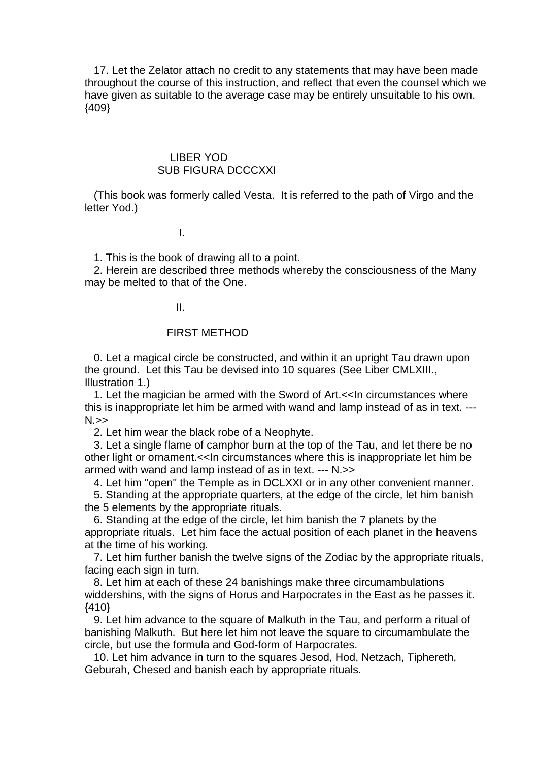17. Let the Zelator attach no credit to any statements that may have been made throughout the course of this instruction, and reflect that even the counsel which we have given as suitable to the average case may be entirely unsuitable to his own. {409}

# LIBER YOD
## SUB FIGURA DCCCXXI

(This book was formerly called Vesta. It is referred to the path of Virgo and the letter Yod.)

### I.

1. This is the book of drawing all to a point.
2. Herein are described three methods whereby the consciousness of the Many may be melted to that of the One.

### II.

### FIRST METHOD

0. Let a magical circle be constructed, and within it an upright Tau drawn upon the ground. Let this Tau be devised into 10 squares (See Liber CMLXIII., Illustration 1.)
1. Let the magician be armed with the Sword of Art.<<In circumstances where this is inappropriate let him be armed with wand and lamp instead of as in text. --- N.>>
2. Let him wear the black robe of a Neophyte.
3. Let a single flame of camphor burn at the top of the Tau, and let there be no other light or ornament.<<In circumstances where this is inappropriate let him be armed with wand and lamp instead of as in text. --- N.>>
4. Let him "open" the Temple as in DCLXXI or in any other convenient manner.
5. Standing at the appropriate quarters, at the edge of the circle, let him banish the 5 elements by the appropriate rituals.
6. Standing at the edge of the circle, let him banish the 7 planets by the appropriate rituals. Let him face the actual position of each planet in the heavens at the time of his working.
7. Let him further banish the twelve signs of the Zodiac by the appropriate rituals, facing each sign in turn.
8. Let him at each of these 24 banishings make three circumambulations widdershins, with the signs of Horus and Harpocrates in the East as he passes it. {410}
9. Let him advance to the square of Malkuth in the Tau, and perform a ritual of banishing Malkuth. But here let him not leave the square to circumambulate the circle, but use the formula and God-form of Harpocrates.
10. Let him advance in turn to the squares Jesod, Hod, Netzach, Tiphereth, Geburah, Chesed and banish each by appropriate rituals.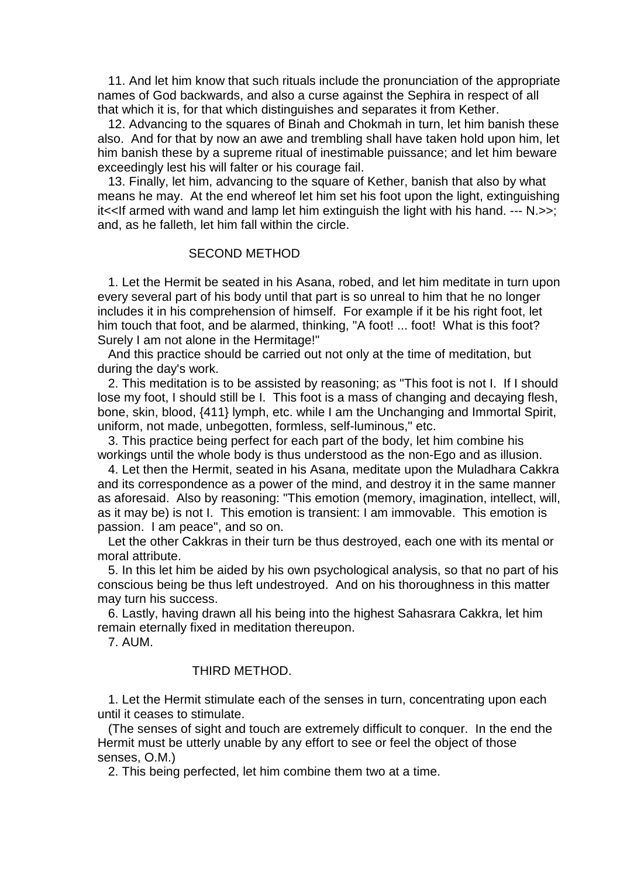11. And let him know that such rituals include the pronunciation of the appropriate names of God backwards, and also a curse against the Sephira in respect of all that which it is, for that which distinguishes and separates it from Kether.

12. Advancing to the squares of Binah and Chokmah in turn, let him banish these also. And for that by now an awe and trembling shall have taken hold upon him, let him banish these by a supreme ritual of inestimable puissance; and let him beware exceedingly lest his will falter or his courage fail.

13. Finally, let him, advancing to the square of Kether, banish that also by what means he may. At the end whereof let him set his foot upon the light, extinguishing it<<If armed with wand and lamp let him extinguish the light with his hand. --- N.>>; and, as he falleth, let him fall within the circle.

## SECOND METHOD

1. Let the Hermit be seated in his Asana, robed, and let him meditate in turn upon every several part of his body until that part is so unreal to him that he no longer includes it in his comprehension of himself. For example if it be his right foot, let him touch that foot, and be alarmed, thinking, "A foot! ... foot! What is this foot? Surely I am not alone in the Hermitage!"

And this practice should be carried out not only at the time of meditation, but during the day's work.

2. This meditation is to be assisted by reasoning; as "This foot is not I. If I should lose my foot, I should still be I. This foot is a mass of changing and decaying flesh, bone, skin, blood, {411} lymph, etc. while I am the Unchanging and Immortal Spirit, uniform, not made, unbegotten, formless, self-luminous," etc.

3. This practice being perfect for each part of the body, let him combine his workings until the whole body is thus understood as the non-Ego and as illusion.

4. Let then the Hermit, seated in his Asana, meditate upon the Muladhara Cakkra and its correspondence as a power of the mind, and destroy it in the same manner as aforesaid. Also by reasoning: "This emotion (memory, imagination, intellect, will, as it may be) is not I. This emotion is transient: I am immovable. This emotion is passion. I am peace", and so on.

Let the other Cakkras in their turn be thus destroyed, each one with its mental or moral attribute.

5. In this let him be aided by his own psychological analysis, so that no part of his conscious being be thus left undestroyed. And on his thoroughness in this matter may turn his success.

6. Lastly, having drawn all his being into the highest Sahasrara Cakkra, let him remain eternally fixed in meditation thereupon.

7. AUM.

## THIRD METHOD.

1. Let the Hermit stimulate each of the senses in turn, concentrating upon each until it ceases to stimulate.

(The senses of sight and touch are extremely difficult to conquer. In the end the Hermit must be utterly unable by any effort to see or feel the object of those senses, O.M.)

2. This being perfected, let him combine them two at a time.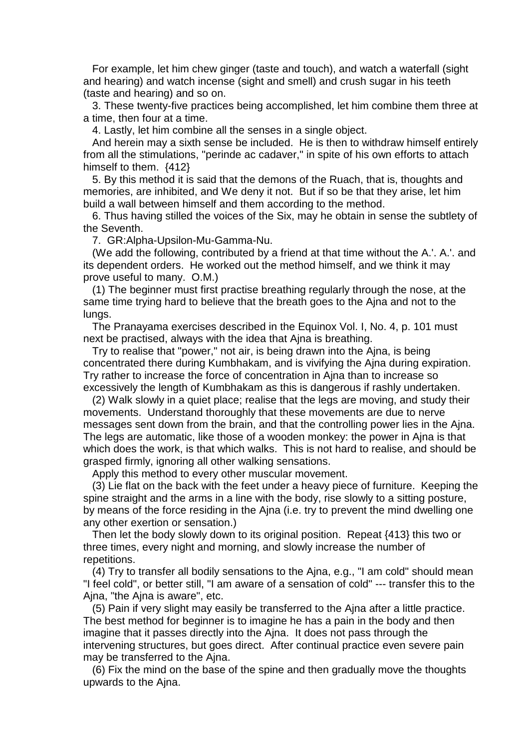For example, let him chew ginger (taste and touch), and watch a waterfall (sight and hearing) and watch incense (sight and smell) and crush sugar in his teeth (taste and hearing) and so on.

3. These twenty-five practices being accomplished, let him combine them three at a time, then four at a time.

4. Lastly, let him combine all the senses in a single object.

And herein may a sixth sense be included. He is then to withdraw himself entirely from all the stimulations, "perinde ac cadaver," in spite of his own efforts to attach himself to them. {412}

5. By this method it is said that the demons of the Ruach, that is, thoughts and memories, are inhibited, and We deny it not. But if so be that they arise, let him build a wall between himself and them according to the method.

6. Thus having stilled the voices of the Six, may he obtain in sense the subtlety of the Seventh.

7. GR:Alpha-Upsilon-Mu-Gamma-Nu.

(We add the following, contributed by a friend at that time without the A.'. A.'. and its dependent orders. He worked out the method himself, and we think it may prove useful to many. O.M.)

(1) The beginner must first practise breathing regularly through the nose, at the same time trying hard to believe that the breath goes to the Ajna and not to the lungs.

The Pranayama exercises described in the Equinox Vol. I, No. 4, p. 101 must next be practised, always with the idea that Ajna is breathing.

Try to realise that "power," not air, is being drawn into the Ajna, is being concentrated there during Kumbhakam, and is vivifying the Ajna during expiration. Try rather to increase the force of concentration in Ajna than to increase so excessively the length of Kumbhakam as this is dangerous if rashly undertaken.

(2) Walk slowly in a quiet place; realise that the legs are moving, and study their movements. Understand thoroughly that these movements are due to nerve messages sent down from the brain, and that the controlling power lies in the Ajna. The legs are automatic, like those of a wooden monkey: the power in Ajna is that which does the work, is that which walks. This is not hard to realise, and should be grasped firmly, ignoring all other walking sensations.

Apply this method to every other muscular movement.

(3) Lie flat on the back with the feet under a heavy piece of furniture. Keeping the spine straight and the arms in a line with the body, rise slowly to a sitting posture, by means of the force residing in the Ajna (i.e. try to prevent the mind dwelling one any other exertion or sensation.)

Then let the body slowly down to its original position. Repeat {413} this two or three times, every night and morning, and slowly increase the number of repetitions.

(4) Try to transfer all bodily sensations to the Ajna, e.g., "I am cold" should mean "I feel cold", or better still, "I am aware of a sensation of cold" --- transfer this to the Ajna, "the Ajna is aware", etc.

(5) Pain if very slight may easily be transferred to the Ajna after a little practice. The best method for beginner is to imagine he has a pain in the body and then imagine that it passes directly into the Ajna. It does not pass through the intervening structures, but goes direct. After continual practice even severe pain may be transferred to the Ajna.

(6) Fix the mind on the base of the spine and then gradually move the thoughts upwards to the Ajna.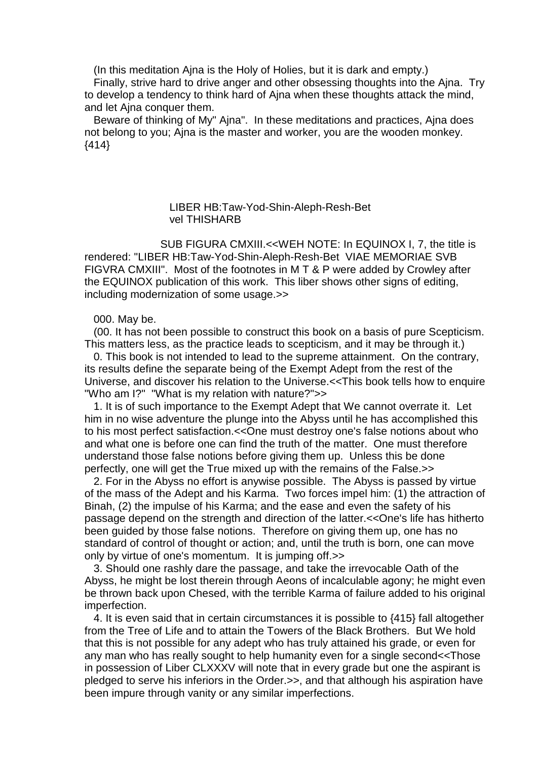(In this meditation Ajna is the Holy of Holies, but it is dark and empty.)

Finally, strive hard to drive anger and other obsessing thoughts into the Ajna. Try to develop a tendency to think hard of Ajna when these thoughts attack the mind, and let Ajna conquer them.

Beware of thinking of My" Ajna". In these meditations and practices, Ajna does not belong to you; Ajna is the master and worker, you are the wooden monkey. {414}

LIBER HB:Taw-Yod-Shin-Aleph-Resh-Bet
vel THISHARB

SUB FIGURA CMXIII.<<WEH NOTE: In EQUINOX I, 7, the title is rendered: "LIBER HB:Taw-Yod-Shin-Aleph-Resh-Bet VIAE MEMORIAE SVB FIGVRA CMXIII". Most of the footnotes in M T & P were added by Crowley after the EQUINOX publication of this work. This liber shows other signs of editing, including modernization of some usage.>>

000. May be.

(00. It has not been possible to construct this book on a basis of pure Scepticism. This matters less, as the practice leads to scepticism, and it may be through it.)

0. This book is not intended to lead to the supreme attainment. On the contrary, its results define the separate being of the Exempt Adept from the rest of the Universe, and discover his relation to the Universe.<<This book tells how to enquire "Who am I?" "What is my relation with nature?">>

1. It is of such importance to the Exempt Adept that We cannot overrate it. Let him in no wise adventure the plunge into the Abyss until he has accomplished this to his most perfect satisfaction.<<One must destroy one's false notions about who and what one is before one can find the truth of the matter. One must therefore understand those false notions before giving them up. Unless this be done perfectly, one will get the True mixed up with the remains of the False.>>

2. For in the Abyss no effort is anywise possible. The Abyss is passed by virtue of the mass of the Adept and his Karma. Two forces impel him: (1) the attraction of Binah, (2) the impulse of his Karma; and the ease and even the safety of his passage depend on the strength and direction of the latter.<<One's life has hitherto been guided by those false notions. Therefore on giving them up, one has no standard of control of thought or action; and, until the truth is born, one can move only by virtue of one's momentum. It is jumping off.>>

3. Should one rashly dare the passage, and take the irrevocable Oath of the Abyss, he might be lost therein through Aeons of incalculable agony; he might even be thrown back upon Chesed, with the terrible Karma of failure added to his original imperfection.

4. It is even said that in certain circumstances it is possible to {415} fall altogether from the Tree of Life and to attain the Towers of the Black Brothers. But We hold that this is not possible for any adept who has truly attained his grade, or even for any man who has really sought to help humanity even for a single second<<Those in possession of Liber CLXXXV will note that in every grade but one the aspirant is pledged to serve his inferiors in the Order.>>, and that although his aspiration have been impure through vanity or any similar imperfections.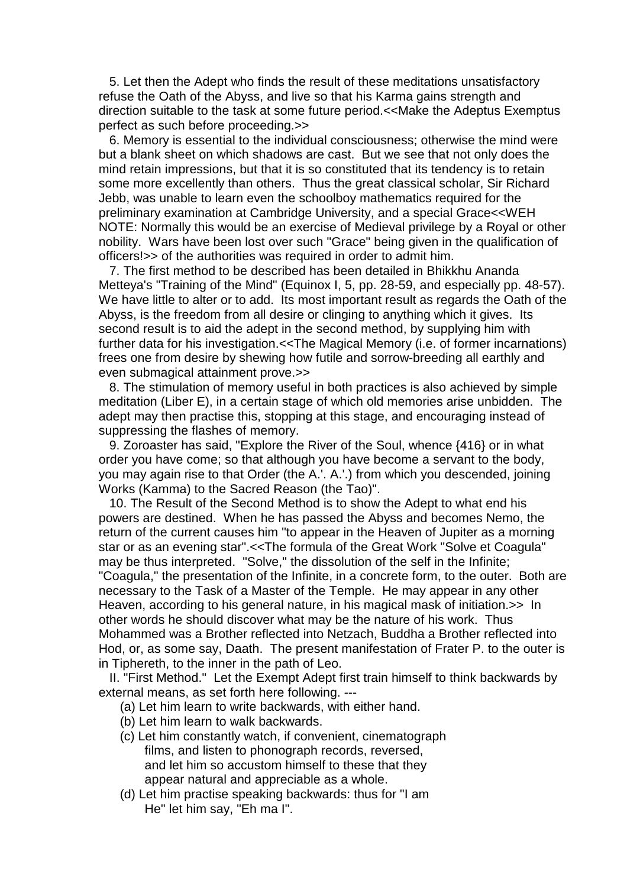5. Let then the Adept who finds the result of these meditations unsatisfactory refuse the Oath of the Abyss, and live so that his Karma gains strength and direction suitable to the task at some future period.<<Make the Adeptus Exemptus perfect as such before proceeding.>>

6. Memory is essential to the individual consciousness; otherwise the mind were but a blank sheet on which shadows are cast. But we see that not only does the mind retain impressions, but that it is so constituted that its tendency is to retain some more excellently than others. Thus the great classical scholar, Sir Richard Jebb, was unable to learn even the schoolboy mathematics required for the preliminary examination at Cambridge University, and a special Grace<<WEH NOTE: Normally this would be an exercise of Medieval privilege by a Royal or other nobility. Wars have been lost over such "Grace" being given in the qualification of officers!>> of the authorities was required in order to admit him.

7. The first method to be described has been detailed in Bhikkhu Ananda Metteya's "Training of the Mind" (Equinox I, 5, pp. 28-59, and especially pp. 48-57). We have little to alter or to add. Its most important result as regards the Oath of the Abyss, is the freedom from all desire or clinging to anything which it gives. Its second result is to aid the adept in the second method, by supplying him with further data for his investigation.<<The Magical Memory (i.e. of former incarnations) frees one from desire by shewing how futile and sorrow-breeding all earthly and even submagical attainment prove.>>

8. The stimulation of memory useful in both practices is also achieved by simple meditation (Liber E), in a certain stage of which old memories arise unbidden. The adept may then practise this, stopping at this stage, and encouraging instead of suppressing the flashes of memory.

9. Zoroaster has said, "Explore the River of the Soul, whence {416} or in what order you have come; so that although you have become a servant to the body, you may again rise to that Order (the A.'. A.'.) from which you descended, joining Works (Kamma) to the Sacred Reason (the Tao)".

10. The Result of the Second Method is to show the Adept to what end his powers are destined. When he has passed the Abyss and becomes Nemo, the return of the current causes him "to appear in the Heaven of Jupiter as a morning star or as an evening star".<<The formula of the Great Work "Solve et Coagula" may be thus interpreted. "Solve," the dissolution of the self in the Infinite; "Coagula," the presentation of the Infinite, in a concrete form, to the outer. Both are necessary to the Task of a Master of the Temple. He may appear in any other Heaven, according to his general nature, in his magical mask of initiation.>> In other words he should discover what may be the nature of his work. Thus Mohammed was a Brother reflected into Netzach, Buddha a Brother reflected into Hod, or, as some say, Daath. The present manifestation of Frater P. to the outer is in Tiphereth, to the inner in the path of Leo.

II. "First Method." Let the Exempt Adept first train himself to think backwards by external means, as set forth here following. ---

(a) Let him learn to write backwards, with either hand.

(b) Let him learn to walk backwards.

(c) Let him constantly watch, if convenient, cinematograph films, and listen to phonograph records, reversed, and let him so accustom himself to these that they appear natural and appreciable as a whole.

(d) Let him practise speaking backwards: thus for "I am He" let him say, "Eh ma I".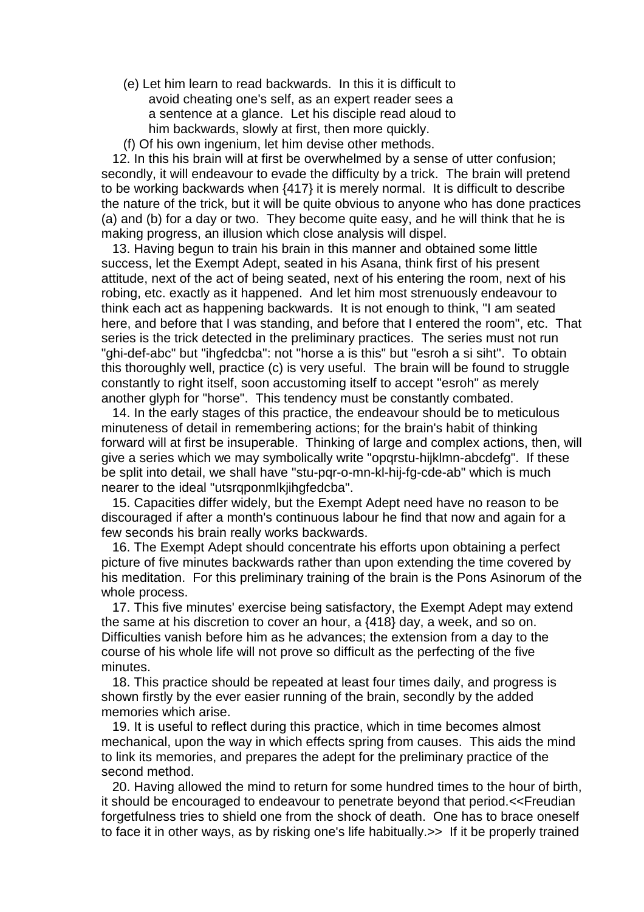(e) Let him learn to read backwards. In this it is difficult to avoid cheating one's self, as an expert reader sees a a sentence at a glance. Let his disciple read aloud to him backwards, slowly at first, then more quickly.

(f) Of his own ingenium, let him devise other methods.

12. In this his brain will at first be overwhelmed by a sense of utter confusion; secondly, it will endeavour to evade the difficulty by a trick. The brain will pretend to be working backwards when {417} it is merely normal. It is difficult to describe the nature of the trick, but it will be quite obvious to anyone who has done practices (a) and (b) for a day or two. They become quite easy, and he will think that he is making progress, an illusion which close analysis will dispel.

13. Having begun to train his brain in this manner and obtained some little success, let the Exempt Adept, seated in his Asana, think first of his present attitude, next of the act of being seated, next of his entering the room, next of his robing, etc. exactly as it happened. And let him most strenuously endeavour to think each act as happening backwards. It is not enough to think, "I am seated here, and before that I was standing, and before that I entered the room", etc. That series is the trick detected in the preliminary practices. The series must not run "ghi-def-abc" but "ihgfedcba": not "horse a is this" but "esroh a si siht". To obtain this thoroughly well, practice (c) is very useful. The brain will be found to struggle constantly to right itself, soon accustoming itself to accept "esroh" as merely another glyph for "horse". This tendency must be constantly combated.

14. In the early stages of this practice, the endeavour should be to meticulous minuteness of detail in remembering actions; for the brain's habit of thinking forward will at first be insuperable. Thinking of large and complex actions, then, will give a series which we may symbolically write "opqrstu-hijklmn-abcdefg". If these be split into detail, we shall have "stu-pqr-o-mn-kl-hij-fg-cde-ab" which is much nearer to the ideal "utsrqponmlkjihgfedcba".

15. Capacities differ widely, but the Exempt Adept need have no reason to be discouraged if after a month's continuous labour he find that now and again for a few seconds his brain really works backwards.

16. The Exempt Adept should concentrate his efforts upon obtaining a perfect picture of five minutes backwards rather than upon extending the time covered by his meditation. For this preliminary training of the brain is the Pons Asinorum of the whole process.

17. This five minutes' exercise being satisfactory, the Exempt Adept may extend the same at his discretion to cover an hour, a {418} day, a week, and so on. Difficulties vanish before him as he advances; the extension from a day to the course of his whole life will not prove so difficult as the perfecting of the five minutes.

18. This practice should be repeated at least four times daily, and progress is shown firstly by the ever easier running of the brain, secondly by the added memories which arise.

19. It is useful to reflect during this practice, which in time becomes almost mechanical, upon the way in which effects spring from causes. This aids the mind to link its memories, and prepares the adept for the preliminary practice of the second method.

20. Having allowed the mind to return for some hundred times to the hour of birth, it should be encouraged to endeavour to penetrate beyond that period.<<Freudian forgetfulness tries to shield one from the shock of death. One has to brace oneself to face it in other ways, as by risking one's life habitually.>> If it be properly trained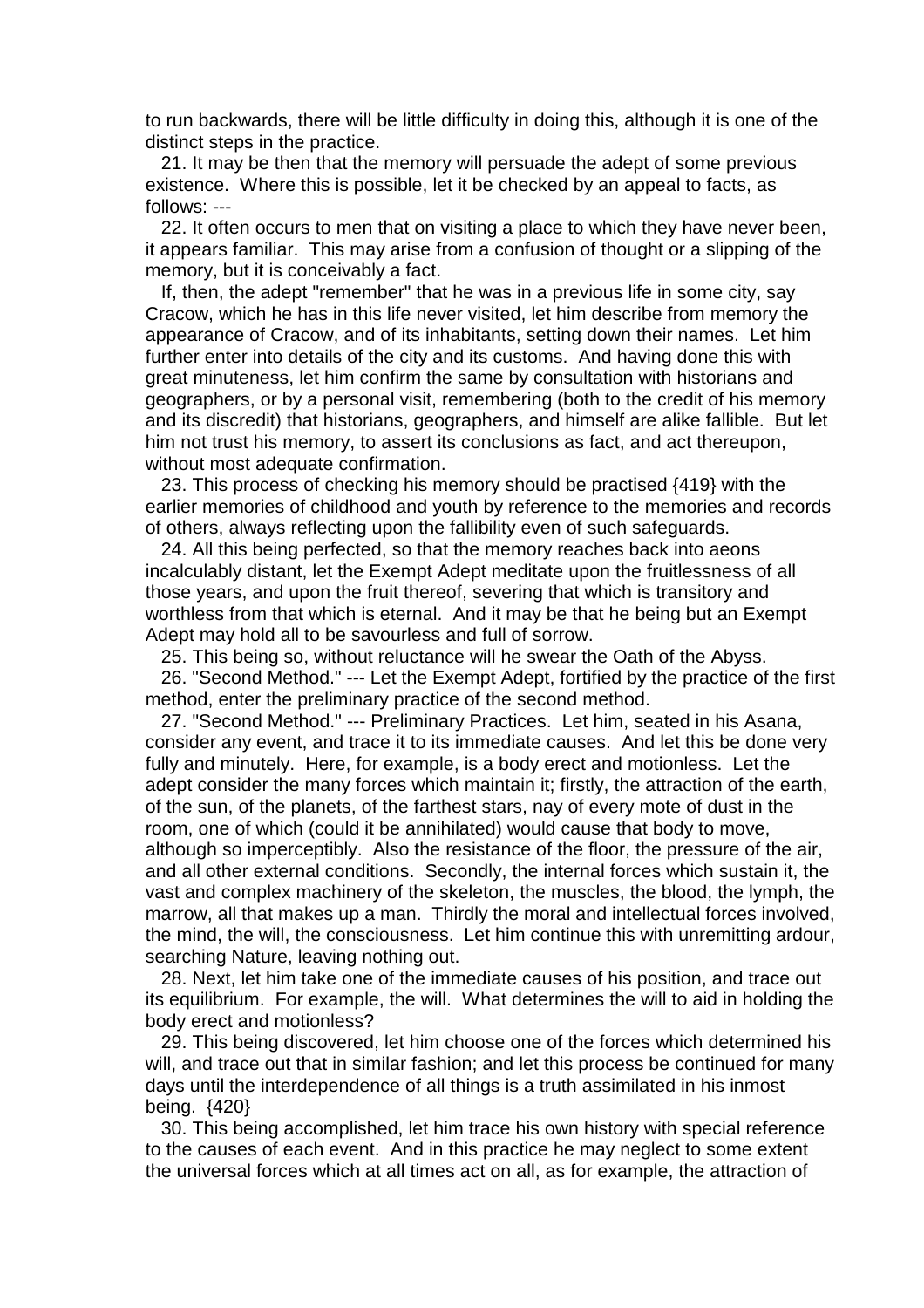to run backwards, there will be little difficulty in doing this, although it is one of the distinct steps in the practice.

21. It may be then that the memory will persuade the adept of some previous existence. Where this is possible, let it be checked by an appeal to facts, as follows: ---

22. It often occurs to men that on visiting a place to which they have never been, it appears familiar. This may arise from a confusion of thought or a slipping of the memory, but it is conceivably a fact.

If, then, the adept "remember" that he was in a previous life in some city, say Cracow, which he has in this life never visited, let him describe from memory the appearance of Cracow, and of its inhabitants, setting down their names. Let him further enter into details of the city and its customs. And having done this with great minuteness, let him confirm the same by consultation with historians and geographers, or by a personal visit, remembering (both to the credit of his memory and its discredit) that historians, geographers, and himself are alike fallible. But let him not trust his memory, to assert its conclusions as fact, and act thereupon, without most adequate confirmation.

23. This process of checking his memory should be practised {419} with the earlier memories of childhood and youth by reference to the memories and records of others, always reflecting upon the fallibility even of such safeguards.

24. All this being perfected, so that the memory reaches back into aeons incalculably distant, let the Exempt Adept meditate upon the fruitlessness of all those years, and upon the fruit thereof, severing that which is transitory and worthless from that which is eternal. And it may be that he being but an Exempt Adept may hold all to be savourless and full of sorrow.

25. This being so, without reluctance will he swear the Oath of the Abyss.

26. "Second Method." --- Let the Exempt Adept, fortified by the practice of the first method, enter the preliminary practice of the second method.

27. "Second Method." --- Preliminary Practices. Let him, seated in his Asana, consider any event, and trace it to its immediate causes. And let this be done very fully and minutely. Here, for example, is a body erect and motionless. Let the adept consider the many forces which maintain it; firstly, the attraction of the earth, of the sun, of the planets, of the farthest stars, nay of every mote of dust in the room, one of which (could it be annihilated) would cause that body to move, although so imperceptibly. Also the resistance of the floor, the pressure of the air, and all other external conditions. Secondly, the internal forces which sustain it, the vast and complex machinery of the skeleton, the muscles, the blood, the lymph, the marrow, all that makes up a man. Thirdly the moral and intellectual forces involved, the mind, the will, the consciousness. Let him continue this with unremitting ardour, searching Nature, leaving nothing out.

28. Next, let him take one of the immediate causes of his position, and trace out its equilibrium. For example, the will. What determines the will to aid in holding the body erect and motionless?

29. This being discovered, let him choose one of the forces which determined his will, and trace out that in similar fashion; and let this process be continued for many days until the interdependence of all things is a truth assimilated in his inmost being. {420}

30. This being accomplished, let him trace his own history with special reference to the causes of each event. And in this practice he may neglect to some extent the universal forces which at all times act on all, as for example, the attraction of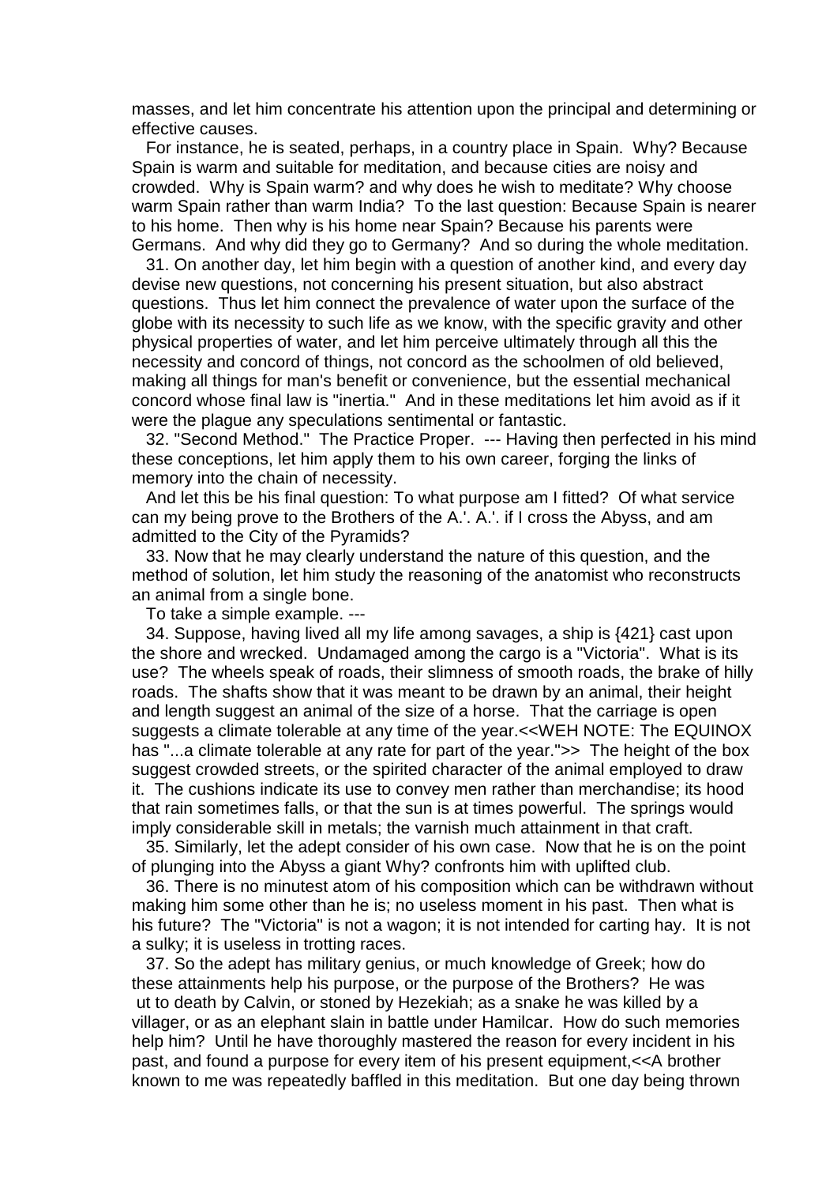masses, and let him concentrate his attention upon the principal and determining or effective causes.

For instance, he is seated, perhaps, in a country place in Spain. Why? Because Spain is warm and suitable for meditation, and because cities are noisy and crowded. Why is Spain warm? and why does he wish to meditate? Why choose warm Spain rather than warm India? To the last question: Because Spain is nearer to his home. Then why is his home near Spain? Because his parents were Germans. And why did they go to Germany? And so during the whole meditation.

31. On another day, let him begin with a question of another kind, and every day devise new questions, not concerning his present situation, but also abstract questions. Thus let him connect the prevalence of water upon the surface of the globe with its necessity to such life as we know, with the specific gravity and other physical properties of water, and let him perceive ultimately through all this the necessity and concord of things, not concord as the schoolmen of old believed, making all things for man's benefit or convenience, but the essential mechanical concord whose final law is "inertia." And in these meditations let him avoid as if it were the plague any speculations sentimental or fantastic.

32. "Second Method." The Practice Proper. --- Having then perfected in his mind these conceptions, let him apply them to his own career, forging the links of memory into the chain of necessity.

And let this be his final question: To what purpose am I fitted? Of what service can my being prove to the Brothers of the A.'. A.'. if I cross the Abyss, and am admitted to the City of the Pyramids?

33. Now that he may clearly understand the nature of this question, and the method of solution, let him study the reasoning of the anatomist who reconstructs an animal from a single bone.

To take a simple example. ---

34. Suppose, having lived all my life among savages, a ship is {421} cast upon the shore and wrecked. Undamaged among the cargo is a "Victoria". What is its use? The wheels speak of roads, their slimness of smooth roads, the brake of hilly roads. The shafts show that it was meant to be drawn by an animal, their height and length suggest an animal of the size of a horse. That the carriage is open suggests a climate tolerable at any time of the year.<<WEH NOTE: The EQUINOX has "...a climate tolerable at any rate for part of the year.">> The height of the box suggest crowded streets, or the spirited character of the animal employed to draw it. The cushions indicate its use to convey men rather than merchandise; its hood that rain sometimes falls, or that the sun is at times powerful. The springs would imply considerable skill in metals; the varnish much attainment in that craft.

35. Similarly, let the adept consider of his own case. Now that he is on the point of plunging into the Abyss a giant Why? confronts him with uplifted club.

36. There is no minutest atom of his composition which can be withdrawn without making him some other than he is; no useless moment in his past. Then what is his future? The "Victoria" is not a wagon; it is not intended for carting hay. It is not a sulky; it is useless in trotting races.

37. So the adept has military genius, or much knowledge of Greek; how do these attainments help his purpose, or the purpose of the Brothers? He was ut to death by Calvin, or stoned by Hezekiah; as a snake he was killed by a villager, or as an elephant slain in battle under Hamilcar. How do such memories help him? Until he have thoroughly mastered the reason for every incident in his past, and found a purpose for every item of his present equipment,<<A brother known to me was repeatedly baffled in this meditation. But one day being thrown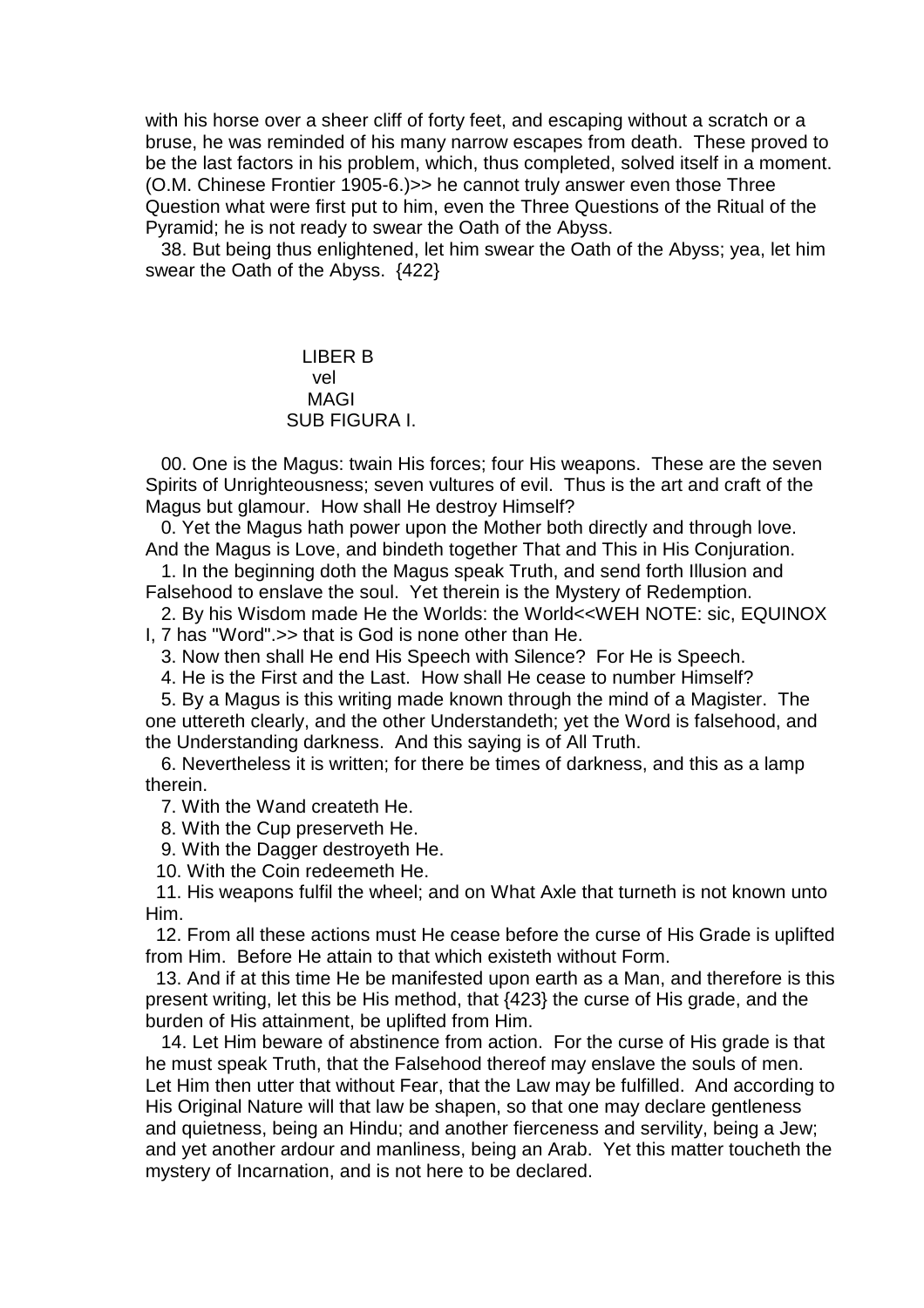with his horse over a sheer cliff of forty feet, and escaping without a scratch or a bruse, he was reminded of his many narrow escapes from death. These proved to be the last factors in his problem, which, thus completed, solved itself in a moment. (O.M. Chinese Frontier 1905-6.)>> he cannot truly answer even those Three Question what were first put to him, even the Three Questions of the Ritual of the Pyramid; he is not ready to swear the Oath of the Abyss.

38. But being thus enlightened, let him swear the Oath of the Abyss; yea, let him swear the Oath of the Abyss. {422}

## LIBER B
## vel
## MAGI
## SUB FIGURA I.

00. One is the Magus: twain His forces; four His weapons. These are the seven Spirits of Unrighteousness; seven vultures of evil. Thus is the art and craft of the Magus but glamour. How shall He destroy Himself?

0. Yet the Magus hath power upon the Mother both directly and through love. And the Magus is Love, and bindeth together That and This in His Conjuration.

1. In the beginning doth the Magus speak Truth, and send forth Illusion and Falsehood to enslave the soul. Yet therein is the Mystery of Redemption.

2. By his Wisdom made He the Worlds: the World<<WEH NOTE: sic, EQUINOX I, 7 has "Word".>> that is God is none other than He.

3. Now then shall He end His Speech with Silence? For He is Speech.

4. He is the First and the Last. How shall He cease to number Himself?

5. By a Magus is this writing made known through the mind of a Magister. The one uttereth clearly, and the other Understandeth; yet the Word is falsehood, and the Understanding darkness. And this saying is of All Truth.

6. Nevertheless it is written; for there be times of darkness, and this as a lamp therein.

7. With the Wand createth He.

8. With the Cup preserveth He.

9. With the Dagger destroyeth He.

10. With the Coin redeemeth He.

11. His weapons fulfil the wheel; and on What Axle that turneth is not known unto Him.

12. From all these actions must He cease before the curse of His Grade is uplifted from Him. Before He attain to that which existeth without Form.

13. And if at this time He be manifested upon earth as a Man, and therefore is this present writing, let this be His method, that {423} the curse of His grade, and the burden of His attainment, be uplifted from Him.

14. Let Him beware of abstinence from action. For the curse of His grade is that he must speak Truth, that the Falsehood thereof may enslave the souls of men. Let Him then utter that without Fear, that the Law may be fulfilled. And according to His Original Nature will that law be shapen, so that one may declare gentleness and quietness, being an Hindu; and another fierceness and servility, being a Jew; and yet another ardour and manliness, being an Arab. Yet this matter toucheth the mystery of Incarnation, and is not here to be declared.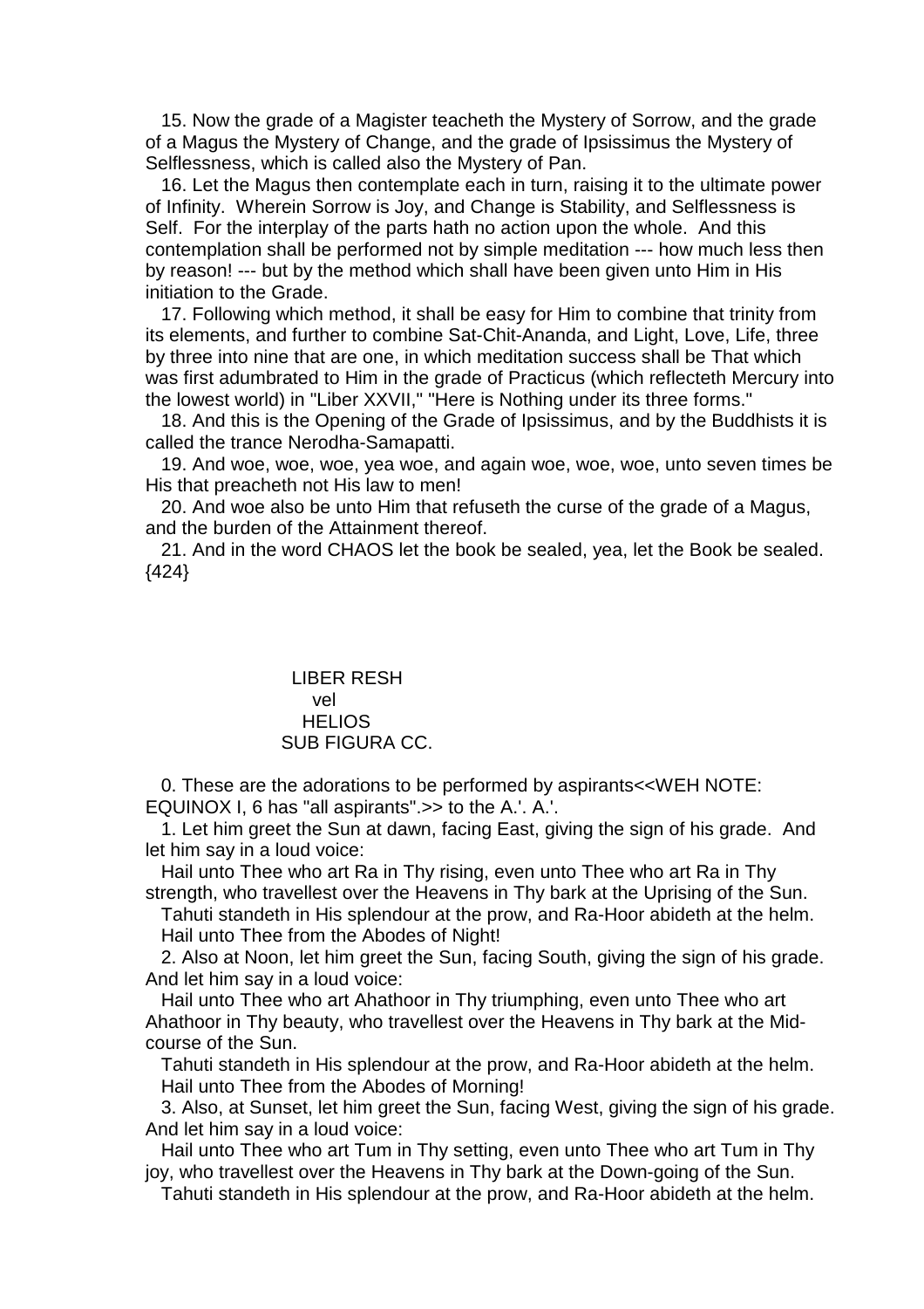15. Now the grade of a Magister teacheth the Mystery of Sorrow, and the grade of a Magus the Mystery of Change, and the grade of Ipsissimus the Mystery of Selflessness, which is called also the Mystery of Pan.

16. Let the Magus then contemplate each in turn, raising it to the ultimate power of Infinity. Wherein Sorrow is Joy, and Change is Stability, and Selflessness is Self. For the interplay of the parts hath no action upon the whole. And this contemplation shall be performed not by simple meditation --- how much less then by reason! --- but by the method which shall have been given unto Him in His initiation to the Grade.

17. Following which method, it shall be easy for Him to combine that trinity from its elements, and further to combine Sat-Chit-Ananda, and Light, Love, Life, three by three into nine that are one, in which meditation success shall be That which was first adumbrated to Him in the grade of Practicus (which reflecteth Mercury into the lowest world) in "Liber XXVII," "Here is Nothing under its three forms."

18. And this is the Opening of the Grade of Ipsissimus, and by the Buddhists it is called the trance Nerodha-Samapatti.

19. And woe, woe, woe, yea woe, and again woe, woe, woe, unto seven times be His that preacheth not His law to men!

20. And woe also be unto Him that refuseth the curse of the grade of a Magus, and the burden of the Attainment thereof.

21. And in the word CHAOS let the book be sealed, yea, let the Book be sealed.
{424}

## LIBER RESH
vel
HELIOS
SUB FIGURA CC.

0. These are the adorations to be performed by aspirants<<WEH NOTE: EQUINOX I, 6 has "all aspirants".>> to the A.'. A.'.

1. Let him greet the Sun at dawn, facing East, giving the sign of his grade. And let him say in a loud voice:

Hail unto Thee who art Ra in Thy rising, even unto Thee who art Ra in Thy strength, who travellest over the Heavens in Thy bark at the Uprising of the Sun.

Tahuti standeth in His splendour at the prow, and Ra-Hoor abideth at the helm.

Hail unto Thee from the Abodes of Night!

2. Also at Noon, let him greet the Sun, facing South, giving the sign of his grade. And let him say in a loud voice:

Hail unto Thee who art Ahathoor in Thy triumphing, even unto Thee who art Ahathoor in Thy beauty, who travellest over the Heavens in Thy bark at the Mid-course of the Sun.

Tahuti standeth in His splendour at the prow, and Ra-Hoor abideth at the helm.

Hail unto Thee from the Abodes of Morning!

3. Also, at Sunset, let him greet the Sun, facing West, giving the sign of his grade. And let him say in a loud voice:

Hail unto Thee who art Tum in Thy setting, even unto Thee who art Tum in Thy joy, who travellest over the Heavens in Thy bark at the Down-going of the Sun.

Tahuti standeth in His splendour at the prow, and Ra-Hoor abideth at the helm.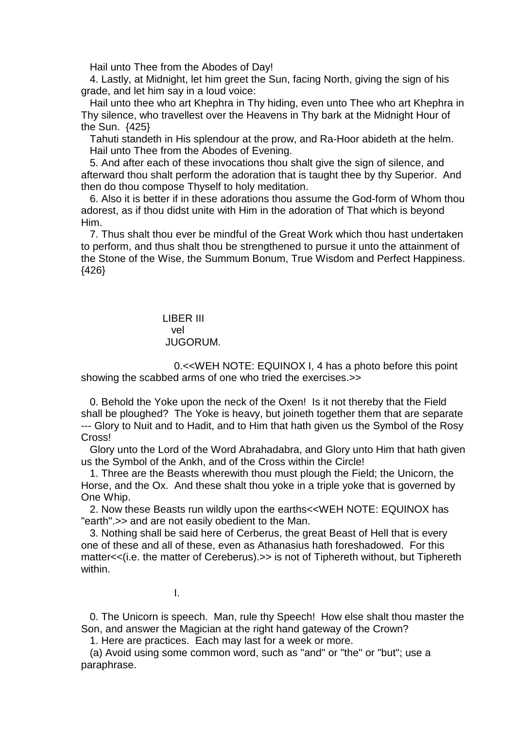Hail unto Thee from the Abodes of Day!

4. Lastly, at Midnight, let him greet the Sun, facing North, giving the sign of his grade, and let him say in a loud voice:

Hail unto thee who art Khephra in Thy hiding, even unto Thee who art Khephra in Thy silence, who travellest over the Heavens in Thy bark at the Midnight Hour of the Sun. {425}

Tahuti standeth in His splendour at the prow, and Ra-Hoor abideth at the helm. Hail unto Thee from the Abodes of Evening.

5. And after each of these invocations thou shalt give the sign of silence, and afterward thou shalt perform the adoration that is taught thee by thy Superior. And then do thou compose Thyself to holy meditation.

6. Also it is better if in these adorations thou assume the God-form of Whom thou adorest, as if thou didst unite with Him in the adoration of That which is beyond Him.

7. Thus shalt thou ever be mindful of the Great Work which thou hast undertaken to perform, and thus shalt thou be strengthened to pursue it unto the attainment of the Stone of the Wise, the Summum Bonum, True Wisdom and Perfect Happiness. {426}

# LIBER III
## vel
## JUGORUM.

0.<<WEH NOTE: EQUINOX I, 4 has a photo before this point showing the scabbed arms of one who tried the exercises.>>

0. Behold the Yoke upon the neck of the Oxen! Is it not thereby that the Field shall be ploughed? The Yoke is heavy, but joineth together them that are separate --- Glory to Nuit and to Hadit, and to Him that hath given us the Symbol of the Rosy Cross!

Glory unto the Lord of the Word Abrahadabra, and Glory unto Him that hath given us the Symbol of the Ankh, and of the Cross within the Circle!

1. Three are the Beasts wherewith thou must plough the Field; the Unicorn, the Horse, and the Ox. And these shalt thou yoke in a triple yoke that is governed by One Whip.

2. Now these Beasts run wildly upon the earths<<WEH NOTE: EQUINOX has "earth".>> and are not easily obedient to the Man.

3. Nothing shall be said here of Cerberus, the great Beast of Hell that is every one of these and all of these, even as Athanasius hath foreshadowed. For this matter<<(i.e. the matter of Cereberus).>> is not of Tiphereth without, but Tiphereth within.

## I.

0. The Unicorn is speech. Man, rule thy Speech! How else shalt thou master the Son, and answer the Magician at the right hand gateway of the Crown?

1. Here are practices. Each may last for a week or more.

(a) Avoid using some common word, such as "and" or "the" or "but"; use a paraphrase.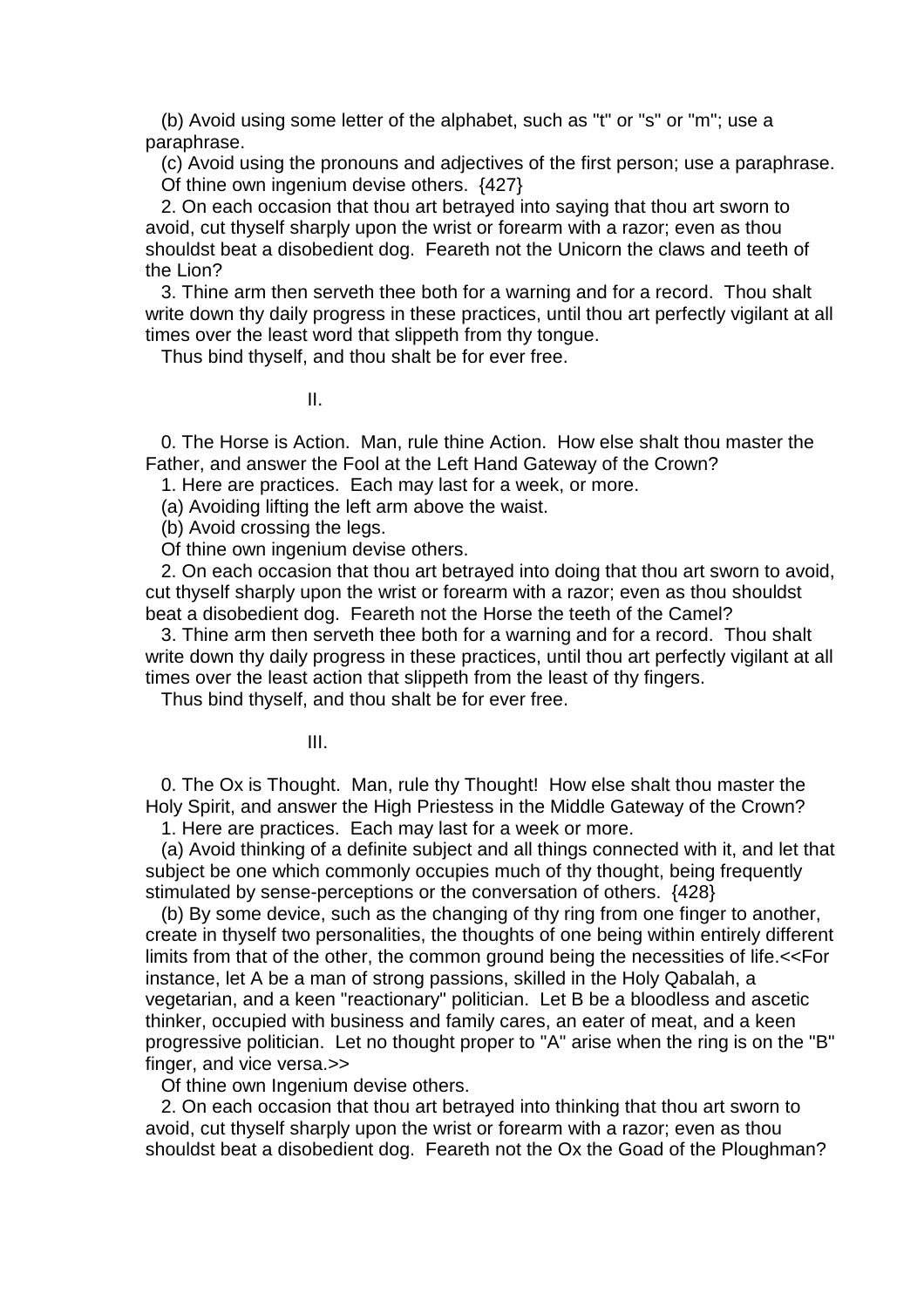(b) Avoid using some letter of the alphabet, such as "t" or "s" or "m"; use a paraphrase.

(c) Avoid using the pronouns and adjectives of the first person; use a paraphrase.

Of thine own ingenium devise others. {427}

2. On each occasion that thou art betrayed into saying that thou art sworn to avoid, cut thyself sharply upon the wrist or forearm with a razor; even as thou shouldst beat a disobedient dog. Feareth not the Unicorn the claws and teeth of the Lion?

3. Thine arm then serveth thee both for a warning and for a record. Thou shalt write down thy daily progress in these practices, until thou art perfectly vigilant at all times over the least word that slippeth from thy tongue.

Thus bind thyself, and thou shalt be for ever free.

## II.

0. The Horse is Action. Man, rule thine Action. How else shalt thou master the Father, and answer the Fool at the Left Hand Gateway of the Crown?

1. Here are practices. Each may last for a week, or more.

(a) Avoiding lifting the left arm above the waist.

(b) Avoid crossing the legs.

Of thine own ingenium devise others.

2. On each occasion that thou art betrayed into doing that thou art sworn to avoid, cut thyself sharply upon the wrist or forearm with a razor; even as thou shouldst beat a disobedient dog. Feareth not the Horse the teeth of the Camel?

3. Thine arm then serveth thee both for a warning and for a record. Thou shalt write down thy daily progress in these practices, until thou art perfectly vigilant at all times over the least action that slippeth from the least of thy fingers.

Thus bind thyself, and thou shalt be for ever free.

## III.

0. The Ox is Thought. Man, rule thy Thought! How else shalt thou master the Holy Spirit, and answer the High Priestess in the Middle Gateway of the Crown?

1. Here are practices. Each may last for a week or more.

(a) Avoid thinking of a definite subject and all things connected with it, and let that subject be one which commonly occupies much of thy thought, being frequently stimulated by sense-perceptions or the conversation of others. {428}

(b) By some device, such as the changing of thy ring from one finger to another, create in thyself two personalities, the thoughts of one being within entirely different limits from that of the other, the common ground being the necessities of life.<<For instance, let A be a man of strong passions, skilled in the Holy Qabalah, a vegetarian, and a keen "reactionary" politician. Let B be a bloodless and ascetic thinker, occupied with business and family cares, an eater of meat, and a keen progressive politician. Let no thought proper to "A" arise when the ring is on the "B" finger, and vice versa.>>

Of thine own Ingenium devise others.

2. On each occasion that thou art betrayed into thinking that thou art sworn to avoid, cut thyself sharply upon the wrist or forearm with a razor; even as thou shouldst beat a disobedient dog. Feareth not the Ox the Goad of the Ploughman?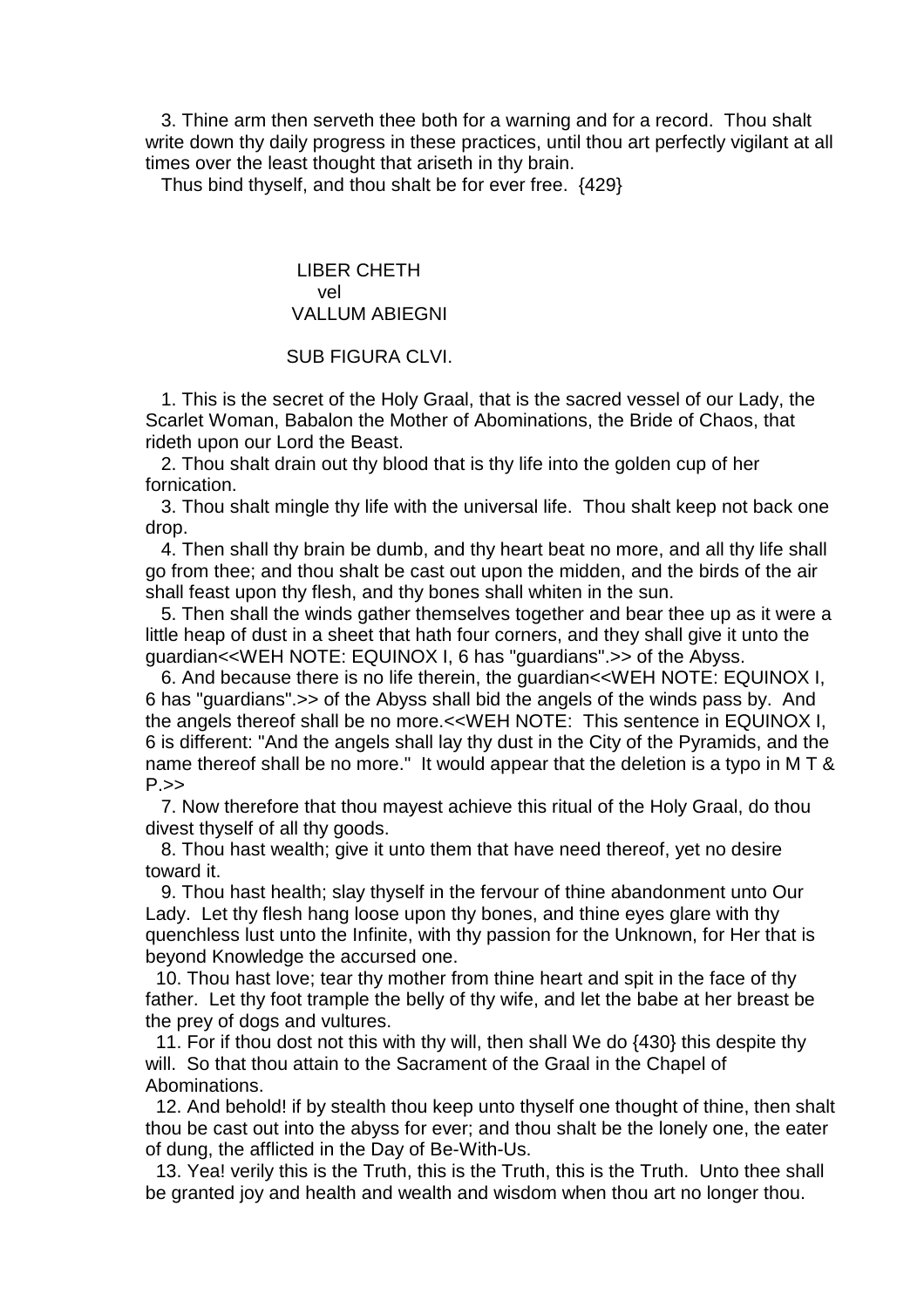3. Thine arm then serveth thee both for a warning and for a record. Thou shalt write down thy daily progress in these practices, until thou art perfectly vigilant at all times over the least thought that ariseth in thy brain.

Thus bind thyself, and thou shalt be for ever free. {429}

# LIBER CHETH
vel
VALLUM ABIEGNI

SUB FIGURA CLVI.

1. This is the secret of the Holy Graal, that is the sacred vessel of our Lady, the Scarlet Woman, Babalon the Mother of Abominations, the Bride of Chaos, that rideth upon our Lord the Beast.

2. Thou shalt drain out thy blood that is thy life into the golden cup of her fornication.

3. Thou shalt mingle thy life with the universal life. Thou shalt keep not back one drop.

4. Then shall thy brain be dumb, and thy heart beat no more, and all thy life shall go from thee; and thou shalt be cast out upon the midden, and the birds of the air shall feast upon thy flesh, and thy bones shall whiten in the sun.

5. Then shall the winds gather themselves together and bear thee up as it were a little heap of dust in a sheet that hath four corners, and they shall give it unto the guardian<<WEH NOTE: EQUINOX I, 6 has "guardians".>> of the Abyss.

6. And because there is no life therein, the guardian<<WEH NOTE: EQUINOX I, 6 has "guardians".>> of the Abyss shall bid the angels of the winds pass by. And the angels thereof shall be no more.<<WEH NOTE: This sentence in EQUINOX I, 6 is different: "And the angels shall lay thy dust in the City of the Pyramids, and the name thereof shall be no more." It would appear that the deletion is a typo in M T & P.>>

7. Now therefore that thou mayest achieve this ritual of the Holy Graal, do thou divest thyself of all thy goods.

8. Thou hast wealth; give it unto them that have need thereof, yet no desire toward it.

9. Thou hast health; slay thyself in the fervour of thine abandonment unto Our Lady. Let thy flesh hang loose upon thy bones, and thine eyes glare with thy quenchless lust unto the Infinite, with thy passion for the Unknown, for Her that is beyond Knowledge the accursed one.

10. Thou hast love; tear thy mother from thine heart and spit in the face of thy father. Let thy foot trample the belly of thy wife, and let the babe at her breast be the prey of dogs and vultures.

11. For if thou dost not this with thy will, then shall We do {430} this despite thy will. So that thou attain to the Sacrament of the Graal in the Chapel of Abominations.

12. And behold! if by stealth thou keep unto thyself one thought of thine, then shalt thou be cast out into the abyss for ever; and thou shalt be the lonely one, the eater of dung, the afflicted in the Day of Be-With-Us.

13. Yea! verily this is the Truth, this is the Truth, this is the Truth. Unto thee shall be granted joy and health and wealth and wisdom when thou art no longer thou.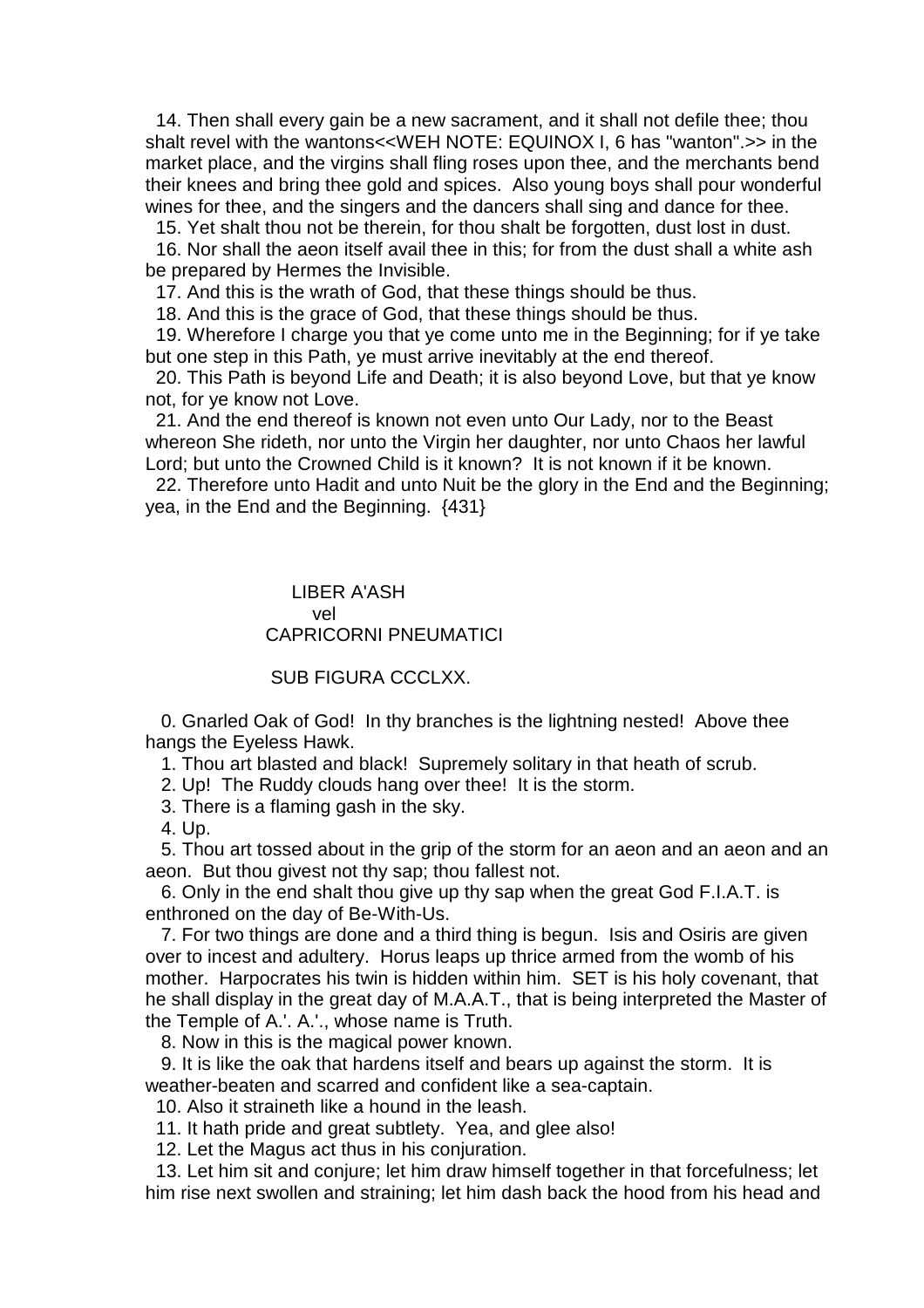14. Then shall every gain be a new sacrament, and it shall not defile thee; thou shalt revel with the wantons<<WEH NOTE: EQUINOX I, 6 has "wanton".>> in the market place, and the virgins shall fling roses upon thee, and the merchants bend their knees and bring thee gold and spices. Also young boys shall pour wonderful wines for thee, and the singers and the dancers shall sing and dance for thee.

15. Yet shalt thou not be therein, for thou shalt be forgotten, dust lost in dust.

16. Nor shall the aeon itself avail thee in this; for from the dust shall a white ash be prepared by Hermes the Invisible.

17. And this is the wrath of God, that these things should be thus.

18. And this is the grace of God, that these things should be thus.

19. Wherefore I charge you that ye come unto me in the Beginning; for if ye take but one step in this Path, ye must arrive inevitably at the end thereof.

20. This Path is beyond Life and Death; it is also beyond Love, but that ye know not, for ye know not Love.

21. And the end thereof is known not even unto Our Lady, nor to the Beast whereon She rideth, nor unto the Virgin her daughter, nor unto Chaos her lawful Lord; but unto the Crowned Child is it known? It is not known if it be known.

22. Therefore unto Hadit and unto Nuit be the glory in the End and the Beginning; yea, in the End and the Beginning. {431}

## LIBER A'ASH
vel
## CAPRICORNI PNEUMATICI

### SUB FIGURA CCCLXX.

0. Gnarled Oak of God! In thy branches is the lightning nested! Above thee hangs the Eyeless Hawk.

1. Thou art blasted and black! Supremely solitary in that heath of scrub.

2. Up! The Ruddy clouds hang over thee! It is the storm.

3. There is a flaming gash in the sky.

4. Up.

5. Thou art tossed about in the grip of the storm for an aeon and an aeon and an aeon. But thou givest not thy sap; thou fallest not.

6. Only in the end shalt thou give up thy sap when the great God F.I.A.T. is enthroned on the day of Be-With-Us.

7. For two things are done and a third thing is begun. Isis and Osiris are given over to incest and adultery. Horus leaps up thrice armed from the womb of his mother. Harpocrates his twin is hidden within him. SET is his holy covenant, that he shall display in the great day of M.A.A.T., that is being interpreted the Master of the Temple of A.'. A.'., whose name is Truth.

8. Now in this is the magical power known.

9. It is like the oak that hardens itself and bears up against the storm. It is weather-beaten and scarred and confident like a sea-captain.

10. Also it straineth like a hound in the leash.

11. It hath pride and great subtlety. Yea, and glee also!

12. Let the Magus act thus in his conjuration.

13. Let him sit and conjure; let him draw himself together in that forcefulness; let him rise next swollen and straining; let him dash back the hood from his head and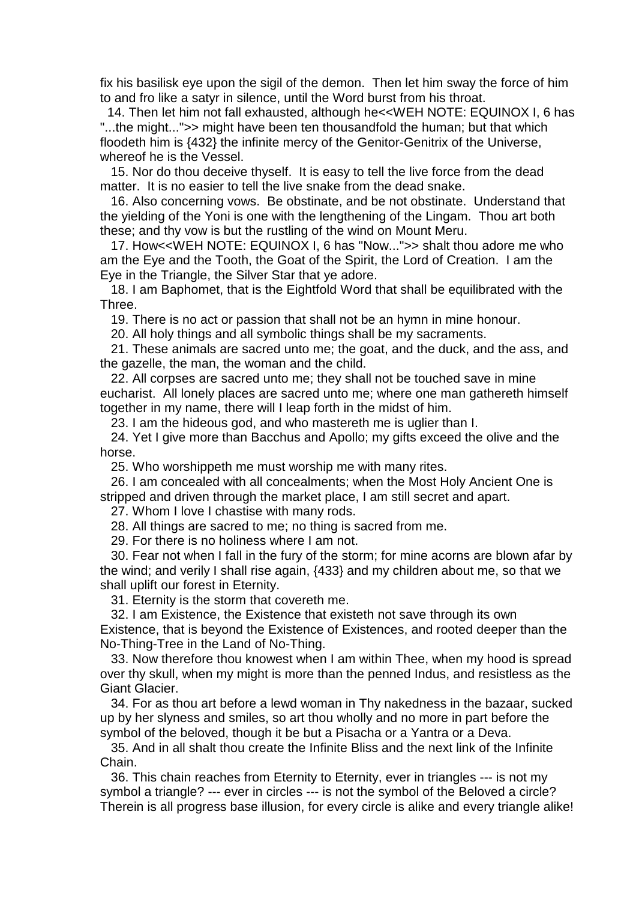fix his basilisk eye upon the sigil of the demon. Then let him sway the force of him to and fro like a satyr in silence, until the Word burst from his throat.

14. Then let him not fall exhausted, although he<<WEH NOTE: EQUINOX I, 6 has "...the might...">> might have been ten thousandfold the human; but that which floodeth him is {432} the infinite mercy of the Genitor-Genitrix of the Universe, whereof he is the Vessel.

15. Nor do thou deceive thyself. It is easy to tell the live force from the dead matter. It is no easier to tell the live snake from the dead snake.

16. Also concerning vows. Be obstinate, and be not obstinate. Understand that the yielding of the Yoni is one with the lengthening of the Lingam. Thou art both these; and thy vow is but the rustling of the wind on Mount Meru.

17. How<<WEH NOTE: EQUINOX I, 6 has "Now...">> shalt thou adore me who am the Eye and the Tooth, the Goat of the Spirit, the Lord of Creation. I am the Eye in the Triangle, the Silver Star that ye adore.

18. I am Baphomet, that is the Eightfold Word that shall be equilibrated with the Three.

19. There is no act or passion that shall not be an hymn in mine honour.

20. All holy things and all symbolic things shall be my sacraments.

21. These animals are sacred unto me; the goat, and the duck, and the ass, and the gazelle, the man, the woman and the child.

22. All corpses are sacred unto me; they shall not be touched save in mine eucharist. All lonely places are sacred unto me; where one man gathereth himself together in my name, there will I leap forth in the midst of him.

23. I am the hideous god, and who mastereth me is uglier than I.

24. Yet I give more than Bacchus and Apollo; my gifts exceed the olive and the horse.

25. Who worshippeth me must worship me with many rites.

26. I am concealed with all concealments; when the Most Holy Ancient One is stripped and driven through the market place, I am still secret and apart.

27. Whom I love I chastise with many rods.

28. All things are sacred to me; no thing is sacred from me.

29. For there is no holiness where I am not.

30. Fear not when I fall in the fury of the storm; for mine acorns are blown afar by the wind; and verily I shall rise again, {433} and my children about me, so that we shall uplift our forest in Eternity.

31. Eternity is the storm that covereth me.

32. I am Existence, the Existence that existeth not save through its own Existence, that is beyond the Existence of Existences, and rooted deeper than the No-Thing-Tree in the Land of No-Thing.

33. Now therefore thou knowest when I am within Thee, when my hood is spread over thy skull, when my might is more than the penned Indus, and resistless as the Giant Glacier.

34. For as thou art before a lewd woman in Thy nakedness in the bazaar, sucked up by her slyness and smiles, so art thou wholly and no more in part before the symbol of the beloved, though it be but a Pisacha or a Yantra or a Deva.

35. And in all shalt thou create the Infinite Bliss and the next link of the Infinite Chain.

36. This chain reaches from Eternity to Eternity, ever in triangles --- is not my symbol a triangle? --- ever in circles --- is not the symbol of the Beloved a circle? Therein is all progress base illusion, for every circle is alike and every triangle alike!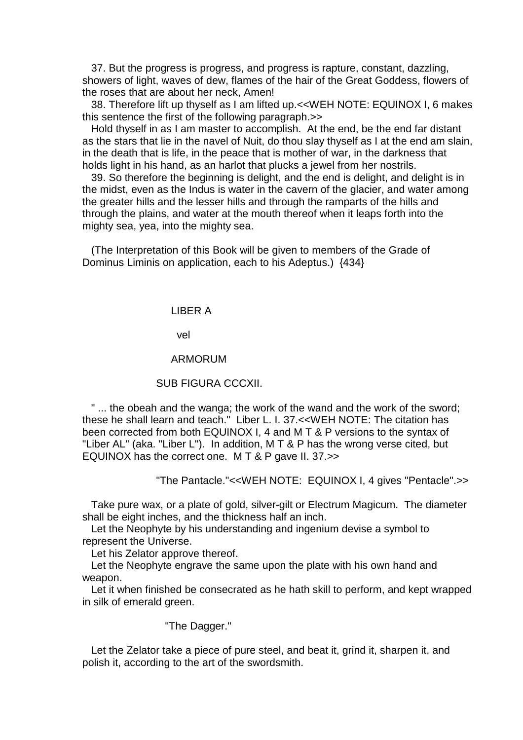37. But the progress is progress, and progress is rapture, constant, dazzling, showers of light, waves of dew, flames of the hair of the Great Goddess, flowers of the roses that are about her neck, Amen!

38. Therefore lift up thyself as I am lifted up.<<WEH NOTE: EQUINOX I, 6 makes this sentence the first of the following paragraph.>>

Hold thyself in as I am master to accomplish. At the end, be the end far distant as the stars that lie in the navel of Nuit, do thou slay thyself as I at the end am slain, in the death that is life, in the peace that is mother of war, in the darkness that holds light in his hand, as an harlot that plucks a jewel from her nostrils.

39. So therefore the beginning is delight, and the end is delight, and delight is in the midst, even as the Indus is water in the cavern of the glacier, and water among the greater hills and the lesser hills and through the ramparts of the hills and through the plains, and water at the mouth thereof when it leaps forth into the mighty sea, yea, into the mighty sea.

(The Interpretation of this Book will be given to members of the Grade of Dominus Liminis on application, each to his Adeptus.) {434}

## LIBER A

## vel

## ARMORUM

## SUB FIGURA CCCXII.

" ... the obeah and the wanga; the work of the wand and the work of the sword; these he shall learn and teach." Liber L. I. 37.<<WEH NOTE: The citation has been corrected from both EQUINOX I, 4 and M T & P versions to the syntax of "Liber AL" (aka. "Liber L"). In addition, M T & P has the wrong verse cited, but EQUINOX has the correct one. M T & P gave II. 37.>>

### "The Pantacle."<<WEH NOTE: EQUINOX I, 4 gives "Pentacle".>>

Take pure wax, or a plate of gold, silver-gilt or Electrum Magicum. The diameter shall be eight inches, and the thickness half an inch.

Let the Neophyte by his understanding and ingenium devise a symbol to represent the Universe.

Let his Zelator approve thereof.

Let the Neophyte engrave the same upon the plate with his own hand and weapon.

Let it when finished be consecrated as he hath skill to perform, and kept wrapped in silk of emerald green.

### "The Dagger."

Let the Zelator take a piece of pure steel, and beat it, grind it, sharpen it, and polish it, according to the art of the swordsmith.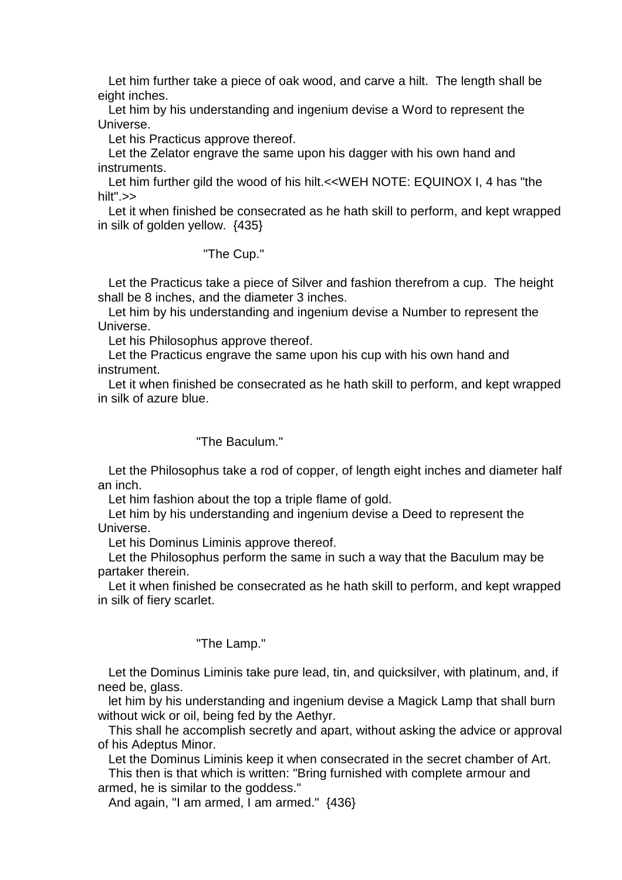Let him further take a piece of oak wood, and carve a hilt. The length shall be eight inches.

Let him by his understanding and ingenium devise a Word to represent the Universe.

Let his Practicus approve thereof.

Let the Zelator engrave the same upon his dagger with his own hand and instruments.

Let him further gild the wood of his hilt.<<WEH NOTE: EQUINOX I, 4 has "the hilt".>>

Let it when finished be consecrated as he hath skill to perform, and kept wrapped in silk of golden yellow. {435}

"The Cup."

Let the Practicus take a piece of Silver and fashion therefrom a cup. The height shall be 8 inches, and the diameter 3 inches.

Let him by his understanding and ingenium devise a Number to represent the Universe.

Let his Philosophus approve thereof.

Let the Practicus engrave the same upon his cup with his own hand and instrument.

Let it when finished be consecrated as he hath skill to perform, and kept wrapped in silk of azure blue.

"The Baculum."

Let the Philosophus take a rod of copper, of length eight inches and diameter half an inch.

Let him fashion about the top a triple flame of gold.

Let him by his understanding and ingenium devise a Deed to represent the Universe.

Let his Dominus Liminis approve thereof.

Let the Philosophus perform the same in such a way that the Baculum may be partaker therein.

Let it when finished be consecrated as he hath skill to perform, and kept wrapped in silk of fiery scarlet.

"The Lamp."

Let the Dominus Liminis take pure lead, tin, and quicksilver, with platinum, and, if need be, glass.

let him by his understanding and ingenium devise a Magick Lamp that shall burn without wick or oil, being fed by the Aethyr.

This shall he accomplish secretly and apart, without asking the advice or approval of his Adeptus Minor.

Let the Dominus Liminis keep it when consecrated in the secret chamber of Art.

This then is that which is written: "Bring furnished with complete armour and armed, he is similar to the goddess."

And again, "I am armed, I am armed." {436}